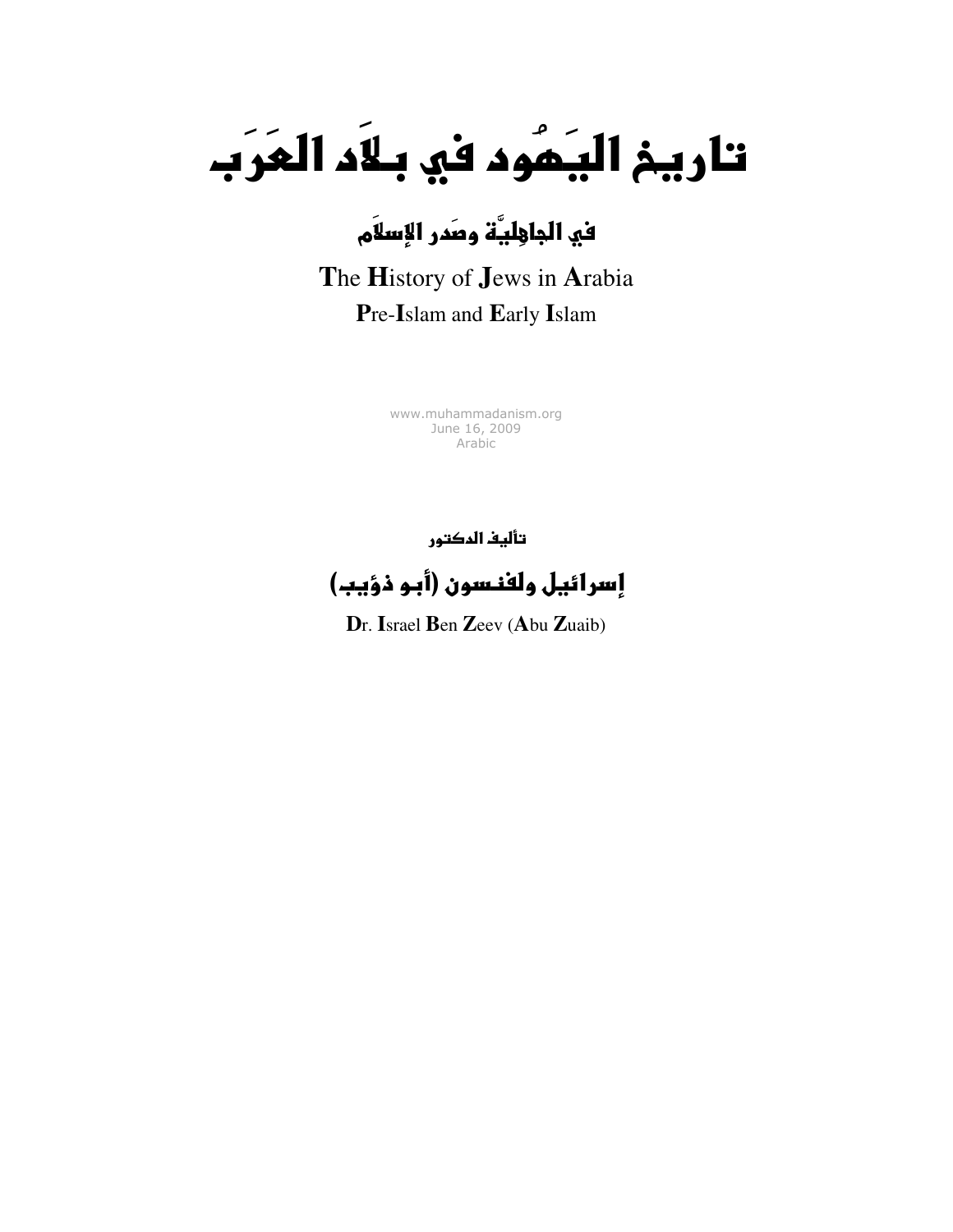# تاريخ اليَهُود في بلَاد العَرَب

## في الجاهِليَّة وصَدر الإِسلَام

**T**he **H**istory of **J**ews in **A**rabia

**P**re-**I**slam and **E**arly **I**slam

www.muhammadanism.org
June 16, 2009
Arabic

تأليف الدكتور

## إسرائيل ولفنسون (أبو ذؤيب)

**D**r. **I**srael **B**en **Z**eev (**A**bu **Z**uaib)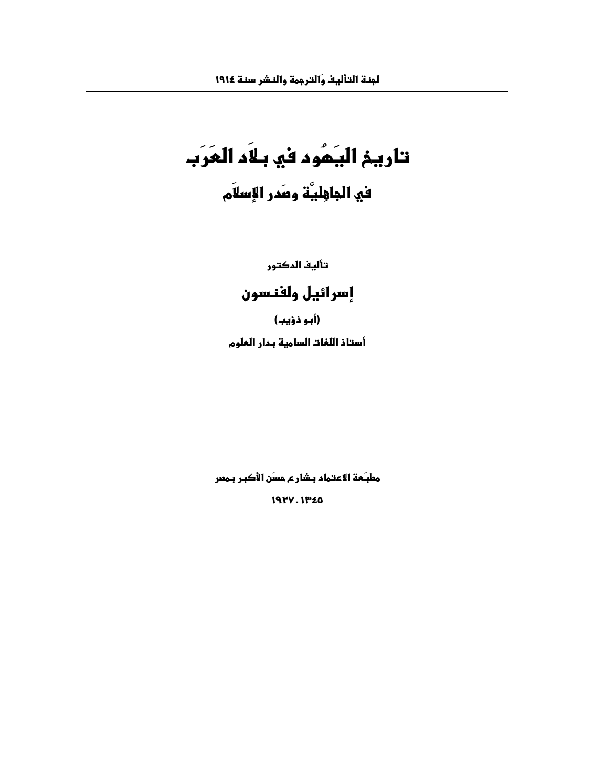لجنة التأليف وَالترجمة والنشر سنة ١٩١٤

# تاريخ اليَهُود في بلَاد العَرَب

## في الجاهِليَّة وصَدر الإِسلَام

تألِيف الدكتور

## إسرائيل ولفنسون

(أبو ذؤيب)

أستاذ اللغات السامية بدار العلوم

مطبَعة الاعتماد بشارع حسَن الأكبر بمصر

١٩٢٧ . ١٣٤٥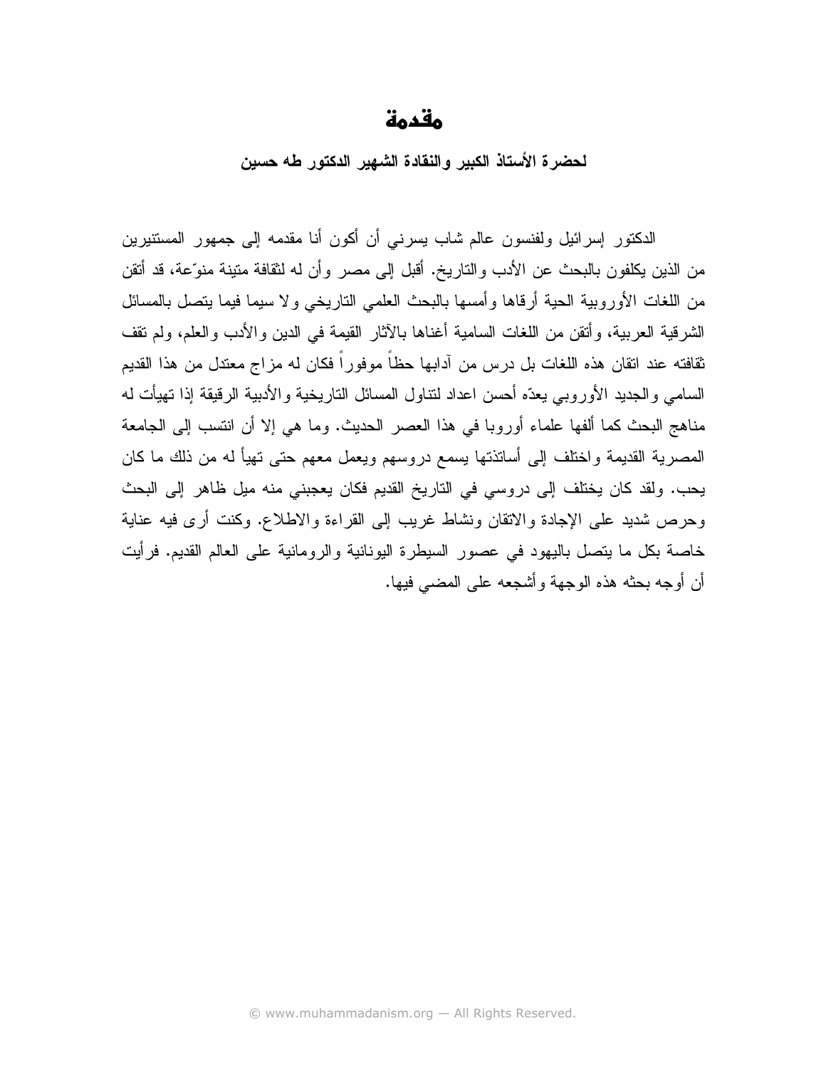# مقدمة

**لحضرة الأستاذ الكبير والنقادة الشهير الدكتور طه حسين**

الدكتور إسرائيل ولفنسون عالم شاب يسرني أن أكون أنا مقدمه إلى جمهور المستنيرين من الذين يكلفون بالبحث عن الأدب والتاريخ. أقبل إلى مصر وأن له لثقافة متينة منوّعة، قد أتقن من اللغات الأوروبية الحية أرقاها وأمسها بالبحث العلمي التاريخي ولا سيما فيما يتصل بالمسائل الشرقية العربية، وأتقن من اللغات السامية أغناها بالآثار القيمة في الدين والأدب والعلم، ولم تقف ثقافته عند اتقان هذه اللغات بل درس من آدابها حظاً موفوراً فكان له مزاج معتدل من هذا القديم السامي والجديد الأوروبي يعدّه أحسن اعداد لتناول المسائل التاريخية والأدبية الرقيقة إذا تهيأت له مناهج البحث كما ألفها علماء أوروبا في هذا العصر الحديث. وما هي إلا أن انتسب إلى الجامعة المصرية القديمة واختلف إلى أساتذتها يسمع دروسهم ويعمل معهم حتى تهيأ له من ذلك ما كان يحب. ولقد كان يختلف إلى دروسي في التاريخ القديم فكان يعجبني منه ميل ظاهر إلى البحث وحرص شديد على الإجادة والاتقان ونشاط غريب إلى القراءة والاطلاع. وكنت أرى فيه عناية خاصة بكل ما يتصل باليهود في عصور السيطرة اليونانية والرومانية على العالم القديم. فرأيت أن أوجه بحثه هذه الوجهة وأشجعه على المضي فيها.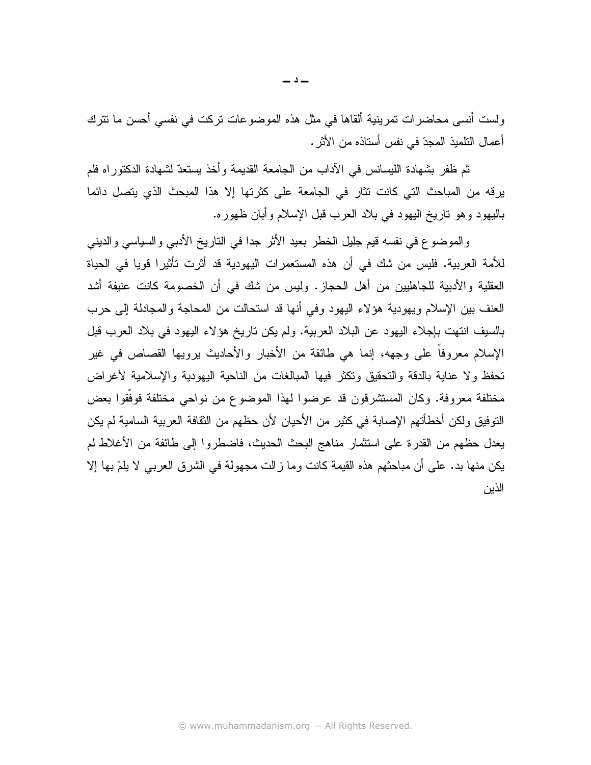ولست أنسى محاضرات تمرينية ألقاها في مثل هذه الموضوعات تركت في نفسي أحسن ما تترك أعمال التلميذ المجدّ في نفس أستاذه من الأثر.

ثم ظفر بشهادة الليسانس في الآداب من الجامعة القديمة وأخذ يستعدّ لشهادة الدكتوراه فلم يرقه من المباحث التي كانت تثار في الجامعة على كثرتها إلا هذا المبحث الذي يتصل دائما باليهود وهو تاريخ اليهود في بلاد العرب قبل الإسلام وأبان ظهوره.

والموضوع في نفسه قيم جليل الخطر بعيد الأثر جدا في التاريخ الأدبي والسياسي والديني للأمة العربية. فليس من شك في أن هذه المستعمرات اليهودية قد أثرت تأثيرا قويا في الحياة العقلية والأدبية للجاهليين من أهل الحجاز. وليس من شك في أن الخصومة كانت عنيفة أشد العنف بين الإسلام ويهودية هؤلاء اليهود وفي أنها قد استحالت من المحاجة والمجادلة إلى حرب بالسيف انتهت بإجلاء اليهود عن البلاد العربية. ولم يكن تاريخ هؤلاء اليهود في بلاد العرب قبل الإسلام معروفاً على وجهه، إنما هي طائفة من الأخبار والأحاديث يرويها القصاص في غير تحفظ ولا عناية بالدقة والتحقيق وتكثر فيها المبالغات من الناحية اليهودية والإسلامية لأغراض مختلفة معروفة. وكان المستشرقون قد عرضوا لهذا الموضوع من نواحي مختلفة فوفّقوا بعض التوفيق ولكن أخطأتهم الإصابة في كثير من الأحيان لأن حظهم من الثقافة العربية السامية لم يكن يعدل حظهم من القدرة على استثمار مناهج البحث الحديث، فاضطروا إلى طائفة من الأغلاط لم يكن منها بد. على أن مباحثهم هذه القيمة كانت وما زالت مجهولة في الشرق العربي لا يلمّ بها إلا الذين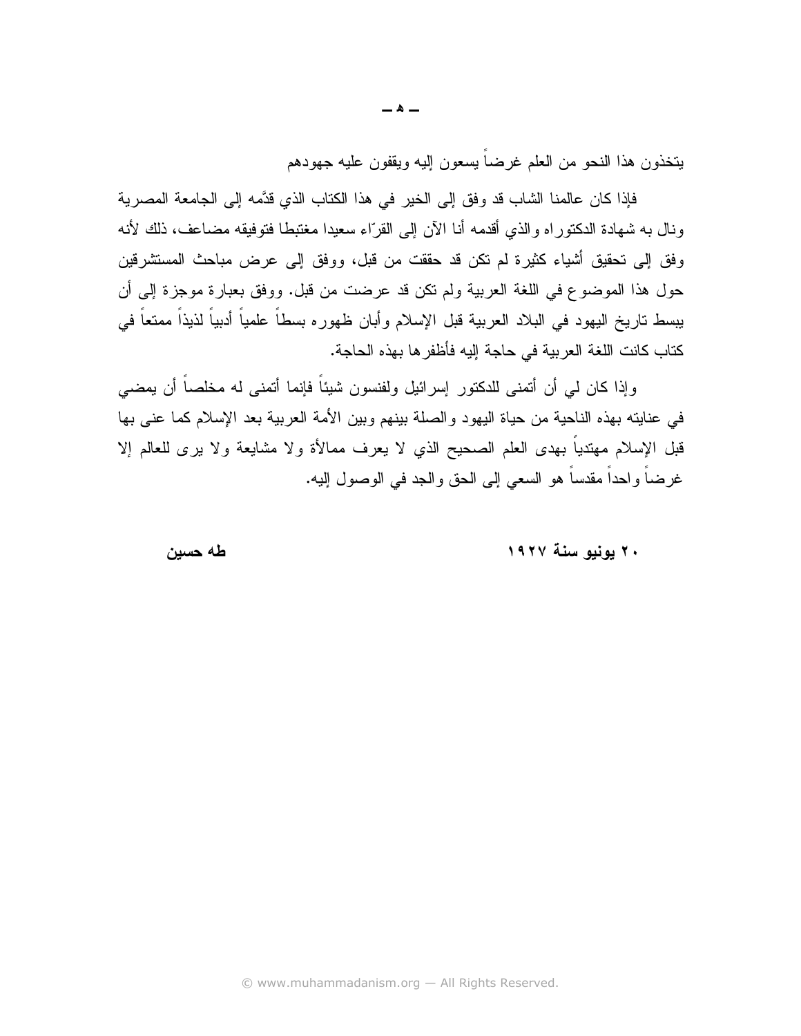يتخذون هذا النحو من العلم غرضاً يسعون إليه ويقفون عليه جهودهم

فإذا كان عالمنا الشاب قد وفق إلى الخير في هذا الكتاب الذي قدَّمه إلى الجامعة المصرية ونال به شهادة الدكتوراه والذي أقدمه أنا الآن إلى القرّاء سعيدا مغتبطا فتوفيقه مضاعف، ذلك لأنه وفق إلى تحقيق أشياء كثيرة لم تكن قد حققت من قبل، ووفق إلى عرض مباحث المستشرقين حول هذا الموضوع في اللغة العربية ولم تكن قد عرضت من قبل. ووفق بعبارة موجزة إلى أن يبسط تاريخ اليهود في البلاد العربية قبل الإسلام وأبان ظهوره بسطاً علمياً أدبياً لذيذاً ممتعاً في كتاب كانت اللغة العربية في حاجة إليه فأظفرها بهذه الحاجة.

وإذا كان لي أن أتمنى للدكتور إسرائيل ولفنسون شيئاً فإنما أتمنى له مخلصاً أن يمضي في عنايته بهذه الناحية من حياة اليهود والصلة بينهم وبين الأمة العربية بعد الإسلام كما عنى بها قبل الإسلام مهتدياً بهدى العلم الصحيح الذي لا يعرف ممالأة ولا مشايعة ولا يرى للعالم إلا غرضاً واحداً مقدساً هو السعي إلى الحق والجد في الوصول إليه.

**٢٠ يونيو سنة ١٩٢٧** **طه حسين**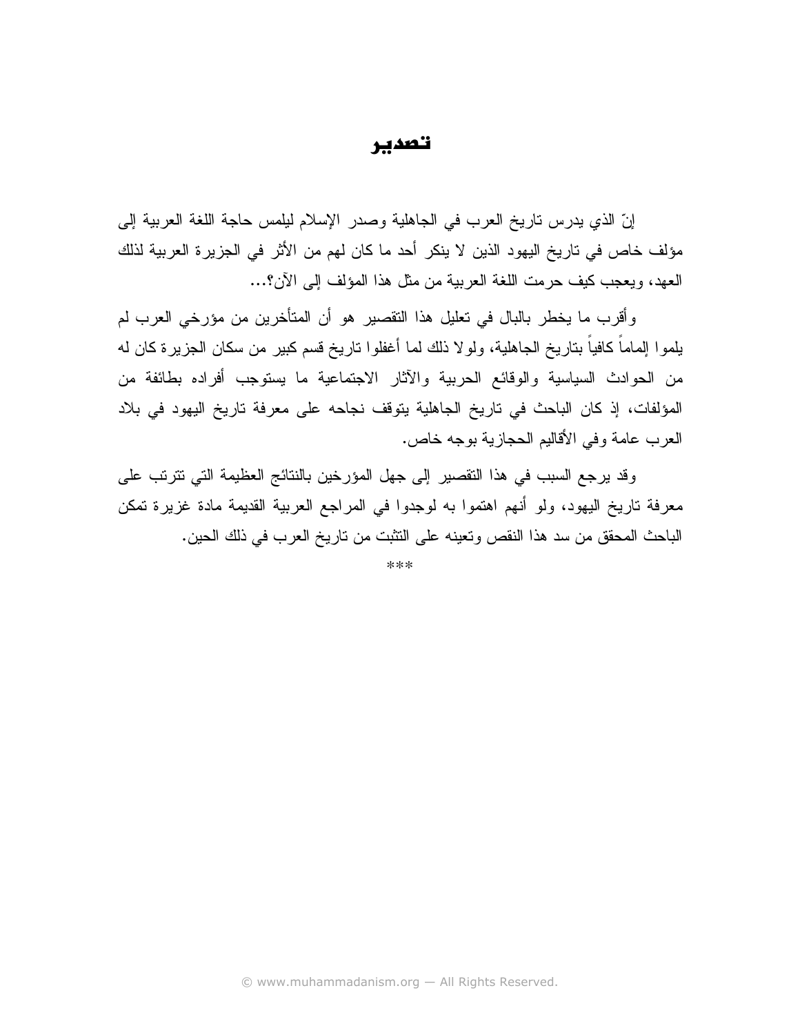# تصدير

إنّ الذي يدرس تاريخ العرب في الجاهلية وصدر الإسلام ليلمس حاجة اللغة العربية إلى مؤلف خاص في تاريخ اليهود الذين لا ينكر أحد ما كان لهم من الأثر في الجزيرة العربية لذلك العهد، ويعجب كيف حرمت اللغة العربية من مثل هذا المؤلف إلى الآن؟...

وأقرب ما يخطر بالبال في تعليل هذا التقصير هو أن المتأخرين من مؤرخي العرب لم يلموا إلماماً كافياً بتاريخ الجاهلية، ولولا ذلك لما أغفلوا تاريخ قسم كبير من سكان الجزيرة كان له من الحوادث السياسية والوقائع الحربية والآثار الاجتماعية ما يستوجب أفراده بطائفة من المؤلفات، إذ كان الباحث في تاريخ الجاهلية يتوقف نجاحه على معرفة تاريخ اليهود في بلاد العرب عامة وفي الأقاليم الحجازية بوجه خاص.

وقد يرجع السبب في هذا التقصير إلى جهل المؤرخين بالنتائج العظيمة التي تترتب على معرفة تاريخ اليهود، ولو أنهم اهتموا به لوجدوا في المراجع العربية القديمة مادة غزيرة تمكن الباحث المحقق من سد هذا النقص وتعينه على التثبت من تاريخ العرب في ذلك الحين.

***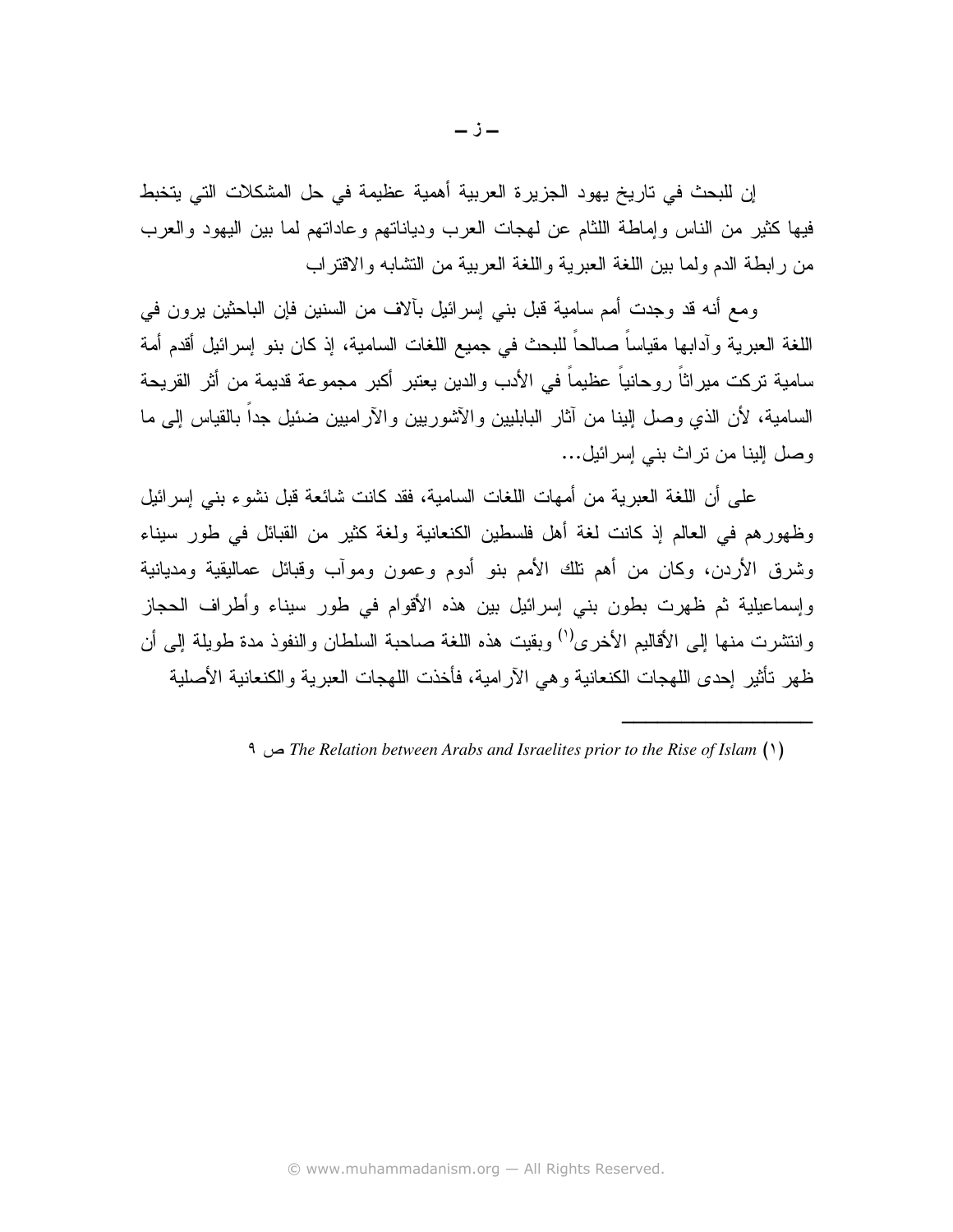إن للبحث في تاريخ يهود الجزيرة العربية أهمية عظيمة في حل المشكلات التي يتخبط فيها كثير من الناس وإماطة اللثام عن لهجات العرب ودياناتهم وعاداتهم لما بين اليهود والعرب من رابطة الدم ولما بين اللغة العبرية واللغة العربية من التشابه والاقتراب

ومع أنه قد وجدت أمم سامية قبل بني إسرائيل بآلاف من السنين فإن الباحثين يرون في اللغة العبرية وآدابها مقياساً صالحاً للبحث في جميع اللغات السامية، إذ كان بنو إسرائيل أقدم أمة سامية تركت ميراثاً روحانياً عظيماً في الأدب والدين يعتبر أكبر مجموعة قديمة من أثر القريحة السامية، لأن الذي وصل إلينا من آثار البابليين والآشوريين والآراميين ضئيل جداً بالقياس إلى ما وصل إلينا من تراث بني إسرائيل...

على أن اللغة العبرية من أمهات اللغات السامية، فقد كانت شائعة قبل نشوء بني إسرائيل وظهورهم في العالم إذ كانت لغة أهل فلسطين الكنعانية ولغة كثير من القبائل في طور سيناء وشرق الأردن، وكان من أهم تلك الأمم بنو أدوم وعمون وموآب وقبائل عماليقية ومديانية وإسماعيلية ثم ظهرت بطون بني إسرائيل بين هذه الأقوام في طور سيناء وأطراف الحجاز وانتشرت منها إلى الأقاليم الأخرى[١] وبقيت هذه اللغة صاحبة السلطان والنفوذ مدة طويلة إلى أن ظهر تأثير إحدى اللهجات الكنعانية وهي الآرامية، فأخذت اللهجات العبرية والكنعانية الأصلية

---

(١) *The Relation between Arabs and Israelites prior to the Rise of Islam* ص ٩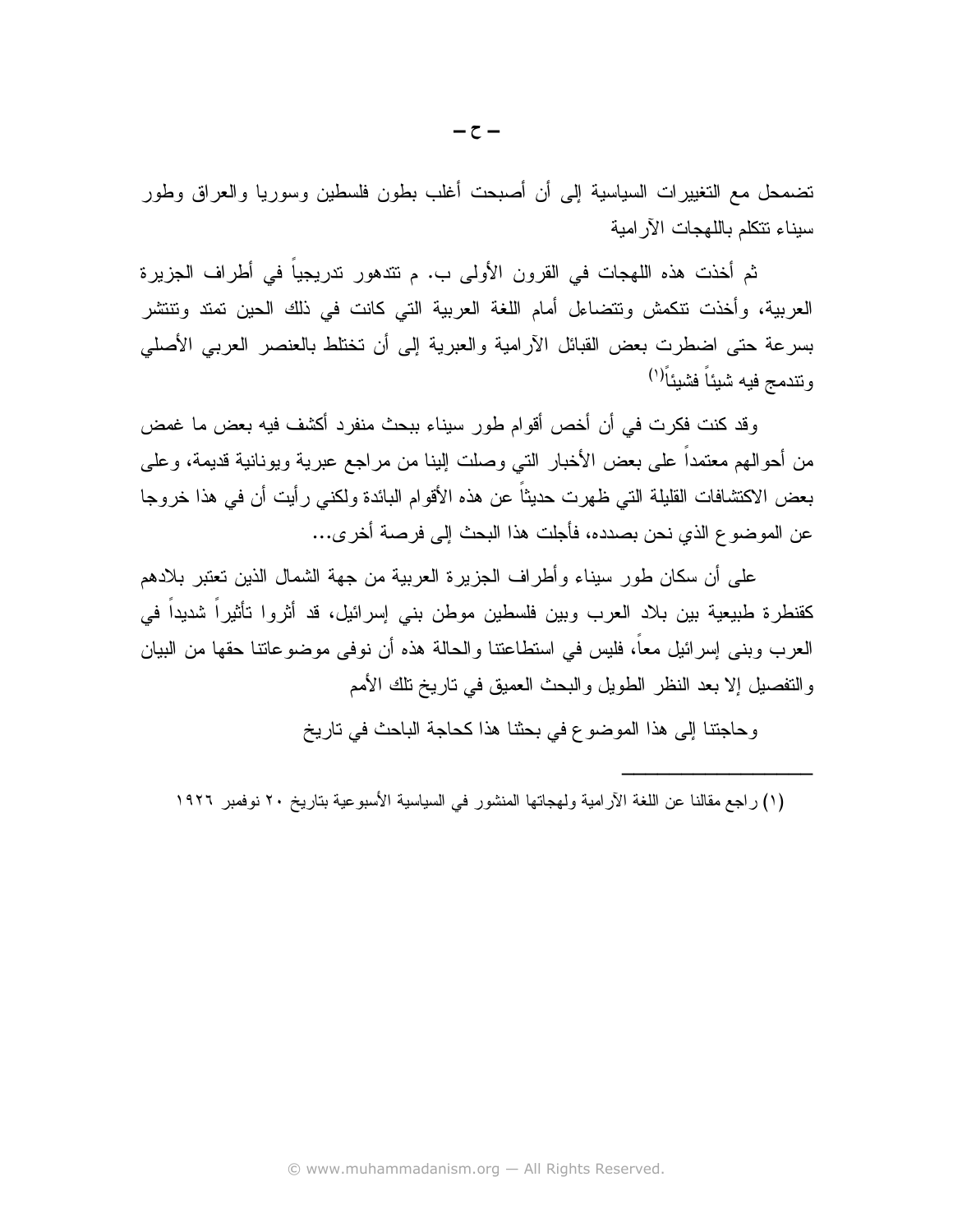تضمحل مع التغييرات السياسية إلى أن أصبحت أغلب بطون فلسطين وسوريا والعراق وطور سيناء تتكلم باللهجات الآرامية

ثم أخذت هذه اللهجات في القرون الأولى ب. م تتدهور تدريجياً في أطراف الجزيرة العربية، وأخذت تتكمش وتتضاءل أمام اللغة العربية التي كانت في ذلك الحين تمتد وتنتشر بسرعة حتى اضطرت بعض القبائل الآرامية والعبرية إلى أن تختلط بالعنصر العربي الأصلي وتندمج فيه شيئاً فشيئاً[١]

وقد كنت فكرت في أن أخص أقوام طور سيناء ببحث منفرد أكشف فيه بعض ما غمض من أحوالهم معتمداً على بعض الأخبار التي وصلت إلينا من مراجع عبرية ويونانية قديمة، وعلى بعض الاكتشافات القليلة التي ظهرت حديثاً عن هذه الأقوام البائدة ولكني رأيت أن في هذا خروجا عن الموضوع الذي نحن بصدده، فأجلت هذا البحث إلى فرصة أخرى...

على أن سكان طور سيناء وأطراف الجزيرة العربية من جهة الشمال الذين تعتبر بلادهم كقنطرة طبيعية بين بلاد العرب وبين فلسطين موطن بني إسرائيل، قد أثروا تأثيراً شديداً في العرب وبنى إسرائيل معاً، فليس في استطاعتنا والحالة هذه أن نوفى موضوعاتنا حقها من البيان والتفصيل إلا بعد النظر الطويل والبحث العميق في تاريخ تلك الأمم

وحاجتنا إلى هذا الموضوع في بحثنا هذا كحاجة الباحث في تاريخ

---

(١) راجع مقالنا عن اللغة الآرامية ولهجاتها المنشور في السياسية الأسبوعية بتاريخ ٢٠ نوفمبر ١٩٢٦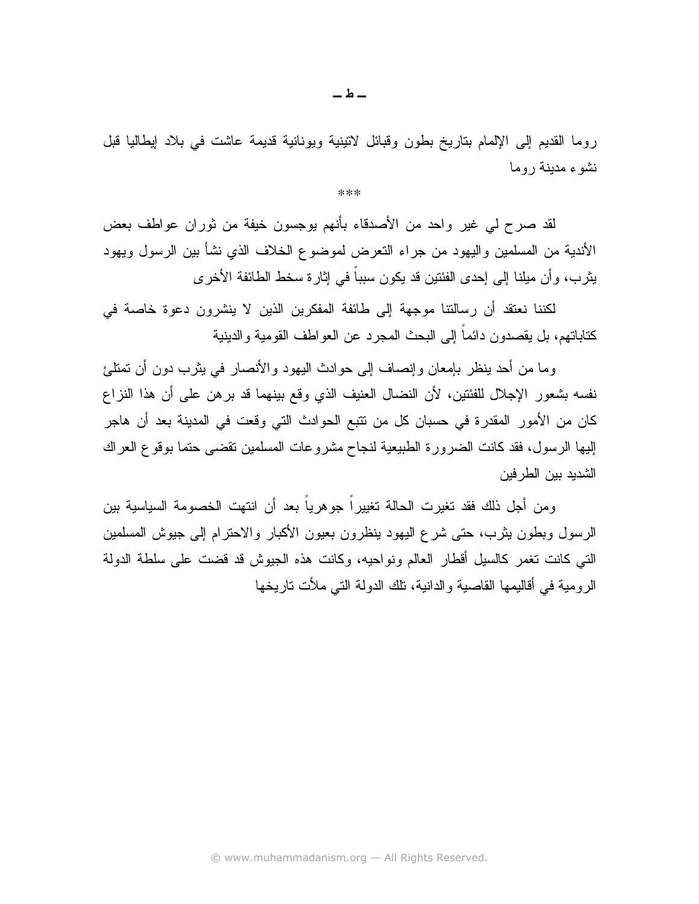روما القديم إلى الإلمام بتاريخ بطون وقبائل لاتينية ويونانية قديمة عاشت في بلاد إيطاليا قبل نشوء مدينة روما

***

لقد صرح لي غير واحد من الأصدقاء بأنهم يوجسون خيفة من ثوران عواطف بعض الأندية من المسلمين واليهود من جراء التعرض لموضوع الخلاف الذي نشأ بين الرسول ويهود يثرب، وأن ميلنا إلى إحدى الفئتين قد يكون سبباً في إثارة سخط الطائفة الأخرى

لكننا نعتقد أن رسالتنا موجهة إلى طائفة المفكرين الذين لا ينشرون دعوة خاصة في كتاباتهم، بل يقصدون دائماً إلى البحث المجرد عن العواطف القومية والدينية

وما من أحد ينظر بإمعان وإنصاف إلى حوادث اليهود والأنصار في يثرب دون أن تمتلئ نفسه بشعور الإجلال للفئتين، لأن النضال العنيف الذي وقع بينهما قد برهن على أن هذا النزاع كان من الأمور المقدرة في حسبان كل من تتبع الحوادث التي وقعت في المدينة بعد أن هاجر إليها الرسول، فقد كانت الضرورة الطبيعية لنجاح مشروعات المسلمين تقضى حتما بوقوع العراك الشديد بين الطرفين

ومن أجل ذلك فقد تغيرت الحالة تغييراً جوهرياً بعد أن انتهت الخصومة السياسية بين الرسول وبطون يثرب، حتى شرع اليهود ينظرون بعيون الأكبار والاحترام إلى جيوش المسلمين التي كانت تغمر كالسيل أقطار العالم ونواحيه، وكانت هذه الجيوش قد قضت على سلطة الدولة الرومية في أقاليمها القاصية والدانية، تلك الدولة التي ملأت تاريخها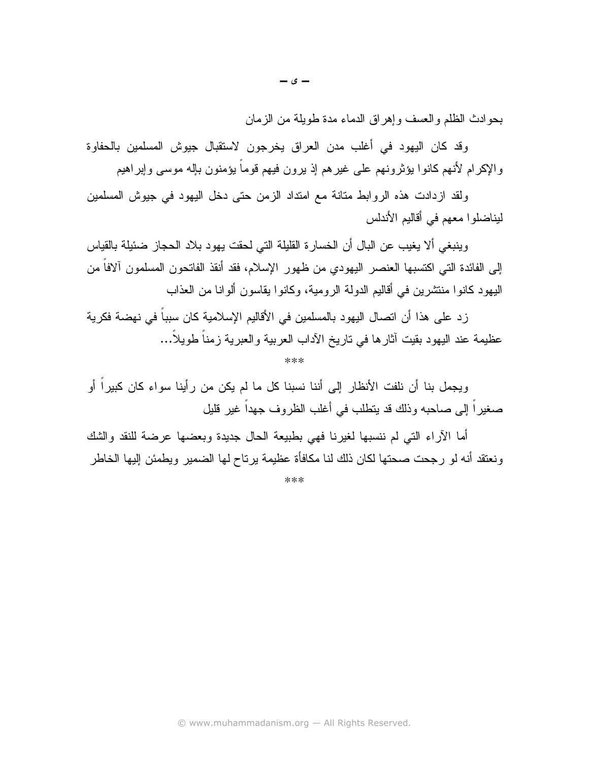بحوادث الظلم والعسف وإهراق الدماء مدة طويلة من الزمان

وقد كان اليهود في أغلب مدن العراق يخرجون لاستقبال جيوش المسلمين بالحفاوة والإكرام لأنهم كانوا يؤثرونهم على غيرهم إذ يرون فيهم قوماً يؤمنون بإله موسى وإبراهيم

ولقد ازدادت هذه الروابط متانة مع امتداد الزمن حتى دخل اليهود في جيوش المسلمين ليناضلوا معهم في أقاليم الأندلس

وينبغي ألا يغيب عن البال أن الخسارة القليلة التي لحقت يهود بلاد الحجاز ضئيلة بالقياس إلى الفائدة التي اكتسبها العنصر اليهودي من ظهور الإسلام، فقد أنقذ الفاتحون المسلمون آلافاً من اليهود كانوا منتشرين في أقاليم الدولة الرومية، وكانوا يقاسون ألوانا من العذاب

زد على هذا أن اتصال اليهود بالمسلمين في الأقاليم الإسلامية كان سبباً في نهضة فكرية عظيمة عند اليهود بقيت آثارها في تاريخ الآداب العربية والعبرية زمناً طويلاً...

***

ويجمل بنا أن نلفت الأنظار إلى أننا نسبنا كل ما لم يكن من رأينا سواء كان كبيراً أو صغيراً إلى صاحبه وذلك قد يتطلب في أغلب الظروف جهداً غير قليل

أما الآراء التي لم ننسبها لغيرنا فهي بطبيعة الحال جديدة وبعضها عرضة للنقد والشك ونعتقد أنه لو رجحت صحتها لكان ذلك لنا مكافأة عظيمة يرتاح لها الضمير ويطمئن إليها الخاطر

***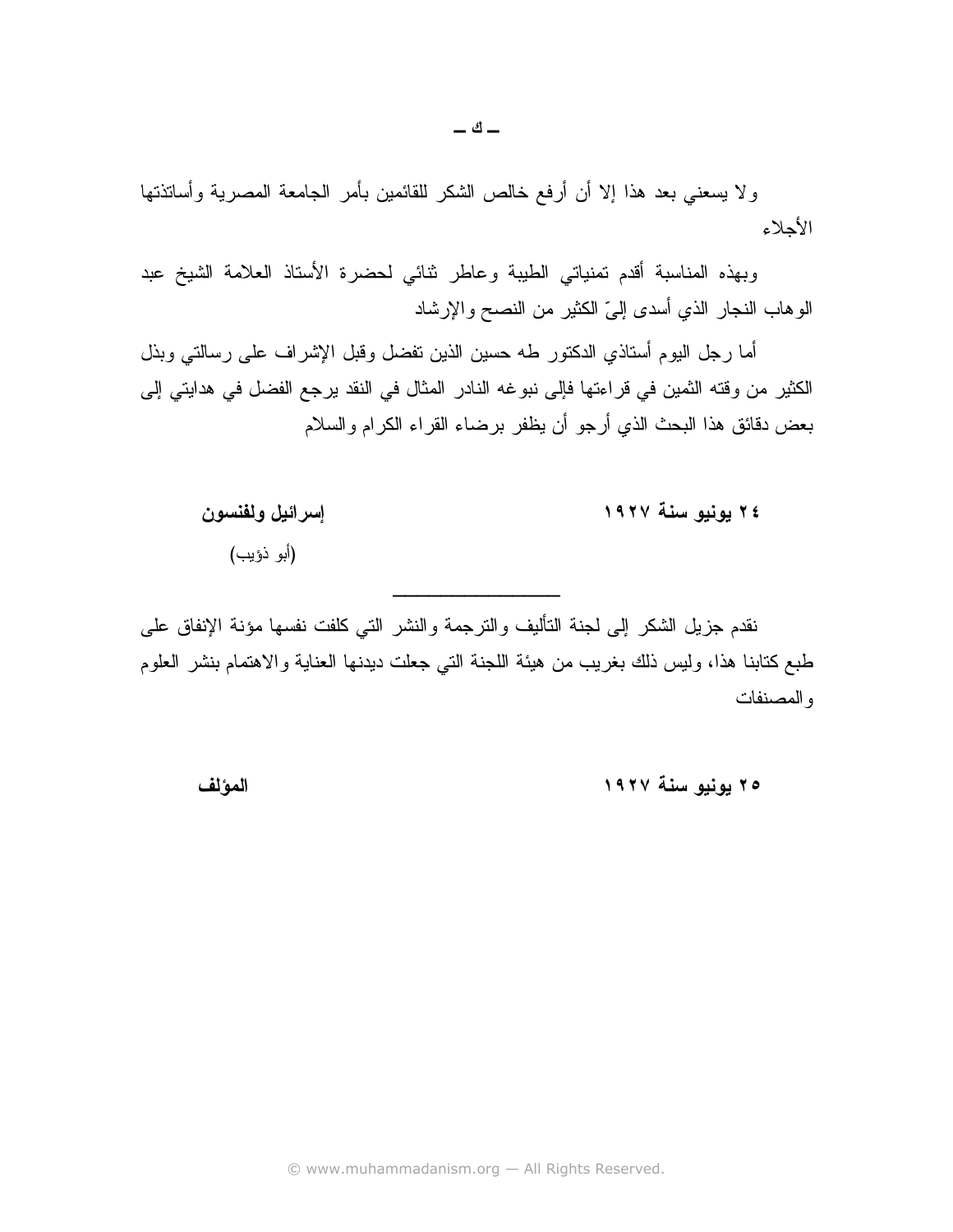ولا يسعني بعد هذا إلا أن أرفع خالص الشكر للقائمين بأمر الجامعة المصرية وأساتذتها الأجلاء

وبهذه المناسبة أقدم تمنياتي الطيبة وعاطر ثنائي لحضرة الأستاذ العلامة الشيخ عبد الوهاب النجار الذي أسدى إليّ الكثير من النصح والإرشاد

أما رجل اليوم أستاذي الدكتور طه حسين الذين تفضل وقبل الإشراف على رسالتي وبذل الكثير من وقته الثمين في قراءتها فإلى نبوغه النادر المثال في النقد يرجع الفضل في هدايتي إلى بعض دقائق هذا البحث الذي أرجو أن يظفر برضاء القراء الكرام والسلام

**٢٤ يونيو سنة ١٩٢٧** **إسرائيل ولفنسون**

(أبو ذؤيب)

---

نقدم جزيل الشكر إلى لجنة التأليف والترجمة والنشر التي كلفت نفسها مؤنة الإنفاق على طبع كتابنا هذا، وليس ذلك بغريب من هيئة اللجنة التي جعلت ديدنها العناية والاهتمام بنشر العلوم والمصنفات

**٢٥ يونيو سنة ١٩٢٧** **المؤلف**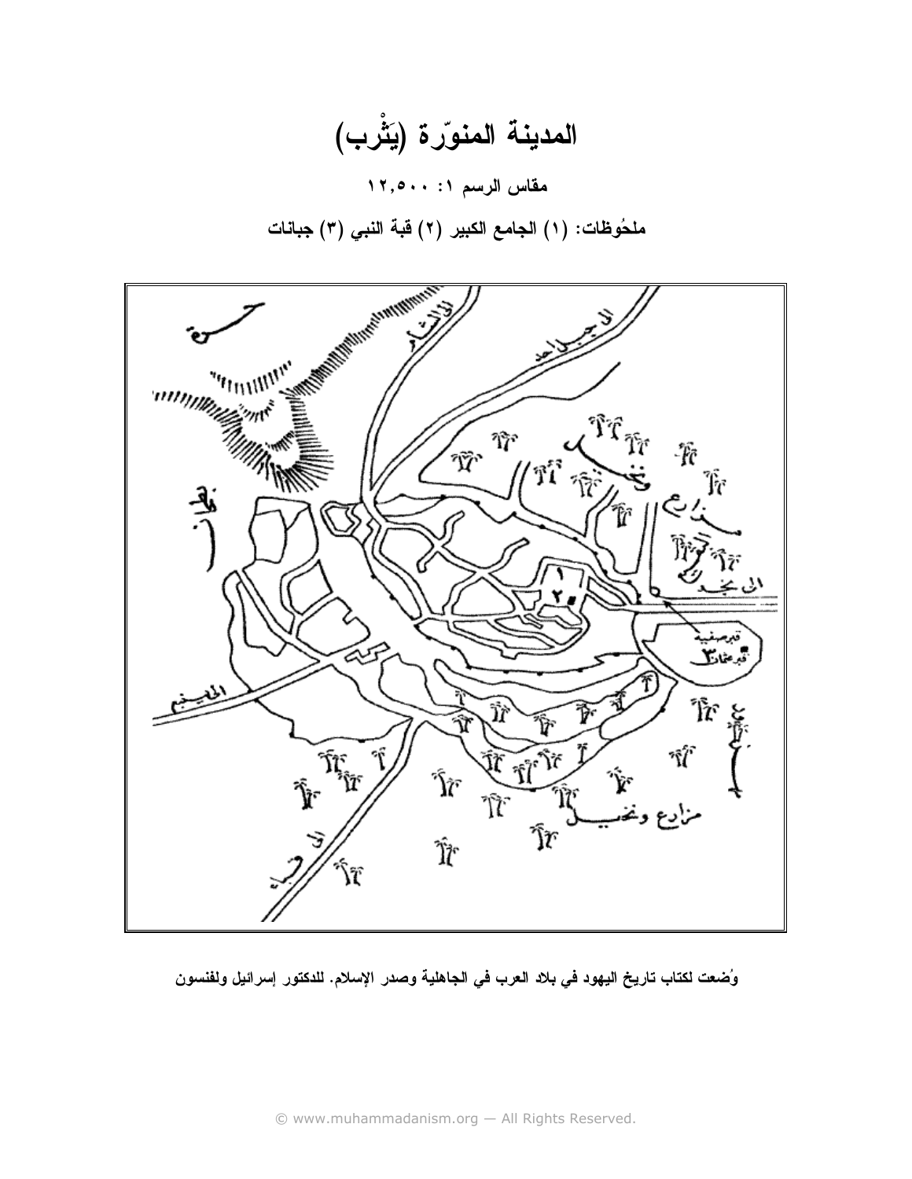# المدينة المنوّرة (يَثْرب)

**مقاس الرسم ١: ١٢,٥٠٠**

**ملحُوظات: (١) الجامع الكبير (٢) قبة النبي (٣) جبانات**

**وُضعت لكتاب تاريخ اليهود في بلاد العرب في الجاهلية وصدر الإسلام. للدكتور إسرائيل ولفنسون**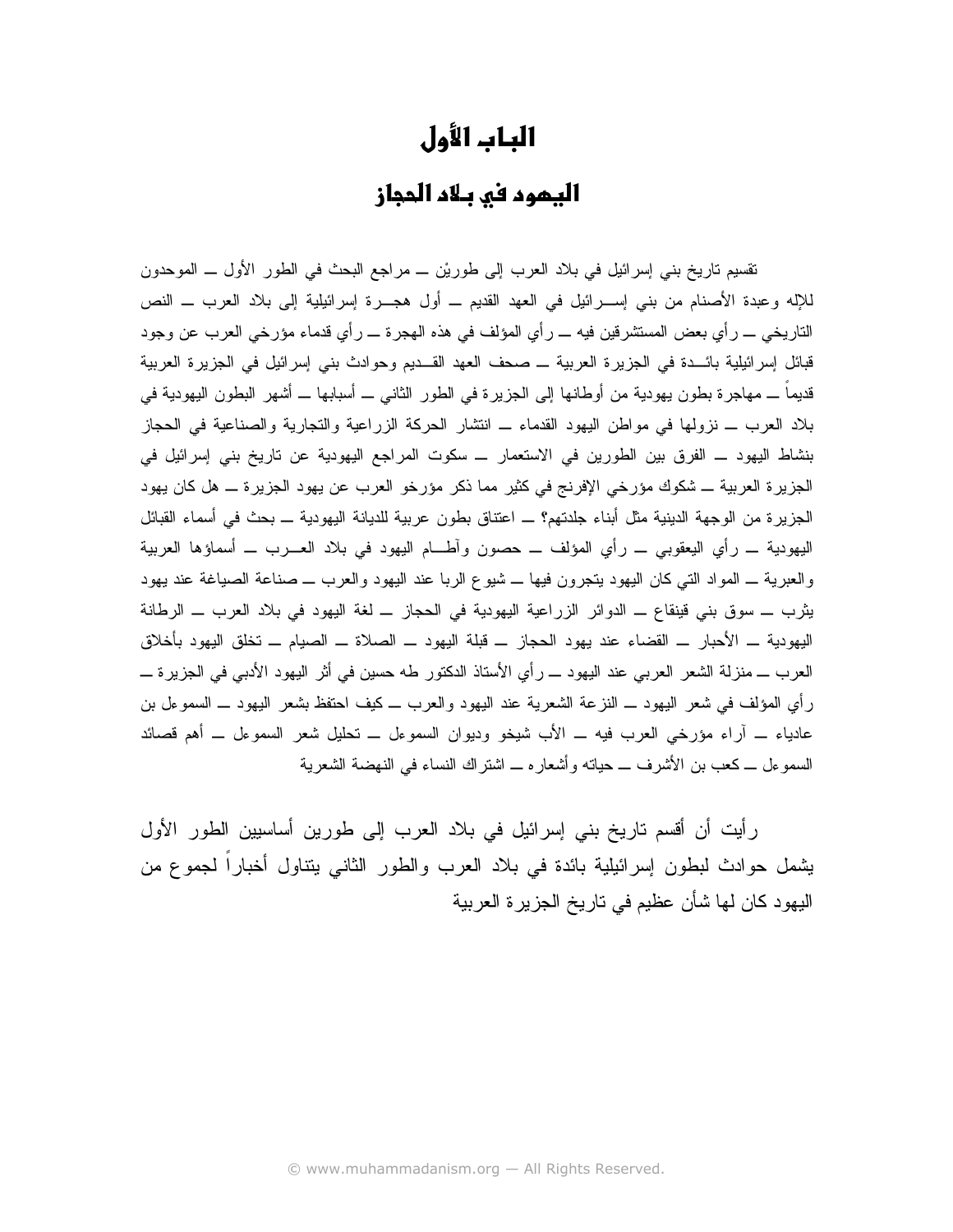# الباب الأول

## اليهود في بلاد الحجاز

تقسيم تاريخ بني إسرائيل في بلاد العرب إلى طورين ــ مراجع البحث في الطور الأول ــ الموحدون للإله وعبدة الأصنام من بني إسرائيل في العهد القديم ــ أول هجرة إسرائيلية إلى بلاد العرب ــ النص التاريخي ــ رأي بعض المستشرقين فيه ــ رأي المؤلف في هذه الهجرة ــ رأي قدماء مؤرخي العرب عن وجود قبائل إسرائيلية بائدة في الجزيرة العربية ــ صحف العهد القديم وحوادث بني إسرائيل في الجزيرة العربية قديماً ــ مهاجرة بطون يهودية من أوطانها إلى الجزيرة في الطور الثاني ــ أسبابها ــ أشهر البطون اليهودية في بلاد العرب ــ نزولها في مواطن اليهود القدماء ــ انتشار الحركة الزراعية والتجارية والصناعية في الحجاز بنشاط اليهود ــ الفرق بين الطورين في الاستعمار ــ سكوت المراجع اليهودية عن تاريخ بني إسرائيل في الجزيرة العربية ــ شكوك مؤرخي الإفرنج في كثير مما ذكر مؤرخو العرب عن يهود الجزيرة ــ هل كان يهود الجزيرة من الوجهة الدينية مثل أبناء جلدتهم؟ ــ اعتناق بطون عربية للديانة اليهودية ــ بحث في أسماء القبائل اليهودية ــ رأي اليعقوبي ــ رأي المؤلف ــ حصون وآطام اليهود في بلاد العرب ــ أسماؤها العربية والعبرية ــ المواد التي كان اليهود يتجرون فيها ــ شيوع الربا عند اليهود والعرب ــ صناعة الصياغة عند يهود يثرب ــ سوق بني قينقاع ــ الدوائر الزراعية اليهودية في الحجاز ــ لغة اليهود في بلاد العرب ــ الرطانة اليهودية ــ الأحبار ــ القضاء عند يهود الحجاز ــ قبلة اليهود ــ الصلاة ــ الصيام ــ تخلق اليهود بأخلاق العرب ــ منزلة الشعر العربي عند اليهود ــ رأي الأستاذ الدكتور طه حسين في أثر اليهود الأدبي في الجزيرة ــ رأي المؤلف في شعر اليهود ــ النزعة الشعرية عند اليهود والعرب ــ كيف احتفظ بشعر اليهود ــ السموءل بن عادياء ــ آراء مؤرخي العرب فيه ــ الأب شيخو وديوان السموءل ــ تحليل شعر السموءل ــ أهم قصائد السموءل ــ كعب بن الأشرف ــ حياته وأشعاره ــ اشتراك النساء في النهضة الشعرية

رأيت أن أقسم تاريخ بني إسرائيل في بلاد العرب إلى طورين أساسيين الطور الأول يشمل حوادث لبطون إسرائيلية بائدة في بلاد العرب والطور الثاني يتناول أخباراً لجموع من اليهود كان لها شأن عظيم في تاريخ الجزيرة العربية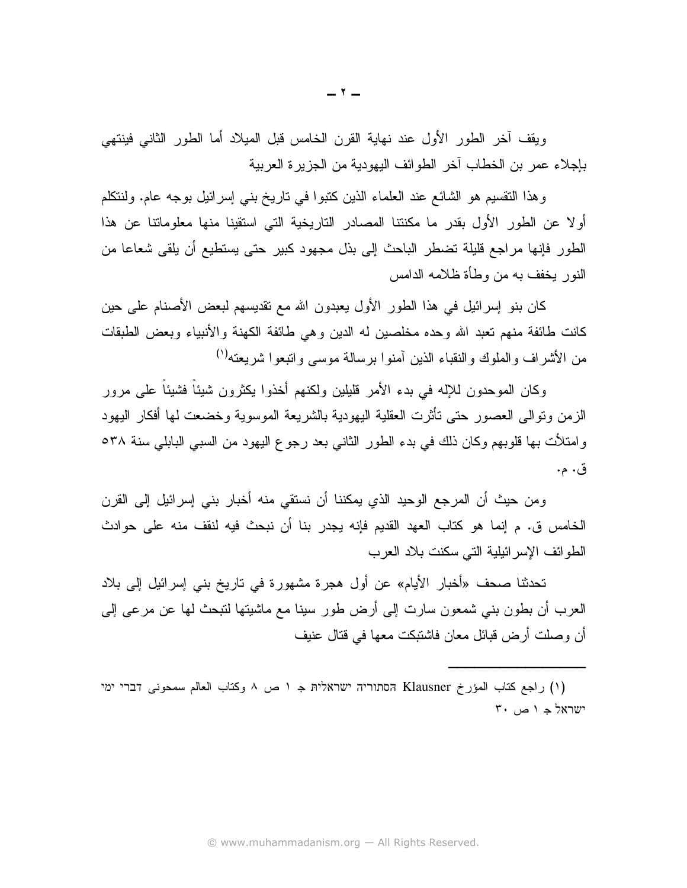ويقف آخر الطور الأول عند نهاية القرن الخامس قبل الميلاد أما الطور الثاني فينتهي بإجلاء عمر بن الخطاب آخر الطوائف اليهودية من الجزيرة العربية

وهذا التقسيم هو الشائع عند العلماء الذين كتبوا في تاريخ بني إسرائيل بوجه عام. ولنتكلم أولا عن الطور الأول بقدر ما مكنتنا المصادر التاريخية التي استقينا منها معلوماتنا عن هذا الطور فإنها مراجع قليلة تضطر الباحث إلى بذل مجهود كبير حتى يستطيع أن يلقى شعاعا من النور يخفف به من وطأة ظلامه الدامس

كان بنو إسرائيل في هذا الطور الأول يعبدون الله مع تقديسهم لبعض الأصنام على حين كانت طائفة منهم تعبد الله وحده مخلصين له الدين وهي طائفة الكهنة والأنبياء وبعض الطبقات من الأشراف والملوك والنقباء الذين آمنوا برسالة موسى واتبعوا شريعته[1]

وكان الموحدون للإله في بدء الأمر قليلين ولكنهم أخذوا يكثرون شيئاً فشيئاً على مرور الزمن وتوالى العصور حتى تأثرت العقلية اليهودية بالشريعة الموسوية وخضعت لها أفكار اليهود وامتلأت بها قلوبهم وكان ذلك في بدء الطور الثاني بعد رجوع اليهود من السبي البابلي سنة ٥٣٨ ق. م.

ومن حيث أن المرجع الوحيد الذي يمكننا أن نستقي منه أخبار بني إسرائيل إلى القرن الخامس ق. م إنما هو كتاب العهد القديم فإنه يجدر بنا أن نبحث فيه لنقف منه على حوادث الطوائف الإسرائيلية التي سكنت بلاد العرب

تحدثنا صحف «أخبار الأيام» عن أول هجرة مشهورة في تاريخ بني إسرائيل إلى بلاد العرب أن بطون بني شمعون سارت إلى أرض طور سينا مع ماشيتها لتبحث لها عن مرعى إلى أن وصلت أرض قبائل معان فاشتبكت معها في قتال عنيف

---

(١) راجع كتاب المؤرخ Klausner הסתוריה ישראלית ج ١ ص ٨ وكتاب العالم سمحونى דברי ימי ישראל ج ١ ص ٣٠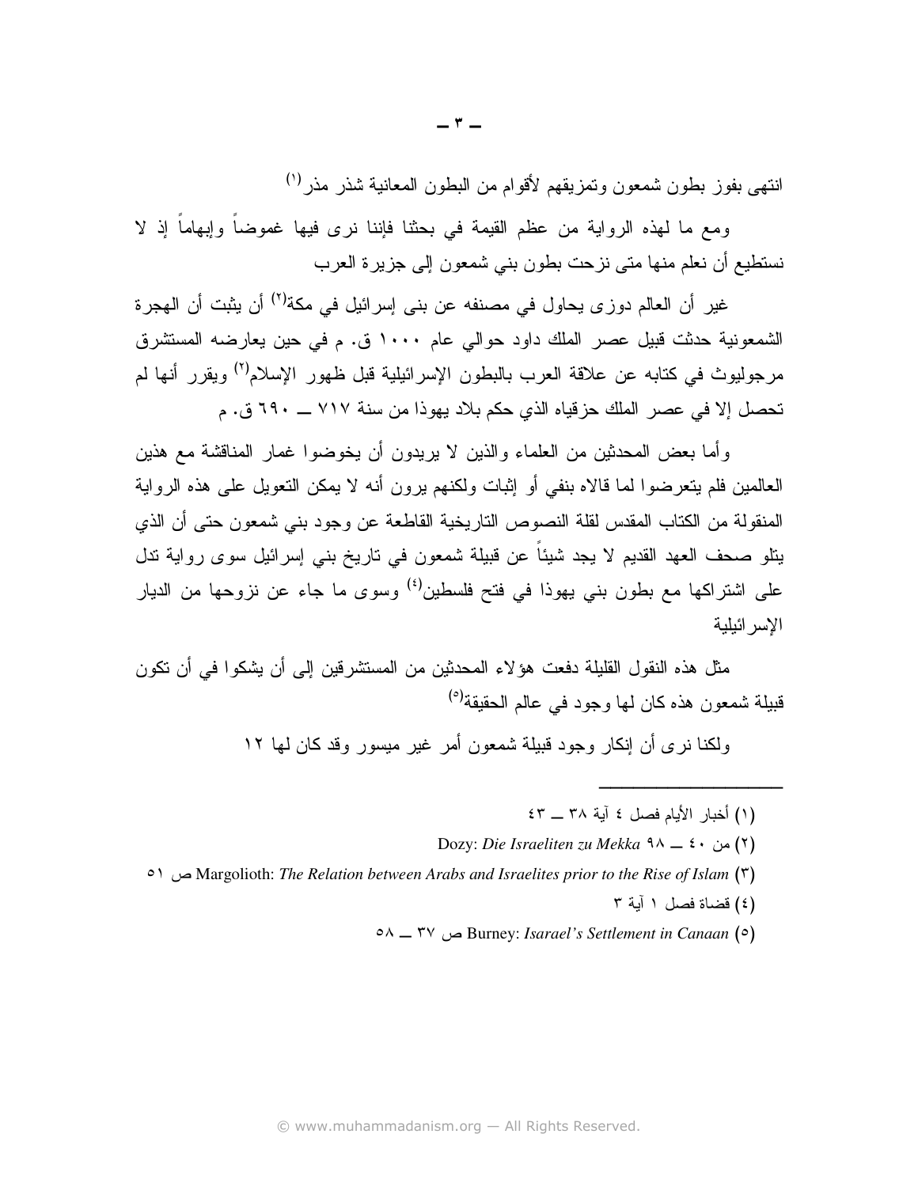انتهى بفوز بطون شمعون وتمزيقهم لأقوام من البطون المعانية شذر مذر[١]

ومع ما لهذه الرواية من عظم القيمة في بحثنا فإننا نرى فيها غموضاً وإبهاماً إذ لا نستطيع أن نعلم منها متى نزحت بطون بني شمعون إلى جزيرة العرب

غير أن العالم دوزى يحاول في مصنفه عن بنى إسرائيل في مكة[٢] أن يثبت أن الهجرة الشمعونية حدثت قبيل عصر الملك داود حوالي عام ١٠٠٠ ق. م في حين يعارضه المستشرق مرجوليوث في كتابه عن علاقة العرب بالبطون الإسرائيلية قبل ظهور الإسلام[٣] ويقرر أنها لم تحصل إلا في عصر الملك حزقياه الذي حكم بلاد يهوذا من سنة ٧١٧ ــ ٦٩٠ ق. م

وأما بعض المحدثين من العلماء والذين لا يريدون أن يخوضوا غمار المناقشة مع هذين العالمين فلم يتعرضوا لما قالاه بنفي أو إثبات ولكنهم يرون أنه لا يمكن التعويل على هذه الرواية المنقولة من الكتاب المقدس لقلة النصوص التاريخية القاطعة عن وجود بني شمعون حتى أن الذي يتلو صحف العهد القديم لا يجد شيئاً عن قبيلة شمعون في تاريخ بني إسرائيل سوى رواية تدل على اشتراكها مع بطون بني يهوذا في فتح فلسطين[٤] وسوى ما جاء عن نزوحها من الديار الإسرائيلية

مثل هذه النقول القليلة دفعت هؤلاء المحدثين من المستشرقين إلى أن يشكوا في أن تكون قبيلة شمعون هذه كان لها وجود في عالم الحقيقة[٥]

ولكنا نرى أن إنكار وجود قبيلة شمعون أمر غير ميسور وقد كان لها ١٢

---

(١) أخبار الأيام فصل ٤ آية ٣٨ ــ ٤٣

(٢) من ٤٠ ــ ٩٨ Dozy: *Die Israeliten zu Mekka*

(٣) Margolioth: *The Relation between Arabs and Israelites prior to the Rise of Islam* ص ٥١

(٤) قضاة فصل ١ آية ٣

(٥) Burney: *Isarael's Settlement in Canaan* ص ٣٧ ــ ٥٨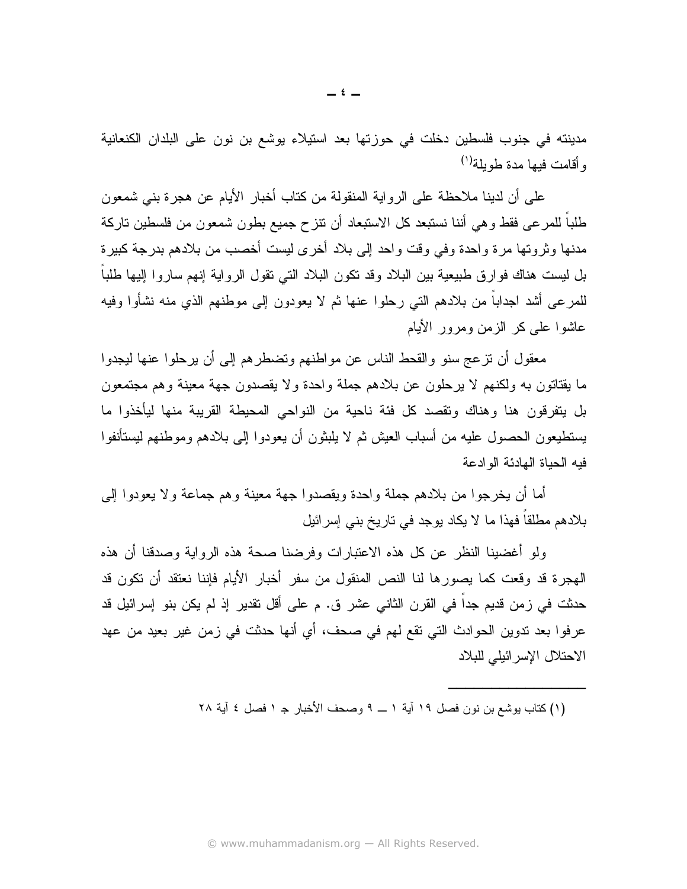مدينته في جنوب فلسطين دخلت في حوزتها بعد استيلاء يوشع بن نون على البلدان الكنعانية وأقامت فيها مدة طويلة[1]

على أن لدينا ملاحظة على الرواية المنقولة من كتاب أخبار الأيام عن هجرة بني شمعون طلباً للمرعى فقط وهي أننا نستبعد كل الاستبعاد أن تنزح جميع بطون شمعون من فلسطين تاركة مدنها وثروتها مرة واحدة وفي وقت واحد إلى بلاد أخرى ليست أخصب من بلادهم بدرجة كبيرة بل ليست هناك فوارق طبيعية بين البلاد وقد تكون البلاد التي تقول الرواية إنهم ساروا إليها طلباً للمرعى أشد اجداباً من بلادهم التي رحلوا عنها ثم لا يعودون إلى موطنهم الذي منه نشأوا وفيه عاشوا على كر الزمن ومرور الأيام

معقول أن تزعج سنو والقحط الناس عن مواطنهم وتضطرهم إلى أن يرحلوا عنها ليجدوا ما يقتاتون به ولكنهم لا يرحلون عن بلادهم جملة واحدة ولا يقصدون جهة معينة وهم مجتمعون بل يتفرقون هنا وهناك وتقصد كل فئة ناحية من النواحي المحيطة القريبة منها ليأخذوا ما يستطيعون الحصول عليه من أسباب العيش ثم لا يلبثون أن يعودوا إلى بلادهم وموطنهم ليستأنفوا فيه الحياة الهادئة الوادعة

أما أن يخرجوا من بلادهم جملة واحدة ويقصدوا جهة معينة وهم جماعة ولا يعودوا إلى بلادهم مطلقاً فهذا ما لا يكاد يوجد في تاريخ بني إسرائيل

ولو أغضينا النظر عن كل هذه الاعتبارات وفرضنا صحة هذه الرواية وصدقنا أن هذه الهجرة قد وقعت كما يصورها لنا النص المنقول من سفر أخبار الأيام فإننا نعتقد أن تكون قد حدثت في زمن قديم جداً في القرن الثاني عشر ق. م على أقل تقدير إذ لم يكن بنو إسرائيل قد عرفوا بعد تدوين الحوادث التي تقع لهم في صحف، أي أنها حدثت في زمن غير بعيد من عهد الاحتلال الإسرائيلي للبلاد

---

(١) كتاب يوشع بن نون فصل ١٩ آية ١ ــ ٩ وصحف الأخبار جـ ١ فصل ٤ آية ٢٨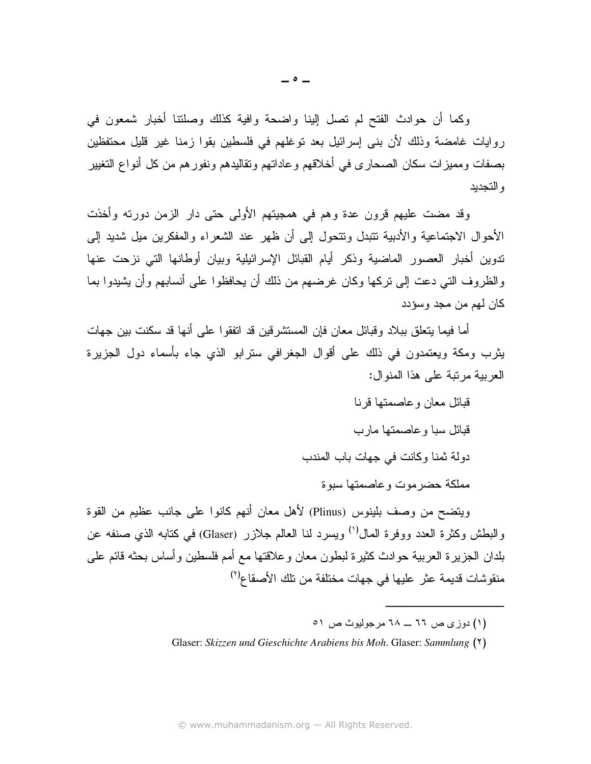وكما أن حوادث الفتح لم تصل إلينا واضحة وافية كذلك وصلتنا أخبار شمعون في روايات غامضة وذلك لأن بنى إسرائيل بعد توغلهم في فلسطين بقوا زمنا غير قليل محتفظين بصفات ومميزات سكان الصحارى في أخلاقهم وعاداتهم وتقاليدهم ونفورهم من كل أنواع التغيير والتجديد

وقد مضت عليهم قرون عدة وهم في همجيتهم الأولى حتى دار الزمن دورته وأخذت الأحوال الاجتماعية والأدبية تتبدل وتتحول إلى أن ظهر عند الشعراء والمفكرين ميل شديد إلى تدوين أخبار العصور الماضية وذكر أيام القبائل الإسرائيلية وبيان أوطانها التي نزحت عنها والظروف التي دعت إلى تركها وكان غرضهم من ذلك أن يحافظوا على أنسابهم وأن يشيدوا بما كان لهم من مجد وسؤدد

أما فيما يتعلق ببلاد وقبائل معان فإن المستشرقين قد اتفقوا على أنها قد سكنت بين جهات يثرب ومكة ويعتمدون في ذلك على أقوال الجغرافي سترابو الذي جاء بأسماء دول الجزيرة العربية مرتبة على هذا المنوال:

قبائل معان وعاصمتها قرنا

قبائل سبا وعاصمتها مارب

دولة ثمنا وكانت في جهات باب المندب

مملكة حضرموت وعاصمتها سبوة

ويتضح من وصف بلينوس (Plinus) لأهل معان أنهم كانوا على جانب عظيم من القوة والبطش وكثرة العدد ووفرة المال[١] ويسرد لنا العالم جلازر (Glaser) في كتابه الذي صنفه عن بلدان الجزيرة العربية حوادث كثيرة لبطون معان وعلاقتها مع أمم فلسطين وأساس بحثه قائم على منقوشات قديمة عثر عليها في جهات مختلفة من تلك الأصقاع[٢]

---

(١) دوزى ص ٦٦ ــ ٦٨ مرجوليوث ص ٥١

(٢) Glaser: *Skizzen und Gieschichte Arabiens bis Moh*. Glaser: *Sammlung*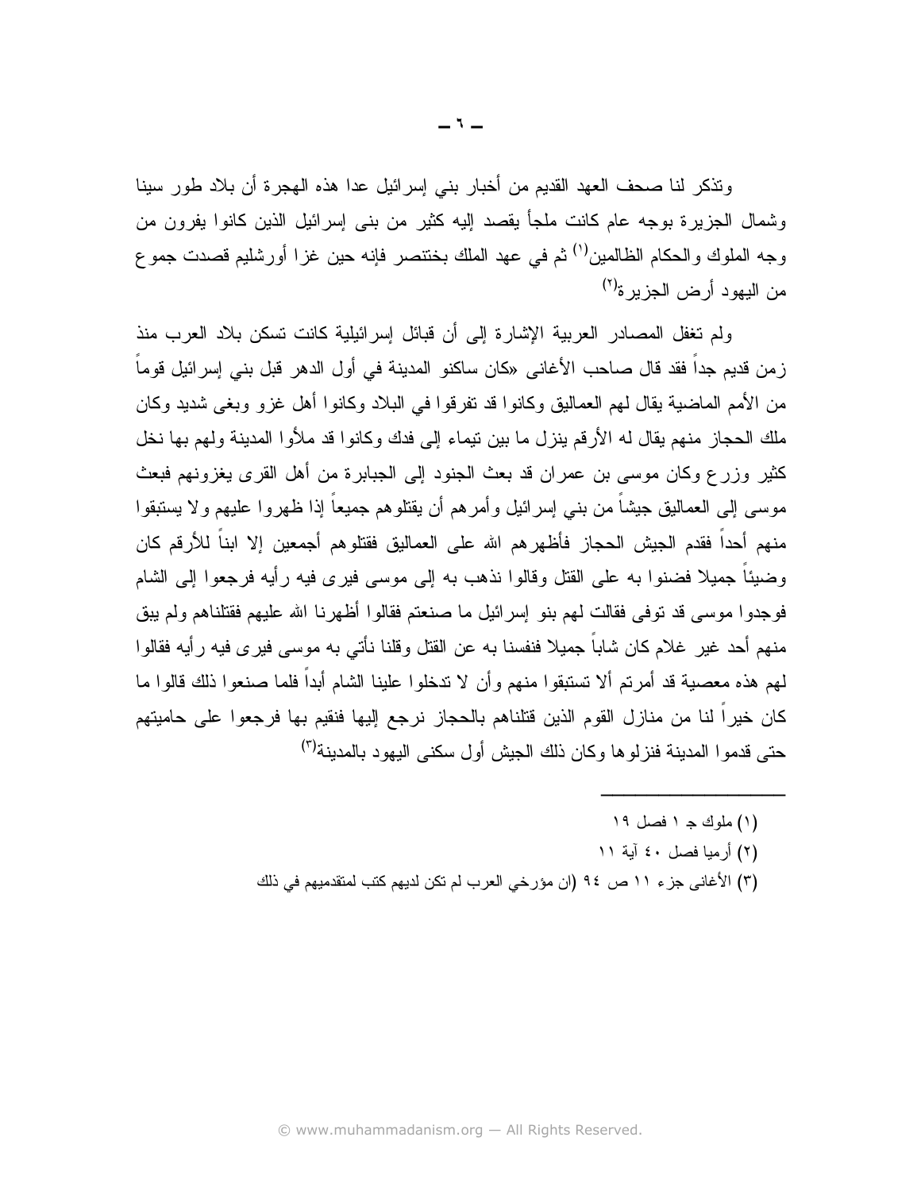وتذكر لنا صحف العهد القديم من أخبار بني إسرائيل عدا هذه الهجرة أن بلاد طور سينا وشمال الجزيرة بوجه عام كانت ملجأ يقصد إليه كثير من بنى إسرائيل الذين كانوا يفرون من وجه الملوك والحكام الظالمين[١] ثم في عهد الملك بختنصر فإنه حين غزا أورشليم قصدت جموع من اليهود أرض الجزيرة[٢]

ولم تغفل المصادر العربية الإشارة إلى أن قبائل إسرائيلية كانت تسكن بلاد العرب منذ زمن قديم جداً فقد قال صاحب الأغانى «كان ساكنو المدينة في أول الدهر قبل بني إسرائيل قوماً من الأمم الماضية يقال لهم العماليق وكانوا قد تفرقوا في البلاد وكانوا أهل غزو وبغى شديد وكان ملك الحجاز منهم يقال له الأرقم ينزل ما بين تيماء إلى فدك وكانوا قد ملأوا المدينة ولهم بها نخل كثير وزرع وكان موسى بن عمران قد بعث الجنود إلى الجبابرة من أهل القرى يغزونهم فبعث موسى إلى العماليق جيشاً من بني إسرائيل وأمرهم أن يقتلوهم جميعاً إذا ظهروا عليهم ولا يستبقوا منهم أحداً فقدم الجيش الحجاز فأظهرهم الله على العماليق فقتلوهم أجمعين إلا ابناً للأرقم كان وضيئاً جميلا فضنوا به على القتل وقالوا نذهب به إلى موسى فيرى فيه رأيه فرجعوا إلى الشام فوجدوا موسى قد توفى فقالت لهم بنو إسرائيل ما صنعتم فقالوا أظهرنا الله عليهم فقتلناهم ولم يبق منهم أحد غير غلام كان شاباً جميلا فنفسنا به عن القتل وقلنا نأتي به موسى فيرى فيه رأيه فقالوا لهم هذه معصية قد أمرتم ألا تستبقوا منهم وأن لا تدخلوا علينا الشام أبداً فلما صنعوا ذلك قالوا ما كان خيراً لنا من منازل القوم الذين قتلناهم بالحجاز نرجع إليها فنقيم بها فرجعوا على حاميتهم حتى قدموا المدينة فنزلوها وكان ذلك الجيش أول سكنى اليهود بالمدينة[٣]

---

(١) ملوك جـ ١ فصل ١٩

(٢) أرميا فصل ٤٠ آية ١١

(٣) الأغانى جزء ١١ ص ٩٤ (ان مؤرخي العرب لم تكن لديهم كتب لمتقدميهم في ذلك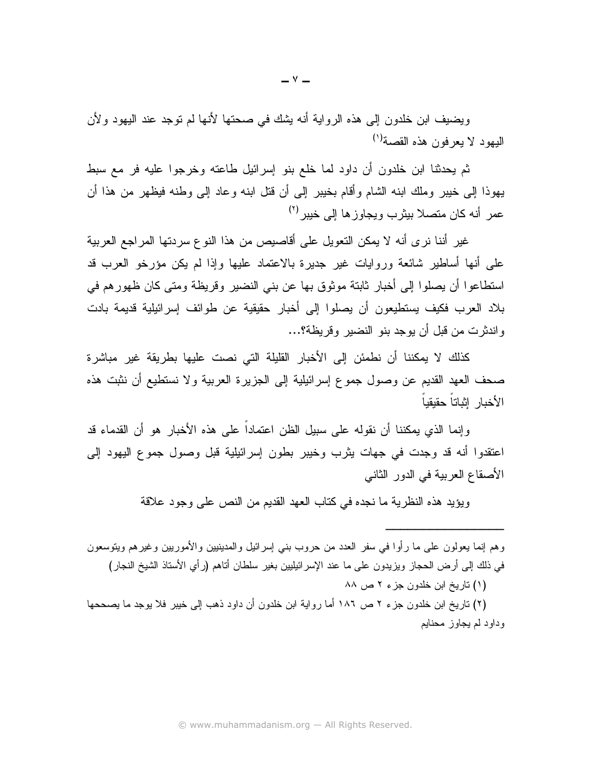ويضيف ابن خلدون إلى هذه الرواية أنه يشك في صحتها لأنها لم توجد عند اليهود ولأن اليهود لا يعرفون هذه القصة[1]

ثم يحدثنا ابن خلدون أن داود لما خلع بنو إسرائيل طاعته وخرجوا عليه فر مع سبط يهوذا إلى خيبر وملك ابنه الشام وأقام بخيبر إلى أن قتل ابنه وعاد إلى وطنه فيظهر من هذا أن عمر أنه كان متصلا بيثرب ويجاوزها إلى خيبر[2]

غير أننا نرى أنه لا يمكن التعويل على أقاصيص من هذا النوع سردتها المراجع العربية على أنها أساطير شائعة وروايات غير جديرة بالاعتماد عليها وإذا لم يكن مؤرخو العرب قد استطاعوا أن يصلوا إلى أخبار ثابتة موثوق بها عن بني النضير وقريظة ومتى كان ظهورهم في بلاد العرب فكيف يستطيعون أن يصلوا إلى أخبار حقيقية عن طوائف إسرائيلية قديمة بادت واندثرت من قبل أن يوجد بنو النضير وقريظة؟...

كذلك لا يمكننا أن نطمئن إلى الأخبار القليلة التي نصت عليها بطريقة غير مباشرة صحف العهد القديم عن وصول جموع إسرائيلية إلى الجزيرة العربية ولا نستطيع أن نثبت هذه الأخبار إثباتاً حقيقياً

وإنما الذي يمكننا أن نقوله على سبيل الظن اعتماداً على هذه الأخبار هو أن القدماء قد اعتقدوا أنه قد وجدت في جهات يثرب وخيبر بطون إسرائيلية قبل وصول جموع اليهود إلى الأصقاع العربية في الدور الثاني

ويؤيد هذه النظرية ما نجده في كتاب العهد القديم من النص على وجود علاقة

---

وهم إنما يعولون على ما رأوا في سفر العدد من حروب بني إسرائيل والمدينيين والأموريين وغيرهم ويتوسعون في ذلك إلى أرض الحجاز ويزيدون على ما عند الإسرائيليين بغير سلطان أتاهم (رأي الأستاذ الشيخ النجار)

(١) تاريخ ابن خلدون جزء ٢ ص ٨٨

(٢) تاريخ ابن خلدون جزء ٢ ص ١٨٦ أما رواية ابن خلدون أن داود ذهب إلى خيبر فلا يوجد ما يصححها وداود لم يجاوز محنايم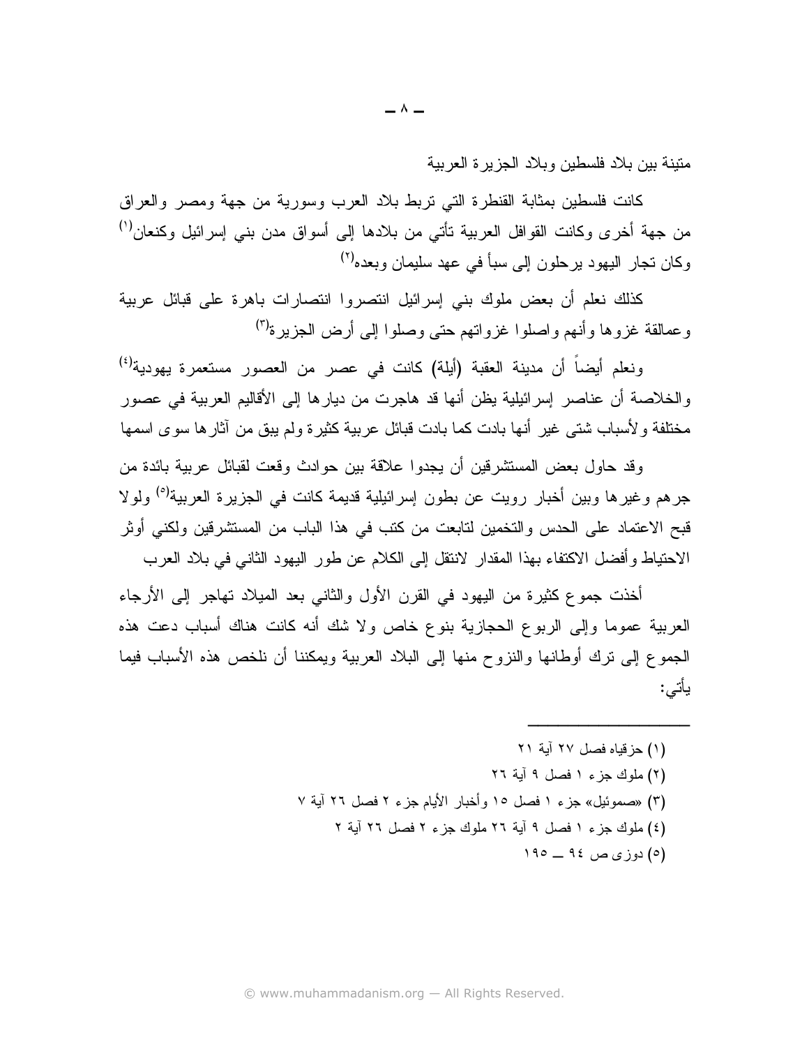متينة بين بلاد فلسطين وبلاد الجزيرة العربية

كانت فلسطين بمثابة القنطرة التي تربط بلاد العرب وسورية من جهة ومصر والعراق من جهة أخرى وكانت القوافل العربية تأتي من بلادها إلى أسواق مدن بني إسرائيل وكنعان[١] وكان تجار اليهود يرحلون إلى سبأ في عهد سليمان وبعده[٢]

كذلك نعلم أن بعض ملوك بني إسرائيل انتصروا انتصارات باهرة على قبائل عربية وعمالقة غزوها وأنهم واصلوا غزواتهم حتى وصلوا إلى أرض الجزيرة[٣]

ونعلم أيضاً أن مدينة العقبة (أيلة) كانت في عصر من العصور مستعمرة يهودية[٤] والخلاصة أن عناصر إسرائيلية يظن أنها قد هاجرت من ديارها إلى الأقاليم العربية في عصور مختلفة ولأسباب شتى غير أنها بادت كما بادت قبائل عربية كثيرة ولم يبق من آثارها سوى اسمها

وقد حاول بعض المستشرقين أن يجدوا علاقة بين حوادث وقعت لقبائل عربية بائدة من جرهم وغيرها وبين أخبار رويت عن بطون إسرائيلية قديمة كانت في الجزيرة العربية[٥] ولولا قبح الاعتماد على الحدس والتخمين لتابعت من كتب في هذا الباب من المستشرقين ولكني أوثر الاحتياط وأفضل الاكتفاء بهذا المقدار لانتقل إلى الكلام عن طور اليهود الثاني في بلاد العرب

أخذت جموع كثيرة من اليهود في القرن الأول والثاني بعد الميلاد تهاجر إلى الأرجاء العربية عموما وإلى الربوع الحجازية بنوع خاص ولا شك أنه كانت هناك أسباب دعت هذه الجموع إلى ترك أوطانها والنزوح منها إلى البلاد العربية ويمكننا أن نلخص هذه الأسباب فيما يأتي:

---

(١) حزقياه فصل ٢٧ آية ٢١

(٢) ملوك جزء ١ فصل ٩ آية ٢٦

(٣) «صموئيل» جزء ١ فصل ١٥ وأخبار الأيام جزء ٢ فصل ٢٦ آية ٧

(٤) ملوك جزء ١ فصل ٩ آية ٢٦ ملوك جزء ٢ فصل ٢٦ آية ٢

(٥) دوزى ص ٩٤ ــ ١٩٥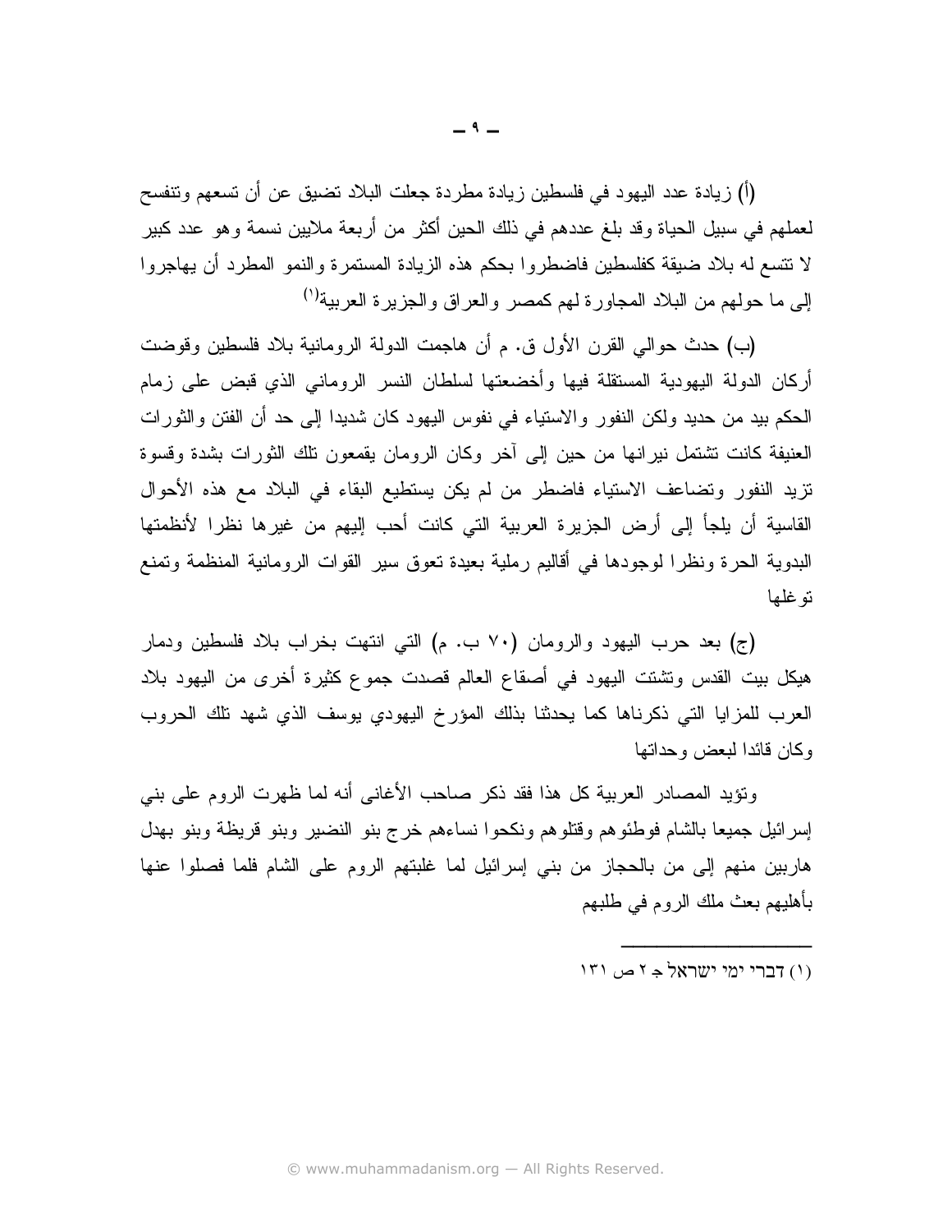(أ) زيادة عدد اليهود في فلسطين زيادة مطردة جعلت البلاد تضيق عن أن تسعهم وتنفسح لعملهم في سبيل الحياة وقد بلغ عددهم في ذلك الحين أكثر من أربعة ملايين نسمة وهو عدد كبير لا تتسع له بلاد ضيقة كفلسطين فاضطروا بحكم هذه الزيادة المستمرة والنمو المطرد أن يهاجروا إلى ما حولهم من البلاد المجاورة لهم كمصر والعراق والجزيرة العربية[1]

(ب) حدث حوالي القرن الأول ق. م أن هاجمت الدولة الرومانية بلاد فلسطين وقوضت أركان الدولة اليهودية المستقلة فيها وأخضعتها لسلطان النسر الروماني الذي قبض على زمام الحكم بيد من حديد ولكن النفور والاستياء في نفوس اليهود كان شديدا إلى حد أن الفتن والثورات العنيفة كانت تشتمل نيرانها من حين إلى آخر وكان الرومان يقمعون تلك الثورات بشدة وقسوة تزيد النفور وتضاعف الاستياء فاضطر من لم يكن يستطيع البقاء في البلاد مع هذه الأحوال القاسية أن يلجأ إلى أرض الجزيرة العربية التي كانت أحب إليهم من غيرها نظرا لأنظمتها البدوية الحرة ونظرا لوجودها في أقاليم رملية بعيدة تعوق سير القوات الرومانية المنظمة وتمنع توغلها

(ج) بعد حرب اليهود والرومان (٧٠ ب. م) التي انتهت بخراب بلاد فلسطين ودمار هيكل بيت القدس وتشتت اليهود في أصقاع العالم قصدت جموع كثيرة أخرى من اليهود بلاد العرب للمزايا التي ذكرناها كما يحدثنا بذلك المؤرخ اليهودي يوسف الذي شهد تلك الحروب وكان قائدا لبعض وحداتها

وتؤيد المصادر العربية كل هذا فقد ذكر صاحب الأغانى أنه لما ظهرت الروم على بني إسرائيل جميعا بالشام فوطئوهم وقتلوهم ونكحوا نساءهم خرج بنو النضير وبنو قريظة وبنو بهدل هاربين منهم إلى من بالحجاز من بني إسرائيل لما غلبتهم الروم على الشام فلما فصلوا عنها بأهليهم بعث ملك الروم في طلبهم

---

(١) דברי ימי ישראל جـ ٢ ص ١٣١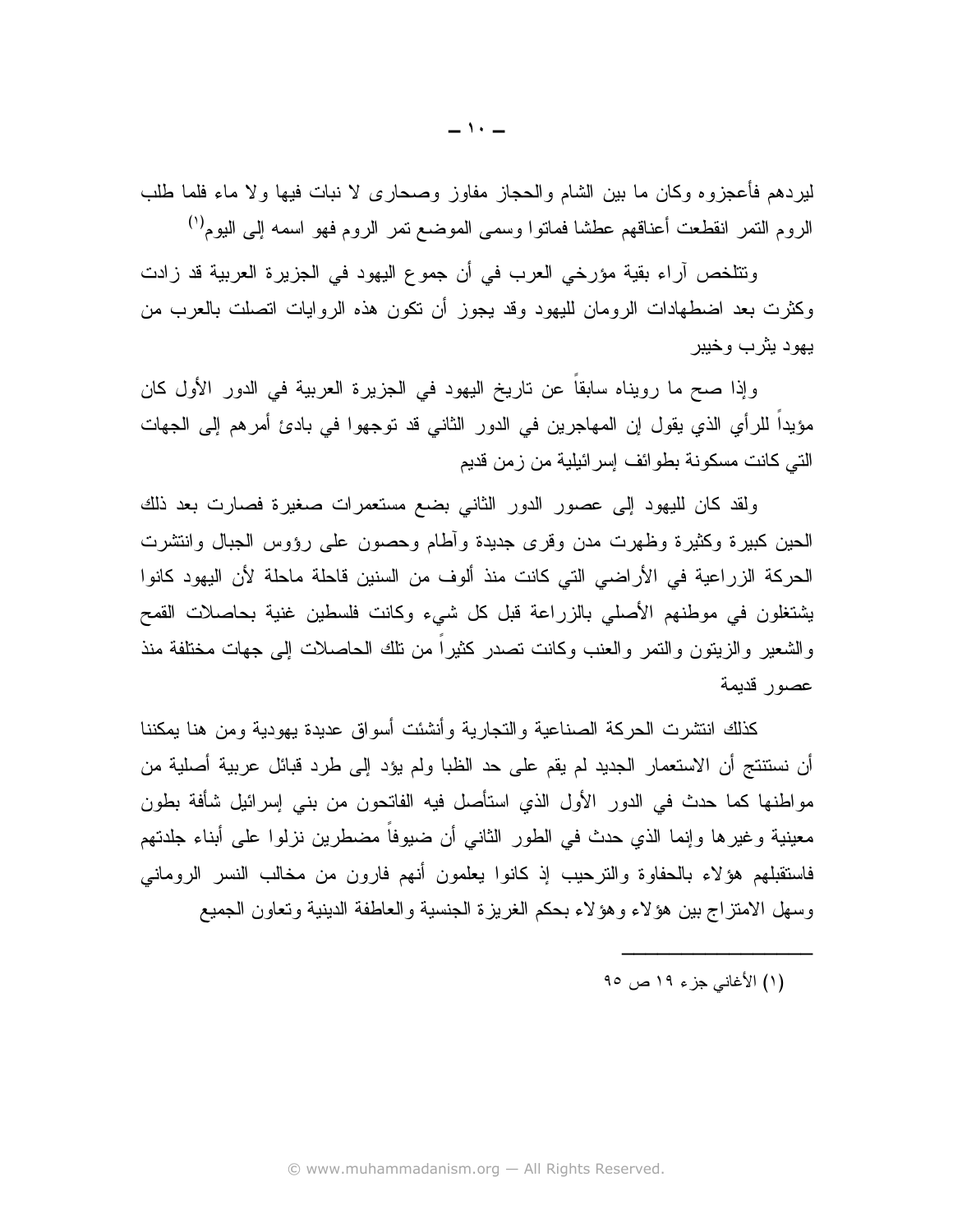ليردهم فأعجزوه وكان ما بين الشام والحجاز مفاوز وصحارى لا نبات فيها ولا ماء فلما طلب الروم التمر انقطعت أعناقهم عطشا فماتوا وسمى الموضع تمر الروم فهو اسمه إلى اليوم[1]

وتتلخص آراء بقية مؤرخي العرب في أن جموع اليهود في الجزيرة العربية قد زادت وكثرت بعد اضطهادات الرومان لليهود وقد يجوز أن تكون هذه الروايات اتصلت بالعرب من يهود يثرب وخيبر

وإذا صح ما رويناه سابقاً عن تاريخ اليهود في الجزيرة العربية في الدور الأول كان مؤيداً للرأي الذي يقول إن المهاجرين في الدور الثاني قد توجهوا في بادئ أمرهم إلى الجهات التي كانت مسكونة بطوائف إسرائيلية من زمن قديم

ولقد كان لليهود إلى عصور الدور الثاني بضع مستعمرات صغيرة فصارت بعد ذلك الحين كبيرة وكثيرة وظهرت مدن وقرى جديدة وآطام وحصون على رؤوس الجبال وانتشرت الحركة الزراعية في الأراضي التي كانت منذ ألوف من السنين قاحلة ماحلة لأن اليهود كانوا يشتغلون في موطنهم الأصلي بالزراعة قبل كل شيء وكانت فلسطين غنية بحاصلات القمح والشعير والزيتون والتمر والعنب وكانت تصدر كثيراً من تلك الحاصلات إلى جهات مختلفة منذ عصور قديمة

كذلك انتشرت الحركة الصناعية والتجارية وأنشئت أسواق عديدة يهودية ومن هنا يمكننا أن نستنتج أن الاستعمار الجديد لم يقم على حد الظبا ولم يؤد إلى طرد قبائل عربية أصلية من مواطنها كما حدث في الدور الأول الذي استأصل فيه الفاتحون من بني إسرائيل شأفة بطون معينية وغيرها وإنما الذي حدث في الطور الثاني أن ضيوفاً مضطرين نزلوا على أبناء جلدتهم فاستقبلهم هؤلاء بالحفاوة والترحيب إذ كانوا يعلمون أنهم فارون من مخالب النسر الروماني وسهل الامتزاج بين هؤلاء وهؤلاء بحكم الغريزة الجنسية والعاطفة الدينية وتعاون الجميع

---

(١) الأغاني جزء ١٩ ص ٩٥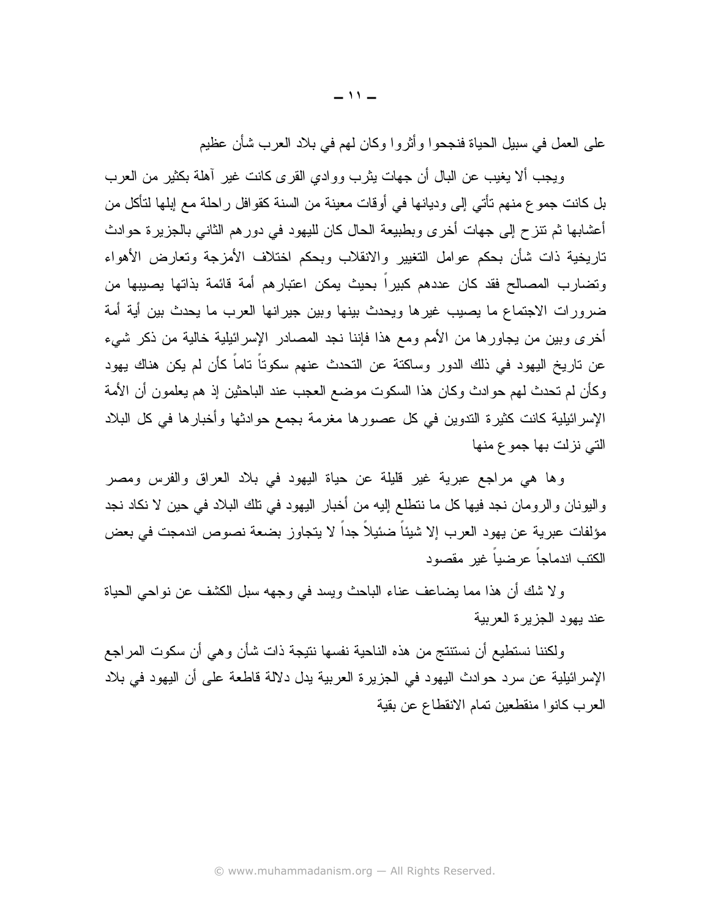على العمل في سبيل الحياة فنجحوا وأثروا وكان لهم في بلاد العرب شأن عظيم

ويجب ألا يغيب عن البال أن جهات يثرب ووادي القرى كانت غير آهلة بكثير من العرب بل كانت جموع منهم تأتي إلى وديانها في أوقات معينة من السنة كقوافل راحلة مع إبلها لتأكل من أعشابها ثم تنزح إلى جهات أخرى وبطبيعة الحال كان لليهود في دورهم الثاني بالجزيرة حوادث تاريخية ذات شأن بحكم عوامل التغيير والانقلاب وبحكم اختلاف الأمزجة وتعارض الأهواء وتضارب المصالح فقد كان عددهم كبيراً بحيث يمكن اعتبارهم أمة قائمة بذاتها يصيبها من ضرورات الاجتماع ما يصيب غيرها ويحدث بينها وبين جيرانها العرب ما يحدث بين أية أمة أخرى وبين من يجاورها من الأمم ومع هذا فإننا نجد المصادر الإسرائيلية خالية من ذكر شيء عن تاريخ اليهود في ذلك الدور وساكتة عن التحدث عنهم سكوتاً تاماً كأن لم يكن هناك يهود وكأن لم تحدث لهم حوادث وكان هذا السكوت موضع العجب عند الباحثين إذ هم يعلمون أن الأمة الإسرائيلية كانت كثيرة التدوين في كل عصورها مغرمة بجمع حوادثها وأخبارها في كل البلاد التي نزلت بها جموع منها

وها هي مراجع عبرية غير قليلة عن حياة اليهود في بلاد العراق والفرس ومصر واليونان والرومان نجد فيها كل ما نتطلع إليه من أخبار اليهود في تلك البلاد في حين لا نكاد نجد مؤلفات عبرية عن يهود العرب إلا شيئاً ضئيلاً جداً لا يتجاوز بضعة نصوص اندمجت في بعض الكتب اندماجاً عرضياً غير مقصود

ولا شك أن هذا مما يضاعف عناء الباحث ويسد في وجهه سبل الكشف عن نواحي الحياة عند يهود الجزيرة العربية

ولكننا نستطيع أن نستنتج من هذه الناحية نفسها نتيجة ذات شأن وهي أن سكوت المراجع الإسرائيلية عن سرد حوادث اليهود في الجزيرة العربية يدل دلالة قاطعة على أن اليهود في بلاد العرب كانوا منقطعين تمام الانقطاع عن بقية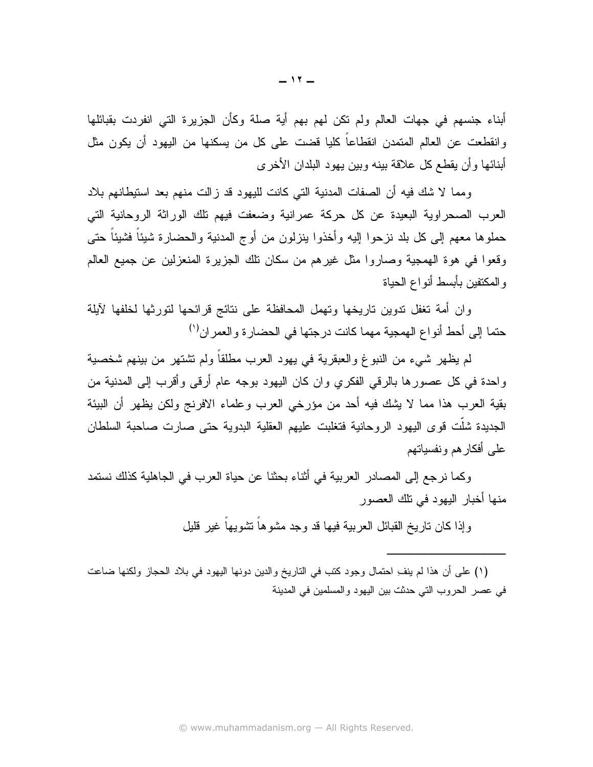أبناء جنسهم في جهات العالم ولم تكن لهم بهم أية صلة وكأن الجزيرة التي انفردت بقبائلها وانقطعت عن العالم المتمدن انقطاعاً كليا قضت على كل من يسكنها من اليهود أن يكون مثل أبنائها وأن يقطع كل علاقة بينه وبين يهود البلدان الأخرى

ومما لا شك فيه أن الصفات المدنية التي كانت لليهود قد زالت منهم بعد استيطانهم بلاد العرب الصحراوية البعيدة عن كل حركة عمرانية وضعفت فيهم تلك الوراثة الروحانية التي حملوها معهم إلى كل بلد نزحوا إليه وأخذوا ينزلون من أوج المدنية والحضارة شيئاً فشيئاً حتى وقعوا في هوة الهمجية وصاروا مثل غيرهم من سكان تلك الجزيرة المنعزلين عن جميع العالم والمكتفين بأبسط أنواع الحياة

وان أمة تغفل تدوين تاريخها وتهمل المحافظة على نتائج قرائحها لتورثها لخلفها لآيلة حتما إلى أحط أنواع الهمجية مهما كانت درجتها في الحضارة والعمران[1]

لم يظهر شيء من النبوغ والعبقرية في يهود العرب مطلقاً ولم تشتهر من بينهم شخصية واحدة في كل عصورها بالرقي الفكري وان كان اليهود بوجه عام أرقى وأقرب إلى المدنية من بقية العرب هذا مما لا يشك فيه أحد من مؤرخي العرب وعلماء الافرنج ولكن يظهر أن البيئة الجديدة شلّت قوى اليهود الروحانية فتغلبت عليهم العقلية البدوية حتى صارت صاحبة السلطان على أفكارهم ونفسياتهم

وكما نرجع إلى المصادر العربية في أثناء بحثنا عن حياة العرب في الجاهلية كذلك نستمد منها أخبار اليهود في تلك العصور

وإذا كان تاريخ القبائل العربية فيها قد وجد مشوهاً تشويهاً غير قليل

---

(١) على أن هذا لم ينفِ احتمال وجود كتب في التاريخ والدين دونها اليهود في بلاد الحجاز ولكنها ضاعت في عصر الحروب التي حدثت بين اليهود والمسلمين في المدينة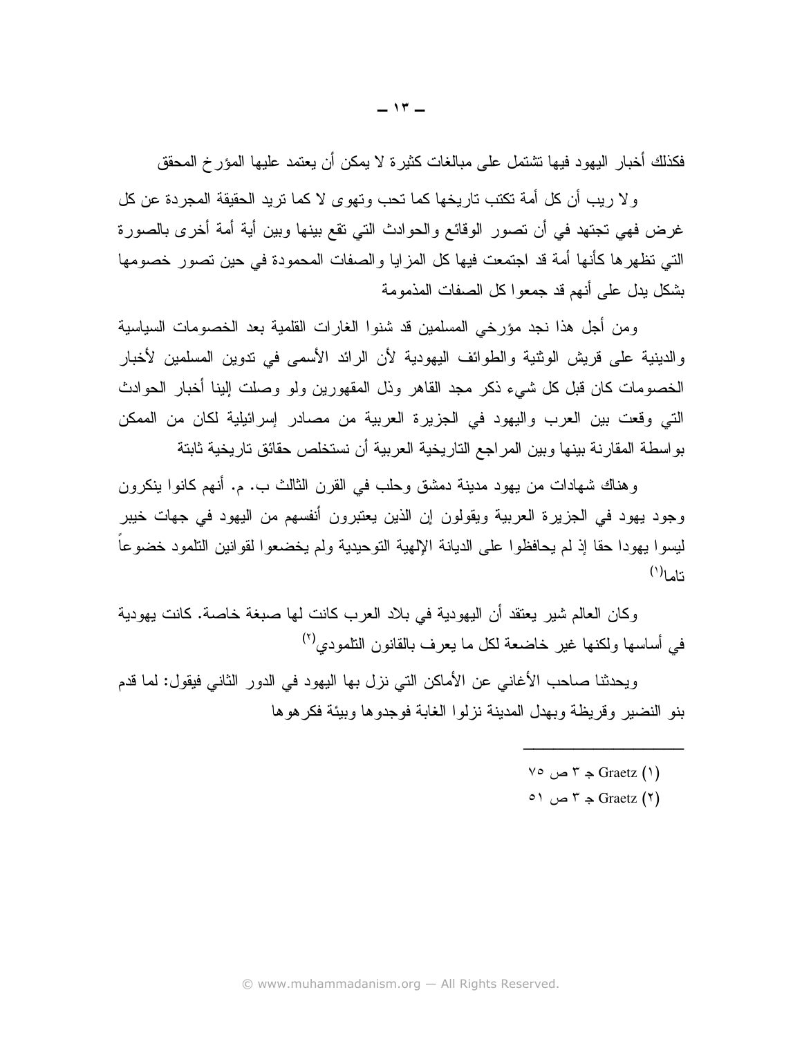فكذلك أخبار اليهود فيها تشتمل على مبالغات كثيرة لا يمكن أن يعتمد عليها المؤرخ المحقق

ولا ريب أن كل أمة تكتب تاريخها كما تحب وتهوى لا كما تريد الحقيقة المجردة عن كل غرض فهي تجتهد في أن تصور الوقائع والحوادث التي تقع بينها وبين أية أمة أخرى بالصورة التي تظهرها كأنها أمة قد اجتمعت فيها كل المزايا والصفات المحمودة في حين تصور خصومها بشكل يدل على أنهم قد جمعوا كل الصفات المذمومة

ومن أجل هذا نجد مؤرخي المسلمين قد شنوا الغارات القلمية بعد الخصومات السياسية والدينية على قريش الوثنية والطوائف اليهودية لأن الرائد الأسمى في تدوين المسلمين لأخبار الخصومات كان قبل كل شيء ذكر مجد القاهر وذل المقهورين ولو وصلت إلينا أخبار الحوادث التي وقعت بين العرب واليهود في الجزيرة العربية من مصادر إسرائيلية لكان من الممكن بواسطة المقارنة بينها وبين المراجع التاريخية العربية أن نستخلص حقائق تاريخية ثابتة

وهناك شهادات من يهود مدينة دمشق وحلب في القرن الثالث ب. م. أنهم كانوا ينكرون وجود يهود في الجزيرة العربية ويقولون إن الذين يعتبرون أنفسهم من اليهود في جهات خيبر ليسوا يهودا حقا إذ لم يحافظوا على الديانة الإلهية التوحيدية ولم يخضعوا لقوانين التلمود خضوعاً تاما[١]

وكان العالم شير يعتقد أن اليهودية في بلاد العرب كانت لها صبغة خاصة. كانت يهودية في أساسها ولكنها غير خاضعة لكل ما يعرف بالقانون التلمودي[٢]

ويحدثنا صاحب الأغاني عن الأماكن التي نزل بها اليهود في الدور الثاني فيقول: لما قدم بنو النضير وقريظة وبهدل المدينة نزلوا الغابة فوجدوها وبيئة فكرهوها

---

(١) Graetz جـ ٣ ص ٧٥

(٢) Graetz جـ ٣ ص ٥١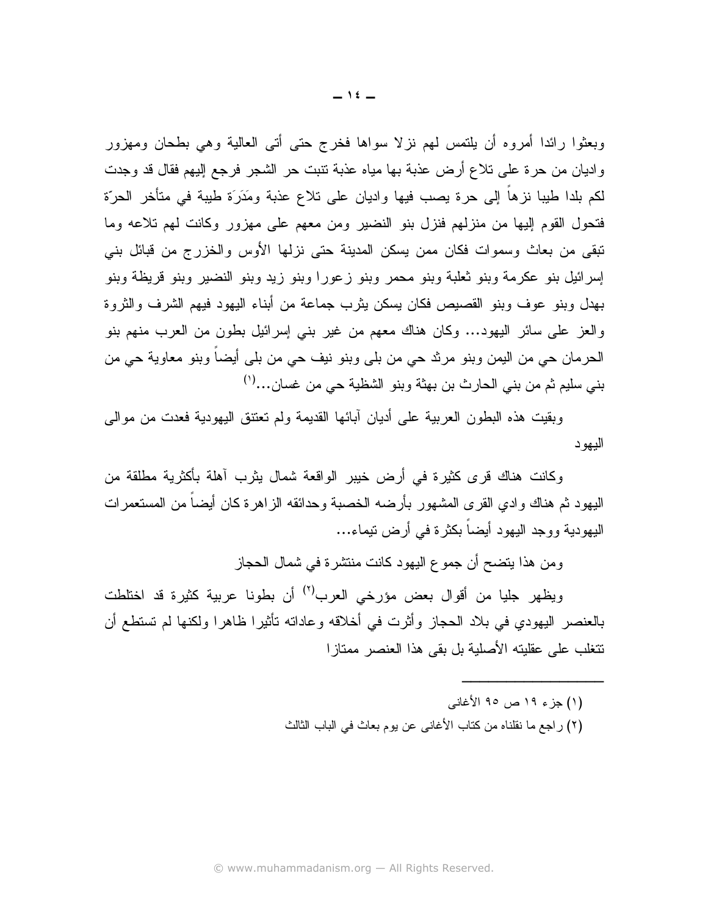وبعثوا رائدا أمروه أن يلتمس لهم نزلا سواها فخرج حتى أتى العالية وهي بطحان ومهزور واديان من حرة على تلاع أرض عذبة بها مياه عذبة تنبت حر الشجر فرجع إليهم فقال قد وجدت لكم بلدا طيبا نزهاً إلى حرة يصب فيها واديان على تلاع عذبة ومَدَرَة طيبة في متأخر الحرّة فتحول القوم إليها من منزلهم فنزل بنو النضير ومن معهم على مهزور وكانت لهم تلاعه وما تبقى من بعاث وسموات فكان ممن يسكن المدينة حتى نزلها الأوس والخزرج من قبائل بني إسرائيل بنو عكرمة وبنو ثعلبة وبنو محمر وبنو زعورا وبنو زيد وبنو النضير وبنو قريظة وبنو بهدل وبنو عوف وبنو القصيص فكان يسكن يثرب جماعة من أبناء اليهود فيهم الشرف والثروة والعز على سائر اليهود... وكان هناك معهم من غير بني إسرائيل بطون من العرب منهم بنو الحرمان حي من اليمن وبنو مرثد حي من بلى وبنو نيف حي من بلى أيضاً وبنو معاوية حي من بني سليم ثم من بني الحارث بن بهثة وبنو الشظية حي من غسان...[1]

وبقيت هذه البطون العربية على أديان آبائها القديمة ولم تعتنق اليهودية فعدت من موالى اليهود

وكانت هناك قرى كثيرة في أرض خيبر الواقعة شمال يثرب آهلة بأكثرية مطلقة من اليهود ثم هناك وادي القرى المشهور بأرضه الخصبة وحدائقه الزاهرة كان أيضاً من المستعمرات اليهودية ووجد اليهود أيضاً بكثرة في أرض تيماء...

ومن هذا يتضح أن جموع اليهود كانت منتشرة في شمال الحجاز

ويظهر جليا من أقوال بعض مؤرخي العرب[2] أن بطونا عربية كثيرة قد اختلطت بالعنصر اليهودي في بلاد الحجاز وأثرت في أخلاقه وعاداته تأثيرا ظاهرا ولكنها لم تستطع أن تتغلب على عقليته الأصلية بل بقى هذا العنصر ممتازا

---

(١) جزء ١٩ ص ٩٥ الأغانى

(٢) راجع ما نقلناه من كتاب الأغانى عن يوم بعاث في الباب الثالث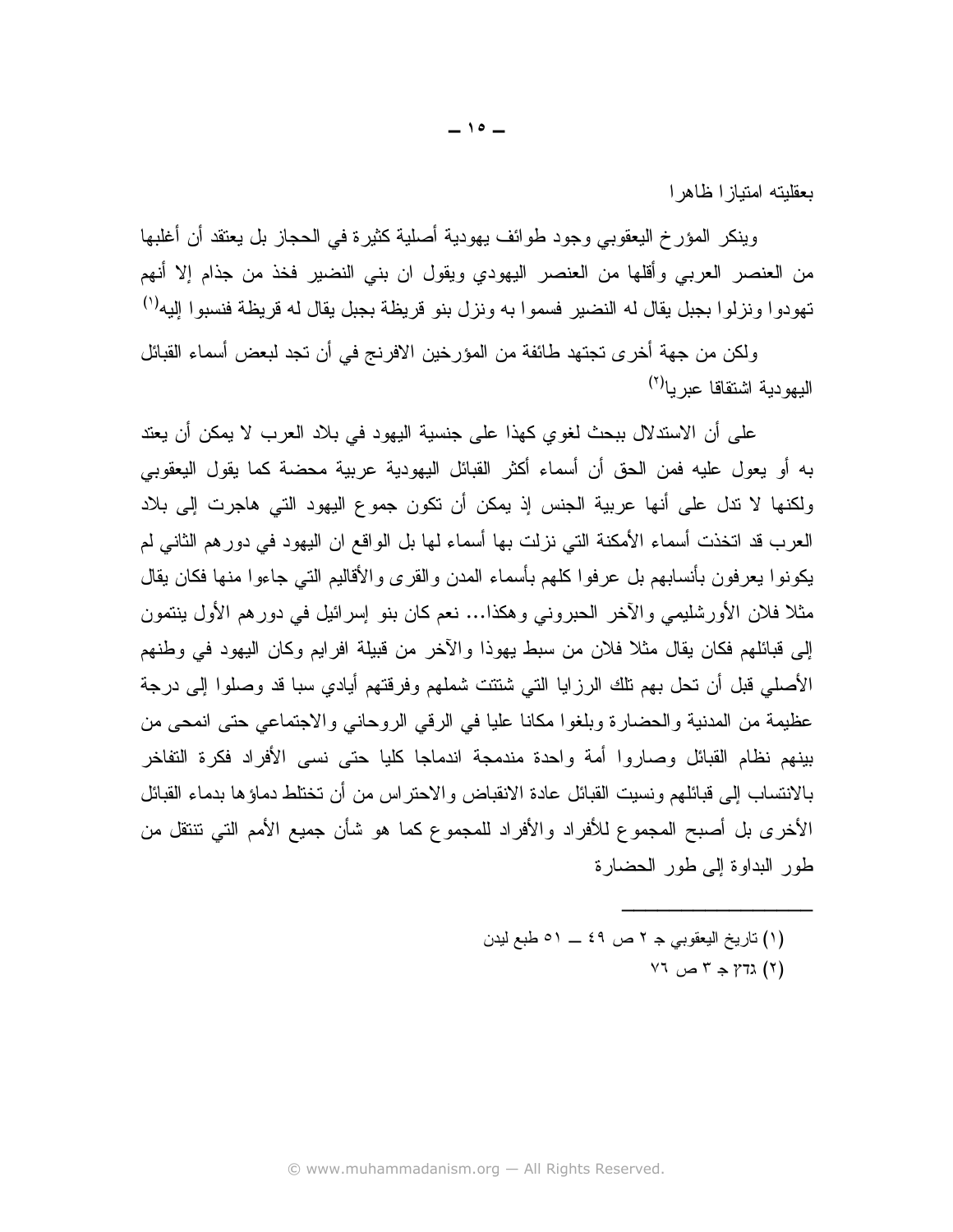بعقليته امتيازا ظاهرا

وينكر المؤرخ اليعقوبي وجود طوائف يهودية أصلية كثيرة في الحجاز بل يعتقد أن أغلبها من العنصر العربي وأقلها من العنصر اليهودي ويقول ان بني النضير فخذ من جذام إلا أنهم تهودوا ونزلوا بجبل يقال له النضير فسموا به ونزل بنو قريظة بجبل يقال له قريظة فنسبوا إليه[1]

ولكن من جهة أخرى تجتهد طائفة من المؤرخين الافرنج في أن تجد لبعض أسماء القبائل اليهودية اشتقاقا عبريا[2]

على أن الاستدلال ببحث لغوي كهذا على جنسية اليهود في بلاد العرب لا يمكن أن يعتد به أو يعول عليه فمن الحق أن أسماء أكثر القبائل اليهودية عربية محضة كما يقول اليعقوبي ولكنها لا تدل على أنها عربية الجنس إذ يمكن أن تكون جموع اليهود التي هاجرت إلى بلاد العرب قد اتخذت أسماء الأمكنة التي نزلت بها أسماء لها بل الواقع ان اليهود في دورهم الثاني لم يكونوا يعرفون بأنسابهم بل عرفوا كلهم بأسماء المدن والقرى والأقاليم التي جاءوا منها فكان يقال مثلا فلان الأورشليمي والآخر الحبروني وهكذا... نعم كان بنو إسرائيل في دورهم الأول ينتمون إلى قبائلهم فكان يقال مثلا فلان من سبط يهوذا والآخر من قبيلة افرايم وكان اليهود في وطنهم الأصلي قبل أن تحل بهم تلك الرزايا التي شتتت شملهم وفرقتهم أيادي سبا قد وصلوا إلى درجة عظيمة من المدنية والحضارة وبلغوا مكانا عليا في الرقي الروحاني والاجتماعي حتى انمحى من بينهم نظام القبائل وصاروا أمة واحدة مندمجة اندماجا كليا حتى نسى الأفراد فكرة التفاخر بالانتساب إلى قبائلهم ونسيت القبائل عادة الانقباض والاحتراس من أن تختلط دماؤها بدماء القبائل الأخرى بل أصبح المجموع للأفراد والأفراد للمجموع كما هو شأن جميع الأمم التي تنتقل من طور البداوة إلى طور الحضارة

---

(١) تاريخ اليعقوبي جـ ٢ ص ٤٩ ــ ٥١ طبع ليدن

(٢) גדק جـ ٣ ص ٧٦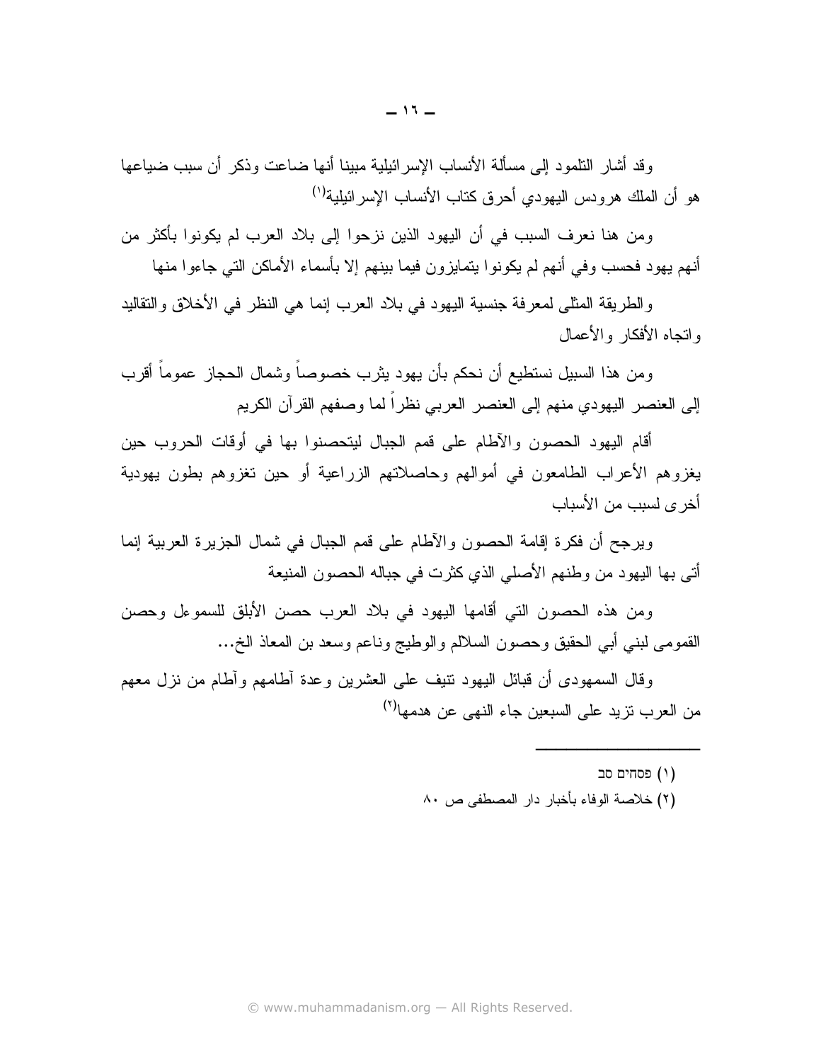وقد أشار التلمود إلى مسألة الأنساب الإسرائيلية مبينا أنها ضاعت وذكر أن سبب ضياعها هو أن الملك هرودس اليهودي أحرق كتاب الأنساب الإسرائيلية[١]

ومن هنا نعرف السبب في أن اليهود الذين نزحوا إلى بلاد العرب لم يكونوا بأكثر من أنهم يهود فحسب وفي أنهم لم يكونوا يتمايزون فيما بينهم إلا بأسماء الأماكن التي جاءوا منها

والطريقة المثلى لمعرفة جنسية اليهود في بلاد العرب إنما هي النظر في الأخلاق والتقاليد واتجاه الأفكار والأعمال

ومن هذا السبيل نستطيع أن نحكم بأن يهود يثرب خصوصاً وشمال الحجاز عموماً أقرب إلى العنصر اليهودي منهم إلى العنصر العربي نظراً لما وصفهم القرآن الكريم

أقام اليهود الحصون والآطام على قمم الجبال ليتحصنوا بها في أوقات الحروب حين يغزوهم الأعراب الطامعون في أموالهم وحاصلاتهم الزراعية أو حين تغزوهم بطون يهودية أخرى لسبب من الأسباب

ويرجح أن فكرة إقامة الحصون والآطام على قمم الجبال في شمال الجزيرة العربية إنما أتى بها اليهود من وطنهم الأصلي الذي كثرت في جباله الحصون المنيعة

ومن هذه الحصون التي أقامها اليهود في بلاد العرب حصن الأبلق للسموءل وحصن القمومى لبني أبي الحقيق وحصون السلالم والوطيح وناعم وسعد بن المعاذ الخ...

وقال السمهودى أن قبائل اليهود تنيف على العشرين وعدة آطامهم وآطام من نزل معهم من العرب تزيد على السبعين جاء النهى عن هدمها[٢]

---

(١) פסחים סב

(٢) خلاصة الوفاء بأخبار دار المصطفى ص ٨٠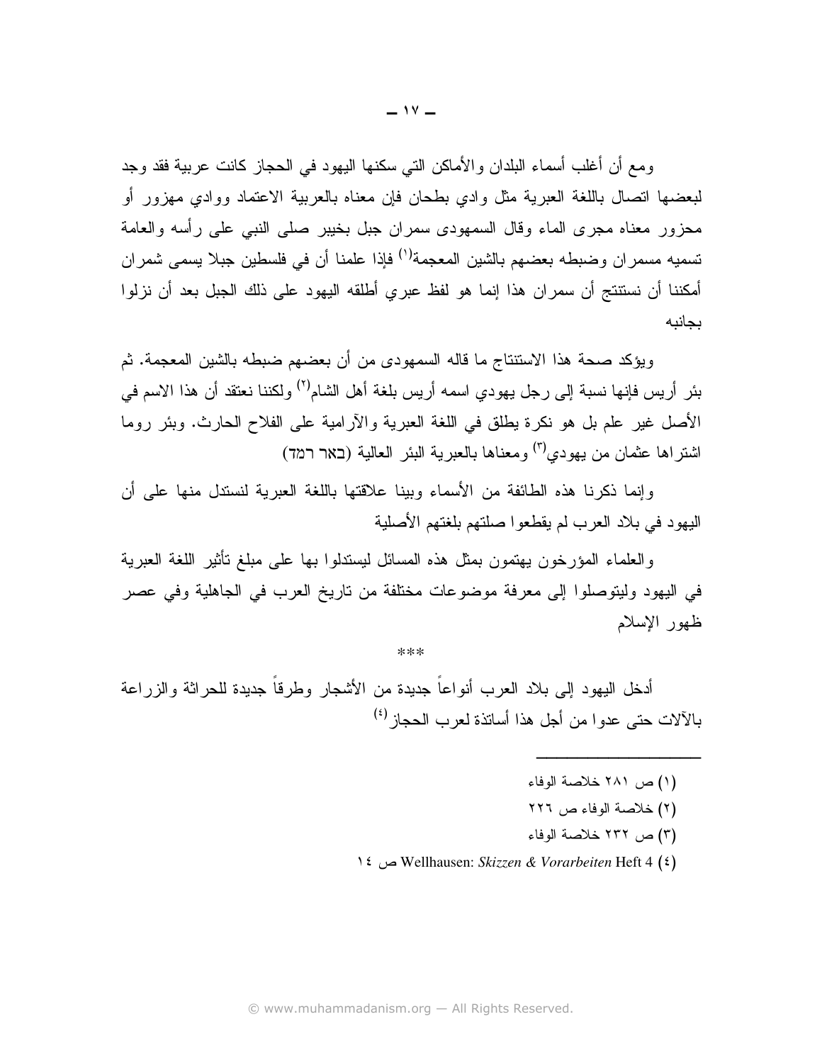ومع أن أغلب أسماء البلدان والأماكن التي سكنها اليهود في الحجاز كانت عربية فقد وجد لبعضها اتصال باللغة العبرية مثل وادي بطحان فإن معناه بالعربية الاعتماد ووادي مهزور أو محزور معناه مجرى الماء وقال السمهودى سمران جبل بخيبر صلى النبي على رأسه والعامة تسميه مسمران وضبطه بعضهم بالشين المعجمة[١] فإذا علمنا أن في فلسطين جبلا يسمى شمران أمكننا أن نستنتج أن سمران هذا إنما هو لفظ عبري أطلقه اليهود على ذلك الجبل بعد أن نزلوا بجانبه

ويؤكد صحة هذا الاستنتاج ما قاله السمهودى من أن بعضهم ضبطه بالشين المعجمة. ثم بئر أريس فإنها نسبة إلى رجل يهودي اسمه أريس بلغة أهل الشام[٢] ولكننا نعتقد أن هذا الاسم في الأصل غير علم بل هو نكرة يطلق في اللغة العبرية والآرامية على الفلاح الحارث. وبئر روما اشتراها عثمان من يهودي[٣] ومعناها بالعبرية البئر العالية (באר רמד)

وإنما ذكرنا هذه الطائفة من الأسماء وبينا علاقتها باللغة العبرية لنستدل منها على أن اليهود في بلاد العرب لم يقطعوا صلتهم بلغتهم الأصلية

والعلماء المؤرخون يهتمون بمثل هذه المسائل ليستدلوا بها على مبلغ تأثير اللغة العبرية في اليهود وليتوصلوا إلى معرفة موضوعات مختلفة من تاريخ العرب في الجاهلية وفي عصر ظهور الإسلام

***

أدخل اليهود إلى بلاد العرب أنواعاً جديدة من الأشجار وطرقاً جديدة للحراثة والزراعة بالآلات حتى عدوا من أجل هذا أساتذة لعرب الحجاز[٤]

---

(١) ص ٢٨١ خلاصة الوفاء

(٢) خلاصة الوفاء ص ٢٢٦

(٣) ص ٢٣٢ خلاصة الوفاء

(٤) Wellhausen: *Skizzen & Vorarbeiten* Heft 4 ص ١٤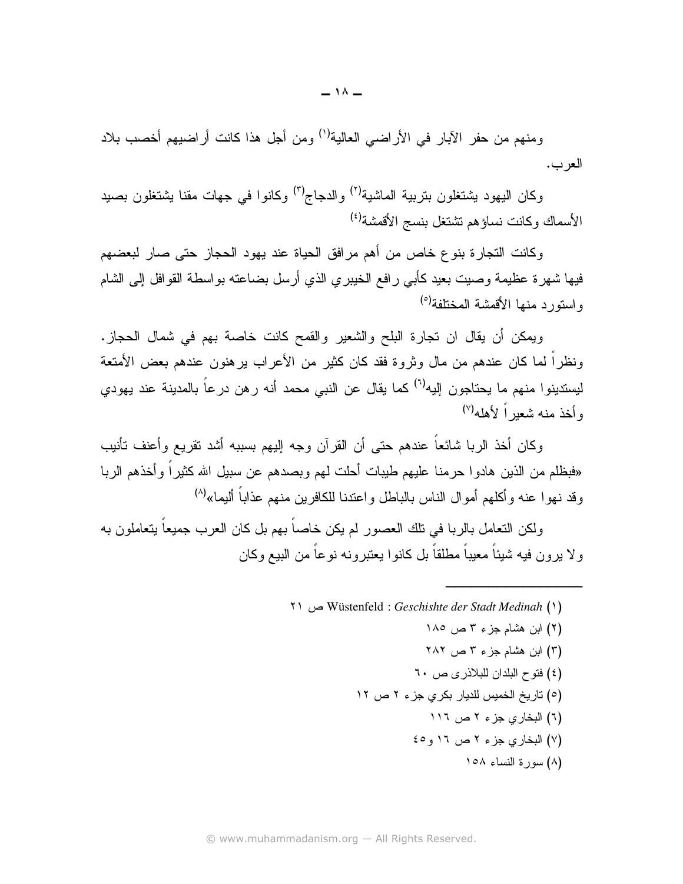ومنهم من حفر الآبار في الأراضي العالية[١] ومن أجل هذا كانت أراضيهم أخصب بلاد العرب.

وكان اليهود يشتغلون بتربية الماشية[٢] والدجاج[٣] وكانوا في جهات مقنا يشتغلون بصيد الأسماك وكانت نساؤهم تشتغل بنسج الأقمشة[٤]

وكانت التجارة بنوع خاص من أهم مرافق الحياة عند يهود الحجاز حتى صار لبعضهم فيها شهرة عظيمة وصيت بعيد كأبي رافع الخيبري الذي أرسل بضاعته بواسطة القوافل إلى الشام واستورد منها الأقمشة المختلفة[٥]

ويمكن أن يقال ان تجارة البلح والشعير والقمح كانت خاصة بهم في شمال الحجاز. ونظراً لما كان عندهم من مال وثروة فقد كان كثير من الأعراب يرهنون عندهم بعض الأمتعة ليستدينوا منهم ما يحتاجون إليه[٦] كما يقال عن النبي محمد أنه رهن درعاً بالمدينة عند يهودي وأخذ منه شعيراً لأهله[٧]

وكان أخذ الربا شائعاً عندهم حتى أن القرآن وجه إليهم بسببه أشد تقريع وأعنف تأنيب «فبظلم من الذين هادوا حرمنا عليهم طيبات أحلت لهم وبصدهم عن سبيل الله كثيراً وأخذهم الربا وقد نهوا عنه وأكلهم أموال الناس بالباطل واعتدنا للكافرين منهم عذاباً أليما»[٨]

ولكن التعامل بالربا في تلك العصور لم يكن خاصاً بهم بل كان العرب جميعاً يتعاملون به ولا يرون فيه شيئاً معيباً مطلقاً بل كانوا يعتبرونه نوعاً من البيع وكان

---

(١) Wüstenfeld : *Geschishte der Stadt Medinah* ص ٢١

(٢) ابن هشام جزء ٣ ص ١٨٥

(٣) ابن هشام جزء ٣ ص ٢٨٢

(٤) فتوح البلدان للبلاذرى ص ٦٠

(٥) تاريخ الخميس للديار بكري جزء ٢ ص ١٢

(٦) البخاري جزء ٢ ص ١١٦

(٧) البخاري جزء ٢ ص ١٦ و٤٥

(٨) سورة النساء ١٥٨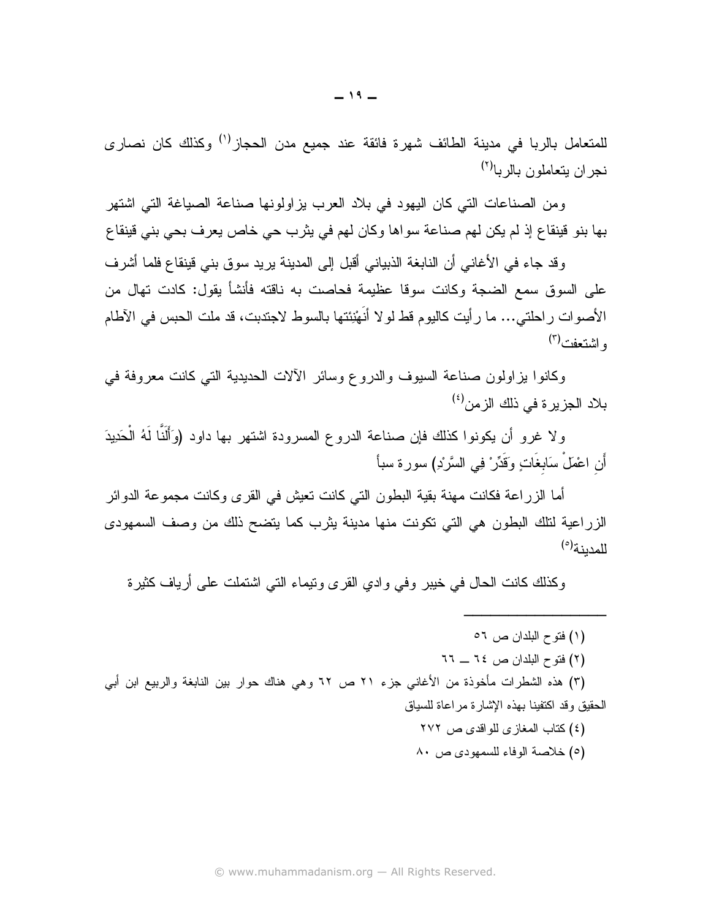للمتعامل بالربا في مدينة الطائف شهرة فائقة عند جميع مدن الحجاز[1] وكذلك كان نصارى نجران يتعاملون بالربا[2]

ومن الصناعات التي كان اليهود في بلاد العرب يزاولونها صناعة الصياغة التي اشتهر بها بنو قينقاع إذ لم يكن لهم صناعة سواها وكان لهم في يثرب حي خاص يعرف بحي بني قينقاع

وقد جاء في الأغاني أن النابغة الذبياني أقبل إلى المدينة يريد سوق بني قينقاع فلما أشرف على السوق سمع الضجة وكانت سوقا عظيمة فحاصت به ناقته فأنشأ يقول: كادت تهال من الأصوات راحلتي... ما رأيت كاليوم قط لولا أَنَهْنَهْتها بالسوط لاجتذبت، قد ملت الحبس في الآطام واشتعفت[3]

وكانوا يزاولون صناعة السيوف والدروع وسائر الآلات الحديدية التي كانت معروفة في بلاد الجزيرة في ذلك الزمن[4]

ولا غرو أن يكونوا كذلك فإن صناعة الدروع المسرودة اشتهر بها داود (وَأَلَنَّا لَهُ الْحَدِيدَ أَنِ اعْمَلْ سَابِغَاتٍ وَقَدِّرْ فِي السَّرْدِ) سورة سبأ

أما الزراعة فكانت مهنة بقية البطون التي كانت تعيش في القرى وكانت مجموعة الدوائر الزراعية لتلك البطون هي التي تكونت منها مدينة يثرب كما يتضح ذلك من وصف السمهودى للمدينة[5]

وكذلك كانت الحال في خيبر وفي وادي القرى وتيماء التي اشتملت على أرياف كثيرة

---

(١) فتوح البلدان ص ٥٦

(٢) فتوح البلدان ص ٦٤ ــ ٦٦

(٣) هذه الشطرات مأخوذة من الأغاني جزء ٢١ ص ٦٢ وهي هناك حوار بين النابغة والربيع ابن أبي الحقيق وقد اكتفينا بهذه الإشارة مراعاة للسياق

(٤) كتاب المغازى للواقدى ص ٢٧٢

(٥) خلاصة الوفاء للسمهودى ص ٨٠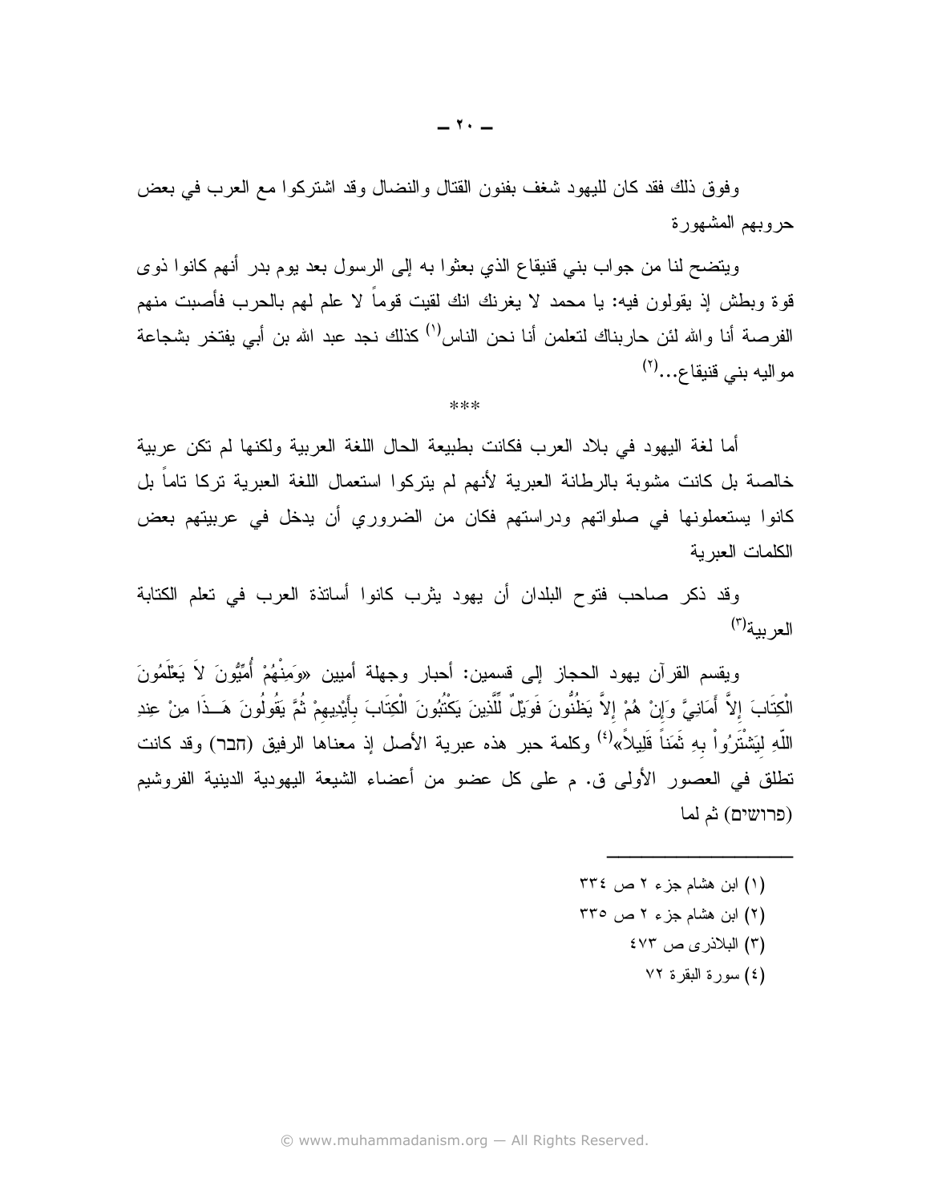وفوق ذلك فقد كان لليهود شغف بفنون القتال والنضال وقد اشتركوا مع العرب في بعض حروبهم المشهورة

ويتضح لنا من جواب بني قنيقاع الذي بعثوا به إلى الرسول بعد يوم بدر أنهم كانوا ذوى قوة وبطش إذ يقولون فيه: يا محمد لا يغرنك انك لقيت قوماً لا علم لهم بالحرب فأصبت منهم الفرصة أنا والله لئن حاربناك لتعلمن أنا نحن الناس[١] كذلك نجد عبد الله بن أبي يفتخر بشجاعة مواليه بني قنيقاع...[٢]

***

أما لغة اليهود في بلاد العرب فكانت بطبيعة الحال اللغة العربية ولكنها لم تكن عربية خالصة بل كانت مشوبة بالرطانة العبرية لأنهم لم يتركوا استعمال اللغة العبرية تركا تاماً بل كانوا يستعملونها في صلواتهم ودراستهم فكان من الضروري أن يدخل في عربيتهم بعض الكلمات العبرية

وقد ذكر صاحب فتوح البلدان أن يهود يثرب كانوا أساتذة العرب في تعلم الكتابة العربية[٣]

ويقسم القرآن يهود الحجاز إلى قسمين: أحبار وجهلة أميين «وَمِنْهُمْ أُمِّيُّونَ لاَ يَعْلَمُونَ الْكِتَابَ إِلاَّ أَمَانِيَّ وَإِنْ هُمْ إِلاَّ يَظُنُّونَ فَوَيْلٌ لِّلَّذِينَ يَكْتُبُونَ الْكِتَابَ بِأَيْدِيهِمْ ثُمَّ يَقُولُونَ هَـذَا مِنْ عِندِ اللّهِ لِيَشْتَرُواْ بِهِ ثَمَناً قَلِيلاً»[٤] وكلمة حبر هذه عبرية الأصل إذ معناها الرفيق (חבר) وقد كانت تطلق في العصور الأولى ق. م على كل عضو من أعضاء الشيعة اليهودية الدينية الفروشيم (פרושים) ثم لما

---

(١) ابن هشام جزء ٢ ص ٣٣٤

(٢) ابن هشام جزء ٢ ص ٣٣٥

(٣) البلاذرى ص ٤٧٣

(٤) سورة البقرة ٧٢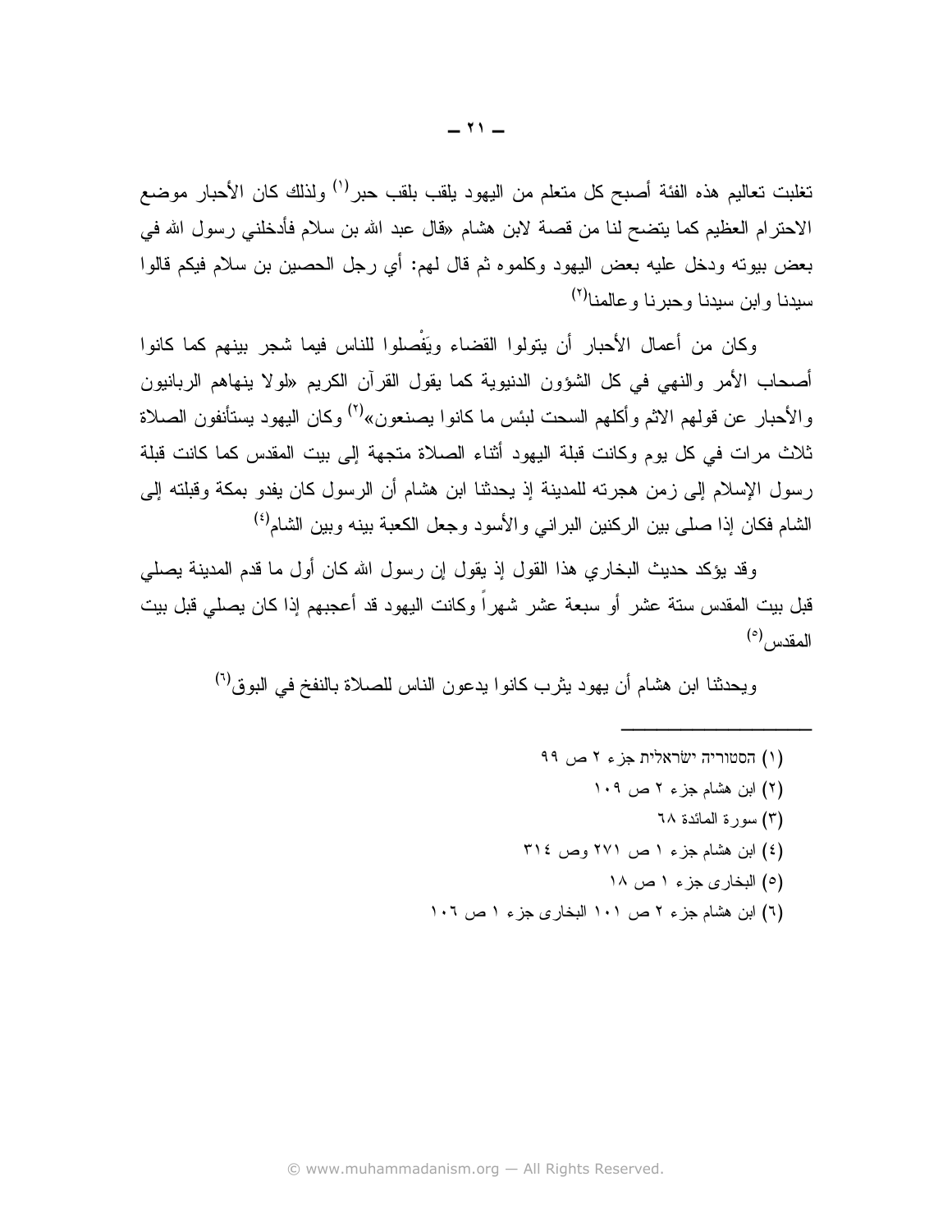تغلبت تعاليم هذه الفئة أصبح كل متعلم من اليهود يلقب بلقب حبر[١] ولذلك كان الأحبار موضع الاحترام العظيم كما يتضح لنا من قصة لابن هشام «قال عبد الله بن سلام فأدخلني رسول الله في بعض بيوته ودخل عليه بعض اليهود وكلموه ثم قال لهم: أي رجل الحصين بن سلام فيكم قالوا سيدنا وابن سيدنا وحبرنا وعالمنا[٢]

وكان من أعمال الأحبار أن يتولوا القضاء ويَفْصلوا للناس فيما شجر بينهم كما كانوا أصحاب الأمر والنهي في كل الشؤون الدنيوية كما يقول القرآن الكريم «لولا ينهاهم الربانيون والأحبار عن قولهم الاثم وأكلهم السحت لبئس ما كانوا يصنعون»[٣] وكان اليهود يستأنفون الصلاة ثلاث مرات في كل يوم وكانت قبلة اليهود أثناء الصلاة متجهة إلى بيت المقدس كما كانت قبلة رسول الإسلام إلى زمن هجرته للمدينة إذ يحدثنا ابن هشام أن الرسول كان يفدو بمكة وقبلته إلى الشام فكان إذا صلى بين الركنين البراني والأسود وجعل الكعبة بينه وبين الشام[٤]

وقد يؤكد حديث البخاري هذا القول إذ يقول إن رسول الله كان أول ما قدم المدينة يصلي قبل بيت المقدس ستة عشر أو سبعة عشر شهراً وكانت اليهود قد أعجبهم إذا كان يصلي قبل بيت المقدس[٥]

ويحدثنا ابن هشام أن يهود يثرب كانوا يدعون الناس للصلاة بالنفخ في البوق[٦]

---

(١) הסטוריה ישראלית جزء ٢ ص ٩٩

(٢) ابن هشام جزء ٢ ص ١٠٩

(٣) سورة المائدة ٦٨

(٤) ابن هشام جزء ١ ص ٢٧١ وص ٣١٤

(٥) البخارى جزء ١ ص ١٨

(٦) ابن هشام جزء ٢ ص ١٠١ البخارى جزء ١ ص ١٠٦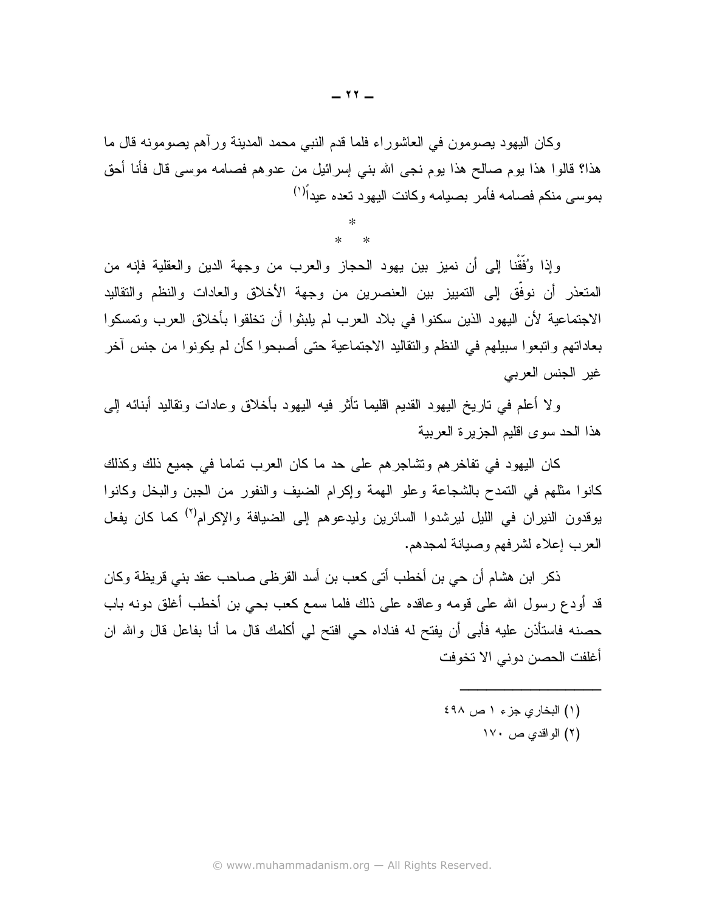وكان اليهود يصومون في العاشوراء فلما قدم النبي محمد المدينة ورآهم يصومونه قال ما هذا؟ قالوا هذا يوم صالح هذا يوم نجى الله بني إسرائيل من عدوهم فصامه موسى قال فأنا أحق بموسى منكم فصامه فأمر بصيامه وكانت اليهود تعده عيداً[١]

*
\* \*

وإذا وُفّقنا إلى أن نميز بين يهود الحجاز والعرب من وجهة الدين والعقلية فإنه من المتعذر أن نوفّق إلى التمييز بين العنصرين من وجهة الأخلاق والعادات والنظم والتقاليد الاجتماعية لأن اليهود الذين سكنوا في بلاد العرب لم يلبثوا أن تخلقوا بأخلاق العرب وتمسكوا بعاداتهم واتبعوا سبيلهم في النظم والتقاليد الاجتماعية حتى أصبحوا كأن لم يكونوا من جنس آخر غير الجنس العربي

ولا أعلم في تاريخ اليهود القديم اقليما تأثر فيه اليهود بأخلاق وعادات وتقاليد أبنائه إلى هذا الحد سوى اقليم الجزيرة العربية

كان اليهود في تفاخرهم وتشاجرهم على حد ما كان العرب تماما في جميع ذلك وكذلك كانوا مثلهم في التمدح بالشجاعة وعلو الهمة وإكرام الضيف والنفور من الجبن والبخل وكانوا يوقدون النيران في الليل ليرشدوا السائرين وليدعوهم إلى الضيافة والإكرام[٢] كما كان يفعل العرب إعلاء لشرفهم وصيانة لمجدهم.

ذكر ابن هشام أن حي بن أخطب أتى كعب بن أسد القرظى صاحب عقد بني قريظة وكان قد أودع رسول الله على قومه وعاقده على ذلك فلما سمع كعب بحي بن أخطب أغلق دونه باب حصنه فاستأذن عليه فأبى أن يفتح له فناداه حي افتح لي أكلمك قال ما أنا بفاعل قال والله ان أغلقت الحصن دوني الا تخوفت

---

(١) البخاري جزء ١ ص ٤٩٨

(٢) الواقدي ص ١٧٠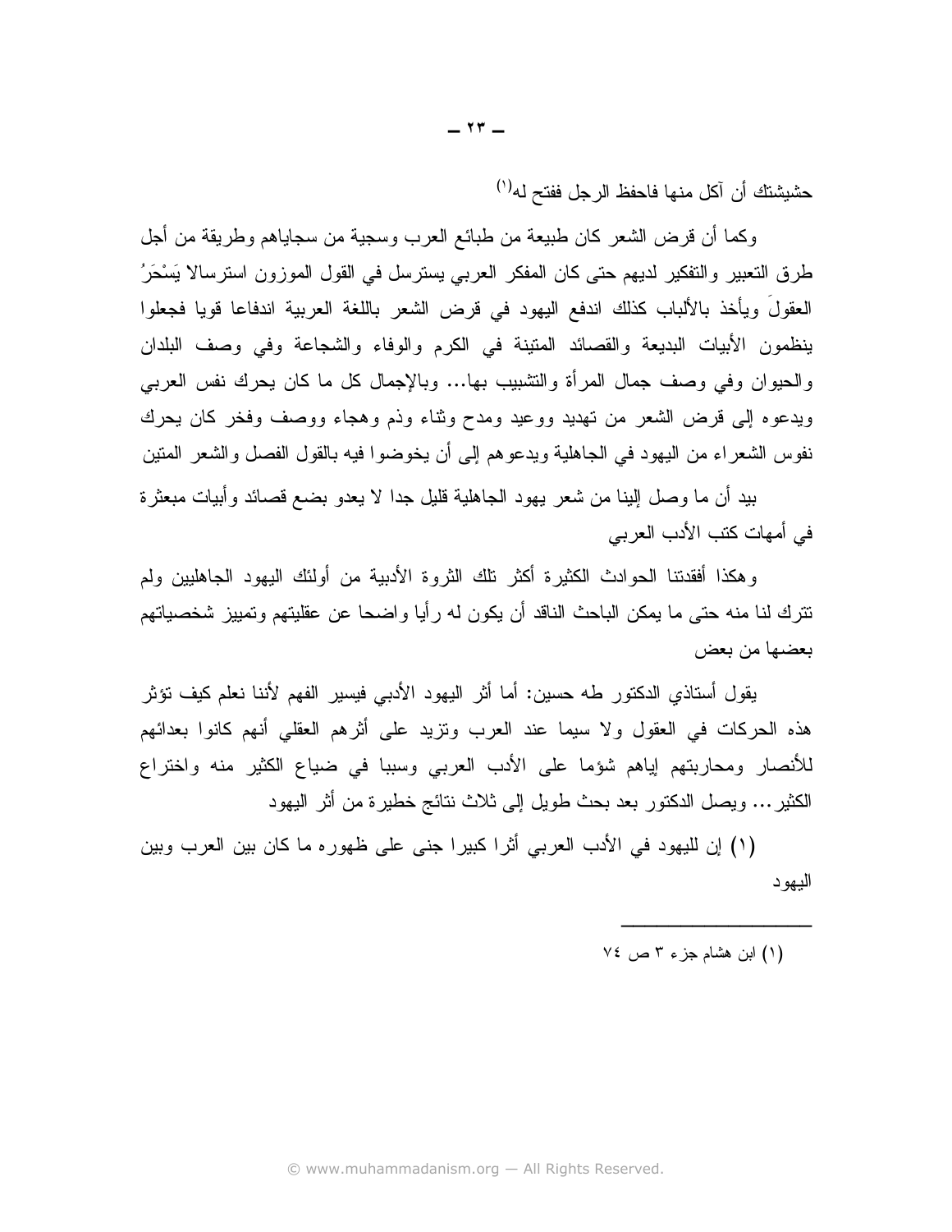حشيشتك أن آكل منها فاحفظ الرجل ففتح له[1]

وكما أن قرض الشعر كان طبيعة من طبائع العرب وسجية من سجاياهم وطريقة من أجل طرق التعبير والتفكير لديهم حتى كان المفكر العربي يسترسل في القول الموزون استرسالا يَسْحَرُ العقولَ ويأخذ بالألباب كذلك اندفع اليهود في قرض الشعر باللغة العربية اندفاعا قويا فجعلوا ينظمون الأبيات البديعة والقصائد المتينة في الكرم والوفاء والشجاعة وفي وصف البلدان والحيوان وفي وصف جمال المرأة والتشبيب بها... وبالإجمال كل ما كان يحرك نفس العربي ويدعوه إلى قرض الشعر من تهديد ووعيد ومدح وثناء وذم وهجاء ووصف وفخر كان يحرك نفوس الشعراء من اليهود في الجاهلية ويدعوهم إلى أن يخوضوا فيه بالقول الفصل والشعر المتين

بيد أن ما وصل إلينا من شعر يهود الجاهلية قليل جدا لا يعدو بضع قصائد وأبيات مبعثرة في أمهات كتب الأدب العربي

وهكذا أفقدتنا الحوادث الكثيرة أكثر تلك الثروة الأدبية من أولئك اليهود الجاهليين ولم تترك لنا منه حتى ما يمكن الباحث الناقد أن يكون له رأيا واضحا عن عقليتهم وتمييز شخصياتهم بعضها من بعض

يقول أستاذي الدكتور طه حسين: أما أثر اليهود الأدبي فيسير الفهم لأننا نعلم كيف تؤثر هذه الحركات في العقول ولا سيما عند العرب وتزيد على أثرهم العقلي أنهم كانوا بعدائهم للأنصار ومحاربتهم إياهم شؤما على الأدب العربي وسببا في ضياع الكثير منه واختراع الكثير... ويصل الدكتور بعد بحث طويل إلى ثلاث نتائج خطيرة من أثر اليهود

(١) إن لليهود في الأدب العربي أثرا كبيرا جنى على ظهوره ما كان بين العرب وبين اليهود

---

(١) ابن هشام جزء ٣ ص ٧٤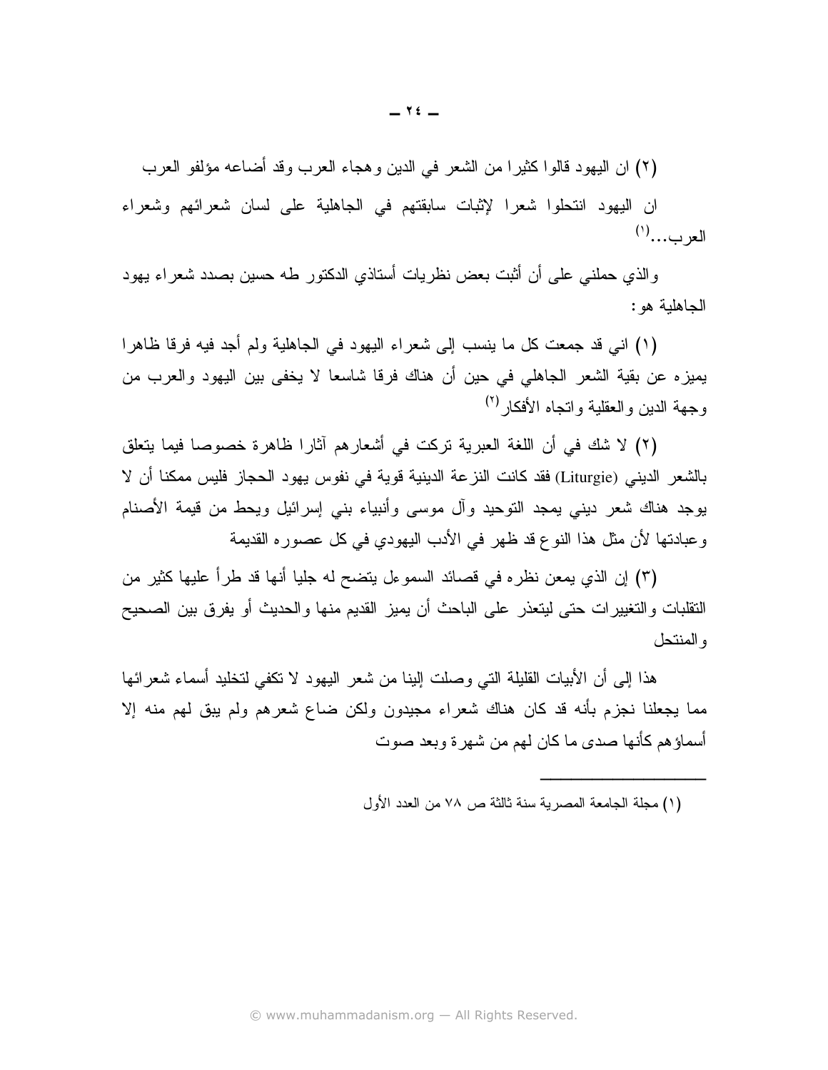(٢) ان اليهود قالوا كثيرا من الشعر في الدين وهجاء العرب وقد أضاعه مؤلفو العرب

ان اليهود انتحلوا شعرا لإثبات سابقتهم في الجاهلية على لسان شعرائهم وشعراء العرب...[١]

والذي حملني على أن أثبت بعض نظريات أستاذي الدكتور طه حسين بصدد شعراء يهود الجاهلية هو:

(١) اني قد جمعت كل ما ينسب إلى شعراء اليهود في الجاهلية ولم أجد فيه فرقا ظاهرا يميزه عن بقية الشعر الجاهلي في حين أن هناك فرقا شاسعا لا يخفى بين اليهود والعرب من وجهة الدين والعقلية واتجاه الأفكار[٢]

(٢) لا شك في أن اللغة العبرية تركت في أشعارهم آثارا ظاهرة خصوصا فيما يتعلق بالشعر الديني (Liturgie) فقد كانت النزعة الدينية قوية في نفوس يهود الحجاز فليس ممكنا أن لا يوجد هناك شعر ديني يمجد التوحيد وآل موسى وأنبياء بني إسرائيل ويحط من قيمة الأصنام وعبادتها لأن مثل هذا النوع قد ظهر في الأدب اليهودي في كل عصوره القديمة

(٣) إن الذي يمعن نظره في قصائد السموءل يتضح له جليا أنها قد طرأ عليها كثير من التقلبات والتغييرات حتى ليتعذر على الباحث أن يميز القديم منها والحديث أو يفرق بين الصحيح والمنتحل

هذا إلى أن الأبيات القليلة التي وصلت إلينا من شعر اليهود لا تكفي لتخليد أسماء شعرائها مما يجعلنا نجزم بأنه قد كان هناك شعراء مجيدون ولكن ضاع شعرهم ولم يبق لهم منه إلا أسماؤهم كأنها صدى ما كان لهم من شهرة وبعد صوت

---

(١) مجلة الجامعة المصرية سنة ثالثة ص ٧٨ من العدد الأول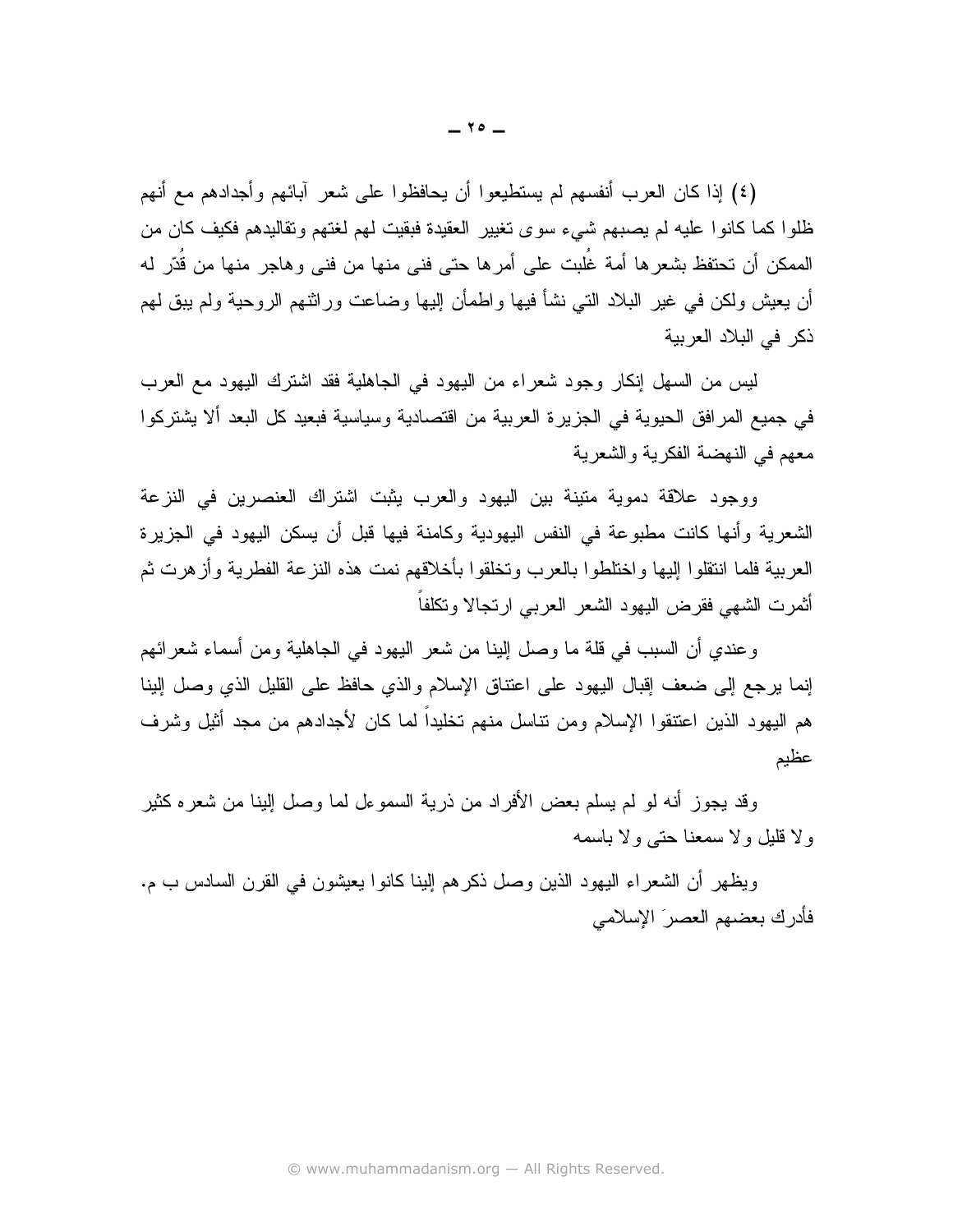(٤) إذا كان العرب أنفسهم لم يستطيعوا أن يحافظوا على شعر آبائهم وأجدادهم مع أنهم ظلوا كما كانوا عليه لم يصبهم شيء سوى تغيير العقيدة فبقيت لهم لغتهم وتقاليدهم فكيف كان من الممكن أن تحتفظ بشعرها أمة غُلبت على أمرها حتى فنى منها من فنى وهاجر منها من قُدّر له أن يعيش ولكن في غير البلاد التي نشأ فيها واطمأن إليها وضاعت وراثتهم الروحية ولم يبق لهم ذكر في البلاد العربية

ليس من السهل إنكار وجود شعراء من اليهود في الجاهلية فقد اشترك اليهود مع العرب في جميع المرافق الحيوية في الجزيرة العربية من اقتصادية وسياسية فبعيد كل البعد ألا يشتركوا معهم في النهضة الفكرية والشعرية

ووجود علاقة دموية متينة بين اليهود والعرب يثبت اشتراك العنصرين في النزعة الشعرية وأنها كانت مطبوعة في النفس اليهودية وكامنة فيها قبل أن يسكن اليهود في الجزيرة العربية فلما انتقلوا إليها واختلطوا بالعرب وتخلقوا بأخلاقهم نمت هذه النزعة الفطرية وأزهرت ثم أثمرت الشهي فقرض اليهود الشعر العربي ارتجالا وتكلفاً

وعندي أن السبب في قلة ما وصل إلينا من شعر اليهود في الجاهلية ومن أسماء شعرائهم إنما يرجع إلى ضعف إقبال اليهود على اعتناق الإسلام والذي حافظ على القليل الذي وصل إلينا هم اليهود الذين اعتنقوا الإسلام ومن تناسل منهم تخليداً لما كان لأجدادهم من مجد أثيل وشرف عظيم

وقد يجوز أنه لو لم يسلم بعض الأفراد من ذرية السموءل لما وصل إلينا من شعره كثير ولا قليل ولا سمعنا حتى ولا باسمه

ويظهر أن الشعراء اليهود الذين وصل ذكرهم إلينا كانوا يعيشون في القرن السادس ب م. فأدرك بعضهم العصرَ الإسلامي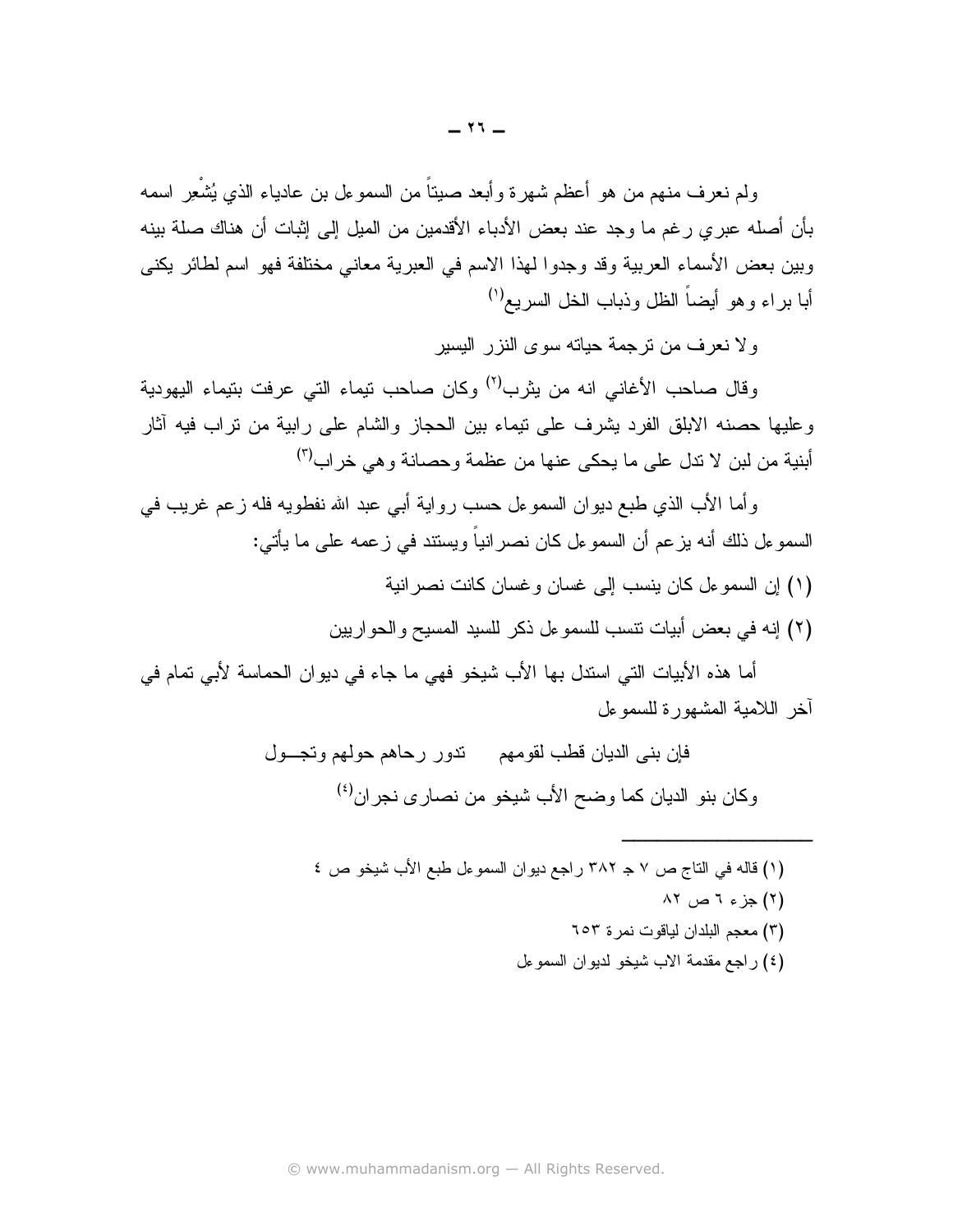ولم نعرف منهم من هو أعظم شهرة وأبعد صيتاً من السموءل بن عادياء الذي يُشْعِر اسمه بأن أصله عبري رغم ما وجد عند بعض الأدباء الأقدمين من الميل إلى إثبات أن هناك صلة بينه وبين بعض الأسماء العربية وقد وجدوا لهذا الاسم في العبرية معاني مختلفة فهو اسم لطائر يكنى أبا براء وهو أيضاً الظل وذباب الخل السريع[1]

ولا نعرف من ترجمة حياته سوى النزر اليسير

وقال صاحب الأغاني انه من يثرب[2] وكان صاحب تيماء التي عرفت بتيماء اليهودية وعليها حصنه الابلق الفرد يشرف على تيماء بين الحجاز والشام على رابية من تراب فيه آثار أبنية من لبن لا تدل على ما يحكى عنها من عظمة وحصانة وهي خراب[3]

وأما الأب الذي طبع ديوان السموءل حسب رواية أبي عبد الله نفطويه فله زعم غريب في السموءل ذلك أنه يزعم أن السموءل كان نصرانياً ويستند في زعمه على ما يأتي:

(١) إن السموءل كان ينسب إلى غسان وغسان كانت نصرانية

(٢) إنه في بعض أبيات تنسب للسموءل ذكر للسيد المسيح والحواريين

أما هذه الأبيات التي استدل بها الأب شيخو فهي ما جاء في ديوان الحماسة لأبي تمام في آخر اللامية المشهورة للسموءل

فإن بنى الديان قطب لقومهم     تدور رحاهم حولهم وتجـــول

وكان بنو الديان كما وضح الأب شيخو من نصارى نجران[4]

---

(١) قاله في التاج ص ٧ ج ٣٨٢ راجع ديوان السموءل طبع الأب شيخو ص ٤

(٢) جزء ٦ ص ٨٢

(٣) معجم البلدان لياقوت نمرة ٦٥٣

(٤) راجع مقدمة الاب شيخو لديوان السموءل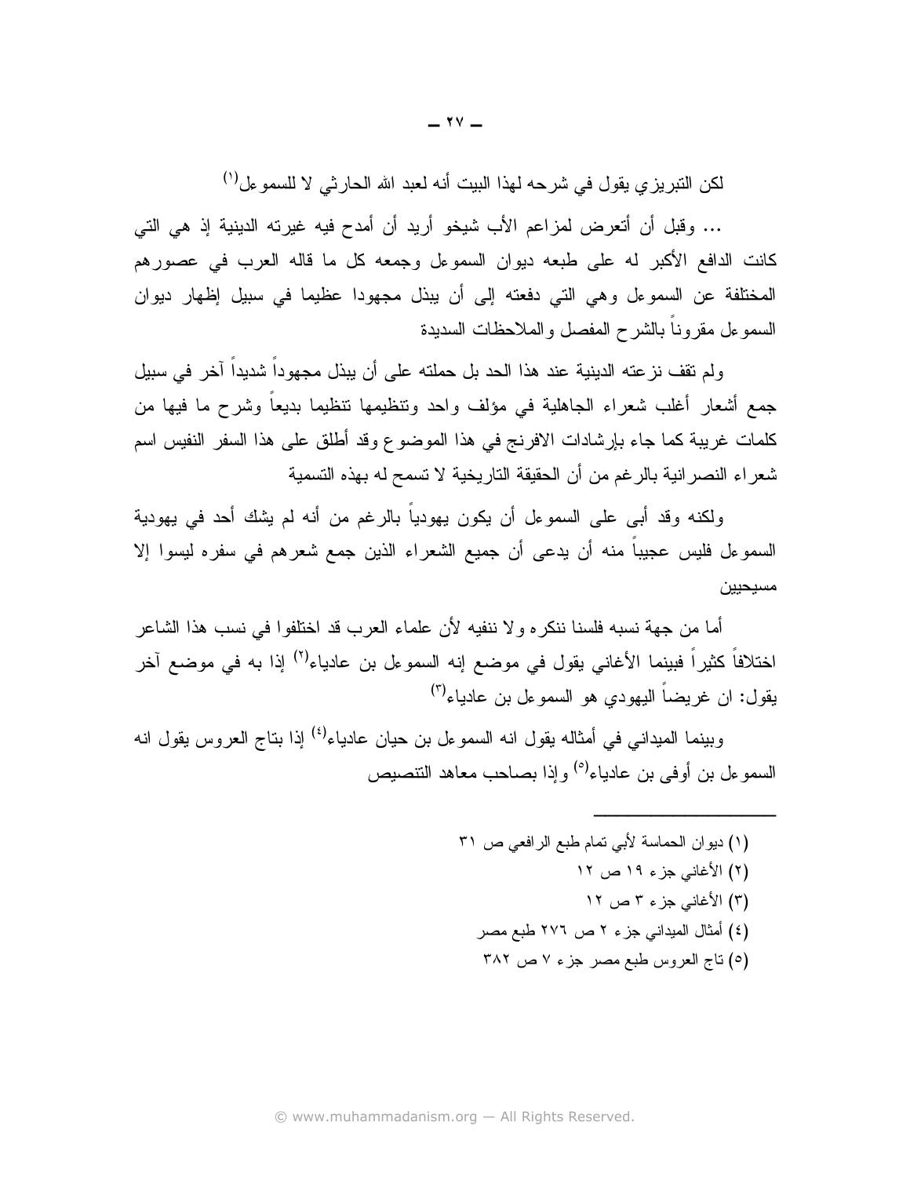لكن التبريزي يقول في شرحه لهذا البيت أنه لعبد الله الحارثي لا للسموءل[1]

... وقبل أن أتعرض لمزاعم الأب شيخو أريد أن أمدح فيه غيرته الدينية إذ هي التي كانت الدافع الأكبر له على طبعه ديوان السموءل وجمعه كل ما قاله العرب في عصورهم المختلفة عن السموءل وهي التي دفعته إلى أن يبذل مجهودا عظيما في سبيل إظهار ديوان السموءل مقروناً بالشرح المفصل والملاحظات السديدة

ولم تقف نزعته الدينية عند هذا الحد بل حملته على أن يبذل مجهوداً شديداً آخر في سبيل جمع أشعار أغلب شعراء الجاهلية في مؤلف واحد وتنظيمها تنظيما بديعاً وشرح ما فيها من كلمات غريبة كما جاء بإرشادات الافرنج في هذا الموضوع وقد أطلق على هذا السفر النفيس اسم شعراء النصرانية بالرغم من أن الحقيقة التاريخية لا تسمح له بهذه التسمية

ولكنه وقد أبى على السموءل أن يكون يهودياً بالرغم من أنه لم يشك أحد في يهودية السموءل فليس عجيباً منه أن يدعى أن جميع الشعراء الذين جمع شعرهم في سفره ليسوا إلا مسيحيين

أما من جهة نسبه فلسنا ننكره ولا ننفيه لأن علماء العرب قد اختلفوا في نسب هذا الشاعر اختلافاً كثيراً فبينما الأغاني يقول في موضع إنه السموءل بن عادياء[2] إذا به في موضع آخر يقول: ان غريضاً اليهودي هو السموءل بن عادياء[3]

وبينما الميداني في أمثاله يقول انه السموءل بن حيان عادياء[4] إذا بتاج العروس يقول انه السموءل بن أوفى بن عادياء[5] وإذا بصاحب معاهد التنصيص

---

(١) ديوان الحماسة لأبي تمام طبع الرافعي ص ٣١

(٢) الأغاني جزء ١٩ ص ١٢

(٣) الأغاني جزء ٣ ص ١٢

(٤) أمثال الميداني جزء ٢ ص ٢٧٦ طبع مصر

(٥) تاج العروس طبع مصر جزء ٧ ص ٣٨٢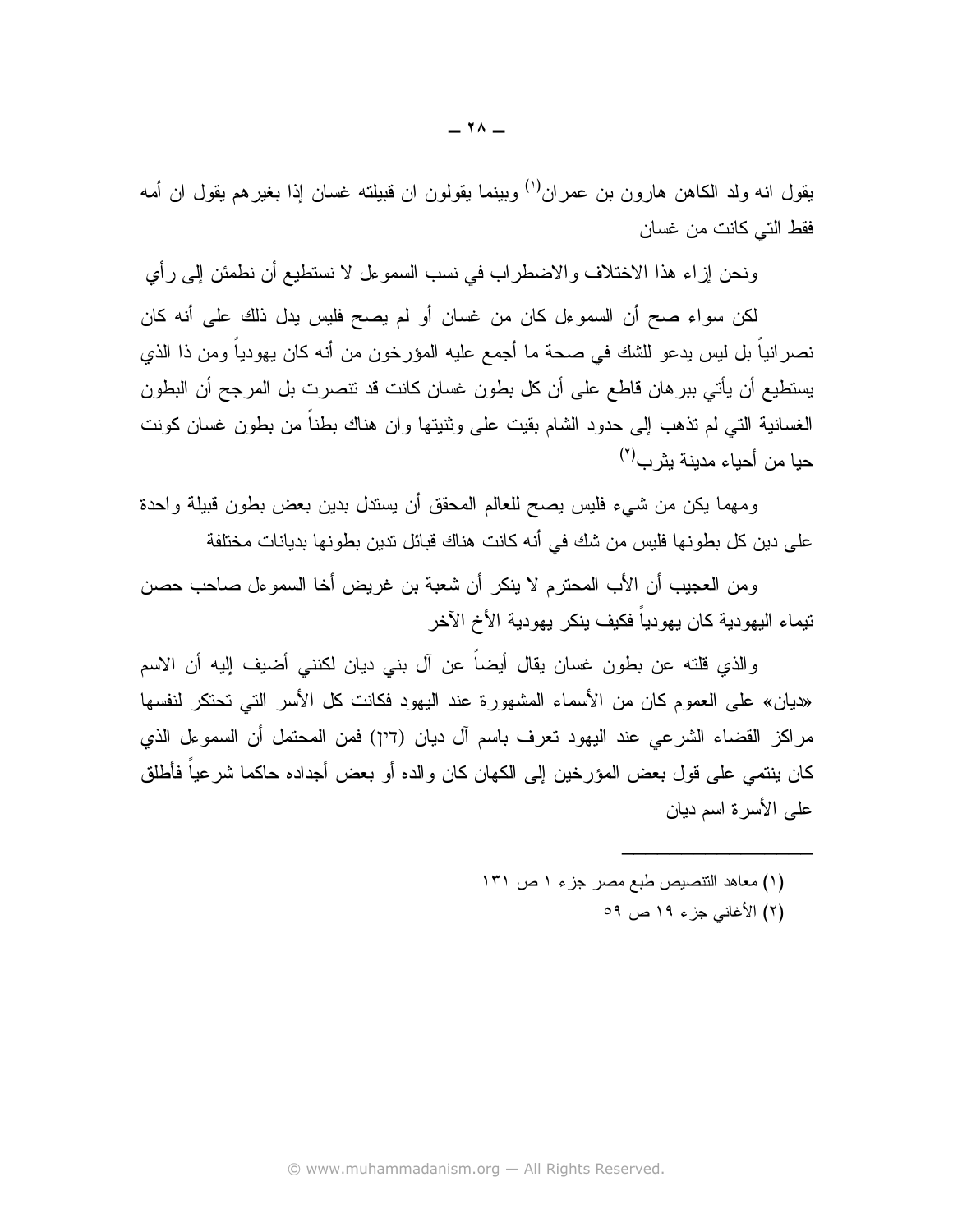يقول انه ولد الكاهن هارون بن عمران[1] وبينما يقولون ان قبيلته غسان إذا بغيرهم يقول ان أمه فقط التي كانت من غسان

ونحن إزاء هذا الاختلاف والاضطراب في نسب السموءل لا نستطيع أن نطمئن إلى رأي

لكن سواء صح أن السموءل كان من غسان أو لم يصح فليس يدل ذلك على أنه كان نصرانياً بل ليس يدعو للشك في صحة ما أجمع عليه المؤرخون من أنه كان يهودياً ومن ذا الذي يستطيع أن يأتي ببرهان قاطع على أن كل بطون غسان كانت قد تنصرت بل المرجح أن البطون الغسانية التي لم تذهب إلى حدود الشام بقيت على وثنيتها وان هناك بطناً من بطون غسان كونت حيا من أحياء مدينة يثرب[2]

ومهما يكن من شيء فليس يصح للعالم المحقق أن يستدل بدين بعض بطون قبيلة واحدة على دين كل بطونها فليس من شك في أنه كانت هناك قبائل تدين بطونها بديانات مختلفة

ومن العجيب أن الأب المحترم لا ينكر أن شعبة بن غريض أخا السموءل صاحب حصن تيماء اليهودية كان يهودياً فكيف ينكر يهودية الأخ الآخر

والذي قلته عن بطون غسان يقال أيضاً عن آل بني ديان لكنني أضيف إليه أن الاسم «ديان» على العموم كان من الأسماء المشهورة عند اليهود فكانت كل الأسر التي تحتكر لنفسها مراكز القضاء الشرعي عند اليهود تعرف باسم آل ديان (דין) فمن المحتمل أن السموءل الذي كان ينتمي على قول بعض المؤرخين إلى الكهان كان والده أو بعض أجداده حاكما شرعياً فأطلق على الأسرة اسم ديان

---

(١) معاهد التنصيص طبع مصر جزء ١ ص ١٣١

(٢) الأغاني جزء ١٩ ص ٥٩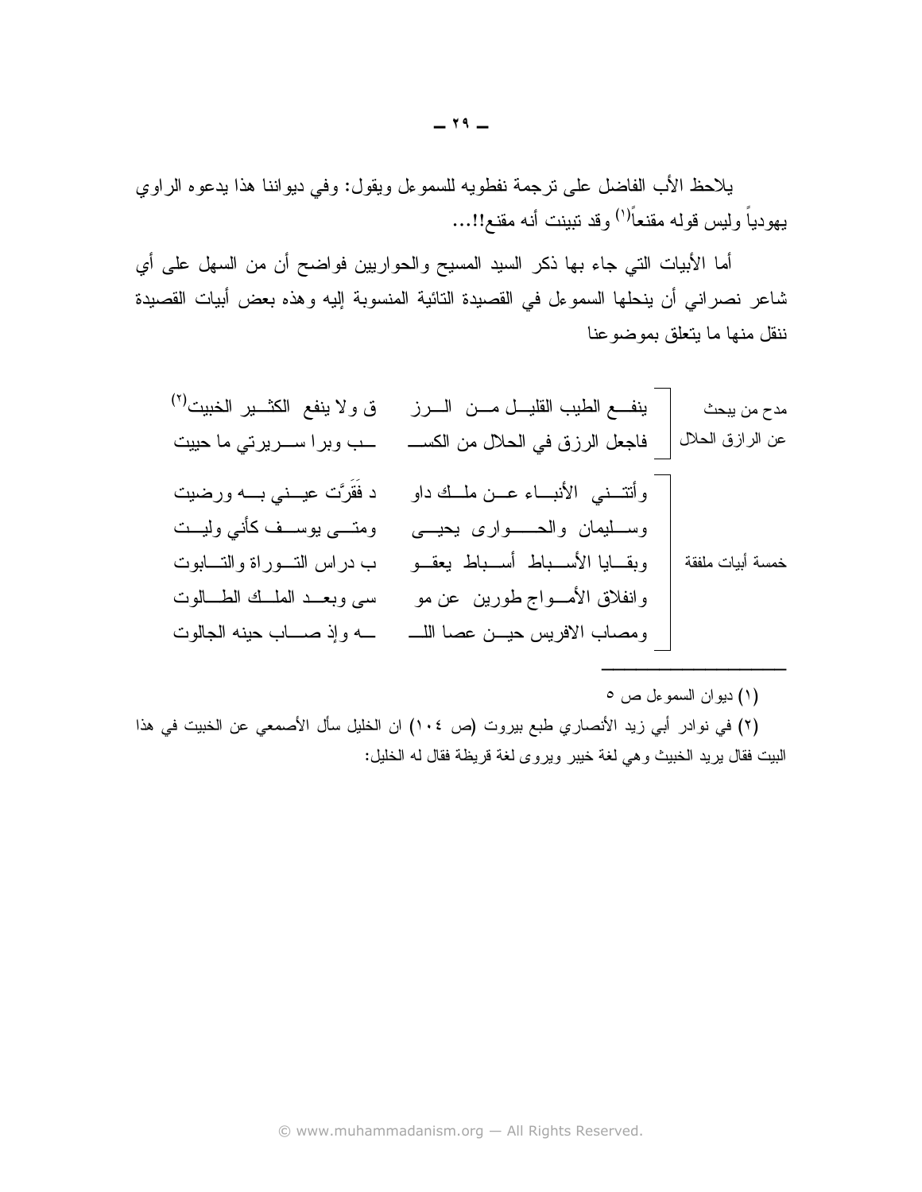يلاحظ الأب الفاضل على ترجمة نفطويه للسموءل ويقول: وفي ديواننا هذا يدعوه الراوي يهودياً وليس قوله مقنعاً[1] وقد تبينت أنه مقنع!!...

أما الأبيات التي جاء بها ذكر السيد المسيح والحواريين فواضح أن من السهل على أي شاعر نصراني أن ينحلها السموءل في القصيدة التائية المنسوبة إليه وهذه بعض أبيات القصيدة ننقل منها ما يتعلق بموضوعنا

مدح من يبحث عن الرازق الحلال:

ينفـــع الطيب القليـــل مـــن الـــرز ق ولا ينفع الكثـــير الخبيت[2]

فاجعل الرزق في الحلال من الكســ ـــب وبرا ســـريرتي ما حييت

خمسة أبيات ملفقة:

وأتتـــني الأنبـــاء عـــن ملـــك داو د فَقَرَّت عيـــني بـــه ورضيت

وســـليمان والحـــــوارى يحيـــى ومتـــى يوســـف كأني وليـــت

وبقـــايا الأســـباط أســـباط يعقـــو ب دراس التـــوراة والتـــابوت

وانفلاق الأمـــواج طورين عن مو سى وبعـــد الملـــك الطـــالوت

ومصاب الافريس حيـــن عصا اللـــ ـــه وإذ صـــاب حينه الجالوت

---

(١) ديوان السموءل ص ٥

(٢) في نوادر أبي زيد الأنصاري طبع بيروت (ص ١٠٤) ان الخليل سأل الأصمعي عن الخبيت في هذا البيت فقال يريد الخبيث وهي لغة خيبر ويروى لغة قريظة فقال له الخليل: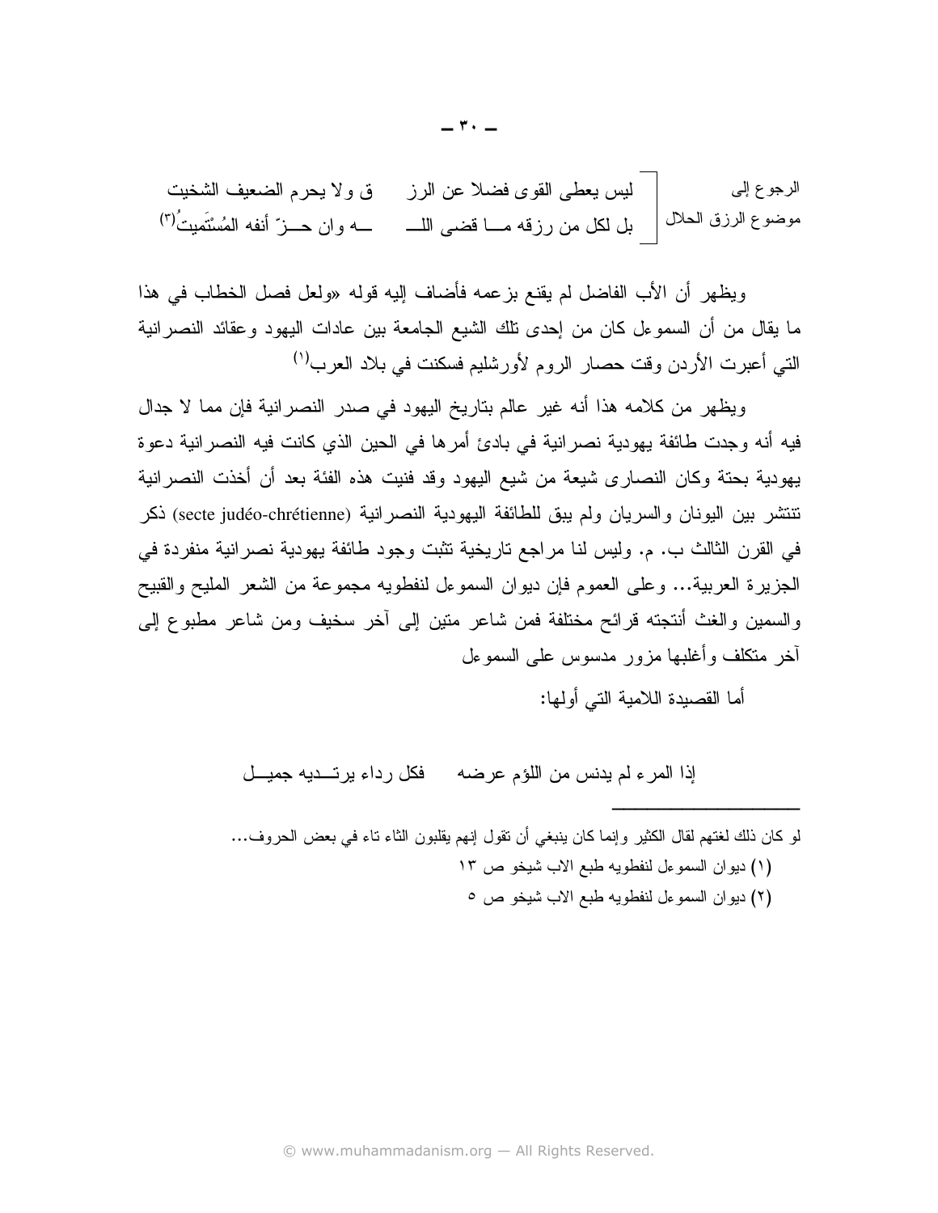الرجوع إلى موضوع الرزق الحلال

ليس يعطى القوى فضلا عن الرز   ق ولا يحرم الضعيف الشخيت
بل لكل من رزقه مـــا قضى اللــ   ــه وان حــزّ أنفه المُستَميتُ(٣)

ويظهر أن الأب الفاضل لم يقنع بزعمه فأضاف إليه قوله «ولعل فصل الخطاب في هذا ما يقال من أن السموءل كان من إحدى تلك الشيع الجامعة بين عادات اليهود وعقائد النصرانية التي أعبرت الأردن وقت حصار الروم لأورشليم فسكنت في بلاد العرب[1]

ويظهر من كلامه هذا أنه غير عالم بتاريخ اليهود في صدر النصرانية فإن مما لا جدال فيه أنه وجدت طائفة يهودية نصرانية في بادئ أمرها في الحين الذي كانت فيه النصرانية دعوة يهودية بحتة وكان النصارى شيعة من شيع اليهود وقد فنيت هذه الفئة بعد أن أخذت النصرانية تنتشر بين اليونان والسريان ولم يبق للطائفة اليهودية النصرانية (secte judéo-chrétienne) ذكر في القرن الثالث ب. م. وليس لنا مراجع تاريخية تثبت وجود طائفة يهودية نصرانية منفردة في الجزيرة العربية... وعلى العموم فإن ديوان السموءل لنفطويه مجموعة من الشعر المليح والقبيح والسمين والغث أنتجته قرائح مختلفة فمن شاعر متين إلى آخر سخيف ومن شاعر مطبوع إلى آخر متكلف وأغلبها مزور مدسوس على السموءل

أما القصيدة اللامية التي أولها:

إذا المرء لم يدنس من اللؤم عرضه   فكل رداء يرتـــديه جميـــل

---

لو كان ذلك لغتهم لقال الكثير وإنما كان ينبغي أن تقول إنهم يقلبون الثاء تاء في بعض الحروف...

(١) ديوان السموءل لنفطويه طبع الاب شيخو ص ١٣

(٢) ديوان السموءل لنفطويه طبع الاب شيخو ص ٥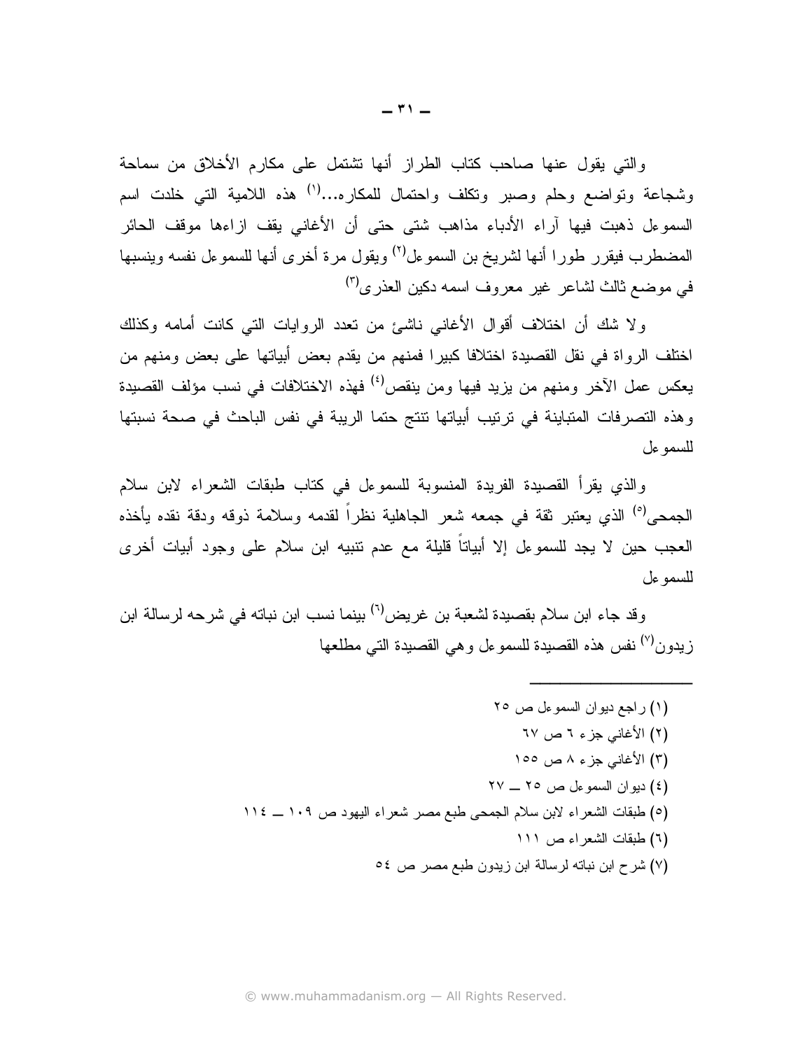والتي يقول عنها صاحب كتاب الطراز أنها تشتمل على مكارم الأخلاق من سماحة وشجاعة وتواضع وحلم وصبر وتكلف واحتمال للمكاره...[١] هذه اللامية التي خلدت اسم السموءل ذهبت فيها آراء الأدباء مذاهب شتى حتى أن الأغاني يقف ازاءها موقف الحائر المضطرب فيقرر طورا أنها لشريخ بن السموءل[٢] ويقول مرة أخرى أنها للسموءل نفسه وينسبها في موضع ثالث لشاعر غير معروف اسمه دكين العذرى[٣]

ولا شك أن اختلاف أقوال الأغاني ناشئ من تعدد الروايات التي كانت أمامه وكذلك اختلف الرواة في نقل القصيدة اختلافا كبيرا فمنهم من يقدم بعض أبياتها على بعض ومنهم من يعكس عمل الآخر ومنهم من يزيد فيها ومن ينقص[٤] فهذه الاختلافات في نسب مؤلف القصيدة وهذه التصرفات المتباينة في ترتيب أبياتها تنتج حتما الريبة في نفس الباحث في صحة نسبتها للسموءل

والذي يقرأ القصيدة الفريدة المنسوبة للسموءل في كتاب طبقات الشعراء لابن سلام الجمحى[٥] الذي يعتبر ثقة في جمعه شعر الجاهلية نظراً لقدمه وسلامة ذوقه ودقة نقده يأخذه العجب حين لا يجد للسموءل إلا أبياتاً قليلة مع عدم تنبيه ابن سلام على وجود أبيات أخرى للسموءل

وقد جاء ابن سلام بقصيدة لشعبة بن غريض[٦] بينما نسب ابن نباته في شرحه لرسالة ابن زيدون[٧] نفس هذه القصيدة للسموءل وهي القصيدة التي مطلعها

---

(١) راجع ديوان السموءل ص ٢٥

(٢) الأغاني جزء ٦ ص ٦٧

(٣) الأغاني جزء ٨ ص ١٥٥

(٤) ديوان السموءل ص ٢٥ ــ ٢٧

(٥) طبقات الشعراء لابن سلام الجمحى طبع مصر شعراء اليهود ص ١٠٩ ــ ١١٤

(٦) طبقات الشعراء ص ١١١

(٧) شرح ابن نباته لرسالة ابن زيدون طبع مصر ص ٥٤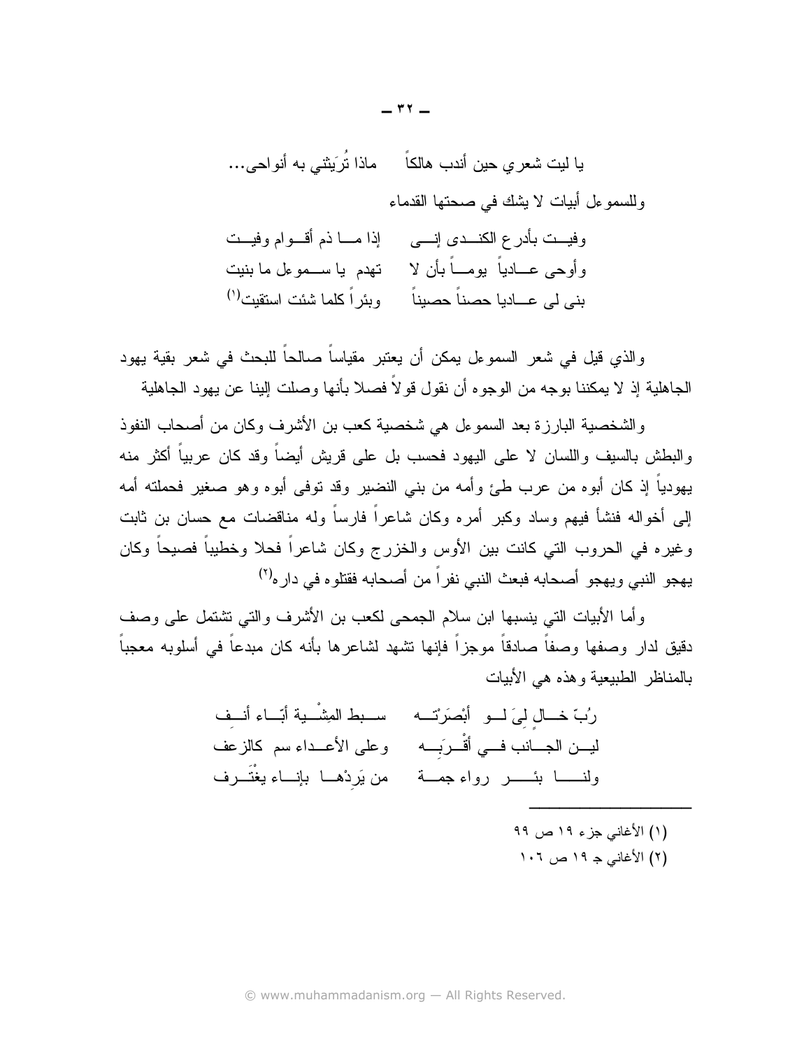يا ليت شعري حين أندب هالكاً     ماذا تُرَيثني به أنواحى...

وللسموءل أبيات لا يشك في صحتها القدماء

وفيـــت بأدرع الكنـــدى إنـــي     إذا مـــا ذم أقـــوام وفيـــت

وأوحى عـــادياً يومـــاً بأن لا     تهدم يا ســـموءل ما بنيت

بنى لى عـــاديا حصناً حصيناً     وبئراً كلما شئت استقيت[1]

والذي قيل في شعر السموءل يمكن أن يعتبر مقياساً صالحاً للبحث في شعر بقية يهود الجاهلية إذ لا يمكننا بوجه من الوجوه أن نقول قولاً فصلا بأنها وصلت إلينا عن يهود الجاهلية

والشخصية البارزة بعد السموءل هي شخصية كعب بن الأشرف وكان من أصحاب النفوذ والبطش بالسيف واللسان لا على اليهود فحسب بل على قريش أيضاً وقد كان عربياً أكثر منه يهودياً إذ كان أبوه من عرب طئ وأمه من بني النضير وقد توفى أبوه وهو صغير فحملته أمه إلى أخواله فنشأ فيهم وساد وكبر أمره وكان شاعراً فارساً وله مناقضات مع حسان بن ثابت وغيره في الحروب التي كانت بين الأوس والخزرج وكان شاعراً فحلا وخطيباً فصيحاً وكان يهجو النبي ويهجو أصحابه فبعث النبي نفراً من أصحابه فقتلوه في داره[2]

وأما الأبيات التي ينسبها ابن سلام الجمحى لكعب بن الأشرف والتي تشتمل على وصف دقيق لدار وصفها وصفاً صادقاً موجزاً فإنها تشهد لشاعرها بأنه كان مبدعاً في أسلوبه معجباً بالمناظر الطبيعية وهذه هي الأبيات

رُبّ خـــالٍ لِيَ لـــو أبْصَرْتـــه     ســـبط المِشْـــية أبّـــاء أنـــف

ليـــن الجـــانب فـــي أقْـــرِبَـــه     وعلى الأعـــداء سم كالزعف

ولنـــــا بئـــــر رواء جمـــة     من يَرِدْهـــا بإنـــاء يغْتَـــرف

---

(١) الأغاني جزء ١٩ ص ٩٩

(٢) الأغاني ج ١٩ ص ١٠٦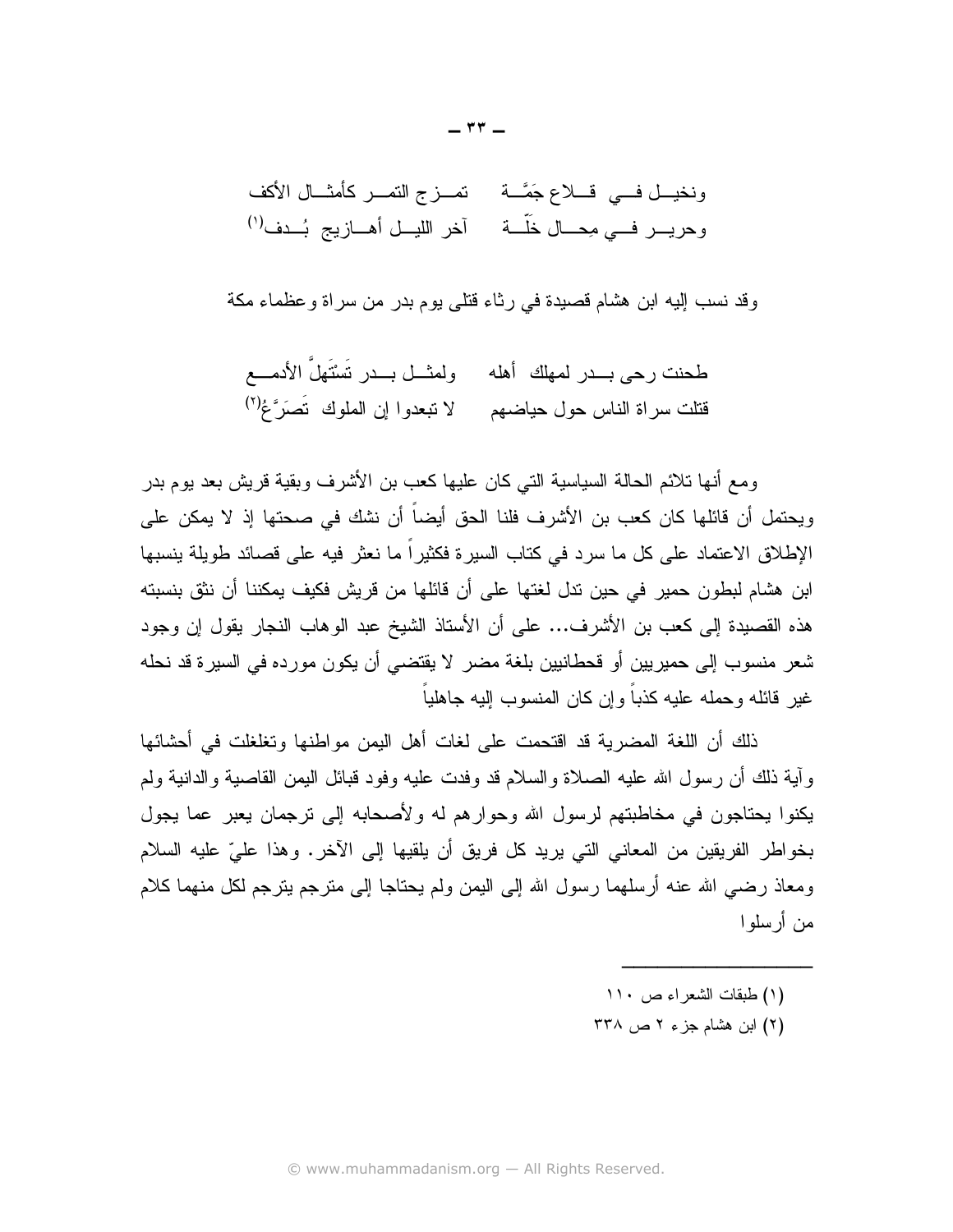ونخيـــل فـــي قـــلاع جَمَّـــة    تمـــزج التمـــر كأمثـــال الأكف
وحريـــر فـــي مِحـــال خَلّـــة    آخر الليـــل أهـــازيج بُـــدف[1]

وقد نسب إليه ابن هشام قصيدة في رثاء قتلى يوم بدر من سراة وعظماء مكة

طحنت رحى بـــدر لمهلك أهله    ولمثـــل بـــدر تَسْتَهِلُّ الأدمـــع
قتلت سراة الناس حول حياضهم    لا تبعدوا إن الملوك تَصَرَّعُ[2]

ومع أنها تلائم الحالة السياسية التي كان عليها كعب بن الأشرف وبقية قريش بعد يوم بدر ويحتمل أن قائلها كان كعب بن الأشرف فلنا الحق أيضاً أن نشك في صحتها إذ لا يمكن على الإطلاق الاعتماد على كل ما سرد في كتاب السيرة فكثيراً ما نعثر فيه على قصائد طويلة ينسبها ابن هشام لبطون حمير في حين تدل لغتها على أن قائلها من قريش فكيف يمكننا أن نثق بنسبته هذه القصيدة إلى كعب بن الأشرف... على أن الأستاذ الشيخ عبد الوهاب النجار يقول إن وجود شعر منسوب إلى حميريين أو قحطانيين بلغة مضر لا يقتضي أن يكون مورده في السيرة قد نحله غير قائله وحمله عليه كذباً وإن كان المنسوب إليه جاهلياً

ذلك أن اللغة المضرية قد اقتحمت على لغات أهل اليمن مواطنها وتغلغلت في أحشائها وآية ذلك أن رسول الله عليه الصلاة والسلام قد وفدت عليه وفود قبائل اليمن القاصية والدانية ولم يكنوا يحتاجون في مخاطبتهم لرسول الله وحوارهم له ولأصحابه إلى ترجمان يعبر عما يجول بخواطر الفريقين من المعاني التي يريد كل فريق أن يلقيها إلى الآخر. وهذا عليّ عليه السلام ومعاذ رضي الله عنه أرسلهما رسول الله إلى اليمن ولم يحتاجا إلى مترجم يترجم لكل منهما كلام من أرسلوا

---

(١) طبقات الشعراء ص ١١٠

(٢) ابن هشام جزء ٢ ص ٣٣٨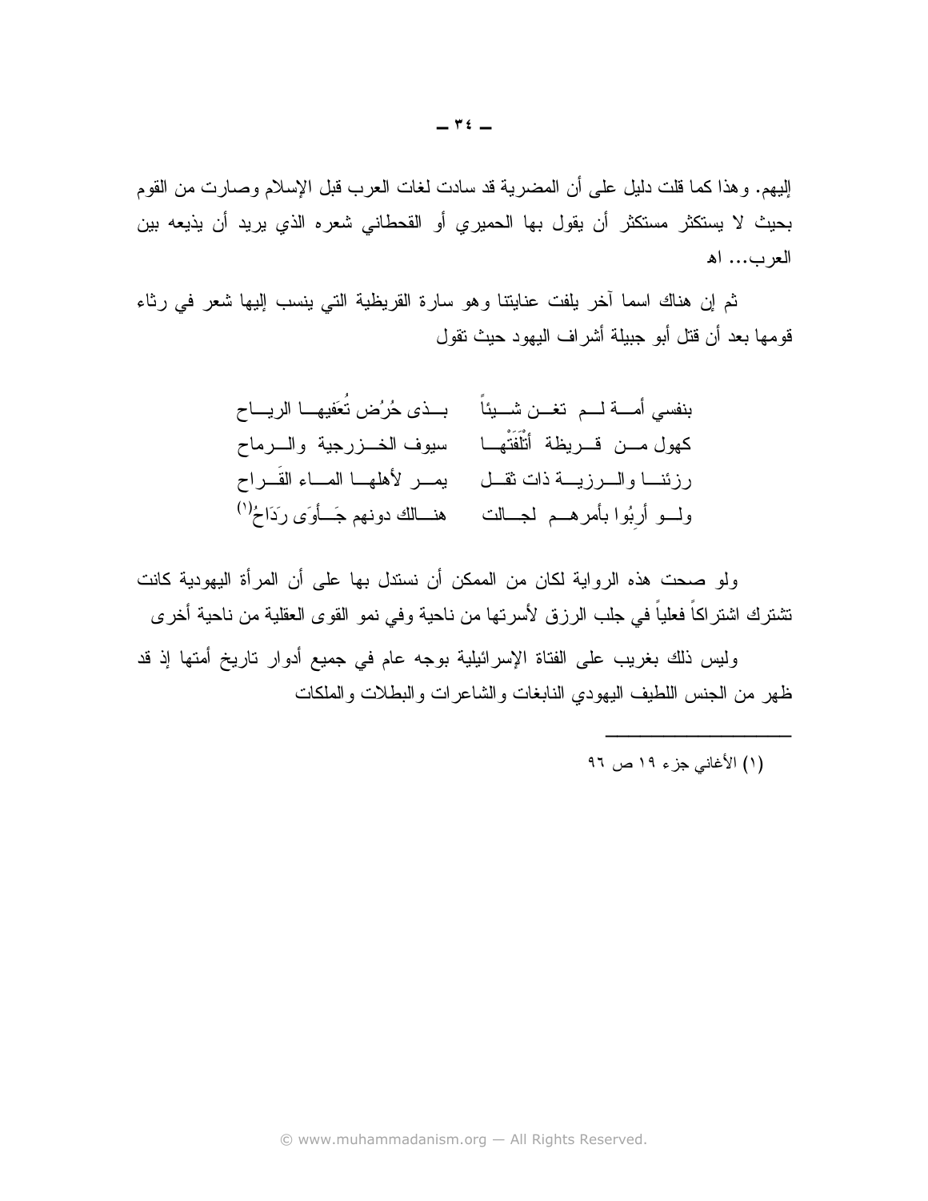إليهم. وهذا كما قلت دليل على أن المضرية قد سادت لغات العرب قبل الإسلام وصارت من القوم بحيث لا يستكثر مستكثر أن يقول بها الحميري أو القحطاني شعره الذي يريد أن يذيعه بين العرب... اه

ثم إن هناك اسما آخر يلفت عنايتنا وهو سارة القريظية التي ينسب إليها شعر في رثاء قومها بعد أن قتل أبو جبيلة أشراف اليهود حيث تقول

بنفسي أمــة لــم تغــن شــيئاً ... بــذى حُرُض تُعَفيهــا الريــاح
كهول مــن قــريظة أتْلَفَتْهــا ... سيوف الخــزرجية والــرماح
رزئنــا والــرزيــة ذات ثقــل ... يمــر لأهلهــا المــاء القَــراح
ولــو أربُوا بأمرهــم لجــالت ... هنــالك دونهم جَــأوَى رَدَاحُ[1]

ولو صحت هذه الرواية لكان من الممكن أن نستدل بها على أن المرأة اليهودية كانت تشترك اشتراكاً فعلياً في جلب الرزق لأسرتها من ناحية وفي نمو القوى العقلية من ناحية أخرى

وليس ذلك بغريب على الفتاة الإسرائيلية بوجه عام في جميع أدوار تاريخ أمتها إذ قد ظهر من الجنس اللطيف اليهودي النابغات والشاعرات والبطلات والملكات

---

(١) الأغاني جزء ١٩ ص ٩٦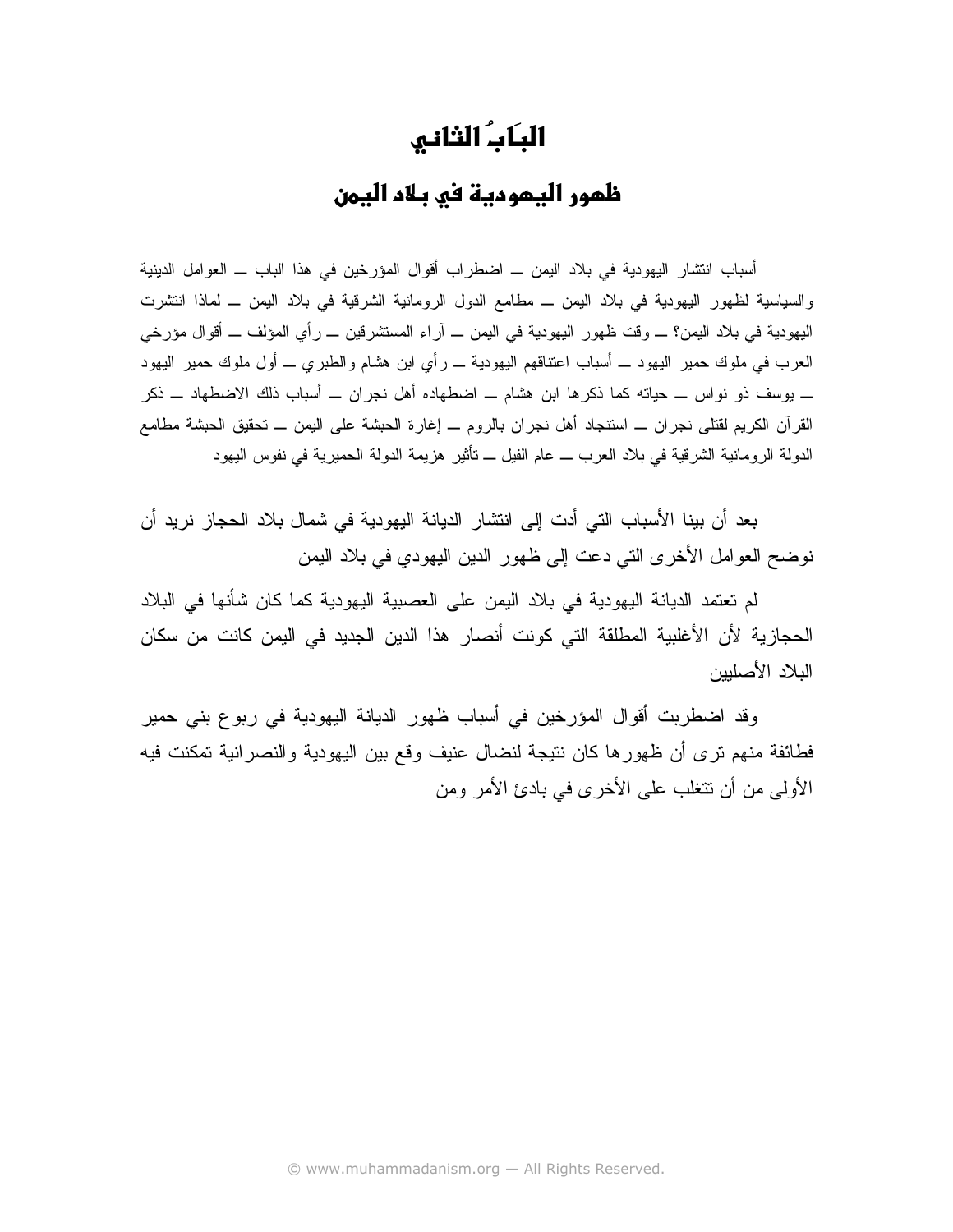# البَابُ الثاني

## ظهور اليهودية في بلاد اليمن

أسباب انتشار اليهودية في بلاد اليمن ــ اضطراب أقوال المؤرخين في هذا الباب ــ العوامل الدينية والسياسية لظهور اليهودية في بلاد اليمن ــ مطامع الدول الرومانية الشرقية في بلاد اليمن ــ لماذا انتشرت اليهودية في بلاد اليمن؟ ــ وقت ظهور اليهودية في اليمن ــ آراء المستشرقين ــ رأي المؤلف ــ أقوال مؤرخي العرب في ملوك حمير اليهود ــ أسباب اعتناقهم اليهودية ــ رأي ابن هشام والطبري ــ أول ملوك حمير اليهود ــ يوسف ذو نواس ــ حياته كما ذكرها ابن هشام ــ اضطهاده أهل نجران ــ أسباب ذلك الاضطهاد ــ ذكر القرآن الكريم لقتلى نجران ــ استنجاد أهل نجران بالروم ــ إغارة الحبشة على اليمن ــ تحقيق الحبشة مطامع الدولة الرومانية الشرقية في بلاد العرب ــ عام الفيل ــ تأثير هزيمة الدولة الحميرية في نفوس اليهود

بعد أن بينا الأسباب التي أدت إلى انتشار الديانة اليهودية في شمال بلاد الحجاز نريد أن نوضح العوامل الأخرى التي دعت إلى ظهور الدين اليهودي في بلاد اليمن

لم تعتمد الديانة اليهودية في بلاد اليمن على العصبية اليهودية كما كان شأنها في البلاد الحجازية لأن الأغلبية المطلقة التي كونت أنصار هذا الدين الجديد في اليمن كانت من سكان البلاد الأصليين

وقد اضطربت أقوال المؤرخين في أسباب ظهور الديانة اليهودية في ربوع بني حمير فطائفة منهم ترى أن ظهورها كان نتيجة لنضال عنيف وقع بين اليهودية والنصرانية تمكنت فيه الأولى من أن تتغلب على الأخرى في بادئ الأمر ومن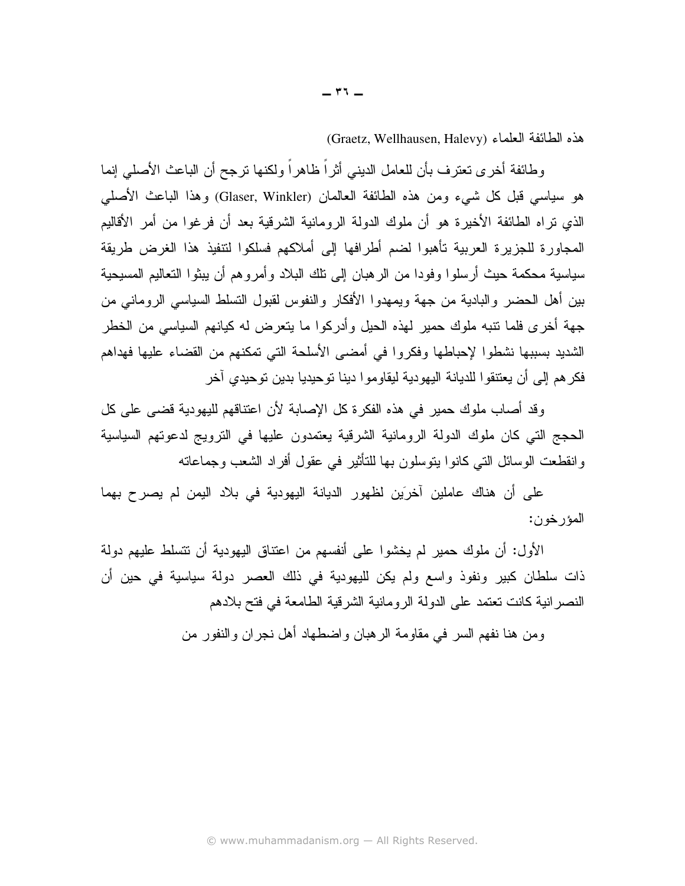هذه الطائفة العلماء (Graetz, Wellhausen, Halevy)

وطائفة أخرى تعترف بأن للعامل الديني أثراً ظاهراً ولكنها ترجح أن الباعث الأصلي إنما هو سياسي قبل كل شيء ومن هذه الطائفة العالمان (Glaser, Winkler) وهذا الباعث الأصلي الذي تراه الطائفة الأخيرة هو أن ملوك الدولة الرومانية الشرقية بعد أن فرغوا من أمر الأقاليم المجاورة للجزيرة العربية تأهبوا لضم أطرافها إلى أملاكهم فسلكوا لتنفيذ هذا الغرض طريقة سياسية محكمة حيث أرسلوا وفودا من الرهبان إلى تلك البلاد وأمروهم أن يبثوا التعاليم المسيحية بين أهل الحضر والبادية من جهة ويمهدوا الأفكار والنفوس لقبول التسلط السياسي الروماني من جهة أخرى فلما تنبه ملوك حمير لهذه الحيل وأدركوا ما يتعرض له كيانهم السياسي من الخطر الشديد بسببها نشطوا لإحباطها وفكروا في أمضى الأسلحة التي تمكنهم من القضاء عليها فهداهم فكرهم إلى أن يعتنقوا للديانة اليهودية ليقاوموا دينا توحيديا بدين توحيدي آخر

وقد أصاب ملوك حمير في هذه الفكرة كل الإصابة لأن اعتناقهم لليهودية قضى على كل الحجج التي كان ملوك الدولة الرومانية الشرقية يعتمدون عليها في الترويج لدعوتهم السياسية وانقطعت الوسائل التي كانوا يتوسلون بها للتأثير في عقول أفراد الشعب وجماعاته

على أن هناك عاملين آخرَين لظهور الديانة اليهودية في بلاد اليمن لم يصرح بهما المؤرخون:

الأول: أن ملوك حمير لم يخشوا على أنفسهم من اعتناق اليهودية أن تتسلط عليهم دولة ذات سلطان كبير ونفوذ واسع ولم يكن لليهودية في ذلك العصر دولة سياسية في حين أن النصرانية كانت تعتمد على الدولة الرومانية الشرقية الطامعة في فتح بلادهم

ومن هنا نفهم السر في مقاومة الرهبان واضطهاد أهل نجران والنفور من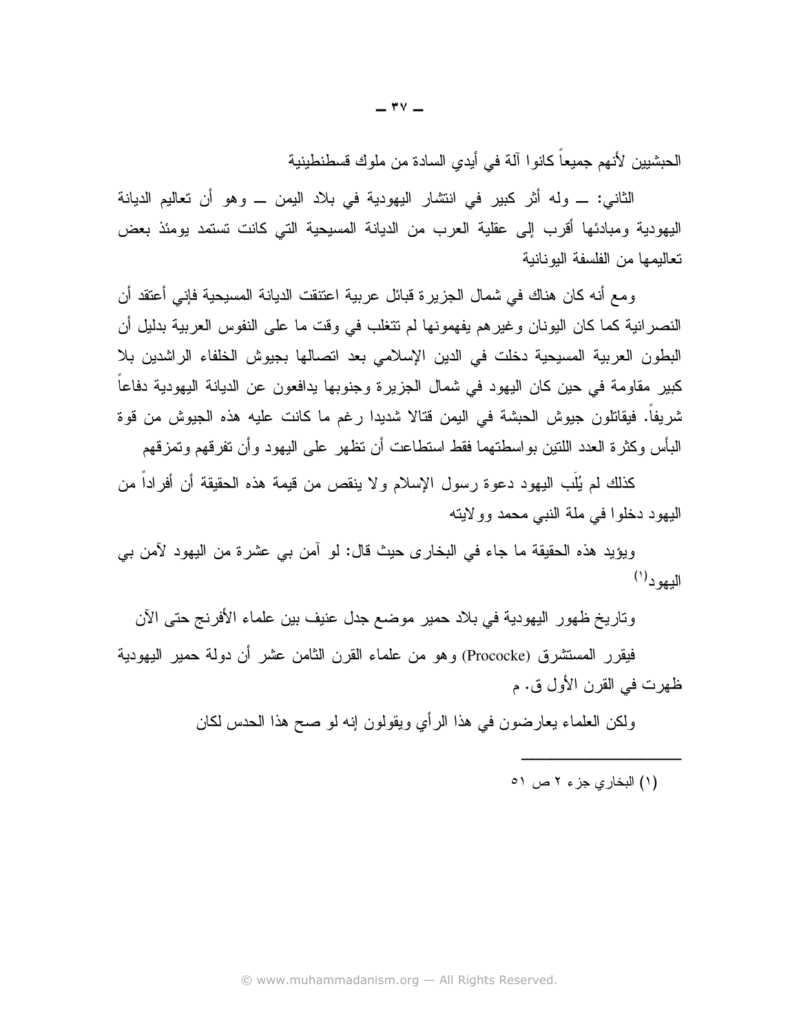الحبشيين لأنهم جميعاً كانوا آلة في أيدي السادة من ملوك قسطنطينية

الثاني: ــ وله أثر كبير في انتشار اليهودية في بلاد اليمن ــ وهو أن تعاليم الديانة اليهودية ومبادئها أقرب إلى عقلية العرب من الديانة المسيحية التي كانت تستمد يومئذ بعض تعاليمها من الفلسفة اليونانية

ومع أنه كان هناك في شمال الجزيرة قبائل عربية اعتنقت الديانة المسيحية فإني أعتقد أن النصرانية كما كان اليونان وغيرهم يفهمونها لم تتغلب في وقت ما على النفوس العربية بدليل أن البطون العربية المسيحية دخلت في الدين الإسلامي بعد اتصالها بجيوش الخلفاء الراشدين بلا كبير مقاومة في حين كان اليهود في شمال الجزيرة وجنوبها يدافعون عن الديانة اليهودية دفاعاً شريفاً. فيقاتلون جيوش الحبشة في اليمن قتالا شديدا رغم ما كانت عليه هذه الجيوش من قوة البأس وكثرة العدد اللتين بواسطتهما فقط استطاعت أن تظهر على اليهود وأن تفرقهم وتمزقهم

كذلك لم يُلَب اليهود دعوة رسول الإسلام ولا ينقص من قيمة هذه الحقيقة أن أفراداً من اليهود دخلوا في ملة النبي محمد وولايته

ويؤيد هذه الحقيقة ما جاء في البخارى حيث قال: لو آمن بي عشرة من اليهود لآمن بي اليهود[1]

وتاريخ ظهور اليهودية في بلاد حمير موضع جدل عنيف بين علماء الأفرنج حتى الآن

فيقرر المستشرق (Prococke) وهو من علماء القرن الثامن عشر أن دولة حمير اليهودية ظهرت في القرن الأول ق. م

ولكن العلماء يعارضون في هذا الرأي ويقولون إنه لو صح هذا الحدس لكان

---

(١) البخاري جزء ٢ ص ٥١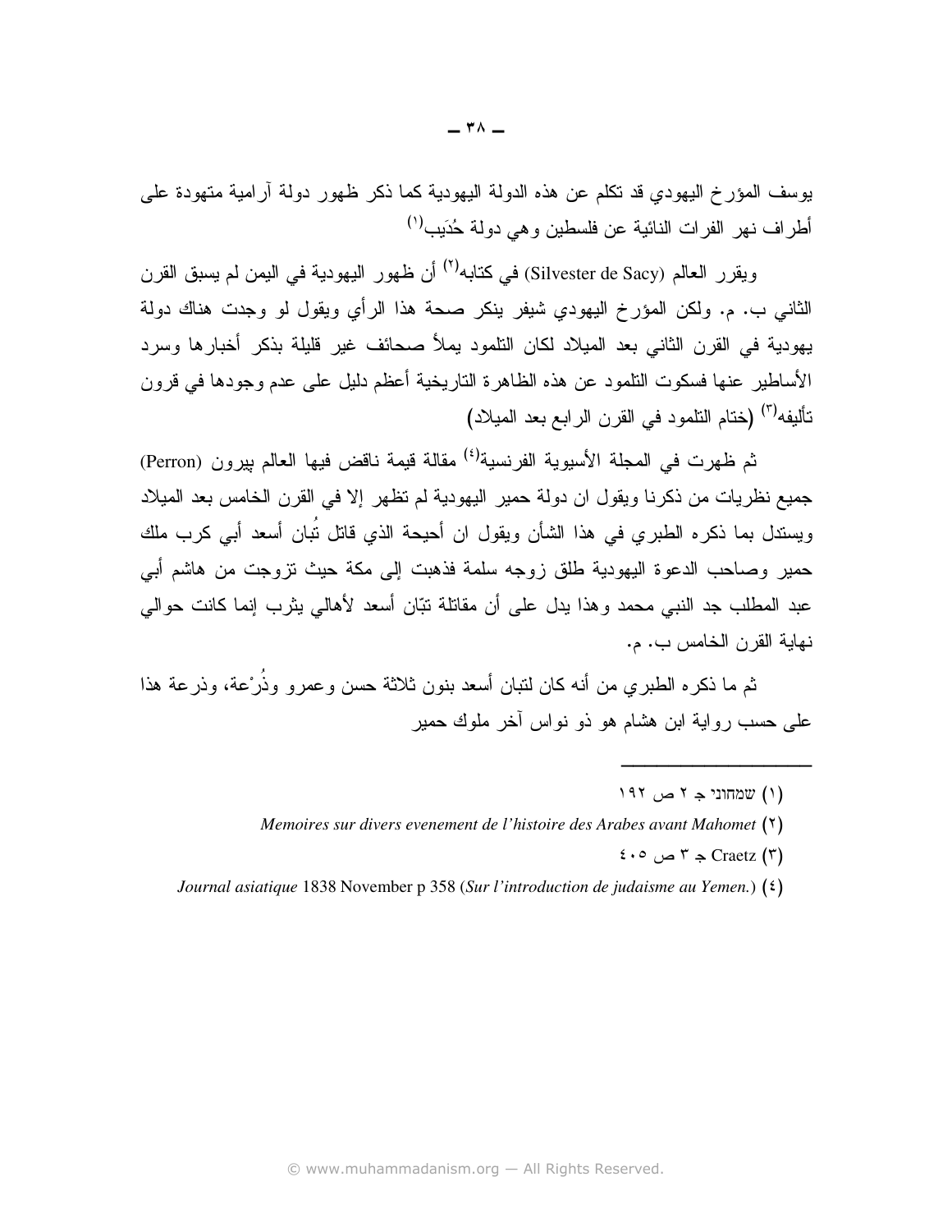يوسف المؤرخ اليهودي قد تكلم عن هذه الدولة اليهودية كما ذكر ظهور دولة آرامية متهودة على أطراف نهر الفرات النائية عن فلسطين وهي دولة حُدَيب[١]

ويقرر العالم (Silvester de Sacy) في كتابه[٢] أن ظهور اليهودية في اليمن لم يسبق القرن الثاني ب. م. ولكن المؤرخ اليهودي شيفر ينكر صحة هذا الرأي ويقول لو وجدت هناك دولة يهودية في القرن الثاني بعد الميلاد لكان التلمود يملأ صحائف غير قليلة بذكر أخبارها وسرد الأساطير عنها فسكوت التلمود عن هذه الظاهرة التاريخية أعظم دليل على عدم وجودها في قرون تأليفه[٣] (ختام التلمود في القرن الرابع بعد الميلاد)

ثم ظهرت في المجلة الأسيوية الفرنسية[٤] مقالة قيمة ناقض فيها العالم پيرون (Perron) جميع نظريات من ذكرنا ويقول ان دولة حمير اليهودية لم تظهر إلا في القرن الخامس بعد الميلاد ويستدل بما ذكره الطبري في هذا الشأن ويقول ان أحيحة الذي قاتل تُبان أسعد أبي كرب ملك حمير وصاحب الدعوة اليهودية طلق زوجه سلمة فذهبت إلى مكة حيث تزوجت من هاشم أبي عبد المطلب جد النبي محمد وهذا يدل على أن مقاتلة تبّان أسعد لأهالي يثرب إنما كانت حوالي نهاية القرن الخامس ب. م.

ثم ما ذكره الطبري من أنه كان لتبان أسعد بنون ثلاثة حسن وعمرو وذُرْعة، وذرعة هذا على حسب رواية ابن هشام هو ذو نواس آخر ملوك حمير

---

(١) שמחוני ج ٢ ص ١٩٢

(٢) *Memoires sur divers evenement de l'histoire des Arabes avant Mahomet*

(٣) Craetz ج ٣ ص ٤٠٥

(٤) *Journal asiatique* 1838 November p 358 (*Sur l'introduction de judaisme au Yemen.*)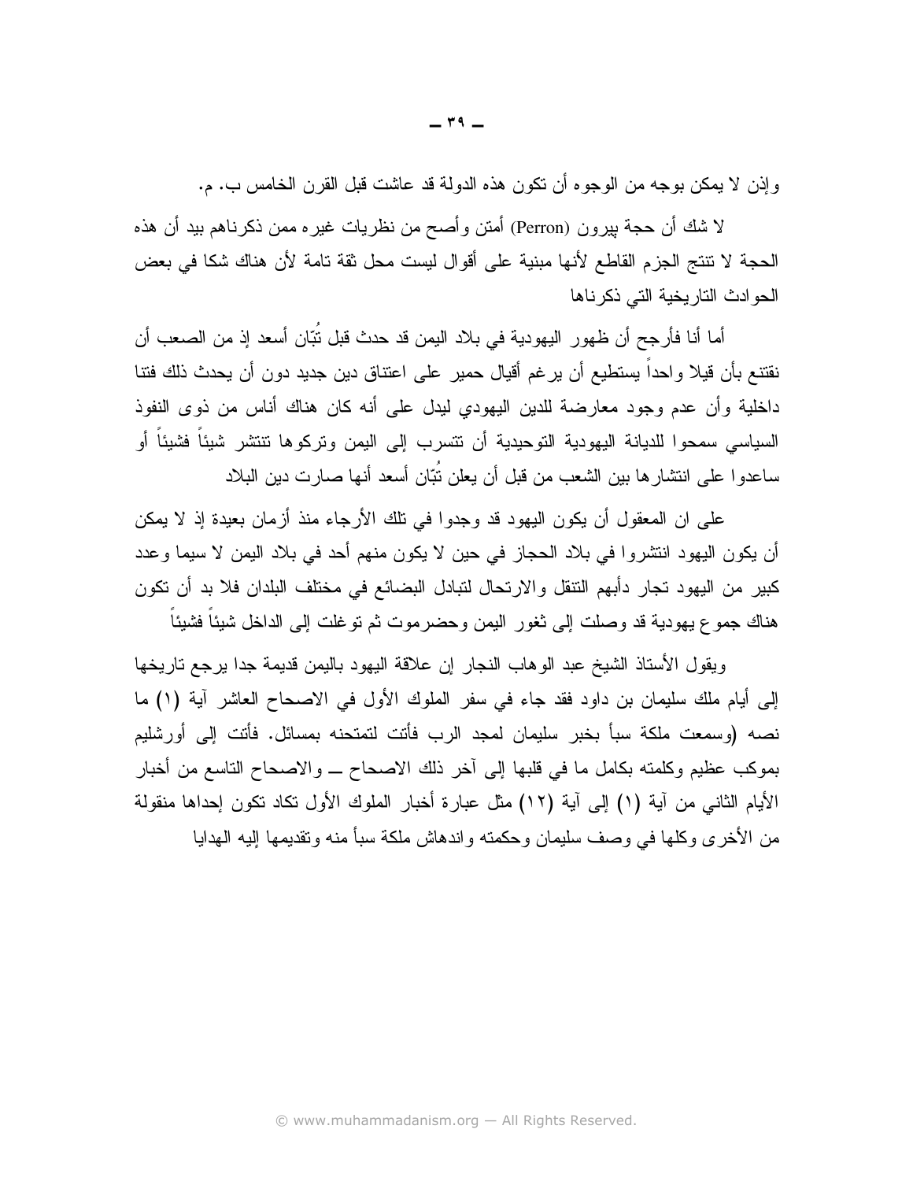وإذن لا يمكن بوجه من الوجوه أن تكون هذه الدولة قد عاشت قبل القرن الخامس ب. م.

لا شك أن حجة بيرون (Perron) أمتن وأصح من نظريات غيره ممن ذكرناهم بيد أن هذه الحجة لا تنتج الجزم القاطع لأنها مبنية على أقوال ليست محل ثقة تامة لأن هناك شكا في بعض الحوادث التاريخية التي ذكرناها

أما أنا فأرجح أن ظهور اليهودية في بلاد اليمن قد حدث قبل تُبّان أسعد إذ من الصعب أن نقتنع بأن قيلا واحداً يستطيع أن يرغم أقيال حمير على اعتناق دين جديد دون أن يحدث ذلك فتنا داخلية وأن عدم وجود معارضة للدين اليهودي ليدل على أنه كان هناك أناس من ذوى النفوذ السياسي سمحوا للديانة اليهودية التوحيدية أن تتسرب إلى اليمن وتركوها تنتشر شيئاً فشيئاً أو ساعدوا على انتشارها بين الشعب من قبل أن يعلن تُبّان أسعد أنها صارت دين البلاد

على ان المعقول أن يكون اليهود قد وجدوا في تلك الأرجاء منذ أزمان بعيدة إذ لا يمكن أن يكون اليهود انتشروا في بلاد الحجاز في حين لا يكون منهم أحد في بلاد اليمن لا سيما وعدد كبير من اليهود تجار دأبهم التنقل والارتحال لتبادل البضائع في مختلف البلدان فلا بد أن تكون هناك جموع يهودية قد وصلت إلى ثغور اليمن وحضرموت ثم توغلت إلى الداخل شيئاً فشيئاً

ويقول الأستاذ الشيخ عبد الوهاب النجار إن علاقة اليهود باليمن قديمة جدا يرجع تاريخها إلى أيام ملك سليمان بن داود فقد جاء في سفر الملوك الأول في الاصحاح العاشر آية (١) ما نصه (وسمعت ملكة سبأ بخبر سليمان لمجد الرب فأتت لتمتحنه بمسائل. فأتت إلى أورشليم بموكب عظيم وكلمته بكامل ما في قلبها إلى آخر ذلك الاصحاح ــ والاصحاح التاسع من أخبار الأيام الثاني من آية (١) إلى آية (١٢) مثل عبارة أخبار الملوك الأول تكاد تكون إحداها منقولة من الأخرى وكلها في وصف سليمان وحكمته واندهاش ملكة سبأ منه وتقديمها إليه الهدايا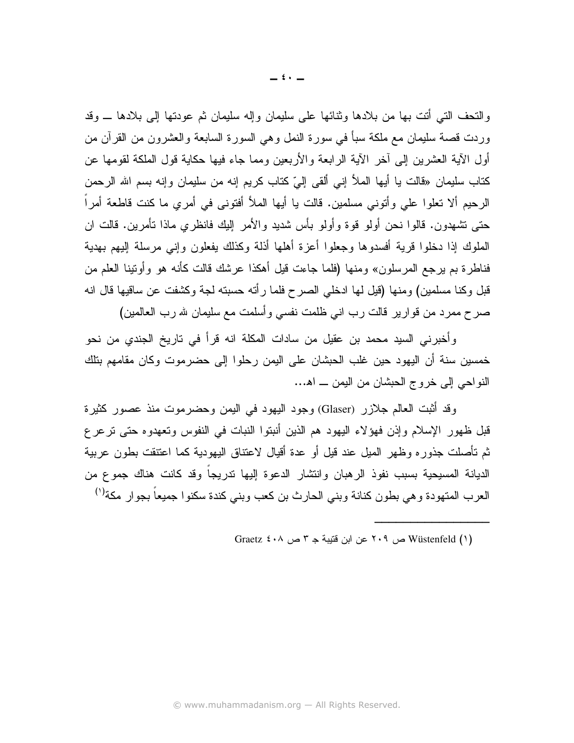والتحف التي أتت بها من بلادها وثنائها على سليمان وإله سليمان ثم عودتها إلى بلادها ــ وقد وردت قصة سليمان مع ملكة سبأ في سورة النمل وهي السورة السابعة والعشرون من القرآن من أول الآية العشرين إلى آخر الآية الرابعة والأربعين ومما جاء فيها حكاية قول الملكة لقومها عن كتاب سليمان «قالت يا أيها الملأ إني ألقى إليّ كتاب كريم إنه من سليمان وإنه بسم الله الرحمن الرحيم ألا تعلوا علي وأتوني مسلمين. قالت يا أيها الملأ أفتونى في أمري ما كنت قاطعة أمراً حتى تشهدون. قالوا نحن أولو قوة وأولو بأس شديد والأمر إليك فانظري ماذا تأمرين. قالت ان الملوك إذا دخلوا قرية أفسدوها وجعلوا أعزة أهلها أذلة وكذلك يفعلون وإني مرسلة إليهم بهدية فناظرة بم يرجع المرسلون» ومنها (فلما جاءت قيل أهكذا عرشك قالت كأنه هو وأوتينا العلم من قبل وكنا مسلمين) ومنها (قيل لها ادخلي الصرح فلما رأته حسبته لجة وكشفت عن ساقيها قال انه صرح ممرد من قوارير قالت رب اني ظلمت نفسي وأسلمت مع سليمان لله رب العالمين)

وأخبرني السيد محمد بن عقيل من سادات المكلة انه قرأ في تاريخ الجندي من نحو خمسين سنة أن اليهود حين غلب الحبشان على اليمن رحلوا إلى حضرموت وكان مقامهم بتلك النواحي إلى خروج الحبشان من اليمن ــ اهـ...

وقد أثبت العالم جلازر (Glaser) وجود اليهود في اليمن وحضرموت منذ عصور كثيرة قبل ظهور الإسلام وإذن فهؤلاء اليهود هم الذين أنبتوا النبات في النفوس وتعهدوه حتى ترعرع ثم تأصلت جذوره وظهر الميل عند قيل أو عدة أقيال لاعتناق اليهودية كما اعتنقت بطون عربية الديانة المسيحية بسبب نفوذ الرهبان وانتشار الدعوة إليها تدريجاً وقد كانت هناك جموع من العرب المتهودة وهي بطون كنانة وبني الحارث بن كعب وبني كندة سكنوا جميعاً بجوار مكة[1]

---

(١) Wüstenfeld ص ٢٠٩ عن ابن قتيبة جـ ٣ ص ٤٠٨ Graetz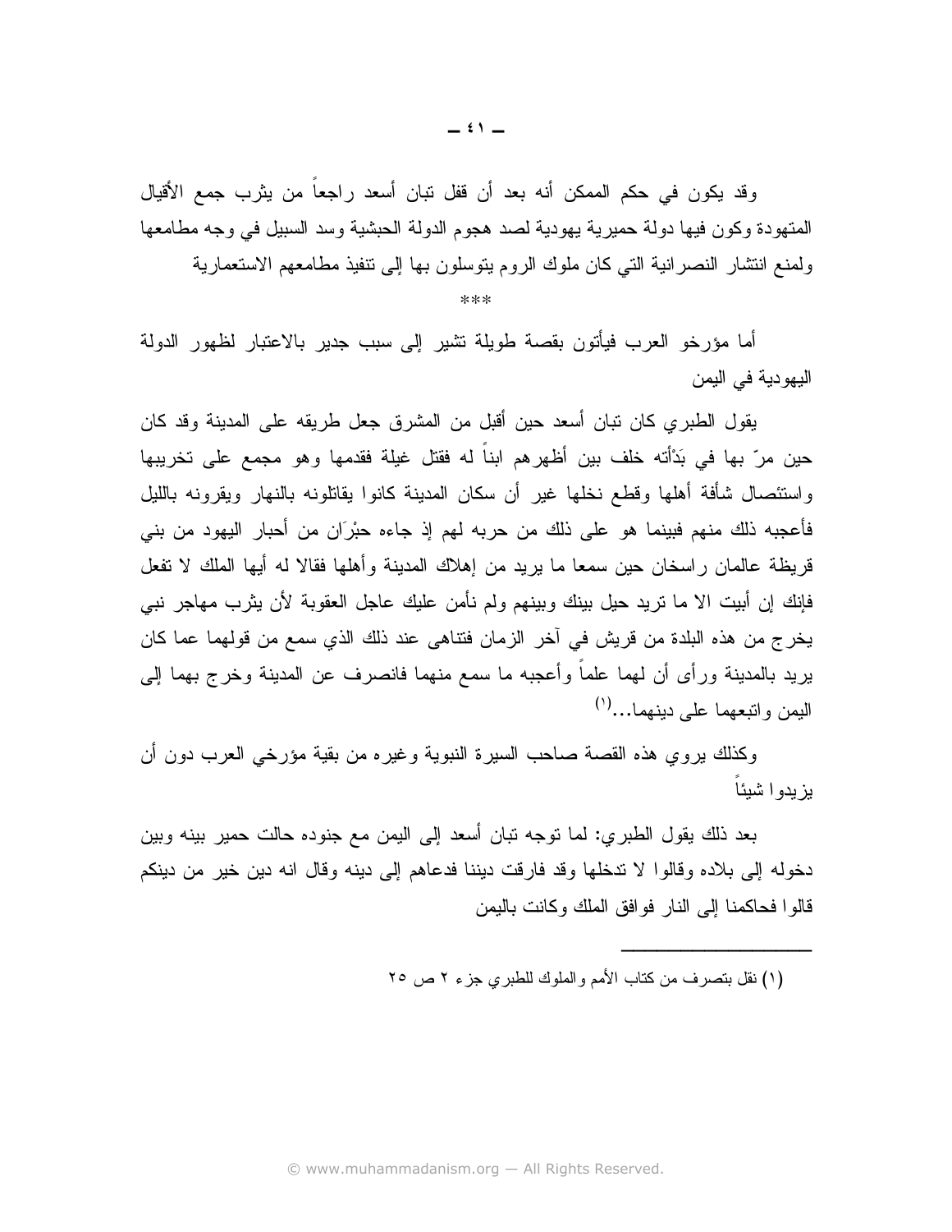وقد يكون في حكم الممكن أنه بعد أن قفل تبان أسعد راجعاً من يثرب جمع الأقيال المتهودة وكون فيها دولة حميرية يهودية لصد هجوم الدولة الحبشية وسد السبيل في وجه مطامعها ولمنع انتشار النصرانية التي كان ملوك الروم يتوسلون بها إلى تنفيذ مطامعهم الاستعمارية

***

أما مؤرخو العرب فيأتون بقصة طويلة تشير إلى سبب جديد بالاعتبار لظهور الدولة اليهودية في اليمن

يقول الطبري كان تبان أسعد حين أقبل من المشرق جعل طريقه على المدينة وقد كان حين مرّ بها في بَدْأته خلف بين أظهرهم ابناً له فقتل غيلة فقدمها وهو مجمع على تخريبها واستئصال شأفة أهلها وقطع نخلها غير أن سكان المدينة كانوا يقاتلونه بالنهار ويقرونه بالليل فأعجبه ذلك منهم فبينما هو على ذلك من حربه لهم إذ جاءه حبْرَان من أحبار اليهود من بني قريظة عالمان راسخان حين سمعا ما يريد من إهلاك المدينة وأهلها فقالا له أيها الملك لا تفعل فإنك إن أبيت الا ما تريد حيل بينك وبينهم ولم نأمن عليك عاجل العقوبة لأن يثرب مهاجر نبي يخرج من هذه البلدة من قريش في آخر الزمان فتناهى عند ذلك الذي سمع من قولهما عما كان يريد بالمدينة ورأى أن لهما علماً وأعجبه ما سمع منهما فانصرف عن المدينة وخرج بهما إلى اليمن واتبعهما على دينهما...[1]

وكذلك يروي هذه القصة صاحب السيرة النبوية وغيره من بقية مؤرخي العرب دون أن يزيدوا شيئاً

بعد ذلك يقول الطبري: لما توجه تبان أسعد إلى اليمن مع جنوده حالت حمير بينه وبين دخوله إلى بلاده وقالوا لا تدخلها وقد فارقت ديننا فدعاهم إلى دينه وقال انه دين خير من دينكم قالوا فحاكمنا إلى النار فوافق الملك وكانت باليمن

---

(١) نقل بتصرف من كتاب الأمم والملوك للطبري جزء ٢ ص ٢٥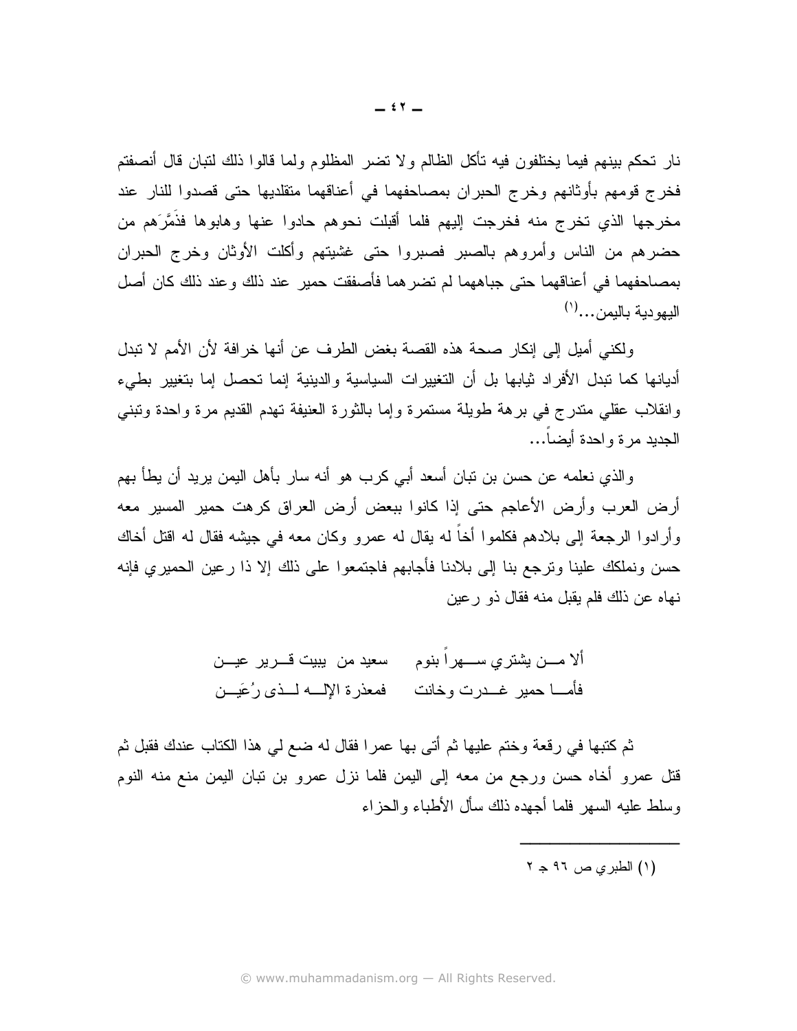نار تحكم بينهم فيما يختلفون فيه تأكل الظالم ولا تضر المظلوم ولما قالوا ذلك لتبان قال أنصفتم فخرج قومهم بأوثانهم وخرج الحبران بمصاحفهما في أعناقهما متقلديها حتى قصدوا للنار عند مخرجها الذي تخرج منه فخرجت إليهم فلما أقبلت نحوهم حادوا عنها وهابوها فذَمَّرَهم من حضرهم من الناس وأمروهم بالصبر فصبروا حتى غشيتهم وأكلت الأوثان وخرج الحبران بمصاحفهما في أعناقهما حتى جباههما لم تضرهما فأصفقت حمير عند ذلك وعند ذلك كان أصل اليهودية باليمن...[1]

ولكني أميل إلى إنكار صحة هذه القصة بغض الطرف عن أنها خرافة لأن الأمم لا تبدل أديانها كما تبدل الأفراد ثيابها بل أن التغييرات السياسية والدينية إنما تحصل إما بتغيير بطيء وانقلاب عقلي متدرج في برهة طويلة مستمرة وإما بالثورة العنيفة تهدم القديم مرة واحدة وتبني الجديد مرة واحدة أيضاً...

والذي نعلمه عن حسن بن تبان أسعد أبي كرب هو أنه سار بأهل اليمن يريد أن يطأ بهم أرض العرب وأرض الأعاجم حتى إذا كانوا ببعض أرض العراق كرهت حمير المسير معه وأرادوا الرجعة إلى بلادهم فكلموا أخاً له يقال له عمرو وكان معه في جيشه فقال له اقتل أخاك حسن ونملكك علينا وترجع بنا إلى بلادنا فأجابهم فاجتمعوا على ذلك إلا ذا رعين الحميري فإنه نهاه عن ذلك فلم يقبل منه فقال ذو رعين

ألا مــن يشتري ســـهراً بنوم سعيد من يبيت قــرير عيــن
فأمـــا حمير غــدرت وخانت فمعذرة الإلـــه لـــذى رُعَيــن

ثم كتبها في رقعة وختم عليها ثم أتى بها عمرا فقال له ضع لي هذا الكتاب عندك فقبل ثم قتل عمرو أخاه حسن ورجع من معه إلى اليمن فلما نزل عمرو بن تبان اليمن منع منه النوم وسلط عليه السهر فلما أجهده ذلك سأل الأطباء والحزاء

---

(١) الطبري ص ٩٦ جـ ٢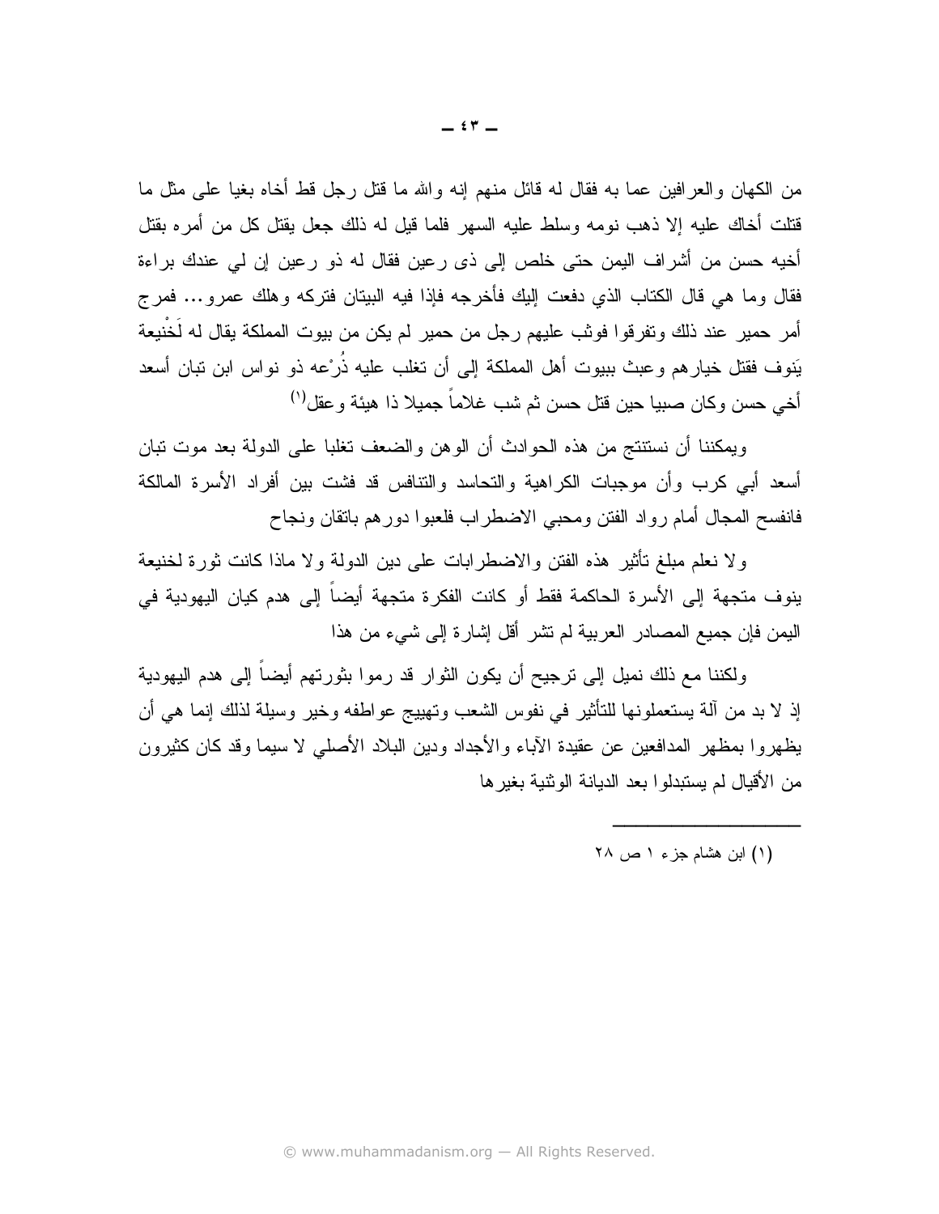من الكهان والعرافين عما به فقال له قائل منهم إنه والله ما قتل رجل قط أخاه بغيا على مثل ما قتلت أخاك عليه إلا ذهب نومه وسلط عليه السهر فلما قيل له ذلك جعل يقتل كل من أمره بقتل أخيه حسن من أشراف اليمن حتى خلص إلى ذى رعين فقال له ذو رعين إن لي عندك براءة فقال وما هي قال الكتاب الذي دفعت إليك فأخرجه فإذا فيه البيتان فتركه وهلك عمرو... فمرج أمر حمير عند ذلك وتفرقوا فوثب عليهم رجل من حمير لم يكن من بيوت المملكة يقال له لَخْنيعة يَنوف فقتل خيارهم وعبث ببيوت أهل المملكة إلى أن تغلب عليه ذُرْعه ذو نواس ابن تبان أسعد أخي حسن وكان صبيا حين قتل حسن ثم شب غلاماً جميلا ذا هيئة وعقل[1]

ويمكننا أن نستنتج من هذه الحوادث أن الوهن والضعف تغلبا على الدولة بعد موت تبان أسعد أبي كرب وأن موجبات الكراهية والتحاسد والتنافس قد فشت بين أفراد الأسرة المالكة فانفسح المجال أمام رواد الفتن ومحبي الاضطراب فلعبوا دورهم باتقان ونجاح

ولا نعلم مبلغ تأثير هذه الفتن والاضطرابات على دين الدولة ولا ماذا كانت ثورة لخنيعة ينوف متجهة إلى الأسرة الحاكمة فقط أو كانت الفكرة متجهة أيضاً إلى هدم كيان اليهودية في اليمن فإن جميع المصادر العربية لم تشر أقل إشارة إلى شيء من هذا

ولكننا مع ذلك نميل إلى ترجيح أن يكون الثوار قد رموا بثورتهم أيضاً إلى هدم اليهودية إذ لا بد من آلة يستعملونها للتأثير في نفوس الشعب وتهييج عواطفه وخير وسيلة لذلك إنما هي أن يظهروا بمظهر المدافعين عن عقيدة الآباء والأجداد ودين البلاد الأصلي لا سيما وقد كان كثيرون من الأقيال لم يستبدلوا بعد الديانة الوثنية بغيرها

---

(١) ابن هشام جزء ١ ص ٢٨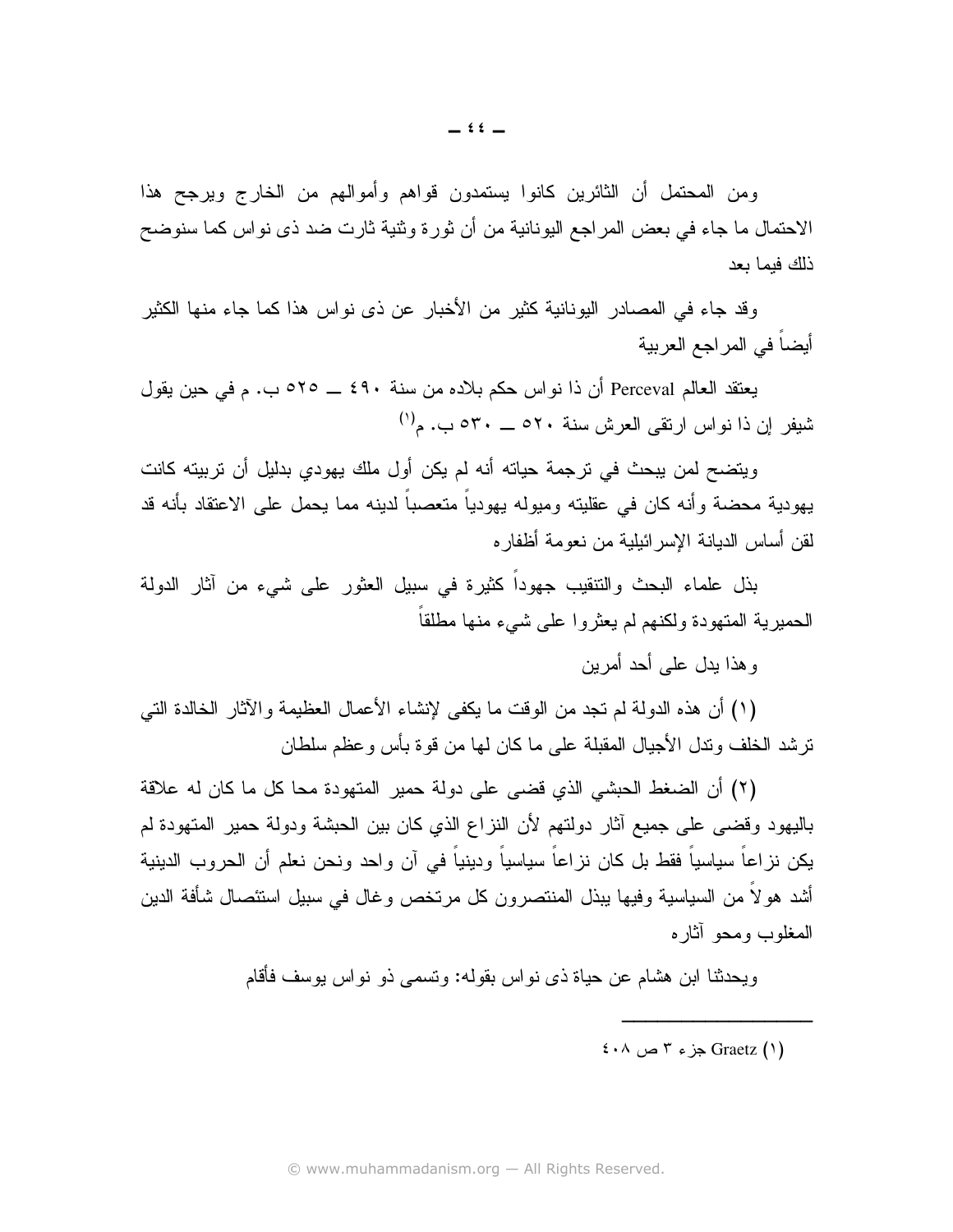ومن المحتمل أن الثائرين كانوا يستمدون قواهم وأموالهم من الخارج ويرجح هذا الاحتمال ما جاء في بعض المراجع اليونانية من أن ثورة وثنية ثارت ضد ذى نواس كما سنوضح ذلك فيما بعد

وقد جاء في المصادر اليونانية كثير من الأخبار عن ذى نواس هذا كما جاء منها الكثير أيضاً في المراجع العربية

يعتقد العالم Perceval أن ذا نواس حكم بلاده من سنة ٤٩٠ ــ ٥٢٥ ب. م في حين يقول شيفر إن ذا نواس ارتقى العرش سنة ٥٢٠ ــ ٥٣٠ ب. م[١]

ويتضح لمن يبحث في ترجمة حياته أنه لم يكن أول ملك يهودي بدليل أن تربيته كانت يهودية محضة وأنه كان في عقليته وميوله يهودياً متعصباً لدينه مما يحمل على الاعتقاد بأنه قد لقن أساس الديانة الإسرائيلية من نعومة أظفاره

بذل علماء البحث والتنقيب جهوداً كثيرة في سبيل العثور على شيء من آثار الدولة الحميرية المتهودة ولكنهم لم يعثروا على شيء منها مطلقاً

وهذا يدل على أحد أمرين

(١) أن هذه الدولة لم تجد من الوقت ما يكفى لإنشاء الأعمال العظيمة والآثار الخالدة التي ترشد الخلف وتدل الأجيال المقبلة على ما كان لها من قوة بأس وعظم سلطان

(٢) أن الضغط الحبشي الذي قضى على دولة حمير المتهودة محا كل ما كان له علاقة باليهود وقضى على جميع آثار دولتهم لأن النزاع الذي كان بين الحبشة ودولة حمير المتهودة لم يكن نزاعاً سياسياً فقط بل كان نزاعاً سياسياً ودينياً في آن واحد ونحن نعلم أن الحروب الدينية أشد هولاً من السياسية وفيها يبذل المنتصرون كل مرتخص وغال في سبيل استئصال شأفة الدين المغلوب ومحو آثاره

ويحدثنا ابن هشام عن حياة ذى نواس بقوله: وتسمى ذو نواس يوسف فأقام

---

(١) Graetz جزء ٣ ص ٤٠٨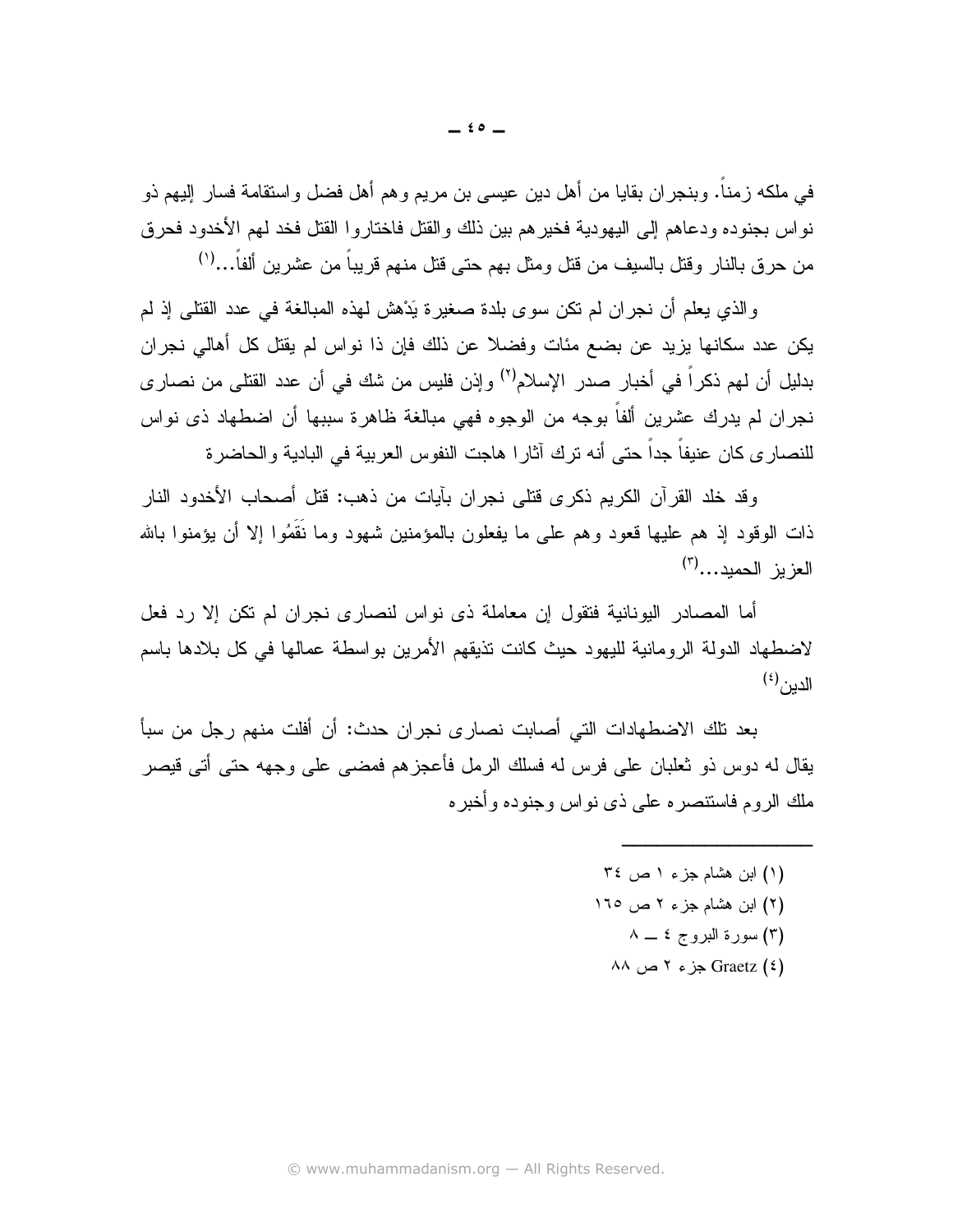في ملكه زمناً. وبنجران بقايا من أهل دين عيسى بن مريم وهم أهل فضل واستقامة فسار إليهم ذو نواس بجنوده ودعاهم إلى اليهودية فخيرهم بين ذلك والقتل فاختاروا القتل فخد لهم الأخدود فحرق من حرق بالنار وقتل بالسيف من قتل ومثل بهم حتى قتل منهم قريباً من عشرين ألفاً...[١]

والذي يعلم أن نجران لم تكن سوى بلدة صغيرة يَدْهش لهذه المبالغة في عدد القتلى إذ لم يكن عدد سكانها يزيد عن بضع مئات وفضلا عن ذلك فإن ذا نواس لم يقتل كل أهالي نجران بدليل أن لهم ذكراً في أخبار صدر الإسلام[٢] وإذن فليس من شك في أن عدد القتلى من نصارى نجران لم يدرك عشرين ألفاً بوجه من الوجوه فهي مبالغة ظاهرة سببها أن اضطهاد ذى نواس للنصارى كان عنيفاً جداً حتى أنه ترك آثارا هاجت النفوس العربية في البادية والحاضرة

وقد خلد القرآن الكريم ذكرى قتلى نجران بآيات من ذهب: قتل أصحاب الأخدود النار ذات الوقود إذ هم عليها قعود وهم على ما يفعلون بالمؤمنين شهود وما نَقَمُوا إلا أن يؤمنوا بالله العزيز الحميد...[٣]

أما المصادر اليونانية فتقول إن معاملة ذى نواس لنصارى نجران لم تكن إلا رد فعل لاضطهاد الدولة الرومانية لليهود حيث كانت تذيقهم الأمرين بواسطة عمالها في كل بلادها باسم الدين[٤]

بعد تلك الاضطهادات التي أصابت نصارى نجران حدث: أن أفلت منهم رجل من سبأ يقال له دوس ذو ثعلبان على فرس له فسلك الرمل فأعجزهم فمضى على وجهه حتى أتى قيصر ملك الروم فاستنصره على ذى نواس وجنوده وأخبره

---

(١) ابن هشام جزء ١ ص ٣٤
(٢) ابن هشام جزء ٢ ص ١٦٥
(٣) سورة البروج ٤ ــ ٨
(٤) Graetz جزء ٢ ص ٨٨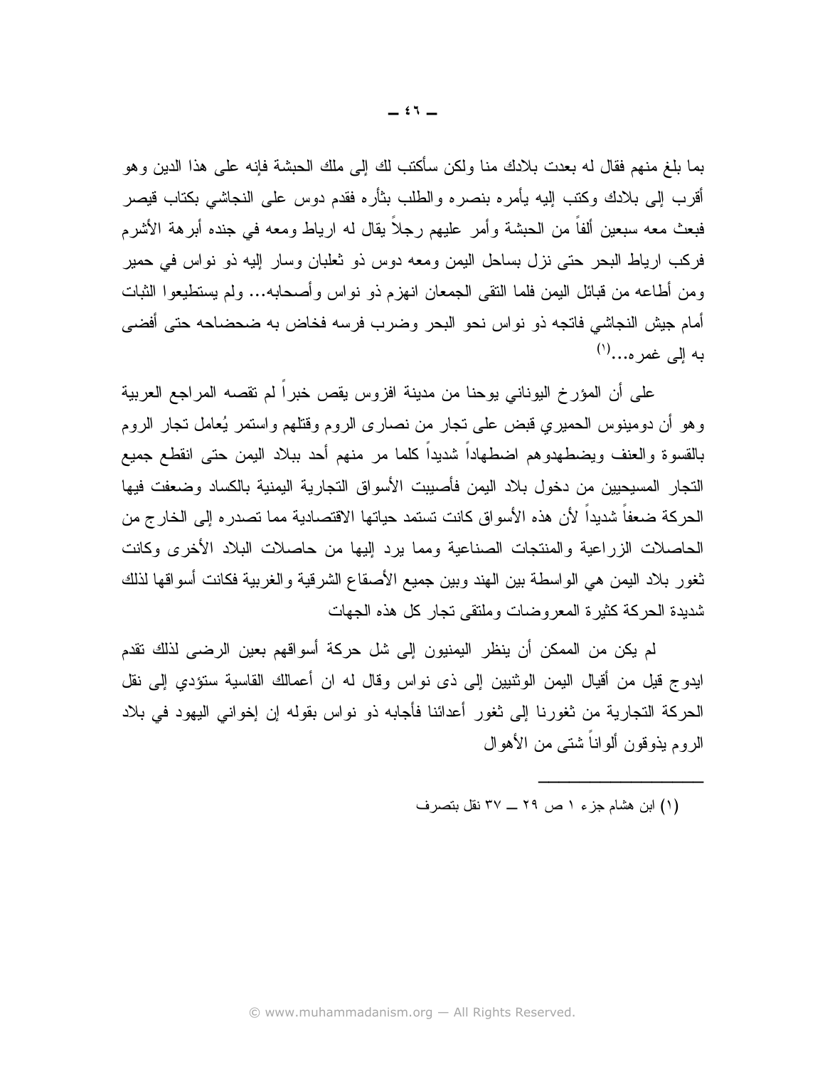بما بلغ منهم فقال له بعدت بلادك منا ولكن سأكتب لك إلى ملك الحبشة فإنه على هذا الدين وهو أقرب إلى بلادك وكتب إليه يأمره بنصره والطلب بثأره فقدم دوس على النجاشي بكتاب قيصر فبعث معه سبعين ألفاً من الحبشة وأمر عليهم رجلاً يقال له ارياط ومعه في جنده أبرهة الأشرم فركب ارياط البحر حتى نزل بساحل اليمن ومعه دوس ذو ثعلبان وسار إليه ذو نواس في حمير ومن أطاعه من قبائل اليمن فلما التقى الجمعان انهزم ذو نواس وأصحابه... ولم يستطيعوا الثبات أمام جيش النجاشي فاتجه ذو نواس نحو البحر وضرب فرسه فخاض به ضحضاحه حتى أفضى به إلى غمره...[1]

على أن المؤرخ اليوناني يوحنا من مدينة افزوس يقص خبراً لم تقصه المراجع العربية وهو أن دومينوس الحميري قبض على تجار من نصارى الروم وقتلهم واستمر يُعامل تجار الروم بالقسوة والعنف ويضطهدوهم اضطهاداً شديداً كلما مر منهم أحد ببلاد اليمن حتى انقطع جميع التجار المسيحيين من دخول بلاد اليمن فأصيبت الأسواق التجارية اليمنية بالكساد وضعفت فيها الحركة ضعفاً شديداً لأن هذه الأسواق كانت تستمد حياتها الاقتصادية مما تصدره إلى الخارج من الحاصلات الزراعية والمنتجات الصناعية ومما يرد إليها من حاصلات البلاد الأخرى وكانت ثغور بلاد اليمن هي الواسطة بين الهند وبين جميع الأصقاع الشرقية والغربية فكانت أسواقها لذلك شديدة الحركة كثيرة المعروضات وملتقى تجار كل هذه الجهات

لم يكن من الممكن أن ينظر اليمنيون إلى شل حركة أسواقهم بعين الرضى لذلك تقدم ايدوج قيل من أقيال اليمن الوثنيين إلى ذى نواس وقال له ان أعمالك القاسية ستؤدي إلى نقل الحركة التجارية من ثغورنا إلى ثغور أعدائنا فأجابه ذو نواس بقوله إن إخواني اليهود في بلاد الروم يذوقون ألواناً شتى من الأهوال

---

(١) ابن هشام جزء ١ ص ٢٩ ــ ٣٧ نقل بتصرف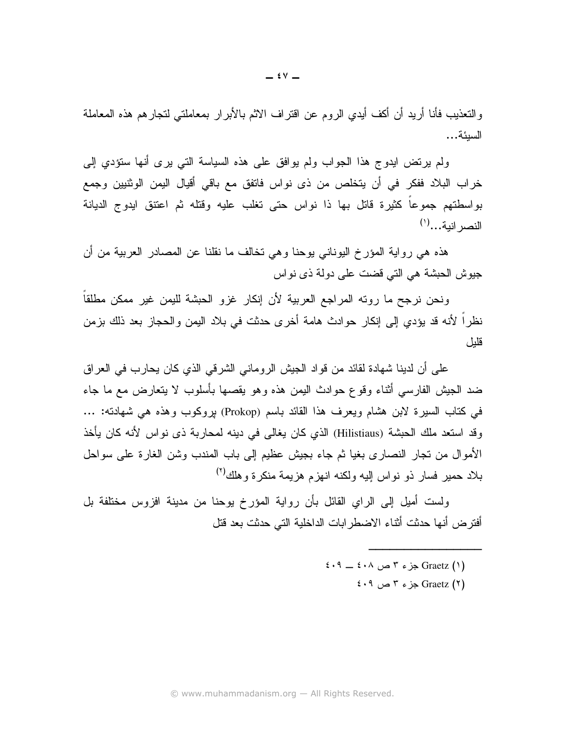والتعذيب فأنا أريد أن أكف أيدي الروم عن اقتراف الاثم بالأبرار بمعاملتي لتجارهم هذه المعاملة السيئة...

ولم يرتض ايدوج هذا الجواب ولم يوافق على هذه السياسة التي يرى أنها ستؤدي إلى خراب البلاد ففكر في أن يتخلص من ذى نواس فاتفق مع باقي أقيال اليمن الوثنيين وجمع بواسطتهم جموعاً كثيرة قاتل بها ذا نواس حتى تغلب عليه وقتله ثم اعتنق ايدوج الديانة النصرانية...[١]

هذه هي رواية المؤرخ اليوناني يوحنا وهي تخالف ما نقلنا عن المصادر العربية من أن جيوش الحبشة هي التي قضت على دولة ذى نواس

ونحن نرجح ما روته المراجع العربية لأن إنكار غزو الحبشة لليمن غير ممكن مطلقاً نظراً لأنه قد يؤدي إلى إنكار حوادث هامة أخرى حدثت في بلاد اليمن والحجاز بعد ذلك بزمن قليل

على أن لدينا شهادة لقائد من قواد الجيش الروماني الشرقي الذي كان يحارب في العراق ضد الجيش الفارسي أثناء وقوع حوادث اليمن هذه وهو يقصها بأسلوب لا يتعارض مع ما جاء في كتاب السيرة لابن هشام ويعرف هذا القائد باسم (Prokop) بروكوب وهذه هي شهادته: ... وقد استعد ملك الحبشة (Hilistiaus) الذي كان يغالى في دينه لمحاربة ذى نواس لأنه كان يأخذ الأموال من تجار النصارى بغيا ثم جاء بجيش عظيم إلى باب المندب وشن الغارة على سواحل بلاد حمير فسار ذو نواس إليه ولكنه انهزم هزيمة منكرة وهلك[٢]

ولست أميل إلى الراي القائل بأن رواية المؤرخ يوحنا من مدينة افزوس مختلفة بل أفترض أنها حدثت أثناء الاضطرابات الداخلية التي حدثت بعد قتل

---

(١) Graetz جزء ٣ ص ٤٠٨ ــ ٤٠٩

(٢) Graetz جزء ٣ ص ٤٠٩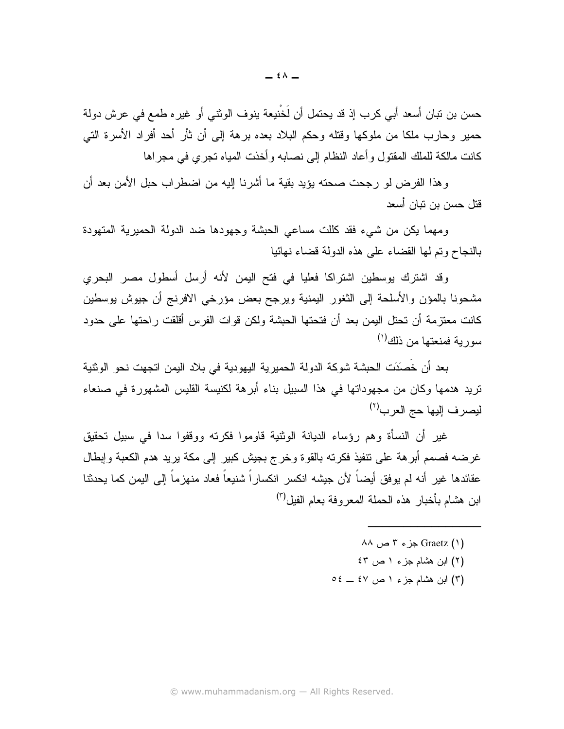حسن بن تبان أسعد أبي كرب إذ قد يحتمل أن لَخْنيعة ينوف الوثني أو غيره طمع في عرش دولة حمير وحارب ملكا من ملوكها وقتله وحكم البلاد بعده برهة إلى أن ثأر أحد أفراد الأسرة التي كانت مالكة للملك المقتول وأعاد النظام إلى نصابه وأخذت المياه تجري في مجراها

وهذا الفرض لو رجحت صحته يؤيد بقية ما أشرنا إليه من اضطراب حبل الأمن بعد أن قتل حسن بن تبان أسعد

ومهما يكن من شيء فقد كللت مساعي الحبشة وجهودها ضد الدولة الحميرية المتهودة بالنجاح وتم لها القضاء على هذه الدولة قضاء نهائيا

وقد اشترك يوسطين اشتراكا فعليا في فتح اليمن لأنه أرسل أسطول مصر البحري مشحونا بالمؤن والأسلحة إلى الثغور اليمنية ويرجح بعض مؤرخي الافرنج أن جيوش يوسطين كانت معتزمة أن تحتل اليمن بعد أن فتحتها الحبشة ولكن قوات الفرس أقلقت راحتها على حدود سورية فمنعتها من ذلك[1]

بعد أن خَضَدَت الحبشة شوكة الدولة الحميرية اليهودية في بلاد اليمن اتجهت نحو الوثنية تريد هدمها وكان من مجهوداتها في هذا السبيل بناء أبرهة لكنيسة القليس المشهورة في صنعاء ليصرف إليها حج العرب[2]

غير أن النسأة وهم رؤساء الديانة الوثنية قاوموا فكرته ووقفوا سدا في سبيل تحقيق غرضه فصمم أبرهة على تنفيذ فكرته بالقوة وخرج بجيش كبير إلى مكة يريد هدم الكعبة وإبطال عقائدها غير أنه لم يوفق أيضاً لأن جيشه انكسر انكساراً شنيعاً فعاد منهزماً إلى اليمن كما يحدثنا ابن هشام بأخبار هذه الحملة المعروفة بعام الفيل[3]

---

(١) Graetz جزء ٣ ص ٨٨

(٢) ابن هشام جزء ١ ص ٤٣

(٣) ابن هشام جزء ١ ص ٤٧ ــ ٥٤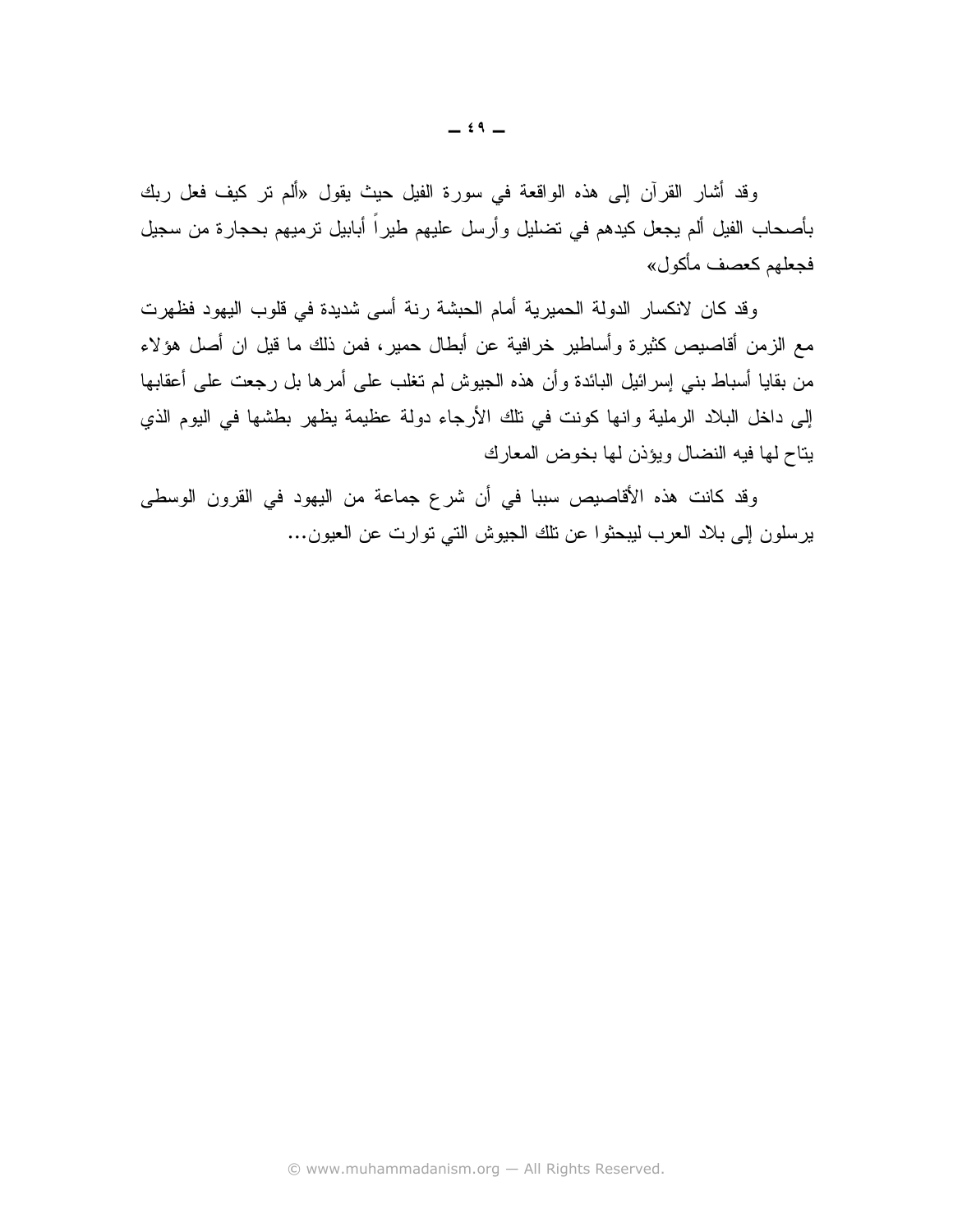وقد أشار القرآن إلى هذه الواقعة في سورة الفيل حيث يقول «ألم تر كيف فعل ربك بأصحاب الفيل ألم يجعل كيدهم في تضليل وأرسل عليهم طيراً أبابيل ترميهم بحجارة من سجيل فجعلهم كعصف مأكول»

وقد كان لانكسار الدولة الحميرية أمام الحبشة رنة أسى شديدة في قلوب اليهود فظهرت مع الزمن أقاصيص كثيرة وأساطير خرافية عن أبطال حمير، فمن ذلك ما قيل ان أصل هؤلاء من بقايا أسباط بني إسرائيل البائدة وأن هذه الجيوش لم تغلب على أمرها بل رجعت على أعقابها إلى داخل البلاد الرملية وانها كونت في تلك الأرجاء دولة عظيمة يظهر بطشها في اليوم الذي يتاح لها فيه النضال ويؤذن لها بخوض المعارك

وقد كانت هذه الأقاصيص سببا في أن شرع جماعة من اليهود في القرون الوسطى يرسلون إلى بلاد العرب ليبحثوا عن تلك الجيوش التي توارت عن العيون...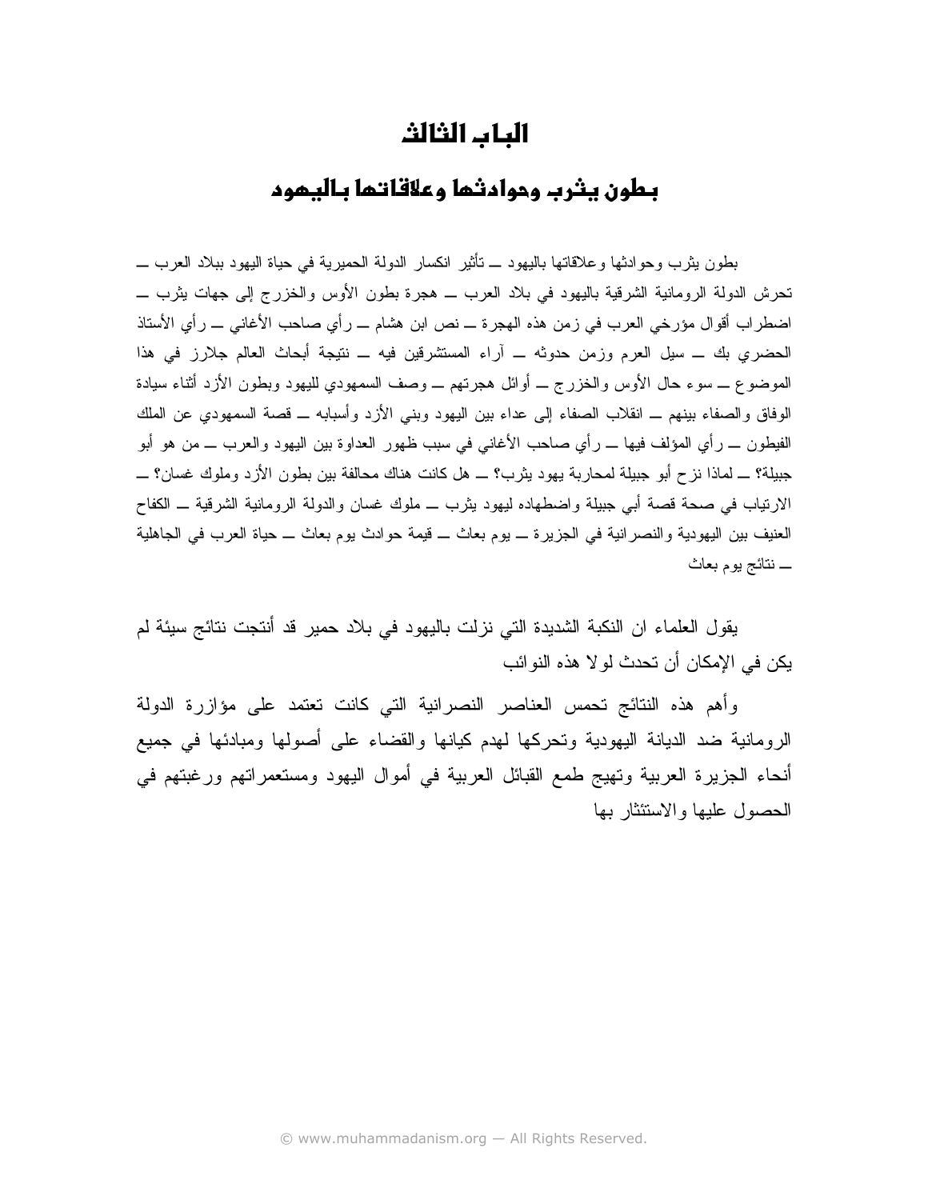# الباب الثالث

## بطون يثرب وحوادثها وعلاقاتها باليهود

بطون يثرب وحوادثها وعلاقاتها باليهود ــ تأثير انكسار الدولة الحميرية في حياة اليهود ببلاد العرب ــ تحرش الدولة الرومانية الشرقية باليهود في بلاد العرب ــ هجرة بطون الأوس والخزرج إلى جهات يثرب ــ اضطراب أقوال مؤرخي العرب في زمن هذه الهجرة ــ نص ابن هشام ــ رأي صاحب الأغاني ــ رأي الأستاذ الحضري بك ــ سيل العرم وزمن حدوثه ــ آراء المستشرقين فيه ــ نتيجة أبحاث العالم جلازر في هذا الموضوع ــ سوء حال الأوس والخزرج ــ أوائل هجرتهم ــ وصف السمهودي لليهود وبطون الأزد أثناء سيادة الوفاق والصفاء بينهم ــ انقلاب الصفاء إلى عداء بين اليهود وبني الأزد وأسبابه ــ قصة السمهودي عن الملك الفيطون ــ رأي المؤلف فيها ــ رأي صاحب الأغاني في سبب ظهور العداوة بين اليهود والعرب ــ من هو أبو جبيلة؟ ــ لماذا نزح أبو جبيلة لمحاربة يهود يثرب؟ ــ هل كانت هناك محالفة بين بطون الأزد وملوك غسان؟ ــ الارتياب في صحة قصة أبي جبيلة واضطهاده ليهود يثرب ــ ملوك غسان والدولة الرومانية الشرقية ــ الكفاح العنيف بين اليهودية والنصرانية في الجزيرة ــ يوم بعاث ــ قيمة حوادث يوم بعاث ــ حياة العرب في الجاهلية ــ نتائج يوم بعاث

يقول العلماء ان النكبة الشديدة التي نزلت باليهود في بلاد حمير قد أنتجت نتائج سيئة لم يكن في الإمكان أن تحدث لولا هذه النوائب

وأهم هذه النتائج تحمس العناصر النصرانية التي كانت تعتمد على مؤازرة الدولة الرومانية ضد الديانة اليهودية وتحركها لهدم كيانها والقضاء على أصولها ومبادئها في جميع أنحاء الجزيرة العربية وتهيج طمع القبائل العربية في أموال اليهود ومستعمراتهم ورغبتهم في الحصول عليها والاستئثار بها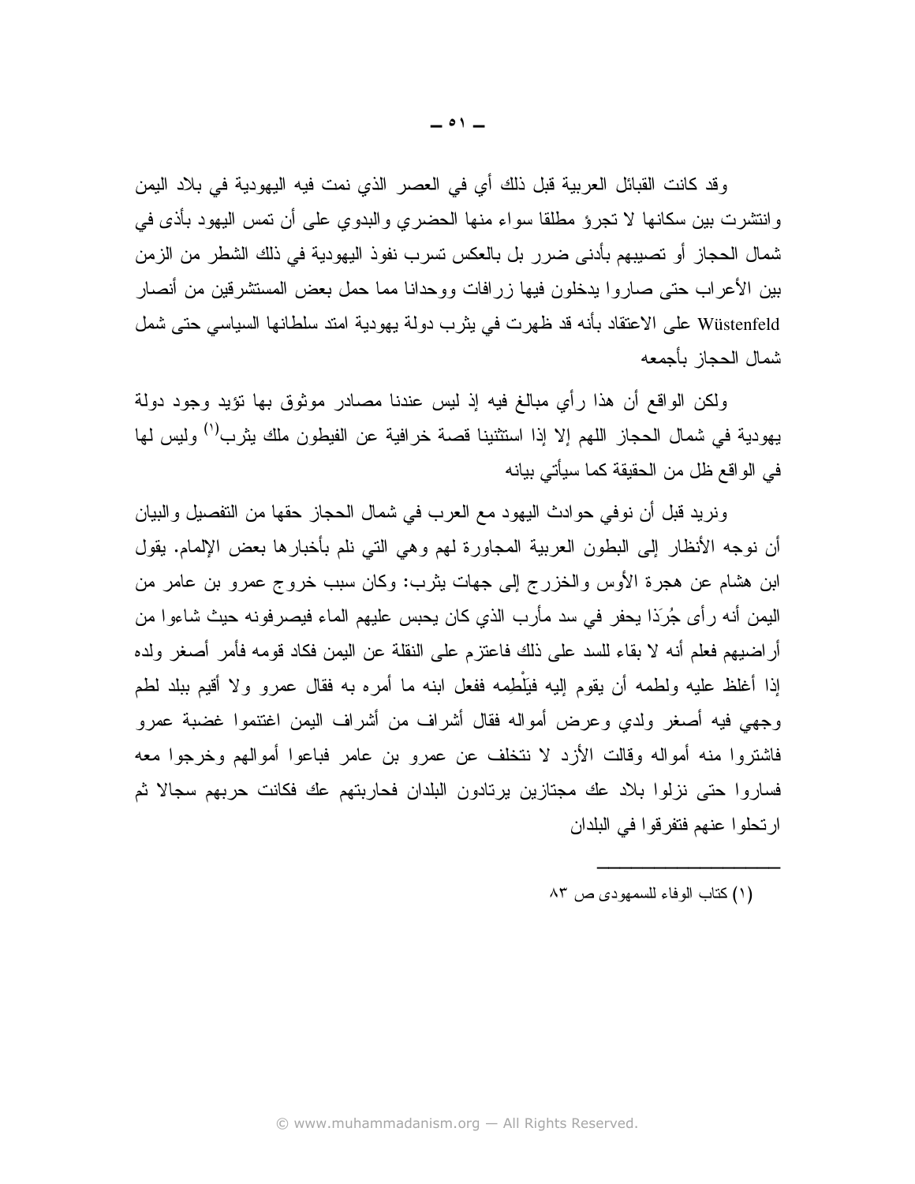وقد كانت القبائل العربية قبل ذلك أي في العصر الذي نمت فيه اليهودية في بلاد اليمن وانتشرت بين سكانها لا تجرؤ مطلقا سواء منها الحضري والبدوي على أن تمس اليهود بأذى في شمال الحجاز أو تصيبهم بأدنى ضرر بل بالعكس تسرب نفوذ اليهودية في ذلك الشطر من الزمن بين الأعراب حتى صاروا يدخلون فيها زرافات ووحدانا مما حمل بعض المستشرقين من أنصار Wüstenfeld على الاعتقاد بأنه قد ظهرت في يثرب دولة يهودية امتد سلطانها السياسي حتى شمل شمال الحجاز بأجمعه

ولكن الواقع أن هذا رأي مبالغ فيه إذ ليس عندنا مصادر موثوق بها تؤيد وجود دولة يهودية في شمال الحجاز اللهم إلا إذا استثنينا قصة خرافية عن الفيطون ملك يثرب[١] وليس لها في الواقع ظل من الحقيقة كما سيأتي بيانه

ونريد قبل أن نوفي حوادث اليهود مع العرب في شمال الحجاز حقها من التفصيل والبيان أن نوجه الأنظار إلى البطون العربية المجاورة لهم وهي التي نلم بأخبارها بعض الإلمام. يقول ابن هشام عن هجرة الأوس والخزرج إلى جهات يثرب: وكان سبب خروج عمرو بن عامر من اليمن أنه رأى جُرَذا يحفر في سد مأرب الذي كان يحبس عليهم الماء فيصرفونه حيث شاءوا من أراضيهم فعلم أنه لا بقاء للسد على ذلك فاعتزم على النقلة عن اليمن فكاد قومه فأمر أصغر ولده إذا أغلظ عليه ولطمه أن يقوم إليه فيَلْطِمه ففعل ابنه ما أمره به فقال عمرو ولا أقيم ببلد لطم وجهي فيه أصغر ولدي وعرض أمواله فقال أشراف من أشراف اليمن اغتنموا غضبة عمرو فاشتروا منه أمواله وقالت الأزد لا نتخلف عن عمرو بن عامر فباعوا أموالهم وخرجوا معه فساروا حتى نزلوا بلاد عك مجتازين يرتادون البلدان فحاربتهم عك فكانت حربهم سجالا ثم ارتحلوا عنهم فتفرقوا في البلدان

---

(١) كتاب الوفاء للسمهودى ص ٨٣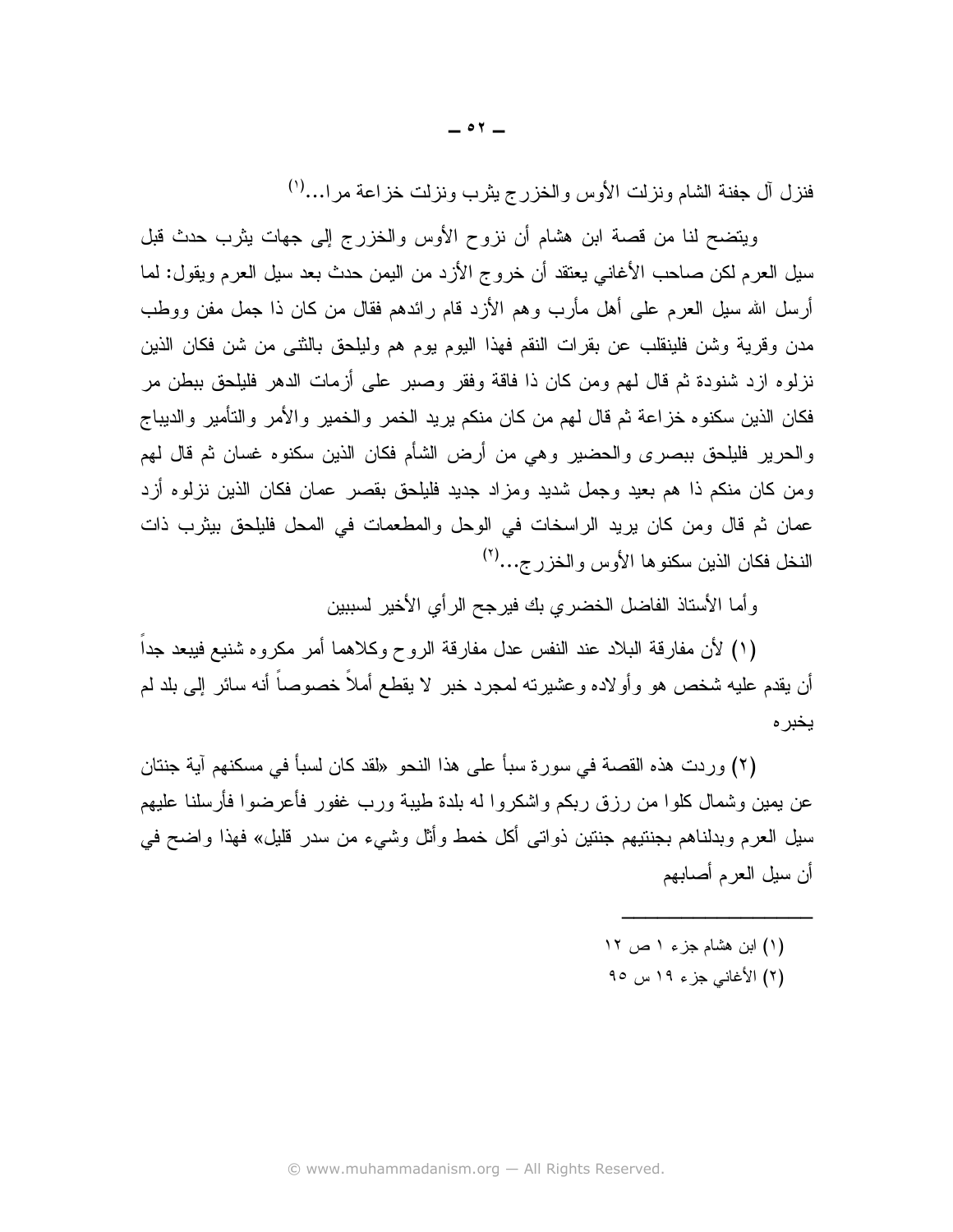فنزل آل جفنة الشام ونزلت الأوس والخزرج يثرب ونزلت خزاعة مرا...[١]

ويتضح لنا من قصة ابن هشام أن نزوح الأوس والخزرج إلى جهات يثرب حدث قبل سيل العرم لكن صاحب الأغاني يعتقد أن خروج الأزد من اليمن حدث بعد سيل العرم ويقول: لما أرسل الله سيل العرم على أهل مأرب وهم الأزد قام رائدهم فقال من كان ذا جمل مفن ووطب مدن وقربة وشن فلينقلب عن بقرات النقم فهذا اليوم يوم هم وليلحق بالثنى من شن فكان الذين نزلوه ازد شنودة ثم قال لهم ومن كان ذا فاقة وفقر وصبر على أزمات الدهر فليلحق ببطن مر فكان الذين سكنوه خزاعة ثم قال لهم من كان منكم يريد الخمر والخمير والأمر والتأمير والديباج والحرير فليلحق ببصرى والحضير وهي من أرض الشأم فكان الذين سكنوه غسان ثم قال لهم ومن كان منكم ذا هم بعيد وجمل شديد ومزاد جديد فليلحق بقصر عمان فكان الذين نزلوه أزد عمان ثم قال ومن كان يريد الراسخات في الوحل والمطعمات في المحل فليلحق بيثرب ذات النخل فكان الذين سكنوها الأوس والخزرج...[٢]

وأما الأستاذ الفاضل الخضري بك فيرجح الرأي الأخير لسببين

(١) لأن مفارقة البلاد عند النفس عدل مفارقة الروح وكلاهما أمر مكروه شنيع فيبعد جداً أن يقدم عليه شخص هو وأولاده وعشيرته لمجرد خبر لا يقطع أملاً خصوصاً أنه سائر إلى بلد لم يخبره

(٢) وردت هذه القصة في سورة سبأ على هذا النحو «لقد كان لسبأ في مسكنهم آية جنتان عن يمين وشمال كلوا من رزق ربكم واشكروا له بلدة طيبة ورب غفور فأعرضوا فأرسلنا عليهم سيل العرم وبدلناهم بجنتيهم جنتين ذواتى أكل خمط وأثل وشيء من سدر قليل» فهذا واضح في أن سيل العرم أصابهم

---

(١) ابن هشام جزء ١ ص ١٢

(٢) الأغاني جزء ١٩ س ٩٥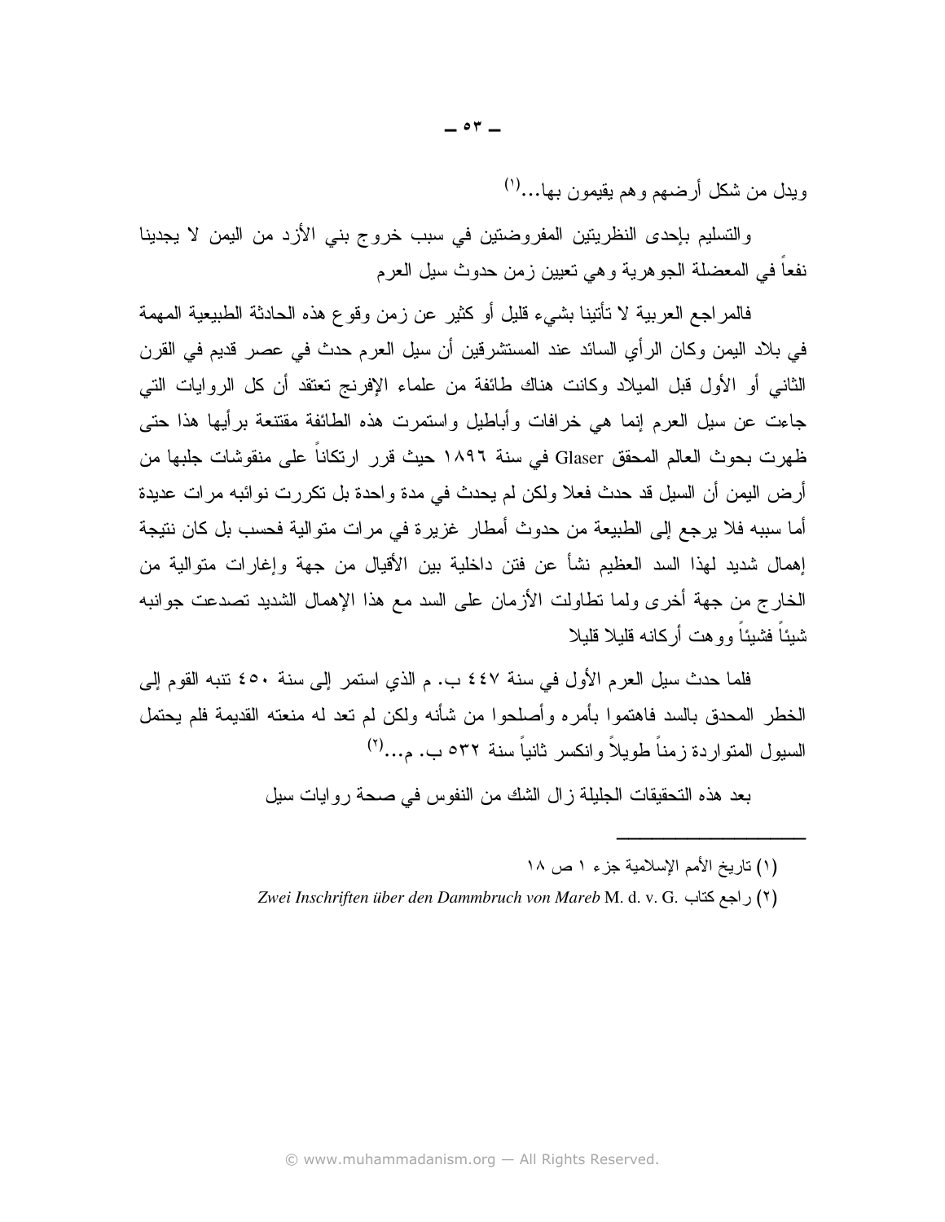ويدل من شكل أرضهم وهم يقيمون بها...[1]

والتسليم بإحدى النظريتين المفروضتين في سبب خروج بني الأزد من اليمن لا يجدينا نفعاً في المعضلة الجوهرية وهي تعيين زمن حدوث سيل العرم

فالمراجع العربية لا تأتينا بشيء قليل أو كثير عن زمن وقوع هذه الحادثة الطبيعية المهمة في بلاد اليمن وكان الرأي السائد عند المستشرقين أن سيل العرم حدث في عصر قديم في القرن الثاني أو الأول قبل الميلاد وكانت هناك طائفة من علماء الإفرنج تعتقد أن كل الروايات التي جاءت عن سيل العرم إنما هي خرافات وأباطيل واستمرت هذه الطائفة مقتنعة برأيها هذا حتى ظهرت بحوث العالم المحقق Glaser في سنة ١٨٩٦ حيث قرر ارتكاناً على منقوشات جلبها من أرض اليمن أن السيل قد حدث فعلا ولكن لم يحدث في مدة واحدة بل تكررت نوائبه مرات عديدة أما سببه فلا يرجع إلى الطبيعة من حدوث أمطار غزيرة في مرات متوالية فحسب بل كان نتيجة إهمال شديد لهذا السد العظيم نشأ عن فتن داخلية بين الأقيال من جهة وإغارات متوالية من الخارج من جهة أخرى ولما تطاولت الأزمان على السد مع هذا الإهمال الشديد تصدعت جوانبه شيئاً فشيئاً ووهت أركانه قليلا قليلا

فلما حدث سيل العرم الأول في سنة ٤٤٧ ب. م الذي استمر إلى سنة ٤٥٠ تنبه القوم إلى الخطر المحدق بالسد فاهتموا بأمره وأصلحوا من شأنه ولكن لم تعد له منعته القديمة فلم يحتمل السيول المتواردة زمناً طويلاً وانكسر ثانياً سنة ٥٣٢ ب. م...[2]

بعد هذه التحقيقات الجليلة زال الشك من النفوس في صحة روايات سيل

---

(١) تاريخ الأمم الإسلامية جزء ١ ص ١٨

(٢) راجع كتاب *Zwei Inschriften über den Dammbruch von Mareb* M. d. v. G.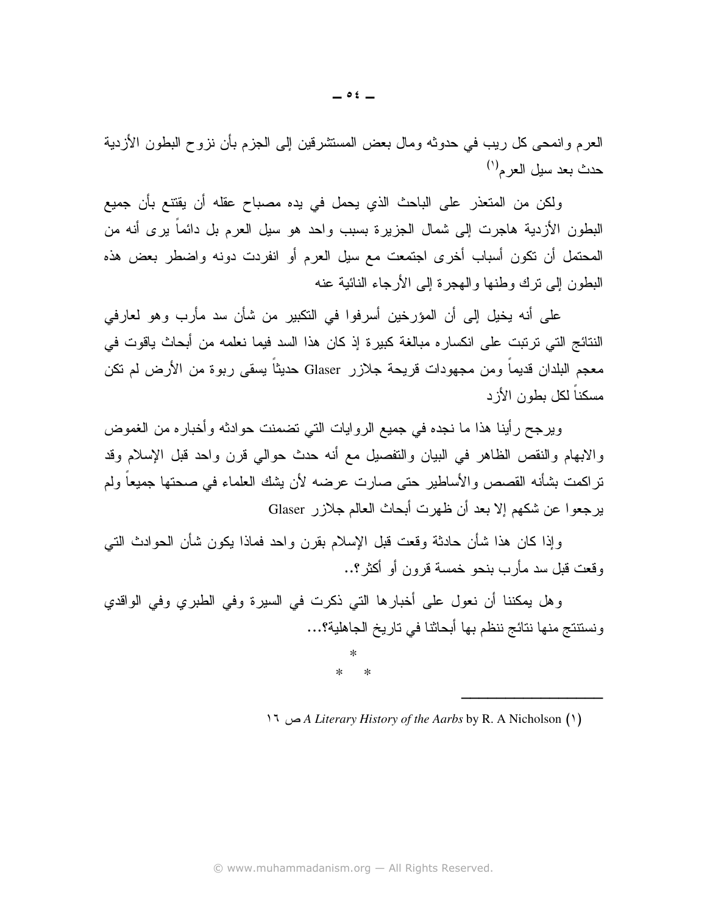العرم وانمحى كل ريب في حدوثه ومال بعض المستشرقين إلى الجزم بأن نزوح البطون الأزدية حدث بعد سيل العرم[1]

ولكن من المتعذر على الباحث الذي يحمل في يده مصباح عقله أن يقتنع بأن جميع البطون الأزدية هاجرت إلى شمال الجزيرة بسبب واحد هو سيل العرم بل دائماً يرى أنه من المحتمل أن تكون أسباب أخرى اجتمعت مع سيل العرم أو انفردت دونه واضطر بعض هذه البطون إلى ترك وطنها والهجرة إلى الأرجاء النائية عنه

على أنه يخيل إلى أن المؤرخين أسرفوا في التكبير من شأن سد مأرب وهو لعارفي النتائج التي ترتبت على انكساره مبالغة كبيرة إذ كان هذا السد فيما نعلمه من أبحاث ياقوت في معجم البلدان قديماً ومن مجهودات قريحة جلازر Glaser حديثاً يسقى ربوة من الأرض لم تكن مسكناً لكل بطون الأزد

ويرجح رأينا هذا ما نجده في جميع الروايات التي تضمنت حوادثه وأخباره من الغموض والابهام والنقص الظاهر في البيان والتفصيل مع أنه حدث حوالي قرن واحد قبل الإسلام وقد تراكمت بشأنه القصص والأساطير حتى صارت عرضه لأن يشك العلماء في صحتها جميعاً ولم يرجعوا عن شكهم إلا بعد أن ظهرت أبحاث العالم جلازر Glaser

وإذا كان هذا شأن حادثة وقعت قبل الإسلام بقرن واحد فماذا يكون شأن الحوادث التي وقعت قبل سد مأرب بنحو خمسة قرون أو أكثر؟..

وهل يمكننا أن نعول على أخبارها التي ذكرت في السيرة وفي الطبري وفي الواقدي ونستنتج منها نتائج ننظم بها أبحاثنا في تاريخ الجاهلية؟...

\*
\*   \*

---

(١) *A Literary History of the Aarbs* by R. A Nicholson ص ١٦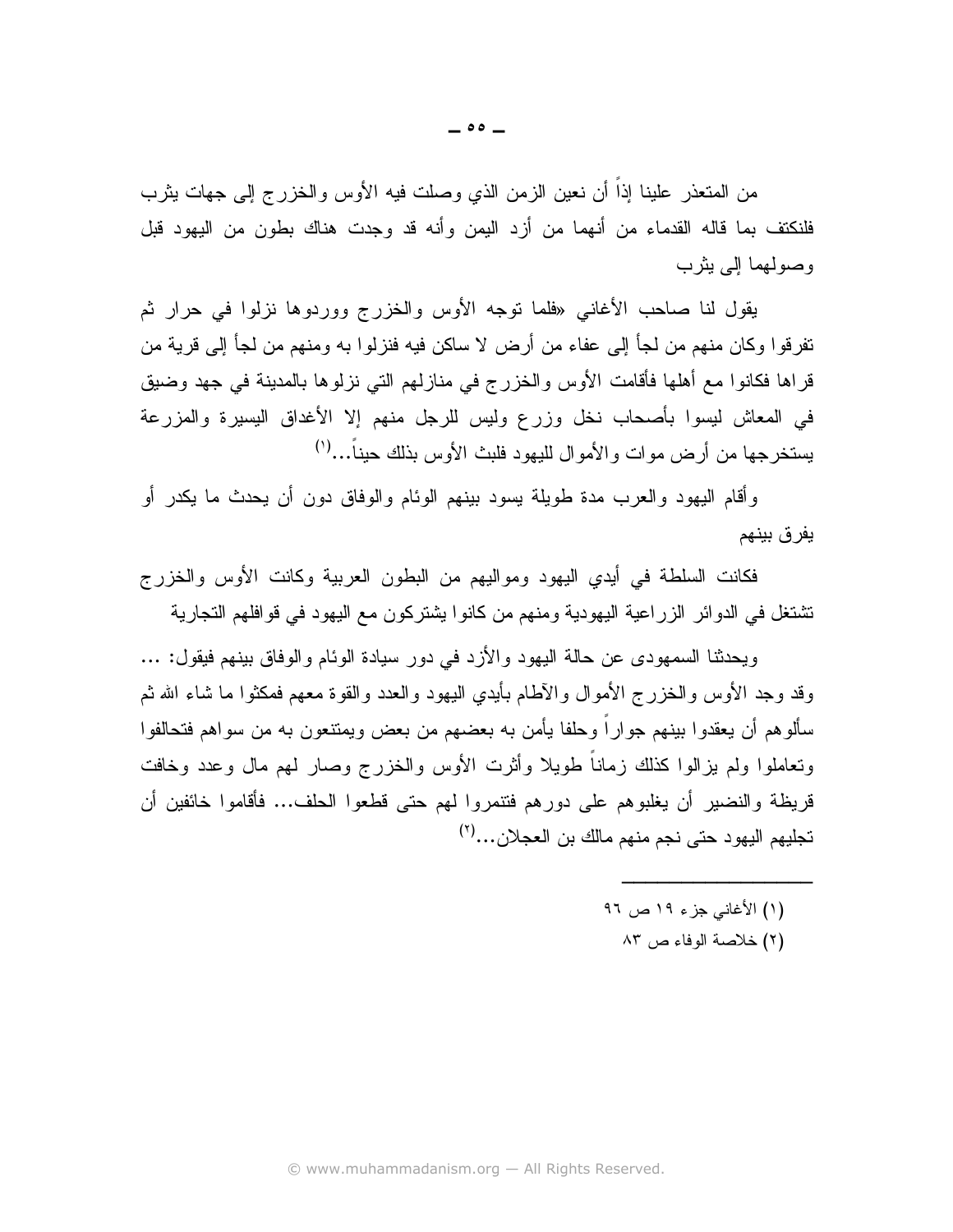من المتعذر علينا إذاً أن نعين الزمن الذي وصلت فيه الأوس والخزرج إلى جهات يثرب فلنكتف بما قاله القدماء من أنهما من أزد اليمن وأنه قد وجدت هناك بطون من اليهود قبل وصولهما إلى يثرب

يقول لنا صاحب الأغاني «فلما توجه الأوس والخزرج ووردوها نزلوا في حرار ثم تفرقوا وكان منهم من لجأ إلى عفاء من أرض لا ساكن فيه فنزلوا به ومنهم من لجأ إلى قرية من قراها فكانوا مع أهلها فأقامت الأوس والخزرج في منازلهم التي نزلوها بالمدينة في جهد وضيق في المعاش ليسوا بأصحاب نخل وزرع وليس للرجل منهم إلا الأعداق اليسيرة والمزرعة يستخرجها من أرض موات والأموال لليهود فلبث الأوس بذلك حيناً...[1]

وأقام اليهود والعرب مدة طويلة يسود بينهم الوئام والوفاق دون أن يحدث ما يكدر أو يفرق بينهم

فكانت السلطة في أيدي اليهود ومواليهم من البطون العربية وكانت الأوس والخزرج تشتغل في الدوائر الزراعية اليهودية ومنهم من كانوا يشتركون مع اليهود في قوافلهم التجارية

ويحدثنا السمهودى عن حالة اليهود والأزد في دور سيادة الوئام والوفاق بينهم فيقول: ... وقد وجد الأوس والخزرج الأموال والآطام بأيدي اليهود والعدد والقوة معهم فمكثوا ما شاء الله ثم سألوهم أن يعقدوا بينهم جواراً وحلفا يأمن به بعضهم من بعض ويمتنعون به من سواهم فتحالفوا وتعاملوا ولم يزالوا كذلك زماناً طويلا وأثرت الأوس والخزرج وصار لهم مال وعدد وخافت قريظة والنضير أن يغلبوهم على دورهم فتنمروا لهم حتى قطعوا الحلف... فأقاموا خائفين أن تجليهم اليهود حتى نجم منهم مالك بن العجلان...[2]

---

(١) الأغاني جزء ١٩ ص ٩٦

(٢) خلاصة الوفاء ص ٨٣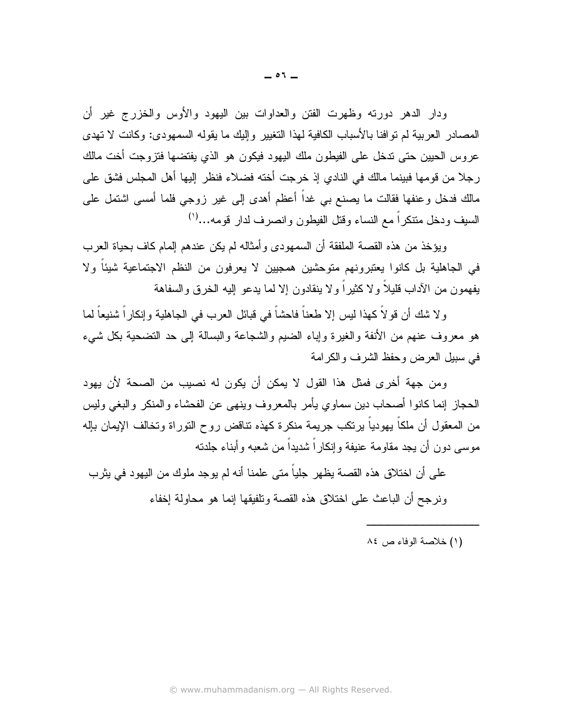ودار الدهر دورته وظهرت الفتن والعداوات بين اليهود والأوس والخزرج غير أن المصادر العربية لم توافنا بالأسباب الكافية لهذا التغيير وإليك ما يقوله السمهودى: وكانت لا تهدى عروس الحيين حتى تدخل على الفيطون ملك اليهود فيكون هو الذي يفتضها فتزوجت أخت مالك رجلا من قومها فبينما مالك في النادي إذ خرجت أخته فضلاء فنظر إليها أهل المجلس فشق على مالك فدخل وعنفها فقالت ما يصنع بي غداً أعظم أهدى إلى غير زوجي فلما أمسى اشتمل على السيف ودخل متنكراً مع النساء وقتل الفيطون وانصرف لدار قومه...(1)

ويؤخذ من هذه القصة الملفقة أن السمهودى وأمثاله لم يكن عندهم إلمام كاف بحياة العرب في الجاهلية بل كانوا يعتبرونهم متوحشين همجيين لا يعرفون من النظم الاجتماعية شيئاً ولا يفهمون من الآداب قليلاً ولا كثيراً ولا ينقادون إلا لما يدعو إليه الخرق والسفاهة

ولا شك أن قولاً كهذا ليس إلا طعناً فاحشاً في قبائل العرب في الجاهلية وإنكاراً شنيعاً لما هو معروف عنهم من الأنفة والغيرة وإباء الضيم والشجاعة والبسالة إلى حد التضحية بكل شيء في سبيل العرض وحفظ الشرف والكرامة

ومن جهة أخرى فمثل هذا القول لا يمكن أن يكون له نصيب من الصحة لأن يهود الحجاز إنما كانوا أصحاب دين سماوي يأمر بالمعروف وينهى عن الفحشاء والمنكر والبغي وليس من المعقول أن ملكاً يهودياً يرتكب جريمة منكرة كهذه تناقض روح التوراة وتخالف الإيمان بإله موسى دون أن يجد مقاومة عنيفة وإنكاراً شديداً من شعبه وأبناء جلدته

على أن اختلاق هذه القصة يظهر جلياً متى علمنا أنه لم يوجد ملوك من اليهود في يثرب

ونرجح أن الباعث على اختلاق هذه القصة وتلفيقها إنما هو محاولة إخفاء

---

(1) خلاصة الوفاء ص ٨٤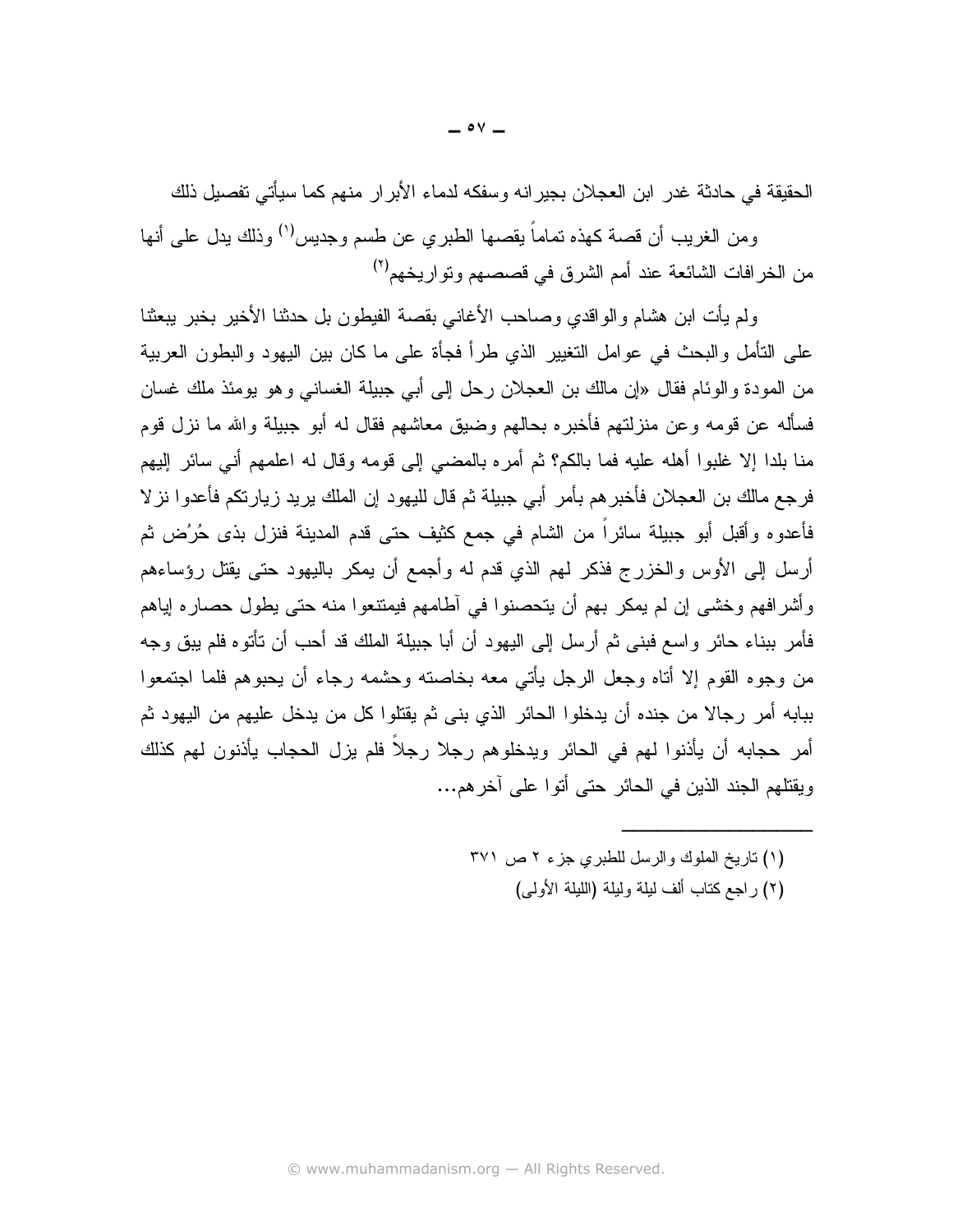الحقيقة في حادثة غدر ابن العجلان بجيرانه وسفكه لدماء الأبرار منهم كما سيأتي تفصيل ذلك

ومن الغريب أن قصة كهذه تماماً يقصها الطبري عن طسم وجديس[1] وذلك يدل على أنها من الخرافات الشائعة عند أمم الشرق في قصصهم وتواريخهم[2]

ولم يأت ابن هشام والواقدي وصاحب الأغاني بقصة الفيطون بل حدثنا الأخير بخبر يبعثنا على التأمل والبحث في عوامل التغيير الذي طرأ فجأة على ما كان بين اليهود والبطون العربية من المودة والوئام فقال «إن مالك بن العجلان رحل إلى أبي جبيلة الغساني وهو يومئذ ملك غسان فسأله عن قومه وعن منزلتهم فأخبره بحالهم وضيق معاشهم فقال له أبو جبيلة والله ما نزل قوم منا بلدا إلا غلبوا أهله عليه فما بالكم؟ ثم أمره بالمضي إلى قومه وقال له اعلمهم أني سائر إليهم فرجع مالك بن العجلان فأخبرهم بأمر أبي جبيلة ثم قال لليهود إن الملك يريد زيارتكم فأعدوا نزلا فأعدوه وأقبل أبو جبيلة سائراً من الشام في جمع كثيف حتى قدم المدينة فنزل بذى حُرُض ثم أرسل إلى الأوس والخزرج فذكر لهم الذي قدم له وأجمع أن يمكر باليهود حتى يقتل رؤساءهم وأشرافهم وخشى إن لم يمكر بهم أن يتحصنوا في آطامهم فيمتنعوا منه حتى يطول حصاره إياهم فأمر ببناء حائر واسع فبنى ثم أرسل إلى اليهود أن أبا جبيلة الملك قد أحب أن تأتوه فلم يبق وجه من وجوه القوم إلا أتاه وجعل الرجل يأتي معه بخاصته وحشمه رجاء أن يحبوهم فلما اجتمعوا ببابه أمر رجالا من جنده أن يدخلوا الحائر الذي بنى ثم يقتلوا كل من يدخل عليهم من اليهود ثم أمر حجابه أن يأذنوا لهم في الحائر ويدخلوهم رجلا رجلاً فلم يزل الحجاب يأذنون لهم كذلك ويقتلهم الجند الذين في الحائر حتى أتوا على آخرهم...

---

(١) تاريخ الملوك والرسل للطبري جزء ٢ ص ٣٧١

(٢) راجع كتاب ألف ليلة وليلة (الليلة الأولى)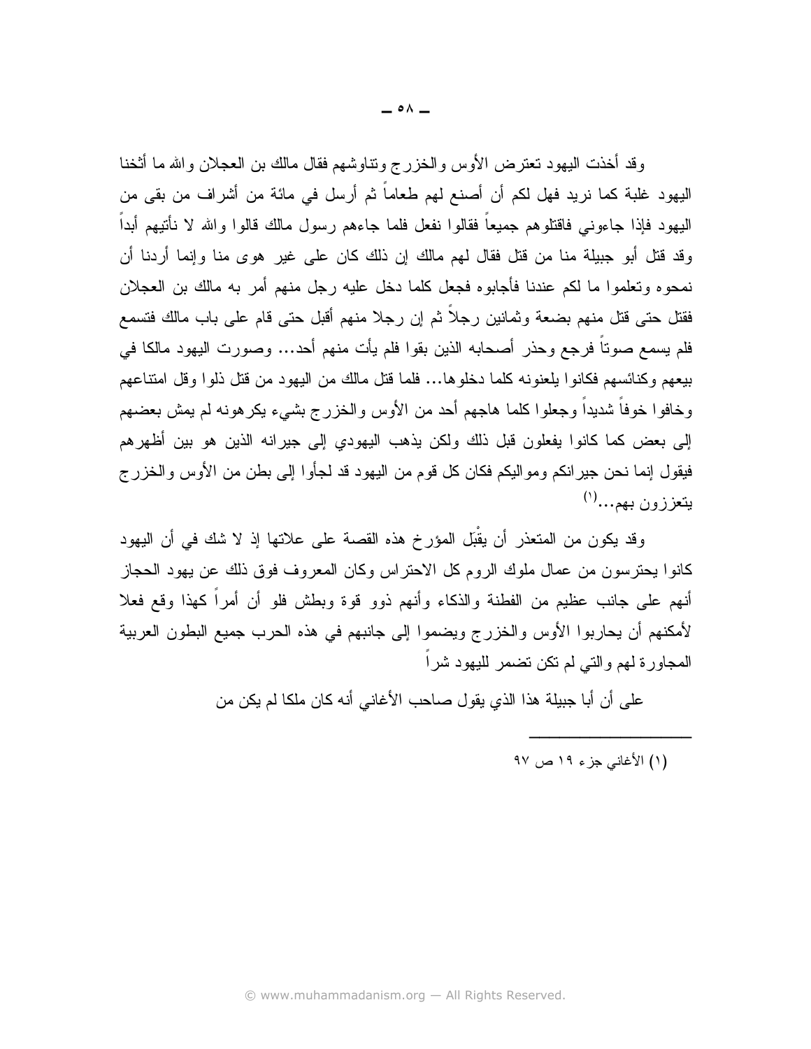وقد أخذت اليهود تعترض الأوس والخزرج وتناوشهم فقال مالك بن العجلان والله ما أثخنا اليهود غلبة كما نريد فهل لكم أن أصنع لهم طعاماً ثم أرسل في مائة من أشراف من بقى من اليهود فإذا جاءوني فاقتلوهم جميعاً فقالوا نفعل فلما جاءهم رسول مالك قالوا والله لا نأتيهم أبداً وقد قتل أبو جبيلة منا من قتل فقال لهم مالك إن ذلك كان على غير هوى منا وإنما أردنا أن نمحوه وتعلموا ما لكم عندنا فأجابوه فجعل كلما دخل عليه رجل منهم أمر به مالك بن العجلان فقتل حتى قتل منهم بضعة وثمانين رجلاً ثم إن رجلا منهم أقبل حتى قام على باب مالك فتسمع فلم يسمع صوتاً فرجع وحذر أصحابه الذين بقوا فلم يأت منهم أحد... وصورت اليهود مالكا في بيعهم وكنائسهم فكانوا يلعنونه كلما دخلوها... فلما قتل مالك من اليهود من قتل ذلوا وقل امتناعهم وخافوا خوفاً شديداً وجعلوا كلما هاجهم أحد من الأوس والخزرج بشيء يكرهونه لم يمش بعضهم إلى بعض كما كانوا يفعلون قبل ذلك ولكن يذهب اليهودي إلى جيرانه الذين هو بين أظهرهم فيقول إنما نحن جيرانكم ومواليكم فكان كل قوم من اليهود قد لجأوا إلى بطن من الأوس والخزرج يتعززون بهم...[1]

وقد يكون من المتعذر أن يقْبَل المؤرخ هذه القصة على علاتها إذ لا شك في أن اليهود كانوا يحترسون من عمال ملوك الروم كل الاحتراس وكان المعروف فوق ذلك عن يهود الحجاز أنهم على جانب عظيم من الفطنة والذكاء وأنهم ذوو قوة وبطش فلو أن أمراً كهذا وقع فعلا لأمكنهم أن يحاربوا الأوس والخزرج ويضموا إلى جانبهم في هذه الحرب جميع البطون العربية المجاورة لهم والتي لم تكن تضمر لليهود شراً

على أن أبا جبيلة هذا الذي يقول صاحب الأغاني أنه كان ملكا لم يكن من

---

(١) الأغاني جزء ١٩ ص ٩٧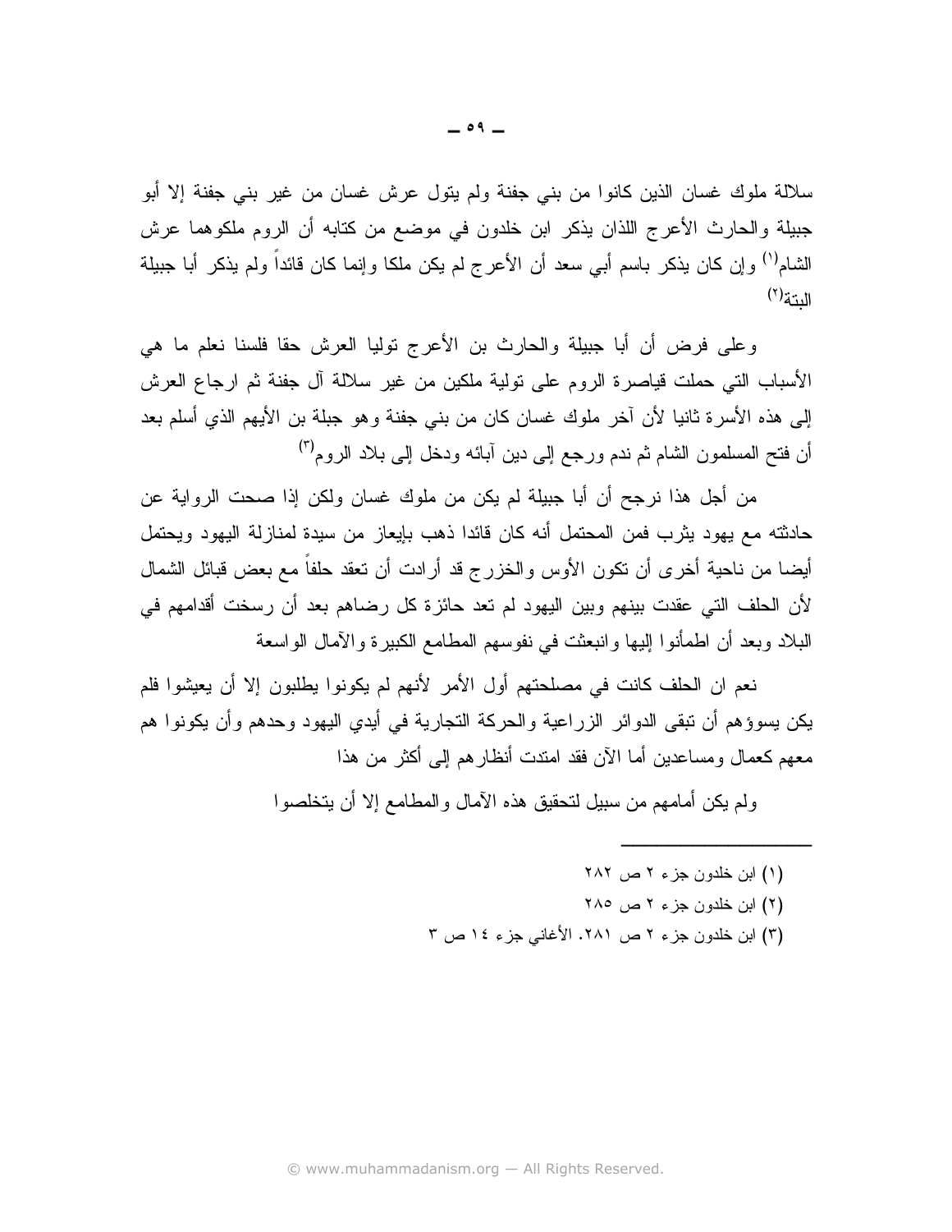سلالة ملوك غسان الذين كانوا من بني جفنة ولم يتول عرش غسان من غير بني جفنة إلا أبو جبيلة والحارث الأعرج اللذان يذكر ابن خلدون في موضع من كتابه أن الروم ملكوهما عرش الشام[١] وإن كان يذكر باسم أبي سعد أن الأعرج لم يكن ملكا وإنما كان قائداً ولم يذكر أبا جبيلة البتة[٢]

وعلى فرض أن أبا جبيلة والحارث بن الأعرج توليا العرش حقا فلسنا نعلم ما هي الأسباب التي حملت قياصرة الروم على تولية ملكين من غير سلالة آل جفنة ثم ارجاع العرش إلى هذه الأسرة ثانيا لأن آخر ملوك غسان كان من بني جفنة وهو جبلة بن الأيهم الذي أسلم بعد أن فتح المسلمون الشام ثم ندم ورجع إلى دين آبائه ودخل إلى بلاد الروم[٣]

من أجل هذا نرجح أن أبا جبيلة لم يكن من ملوك غسان ولكن إذا صحت الرواية عن حادثته مع يهود يثرب فمن المحتمل أنه كان قائدا ذهب بإيعاز من سيدة لمنازلة اليهود ويحتمل أيضا من ناحية أخرى أن تكون الأوس والخزرج قد أرادت أن تعقد حلفاً مع بعض قبائل الشمال لأن الحلف التي عقدت بينهم وبين اليهود لم تعد حائزة كل رضاهم بعد أن رسخت أقدامهم في البلاد وبعد أن اطمأنوا إليها وانبعثت في نفوسهم المطامع الكبيرة والآمال الواسعة

نعم ان الحلف كانت في مصلحتهم أول الأمر لأنهم لم يكونوا يطلبون إلا أن يعيشوا فلم يكن يسوؤهم أن تبقى الدوائر الزراعية والحركة التجارية في أيدي اليهود وحدهم وأن يكونوا هم معهم كعمال ومساعدين أما الآن فقد امتدت أنظارهم إلى أكثر من هذا

ولم يكن أمامهم من سبيل لتحقيق هذه الآمال والمطامع إلا أن يتخلصوا

---

(١) ابن خلدون جزء ٢ ص ٢٨٢

(٢) ابن خلدون جزء ٢ ص ٢٨٥

(٣) ابن خلدون جزء ٢ ص ٢٨١. الأغاني جزء ١٤ ص ٣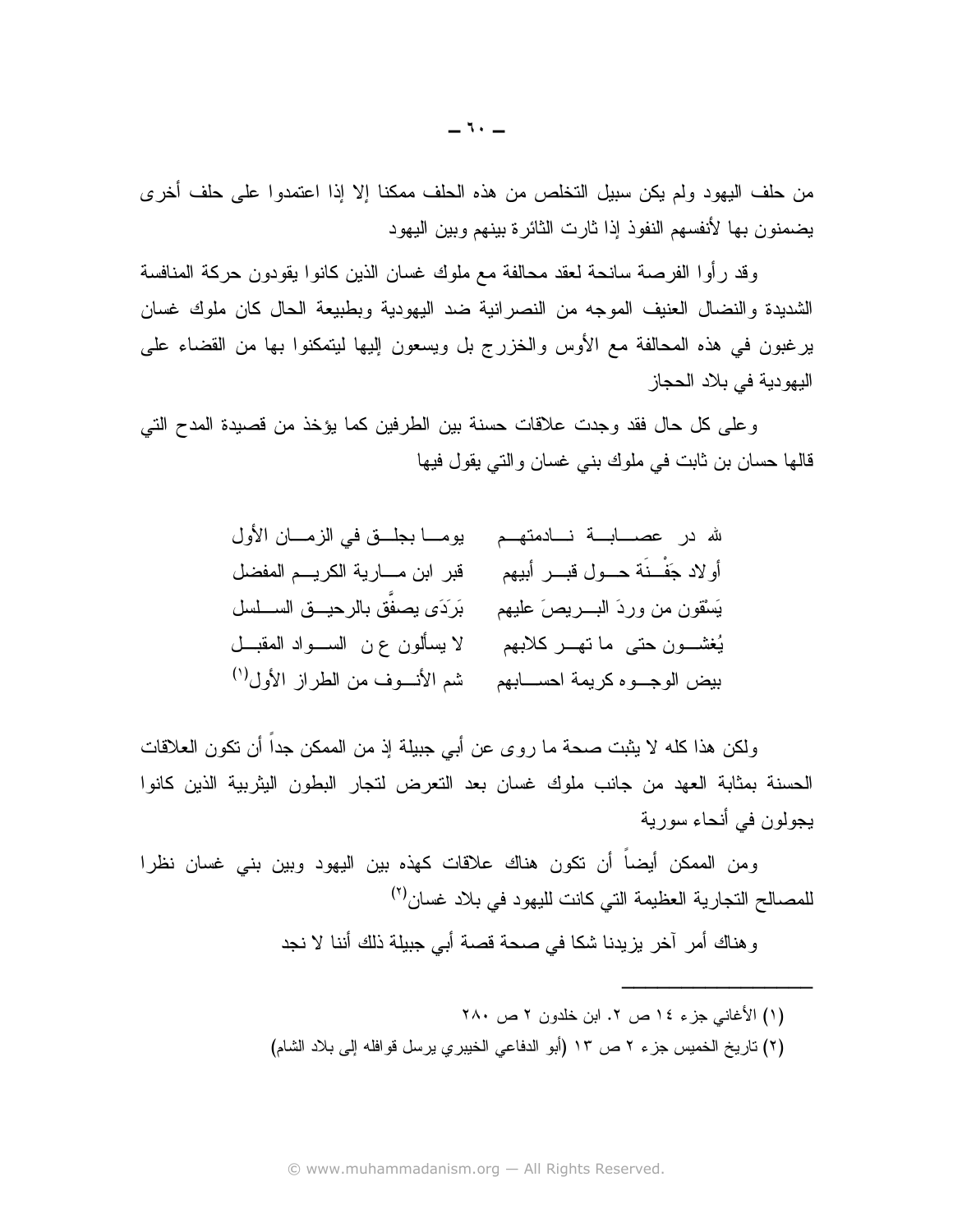من حلف اليهود ولم يكن سبيل التخلص من هذه الحلف ممكنا إلا إذا اعتمدوا على حلف أخرى يضمنون بها لأنفسهم النفوذ إذا ثارت الثائرة بينهم وبين اليهود

وقد رأوا الفرصة سانحة لعقد محالفة مع ملوك غسان الذين كانوا يقودون حركة المنافسة الشديدة والنضال العنيف الموجه من النصرانية ضد اليهودية وبطبيعة الحال كان ملوك غسان يرغبون في هذه المحالفة مع الأوس والخزرج بل ويسعون إليها ليتمكنوا بها من القضاء على اليهودية في بلاد الحجاز

وعلى كل حال فقد وجدت علاقات حسنة بين الطرفين كما يؤخذ من قصيدة المدح التي قالها حسان بن ثابت في ملوك بني غسان والتي يقول فيها

لله در عصابة نادمتهم ... يوما بجلق في الزمان الأول

أولاد جَفْنَة حول قبر أبيهم ... قبر ابن مارية الكريم المفضل

يَسْقون من وردَ البريصَ عليهم ... بَرَدَى يصفَّق بالرحيق السلسل

يُغشون حتى ما تهر كلابهم ... لا يسألون ع ن السواد المقبل

بيض الوجوه كريمة احسابهم ... شم الأنوف من الطراز الأول[1]

ولكن هذا كله لا يثبت صحة ما روى عن أبي جبيلة إذ من الممكن جداً أن تكون العلاقات الحسنة بمثابة العهد من جانب ملوك غسان بعد التعرض لتجار البطون اليثربية الذين كانوا يجولون في أنحاء سورية

ومن الممكن أيضاً أن تكون هناك علاقات كهذه بين اليهود وبين بني غسان نظرا للمصالح التجارية العظيمة التي كانت لليهود في بلاد غسان[2]

وهناك أمر آخر يزيدنا شكا في صحة قصة أبي جبيلة ذلك أننا لا نجد

---

(١) الأغاني جزء ١٤ ص ٢. ابن خلدون ٢ ص ٢٨٠

(٢) تاريخ الخميس جزء ٢ ص ١٣ (أبو الدفاعي الخيبري يرسل قوافله إلى بلاد الشام)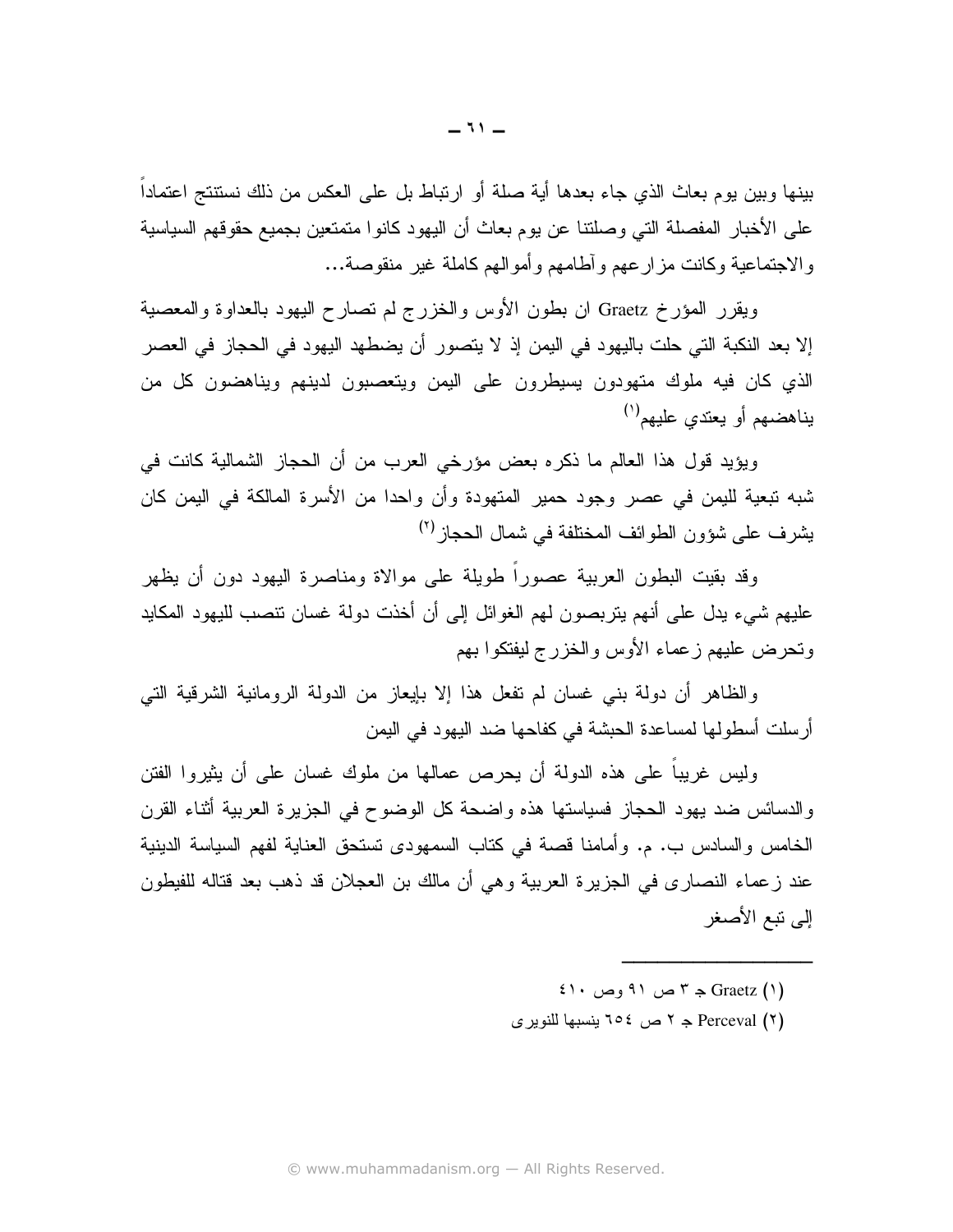بينها وبين يوم بعاث الذي جاء بعدها أية صلة أو ارتباط بل على العكس من ذلك نستنتج اعتماداً على الأخبار المفصلة التي وصلتنا عن يوم بعاث أن اليهود كانوا متمتعين بجميع حقوقهم السياسية والاجتماعية وكانت مزارعهم وآطامهم وأموالهم كاملة غير منقوصة...

ويقرر المؤرخ Graetz ان بطون الأوس والخزرج لم تصارح اليهود بالعداوة والمعصية إلا بعد النكبة التي حلت باليهود في اليمن إذ لا يتصور أن يضطهد اليهود في الحجاز في العصر الذي كان فيه ملوك متهودون يسيطرون على اليمن ويتعصبون لدينهم ويناهضون كل من يناهضهم أو يعتدي عليهم[1]

ويؤيد قول هذا العالم ما ذكره بعض مؤرخي العرب من أن الحجاز الشمالية كانت في شبه تبعية لليمن في عصر وجود حمير المتهودة وأن واحدا من الأسرة المالكة في اليمن كان يشرف على شؤون الطوائف المختلفة في شمال الحجاز[2]

وقد بقيت البطون العربية عصوراً طويلة على موالاة ومناصرة اليهود دون أن يظهر عليهم شيء يدل على أنهم يتربصون لهم الغوائل إلى أن أخذت دولة غسان تنصب لليهود المكايد وتحرض عليهم زعماء الأوس والخزرج ليفتكوا بهم

والظاهر أن دولة بني غسان لم تفعل هذا إلا بإيعاز من الدولة الرومانية الشرقية التي أرسلت أسطولها لمساعدة الحبشة في كفاحها ضد اليهود في اليمن

وليس غريباً على هذه الدولة أن يحرص عمالها من ملوك غسان على أن يثيروا الفتن والدسائس ضد يهود الحجاز فسياستها هذه واضحة كل الوضوح في الجزيرة العربية أثناء القرن الخامس والسادس ب. م. وأمامنا قصة في كتاب السمهودى تستحق العناية لفهم السياسة الدينية عند زعماء النصارى في الجزيرة العربية وهي أن مالك بن العجلان قد ذهب بعد قتاله للفيطون إلى تبع الأصغر

---

(١) Graetz جـ ٣ ص ٩١ وص ٤١٠

(٢) Perceval جـ ٢ ص ٦٥٤ ينسبها للنويرى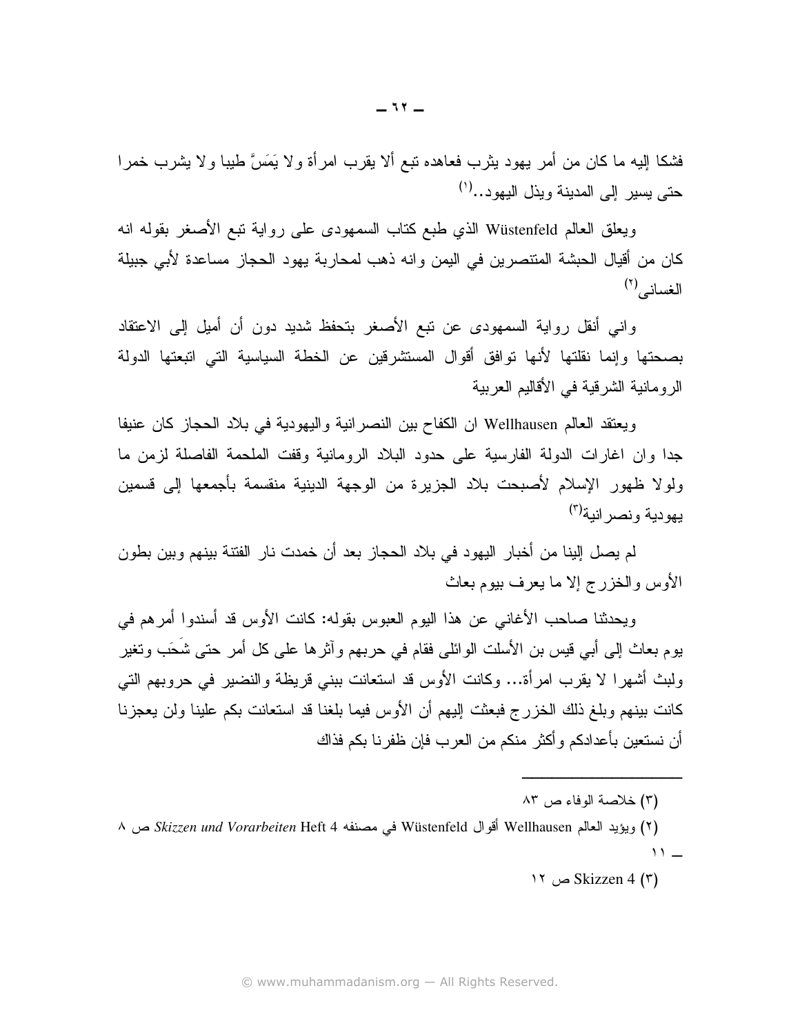فشكا إليه ما كان من أمر يهود يثرب فعاهده تبع ألا يقرب امرأة ولا يَمَسَّ طيبا ولا يشرب خمرا حتى يسير إلى المدينة ويذل اليهود..[١]

ويعلق العالم Wüstenfeld الذي طبع كتاب السمهودى على رواية تبع الأصغر بقوله انه كان من أقيال الحبشة المتنصرين في اليمن وانه ذهب لمحاربة يهود الحجاز مساعدة لأبي جبيلة الغساني[٢]

واني أنقل رواية السمهودى عن تبع الأصغر بتحفظ شديد دون أن أميل إلى الاعتقاد بصحتها وإنما نقلتها لأنها توافق أقوال المستشرقين عن الخطة السياسية التي اتبعتها الدولة الرومانية الشرقية في الأقاليم العربية

ويعتقد العالم Wellhausen ان الكفاح بين النصرانية واليهودية في بلاد الحجاز كان عنيفا جدا وان اغارات الدولة الفارسية على حدود البلاد الرومانية وقفت الملحمة الفاصلة لزمن ما ولولا ظهور الإسلام لأصبحت بلاد الجزيرة من الوجهة الدينية منقسمة بأجمعها إلى قسمين يهودية ونصرانية[٣]

لم يصل إلينا من أخبار اليهود في بلاد الحجاز بعد أن خمدت نار الفتنة بينهم وبين بطون الأوس والخزرج إلا ما يعرف بيوم بعاث

ويحدثنا صاحب الأغاني عن هذا اليوم العبوس بقوله: كانت الأوس قد أسندوا أمرهم في يوم بعاث إلى أبي قيس بن الأسلت الوائلى فقام في حربهم وآثرها على كل أمر حتى شَحَب وتغير ولبث أشهرا لا يقرب امرأة... وكانت الأوس قد استعانت ببني قريظة والنضير في حروبهم التي كانت بينهم وبلغ ذلك الخزرج فبعثت إليهم أن الأوس فيما بلغنا قد استعانت بكم علينا ولن يعجزنا أن نستعين بأعدادكم وأكثر منكم من العرب فإن ظفرنا بكم فذاك

---

(٣) خلاصة الوفاء ص ٨٣

(٢) ويؤيد العالم Wellhausen أقوال Wüstenfeld في مصنفه *Skizzen und Vorarbeiten* Heft 4 ص ٨ – ١١

(٣) Skizzen 4 ص ١٢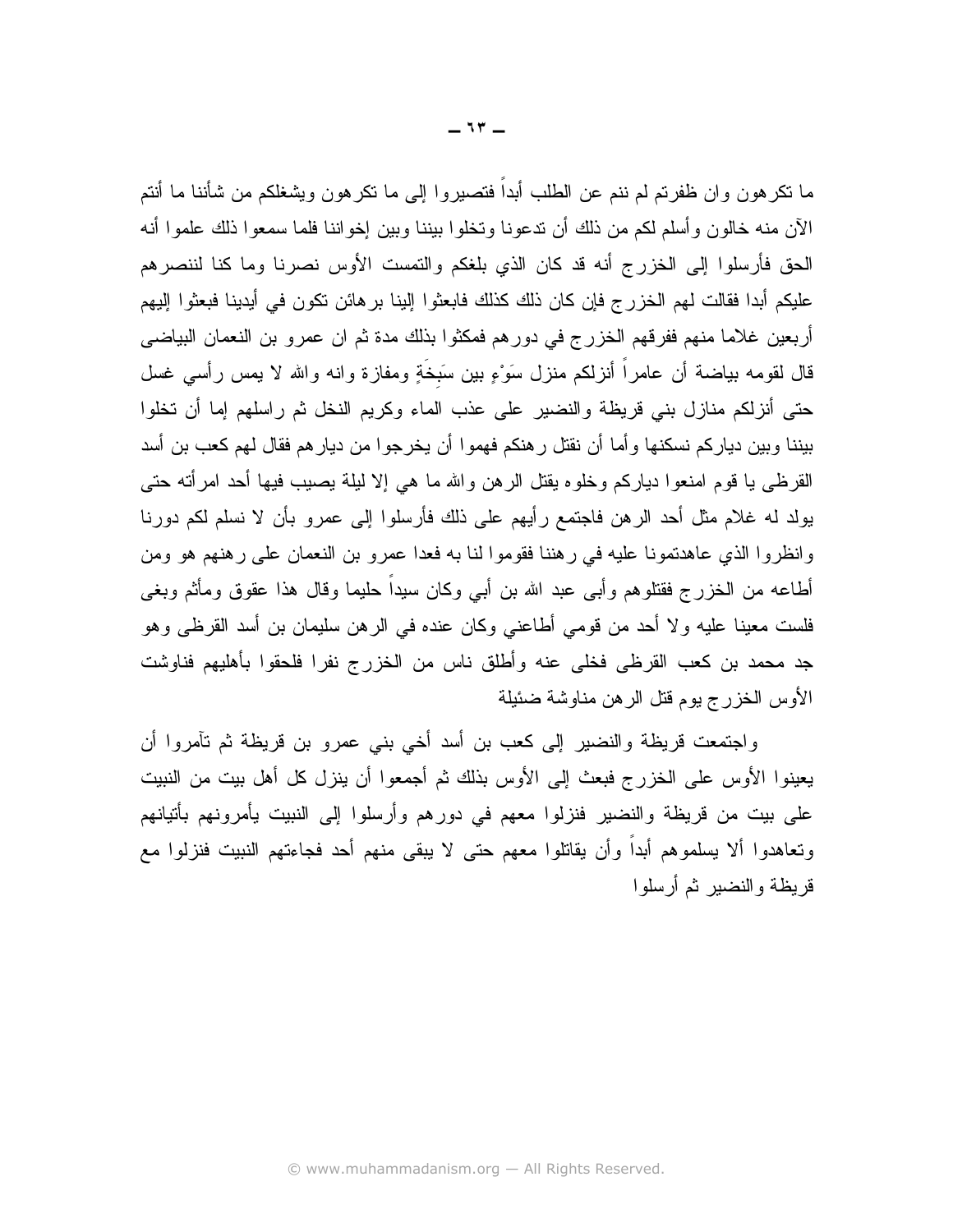ما تكرهون وان ظفرتم لم ننم عن الطلب أبداً فتصيروا إلى ما تكرهون ويشغلكم من شأننا ما أنتم الآن منه خالون وأسلم لكم من ذلك أن تدعونا وتخلوا بيننا وبين إخواننا فلما سمعوا ذلك علموا أنه الحق فأرسلوا إلى الخزرج أنه قد كان الذي بلغكم والتمست الأوس نصرنا وما كنا لننصرهم عليكم أبدا فقالت لهم الخزرج فإن كان ذلك كذلك فابعثوا إلينا برهائن تكون في أيدينا فبعثوا إليهم أربعين غلاما منهم ففرقهم الخزرج في دورهم فمكثوا بذلك مدة ثم ان عمرو بن النعمان البياضى قال لقومه بياضة أن عامراً أنزلكم منزل سَوْءٍ بين سَبِخَةٍ ومفازة وانه والله لا يمس رأسي غسل حتى أنزلكم منازل بني قريظة والنضير على عذب الماء وكريم النخل ثم راسلهم إما أن تخلوا بيننا وبين دياركم نسكنها وأما أن نقتل رهنكم فهموا أن يخرجوا من ديارهم فقال لهم كعب بن أسد القرظى يا قوم امنعوا دياركم وخلوه يقتل الرهن والله ما هي إلا ليلة يصيب فيها أحد امرأته حتى يولد له غلام مثل أحد الرهن فاجتمع رأيهم على ذلك فأرسلوا إلى عمرو بأن لا نسلم لكم دورنا وانظروا الذي عاهدتمونا عليه في رهننا فقوموا لنا به فعدا عمرو بن النعمان على رهنهم هو ومن أطاعه من الخزرج فقتلوهم وأبى عبد الله بن أبي وكان سيداً حليما وقال هذا عقوق ومأثم وبغى فلست معينا عليه ولا أحد من قومي أطاعني وكان عنده في الرهن سليمان بن أسد القرظى وهو جد محمد بن كعب القرظى فخلى عنه وأطلق ناس من الخزرج نفرا فلحقوا بأهليهم فناوشت الأوس الخزرج يوم قتل الرهن مناوشة ضئيلة

واجتمعت قريظة والنضير إلى كعب بن أسد أخي بني عمرو بن قريظة ثم تآمروا أن يعينوا الأوس على الخزرج فبعث إلى الأوس بذلك ثم أجمعوا أن ينزل كل أهل بيت من النبيت على بيت من قريظة والنضير فنزلوا معهم في دورهم وأرسلوا إلى النبيت يأمرونهم بأتيانهم وتعاهدوا ألا يسلموهم أبداً وأن يقاتلوا معهم حتى لا يبقى منهم أحد فجاءتهم النبيت فنزلوا مع قريظة والنضير ثم أرسلوا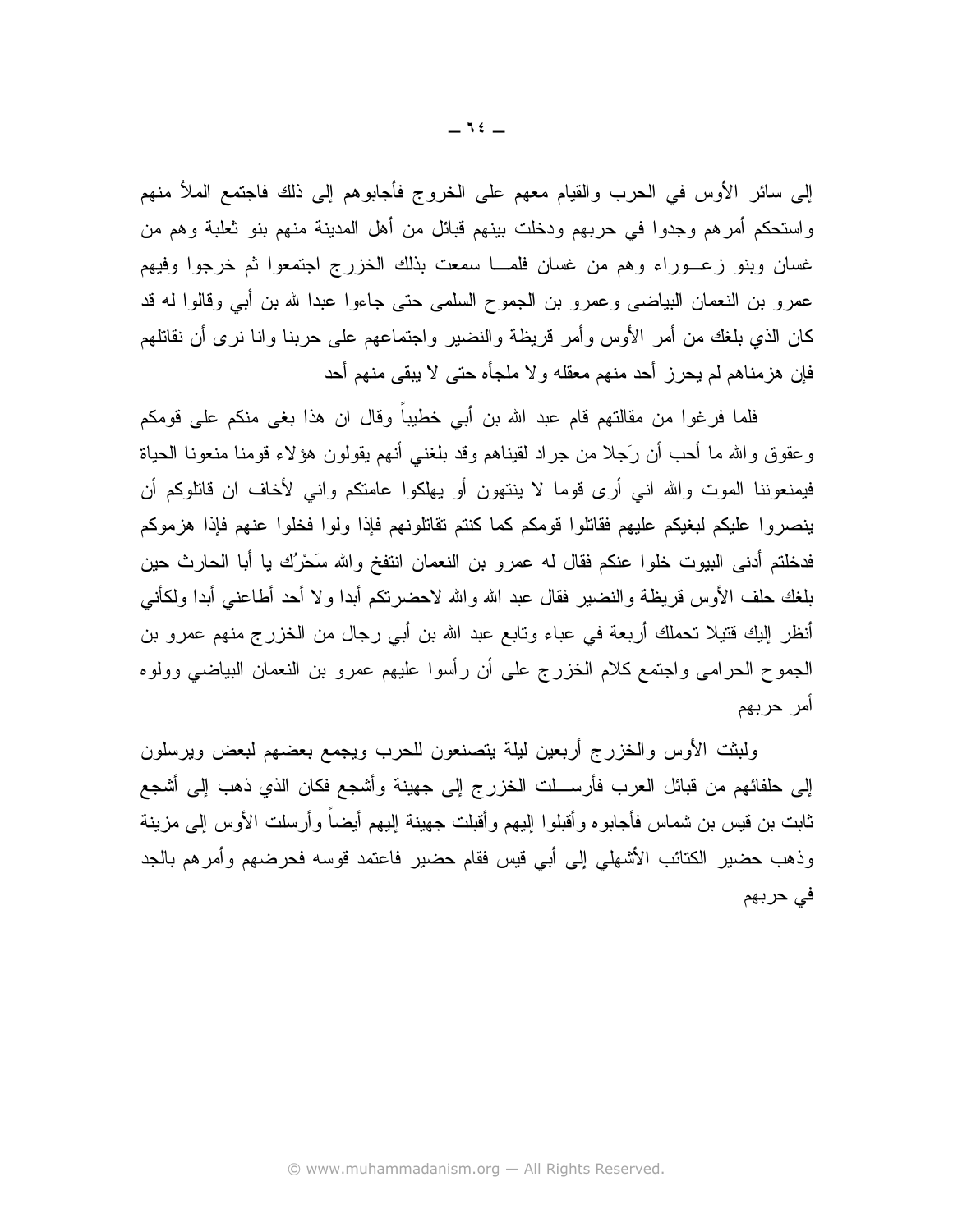إلى سائر الأوس في الحرب والقيام معهم على الخروج فأجابوهم إلى ذلك فاجتمع الملأ منهم واستحكم أمرهم وجدوا في حربهم ودخلت بينهم قبائل من أهل المدينة منهم بنو ثعلبة وهم من غسان وبنو زعــوراء وهم من غسان فلمـــا سمعت بذلك الخزرج اجتمعوا ثم خرجوا وفيهم عمرو بن النعمان البياضى وعمرو بن الجموح السلمى حتى جاءوا عبدا لله بن أبي وقالوا له قد كان الذي بلغك من أمر الأوس وأمر قريظة والنضير واجتماعهم على حربنا وانا نرى أن نقاتلهم فإن هزمناهم لم يحرز أحد منهم معقله ولا ملجأه حتى لا يبقى منهم أحد

فلما فرغوا من مقالتهم قام عبد الله بن أبي خطيباً وقال ان هذا بغى منكم على قومكم وعقوق والله ما أحب أن رَجلا من جراد لقيناهم وقد بلغني أنهم يقولون هؤلاء قومنا منعونا الحياة فيمنعوننا الموت والله اني أرى قوما لا ينتهون أو يهلكوا عامتكم واني لأخاف ان قاتلوكم أن ينصروا عليكم لبغيكم عليهم فقاتلوا قومكم كما كنتم تقاتلونهم فإذا ولوا فخلوا عنهم فإذا هزموكم فدخلتم أدنى البيوت خلوا عنكم فقال له عمرو بن النعمان انتفخ والله سَحْرُك يا أبا الحارث حين بلغك حلف الأوس قريظة والنضير فقال عبد الله والله لاحضرتكم أبدا ولا أحد أطاعني أبدا ولكأني أنظر إليك قتيلا تحملك أربعة في عباء وتابع عبد الله بن أبي رجال من الخزرج منهم عمرو بن الجموح الحرامى واجتمع كلام الخزرج على أن رأسوا عليهم عمرو بن النعمان البياضي وولوه أمر حربهم

ولبثت الأوس والخزرج أربعين ليلة يتصنعون للحرب ويجمع بعضهم لبعض ويرسلون إلى حلفائهم من قبائل العرب فأرســلت الخزرج إلى جهينة وأشجع فكان الذي ذهب إلى أشجع ثابت بن قيس بن شماس فأجابوه وأقبلوا إليهم وأقبلت جهينة إليهم أيضاً وأرسلت الأوس إلى مزينة وذهب حضير الكتائب الأشهلي إلى أبي قيس فقام حضير فاعتمد قوسه فحرضهم وأمرهم بالجد في حربهم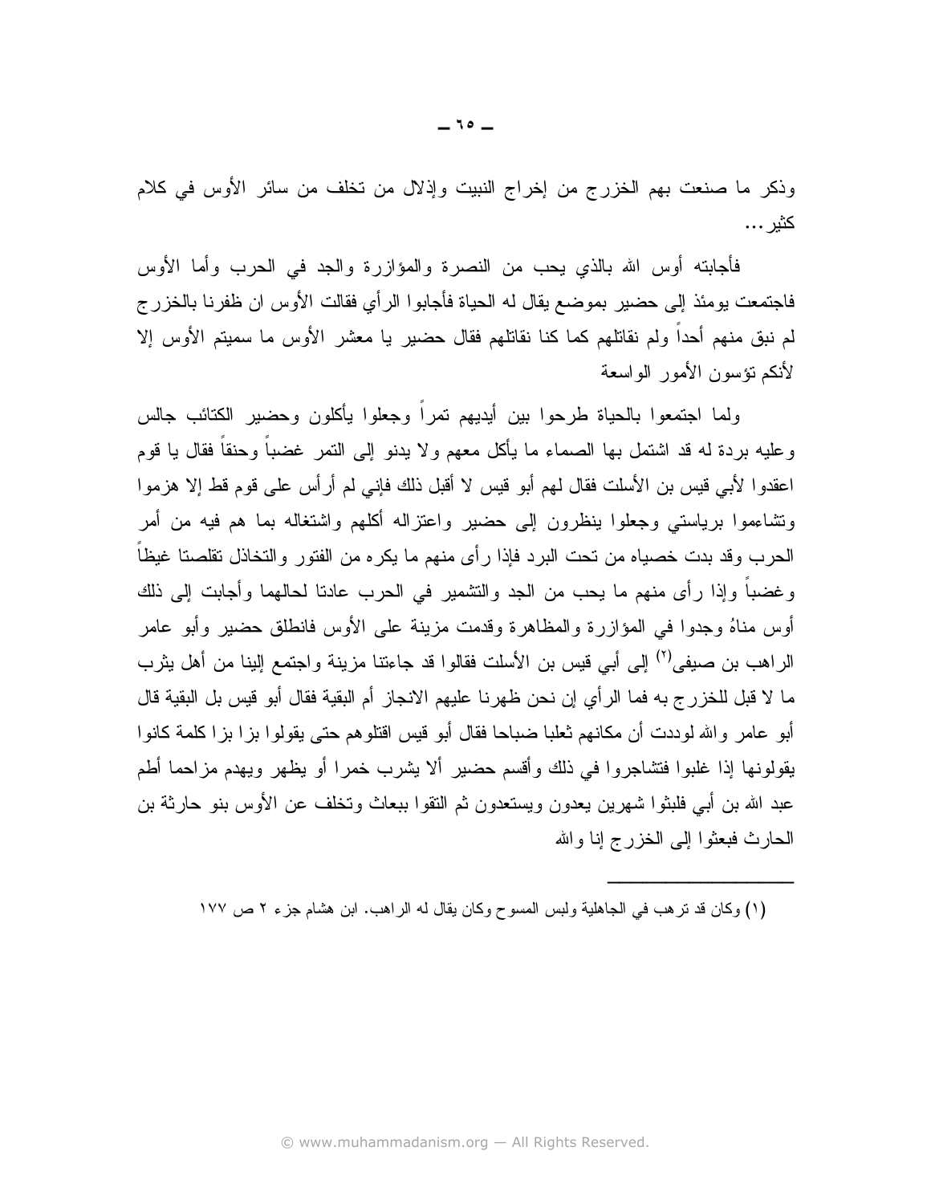وذكر ما صنعت بهم الخزرج من إخراج النبيت وإذلال من تخلف من سائر الأوس في كلام كثير...

فأجابته أوس الله بالذي يحب من النصرة والمؤازرة والجد في الحرب وأما الأوس فاجتمعت يومئذ إلى حضير بموضع يقال له الحياة فأجابوا الرأي فقالت الأوس ان ظفرنا بالخزرج لم نبق منهم أحداً ولم نقاتلهم كما كنا نقاتلهم فقال حضير يا معشر الأوس ما سميتم الأوس إلا لأنكم تؤسون الأمور الواسعة

ولما اجتمعوا بالحياة طرحوا بين أيديهم تمراً وجعلوا يأكلون وحضير الكتائب جالس وعليه بردة له قد اشتمل بها الصماء ما يأكل معهم ولا يدنو إلى التمر غضباً وحنقاً فقال يا قوم اعقدوا لأبي قيس بن الأسلت فقال لهم أبو قيس لا أقبل ذلك فإني لم أرأس على قوم قط إلا هزموا وتشاءموا برياستي وجعلوا ينظرون إلى حضير واعتزاله أكلهم واشتغاله بما هم فيه من أمر الحرب وقد بدت خصياه من تحت البرد فإذا رأى منهم ما يكره من الفتور والتخاذل تقلصتا غيظاً وغضباً وإذا رأى منهم ما يحب من الجد والتشمير في الحرب عادتا لحالهما وأجابت إلى ذلك أوس مناهُ وجدوا في المؤازرة والمظاهرة وقدمت مزينة على الأوس فانطلق حضير وأبو عامر الراهب بن صيفى[٢] إلى أبي قيس بن الأسلت فقالوا قد جاءتنا مزينة واجتمع إلينا من أهل يثرب ما لا قبل للخزرج به فما الرأي إن نحن ظهرنا عليهم الانجاز أم البقية فقال أبو قيس بل البقية قال أبو عامر والله لوددت أن مكانهم ثعلبا ضباحا فقال أبو قيس اقتلوهم حتى يقولوا بزا بزا كلمة كانوا يقولونها إذا غلبوا فتشاجروا في ذلك وأقسم حضير ألا يشرب خمرا أو يظهر ويهدم مزاحما أطم عبد الله بن أبي فلبثوا شهرين يعدون ويستعدون ثم التقوا ببعاث وتخلف عن الأوس بنو حارثة بن الحارث فبعثوا إلى الخزرج إنا والله

---

(١) وكان قد ترهب في الجاهلية ولبس المسوح وكان يقال له الراهب. ابن هشام جزء ٢ ص ١٧٧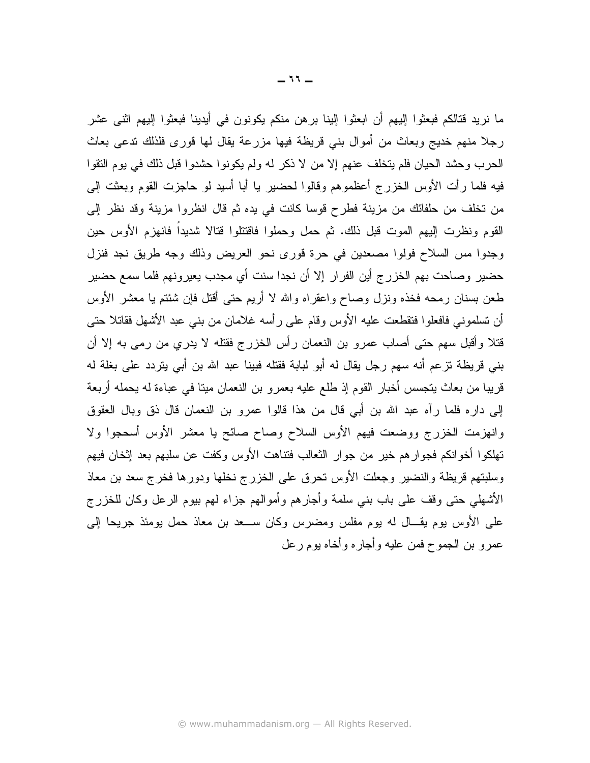ما نريد قتالكم فبعثوا إليهم أن ابعثوا إلينا برهن منكم يكونون في أيدينا فبعثوا إليهم اثنى عشر رجلا منهم خديج وبعاث من أموال بني قريظة فيها مزرعة يقال لها قورى فلذلك تدعى بعاث الحرب وحشد الحيان فلم يتخلف عنهم إلا من لا ذكر له ولم يكونوا حشدوا قبل ذلك في يوم التقوا فيه فلما رأت الأوس الخزرج أعظموهم وقالوا لحضير يا أبا أسيد لو حاجزت القوم وبعثت إلى من تخلف من حلفائك من مزينة فطرح قوسا كانت في يده ثم قال انظروا مزينة وقد نظر إلى القوم ونظرت إليهم الموت قبل ذلك. ثم حمل وحملوا فاقتتلوا قتالا شديداً فانهزم الأوس حين وجدوا مس السلاح فولوا مصعدين في حرة قورى نحو العريض وذلك وجه طريق نجد فنزل حضير وصاحت بهم الخزرج أين الفرار إلا أن نجدا سنت أي مجدب يعيرونهم فلما سمع حضير طعن بسنان رمحه فخذه ونزل وصاح واعقراه والله لا أريم حتى أقتل فإن شئتم يا معشر الأوس أن تسلموني فافعلوا فتقطعت عليه الأوس وقام على رأسه غلامان من بني عبد الأشهل فقاتلا حتى قتلا وأقبل سهم حتى أصاب عمرو بن النعمان رأس الخزرج فقتله لا يدري من رمى به إلا أن بني قريظة تزعم أنه سهم رجل يقال له أبو لبابة فقتله فبينا عبد الله بن أبي يتردد على بغلة له قريبا من بعاث يتجسس أخبار القوم إذ طلع عليه بعمرو بن النعمان ميتا في عباءة له يحمله أربعة إلى داره فلما رآه عبد الله بن أبي قال من هذا قالوا عمرو بن النعمان قال ذق وبال العقوق وانهزمت الخزرج ووضعت فيهم الأوس السلاح وصاح صائح يا معشر الأوس أسحجوا ولا تهلكوا أخوانكم فجوارهم خير من جوار الثعالب فتناهت الأوس وكفت عن سلبهم بعد إثخان فيهم وسلبتهم قريظة والنضير وجعلت الأوس تحرق على الخزرج نخلها ودورها فخرج سعد بن معاذ الأشهلي حتى وقف على باب بني سلمة وأجارهم وأموالهم جزاء لهم بيوم الرعل وكان للخزرج على الأوس يوم يقال له يوم مفلس ومضرس وكان سعد بن معاذ حمل يومئذ جريحا إلى عمرو بن الجموح فمن عليه وأجاره وأخاه يوم رعل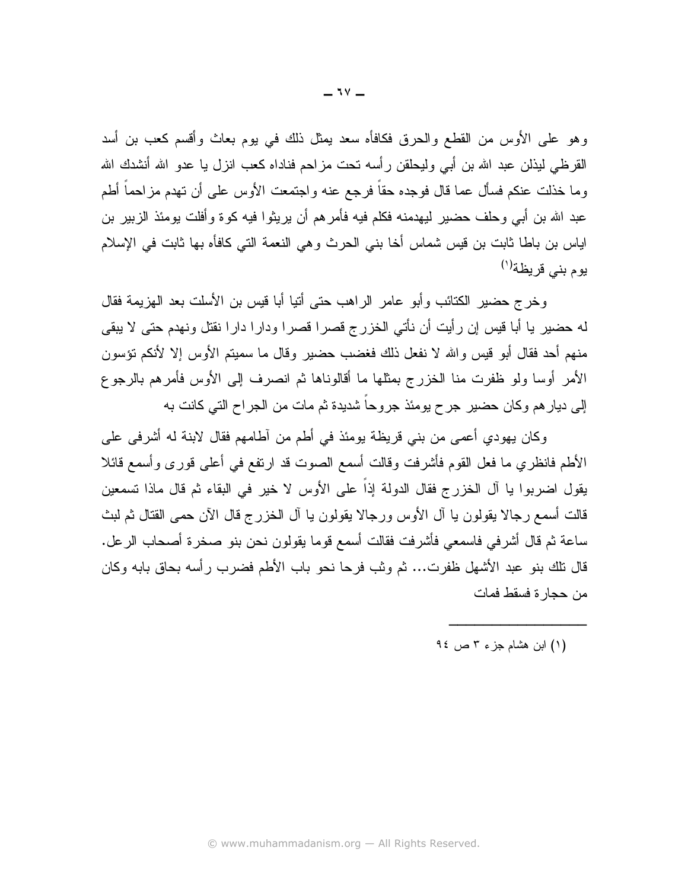وهو على الأوس من القطع والحرق فكافأه سعد يمثل ذلك في يوم بعاث وأقسم كعب بن أسد القرظي ليذلن عبد الله بن أبي وليحلقن رأسه تحت مزاحم فناداه كعب انزل يا عدو الله أنشدك الله وما خذلت عنكم فسأل عما قال فوجده حقاً فرجع عنه واجتمعت الأوس على أن تهدم مزاحماً أطم عبد الله بن أبي وحلف حضير ليهدمنه فكلم فيه فأمرهم أن يريثوا فيه كوة وأفلت يومئذ الزبير بن اياس بن باطا ثابت بن قيس شماس أخا بني الحرث وهي النعمة التي كافأه بها ثابت في الإسلام يوم بني قريظة[1]

وخرج حضير الكتائب وأبو عامر الراهب حتى أتيا أبا قيس بن الأسلت بعد الهزيمة فقال له حضير يا أبا قيس إن رأيت أن نأتي الخزرج قصرا قصرا ودارا دارا نقتل ونهدم حتى لا يبقى منهم أحد فقال أبو قيس والله لا نفعل ذلك فغضب حضير وقال ما سميتم الأوس إلا لأنكم تؤسون الأمر أوسا ولو ظفرت منا الخزرج بمثلها ما أقالوناها ثم انصرف إلى الأوس فأمرهم بالرجوع إلى ديارهم وكان حضير جرح يومئذ جروحاً شديدة ثم مات من الجراح التي كانت به

وكان يهودي أعمى من بني قريظة يومئذ في أطم من آطامهم فقال لابنة له أشرفى على الأطم فانظري ما فعل القوم فأشرفت وقالت أسمع الصوت قد ارتفع في أعلى قورى وأسمع قائلا يقول اضربوا يا آل الخزرج فقال الدولة إذاً على الأوس لا خير في البقاء ثم قال ماذا تسمعين قالت أسمع رجالا يقولون يا آل الأوس ورجالا يقولون يا آل الخزرج قال الآن حمى القتال ثم لبث ساعة ثم قال أشرفي فاسمعي فأشرفت فقالت أسمع قوما يقولون نحن بنو صخرة أصحاب الرعل. قال تلك بنو عبد الأشهل ظفرت... ثم وثب فرحا نحو باب الأطم فضرب رأسه بحاق بابه وكان من حجارة فسقط فمات

---

(١) ابن هشام جزء ٣ ص ٩٤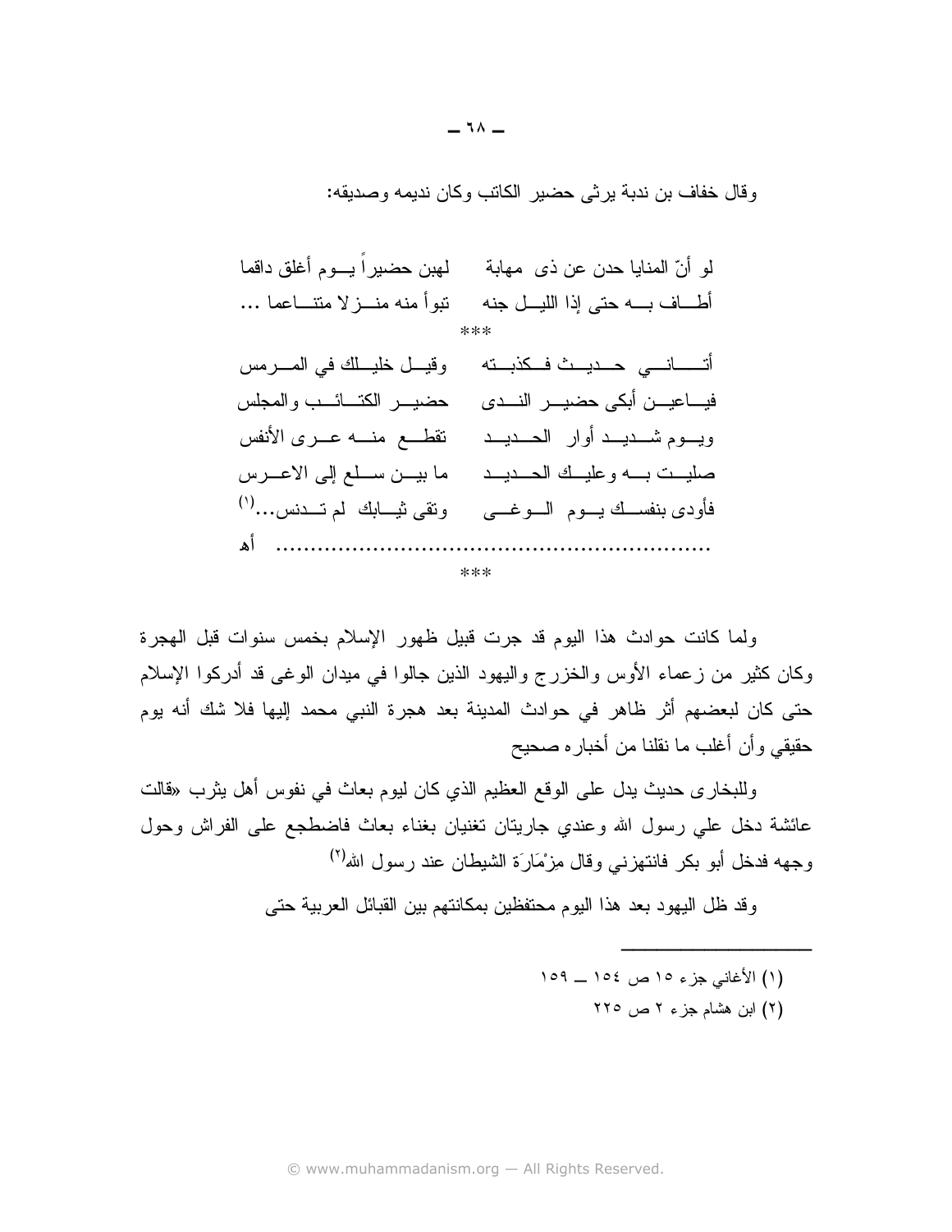وقال خفاف بن ندبة يرثى حضير الكاتب وكان نديمه وصديقه:

لو أنّ المنايا حدن عن ذى مهابة     لهبن حضيراً يــوم أغلق داقما
أطــاف بـــه حتى إذا الليـــل جنه     تبوأ منه منـــزلا متنـــاعما ...

***

أتـــــانـــي حـــديـــث فـــكذبــته     وقيـــل خليـــلك في المـــرمس
فيـــاعيـــن أبكى حضيـــر النـــدى     حضيـــر الكتـــائـــب والمجلس
ويـــوم شـــديـــد أوار الحـــديـــد     تقطـــع منـــه عـــرى الأنفس
صليـــت بـــه وعليـــك الحـــديـــد     ما بيـــن ســـلع إلى الاعـــرس
فأودى بنفســك يـــوم الـــوغـــى     وتقى ثيـــابك لم تـــدنس...[1]

............................................................... أهـ

***

ولما كانت حوادث هذا اليوم قد جرت قبيل ظهور الإسلام بخمس سنوات قبل الهجرة وكان كثير من زعماء الأوس والخزرج واليهود الذين جالوا في ميدان الوغى قد أدركوا الإسلام حتى كان لبعضهم أثر ظاهر في حوادث المدينة بعد هجرة النبي محمد إليها فلا شك أنه يوم حقيقي وأن أغلب ما نقلنا من أخباره صحيح

وللبخارى حديث يدل على الوقع العظيم الذي كان ليوم بعاث في نفوس أهل يثرب «قالت عائشة دخل علي رسول الله وعندي جاريتان تغنيان بغناء بعاث فاضطجع على الفراش وحول وجهه فدخل أبو بكر فانتهزني وقال مِزْمَارَة الشيطان عند رسول الله[2]

وقد ظل اليهود بعد هذا اليوم محتفظين بمكانتهم بين القبائل العربية حتى

---

(١) الأغاني جزء ١٥ ص ١٥٤ ــ ١٥٩

(٢) ابن هشام جزء ٢ ص ٢٢٥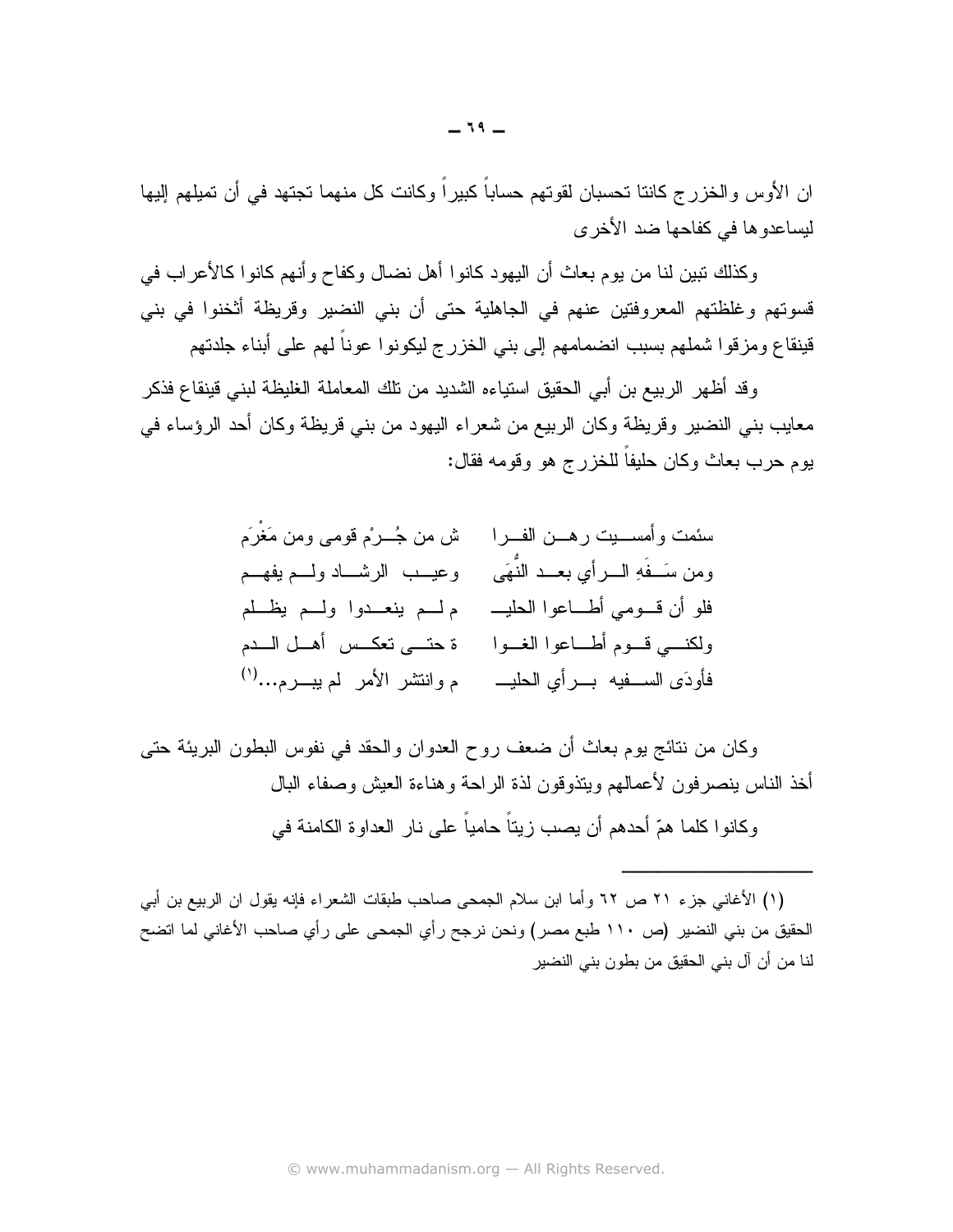ان الأوس والخزرج كانتا تحسبان لقوتهم حساباً كبيراً وكانت كل منهما تجتهد في أن تميلهم إليها ليساعدوها في كفاحها ضد الأخرى

وكذلك تبين لنا من يوم بعاث أن اليهود كانوا أهل نضال وكفاح وأنهم كانوا كالأعراب في قسوتهم وغلظتهم المعروفتين عنهم في الجاهلية حتى أن بني النضير وقريظة أثخنوا في بني قينقاع ومزقوا شملهم بسبب انضمامهم إلى بني الخزرج ليكونوا عوناً لهم على أبناء جلدتهم

وقد أظهر الربيع بن أبي الحقيق استياءه الشديد من تلك المعاملة الغليظة لبني قينقاع فذكر معايب بني النضير وقريظة وكان الربيع من شعراء اليهود من بني قريظة وكان أحد الرؤساء في يوم حرب بعاث وكان حليفاً للخزرج هو وقومه فقال:

سئمت وأمسيت رهن الفرا ش من جُرْم قومي ومن مَغْرَم

ومن سَفَهِ الرأي بعد النُّهَى وعيب الرشاد ولم يفهم

فلو أن قومي أطاعوا الحليـ م لم ينعدوا ولم يظلم

ولكني قوم أطاعوا الغوا ة حتى تعكس أهل الدم

فأودَى السفيه برأي الحليـ م وانتشر الأمر لم يبرم...[1]

وكان من نتائج يوم بعاث أن ضعف روح العدوان والحقد في نفوس البطون البريئة حتى أخذ الناس ينصرفون لأعمالهم ويتذوقون لذة الراحة وهناءة العيش وصفاء البال

وكانوا كلما همّ أحدهم أن يصب زيتاً حامياً على نار العداوة الكامنة في

---

(١) الأغاني جزء ٢١ ص ٦٢ وأما ابن سلام الجمحى صاحب طبقات الشعراء فإنه يقول ان الربيع بن أبي الحقيق من بني النضير (ص ١١٠ طبع مصر) ونحن نرجح رأي الجمحى على رأي صاحب الأغاني لما اتضح لنا من أن آل بني الحقيق من بطون بني النضير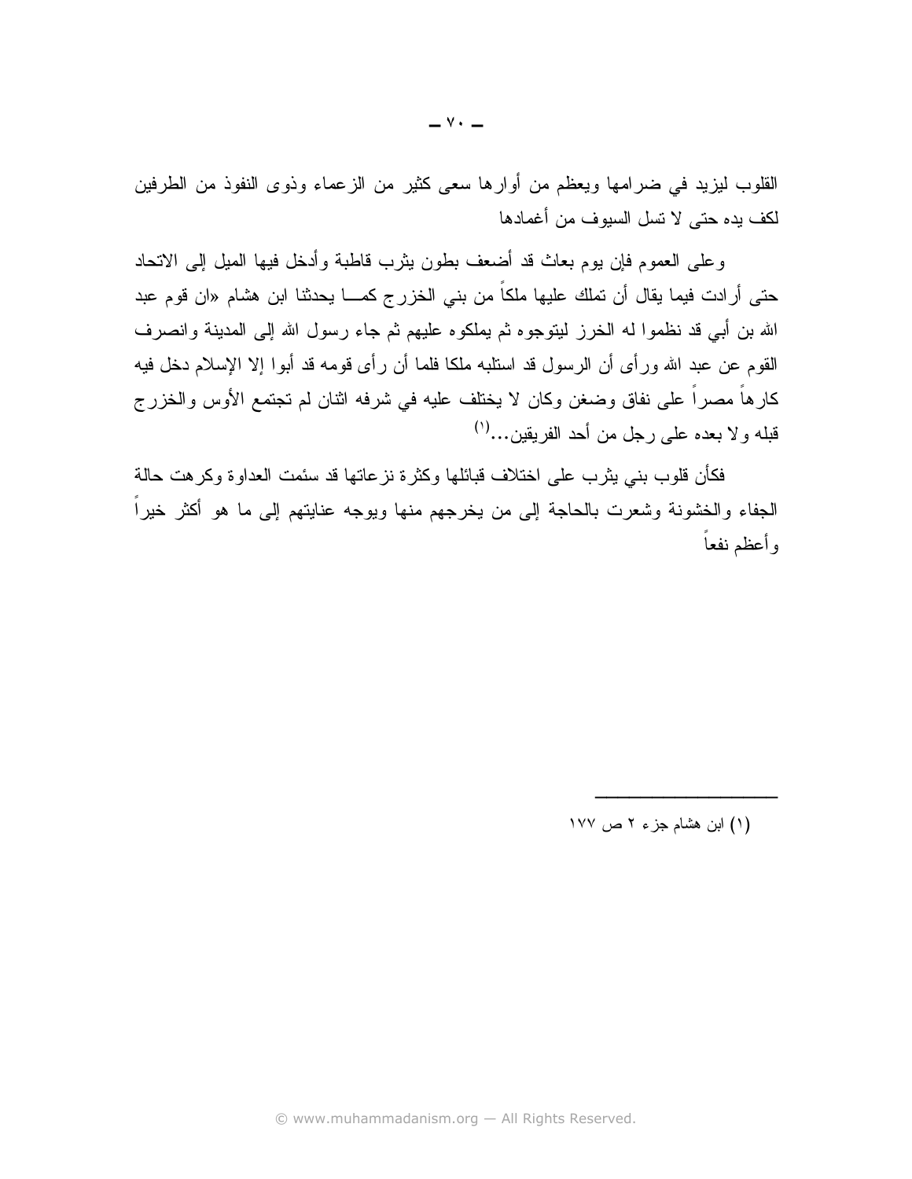القلوب ليزيد في ضرامها ويعظم من أوارها سعى كثير من الزعماء وذوى النفوذ من الطرفين لكف يده حتى لا تسل السيوف من أغمادها

وعلى العموم فإن يوم بعاث قد أضعف بطون يثرب قاطبة وأدخل فيها الميل إلى الاتحاد حتى أرادت فيما يقال أن تملك عليها ملكاً من بني الخزرج كمـــا يحدثنا ابن هشام «ان قوم عبد الله بن أبي قد نظموا له الخرز ليتوجوه ثم يملكوه عليهم ثم جاء رسول الله إلى المدينة وانصرف القوم عن عبد الله ورأى أن الرسول قد استلبه ملكا فلما أن رأى قومه قد أبوا إلا الإسلام دخل فيه كارهاً مصراً على نفاق وضغن وكان لا يختلف عليه في شرفه اثنان لم تجتمع الأوس والخزرج قبله ولا بعده على رجل من أحد الفريقين...[1]

فكأن قلوب بني يثرب على اختلاف قبائلها وكثرة نزعاتها قد سئمت العداوة وكرهت حالة الجفاء والخشونة وشعرت بالحاجة إلى من يخرجهم منها ويوجه عنايتهم إلى ما هو أكثر خيراً وأعظم نفعاً

---

(١) ابن هشام جزء ٢ ص ١٧٧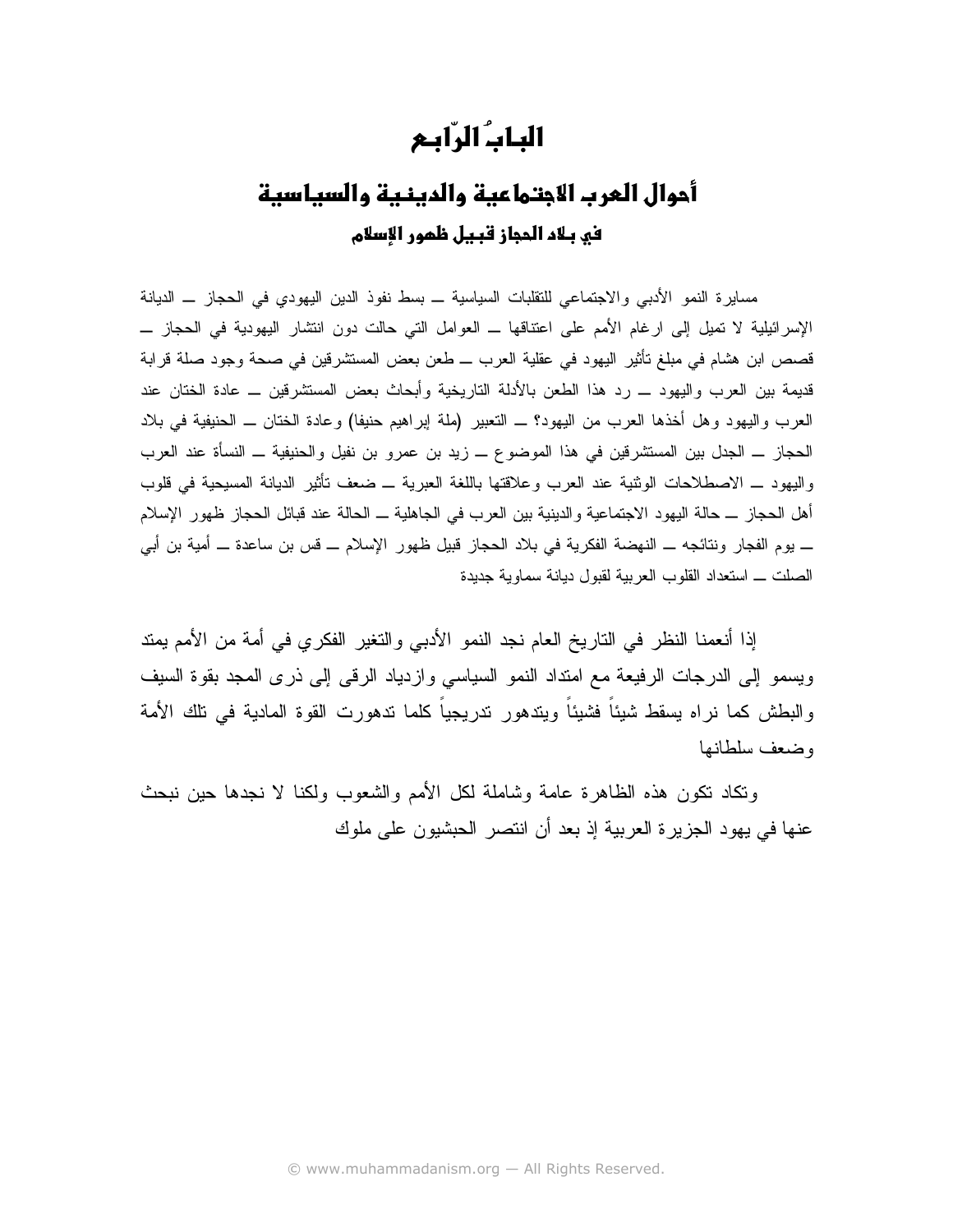# البابُ الرّابع

## أحوال العرب الاجتماعية والدينية والسياسية

### في بلاد الحجاز قبيل ظهور الإسلام

مسايرة النمو الأدبي والاجتماعي للتقلبات السياسية ــ بسط نفوذ الدين اليهودي في الحجاز ــ الديانة الإسرائيلية لا تميل إلى ارغام الأمم على اعتناقها ــ العوامل التي حالت دون انتشار اليهودية في الحجاز ــ قصص ابن هشام في مبلغ تأثير اليهود في عقلية العرب ــ طعن بعض المستشرقين في صحة وجود صلة قرابة قديمة بين العرب واليهود ــ رد هذا الطعن بالأدلة التاريخية وأبحاث بعض المستشرقين ــ عادة الختان عند العرب واليهود وهل أخذها العرب من اليهود؟ ــ التعبير (ملة إبراهيم حنيفا) وعادة الختان ــ الحنيفية في بلاد الحجاز ــ الجدل بين المستشرقين في هذا الموضوع ــ زيد بن عمرو بن نفيل والحنيفية ــ النسأة عند العرب واليهود ــ الاصطلاحات الوثنية عند العرب وعلاقتها باللغة العبرية ــ ضعف تأثير الديانة المسيحية في قلوب أهل الحجاز ــ حالة اليهود الاجتماعية والدينية بين العرب في الجاهلية ــ الحالة عند قبائل الحجاز ظهور الإسلام ــ يوم الفجار ونتائجه ــ النهضة الفكرية في بلاد الحجاز قبيل ظهور الإسلام ــ قس بن ساعدة ــ أمية بن أبي الصلت ــ استعداد القلوب العربية لقبول ديانة سماوية جديدة

إذا أنعمنا النظر في التاريخ العام نجد النمو الأدبي والتغير الفكري في أمة من الأمم يمتد ويسمو إلى الدرجات الرفيعة مع امتداد النمو السياسي وازدياد الرقى إلى ذرى المجد بقوة السيف والبطش كما نراه يسقط شيئاً فشيئاً ويتدهور تدريجياً كلما تدهورت القوة المادية في تلك الأمة وضعف سلطانها

وتكاد تكون هذه الظاهرة عامة وشاملة لكل الأمم والشعوب ولكنا لا نجدها حين نبحث عنها في يهود الجزيرة العربية إذ بعد أن انتصر الحبشيون على ملوك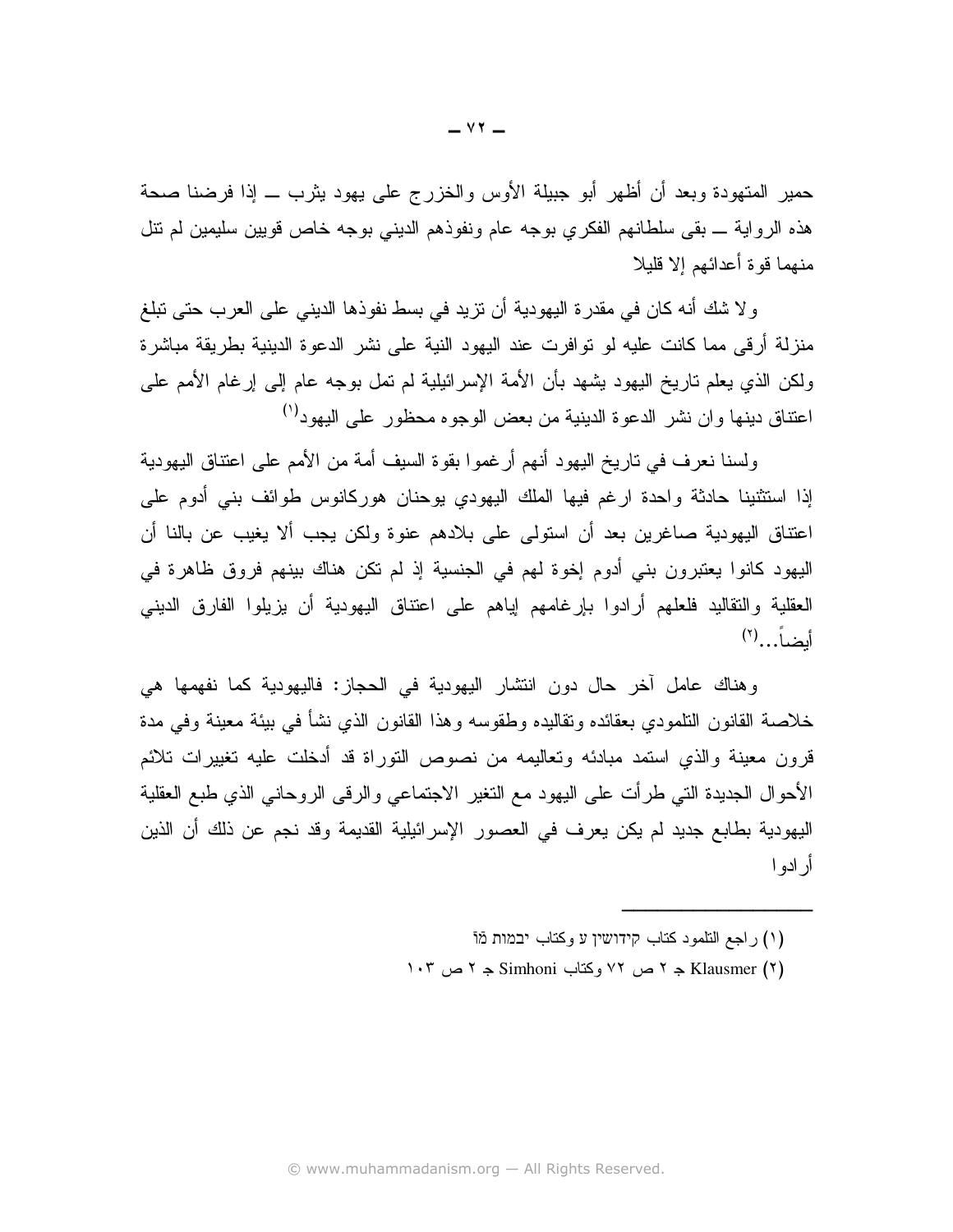حمير المتهودة وبعد أن أظهر أبو جبيلة الأوس والخزرج على يهود يثرب ــ إذا فرضنا صحة هذه الرواية ــ بقى سلطانهم الفكري بوجه عام ونفوذهم الديني بوجه خاص قويين سليمين لم تنل منهما قوة أعدائهم إلا قليلا

ولا شك أنه كان في مقدرة اليهودية أن تزيد في بسط نفوذها الديني على العرب حتى تبلغ منزلة أرقى مما كانت عليه لو توافرت عند اليهود النية على نشر الدعوة الدينية بطريقة مباشرة ولكن الذي يعلم تاريخ اليهود يشهد بأن الأمة الإسرائيلية لم تمل بوجه عام إلى إرغام الأمم على اعتناق دينها وان نشر الدعوة الدينية من بعض الوجوه محظور على اليهود(١)

ولسنا نعرف في تاريخ اليهود أنهم أرغموا بقوة السيف أمة من الأمم على اعتناق اليهودية إذا استثنينا حادثة واحدة ارغم فيها الملك اليهودي يوحنان هوركانوس طوائف بني أدوم على اعتناق اليهودية صاغرين بعد أن استولى على بلادهم عنوة ولكن يجب ألا يغيب عن بالنا أن اليهود كانوا يعتبرون بني أدوم إخوة لهم في الجنسية إذ لم تكن هناك بينهم فروق ظاهرة في العقلية والتقاليد فلعلهم أرادوا بإرغامهم إياهم على اعتناق اليهودية أن يزيلوا الفارق الديني أيضاً...(٢)

وهناك عامل آخر حال دون انتشار اليهودية في الحجاز: فاليهودية كما نفهمها هي خلاصة القانون التلمودي بعقائده وتقاليده وطقوسه وهذا القانون الذي نشأ في بيئة معينة وفي مدة قرون معينة والذي استمد مبادئه وتعاليمه من نصوص التوراة قد أدخلت عليه تغييرات تلائم الأحوال الجديدة التي طرأت على اليهود مع التغير الاجتماعي والرقى الروحاني الذي طبع العقلية اليهودية بطابع جديد لم يكن يعرف في العصور الإسرائيلية القديمة وقد نجم عن ذلك أن الذين أرادوا

---

(١) راجع التلمود كتاب קידושין ע وكتاب יבמות מז

(٢) Klausmer جـ ٢ ص ٧٢ وكتاب Simhoni جـ ٢ ص ١٠٣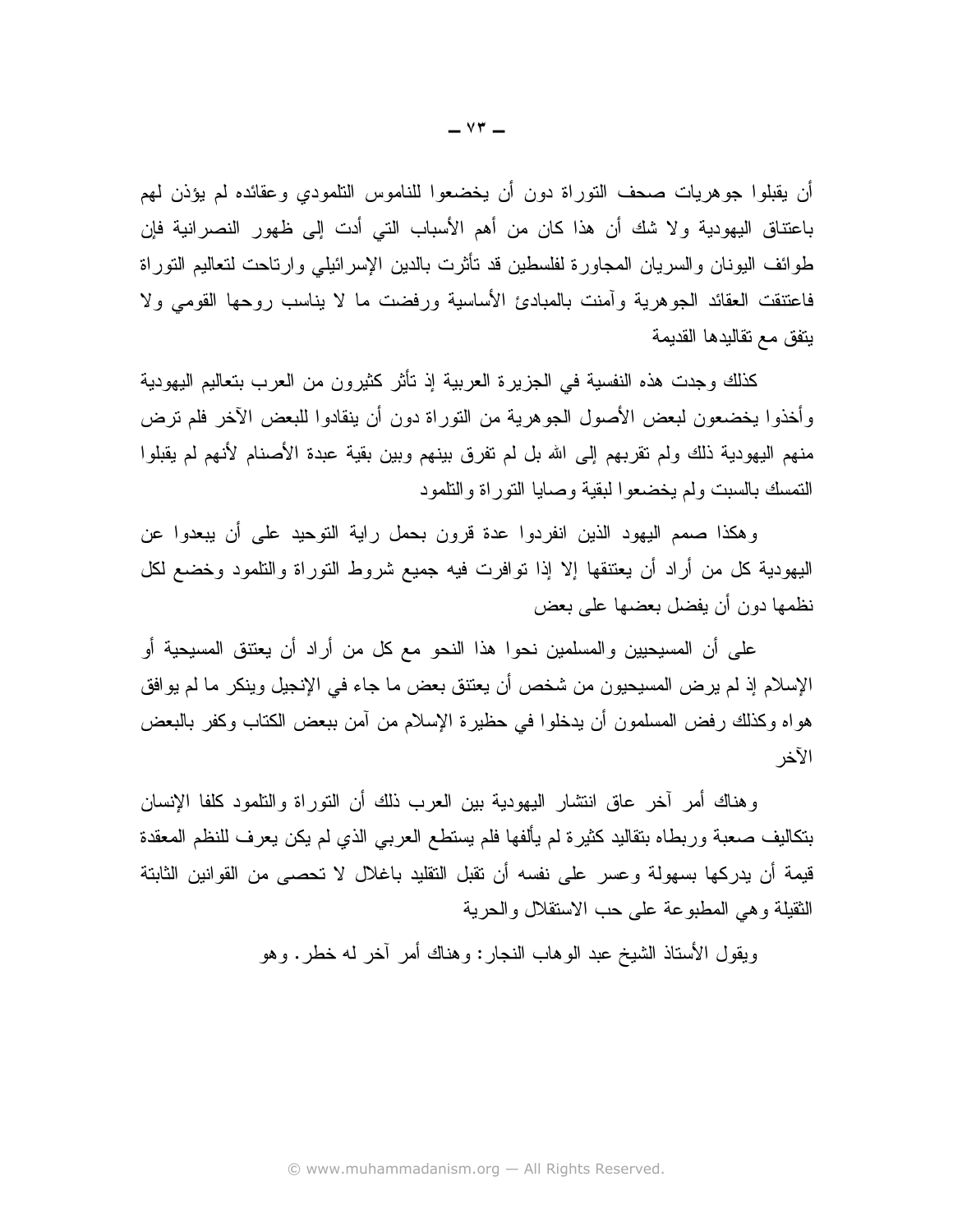أن يقبلوا جوهريات صحف التوراة دون أن يخضعوا للناموس التلمودي وعقائده لم يؤذن لهم باعتناق اليهودية ولا شك أن هذا كان من أهم الأسباب التي أدت إلى ظهور النصرانية فإن طوائف اليونان والسريان المجاورة لفلسطين قد تأثرت بالدين الإسرائيلي وارتاحت لتعاليم التوراة فاعتنقت العقائد الجوهرية وآمنت بالمبادئ الأساسية ورفضت ما لا يناسب روحها القومي ولا يتفق مع تقاليدها القديمة

كذلك وجدت هذه النفسية في الجزيرة العربية إذ تأثر كثيرون من العرب بتعاليم اليهودية وأخذوا يخضعون لبعض الأصول الجوهرية من التوراة دون أن ينقادوا للبعض الآخر فلم ترض منهم اليهودية ذلك ولم تقربهم إلى الله بل لم تفرق بينهم وبين بقية عبدة الأصنام لأنهم لم يقبلوا التمسك بالسبت ولم يخضعوا لبقية وصايا التوراة والتلمود

وهكذا صمم اليهود الذين انفردوا عدة قرون بحمل راية التوحيد على أن يبعدوا عن اليهودية كل من أراد أن يعتنقها إلا إذا توافرت فيه جميع شروط التوراة والتلمود وخضع لكل نظمها دون أن يفضل بعضها على بعض

على أن المسيحيين والمسلمين نحوا هذا النحو مع كل من أراد أن يعتنق المسيحية أو الإسلام إذ لم يرض المسيحيون من شخص أن يعتنق بعض ما جاء في الإنجيل وينكر ما لم يوافق هواه وكذلك رفض المسلمون أن يدخلوا في حظيرة الإسلام من آمن ببعض الكتاب وكفر بالبعض الآخر

وهناك أمر آخر عاق انتشار اليهودية بين العرب ذلك أن التوراة والتلمود كلفا الإنسان بتكاليف صعبة وربطاه بتقاليد كثيرة لم يألفها فلم يستطع العربي الذي لم يكن يعرف للنظم المعقدة قيمة أن يدركها بسهولة وعسر على نفسه أن تقبل التقليد باغلال لا تحصى من القوانين الثابتة الثقيلة وهي المطبوعة على حب الاستقلال والحرية

ويقول الأستاذ الشيخ عبد الوهاب النجار: وهناك أمر آخر له خطر. وهو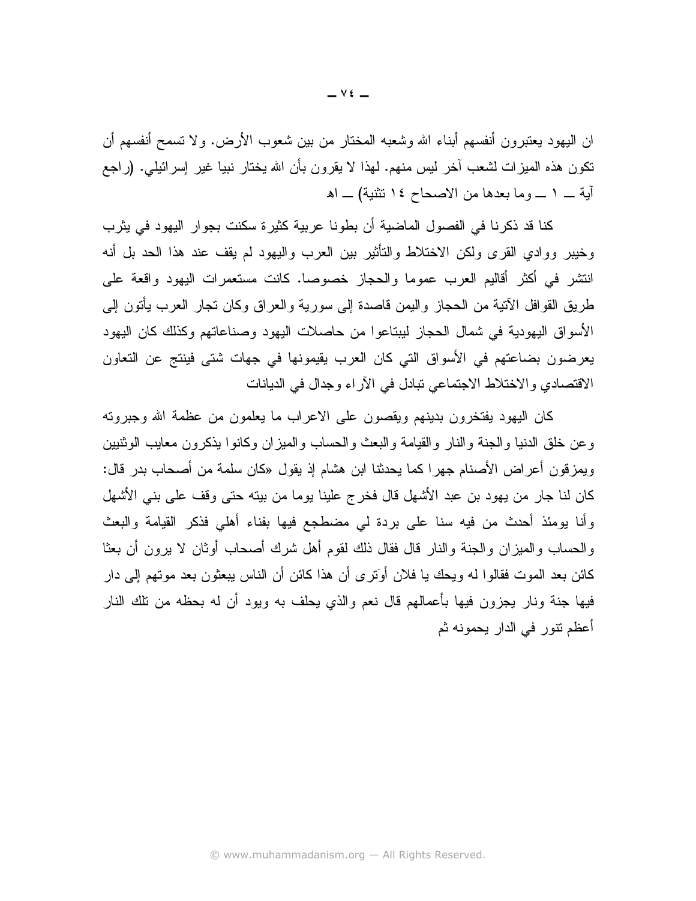ان اليهود يعتبرون أنفسهم أبناء الله وشعبه المختار من بين شعوب الأرض. ولا تسمح أنفسهم أن تكون هذه الميزات لشعب آخر ليس منهم. لهذا لا يقرون بأن الله يختار نبيا غير إسرائيلي. (راجع آية ــ ١ ــ وما بعدها من الاصحاح ١٤ تثنية) ــ اه

كنا قد ذكرنا في الفصول الماضية أن بطونا عربية كثيرة سكنت بجوار اليهود في يثرب وخيبر ووادي القرى ولكن الاختلاط والتأثير بين العرب واليهود لم يقف عند هذا الحد بل أنه انتشر في أكثر أقاليم العرب عموما والحجاز خصوصا. كانت مستعمرات اليهود واقعة على طريق القوافل الآتية من الحجاز واليمن قاصدة إلى سورية والعراق وكان تجار العرب يأتون إلى الأسواق اليهودية في شمال الحجاز ليبتاعوا من حاصلات اليهود وصناعاتهم وكذلك كان اليهود يعرضون بضاعتهم في الأسواق التي كان العرب يقيمونها في جهات شتى فينتج عن التعاون الاقتصادي والاختلاط الاجتماعي تبادل في الآراء وجدال في الديانات

كان اليهود يفتخرون بدينهم ويقصون على الاعراب ما يعلمون من عظمة الله وجبروته وعن خلق الدنيا والجنة والنار والقيامة والبعث والحساب والميزان وكانوا يذكرون معايب الوثنيين ويمزقون أعراض الأصنام جهرا كما يحدثنا ابن هشام إذ يقول «كان سلمة من أصحاب بدر قال: كان لنا جار من يهود بن عبد الأشهل قال فخرج علينا يوما من بيته حتى وقف على بني الأشهل وأنا يومئذ أحدث من فيه سنا على بردة لي مضطجع فيها بفناء أهلي فذكر القيامة والبعث والحساب والميزان والجنة والنار قال فقال ذلك لقوم أهل شرك أصحاب أوثان لا يرون أن بعثا كائن بعد الموت فقالوا له ويحك يا فلان أوَترى أن هذا كائن أن الناس يبعثون بعد موتهم إلى دار فيها جنة ونار يجزون فيها بأعمالهم قال نعم والذي يحلف به ويود أن له بحظه من تلك النار أعظم تنور في الدار يحمونه ثم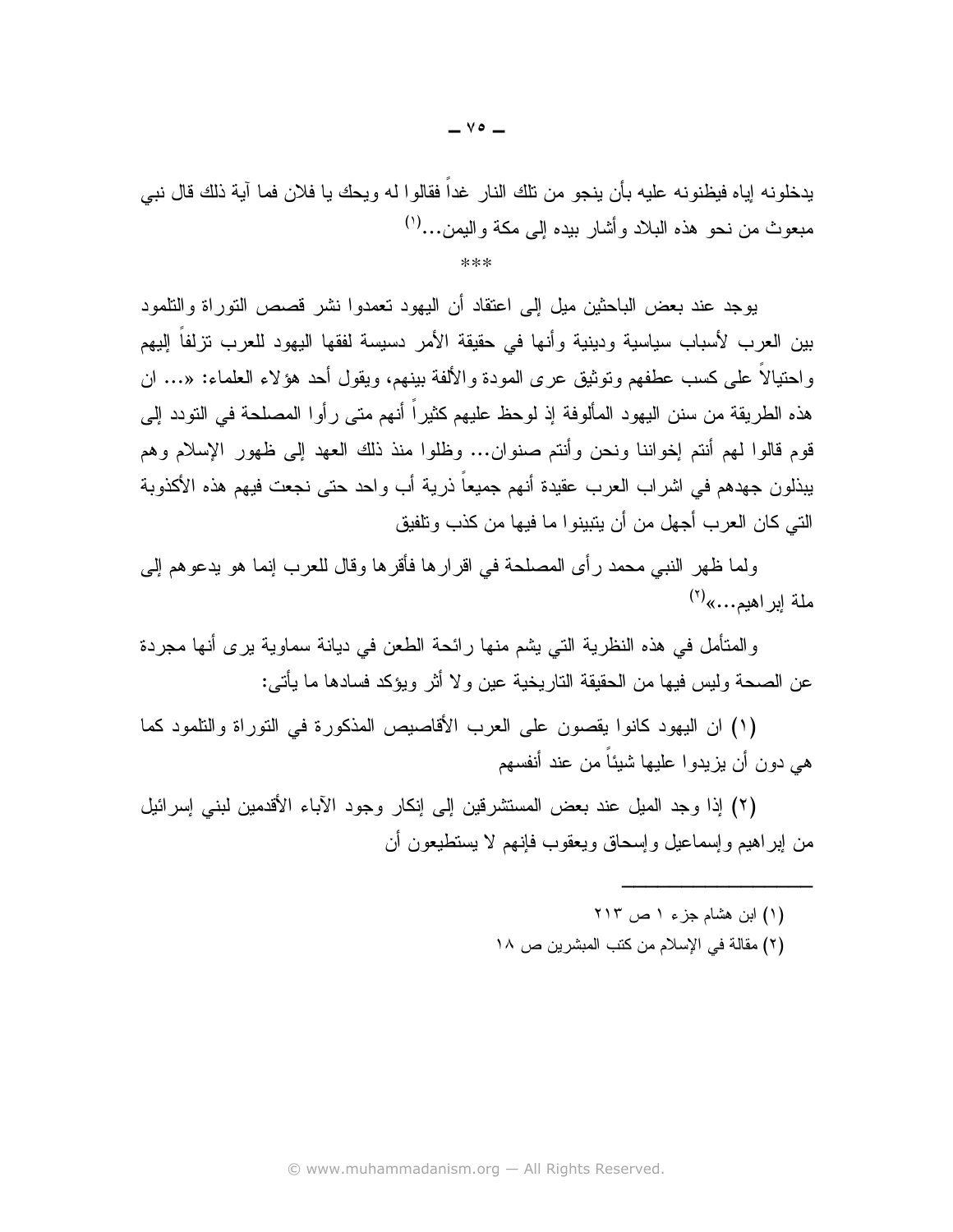يدخلونه إياه فيظنونه عليه بأن ينجو من تلك النار غداً فقالوا له ويحك يا فلان فما آية ذلك قال نبي مبعوث من نحو هذه البلاد وأشار بيده إلى مكة واليمن...[١]

***

يوجد عند بعض الباحثين ميل إلى اعتقاد أن اليهود تعمدوا نشر قصص التوراة والتلمود بين العرب لأسباب سياسية ودينية وأنها في حقيقة الأمر دسيسة لفقها اليهود للعرب تزلفاً إليهم واحتيالاً على كسب عطفهم وتوثيق عرى المودة والألفة بينهم، ويقول أحد هؤلاء العلماء: «... ان هذه الطريقة من سنن اليهود المألوفة إذ لوحظ عليهم كثيراً أنهم متى رأوا المصلحة في التودد إلى قوم قالوا لهم أنتم إخواننا ونحن وأنتم صنوان... وظلوا منذ ذلك العهد إلى ظهور الإسلام وهم يبذلون جهدهم في اشراب العرب عقيدة أنهم جميعاً ذرية أب واحد حتى نجعت فيهم هذه الأكذوبة التي كان العرب أجهل من أن يتبينوا ما فيها من كذب وتلفيق

ولما ظهر النبي محمد رأى المصلحة في اقرارها فأقرها وقال للعرب إنما هو يدعوهم إلى ملة إبراهيم...»[٢]

والمتأمل في هذه النظرية التي يشم منها رائحة الطعن في ديانة سماوية يرى أنها مجردة عن الصحة وليس فيها من الحقيقة التاريخية عين ولا أثر ويؤكد فسادها ما يأتي:

(١) ان اليهود كانوا يقصون على العرب الأقاصيص المذكورة في التوراة والتلمود كما هي دون أن يزيدوا عليها شيئاً من عند أنفسهم

(٢) إذا وجد الميل عند بعض المستشرقين إلى إنكار وجود الآباء الأقدمين لبني إسرائيل من إبراهيم وإسماعيل وإسحاق ويعقوب فإنهم لا يستطيعون أن

---

(١) ابن هشام جزء ١ ص ٢١٣

(٢) مقالة في الإسلام من كتب المبشرين ص ١٨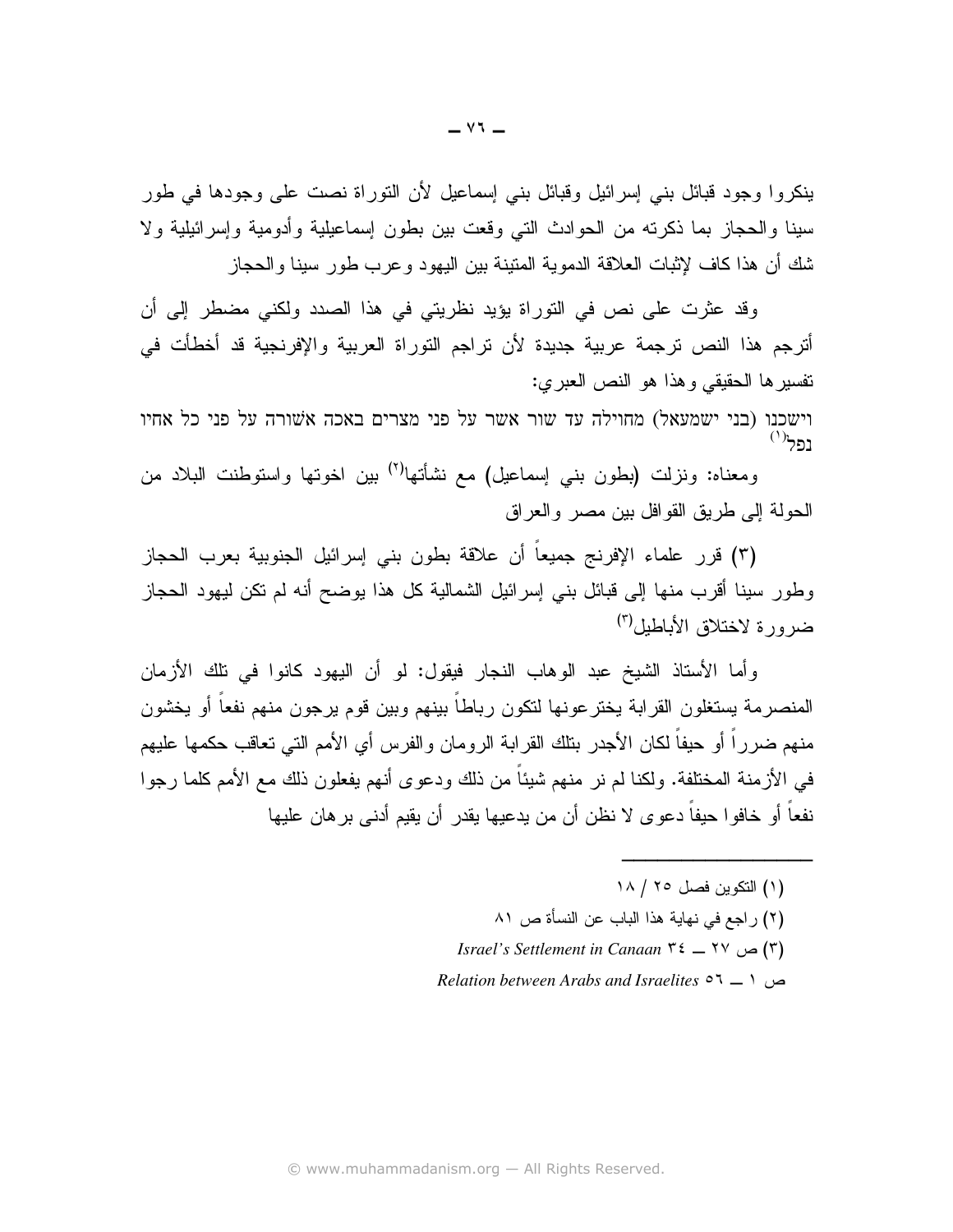ينكروا وجود قبائل بني إسرائيل وقبائل بني إسماعيل لأن التوراة نصت على وجودها في طور سينا والحجاز بما ذكرته من الحوادث التي وقعت بين بطون إسماعيلية وأدومية وإسرائيلية ولا شك أن هذا كاف لإثبات العلاقة الدموية المتينة بين اليهود وعرب طور سينا والحجاز

وقد عثرت على نص في التوراة يؤيد نظريتي في هذا الصدد ولكني مضطر إلى أن أترجم هذا النص ترجمة عربية جديدة لأن تراجم التوراة العربية والإفرنجية قد أخطأت في تفسيرها الحقيقي وهذا هو النص العبري:

וישכנו (בני ישמעאל) מחוילה עד שור אשר על פני מצרים באכה אשורה על פני כל אחיו נפל[1]

ومعناه: ونزلت (بطون بني إسماعيل) مع نشأتها[2] بين اخوتها واستوطنت البلاد من الحولة إلى طريق القوافل بين مصر والعراق

(٣) قرر علماء الإفرنج جميعاً أن علاقة بطون بني إسرائيل الجنوبية بعرب الحجاز وطور سينا أقرب منها إلى قبائل بني إسرائيل الشمالية كل هذا يوضح أنه لم تكن ليهود الحجاز ضرورة لاختلاق الأباطيل[3]

وأما الأستاذ الشيخ عبد الوهاب النجار فيقول: لو أن اليهود كانوا في تلك الأزمان المنصرمة يستغلون القرابة يخترعونها لتكون رباطاً بينهم وبين قوم يرجون منهم نفعاً أو يخشون منهم ضرراً أو حيفاً لكان الأجدر بتلك القرابة الرومان والفرس أي الأمم التي تعاقب حكمها عليهم في الأزمنة المختلفة. ولكنا لم نر منهم شيئاً من ذلك ودعوى أنهم يفعلون ذلك مع الأمم كلما رجوا نفعاً أو خافوا حيفاً دعوى لا نظن أن من يدعيها يقدر أن يقيم أدنى برهان عليها

---

(١) التكوين فصل ٢٥ / ١٨

(٢) راجع في نهاية هذا الباب عن النسأة ص ٨١

(٣) ص ٢٧ ـ ٣٤ *Israel's Settlement in Canaan*

ص ١ ـ ٥٦ *Relation between Arabs and Israelites*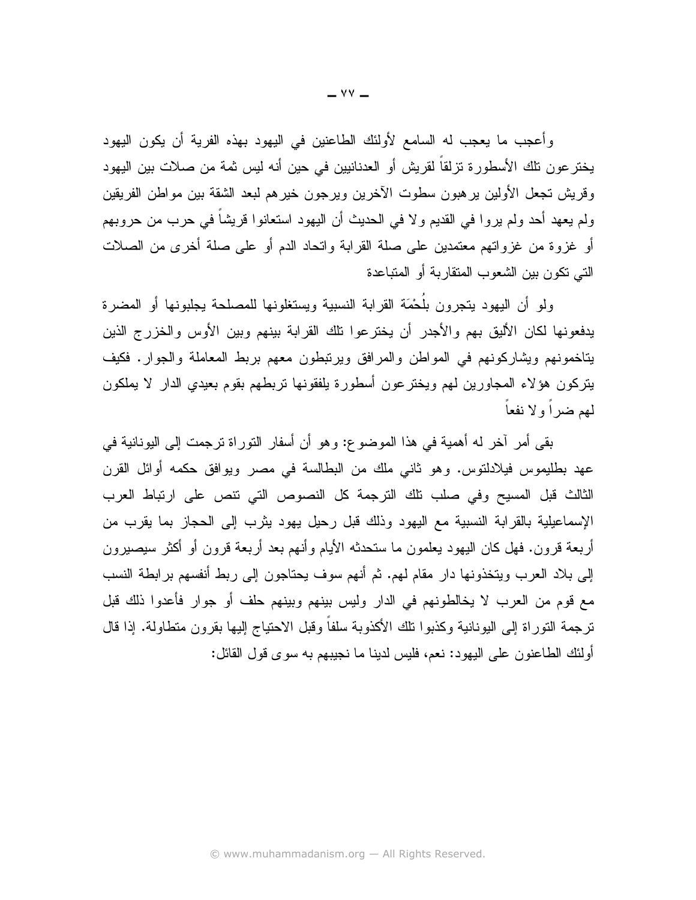وأعجب ما يعجب له السامع لأولئك الطاعنين في اليهود بهذه الفرية أن يكون اليهود يخترعون تلك الأسطورة تزلفاً لقريش أو العدنانيين في حين أنه ليس ثمة من صلات بين اليهود وقريش تجعل الأولين يرهبون سطوت الآخرين ويرجون خيرهم لبعد الشقة بين مواطن الفريقين ولم يعهد أحد ولم يروا في القديم ولا في الحديث أن اليهود استعانوا قريشاً في حرب من حروبهم أو غزوة من غزواتهم معتمدين على صلة القرابة واتحاد الدم أو على صلة أخرى من الصلات التي تكون بين الشعوب المتقاربة أو المتباعدة

ولو أن اليهود يتجرون بلُحْمَة القرابة النسبية ويستغلونها للمصلحة يجلبونها أو المضرة يدفعونها لكان الأليق بهم والأجدر أن يخترعوا تلك القرابة بينهم وبين الأوس والخزرج الذين يتاخمونهم ويشاركونهم في المواطن والمرافق ويرتبطون معهم بربط المعاملة والجوار. فكيف يتركون هؤلاء المجاورين لهم ويخترعون أسطورة يلفقونها تربطهم بقوم بعيدي الدار لا يملكون لهم ضراً ولا نفعاً

بقى أمر آخر له أهمية في هذا الموضوع: وهو أن أسفار التوراة ترجمت إلى اليونانية في عهد بطليموس فيلادلتوس. وهو ثاني ملك من البطالسة في مصر ويوافق حكمه أوائل القرن الثالث قبل المسيح وفي صلب تلك الترجمة كل النصوص التي تنص على ارتباط العرب الإسماعيلية بالقرابة النسبية مع اليهود وذلك قبل رحيل يهود يثرب إلى الحجاز بما يقرب من أربعة قرون. فهل كان اليهود يعلمون ما ستحدثه الأيام وأنهم بعد أربعة قرون أو أكثر سيصيرون إلى بلاد العرب ويتخذونها دار مقام لهم. ثم أنهم سوف يحتاجون إلى ربط أنفسهم برابطة النسب مع قوم من العرب لا يخالطونهم في الدار وليس بينهم وبينهم حلف أو جوار فأعدوا ذلك قبل ترجمة التوراة إلى اليونانية وكذبوا تلك الأكذوبة سلفاً وقبل الاحتياج إليها بقرون متطاولة. إذا قال أولئك الطاعنون على اليهود: نعم، فليس لدينا ما نجيبهم به سوى قول القائل: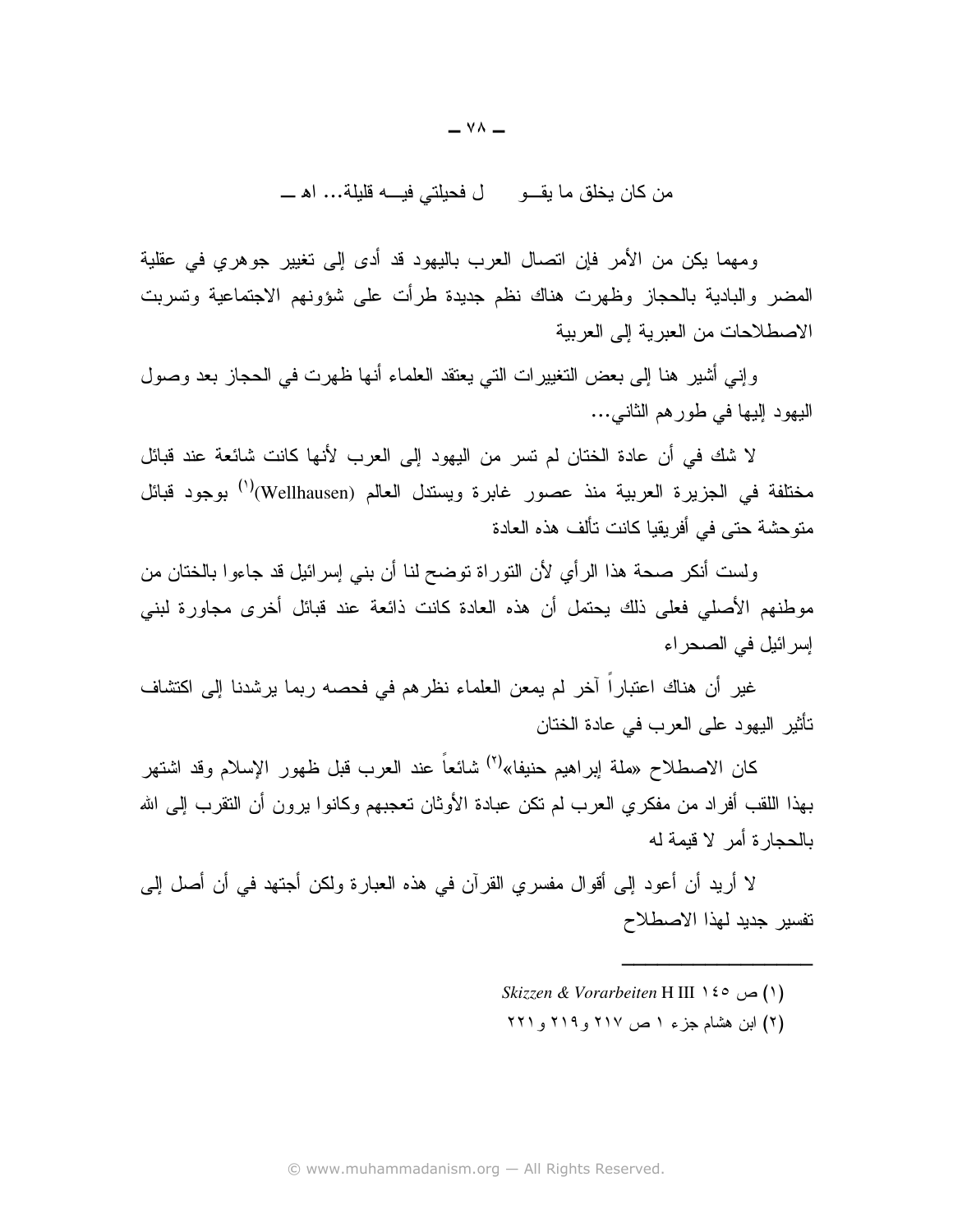من كان يخلق ما يقــو    ل فحيلتي فيــه قليلة... اهـ ــ

ومهما يكن من الأمر فإن اتصال العرب باليهود قد أدى إلى تغيير جوهري في عقلية المضر والبادية بالحجاز وظهرت هناك نظم جديدة طرأت على شؤونهم الاجتماعية وتسربت الاصطلاحات من العبرية إلى العربية

وإني أشير هنا إلى بعض التغييرات التي يعتقد العلماء أنها ظهرت في الحجاز بعد وصول اليهود إليها في طورهم الثاني...

لا شك في أن عادة الختان لم تسر من اليهود إلى العرب لأنها كانت شائعة عند قبائل مختلفة في الجزيرة العربية منذ عصور غابرة ويستدل العالم (Wellhausen)[1] بوجود قبائل متوحشة حتى في أفريقيا كانت تألف هذه العادة

ولست أنكر صحة هذا الرأي لأن التوراة توضح لنا أن بني إسرائيل قد جاءوا بالختان من موطنهم الأصلي فعلى ذلك يحتمل أن هذه العادة كانت ذائعة عند قبائل أخرى مجاورة لبني إسرائيل في الصحراء

غير أن هناك اعتباراً آخر لم يمعن العلماء نظرهم في فحصه ربما يرشدنا إلى اكتشاف تأثير اليهود على العرب في عادة الختان

كان الاصطلاح «ملة إبراهيم حنيفا»[2] شائعاً عند العرب قبل ظهور الإسلام وقد اشتهر بهذا اللقب أفراد من مفكري العرب لم تكن عبادة الأوثان تعجبهم وكانوا يرون أن التقرب إلى الله بالحجارة أمر لا قيمة له

لا أريد أن أعود إلى أقوال مفسري القرآن في هذه العبارة ولكن أجتهد في أن أصل إلى تفسير جديد لهذا الاصطلاح

---

(١) ص ١٤٥ *Skizzen & Vorarbeiten* H III

(٢) ابن هشام جزء ١ ص ٢١٧ و٢١٩ و٢٢١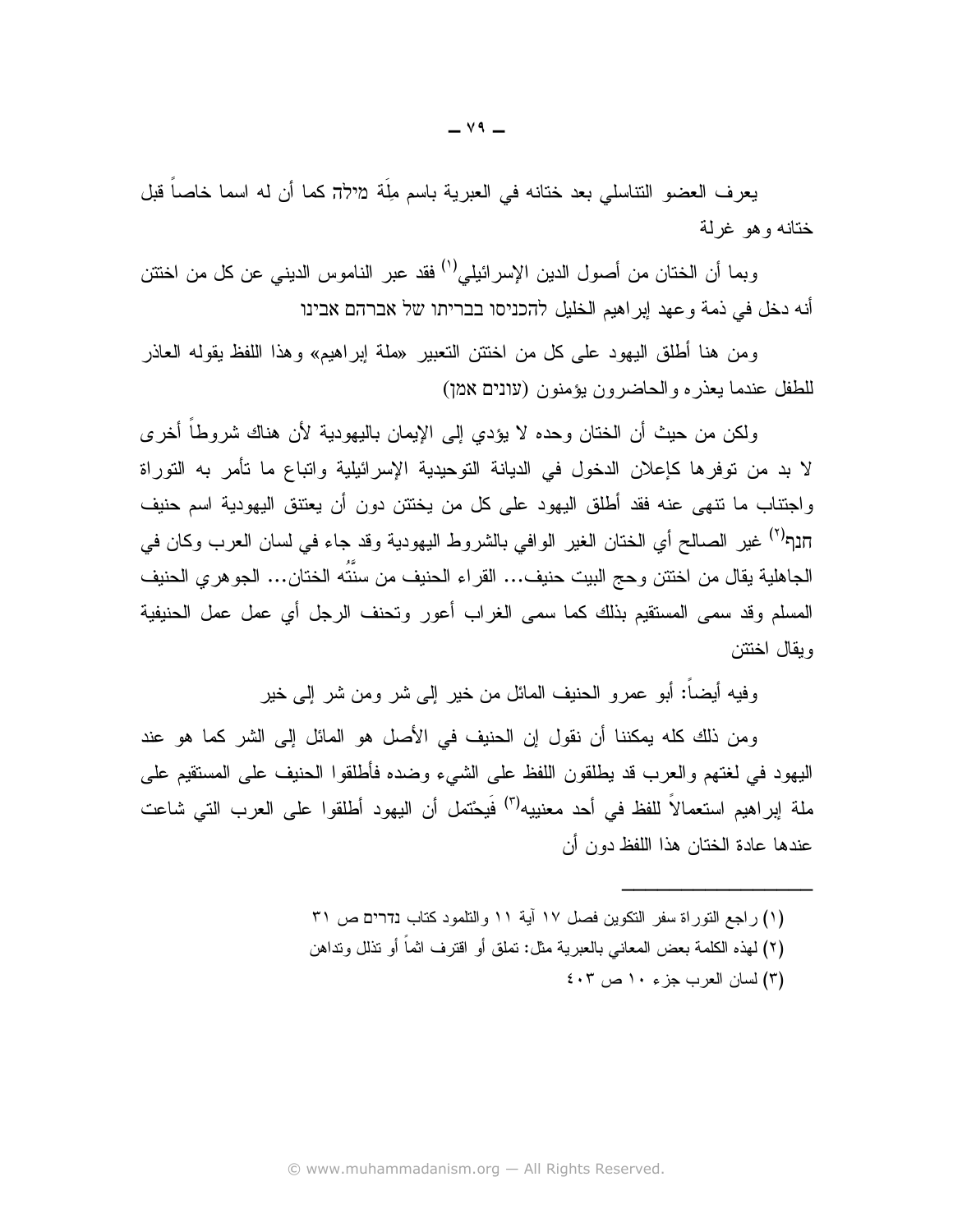يعرف العضو التناسلي بعد ختانه في العبرية باسم مِلَة מילה كما أن له اسما خاصاً قبل ختانه وهو غرلة

وبما أن الختان من أصول الدين الإسرائيلي[1] فقد عبر الناموس الديني عن كل من اختتن أنه دخل في ذمة وعهد إبراهيم الخليل להכניסו בבריתו של אברהם אבינו

ومن هنا أطلق اليهود على كل من اختتن التعبير «ملة إبراهيم» وهذا اللفظ يقوله العاذر للطفل عندما يعذره والحاضرون يؤمنون (עונים אמן)

ولكن من حيث أن الختان وحده لا يؤدي إلى الإيمان باليهودية لأن هناك شروطاً أخرى لا بد من توفرها كإعلان الدخول في الديانة التوحيدية الإسرائيلية واتباع ما تأمر به التوراة واجتناب ما تنهى عنه فقد أطلق اليهود على كل من يختتن دون أن يعتنق اليهودية اسم حنيف חנף[2] غير الصالح أي الختان الغير الوافي بالشروط اليهودية وقد جاء في لسان العرب وكان في الجاهلية يقال من اختتن وحج البيت حنيف... القراء الحنيف من سنَّته الختان... الجوهري الحنيف المسلم وقد سمى المستقيم بذلك كما سمى الغراب أعور وتحنف الرجل أي عمل عمل الحنيفية ويقال اختتن

وفيه أيضاً: أبو عمرو الحنيف المائل من خير إلى شر ومن شر إلى خير

ومن ذلك كله يمكننا أن نقول إن الحنيف في الأصل هو المائل إلى الشر كما هو عند اليهود في لغتهم والعرب قد يطلقون اللفظ على الشيء وضده فأطلقوا الحنيف على المستقيم على ملة إبراهيم استعمالاً للفظ في أحد معنييه[3] فيَحْتمل أن اليهود أطلقوا على العرب التي شاعت عندها عادة الختان هذا اللفظ دون أن

---

(١) راجع التوراة سفر التكوين فصل ١٧ آية ١١ والتلمود كتاب נדרים ص ٣١

(٢) لهذه الكلمة بعض المعاني بالعبرية مثل: تملق أو اقترف اثماً أو تذلل وتداهن

(٣) لسان العرب جزء ١٠ ص ٤٠٣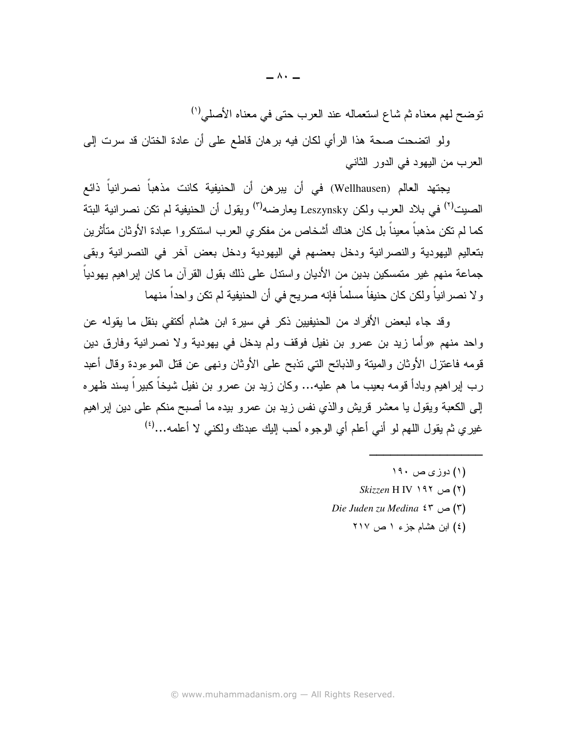توضح لهم معناه ثم شاع استعماله عند العرب حتى في معناه الأصلي[١]

ولو اتضحت صحة هذا الرأي لكان فيه برهان قاطع على أن عادة الختان قد سرت إلى العرب من اليهود في الدور الثاني

يجتهد العالم (Wellhausen) في أن يبرهن أن الحنيفية كانت مذهباً نصرانياً ذائع الصيت[٢] في بلاد العرب ولكن Leszynsky يعارضه[٣] ويقول أن الحنيفية لم تكن نصرانية البتة كما لم تكن مذهباً معيناً بل كان هناك أشخاص من مفكري العرب استنكروا عبادة الأوثان متأثرين بتعاليم اليهودية والنصرانية ودخل بعضهم في اليهودية ودخل بعض آخر في النصرانية وبقى جماعة منهم غير متمسكين بدين من الأديان واستدل على ذلك بقول القرآن ما كان إبراهيم يهودياً ولا نصرانياً ولكن كان حنيفاً مسلماً فإنه صريح في أن الحنيفية لم تكن واحداً منهما

وقد جاء لبعض الأفراد من الحنيفيين ذكر في سيرة ابن هشام أكتفي بنقل ما يقوله عن واحد منهم «وأما زيد بن عمرو بن نفيل فوقف ولم يدخل في يهودية ولا نصرانية وفارق دين قومه فاعتزل الأوثان والميتة والذبائح التي تذبح على الأوثان ونهى عن قتل الموءودة وقال أعبد رب إبراهيم وبادأ قومه بعيب ما هم عليه... وكان زيد بن عمرو بن نفيل شيخاً كبيراً يسند ظهره إلى الكعبة ويقول يا معشر قريش والذي نفس زيد بن عمرو بيده ما أصبح منكم على دين إبراهيم غيري ثم يقول اللهم لو أني أعلم أي الوجوه أحب إليك عبدتك ولكني لا أعلمه...[٤]

---

(١) دوزى ص ١٩٠

(٢) ص ١٩٢ *Skizzen* H IV

(٣) ص ٤٣ *Die Juden zu Medina*

(٤) ابن هشام جزء ١ ص ٢١٧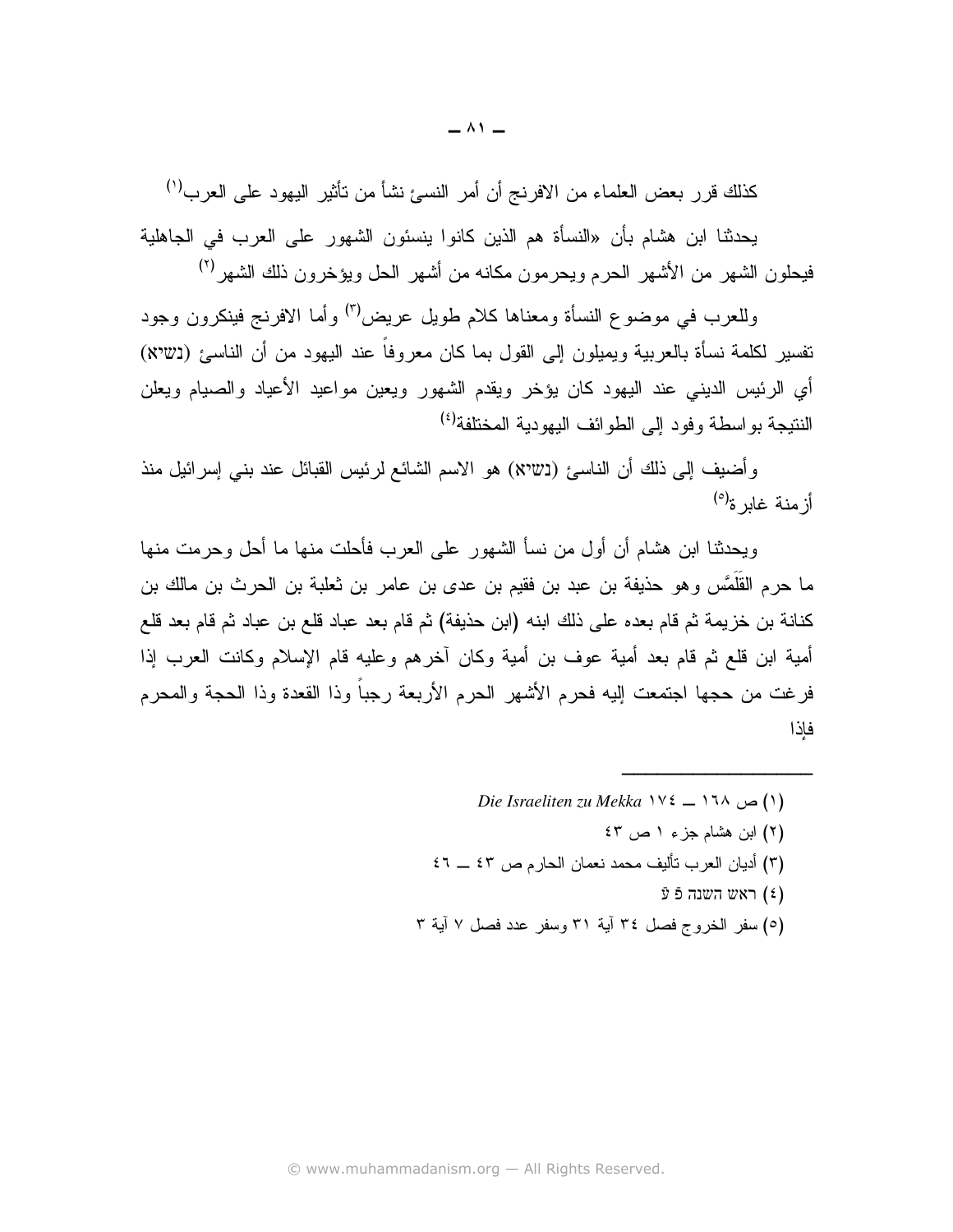كذلك قرر بعض العلماء من الافرنج أن أمر النسئ نشأ من تأثير اليهود على العرب[١]

يحدثنا ابن هشام بأن «النسأة هم الذين كانوا ينسئون الشهور على العرب في الجاهلية فيحلون الشهر من الأشهر الحرم ويحرمون مكانه من أشهر الحل ويؤخرون ذلك الشهر[٢]

وللعرب في موضوع النسأة ومعناها كلام طويل عريض[٣] وأما الافرنج فينكرون وجود تفسير لكلمة نسأة بالعربية ويميلون إلى القول بما كان معروفاً عند اليهود من أن الناسئ (נשיא) أي الرئيس الديني عند اليهود كان يؤخر ويقدم الشهور ويعين مواعيد الأعياد والصيام ويعلن النتيجة بواسطة وفود إلى الطوائف اليهودية المختلفة[٤]

وأضيف إلى ذلك أن الناسئ (נשיא) هو الاسم الشائع لرئيس القبائل عند بني إسرائيل منذ أزمنة غابرة[٥]

ويحدثنا ابن هشام أن أول من نسأ الشهور على العرب فأحلت منها ما أحل وحرمت منها ما حرم القَلَمَّس وهو حذيفة بن عبد بن فقيم بن عدى بن عامر بن ثعلبة بن الحرث بن مالك بن كنانة بن خزيمة ثم قام بعده على ذلك ابنه (ابن حذيفة) ثم قام بعد عباد قلع بن عباد ثم قام بعد قلع أمية ابن قلع ثم قام بعد أمية عوف بن أمية وكان آخرهم وعليه قام الإسلام وكانت العرب إذا فرغت من حجها اجتمعت إليه فحرم الأشهر الحرم الأربعة رجباً وذا القعدة وذا الحجة والمحرم فإذا

---

(١) ص ١٦٨ ــ ١٧٤ *Die Israeliten zu Mekka*

(٢) ابن هشام جزء ١ ص ٤٣

(٣) أديان العرب تأليف محمد نعمان الحارم ص ٤٣ ــ ٤٦

(٤) ראש השנה ה̄ ע̄

(٥) سفر الخروج فصل ٣٤ آية ٣١ وسفر عدد فصل ٧ آية ٣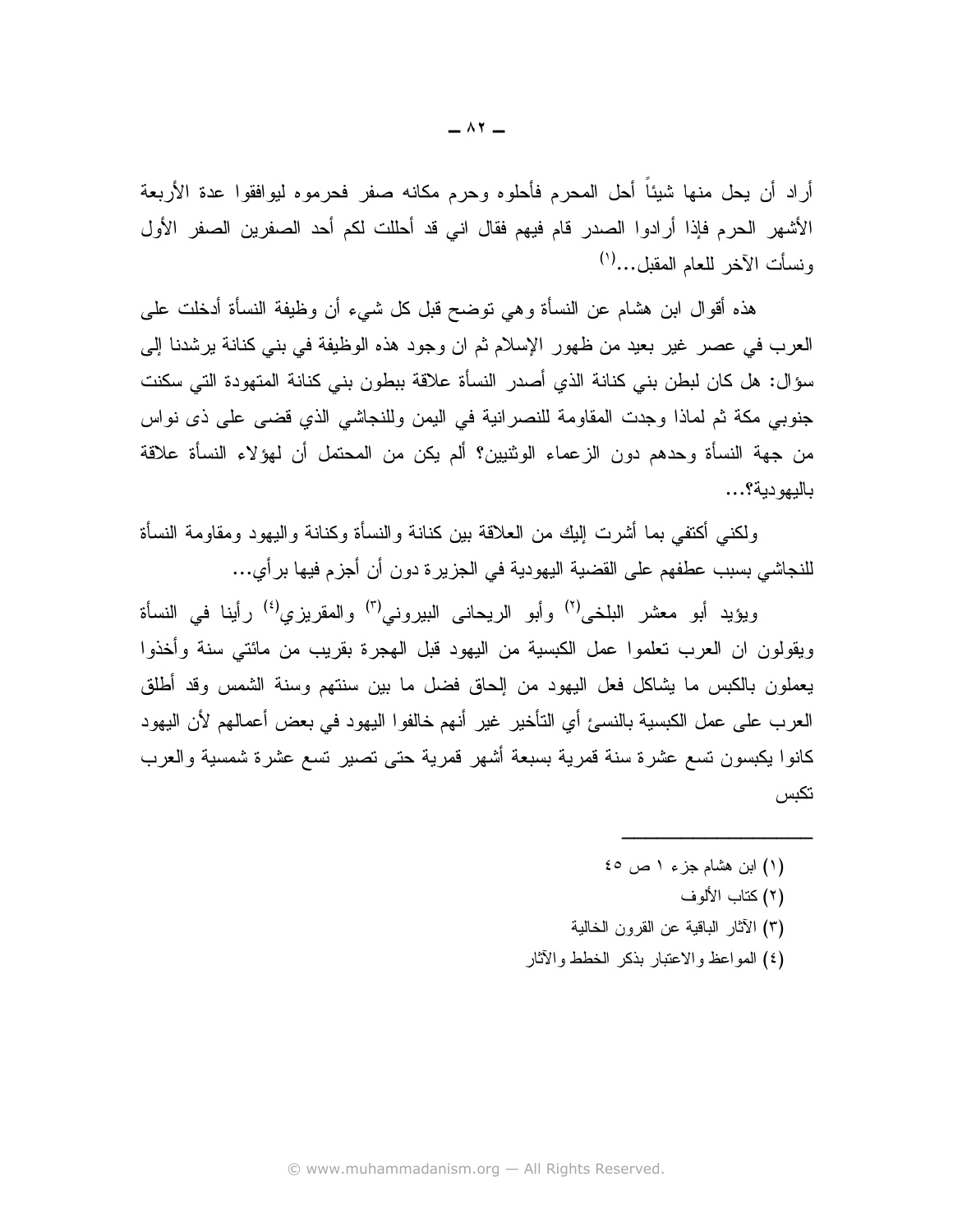أراد أن يحل منها شيئاً أحل المحرم فأحلوه وحرم مكانه صفر فحرموه ليوافقوا عدة الأربعة الأشهر الحرم فإذا أرادوا الصدر قام فيهم فقال اني قد أحللت لكم أحد الصفرين الصفر الأول ونسأت الآخر للعام المقبل...[١]

هذه أقوال ابن هشام عن النسأة وهي توضح قبل كل شيء أن وظيفة النسأة أدخلت على العرب في عصر غير بعيد من ظهور الإسلام ثم ان وجود هذه الوظيفة في بني كنانة يرشدنا إلى سؤال: هل كان لبطن بني كنانة الذي أصدر النسأة علاقة ببطون بني كنانة المتهودة التي سكنت جنوبي مكة ثم لماذا وجدت المقاومة للنصرانية في اليمن وللنجاشي الذي قضى على ذى نواس من جهة النسأة وحدهم دون الزعماء الوثنيين؟ ألم يكن من المحتمل أن لهؤلاء النسأة علاقة باليهودية؟...

ولكني أكتفي بما أشرت إليك من العلاقة بين كنانة والنسأة وكنانة واليهود ومقاومة النسأة للنجاشي بسبب عطفهم على القضية اليهودية في الجزيرة دون أن أجزم فيها برأي...

ويؤيد أبو معشر البلخى[٢] وأبو الريحانى البيروني[٣] والمقريزي[٤] رأينا في النسأة ويقولون ان العرب تعلموا عمل الكبسية من اليهود قبل الهجرة بقريب من مائتي سنة وأخذوا يعملون بالكبس ما يشاكل فعل اليهود من إلحاق فضل ما بين سنتهم وسنة الشمس وقد أطلق العرب على عمل الكبسية بالنسئ أي التأخير غير أنهم خالفوا اليهود في بعض أعمالهم لأن اليهود كانوا يكبسون تسع عشرة سنة قمرية بسبعة أشهر قمرية حتى تصير تسع عشرة شمسية والعرب تكبس

---

(١) ابن هشام جزء ١ ص ٤٥

(٢) كتاب الألوف

(٣) الآثار الباقية عن القرون الخالية

(٤) المواعظ والاعتبار بذكر الخطط والآثار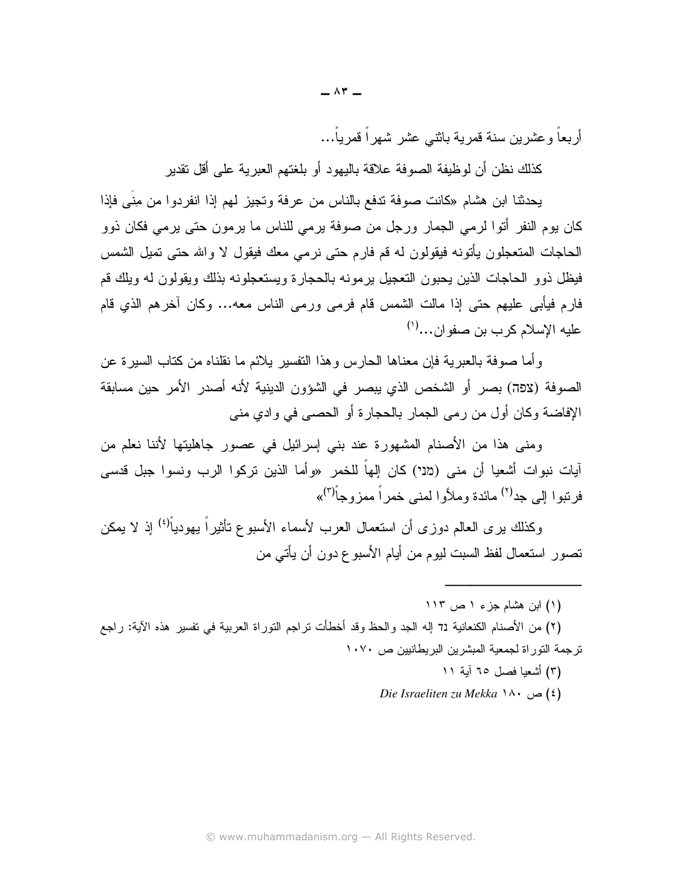أربعاً وعشرين سنة قمرية باثني عشر شهراً قمرياً...

كذلك نظن أن لوظيفة الصوفة علاقة باليهود أو بلغتهم العبرية على أقل تقدير

يحدثنا ابن هشام «كانت صوفة تدفع بالناس من عرفة وتجيز لهم إذا انفردوا من مِنَى فإذا كان يوم النفر أتوا لرمي الجمار ورجل من صوفة يرمي للناس ما يرمون حتى يرمي فكان ذوو الحاجات المتعجلون يأتونه فيقولون له قم فارم حتى نرمي معك فيقول لا والله حتى تميل الشمس فيظل ذوو الحاجات الذين يحبون التعجيل يرمونه بالحجارة ويستعجلونه بذلك ويقولون له ويلك قم فارم فيأبى عليهم حتى إذا مالت الشمس قام فرمى ورمى الناس معه... وكان آخرهم الذي قام عليه الإسلام كرب بن صفوان...[1]

وأما صوفة بالعبرية فإن معناها الحارس وهذا التفسير يلائم ما نقلناه من كتاب السيرة عن الصوفة (צפה) بصر أو الشخص الذي يبصر في الشؤون الدينية لأنه أصدر الأمر حين مسابقة الإفاضة وكان أول من رمى الجمار بالحجارة أو الحصى في وادي منى

ومنى هذا من الأصنام المشهورة عند بني إسرائيل في عصور جاهليتها لأننا نعلم من آيات نبوات أشعيا أن منى (מני) كان إلهاً للخمر «وأما الذين تركوا الرب ونسوا جبل قدسى فرتبوا إلى جد[2] مائدة وملأوا لمنى خمراً ممزوجاً[3]»

وكذلك يرى العالم دوزى أن استعمال العرب لأسماء الأسبوع تأثيراً يهودياً[4] إذ لا يمكن تصور استعمال لفظ السبت ليوم من أيام الأسبوع دون أن يأتي من

---

(١) ابن هشام جزء ١ ص ١١٣

(٢) من الأصنام الكنعانية גד إله الجد والحظ وقد أخطأت تراجم التوراة العربية في تفسير هذه الآية: راجع ترجمة التوراة لجمعية المبشرين البريطانيين ص ١٠٧٠

(٣) أشعيا فصل ٦٥ آية ١١

(٤) *Die Israeliten zu Mekka* ص ١٨٠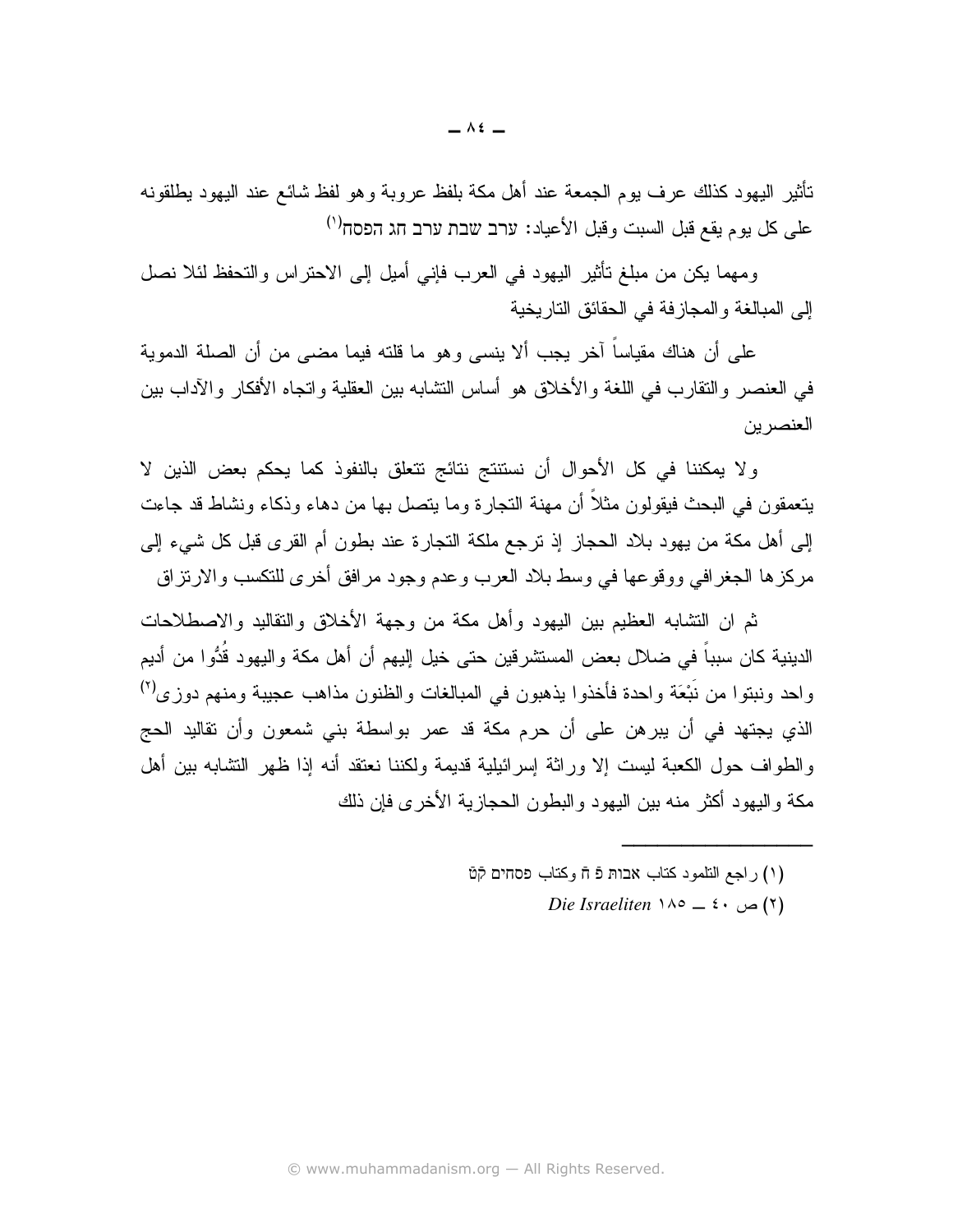تأثير اليهود كذلك عرف يوم الجمعة عند أهل مكة بلفظ عروبة وهو لفظ شائع عند اليهود يطلقونه على كل يوم يقع قبل السبت وقبل الأعياد: ערב שבת ערב חג הפסח[1]

ومهما يكن من مبلغ تأثير اليهود في العرب فإني أميل إلى الاحتراس والتحفظ لئلا نصل إلى المبالغة والمجازفة في الحقائق التاريخية

على أن هناك مقياساً آخر يجب ألا ينسى وهو ما قلته فيما مضى من أن الصلة الدموية في العنصر والتقارب في اللغة والأخلاق هو أساس التشابه بين العقلية واتجاه الأفكار والآداب بين العنصرين

ولا يمكننا في كل الأحوال أن نستنتج نتائج تتعلق بالنفوذ كما يحكم بعض الذين لا يتعمقون في البحث فيقولون مثلاً أن مهنة التجارة وما يتصل بها من دهاء وذكاء ونشاط قد جاءت إلى أهل مكة من يهود بلاد الحجاز إذ ترجع ملكة التجارة عند بطون أم القرى قبل كل شيء إلى مركزها الجغرافي ووقوعها في وسط بلاد العرب وعدم وجود مرافق أخرى للتكسب والارتزاق

ثم ان التشابه العظيم بين اليهود وأهل مكة من وجهة الأخلاق والتقاليد والاصطلاحات الدينية كان سبباً في ضلال بعض المستشرقين حتى خيل إليهم أن أهل مكة واليهود قُدُّوا من أديم واحد ونبتوا من نَبْعَة واحدة فأخذوا يذهبون في المبالغات والظنون مذاهب عجيبة ومنهم دوزى[2] الذي يجتهد في أن يبرهن على أن حرم مكة قد عمر بواسطة بني شمعون وأن تقاليد الحج والطواف حول الكعبة ليست إلا وراثة إسرائيلية قديمة ولكننا نعتقد أنه إذا ظهر التشابه بين أهل مكة واليهود أكثر منه بين اليهود والبطون الحجازية الأخرى فإن ذلك

---

(١) راجع التلمود كتاب אבות ה̄ ה̄ وكتاب פסחים ק̄ט̄

(٢) ص ٤٠ ـ ١٨٥ *Die Israeliten*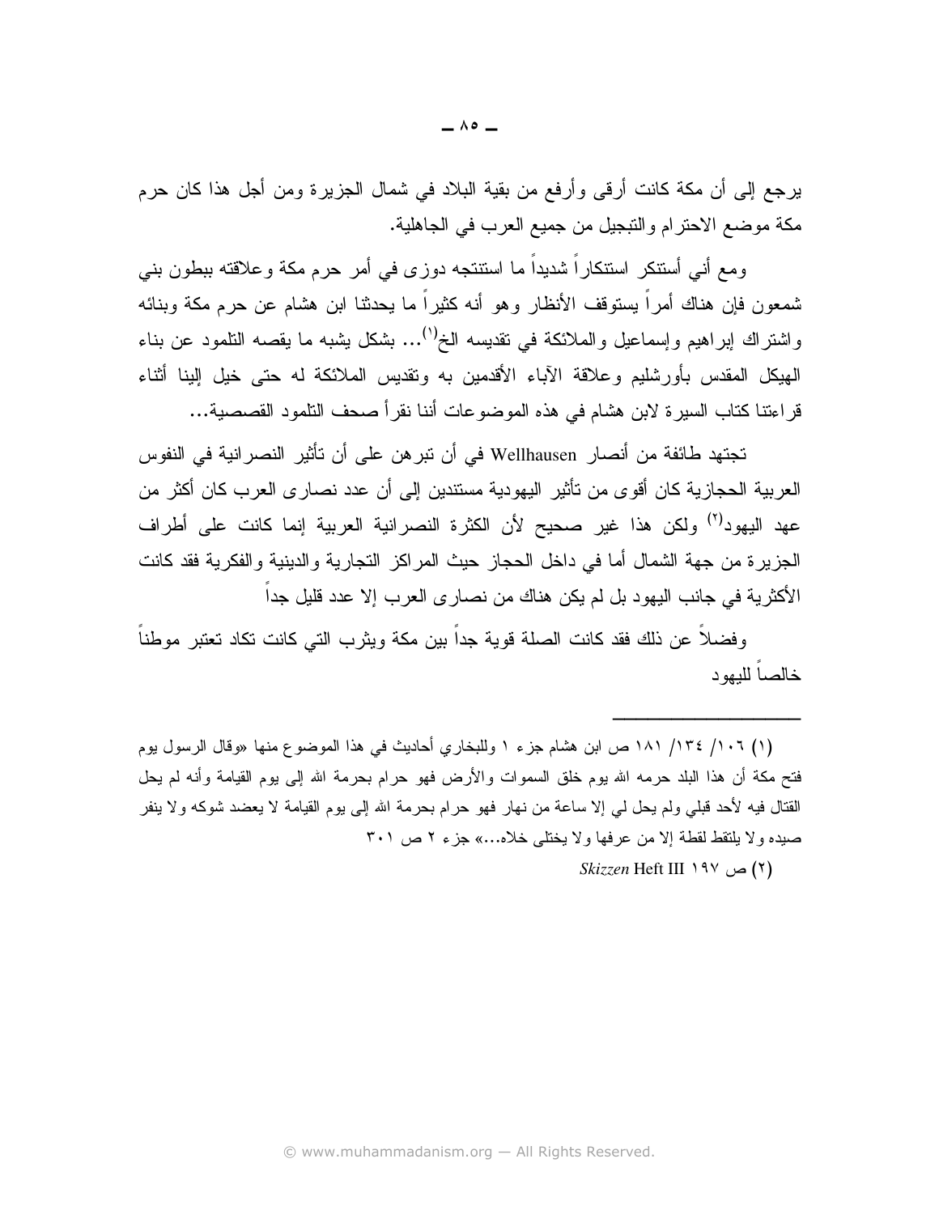يرجع إلى أن مكة كانت أرقى وأرفع من بقية البلاد في شمال الجزيرة ومن أجل هذا كان حرم مكة موضع الاحترام والتبجيل من جميع العرب في الجاهلية.

ومع أني أستنكر استنكاراً شديداً ما استنتجه دوزى في أمر حرم مكة وعلاقته ببطون بني شمعون فإن هناك أمراً يستوقف الأنظار وهو أنه كثيراً ما يحدثنا ابن هشام عن حرم مكة وبنائه واشتراك إبراهيم وإسماعيل والملائكة في تقديسه الخ[1]... بشكل يشبه ما يقصه التلمود عن بناء الهيكل المقدس بأورشليم وعلاقة الآباء الأقدمين به وتقديس الملائكة له حتى خيل إلينا أثناء قراءتنا كتاب السيرة لابن هشام في هذه الموضوعات أننا نقرأ صحف التلمود القصصية...

تجتهد طائفة من أنصار Wellhausen في أن تبرهن على أن تأثير النصرانية في النفوس العربية الحجازية كان أقوى من تأثير اليهودية مستندين إلى أن عدد نصارى العرب كان أكثر من عهد اليهود[2] ولكن هذا غير صحيح لأن الكثرة النصرانية العربية إنما كانت على أطراف الجزيرة من جهة الشمال أما في داخل الحجاز حيث المراكز التجارية والدينية والفكرية فقد كانت الأكثرية في جانب اليهود بل لم يكن هناك من نصارى العرب إلا عدد قليل جداً

وفضلاً عن ذلك فقد كانت الصلة قوية جداً بين مكة ويثرب التي كانت تكاد تعتبر موطناً خالصاً لليهود

---

(١) ١٠٦/ ١٣٤/ ١٨١ ص ابن هشام جزء ١ وللبخاري أحاديث في هذا الموضوع منها «وقال الرسول يوم فتح مكة أن هذا البلد حرمه الله يوم خلق السموات والأرض فهو حرام بحرمة الله إلى يوم القيامة وأنه لم يحل القتال فيه لأحد قبلي ولم يحل لي إلا ساعة من نهار فهو حرام بحرمة الله إلى يوم القيامة لا يعضد شوكه ولا ينفر صيده ولا يلتقط لقطة إلا من عرفها ولا يختلى خلاه...» جزء ٢ ص ٣٠١

(٢) ص ١٩٧ *Skizzen* Heft III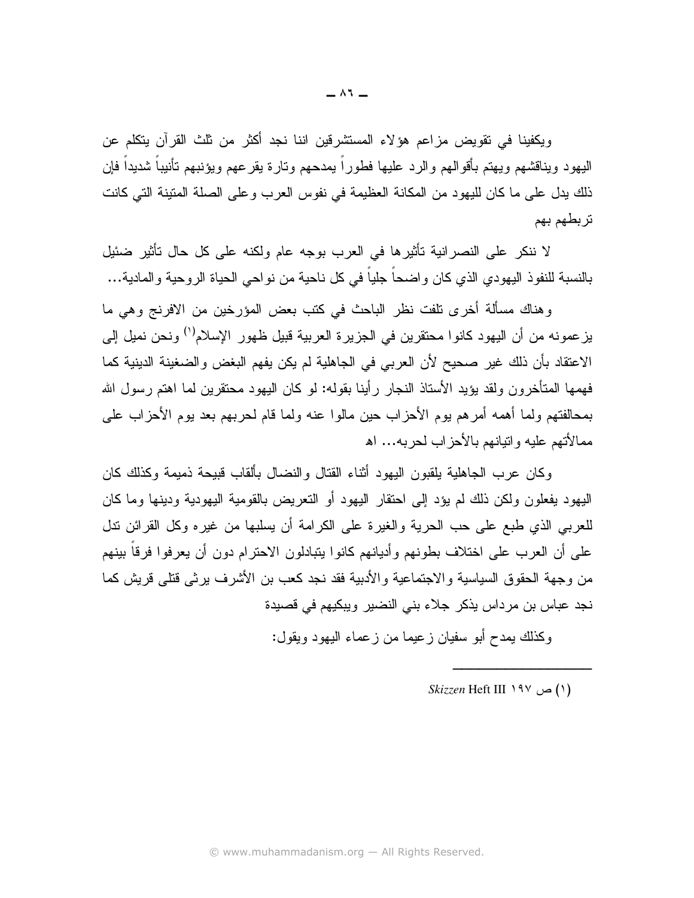ويكفينا في تقويض مزاعم هؤلاء المستشرقين اننا نجد أكثر من ثلث القرآن يتكلم عن اليهود ويناقشهم ويهتم بأقوالهم والرد عليها فطوراً يمدحهم وتارة يقرعهم ويؤنبهم تأنيباً شديداً فإن ذلك يدل على ما كان لليهود من المكانة العظيمة في نفوس العرب وعلى الصلة المتينة التي كانت تربطهم بهم

لا ننكر على النصرانية تأثيرها في العرب بوجه عام ولكنه على كل حال تأثير ضئيل بالنسبة للنفوذ اليهودي الذي كان واضحاً جلياً في كل ناحية من نواحي الحياة الروحية والمادية...

وهناك مسألة أخرى تلفت نظر الباحث في كتب بعض المؤرخين من الافرنج وهي ما يزعمونه من أن اليهود كانوا محتقرين في الجزيرة العربية قبيل ظهور الإسلام[1] ونحن نميل إلى الاعتقاد بأن ذلك غير صحيح لأن العربي في الجاهلية لم يكن يفهم البغض والضغينة الدينية كما فهمها المتأخرون ولقد يؤيد الأستاذ النجار رأينا بقوله: لو كان اليهود محتقرين لما اهتم رسول الله بمحالفتهم ولما أهمه أمرهم يوم الأحزاب حين مالوا عنه ولما قام لحربهم بعد يوم الأحزاب على ممالأتهم عليه واتيانهم بالأحزاب لحربه... اهـ

وكان عرب الجاهلية يلقبون اليهود أثناء القتال والنضال بألقاب قبيحة ذميمة وكذلك كان اليهود يفعلون ولكن ذلك لم يؤد إلى احتقار اليهود أو التعريض بالقومية اليهودية ودينها وما كان للعربي الذي طبع على حب الحرية والغيرة على الكرامة أن يسلبها من غيره وكل القرائن تدل على أن العرب على اختلاف بطونهم وأديانهم كانوا يتبادلون الاحترام دون أن يعرفوا فرقاً بينهم من وجهة الحقوق السياسية والاجتماعية والأدبية فقد نجد كعب بن الأشرف يرثى قتلى قريش كما نجد عباس بن مرداس يذكر جلاء بني النضير ويبكيهم في قصيدة

وكذلك يمدح أبو سفيان زعيما من زعماء اليهود ويقول:

---

(١) ص ١٩٧ *Skizzen* Heft III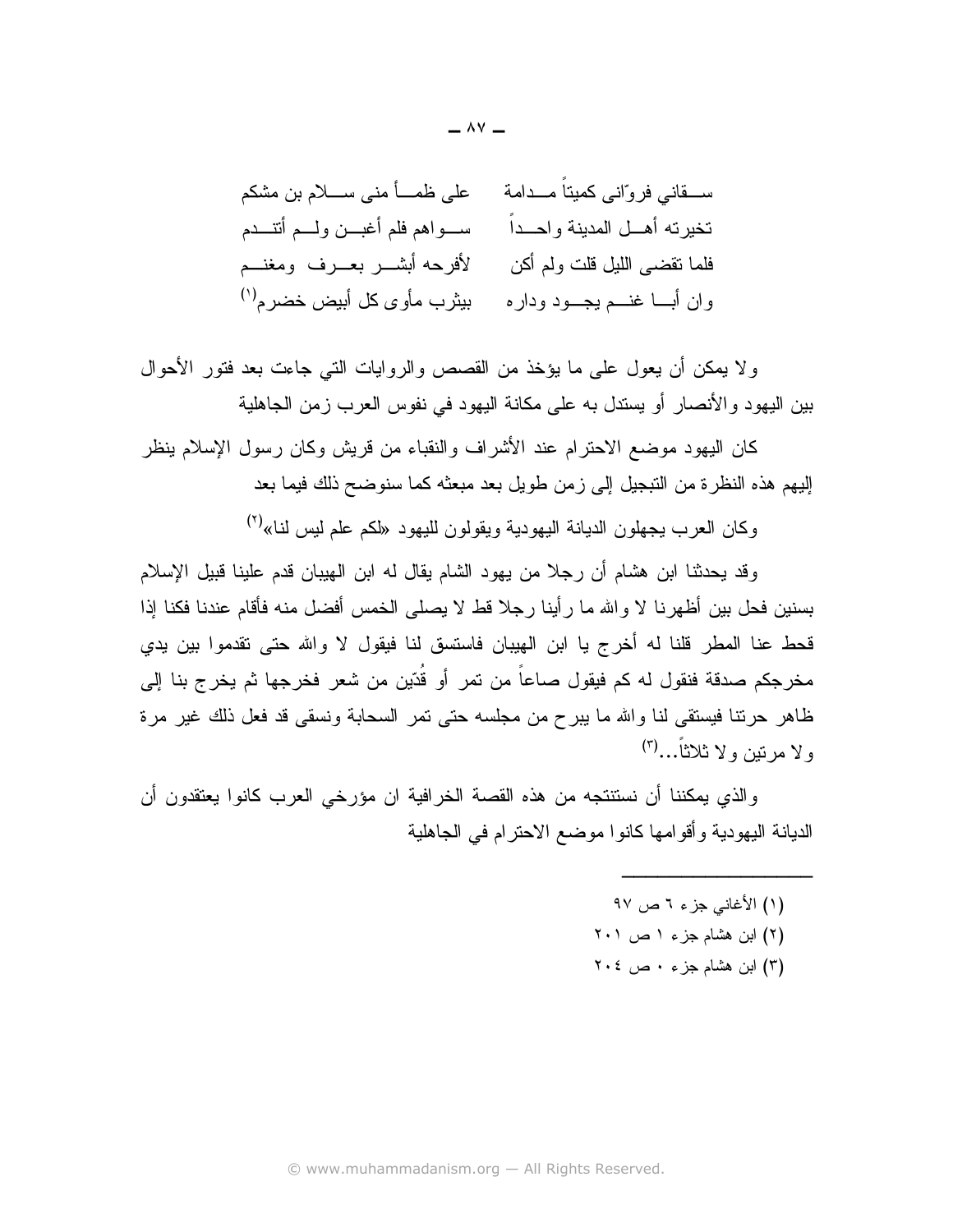سقاني فروّاني كميتاً مدامة　　على ظمأ مني سلام بن مشكم

تخيرته أهل المدينة واحداً　　سواهم فلم أغبن ولم أتندم

فلما تقضى الليل قلت ولم أكن　　لأفرحه أبشر بعرف ومغنم

وان أبا غنم يجود وداره　　بيثرب مأوى كل أبيض خضرم[١]

ولا يمكن أن يعول على ما يؤخذ من القصص والروايات التي جاءت بعد فتور الأحوال بين اليهود والأنصار أو يستدل به على مكانة اليهود في نفوس العرب زمن الجاهلية

كان اليهود موضع الاحترام عند الأشراف والنقباء من قريش وكان رسول الإسلام ينظر إليهم هذه النظرة من التبجيل إلى زمن طويل بعد مبعثه كما سنوضح ذلك فيما بعد

وكان العرب يجهلون الديانة اليهودية ويقولون لليهود «لكم علم ليس لنا»[٢]

وقد يحدثنا ابن هشام أن رجلا من يهود الشام يقال له ابن الهيبان قدم علينا قبيل الإسلام بسنين فحل بين أظهرنا لا والله ما رأينا رجلا قط لا يصلى الخمس أفضل منه فأقام عندنا فكنا إذا قحط عنا المطر قلنا له أخرج يا ابن الهيبان فاستسق لنا فيقول لا والله حتى تقدموا بين يدي مخرجكم صدقة فنقول له كم فيقول صاعاً من تمر أو قُدّين من شعر فخرجها ثم يخرج بنا إلى ظاهر حرتنا فيستقى لنا والله ما يبرح من مجلسه حتى تمر السحابة ونسقى قد فعل ذلك غير مرة ولا مرتين ولا ثلاثاً...[٣]

والذي يمكننا أن نستنتجه من هذه القصة الخرافية ان مؤرخي العرب كانوا يعتقدون أن الديانة اليهودية وأقوامها كانوا موضع الاحترام في الجاهلية

---

(١) الأغاني جزء ٦ ص ٩٧

(٢) ابن هشام جزء ١ ص ٢٠١

(٣) ابن هشام جزء ٠ ص ٢٠٤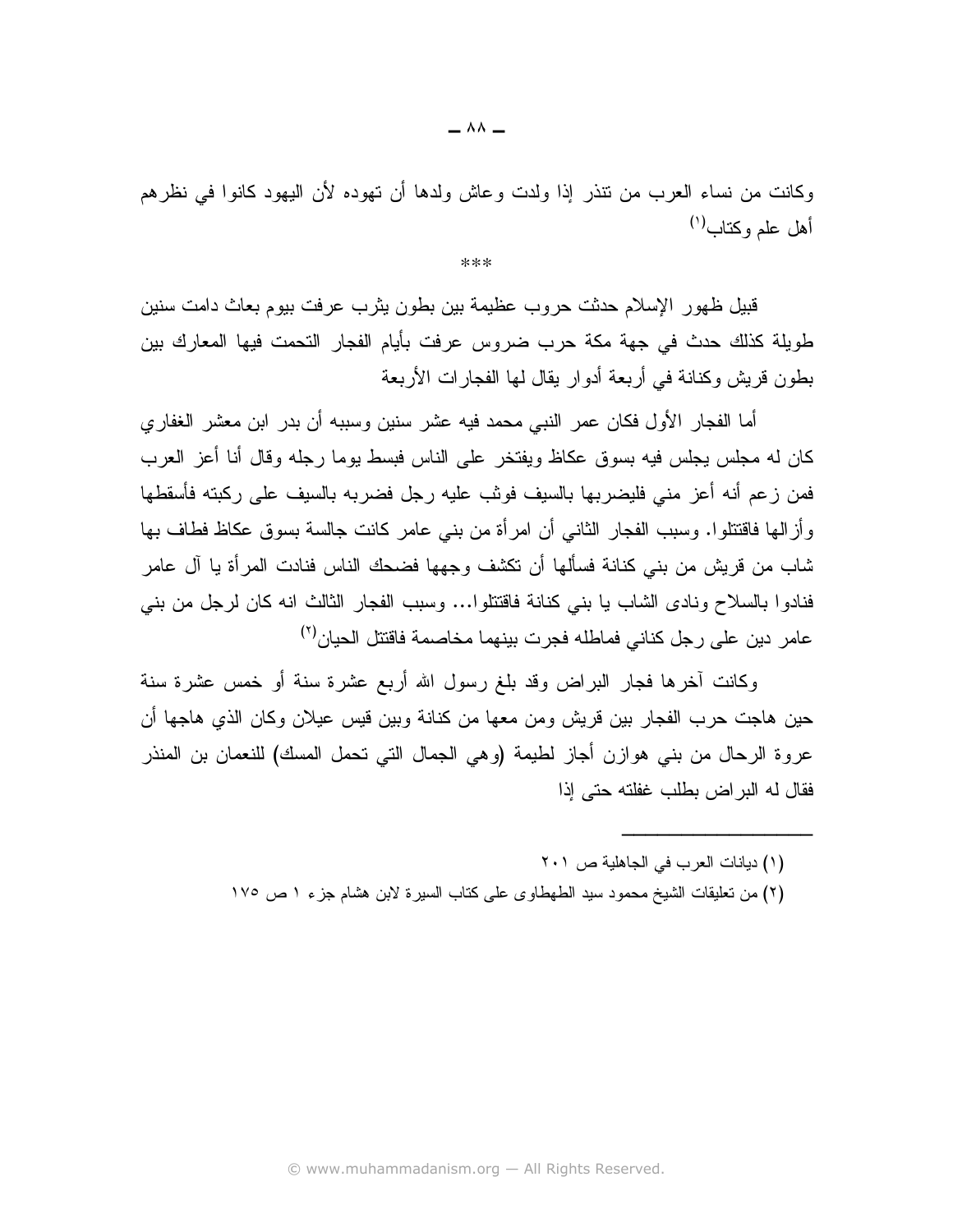وكانت من نساء العرب من تنذر إذا ولدت وعاش ولدها أن تهوده لأن اليهود كانوا في نظرهم أهل علم وكتاب[١]

***

قبيل ظهور الإسلام حدثت حروب عظيمة بين بطون يثرب عرفت بيوم بعاث دامت سنين طويلة كذلك حدث في جهة مكة حرب ضروس عرفت بأيام الفجار التحمت فيها المعارك بين بطون قريش وكنانة في أربعة أدوار يقال لها الفجارات الأربعة

أما الفجار الأول فكان عمر النبي محمد فيه عشر سنين وسببه أن بدر ابن معشر الغفاري كان له مجلس يجلس فيه بسوق عكاظ ويفتخر على الناس فبسط يوما رجله وقال أنا أعز العرب فمن زعم أنه أعز مني فليضربها بالسيف فوثب عليه رجل فضربه بالسيف على ركبته فأسقطها وأزالها فاقتتلوا. وسبب الفجار الثاني أن امرأة من بني عامر كانت جالسة بسوق عكاظ فطاف بها شاب من قريش من بني كنانة فسألها أن تكشف وجهها فضحك الناس فنادت المرأة يا آل عامر فنادوا بالسلاح ونادى الشاب يا بني كنانة فاقتتلوا... وسبب الفجار الثالث انه كان لرجل من بني عامر دين على رجل كناني فماطله فجرت بينهما مخاصمة فاقتتل الحيان[٢]

وكانت آخرها فجار البراض وقد بلغ رسول الله أربع عشرة سنة أو خمس عشرة سنة حين هاجت حرب الفجار بين قريش ومن معها من كنانة وبين قيس عيلان وكان الذي هاجها أن عروة الرحال من بني هوازن أجاز لطيمة (وهي الجمال التي تحمل المسك) للنعمان بن المنذر فقال له البراض بطلب غفلته حتى إذا

---

(١) ديانات العرب في الجاهلية ص ٢٠١

(٢) من تعليقات الشيخ محمود سيد الطهطاوى على كتاب السيرة لابن هشام جزء ١ ص ١٧٥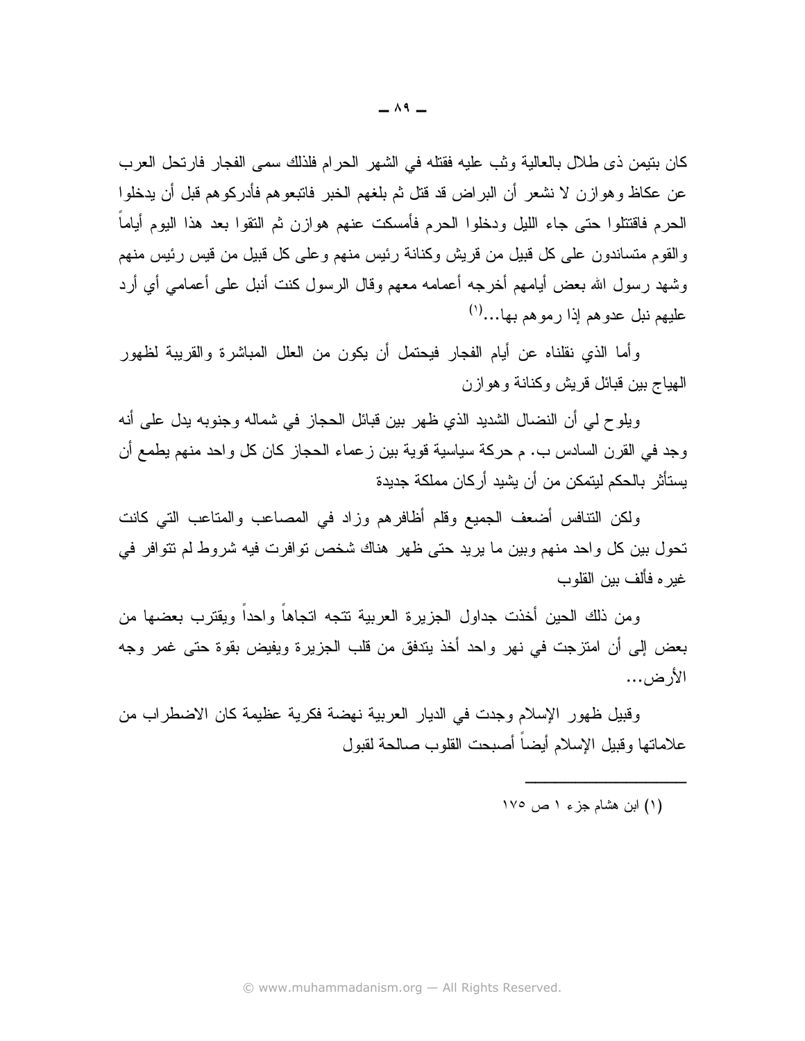كان بتيمن ذى طلال بالعالية وثب عليه فقتله في الشهر الحرام فلذلك سمى الفجار فارتحل العرب عن عكاظ وهوازن لا نشعر أن البراض قد قتل ثم بلغهم الخبر فاتبعوهم فأدركوهم قبل أن يدخلوا الحرم فاقتتلوا حتى جاء الليل ودخلوا الحرم فأمسكت عنهم هوازن ثم التقوا بعد هذا اليوم أياماً والقوم متساندون على كل قبيل من قريش وكنانة رئيس منهم وعلى كل قبيل من قيس رئيس منهم وشهد رسول الله بعض أيامهم أخرجه أعمامه معهم وقال الرسول كنت أنبل على أعمامي أي أرد عليهم نبل عدوهم إذا رموهم بها...[١]

وأما الذي نقلناه عن أيام الفجار فيحتمل أن يكون من العلل المباشرة والقريبة لظهور الهياج بين قبائل قريش وكنانة وهوازن

ويلوح لي أن النضال الشديد الذي ظهر بين قبائل الحجاز في شماله وجنوبه يدل على أنه وجد في القرن السادس ب. م حركة سياسية قوية بين زعماء الحجاز كان كل واحد منهم يطمع أن يستأثر بالحكم ليتمكن من أن يشيد أركان مملكة جديدة

ولكن التنافس أضعف الجميع وقلم أظافرهم وزاد في المصاعب والمتاعب التي كانت تحول بين كل واحد منهم وبين ما يريد حتى ظهر هناك شخص توافرت فيه شروط لم تتوافر في غيره فألف بين القلوب

ومن ذلك الحين أخذت جداول الجزيرة العربية تتجه اتجاهاً واحداً ويقترب بعضها من بعض إلى أن امتزجت في نهر واحد أخذ يتدفق من قلب الجزيرة ويفيض بقوة حتى غمر وجه الأرض...

وقبيل ظهور الإسلام وجدت في الديار العربية نهضة فكرية عظيمة كان الاضطراب من علاماتها وقبيل الإسلام أيضاً أصبحت القلوب صالحة لقبول

---

(١) ابن هشام جزء ١ ص ١٧٥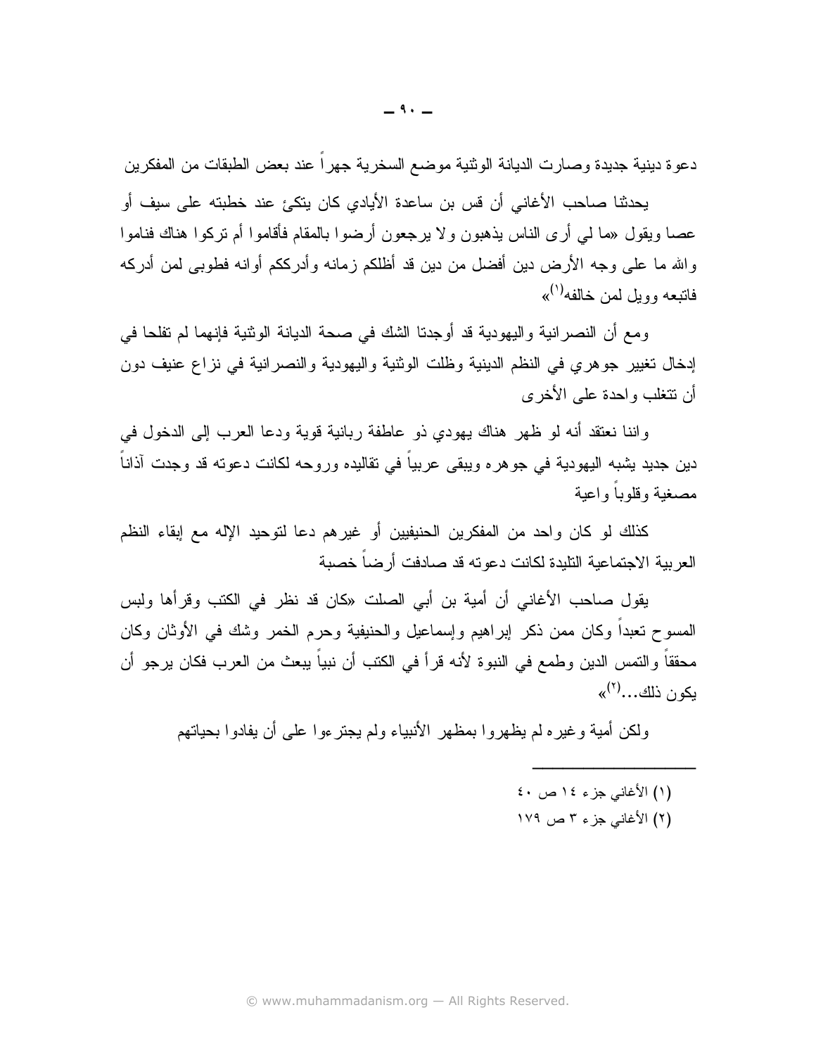دعوة دينية جديدة وصارت الديانة الوثنية موضع السخرية جهراً عند بعض الطبقات من المفكرين

يحدثنا صاحب الأغاني أن قس بن ساعدة الأيادي كان يتكئ عند خطبته على سيف أو عصا ويقول «ما لي أرى الناس يذهبون ولا يرجعون أرضوا بالمقام فأقاموا أم تركوا هناك فناموا والله ما على وجه الأرض دين أفضل من دين قد أظلكم زمانه وأدرككم أوانه فطوبى لمن أدركه فاتبعه وويل لمن خالفه[1]»

ومع أن النصرانية واليهودية قد أوجدتا الشك في صحة الديانة الوثنية فإنهما لم تفلحا في إدخال تغيير جوهري في النظم الدينية وظلت الوثنية واليهودية والنصرانية في نزاع عنيف دون أن تتغلب واحدة على الأخرى

واننا نعتقد أنه لو ظهر هناك يهودي ذو عاطفة ربانية قوية ودعا العرب إلى الدخول في دين جديد يشبه اليهودية في جوهره ويبقى عربياً في تقاليده وروحه لكانت دعوته قد وجدت آذاناً مصغية وقلوباً واعية

كذلك لو كان واحد من المفكرين الحنيفيين أو غيرهم دعا لتوحيد الإله مع إبقاء النظم العربية الاجتماعية التليدة لكانت دعوته قد صادفت أرضاً خصبة

يقول صاحب الأغاني أن أمية بن أبي الصلت «كان قد نظر في الكتب وقرأها ولبس المسوح تعبداً وكان ممن ذكر إبراهيم وإسماعيل والحنيفية وحرم الخمر وشك في الأوثان وكان محققاً والتمس الدين وطمع في النبوة لأنه قرأ في الكتب أن نبياً يبعث من العرب فكان يرجو أن يكون ذلك...[2]»

ولكن أمية وغيره لم يظهروا بمظهر الأنبياء ولم يجترءوا على أن يفادوا بحياتهم

---

(١) الأغاني جزء ١٤ ص ٤٠

(٢) الأغاني جزء ٣ ص ١٧٩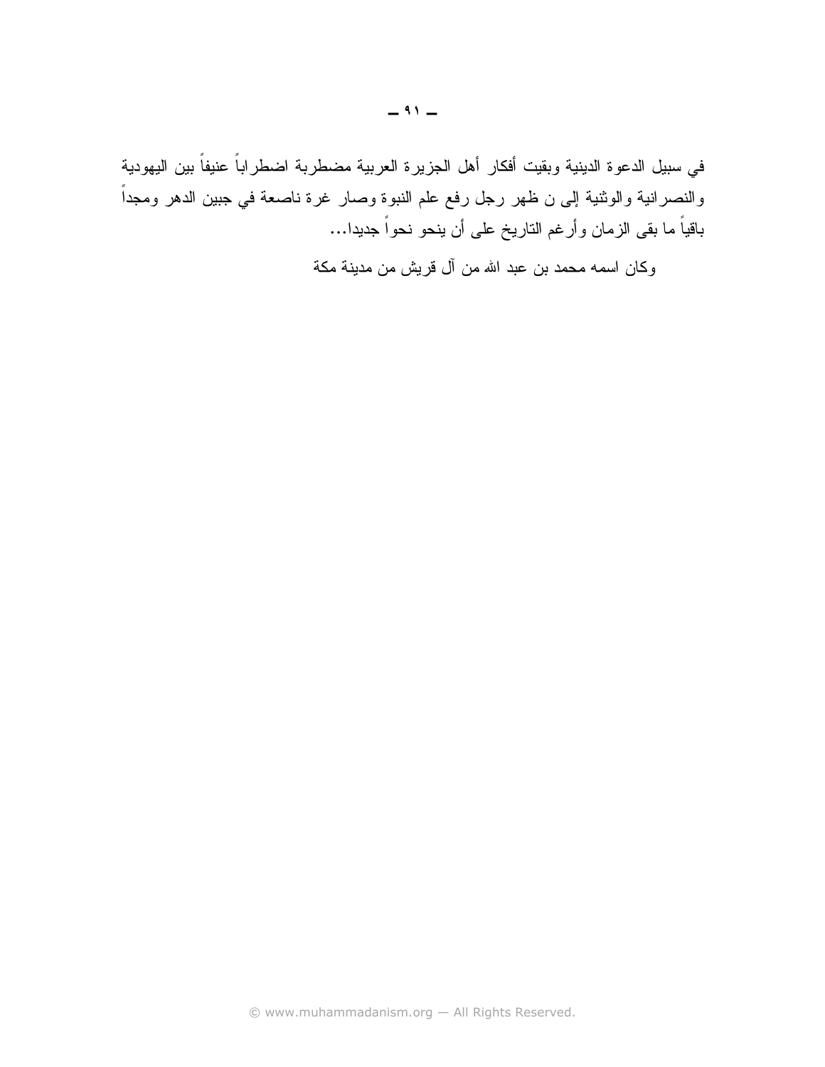في سبيل الدعوة الدينية وبقيت أفكار أهل الجزيرة العربية مضطربة اضطراباً عنيفاً بين اليهودية والنصرانية والوثنية إلى ن ظهر رجل رفع علم النبوة وصار غرة ناصعة في جبين الدهر ومجداً باقياً ما بقى الزمان وأرغم التاريخ على أن ينحو نحواً جديدا...

وكان اسمه محمد بن عبد الله من آل قريش من مدينة مكة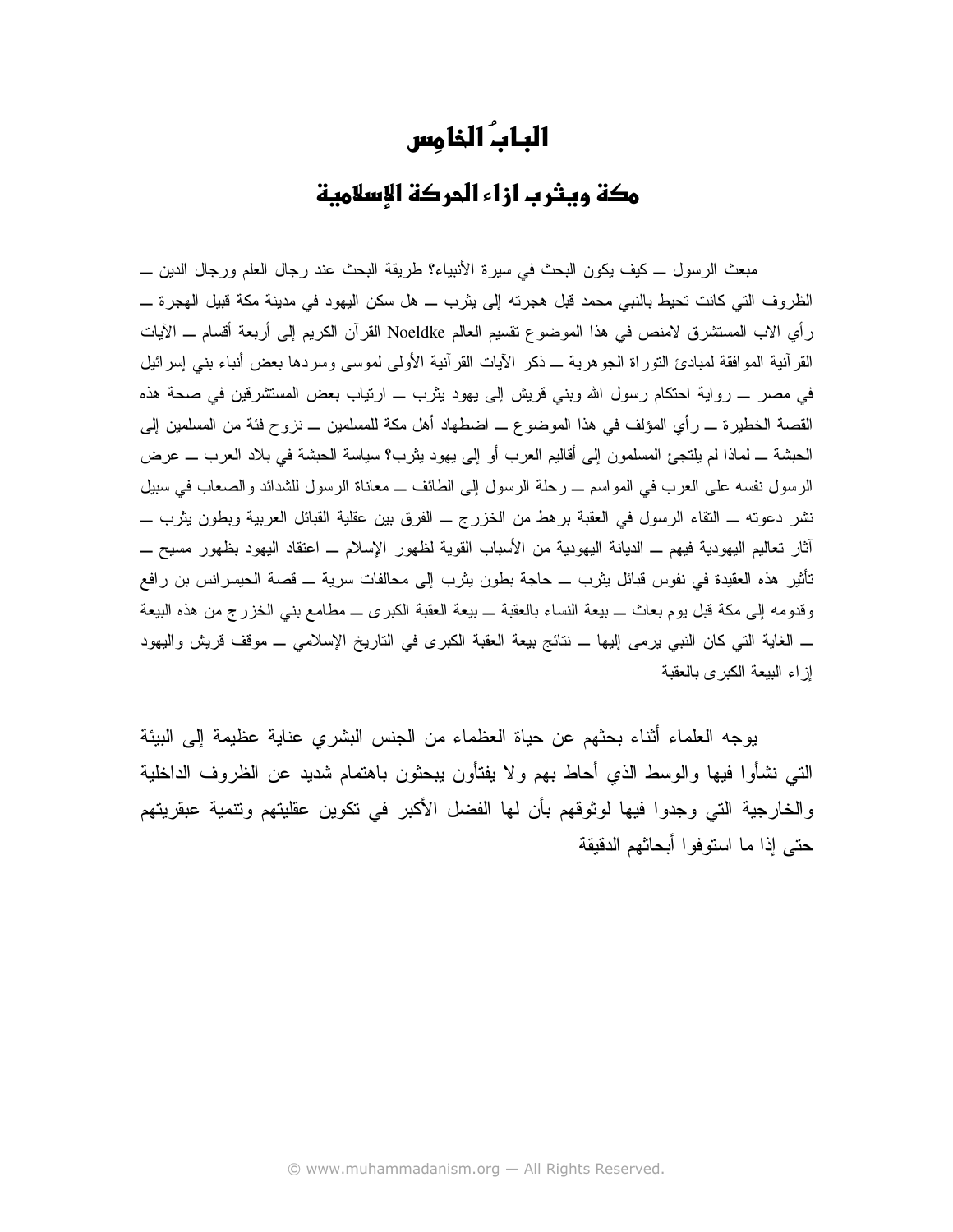# البابُ الخامِس

## مكة ويثرب ازاء الحركة الإسلامية

مبعث الرسول ــ كيف يكون البحث في سيرة الأنبياء؟ طريقة البحث عند رجال العلم ورجال الدين ــ الظروف التي كانت تحيط بالنبي محمد قبل هجرته إلى يثرب ــ هل سكن اليهود في مدينة مكة قبيل الهجرة ــ رأي الاب المستشرق لامنص في هذا الموضوع تقسيم العالم Noeldke القرآن الكريم إلى أربعة أقسام ــ الآيات القرآنية الموافقة لمبادئ التوراة الجوهرية ــ ذكر الآيات القرآنية الأولى لموسى وسردها بعض أنباء بني إسرائيل في مصر ــ رواية احتكام رسول الله وبني قريش إلى يهود يثرب ــ ارتياب بعض المستشرقين في صحة هذه القصة الخطيرة ــ رأي المؤلف في هذا الموضوع ــ اضطهاد أهل مكة للمسلمين ــ نزوح فئة من المسلمين إلى الحبشة ــ لماذا لم يلتجئ المسلمون إلى أقاليم العرب أو إلى يهود يثرب؟ سياسة الحبشة في بلاد العرب ــ عرض الرسول نفسه على العرب في المواسم ــ رحلة الرسول إلى الطائف ــ معاناة الرسول للشدائد والصعاب في سبيل نشر دعوته ــ التقاء الرسول في العقبة برهط من الخزرج ــ الفرق بين عقلية القبائل العربية وبطون يثرب ــ آثار تعاليم اليهودية فيهم ــ الديانة اليهودية من الأسباب القوية لظهور الإسلام ــ اعتقاد اليهود بظهور مسيح ــ تأثير هذه العقيدة في نفوس قبائل يثرب ــ حاجة بطون يثرب إلى محالفات سرية ــ قصة الحيسرانس بن رافع وقدومه إلى مكة قبل يوم بعاث ــ بيعة النساء بالعقبة ــ بيعة العقبة الكبرى ــ مطامع بني الخزرج من هذه البيعة ــ الغاية التي كان النبي يرمى إليها ــ نتائج بيعة العقبة الكبرى في التاريخ الإسلامي ــ موقف قريش واليهود إزاء البيعة الكبرى بالعقبة

يوجه العلماء أثناء بحثهم عن حياة العظماء من الجنس البشري عناية عظيمة إلى البيئة التي نشأوا فيها والوسط الذي أحاط بهم ولا يفتأون يبحثون باهتمام شديد عن الظروف الداخلية والخارجية التي وجدوا فيها لوثوقهم بأن لها الفضل الأكبر في تكوين عقليتهم وتنمية عبقريتهم حتى إذا ما استوفوا أبحاثهم الدقيقة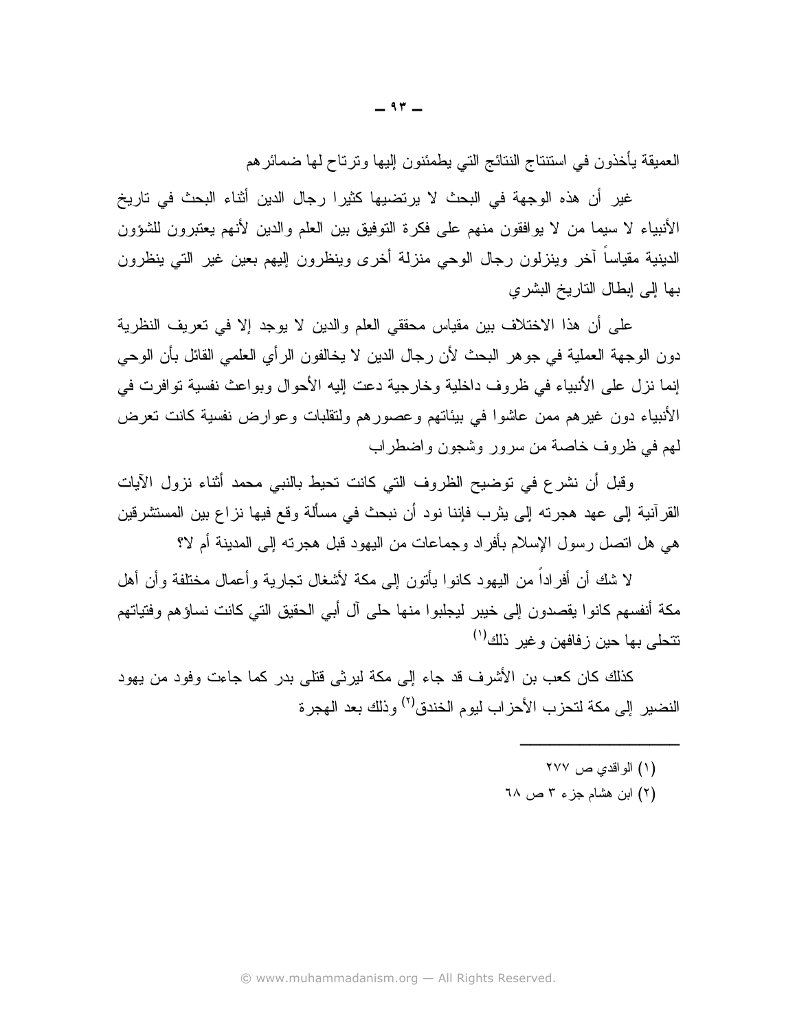العميقة يأخذون في استنتاج النتائج التي يطمئنون إليها وترتاح لها ضمائرهم

غير أن هذه الوجهة في البحث لا يرتضيها كثيرا رجال الدين أثناء البحث في تاريخ الأنبياء لا سيما من لا يوافقون منهم على فكرة التوفيق بين العلم والدين لأنهم يعتبرون للشؤون الدينية مقياساً آخر وينزلون رجال الوحي منزلة أخرى وينظرون إليهم بعين غير التي ينظرون بها إلى إبطال التاريخ البشري

على أن هذا الاختلاف بين مقياس محققي العلم والدين لا يوجد إلا في تعريف النظرية دون الوجهة العملية في جوهر البحث لأن رجال الدين لا يخالفون الرأي العلمي القائل بأن الوحي إنما نزل على الأنبياء في ظروف داخلية وخارجية دعت إليه الأحوال وبواعث نفسية توافرت في الأنبياء دون غيرهم ممن عاشوا في بيئاتهم وعصورهم ولتقلبات وعوارض نفسية كانت تعرض لهم في ظروف خاصة من سرور وشجون واضطراب

وقبل أن نشرع في توضيح الظروف التي كانت تحيط بالنبي محمد أثناء نزول الآيات القرآنية إلى عهد هجرته إلى يثرب فإننا نود أن نبحث في مسألة وقع فيها نزاع بين المستشرقين هي هل اتصل رسول الإسلام بأفراد وجماعات من اليهود قبل هجرته إلى المدينة أم لا؟

لا شك أن أفراداً من اليهود كانوا يأتون إلى مكة لأشغال تجارية وأعمال مختلفة وأن أهل مكة أنفسهم كانوا يقصدون إلى خيبر ليجلبوا منها حلى آل أبي الحقيق التي كانت نساؤهم وفتياتهم تتحلى بها حين زفافهن وغير ذلك[١]

كذلك كان كعب بن الأشرف قد جاء إلى مكة ليرثى قتلى بدر كما جاءت وفود من يهود النضير إلى مكة لتحزب الأحزاب ليوم الخندق[٢] وذلك بعد الهجرة

---

(١) الواقدي ص ٢٧٧

(٢) ابن هشام جزء ٣ ص ٦٨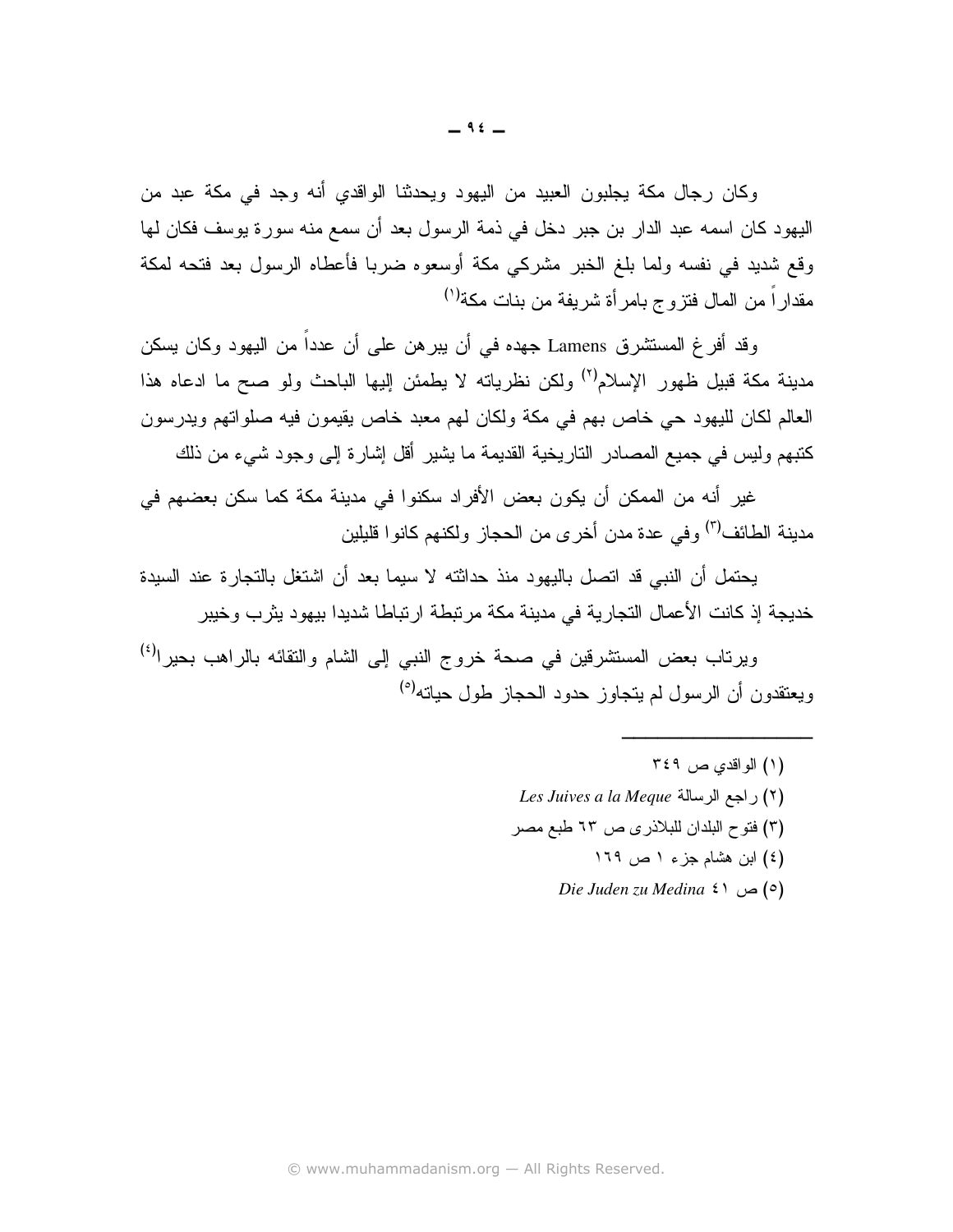وكان رجال مكة يجلبون العبيد من اليهود ويحدثنا الواقدي أنه وجد في مكة عبد من اليهود كان اسمه عبد الدار بن جبر دخل في ذمة الرسول بعد أن سمع منه سورة يوسف فكان لها وقع شديد في نفسه ولما بلغ الخبر مشركي مكة أوسعوه ضربا فأعطاه الرسول بعد فتحه لمكة مقداراً من المال فتزوج بامرأة شريفة من بنات مكة[١]

وقد أفرغ المستشرق Lamens جهده في أن يبرهن على أن عدداً من اليهود وكان يسكن مدينة مكة قبيل ظهور الإسلام[٢] ولكن نظرياته لا يطمئن إليها الباحث ولو صح ما ادعاه هذا العالم لكان لليهود حي خاص بهم في مكة ولكان لهم معبد خاص يقيمون فيه صلواتهم ويدرسون كتبهم وليس في جميع المصادر التاريخية القديمة ما يشير أقل إشارة إلى وجود شيء من ذلك

غير أنه من الممكن أن يكون بعض الأفراد سكنوا في مدينة مكة كما سكن بعضهم في مدينة الطائف[٣] وفي عدة مدن أخرى من الحجاز ولكنهم كانوا قليلين

يحتمل أن النبي قد اتصل باليهود منذ حداثته لا سيما بعد أن اشتغل بالتجارة عند السيدة خديجة إذ كانت الأعمال التجارية في مدينة مكة مرتبطة ارتباطا شديدا بيهود يثرب وخيبر

ويرتاب بعض المستشرقين في صحة خروج النبي إلى الشام والتقائه بالراهب بحيرا[٤] ويعتقدون أن الرسول لم يتجاوز حدود الحجاز طول حياته[٥]

---

(١) الواقدي ص ٣٤٩

(٢) راجع الرسالة *Les Juives a la Meque*

(٣) فتوح البلدان للبلاذرى ص ٦٣ طبع مصر

(٤) ابن هشام جزء ١ ص ١٦٩

(٥) ص ٤١ *Die Juden zu Medina*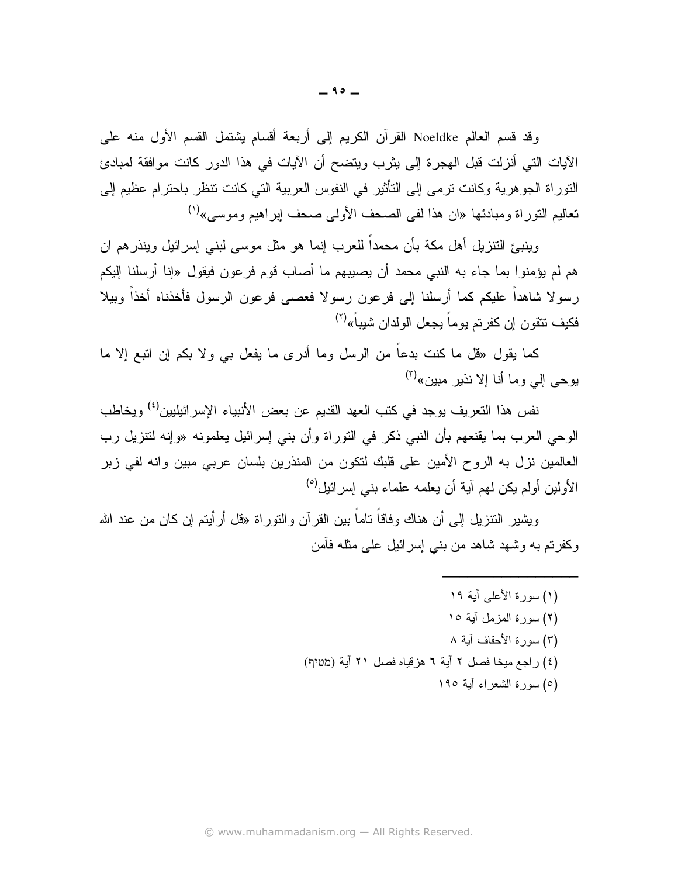وقد قسم العالم Noeldke القرآن الكريم إلى أربعة أقسام يشتمل القسم الأول منه على الآيات التي أنزلت قبل الهجرة إلى يثرب ويتضح أن الآيات في هذا الدور كانت موافقة لمبادئ التوراة الجوهرية وكانت ترمى إلى التأثير في النفوس العربية التي كانت تنظر باحترام عظيم إلى تعاليم التوراة ومبادئها «ان هذا لفى الصحف الأولى صحف إبراهيم وموسى»[1]

وينبئ التنزيل أهل مكة بأن محمداً للعرب إنما هو مثل موسى لبني إسرائيل وينذرهم ان هم لم يؤمنوا بما جاء به النبي محمد أن يصيبهم ما أصاب قوم فرعون فيقول «إنا أرسلنا إليكم رسولا شاهداً عليكم كما أرسلنا إلى فرعون رسولا فعصى فرعون الرسول فأخذناه أخذاً وبيلا فكيف تتقون إن كفرتم يوماً يجعل الولدان شيباً»[2]

كما يقول «قل ما كنت بدعاً من الرسل وما أدرى ما يفعل بي ولا بكم إن اتبع إلا ما يوحى إلي وما أنا إلا نذير مبين»[3]

نفس هذا التعريف يوجد في كتب العهد القديم عن بعض الأنبياء الإسرائيليين[4] ويخاطب الوحي العرب بما يقنعهم بأن النبي ذكر في التوراة وأن بني إسرائيل يعلمونه «وإنه لتنزيل رب العالمين نزل به الروح الأمين على قلبك لتكون من المنذرين بلسان عربي مبين وانه لفي زبر الأولين أولم يكن لهم آية أن يعلمه علماء بني إسرائيل[5]

ويشير التنزيل إلى أن هناك وفاقاً تاماً بين القرآن والتوراة «قل أرأيتم إن كان من عند الله وكفرتم به وشهد شاهد من بني إسرائيل على مثله فآمن

---

(١) سورة الأعلى آية ١٩

(٢) سورة المزمل آية ١٥

(٣) سورة الأحقاف آية ٨

(٤) راجع ميخا فصل ٢ آية ٦ هزقياه فصل ٢١ آية (מטיף)

(٥) سورة الشعراء آية ١٩٥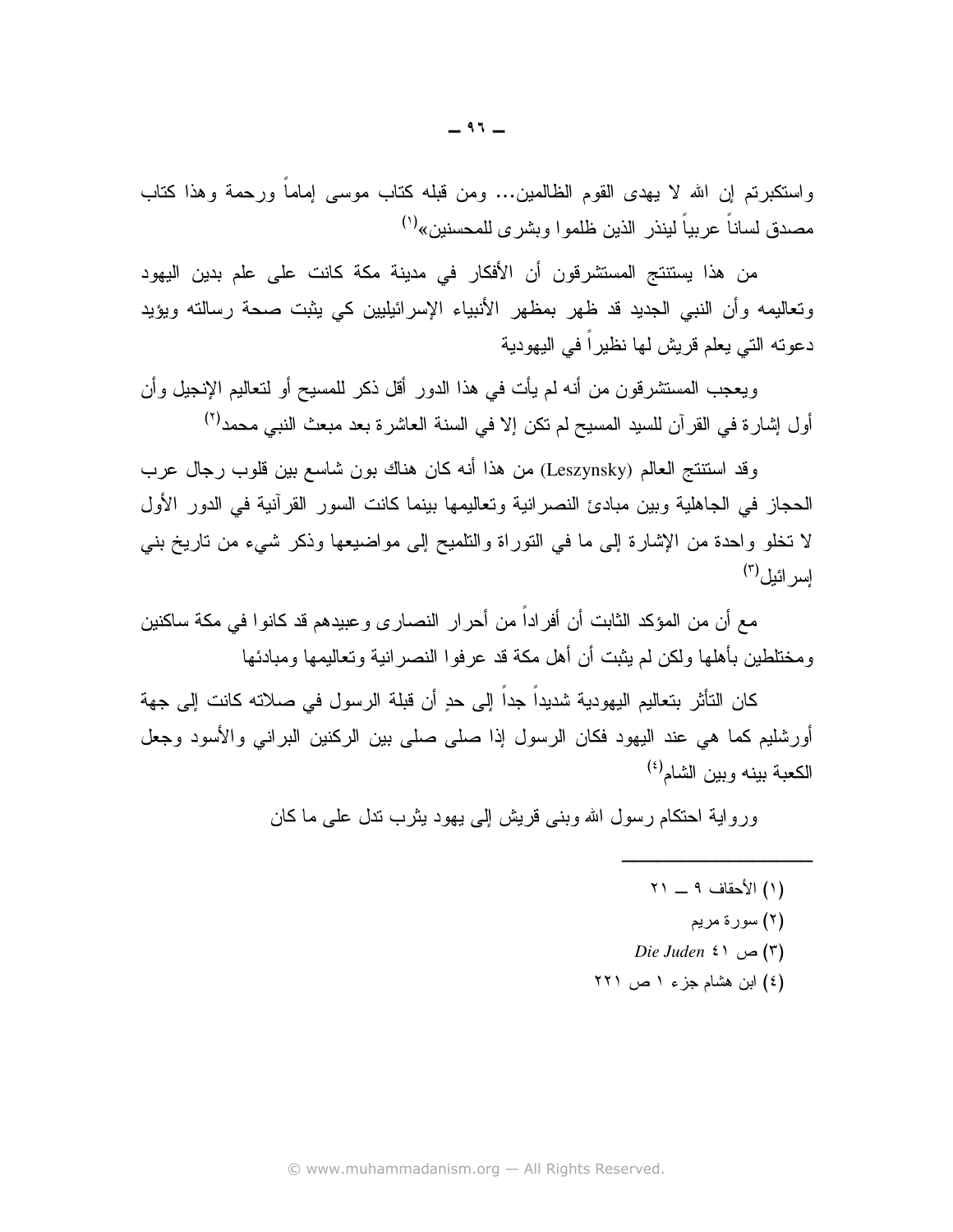واستكبرتم إن الله لا يهدى القوم الظالمين... ومن قبله كتاب موسى إماماً ورحمة وهذا كتاب مصدق لساناً عربياً لينذر الذين ظلموا وبشرى للمحسنين»[١]

من هذا يستنتج المستشرقون أن الأفكار في مدينة مكة كانت على علم بدين اليهود وتعاليمه وأن النبي الجديد قد ظهر بمظهر الأنبياء الإسرائيليين كي يثبت صحة رسالته ويؤيد دعوته التي يعلم قريش لها نظيراً في اليهودية

ويعجب المستشرقون من أنه لم يأت في هذا الدور أقل ذكر للمسيح أو لتعاليم الإنجيل وأن أول إشارة في القرآن للسيد المسيح لم تكن إلا في السنة العاشرة بعد مبعث النبي محمد[٢]

وقد استنتج العالم (Leszynsky) من هذا أنه كان هناك بون شاسع بين قلوب رجال عرب الحجاز في الجاهلية وبين مبادئ النصرانية وتعاليمها بينما كانت السور القرآنية في الدور الأول لا تخلو واحدة من الإشارة إلى ما في التوراة والتلميح إلى مواضيعها وذكر شيء من تاريخ بني إسرائيل[٣]

مع أن من المؤكد الثابت أن أفراداً من أحرار النصارى وعبيدهم قد كانوا في مكة ساكنين ومختلطين بأهلها ولكن لم يثبت أن أهل مكة قد عرفوا النصرانية وتعاليمها ومبادئها

كان التأثر بتعاليم اليهودية شديداً جداً إلى حدٍ أن قبلة الرسول في صلاته كانت إلى جهة أورشليم كما هي عند اليهود فكان الرسول إذا صلى صلى بين الركنين البراني والأسود وجعل الكعبة بينه وبين الشام[٤]

ورواية احتكام رسول الله وبنى قريش إلى يهود يثرب تدل على ما كان

---

(١) الأحقاف ٩ ــ ٢١

(٢) سورة مريم

(٣) *Die Juden* ص ٤١

(٤) ابن هشام جزء ١ ص ٢٢١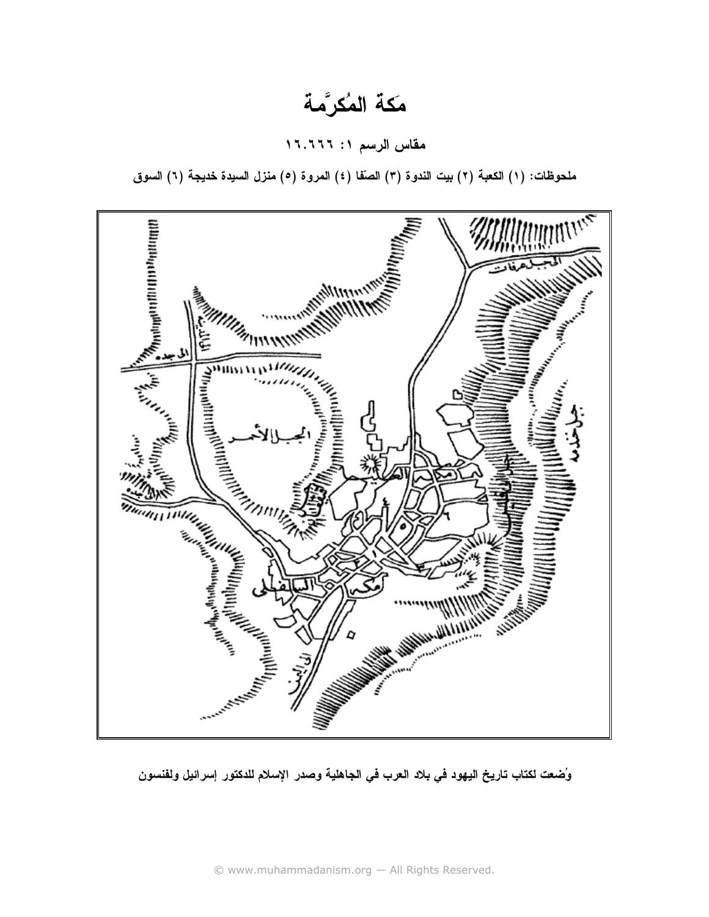# مَكة المُكرَّمة

**مقاس الرسم ١: ١٦.٦٦٦**

**ملحوظات: (١) الكعبة (٢) بيت الندوة (٣) الصَفا (٤) المروة (٥) منزل السيدة خديجة (٦) السوق**

**وُضعت لكتاب تاريخ اليهود في بلاد العرب في الجاهلية وصدر الإسلام للدكتور إسرائيل ولفنسون**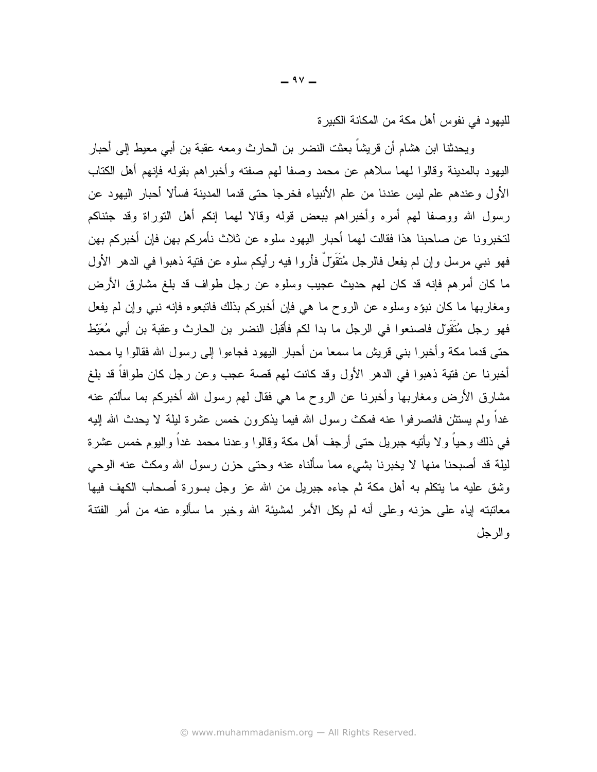لليهود في نفوس أهل مكة من المكانة الكبيرة

ويحدثنا ابن هشام أن قريشاً بعثت النضر بن الحارث ومعه عقبة بن أبي معيط إلى أحبار اليهود بالمدينة وقالوا لهما سلاهم عن محمد وصفا لهم صفته وأخبراهم بقوله فإنهم أهل الكتاب الأول وعندهم علم ليس عندنا من علم الأنبياء فخرجا حتى قدما المدينة فسألا أحبار اليهود عن رسول الله ووصفا لهم أمره وأخبراهم ببعض قوله وقالا لهما إنكم أهل التوراة وقد جئناكم لتخبرونا عن صاحبنا هذا فقالت لهما أحبار اليهود سلوه عن ثلاث نأمركم بهن فإن أخبركم بهن فهو نبي مرسل وإن لم يفعل فالرجل مُتَقَوِّلٌ فأروا فيه رأيكم سلوه عن فتية ذهبوا في الدهر الأول ما كان أمرهم فإنه قد كان لهم حديث عجيب وسلوه عن رجل طواف قد بلغ مشارق الأرض ومغاربها ما كان نبؤه وسلوه عن الروح ما هي فإن أخبركم بذلك فاتبعوه فإنه نبي وإن لم يفعل فهو رجل مُتَقَوِّل فاصنعوا في الرجل ما بدا لكم فأقبل النضر بن الحارث وعقبة بن أبي مُعَيْط حتى قدما مكة وأخبرا بني قريش ما سمعا من أحبار اليهود فجاءوا إلى رسول الله فقالوا يا محمد أخبرنا عن فتية ذهبوا في الدهر الأول وقد كانت لهم قصة عجب وعن رجل كان طوافاً قد بلغ مشارق الأرض ومغاربها وأخبرنا عن الروح ما هي فقال لهم رسول الله أخبركم بما سألتم عنه غداً ولم يستثن فانصرفوا عنه فمكث رسول الله فيما يذكرون خمس عشرة ليلة لا يحدث الله إليه في ذلك وحياً ولا يأتيه جبريل حتى أرجف أهل مكة وقالوا وعدنا محمد غداً واليوم خمس عشرة ليلة قد أصبحنا منها لا يخبرنا بشيء مما سألناه عنه وحتى حزن رسول الله ومكث عنه الوحي وشق عليه ما يتكلم به أهل مكة ثم جاءه جبريل من الله عز وجل بسورة أصحاب الكهف فيها معاتبته إياه على حزنه وعلى أنه لم يكل الأمر لمشيئة الله وخبر ما سألوه عنه من أمر الفتنة والرجل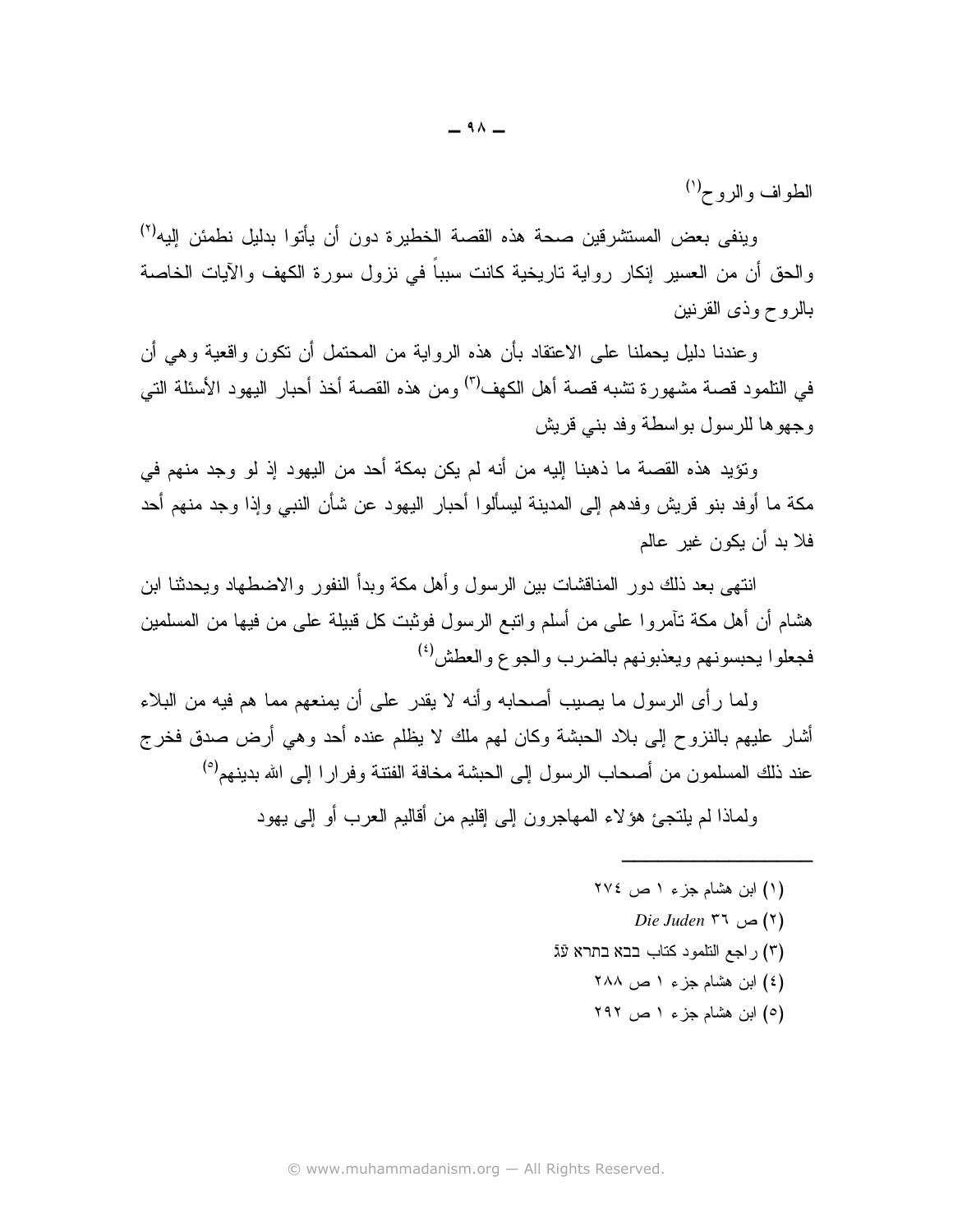الطواف والروح[١]

وينفى بعض المستشرقين صحة هذه القصة الخطيرة دون أن يأتوا بدليل نطمئن إليه[٢] والحق أن من العسير إنكار رواية تاريخية كانت سبباً في نزول سورة الكهف والآيات الخاصة بالروح وذى القرنين

وعندنا دليل يحملنا على الاعتقاد بأن هذه الرواية من المحتمل أن تكون واقعية وهي أن في التلمود قصة مشهورة تشبه قصة أهل الكهف[٣] ومن هذه القصة أخذ أحبار اليهود الأسئلة التي وجهوها للرسول بواسطة وفد بني قريش

وتؤيد هذه القصة ما ذهبنا إليه من أنه لم يكن بمكة أحد من اليهود إذ لو وجد منهم في مكة ما أوفد بنو قريش وفدهم إلى المدينة ليسألوا أحبار اليهود عن شأن النبي وإذا وجد منهم أحد فلا بد أن يكون غير عالم

انتهى بعد ذلك دور المناقشات بين الرسول وأهل مكة وبدأ النفور والاضطهاد ويحدثنا ابن هشام أن أهل مكة تآمروا على من أسلم واتبع الرسول فوثبت كل قبيلة على من فيها من المسلمين فجعلوا يحبسونهم ويعذبونهم بالضرب والجوع والعطش[٤]

ولما رأى الرسول ما يصيب أصحابه وأنه لا يقدر على أن يمنعهم مما هم فيه من البلاء أشار عليهم بالنزوح إلى بلاد الحبشة وكان لهم ملك لا يظلم عنده أحد وهي أرض صدق فخرج عند ذلك المسلمون من أصحاب الرسول إلى الحبشة مخافة الفتنة وفرارا إلى الله بدينهم[٥]

ولماذا لم يلتجئ هؤلاء المهاجرون إلى إقليم من أقاليم العرب أو إلى يهود

---

(١) ابن هشام جزء ١ ص ٢٧٤

(٢) *Die Juden* ص ٣٦

(٣) راجع التلمود كتاب בבא בתרא עג

(٤) ابن هشام جزء ١ ص ٢٨٨

(٥) ابن هشام جزء ١ ص ٢٩٢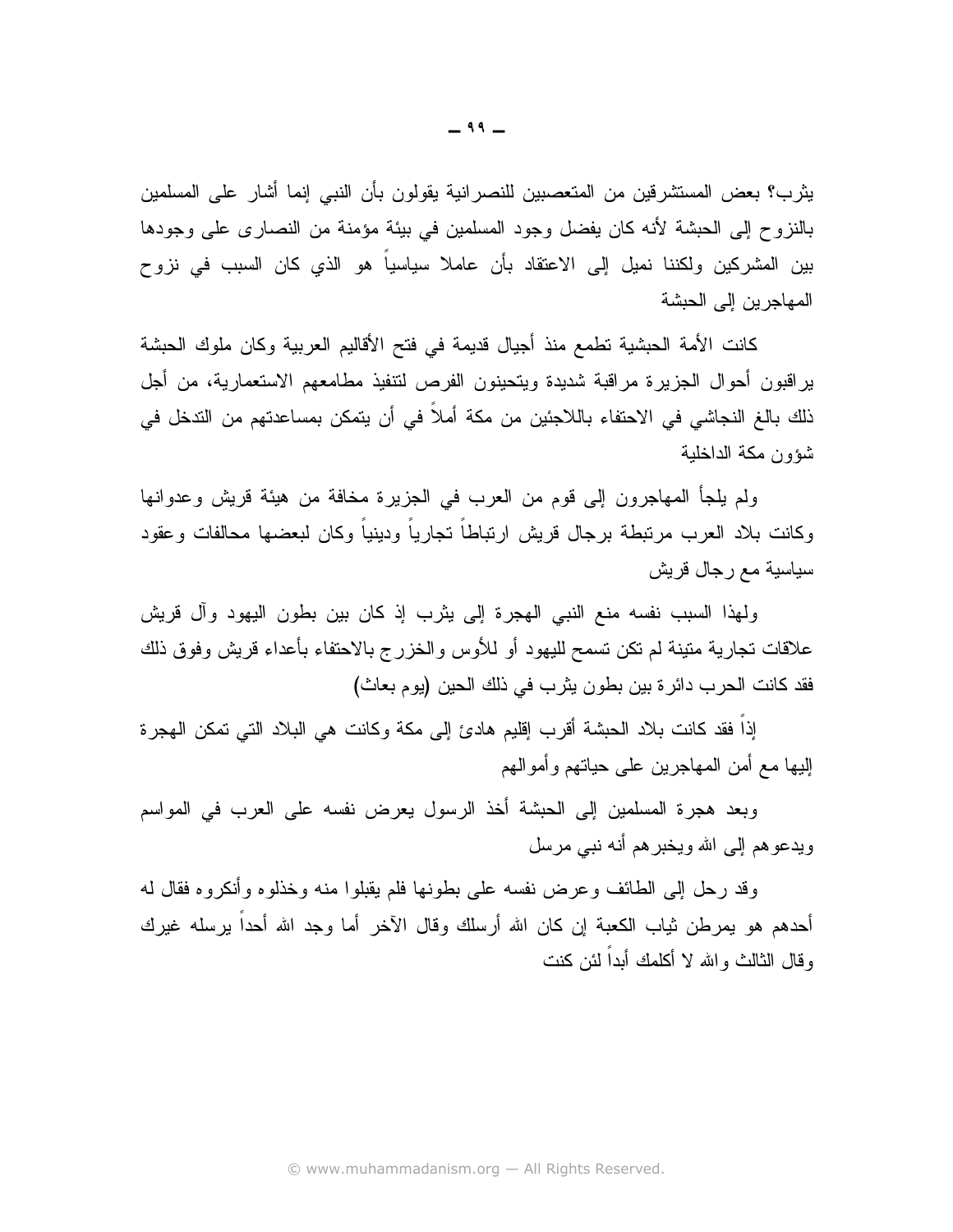يثرب؟ بعض المستشرقين من المتعصبين للنصرانية يقولون بأن النبي إنما أشار على المسلمين بالنزوح إلى الحبشة لأنه كان يفضل وجود المسلمين في بيئة مؤمنة من النصارى على وجودها بين المشركين ولكننا نميل إلى الاعتقاد بأن عاملا سياسياً هو الذي كان السبب في نزوح المهاجرين إلى الحبشة

كانت الأمة الحبشية تطمع منذ أجيال قديمة في فتح الأقاليم العربية وكان ملوك الحبشة يراقبون أحوال الجزيرة مراقبة شديدة ويتحينون الفرص لتنفيذ مطامعهم الاستعمارية، من أجل ذلك بالغ النجاشي في الاحتفاء باللاجئين من مكة أملاً في أن يتمكن بمساعدتهم من التدخل في شؤون مكة الداخلية

ولم يلجأ المهاجرون إلى قوم من العرب في الجزيرة مخافة من هيئة قريش وعدوانها وكانت بلاد العرب مرتبطة برجال قريش ارتباطاً تجارياً ودينياً وكان لبعضها محالفات وعقود سياسية مع رجال قريش

ولهذا السبب نفسه منع النبي الهجرة إلى يثرب إذ كان بين بطون اليهود وآل قريش علاقات تجارية متينة لم تكن تسمح لليهود أو للأوس والخزرج بالاحتفاء بأعداء قريش وفوق ذلك فقد كانت الحرب دائرة بين بطون يثرب في ذلك الحين (يوم بعاث)

إذاً فقد كانت بلاد الحبشة أقرب إقليم هادئ إلى مكة وكانت هي البلاد التي تمكن الهجرة إليها مع أمن المهاجرين على حياتهم وأموالهم

وبعد هجرة المسلمين إلى الحبشة أخذ الرسول يعرض نفسه على العرب في المواسم ويدعوهم إلى الله ويخبرهم أنه نبي مرسل

وقد رحل إلى الطائف وعرض نفسه على بطونها فلم يقبلوا منه وخذلوه وأنكروه فقال له أحدهم هو يمرطن ثياب الكعبة إن كان الله أرسلك وقال الآخر أما وجد الله أحداً يرسله غيرك وقال الثالث والله لا أكلمك أبداً لئن كنت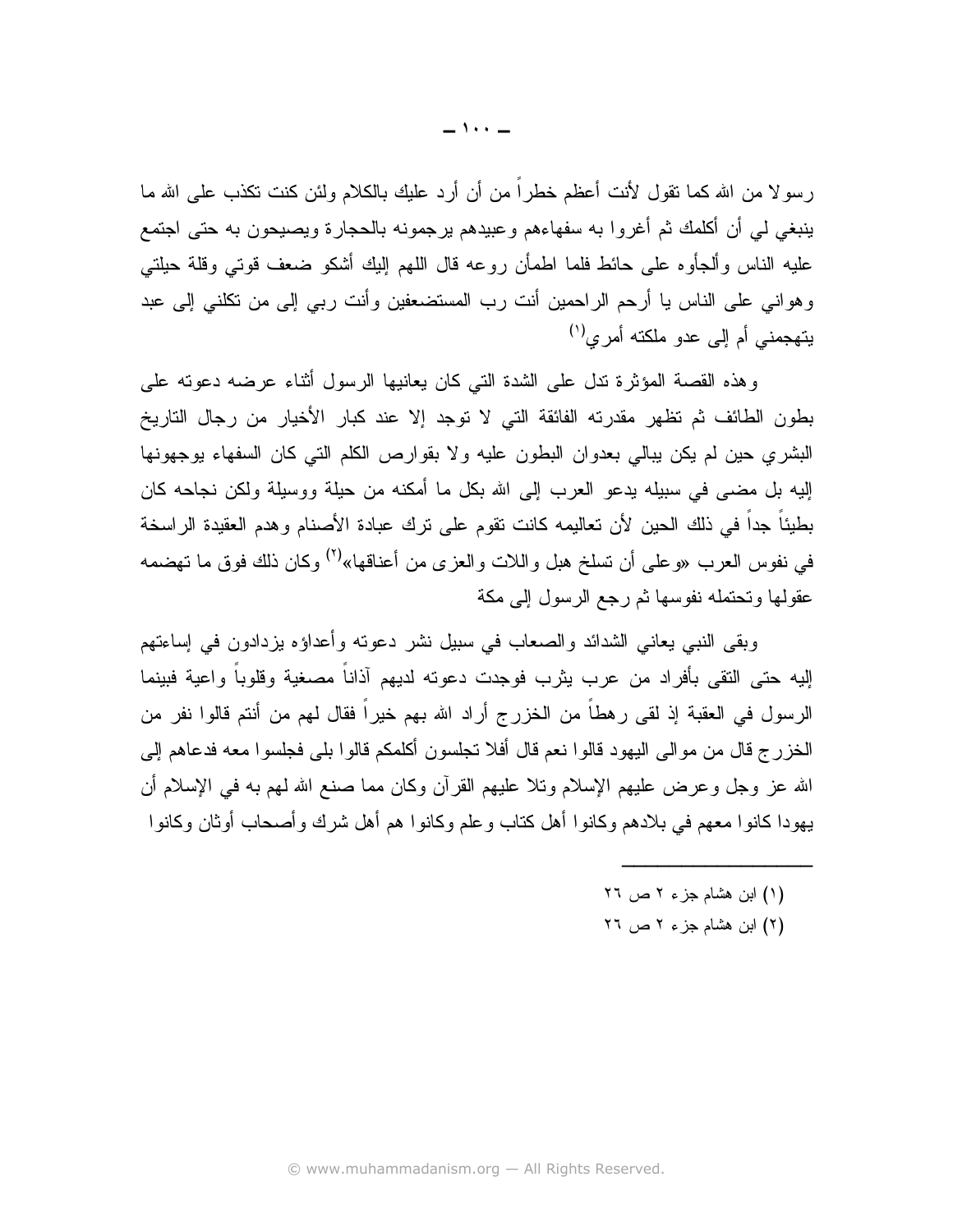رسولا من الله كما تقول لأنت أعظم خطراً من أن أرد عليك بالكلام ولئن كنت تكذب على الله ما ينبغي لي أن أكلمك ثم أغروا به سفهاءهم وعبيدهم يرجمونه بالحجارة ويصيحون به حتى اجتمع عليه الناس وألجأوه على حائط فلما اطمأن روعه قال اللهم إليك أشكو ضعف قوتي وقلة حيلتي وهواني على الناس يا أرحم الراحمين أنت رب المستضعفين وأنت ربي إلى من تكلني إلى عبد يتهجمني أم إلى عدو ملكته أمري[1]

وهذه القصة المؤثرة تدل على الشدة التي كان يعانيها الرسول أثناء عرضه دعوته على بطون الطائف ثم تظهر مقدرته الفائقة التي لا توجد إلا عند كبار الأخيار من رجال التاريخ البشري حين لم يكن يبالي بعدوان البطون عليه ولا بقوارص الكلم التي كان السفهاء يوجهونها إليه بل مضى في سبيله يدعو العرب إلى الله بكل ما أمكنه من حيلة ووسيلة ولكن نجاحه كان بطيئاً جداً في ذلك الحين لأن تعاليمه كانت تقوم على ترك عبادة الأصنام وهدم العقيدة الراسخة في نفوس العرب «وعلى أن تسلخ هبل واللات والعزى من أعناقها»[2] وكان ذلك فوق ما تهضمه عقولها وتحتمله نفوسها ثم رجع الرسول إلى مكة

وبقى النبي يعاني الشدائد والصعاب في سبيل نشر دعوته وأعداؤه يزدادون في إساءتهم إليه حتى التقى بأفراد من عرب يثرب فوجدت دعوته لديهم آذاناً مصغية وقلوباً واعية فبينما الرسول في العقبة إذ لقى رهطاً من الخزرج أراد الله بهم خيراً فقال لهم من أنتم قالوا نفر من الخزرج قال من موالى اليهود قالوا نعم قال أفلا تجلسون أكلمكم قالوا بلى فجلسوا معه فدعاهم إلى الله عز وجل وعرض عليهم الإسلام وتلا عليهم القرآن وكان مما صنع الله لهم به في الإسلام أن يهودا كانوا معهم في بلادهم وكانوا أهل كتاب وعلم وكانوا هم أهل شرك وأصحاب أوثان وكانوا

---

(١) ابن هشام جزء ٢ ص ٢٦

(٢) ابن هشام جزء ٢ ص ٢٦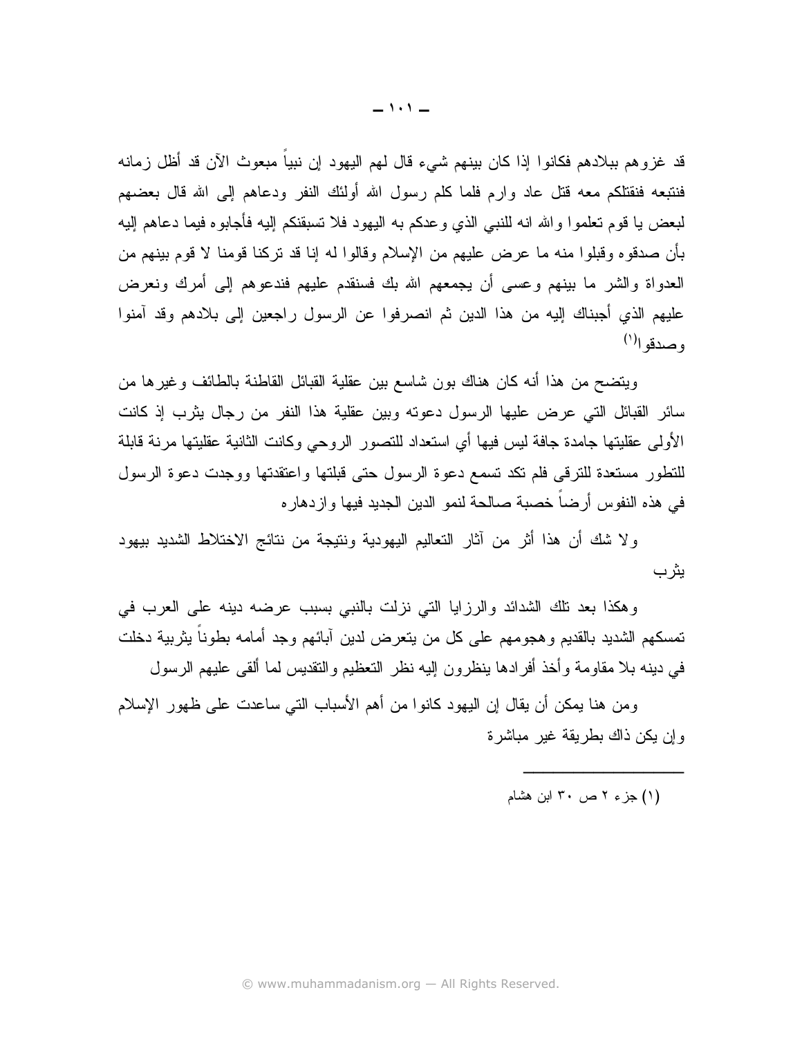قد غزوهم ببلادهم فكانوا إذا كان بينهم شيء قال لهم اليهود إن نبياً مبعوث الآن قد أظل زمانه فنتبعه فنقتلكم معه قتل عاد وارم فلما كلم رسول الله أولئك النفر ودعاهم إلى الله قال بعضهم لبعض يا قوم تعلموا والله انه للنبي الذي وعدكم به اليهود فلا تسبقنكم إليه فأجابوه فيما دعاهم إليه بأن صدقوه وقبلوا منه ما عرض عليهم من الإسلام وقالوا له إنا قد تركنا قومنا لا قوم بينهم من العدواة والشر ما بينهم وعسى أن يجمعهم الله بك فسنقدم عليهم فندعوهم إلى أمرك ونعرض عليهم الذي أجبناك إليه من هذا الدين ثم انصرفوا عن الرسول راجعين إلى بلادهم وقد آمنوا وصدقوا[1]

ويتضح من هذا أنه كان هناك بون شاسع بين عقلية القبائل القاطنة بالطائف وغيرها من سائر القبائل التي عرض عليها الرسول دعوته وبين عقلية هذا النفر من رجال يثرب إذ كانت الأولى عقليتها جامدة جافة ليس فيها أي استعداد للتصور الروحي وكانت الثانية عقليتها مرنة قابلة للتطور مستعدة للترقي فلم تكد تسمع دعوة الرسول حتى قبلتها واعتقدتها ووجدت دعوة الرسول في هذه النفوس أرضاً خصبة صالحة لنمو الدين الجديد فيها وازدهاره

ولا شك أن هذا أثر من آثار التعاليم اليهودية ونتيجة من نتائج الاختلاط الشديد بيهود يثرب

وهكذا بعد تلك الشدائد والرزايا التي نزلت بالنبي بسبب عرضه دينه على العرب في تمسكهم الشديد بالقديم وهجومهم على كل من يتعرض لدين آبائهم وجد أمامه بطوناً يثربية دخلت في دينه بلا مقاومة وأخذ أفرادها ينظرون إليه نظر التعظيم والتقديس لما ألقى عليهم الرسول

ومن هنا يمكن أن يقال إن اليهود كانوا من أهم الأسباب التي ساعدت على ظهور الإسلام وإن يكن ذاك بطريقة غير مباشرة

---

(١) جزء ٢ ص ٣٠ ابن هشام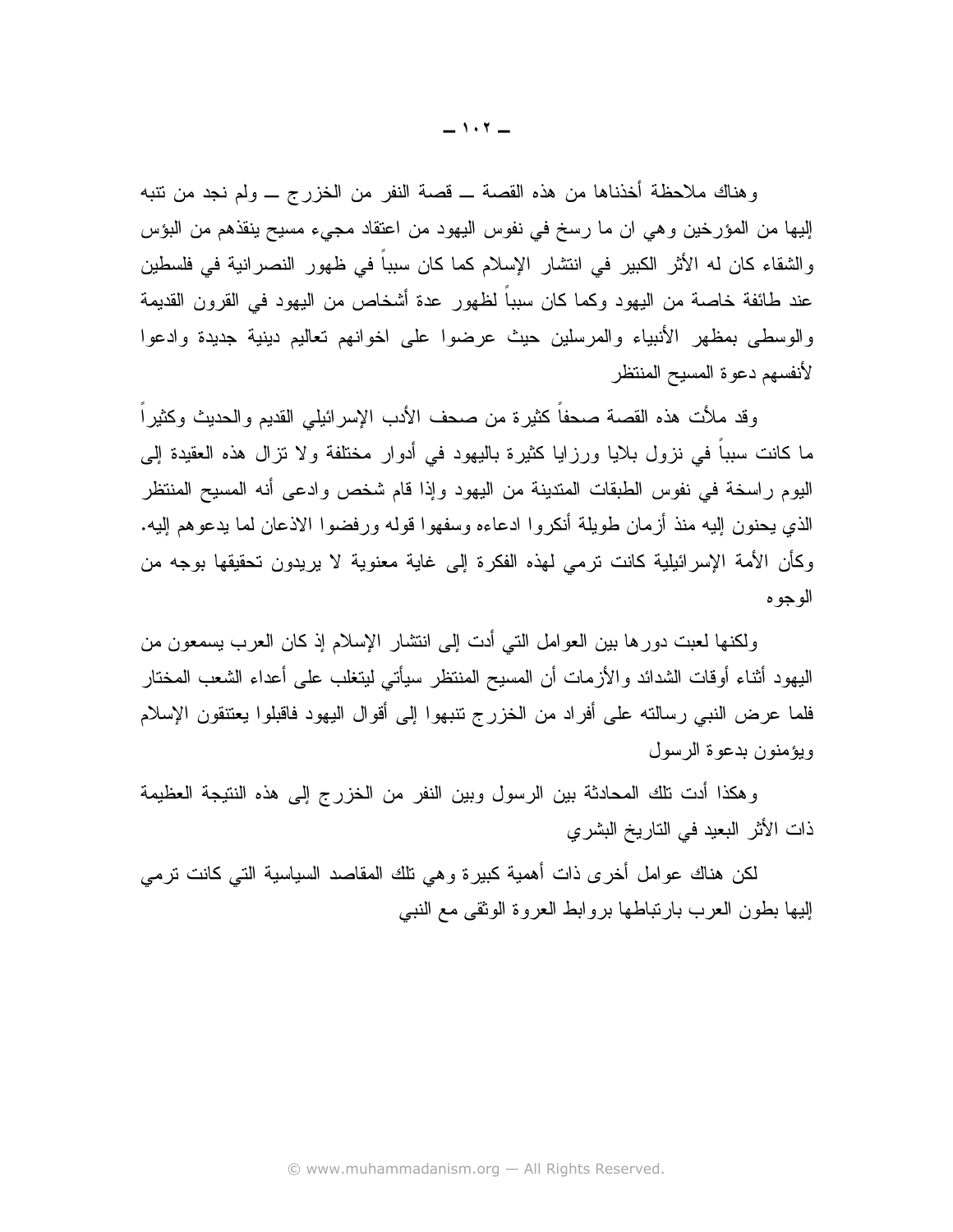وهناك ملاحظة أخذناها من هذه القصة ــ قصة النفر من الخزرج ــ ولم نجد من تنبه إليها من المؤرخين وهي ان ما رسخ في نفوس اليهود من اعتقاد مجيء مسيح ينقذهم من البؤس والشقاء كان له الأثر الكبير في انتشار الإسلام كما كان سبباً في ظهور النصرانية في فلسطين عند طائفة خاصة من اليهود وكما كان سبباً لظهور عدة أشخاص من اليهود في القرون القديمة والوسطى بمظهر الأنبياء والمرسلين حيث عرضوا على اخوانهم تعاليم دينية جديدة وادعوا لأنفسهم دعوة المسيح المنتظر

وقد ملأت هذه القصة صحفاً كثيرة من صحف الأدب الإسرائيلي القديم والحديث وكثيراً ما كانت سبباً في نزول بلايا ورزايا كثيرة باليهود في أدوار مختلفة ولا تزال هذه العقيدة إلى اليوم راسخة في نفوس الطبقات المتدينة من اليهود وإذا قام شخص وادعى أنه المسيح المنتظر الذي يحنون إليه منذ أزمان طويلة أنكروا ادعاءه وسفهوا قوله ورفضوا الاذعان لما يدعوهم إليه. وكأن الأمة الإسرائيلية كانت ترمي لهذه الفكرة إلى غاية معنوية لا يريدون تحقيقها بوجه من الوجوه

ولكنها لعبت دورها بين العوامل التي أدت إلى انتشار الإسلام إذ كان العرب يسمعون من اليهود أثناء أوقات الشدائد والأزمات أن المسيح المنتظر سيأتي ليتغلب على أعداء الشعب المختار فلما عرض النبي رسالته على أفراد من الخزرج تنبهوا إلى أقوال اليهود فاقبلوا يعتنقون الإسلام ويؤمنون بدعوة الرسول

وهكذا أدت تلك المحادثة بين الرسول وبين النفر من الخزرج إلى هذه النتيجة العظيمة ذات الأثر البعيد في التاريخ البشري

لكن هناك عوامل أخرى ذات أهمية كبيرة وهي تلك المقاصد السياسية التي كانت ترمي إليها بطون العرب بارتباطها بروابط العروة الوثقى مع النبي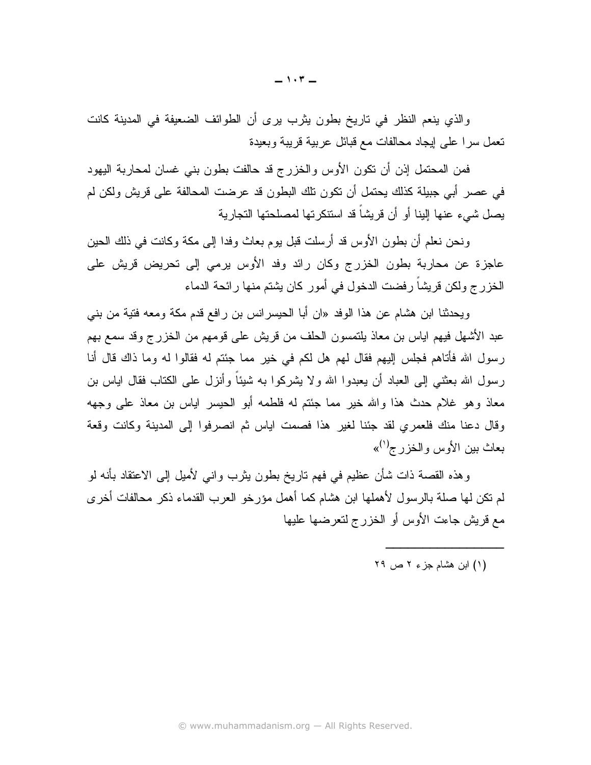والذي ينعم النظر في تاريخ بطون يثرب يرى أن الطوائف الضعيفة في المدينة كانت تعمل سرا على إيجاد محالفات مع قبائل عربية قريبة وبعيدة

فمن المحتمل إذن أن تكون الأوس والخزرج قد حالفت بطون بني غسان لمحاربة اليهود في عصر أبي جبيلة كذلك يحتمل أن تكون تلك البطون قد عرضت المحالفة على قريش ولكن لم يصل شيء عنها إلينا أو أن قريشاً قد استنكرتها لمصلحتها التجارية

ونحن نعلم أن بطون الأوس قد أرسلت قبل يوم بعاث وفدا إلى مكة وكانت في ذلك الحين عاجزة عن محاربة بطون الخزرج وكان رائد وفد الأوس يرمي إلى تحريض قريش على الخزرج ولكن قريشاً رفضت الدخول في أمور كان يشتم منها رائحة الدماء

ويحدثنا ابن هشام عن هذا الوفد «ان أبا الحيسرانس بن رافع قدم مكة ومعه فتية من بني عبد الأشهل فيهم اياس بن معاذ يلتمسون الحلف من قريش على قومهم من الخزرج وقد سمع بهم رسول الله فأتاهم فجلس إليهم فقال لهم هل لكم في خير مما جئتم له فقالوا له وما ذاك قال أنا رسول الله بعثني إلى العباد أن يعبدوا الله ولا يشركوا به شيئاً وأنزل على الكتاب فقال اياس بن معاذ وهو غلام حدث هذا والله خير مما جئتم له فلطمه أبو الحيسر اياس بن معاذ على وجهه وقال دعنا منك فلعمري لقد جئنا لغير هذا فصمت اياس ثم انصرفوا إلى المدينة وكانت وقعة بعاث بين الأوس والخزرج[(١)]»

وهذه القصة ذات شأن عظيم في فهم تاريخ بطون يثرب واني لأميل إلى الاعتقاد بأنه لو لم تكن لها صلة بالرسول لأهملها ابن هشام كما أهمل مؤرخو العرب القدماء ذكر محالفات أخرى مع قريش جاءت الأوس أو الخزرج لتعرضها عليها

---

(١) ابن هشام جزء ٢ ص ٢٩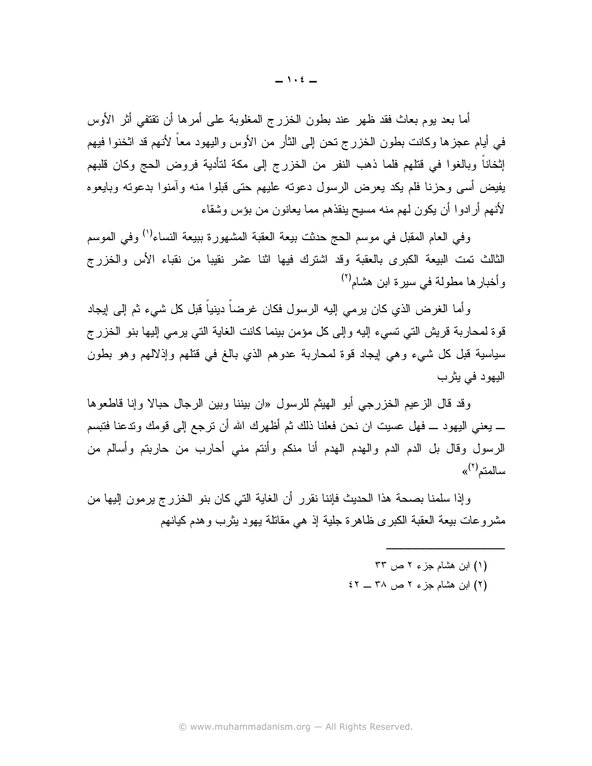أما بعد يوم بعاث فقد ظهر عند بطون الخزرج المغلوبة على أمرها أن تقتفي أثر الأوس في أيام عجزها وكانت بطون الخزرج تحن إلى الثأر من الأوس واليهود معاً لأنهم قد اثخنوا فيهم إثخاناً وبالغوا في قتلهم فلما ذهب النفر من الخزرج إلى مكة لتأدية فروض الحج وكان قلبهم يفيض أسى وحزنا فلم يكد يعرض الرسول دعوته عليهم حتى قبلوا منه وآمنوا بدعوته وبايعوه لأنهم أرادوا أن يكون لهم منه مسيح ينقذهم مما يعانون من بؤس وشقاء

وفي العام المقبل في موسم الحج حدثت بيعة العقبة المشهورة ببيعة النساء[١] وفي الموسم الثالث تمت البيعة الكبرى بالعقبة وقد اشترك فيها اثنا عشر نقيبا من نقباء الأس والخزرج وأخبارها مطولة في سيرة ابن هشام[٢]

وأما الغرض الذي كان يرمي إليه الرسول فكان غرضاً دينياً قبل كل شيء ثم إلى إيجاد قوة لمحاربة قريش التي تسيء إليه وإلى كل مؤمن بينما كانت الغاية التي يرمي إليها بنو الخزرج سياسية قبل كل شيء وهي إيجاد قوة لمحاربة عدوهم الذي بالغ في قتلهم وإذلالهم وهو بطون اليهود في يثرب

وقد قال الزعيم الخزرجي أبو الهيثم للرسول «ان بيننا وبين الرجال حبالا وإنا قاطعوها ــ يعني اليهود ــ فهل عسيت ان نحن فعلنا ذلك ثم أظهرك الله أن ترجع إلى قومك وتدعنا فتبسم الرسول وقال بل الدم الدم والهدم الهدم أنا منكم وأنتم مني أحارب من حاربتم وأسالم من سالمتم[٢]»

وإذا سلمنا بصحة هذا الحديث فإننا نقرر أن الغاية التي كان بنو الخزرج يرمون إليها من مشروعات بيعة العقبة الكبرى ظاهرة جلية إذ هي مقاتلة يهود يثرب وهدم كيانهم

---

(١) ابن هشام جزء ٢ ص ٣٣

(٢) ابن هشام جزء ٢ ص ٣٨ ــ ٤٢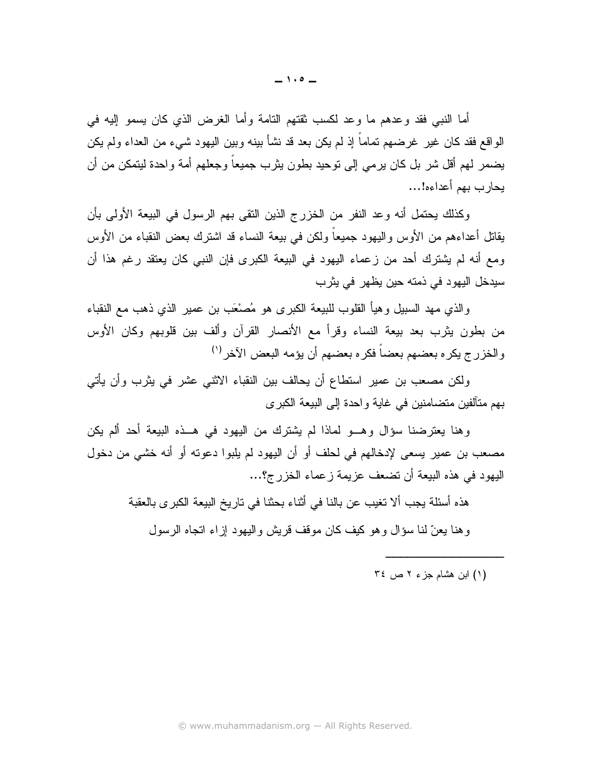أما النبي فقد وعدهم ما وعد لكسب ثقتهم التامة وأما الغرض الذي كان يسمو إليه في الواقع فقد كان غير غرضهم تماماً إذ لم يكن بعد قد نشأ بينه وبين اليهود شيء من العداء ولم يكن يضمر لهم أقل شر بل كان يرمي إلى توحيد بطون يثرب جميعاً وجعلهم أمة واحدة ليتمكن من أن يحارب بهم أعداءه!...

وكذلك يحتمل أنه وعد النفر من الخزرج الذين التقى بهم الرسول في البيعة الأولى بأن يقاتل أعداءهم من الأوس واليهود جميعاً ولكن في بيعة النساء قد اشترك بعض النقباء من الأوس ومع أنه لم يشترك أحد من زعماء اليهود في البيعة الكبرى فإن النبي كان يعتقد رغم هذا أن سيدخل اليهود في ذمته حين يظهر في يثرب

والذي مهد السبيل وهيأ القلوب للبيعة الكبرى هو مُصْعَب بن عمير الذي ذهب مع النقباء من بطون يثرب بعد بيعة النساء وقرأ مع الأنصار القرآن وألف بين قلوبهم وكان الأوس والخزرج يكره بعضهم بعضاً فكره بعضهم أن يؤمه البعض الآخر[1]

ولكن مصعب بن عمير استطاع أن يحالف بين النقباء الاثني عشر في يثرب وأن يأتي بهم متآلفين متضامنين في غاية واحدة إلى البيعة الكبرى

وهنا يعترضنا سؤال وهــو لماذا لم يشترك من اليهود في هــذه البيعة أحد ألم يكن مصعب بن عمير يسعى لإدخالهم في لحلف أو أن اليهود لم يلبوا دعوته أو أنه خشي من دخول اليهود في هذه البيعة أن تضعف عزيمة زعماء الخزرج؟...

هذه أسئلة يجب ألا تغيب عن بالنا في أثناء بحثنا في تاريخ البيعة الكبرى بالعقبة

وهنا يعنّ لنا سؤال وهو كيف كان موقف قريش واليهود إزاء اتجاه الرسول

---

(١) ابن هشام جزء ٢ ص ٣٤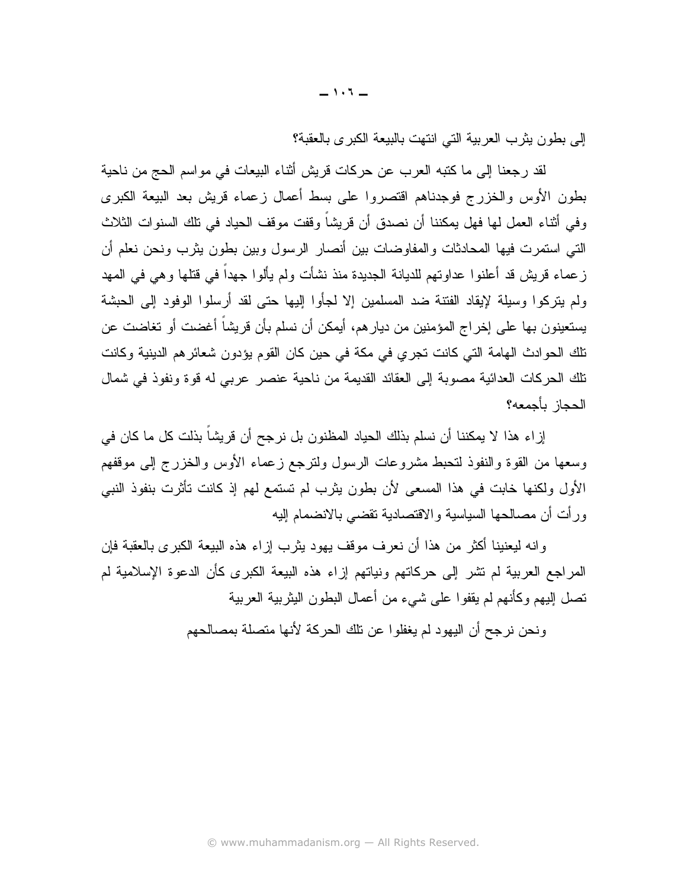إلى بطون يثرب العربية التي انتهت بالبيعة الكبرى بالعقبة؟

لقد رجعنا إلى ما كتبه العرب عن حركات قريش أثناء البيعات في مواسم الحج من ناحية بطون الأوس والخزرج فوجدناهم اقتصروا على بسط أعمال زعماء قريش بعد البيعة الكبرى وفي أثناء العمل لها فهل يمكننا أن نصدق أن قريشاً وقفت موقف الحياد في تلك السنوات الثلاث التي استمرت فيها المحادثات والمفاوضات بين أنصار الرسول وبين بطون يثرب ونحن نعلم أن زعماء قريش قد أعلنوا عداوتهم للديانة الجديدة منذ نشأت ولم يألوا جهداً في قتلها وهي في المهد ولم يتركوا وسيلة لإيقاد الفتنة ضد المسلمين إلا لجأوا إليها حتى لقد أرسلوا الوفود إلى الحبشة يستعينون بها على إخراج المؤمنين من ديارهم، أيمكن أن نسلم بأن قريشاً أغضت أو تغاضت عن تلك الحوادث الهامة التي كانت تجري في مكة في حين كان القوم يؤدون شعائرهم الدينية وكانت تلك الحركات العدائية مصوبة إلى العقائد القديمة من ناحية عنصر عربي له قوة ونفوذ في شمال الحجاز بأجمعه؟

إزاء هذا لا يمكننا أن نسلم بذلك الحياد المظنون بل نرجح أن قريشاً بذلت كل ما كان في وسعها من القوة والنفوذ لتحبط مشروعات الرسول ولترجع زعماء الأوس والخزرج إلى موقفهم الأول ولكنها خابت في هذا المسعى لأن بطون يثرب لم تستمع لهم إذ كانت تأثرت بنفوذ النبي ورأت أن مصالحها السياسية والاقتصادية تقضي بالانضمام إليه

وانه ليعنينا أكثر من هذا أن نعرف موقف يهود يثرب إزاء هذه البيعة الكبرى بالعقبة فإن المراجع العربية لم تشر إلى حركاتهم ونياتهم إزاء هذه البيعة الكبرى كأن الدعوة الإسلامية لم تصل إليهم وكأنهم لم يقفوا على شيء من أعمال البطون اليثربية العربية

ونحن نرجح أن اليهود لم يغفلوا عن تلك الحركة لأنها متصلة بمصالحهم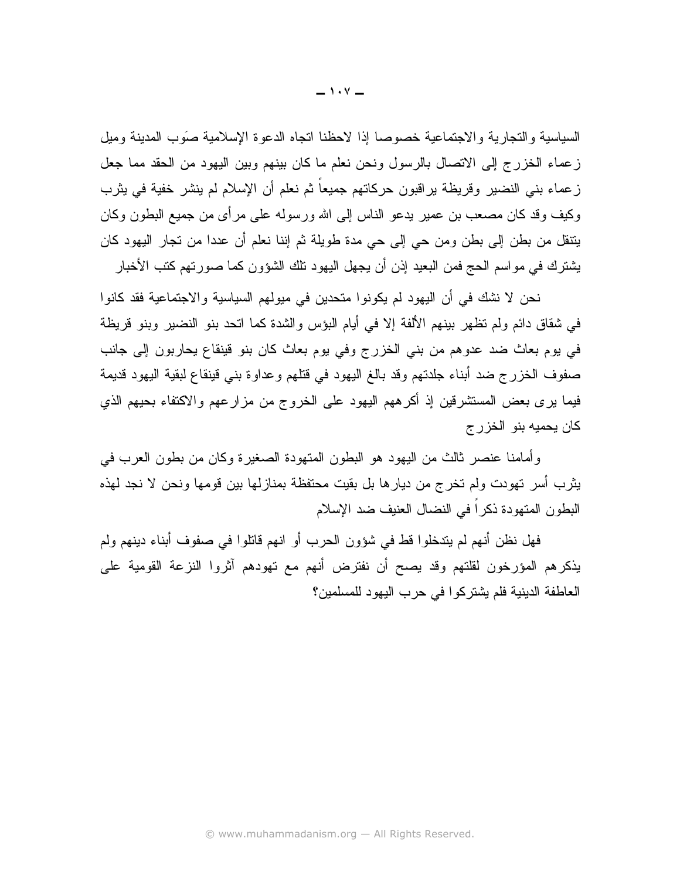السياسية والتجارية والاجتماعية خصوصا إذا لاحظنا اتجاه الدعوة الإسلامية صَوب المدينة وميل زعماء الخزرج إلى الاتصال بالرسول ونحن نعلم ما كان بينهم وبين اليهود من الحقد مما جعل زعماء بني النضير وقريظة يراقبون حركاتهم جميعاً ثم نعلم أن الإسلام لم ينشر خفية في يثرب وكيف وقد كان مصعب بن عمير يدعو الناس إلى الله ورسوله على مرأى من جميع البطون وكان يتنقل من بطن إلى بطن ومن حي إلى حي مدة طويلة ثم إننا نعلم أن عددا من تجار اليهود كان يشترك في مواسم الحج فمن البعيد إذن أن يجهل اليهود تلك الشؤون كما صورتهم كتب الأخبار

نحن لا نشك في أن اليهود لم يكونوا متحدين في ميولهم السياسية والاجتماعية فقد كانوا في شقاق دائم ولم تظهر بينهم الألفة إلا في أيام البؤس والشدة كما اتحد بنو النضير وبنو قريظة في يوم بعاث ضد عدوهم من بني الخزرج وفي يوم بعاث كان بنو قينقاع يحاربون إلى جانب صفوف الخزرج ضد أبناء جلدتهم وقد بالغ اليهود في قتلهم وعداوة بني قينقاع لبقية اليهود قديمة فيما يرى بعض المستشرقين إذ أكرههم اليهود على الخروج من مزارعهم والاكتفاء بحيهم الذي كان يحميه بنو الخزرج

وأمامنا عنصر ثالث من اليهود هو البطون المتهودة الصغيرة وكان من بطون العرب في يثرب أسر تهودت ولم تخرج من ديارها بل بقيت محتفظة بمنازلها بين قومها ونحن لا نجد لهذه البطون المتهودة ذكراً في النضال العنيف ضد الإسلام

فهل نظن أنهم لم يتدخلوا قط في شؤون الحرب أو انهم قاتلوا في صفوف أبناء دينهم ولم يذكرهم المؤرخون لقلتهم وقد يصح أن نفترض أنهم مع تهودهم آثروا النزعة القومية على العاطفة الدينية فلم يشتركوا في حرب اليهود للمسلمين؟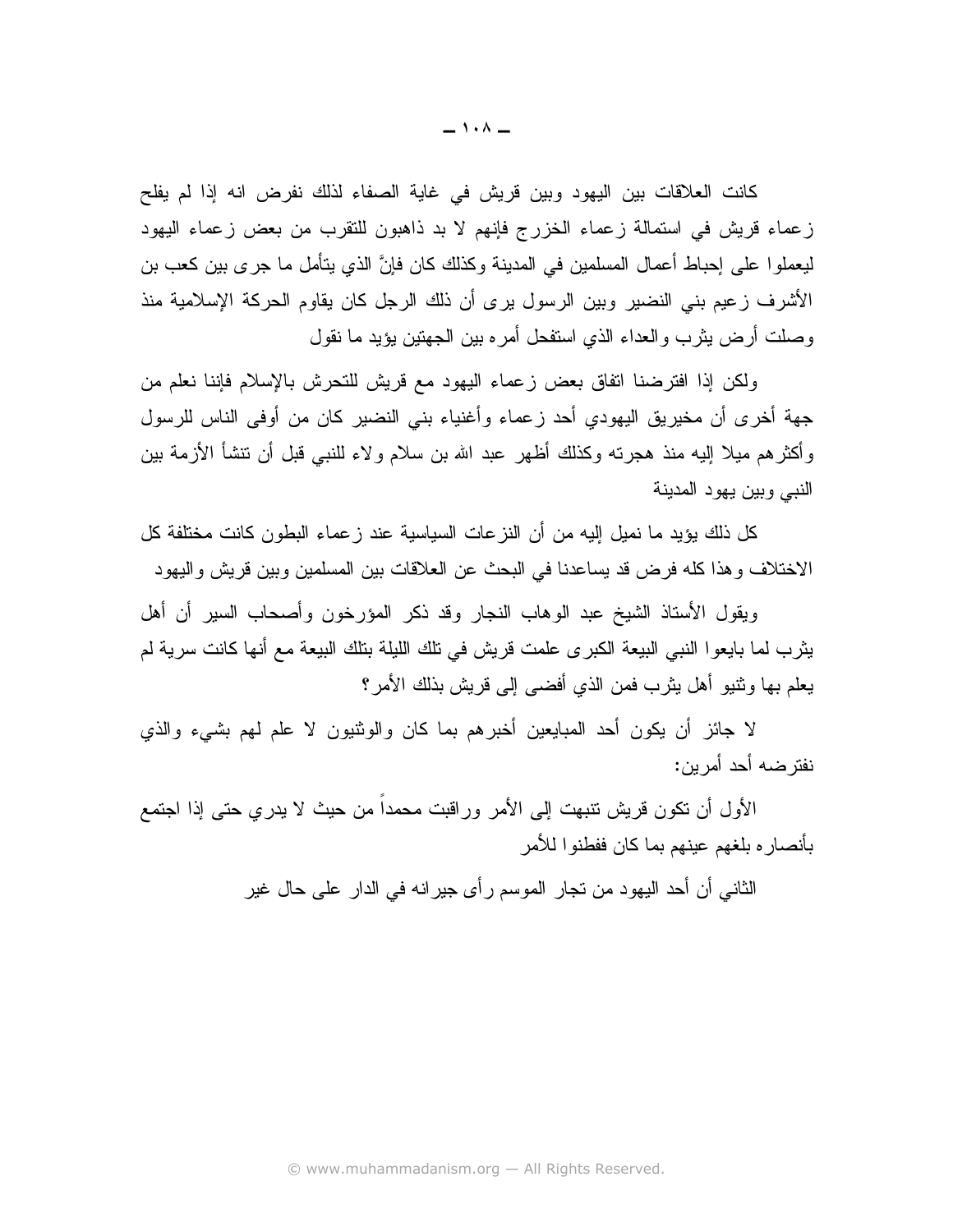كانت العلاقات بين اليهود وبين قريش في غاية الصفاء لذلك نفرض انه إذا لم يفلح زعماء قريش في استمالة زعماء الخزرج فإنهم لا بد ذاهبون للتقرب من بعض زعماء اليهود ليعملوا على إحباط أعمال المسلمين في المدينة وكذلك كان فإنَّ الذي يتأمل ما جرى بين كعب بن الأشرف زعيم بني النضير وبين الرسول يرى أن ذلك الرجل كان يقاوم الحركة الإسلامية منذ وصلت أرض يثرب والعداء الذي استفحل أمره بين الجهتين يؤيد ما نقول

ولكن إذا افترضنا اتفاق بعض زعماء اليهود مع قريش للتحرش بالإسلام فإننا نعلم من جهة أخرى أن مخيريق اليهودي أحد زعماء وأغنياء بني النضير كان من أوفى الناس للرسول وأكثرهم ميلا إليه منذ هجرته وكذلك أظهر عبد الله بن سلام ولاء للنبي قبل أن تنشأ الأزمة بين النبي وبين يهود المدينة

كل ذلك يؤيد ما نميل إليه من أن النزعات السياسية عند زعماء البطون كانت مختلفة كل الاختلاف وهذا كله فرض قد يساعدنا في البحث عن العلاقات بين المسلمين وبين قريش واليهود

ويقول الأستاذ الشيخ عبد الوهاب النجار وقد ذكر المؤرخون وأصحاب السير أن أهل يثرب لما بايعوا النبي البيعة الكبرى علمت قريش في تلك الليلة بتلك البيعة مع أنها كانت سرية لم يعلم بها وثنيو أهل يثرب فمن الذي أفضى إلى قريش بذلك الأمر؟

لا جائز أن يكون أحد المبايعين أخبرهم بما كان والوثنيون لا علم لهم بشيء والذي نفترضه أحد أمرين:

الأول أن تكون قريش تنبهت إلى الأمر وراقبت محمداً من حيث لا يدري حتى إذا اجتمع بأنصاره بلغهم عينهم بما كان ففطنوا للأمر

الثاني أن أحد اليهود من تجار الموسم رأى جيرانه في الدار على حال غير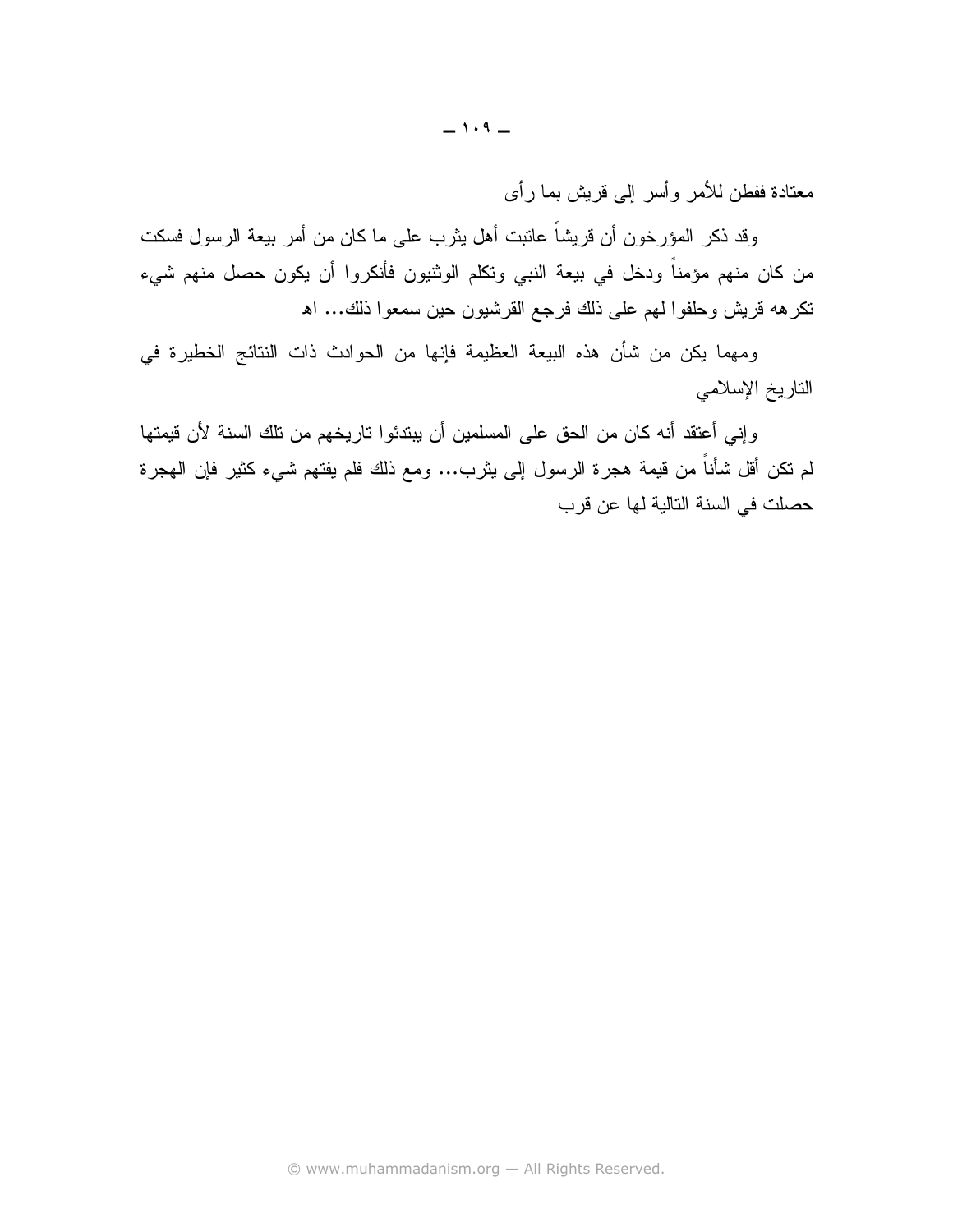معتادة ففطن للأمر وأسر إلى قريش بما رأى

وقد ذكر المؤرخون أن قريشاً عاتبت أهل يثرب على ما كان من أمر بيعة الرسول فسكت من كان منهم مؤمناً ودخل في بيعة النبي وتكلم الوثنيون فأنكروا أن يكون حصل منهم شيء تكرهه قريش وحلفوا لهم على ذلك فرجع القرشيون حين سمعوا ذلك... اه

ومهما يكن من شأن هذه البيعة العظيمة فإنها من الحوادث ذات النتائج الخطيرة في التاريخ الإسلامي

وإني أعتقد أنه كان من الحق على المسلمين أن يبتدئوا تاريخهم من تلك السنة لأن قيمتها لم تكن أقل شأناً من قيمة هجرة الرسول إلى يثرب... ومع ذلك فلم يفتهم شيء كثير فإن الهجرة حصلت في السنة التالية لها عن قرب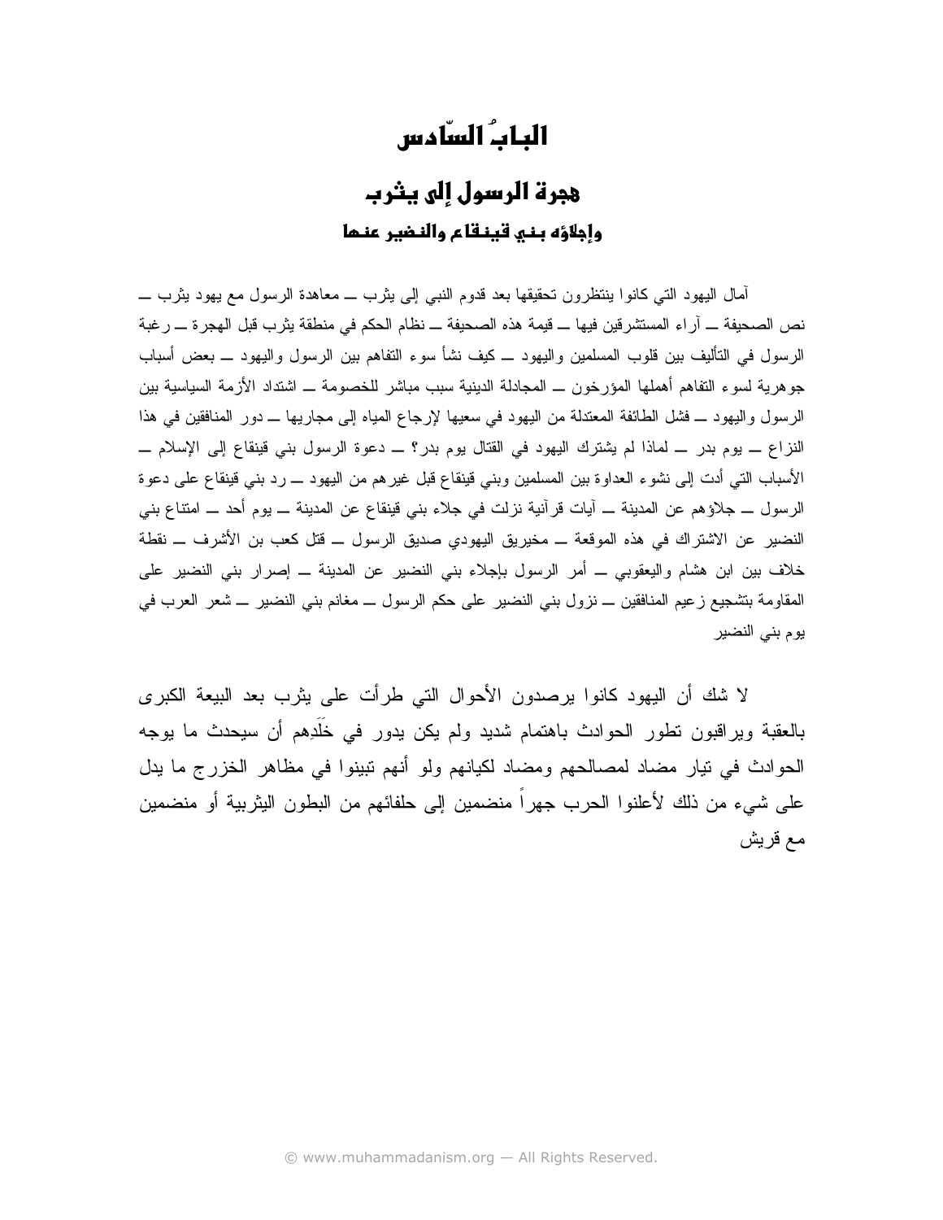# البابُ السّادس

## هجرة الرسول إلى يثرب

### وإجلاؤه بني قينقاع والنضير عنها

آمال اليهود التي كانوا ينتظرون تحقيقها بعد قدوم النبي إلى يثرب ــ معاهدة الرسول مع يهود يثرب ــ نص الصحيفة ــ آراء المستشرقين فيها ــ قيمة هذه الصحيفة ــ نظام الحكم في منطقة يثرب قبل الهجرة ــ رغبة الرسول في التأليف بين قلوب المسلمين واليهود ــ كيف نشأ سوء التفاهم بين الرسول واليهود ــ بعض أسباب جوهرية لسوء التفاهم أهملها المؤرخون ــ المجادلة الدينية سبب مباشر للخصومة ــ اشتداد الأزمة السياسية بين الرسول واليهود ــ فشل الطائفة المعتدلة من اليهود في سعيها لإرجاع المياه إلى مجاريها ــ دور المنافقين في هذا النزاع ــ يوم بدر ــ لماذا لم يشترك اليهود في القتال يوم بدر؟ ــ دعوة الرسول بني قينقاع إلى الإسلام ــ الأسباب التي أدت إلى نشوء العداوة بين المسلمين وبني قينقاع قبل غيرهم من اليهود ــ رد بني قينقاع على دعوة الرسول ــ جلاؤهم عن المدينة ــ آيات قرآنية نزلت في جلاء بني قينقاع عن المدينة ــ يوم أحد ــ امتناع بني النضير عن الاشتراك في هذه الموقعة ــ مخيريق اليهودي صديق الرسول ــ قتل كعب بن الأشرف ــ نقطة خلاف بين ابن هشام واليعقوبي ــ أمر الرسول بإجلاء بني النضير عن المدينة ــ إصرار بني النضير على المقاومة بتشجيع زعيم المنافقين ــ نزول بني النضير على حكم الرسول ــ مغانم بني النضير ــ شعر العرب في يوم بني النضير

لا شك أن اليهود كانوا يرصدون الأحوال التي طرأت على يثرب بعد البيعة الكبرى بالعقبة ويراقبون تطور الحوادث باهتمام شديد ولم يكن يدور في خَلَدِهم أن سيحدث ما يوجه الحوادث في تيار مضاد لمصالحهم ومضاد لكيانهم ولو أنهم تبينوا في مظاهر الخزرج ما يدل على شيء من ذلك لأعلنوا الحرب جهراً منضمين إلى حلفائهم من البطون اليثربية أو منضمين مع قريش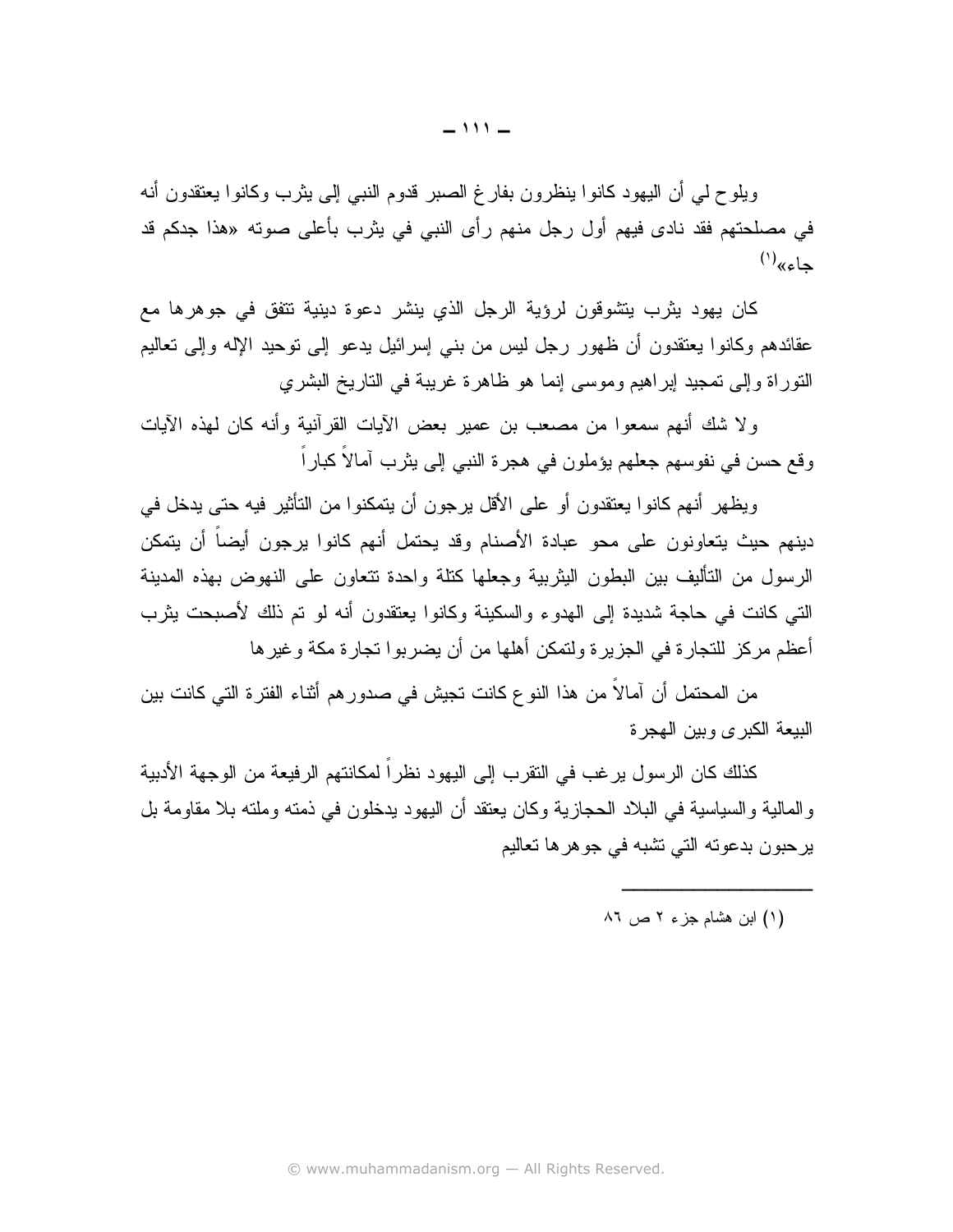ويلوح لي أن اليهود كانوا ينظرون بفارغ الصبر قدوم النبي إلى يثرب وكانوا يعتقدون أنه في مصلحتهم فقد نادى فيهم أول رجل منهم رأى النبي في يثرب بأعلى صوته «هذا جدكم قد جاء»[1]

كان يهود يثرب يتشوقون لرؤية الرجل الذي ينشر دعوة دينية تتفق في جوهرها مع عقائدهم وكانوا يعتقدون أن ظهور رجل ليس من بني إسرائيل يدعو إلى توحيد الإله وإلى تعاليم التوراة وإلى تمجيد إبراهيم وموسى إنما هو ظاهرة غريبة في التاريخ البشري

ولا شك أنهم سمعوا من مصعب بن عمير بعض الآيات القرآنية وأنه كان لهذه الآيات وقع حسن في نفوسهم جعلهم يؤملون في هجرة النبي إلى يثرب آمالاً كباراً

ويظهر أنهم كانوا يعتقدون أو على الأقل يرجون أن يتمكنوا من التأثير فيه حتى يدخل في دينهم حيث يتعاونون على محو عبادة الأصنام وقد يحتمل أنهم كانوا يرجون أيضاً أن يتمكن الرسول من التأليف بين البطون اليثربية وجعلها كتلة واحدة تتعاون على النهوض بهذه المدينة التي كانت في حاجة شديدة إلى الهدوء والسكينة وكانوا يعتقدون أنه لو تم ذلك لأصبحت يثرب أعظم مركز للتجارة في الجزيرة ولتمكن أهلها من أن يضربوا تجارة مكة وغيرها

من المحتمل أن آمالاً من هذا النوع كانت تجيش في صدورهم أثناء الفترة التي كانت بين البيعة الكبرى وبين الهجرة

كذلك كان الرسول يرغب في التقرب إلى اليهود نظراً لمكانتهم الرفيعة من الوجهة الأدبية والمالية والسياسية في البلاد الحجازية وكان يعتقد أن اليهود يدخلون في ذمته وملته بلا مقاومة بل يرحبون بدعوته التي تشبه في جوهرها تعاليم

---

(١) ابن هشام جزء ٢ ص ٨٦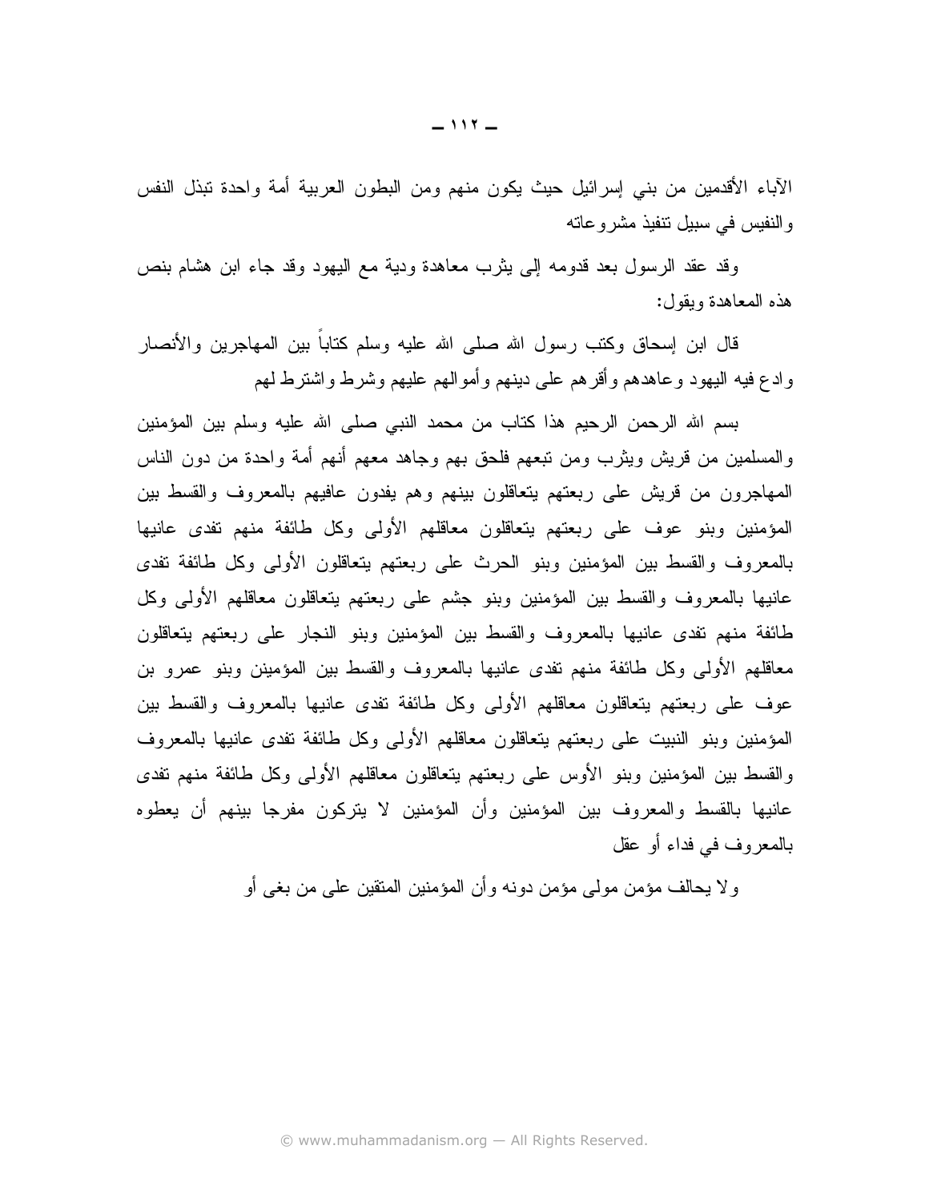الآباء الأقدمين من بني إسرائيل حيث يكون منهم ومن البطون العربية أمة واحدة تبذل النفس والنفيس في سبيل تنفيذ مشروعاته

وقد عقد الرسول بعد قدومه إلى يثرب معاهدة ودية مع اليهود وقد جاء ابن هشام بنص هذه المعاهدة ويقول:

قال ابن إسحاق وكتب رسول الله صلى الله عليه وسلم كتاباً بين المهاجرين والأنصار وادع فيه اليهود وعاهدهم وأقرهم على دينهم وأموالهم عليهم وشرط واشترط لهم

بسم الله الرحمن الرحيم هذا كتاب من محمد النبي صلى الله عليه وسلم بين المؤمنين والمسلمين من قريش ويثرب ومن تبعهم فلحق بهم وجاهد معهم أنهم أمة واحدة من دون الناس المهاجرون من قريش على ربعتهم يتعاقلون بينهم وهم يفدون عافيهم بالمعروف والقسط بين المؤمنين وبنو عوف على ربعتهم يتعاقلون معاقلهم الأولى وكل طائفة منهم تفدى عانيها بالمعروف والقسط بين المؤمنين وبنو الحرث على ربعتهم يتعاقلون الأولى وكل طائفة تفدى عانيها بالمعروف والقسط بين المؤمنين وبنو جشم على ربعتهم يتعاقلون معاقلهم الأولى وكل طائفة منهم تفدى عانيها بالمعروف والقسط بين المؤمنين وبنو النجار على ربعتهم يتعاقلون معاقلهم الأولى وكل طائفة منهم تفدى عانيها بالمعروف والقسط بين المؤمين وبنو عمرو بن عوف على ربعتهم يتعاقلون معاقلهم الأولى وكل طائفة تفدى عانيها بالمعروف والقسط بين المؤمنين وبنو النبيت على ربعتهم يتعاقلون معاقلهم الأولى وكل طائفة تفدى عانيها بالمعروف والقسط بين المؤمنين وبنو الأوس على ربعتهم يتعاقلون معاقلهم الأولى وكل طائفة منهم تفدى عانيها بالقسط والمعروف بين المؤمنين وأن المؤمنين لا يتركون مفرجا بينهم أن يعطوه بالمعروف في فداء أو عقل

ولا يحالف مؤمن مولى مؤمن دونه وأن المؤمنين المتقين على من بغى أو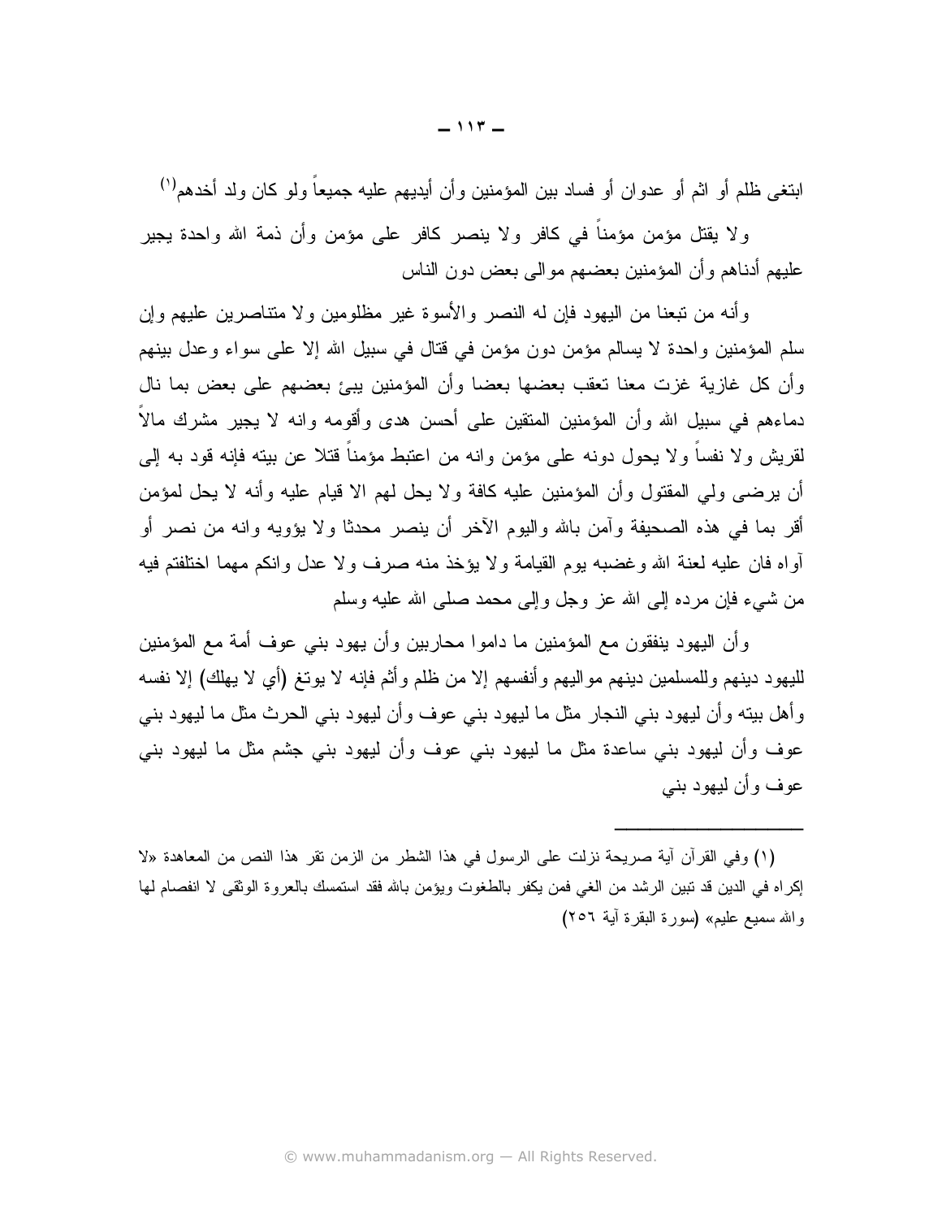ابتغى ظلم أو اثم أو عدوان أو فساد بين المؤمنين وأن أيديهم عليه جميعاً ولو كان ولد أخدهم[1]

ولا يقتل مؤمن مؤمناً في كافر ولا ينصر كافر على مؤمن وأن ذمة الله واحدة يجير عليهم أدناهم وأن المؤمنين بعضهم موالى بعض دون الناس

وأنه من تبعنا من اليهود فإن له النصر والأسوة غير مظلومين ولا متناصرين عليهم وإن سلم المؤمنين واحدة لا يسالم مؤمن دون مؤمن في قتال في سبيل الله إلا على سواء وعدل بينهم وأن كل غازية غزت معنا تعقب بعضها بعضا وأن المؤمنين يبئ بعضهم على بعض بما نال دماءهم في سبيل الله وأن المؤمنين المتقين على أحسن هدى وأقومه وانه لا يجير مشرك مالاً لقريش ولا نفساً ولا يحول دونه على مؤمن وانه من اعتبط مؤمناً قتلا عن بيته فإنه قود به إلى أن يرضى ولي المقتول وأن المؤمنين عليه كافة ولا يحل لهم الا قيام عليه وأنه لا يحل لمؤمن أقر بما في هذه الصحيفة وآمن بالله واليوم الآخر أن ينصر محدثا ولا يؤويه وانه من نصر أو آواه فان عليه لعنة الله وغضبه يوم القيامة ولا يؤخذ منه صرف ولا عدل وانكم مهما اختلفتم فيه من شيء فإن مرده إلى الله عز وجل وإلى محمد صلى الله عليه وسلم

وأن اليهود ينفقون مع المؤمنين ما داموا محاربين وأن يهود بني عوف أمة مع المؤمنين لليهود دينهم وللمسلمين دينهم مواليهم وأنفسهم إلا من ظلم وأثم فإنه لا يوتغ (أي لا يهلك) إلا نفسه وأهل بيته وأن ليهود بني النجار مثل ما ليهود بني عوف وأن ليهود بني الحرث مثل ما ليهود بني عوف وأن ليهود بني ساعدة مثل ما ليهود بني عوف وأن ليهود بني جشم مثل ما ليهود بني عوف وأن ليهود بني

---

(١) وفي القرآن آية صريحة نزلت على الرسول في هذا الشطر من الزمن تقر هذا النص من المعاهدة «لا إكراه في الدين قد تبين الرشد من الغي فمن يكفر بالطغوت ويؤمن بالله فقد استمسك بالعروة الوثقى لا انفصام لها والله سميع عليم» (سورة البقرة آية ٢٥٦)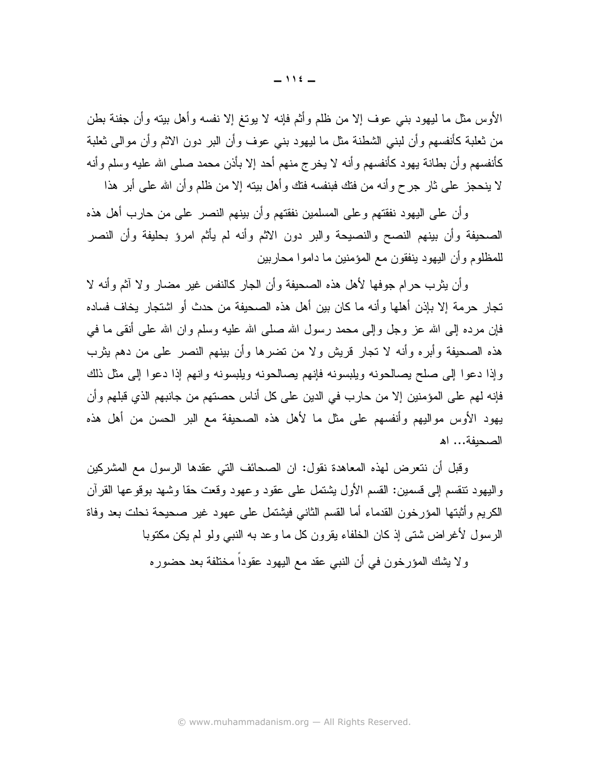الأوس مثل ما ليهود بني عوف إلا من ظلم وأثم فإنه لا يوتغ إلا نفسه وأهل بيته وأن جفنة بطن من ثعلبة كأنفسهم وأن لبني الشطنة مثل ما ليهود بني عوف وأن البر دون الاثم وأن موالى ثعلبة كأنفسهم وأن بطانة يهود كأنفسهم وأنه لا يخرج منهم أحد إلا بأذن محمد صلى الله عليه وسلم وأنه لا ينحجز على ثار جرح وأنه من فتك فبنفسه فتك وأهل بيته إلا من ظلم وأن الله على أبر هذا

وأن على اليهود نفقتهم وعلى المسلمين نفقتهم وأن بينهم النصر على من حارب أهل هذه الصحيفة وأن بينهم النصح والنصيحة والبر دون الاثم وأنه لم يأثم امرؤ بحليفة وأن النصر للمظلوم وأن اليهود ينفقون مع المؤمنين ما داموا محاربين

وأن يثرب حرام جوفها لأهل هذه الصحيفة وأن الجار كالنفس غير مضار ولا آثم وأنه لا تجار حرمة إلا بإذن أهلها وأنه ما كان بين أهل هذه الصحيفة من حدث أو اشتجار يخاف فساده فإن مرده إلى الله عز وجل وإلى محمد رسول الله صلى الله عليه وسلم وان الله على أنقى ما في هذه الصحيفة وأبره وأنه لا تجار قريش ولا من تضرها وأن بينهم النصر على من دهم يثرب وإذا دعوا إلى صلح يصالحونه ويلبسونه فإنهم يصالحونه ويلبسونه وانهم إذا دعوا إلى مثل ذلك فإنه لهم على المؤمنين إلا من حارب في الدين على كل أناس حصتهم من جانبهم الذي قبلهم وأن يهود الأوس مواليهم وأنفسهم على مثل ما لأهل هذه الصحيفة مع البر الحسن من أهل هذه الصحيفة... اه

وقبل أن نتعرض لهذه المعاهدة نقول: ان الصحائف التي عقدها الرسول مع المشركين واليهود تنقسم إلى قسمين: القسم الأول يشتمل على عقود وعهود وقعت حقا وشهد بوقوعها القرآن الكريم وأثبتها المؤرخون القدماء أما القسم الثاني فيشتمل على عهود غير صحيحة نحلت بعد وفاة الرسول لأغراض شتى إذ كان الخلفاء يقرون كل ما وعد به النبي ولو لم يكن مكتوبا

ولا يشك المؤرخون في أن النبي عقد مع اليهود عقوداً مختلفة بعد حضوره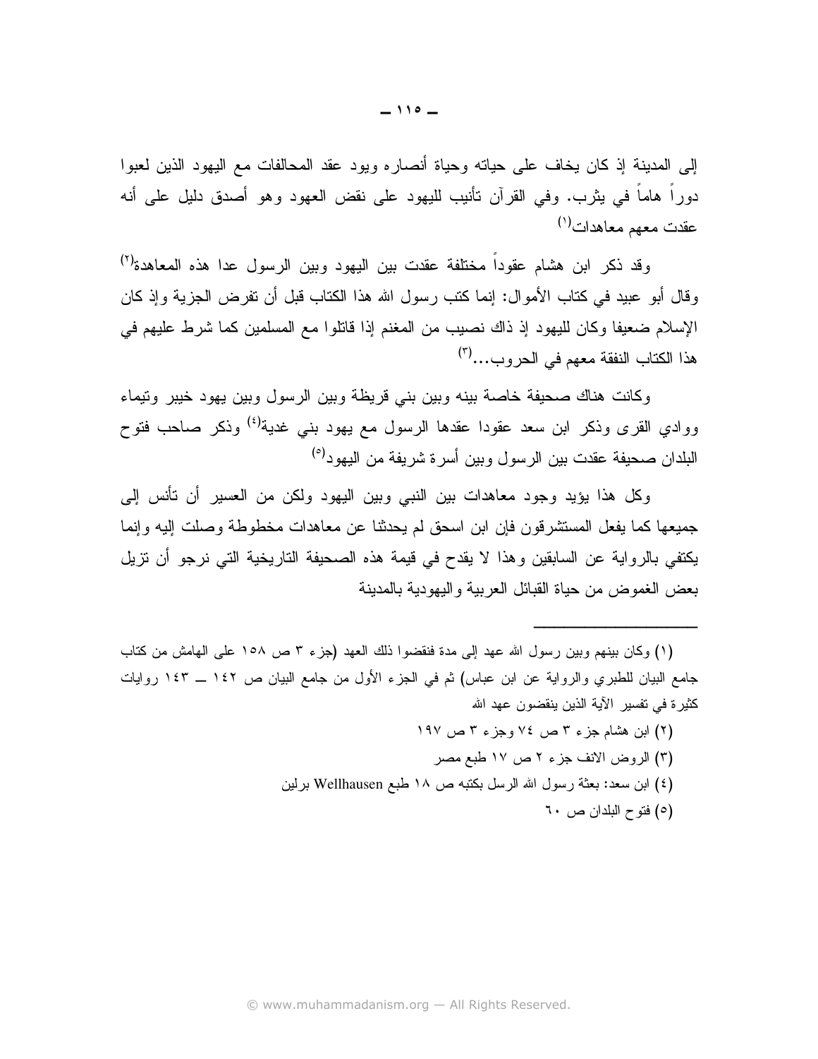إلى المدينة إذ كان يخاف على حياته وحياة أنصاره ويود عقد المحالفات مع اليهود الذين لعبوا دوراً هاماً في يثرب. وفي القرآن تأنيب لليهود على نقض العهود وهو أصدق دليل على أنه عقدت معهم معاهدات[١]

وقد ذكر ابن هشام عقوداً مختلفة عقدت بين اليهود وبين الرسول عدا هذه المعاهدة[٢] وقال أبو عبيد في كتاب الأموال: إنما كتب رسول الله هذا الكتاب قبل أن تفرض الجزية وإذ كان الإسلام ضعيفا وكان لليهود إذ ذاك نصيب من المغنم إذا قاتلوا مع المسلمين كما شرط عليهم في هذا الكتاب النفقة معهم في الحروب...[٣]

وكانت هناك صحيفة خاصة بينه وبين بني قريظة وبين الرسول وبين يهود خيبر وتيماء ووادي القرى وذكر ابن سعد عقودا عقدها الرسول مع يهود بني غدية[٤] وذكر صاحب فتوح البلدان صحيفة عقدت بين الرسول وبين أسرة شريفة من اليهود[٥]

وكل هذا يؤيد وجود معاهدات بين النبي وبين اليهود ولكن من العسير أن تأنس إلى جميعها كما يفعل المستشرقون فإن ابن اسحق لم يحدثنا عن معاهدات مخطوطة وصلت إليه وإنما يكتفي بالرواية عن السابقين وهذا لا يقدح في قيمة هذه الصحيفة التاريخية التي نرجو أن تزيل بعض الغموض من حياة القبائل العربية واليهودية بالمدينة

---

(١) وكان بينهم وبين رسول الله عهد إلى مدة فنقضوا ذلك العهد (جزء ٣ ص ١٥٨ على الهامش من كتاب جامع البيان للطبري والرواية عن ابن عباس) ثم في الجزء الأول من جامع البيان ص ١٤٢ ــ ١٤٣ روايات كثيرة في تفسير الآية الذين ينقضون عهد الله

(٢) ابن هشام جزء ٣ ص ٧٤ وجزء ٣ ص ١٩٧

(٣) الروض الانف جزء ٢ ص ١٧ طبع مصر

(٤) ابن سعد: بعثة رسول الله الرسل بكتبه ص ١٨ طبع Wellhausen برلين

(٥) فتوح البلدان ص ٦٠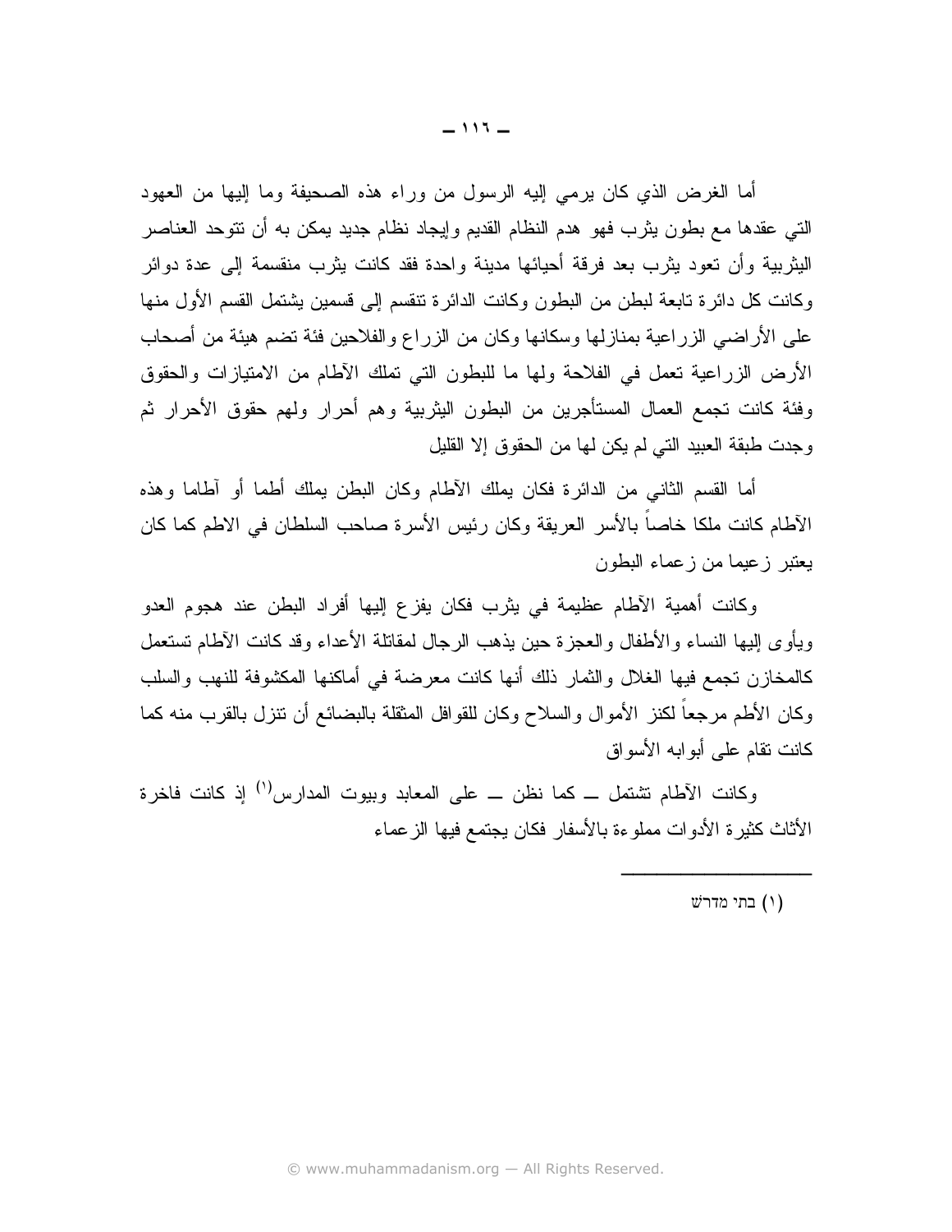أما الغرض الذي كان يرمي إليه الرسول من وراء هذه الصحيفة وما إليها من العهود التي عقدها مع بطون يثرب فهو هدم النظام القديم وإيجاد نظام جديد يمكن به أن تتوحد العناصر اليثربية وأن تعود يثرب بعد فرقة أحيائها مدينة واحدة فقد كانت يثرب منقسمة إلى عدة دوائر وكانت كل دائرة تابعة لبطن من البطون وكانت الدائرة تنقسم إلى قسمين يشتمل القسم الأول منها على الأراضي الزراعية بمنازلها وسكانها وكان من الزراع والفلاحين فئة تضم هيئة من أصحاب الأرض الزراعية تعمل في الفلاحة ولها ما للبطون التي تملك الآطام من الامتيازات والحقوق وفئة كانت تجمع العمال المستأجرين من البطون اليثربية وهم أحرار ولهم حقوق الأحرار ثم وجدت طبقة العبيد التي لم يكن لها من الحقوق إلا القليل

أما القسم الثاني من الدائرة فكان يملك الآطام وكان البطن يملك أطما أو آطاما وهذه الآطام كانت ملكا خاصاً بالأسر العريقة وكان رئيس الأسرة صاحب السلطان في الاطم كما كان يعتبر زعيما من زعماء البطون

وكانت أهمية الآطام عظيمة في يثرب فكان يفزع إليها أفراد البطن عند هجوم العدو ويأوى إليها النساء والأطفال والعجزة حين يذهب الرجال لمقاتلة الأعداء وقد كانت الآطام تستعمل كالمخازن تجمع فيها الغلال والثمار ذلك أنها كانت معرضة في أماكنها المكشوفة للنهب والسلب وكان الأطم مرجعاً لكنز الأموال والسلاح وكان للقوافل المثقلة بالبضائع أن تنزل بالقرب منه كما كانت تقام على أبوابه الأسواق

وكانت الآطام تشتمل ــ كما نظن ــ على المعابد وبيوت المدارس[١] إذ كانت فاخرة الأثاث كثيرة الأدوات مملوءة بالأسفار فكان يجتمع فيها الزعماء

---

(١) בתי מדרש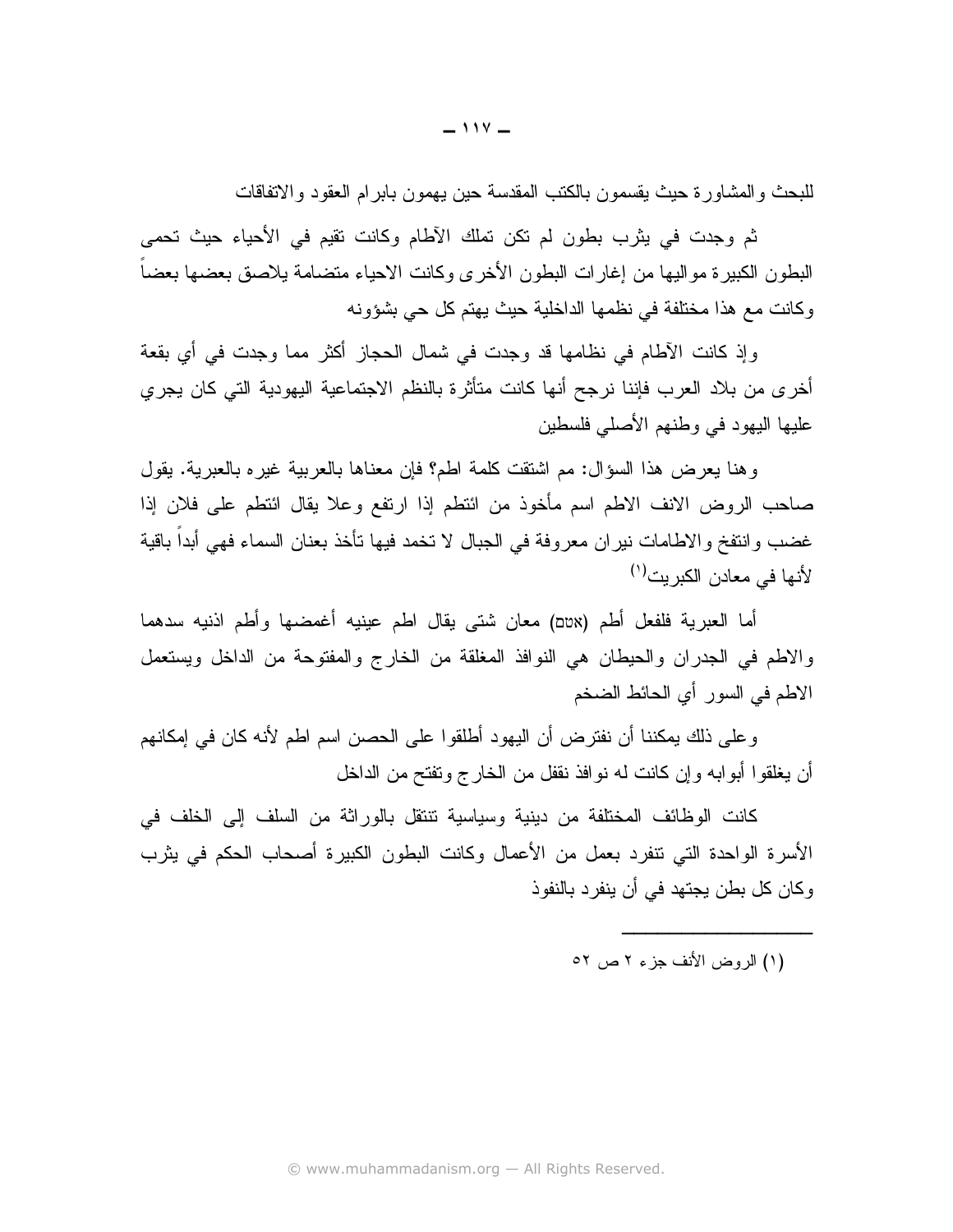للبحث والمشاورة حيث يقسمون بالكتب المقدسة حين يهمون بابرام العقود والاتفاقات

ثم وجدت في يثرب بطون لم تكن تملك الآطام وكانت تقيم في الأحياء حيث تحمى البطون الكبيرة مواليها من إغارات البطون الأخرى وكانت الاحياء متضامنة يلاصق بعضها بعضاً وكانت مع هذا مختلفة في نظمها الداخلية حيث يهتم كل حي بشؤونه

وإذ كانت الآطام في نظامها قد وجدت في شمال الحجاز أكثر مما وجدت في أي بقعة أخرى من بلاد العرب فإننا نرجح أنها كانت متأثرة بالنظم الاجتماعية اليهودية التي كان يجري عليها اليهود في وطنهم الأصلي فلسطين

وهنا يعرض هذا السؤال: مم اشتقت كلمة اطم؟ فإن معناها بالعربية غيره بالعبرية. يقول صاحب الروض الانف الاطم اسم مأخوذ من ائتطم إذا ارتفع وعلا يقال ائتطم على فلان إذا غضب وانتفخ والاطامات نيران معروفة في الجبال لا تخمد فيها تأخذ بعنان السماء فهي أبداً باقية لأنها في معادن الكبريت[1]

أما العبرية فلفعل أطم (אטם) معان شتى يقال اطم عينيه أغمضها وأطم اذنيه سدهما والاطم في الجدران والحيطان هي النوافذ المغلقة من الخارج والمفتوحة من الداخل ويستعمل الاطم في السور أي الحائط الضخم

وعلى ذلك يمكننا أن نفترض أن اليهود أطلقوا على الحصن اسم اطم لأنه كان في إمكانهم أن يغلقوا أبوابه وإن كانت له نوافذ تقفل من الخارج وتفتح من الداخل

كانت الوظائف المختلفة من دينية وسياسية تنتقل بالوراثة من السلف إلى الخلف في الأسرة الواحدة التي تنفرد بعمل من الأعمال وكانت البطون الكبيرة أصحاب الحكم في يثرب وكان كل بطن يجتهد في أن ينفرد بالنفوذ

---

(١) الروض الأنف جزء ٢ ص ٥٢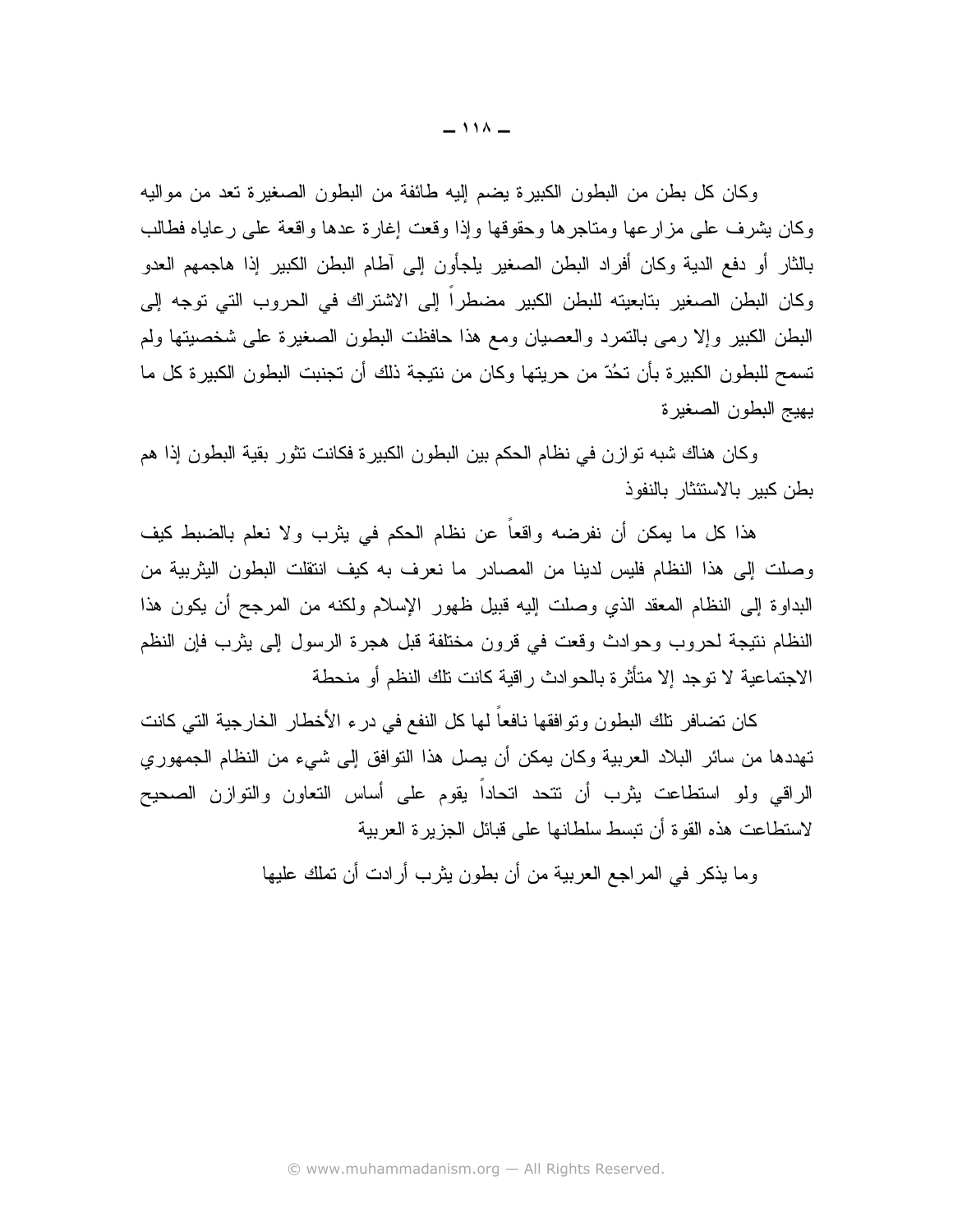وكان كل بطن من البطون الكبيرة يضم إليه طائفة من البطون الصغيرة تعد من مواليه وكان يشرف على مزارعها ومتاجرها وحقوقها وإذا وقعت إغارة عدها واقعة على رعاياه فطالب بالثار أو دفع الدية وكان أفراد البطن الصغير يلجأون إلى آطام البطن الكبير إذا هاجمهم العدو وكان البطن الصغير بتابعيته للبطن الكبير مضطراً إلى الاشتراك في الحروب التي توجه إلى البطن الكبير وإلا رمى بالتمرد والعصيان ومع هذا حافظت البطون الصغيرة على شخصيتها ولم تسمح للبطون الكبيرة بأن تحُدّ من حريتها وكان من نتيجة ذلك أن تجنبت البطون الكبيرة كل ما يهيج البطون الصغيرة

وكان هناك شبه توازن في نظام الحكم بين البطون الكبيرة فكانت تثور بقية البطون إذا هم بطن كبير بالاستئثار بالنفوذ

هذا كل ما يمكن أن نفرضه واقعاً عن نظام الحكم في يثرب ولا نعلم بالضبط كيف وصلت إلى هذا النظام فليس لدينا من المصادر ما نعرف به كيف انتقلت البطون اليثربية من البداوة إلى النظام المعقد الذي وصلت إليه قبيل ظهور الإسلام ولكنه من المرجح أن يكون هذا النظام نتيجة لحروب وحوادث وقعت في قرون مختلفة قبل هجرة الرسول إلى يثرب فإن النظم الاجتماعية لا توجد إلا متأثرة بالحوادث راقية كانت تلك النظم أو منحطة

كان تضافر تلك البطون وتوافقها نافعاً لها كل النفع في درء الأخطار الخارجية التي كانت تهددها من سائر البلاد العربية وكان يمكن أن يصل هذا التوافق إلى شيء من النظام الجمهوري الراقي ولو استطاعت يثرب أن تتحد اتحاداً يقوم على أساس التعاون والتوازن الصحيح لاستطاعت هذه القوة أن تبسط سلطانها على قبائل الجزيرة العربية

وما يذكر في المراجع العربية من أن بطون يثرب أرادت أن تملك عليها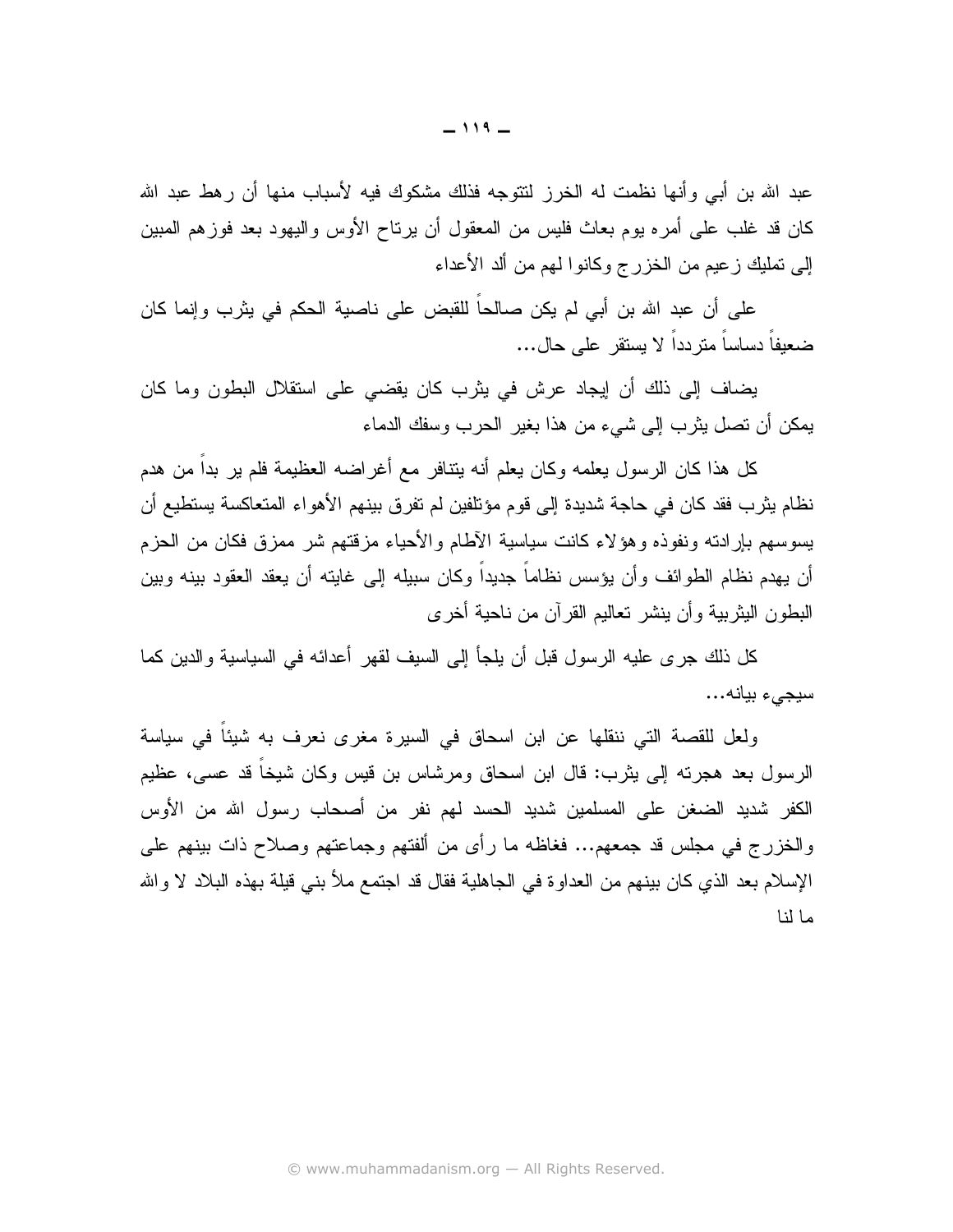عبد الله بن أبي وأنها نظمت له الخرز لتتوجه فذلك مشكوك فيه لأسباب منها أن رهط عبد الله كان قد غلب على أمره يوم بعاث فليس من المعقول أن يرتاح الأوس واليهود بعد فوزهم المبين إلى تمليك زعيم من الخزرج وكانوا لهم من ألد الأعداء

على أن عبد الله بن أبي لم يكن صالحاً للقبض على ناصية الحكم في يثرب وإنما كان ضعيفاً دساساً متردداً لا يستقر على حال...

يضاف إلى ذلك أن إيجاد عرش في يثرب كان يقضي على استقلال البطون وما كان يمكن أن تصل يثرب إلى شيء من هذا بغير الحرب وسفك الدماء

كل هذا كان الرسول يعلمه وكان يعلم أنه يتنافر مع أغراضه العظيمة فلم ير بداً من هدم نظام يثرب فقد كان في حاجة شديدة إلى قوم مؤتلفين لم تفرق بينهم الأهواء المتعاكسة يستطيع أن يسوسهم بإرادته ونفوذه وهؤلاء كانت سياسية الآطام والأحياء مزقتهم شر ممزق فكان من الحزم أن يهدم نظام الطوائف وأن يؤسس نظاماً جديداً وكان سبيله إلى غايته أن يعقد العقود بينه وبين البطون اليثربية وأن ينشر تعاليم القرآن من ناحية أخرى

كل ذلك جرى عليه الرسول قبل أن يلجأ إلى السيف لقهر أعدائه في السياسية والدين كما سيجيء بيانه...

ولعل للقصة التي ننقلها عن ابن اسحاق في السيرة مغرى نعرف به شيئاً في سياسة الرسول بعد هجرته إلى يثرب: قال ابن اسحاق ومرشاس بن قيس وكان شيخاً قد عسى، عظيم الكفر شديد الضغن على المسلمين شديد الحسد لهم نفر من أصحاب رسول الله من الأوس والخزرج في مجلس قد جمعهم... فغاظه ما رأى من ألفتهم وجماعتهم وصلاح ذات بينهم على الإسلام بعد الذي كان بينهم من العداوة في الجاهلية فقال قد اجتمع ملأ بني قيلة بهذه البلاد لا والله ما لنا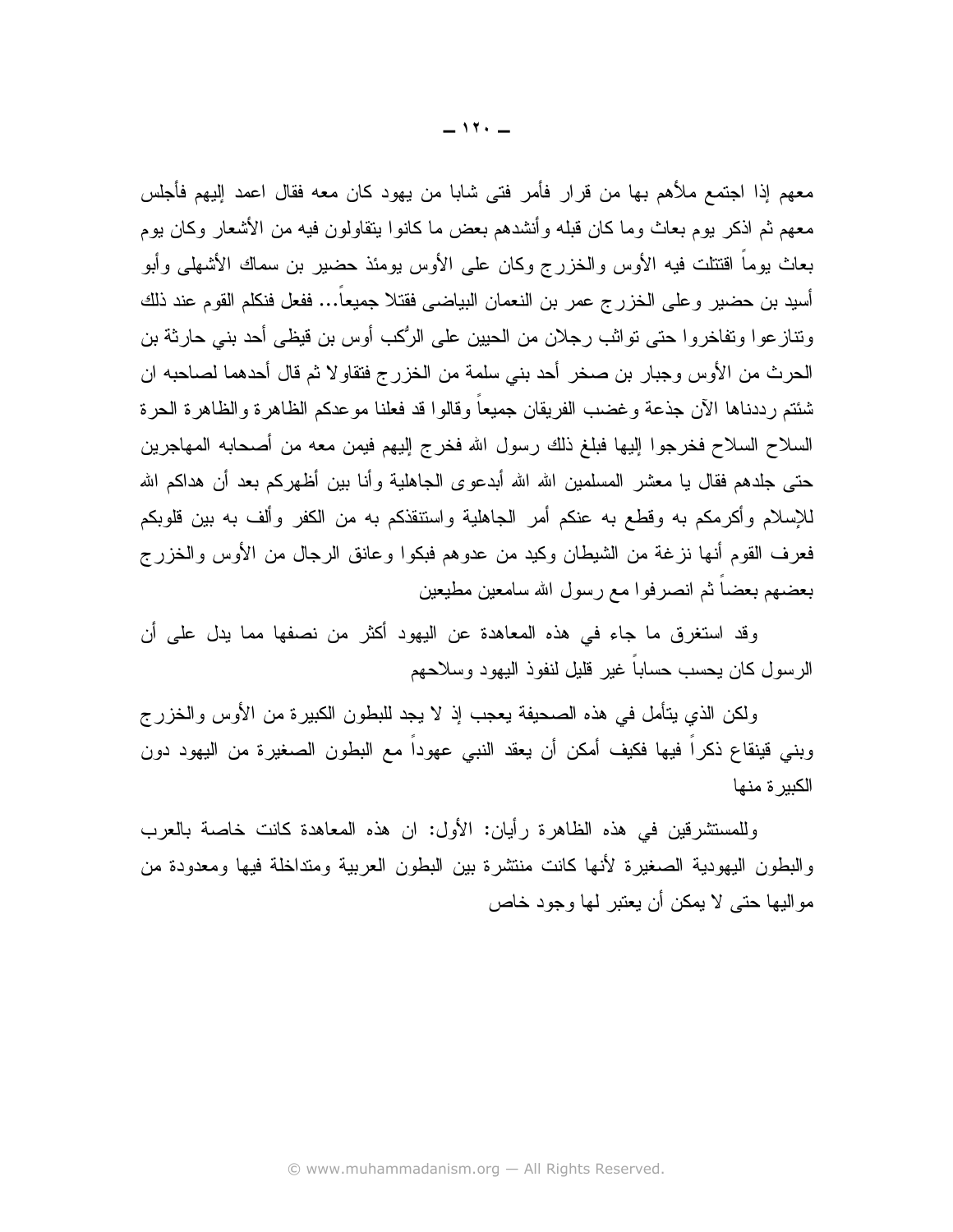معهم إذا اجتمع ملأهم بها من قرار فأمر فتى شابا من يهود كان معه فقال اعمد إليهم فأجلس معهم ثم اذكر يوم بعاث وما كان قبله وأنشدهم بعض ما كانوا يتقاولون فيه من الأشعار وكان يوم بعاث يوماً اقتتلت فيه الأوس والخزرج وكان على الأوس يومئذ حضير بن سماك الأشهلى وأبو أسيد بن حضير وعلى الخزرج عمر بن النعمان البياضى فقتلا جميعاً... ففعل فتكلم القوم عند ذلك وتنازعوا وتفاخروا حتى تواثب رجلان من الحيين على الرُكب أوس بن قيظى أحد بني حارثة بن الحرث من الأوس وجبار بن صخر أحد بني سلمة من الخزرج فتقاولا ثم قال أحدهما لصاحبه ان شئتم رددناها الآن جذعة وغضب الفريقان جميعاً وقالوا قد فعلنا موعدكم الظاهرة والظاهرة الحرة السلاح السلاح فخرجوا إليها فبلغ ذلك رسول الله فخرج إليهم فيمن معه من أصحابه المهاجرين حتى جلدهم فقال يا معشر المسلمين الله الله أبدعوى الجاهلية وأنا بين أظهركم بعد أن هداكم الله للإسلام وأكرمكم به وقطع به عنكم أمر الجاهلية واستنقذكم به من الكفر وألف به بين قلوبكم فعرف القوم أنها نزغة من الشيطان وكيد من عدوهم فبكوا وعانق الرجال من الأوس والخزرج بعضهم بعضاً ثم انصرفوا مع رسول الله سامعين مطيعين

وقد استغرق ما جاء في هذه المعاهدة عن اليهود أكثر من نصفها مما يدل على أن الرسول كان يحسب حساباً غير قليل لنفوذ اليهود وسلاحهم

ولكن الذي يتأمل في هذه الصحيفة يعجب إذ لا يجد للبطون الكبيرة من الأوس والخزرج وبني قينقاع ذكراً فيها فكيف أمكن أن يعقد النبي عهوداً مع البطون الصغيرة من اليهود دون الكبيرة منها

وللمستشرقين في هذه الظاهرة رأيان: الأول: ان هذه المعاهدة كانت خاصة بالعرب والبطون اليهودية الصغيرة لأنها كانت منتشرة بين البطون العربية ومتداخلة فيها ومعدودة من مواليها حتى لا يمكن أن يعتبر لها وجود خاص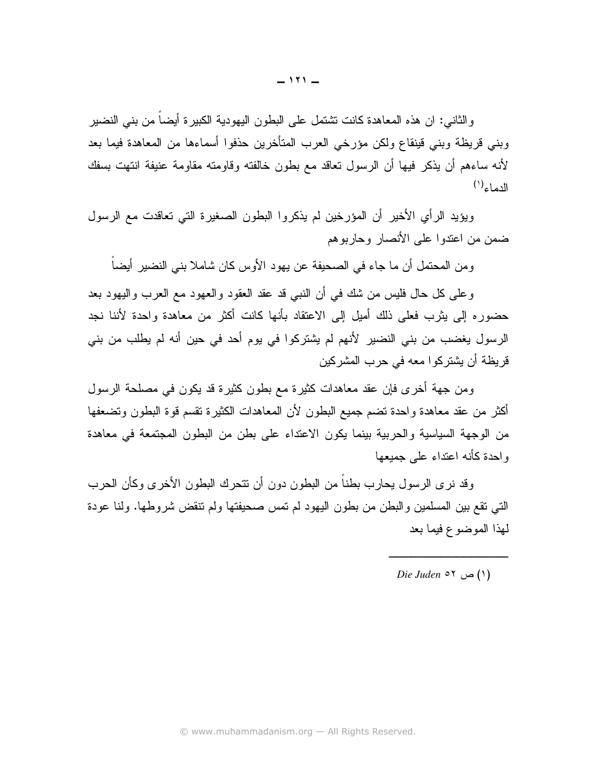والثاني: ان هذه المعاهدة كانت تشتمل على البطون اليهودية الكبيرة أيضاً من بني النضير وبني قريظة وبني قينقاع ولكن مؤرخي العرب المتأخرين حذفوا أسماءها من المعاهدة فيما بعد لأنه ساءهم أن يذكر فيها أن الرسول تعاقد مع بطون خالفته وقاومته مقاومة عنيفة انتهت بسفك الدماء[1]

ويؤيد الرأي الأخير أن المؤرخين لم يذكروا البطون الصغيرة التي تعاقدت مع الرسول ضمن من اعتدوا على الأنصار وحاربوهم

ومن المحتمل أن ما جاء في الصحيفة عن يهود الأوس كان شاملا بني النضير أيضاً

وعلى كل حال فليس من شك في أن النبي قد عقد العقود والعهود مع العرب واليهود بعد حضوره إلى يثرب فعلى ذلك أميل إلى الاعتقاد بأنها كانت أكثر من معاهدة واحدة لأننا نجد الرسول يغضب من بني النضير لأنهم لم يشتركوا في يوم أحد في حين أنه لم يطلب من بني قريظة أن يشتركوا معه في حرب المشركين

ومن جهة أخرى فإن عقد معاهدات كثيرة مع بطون كثيرة قد يكون في مصلحة الرسول أكثر من عقد معاهدة واحدة تضم جميع البطون لأن المعاهدات الكثيرة تقسم قوة البطون وتضعفها من الوجهة السياسية والحربية بينما يكون الاعتداء على بطن من البطون المجتمعة في معاهدة واحدة كأنه اعتداء على جميعها

وقد نرى الرسول يحارب بطناً من البطون دون أن تتحرك البطون الأخرى وكأن الحرب التي تقع بين المسلمين والبطن من بطون اليهود لم تمس صحيفتها ولم تنقض شروطها. ولنا عودة لهذا الموضوع فيما بعد

---

(١) *Die Juden* ص ٥٢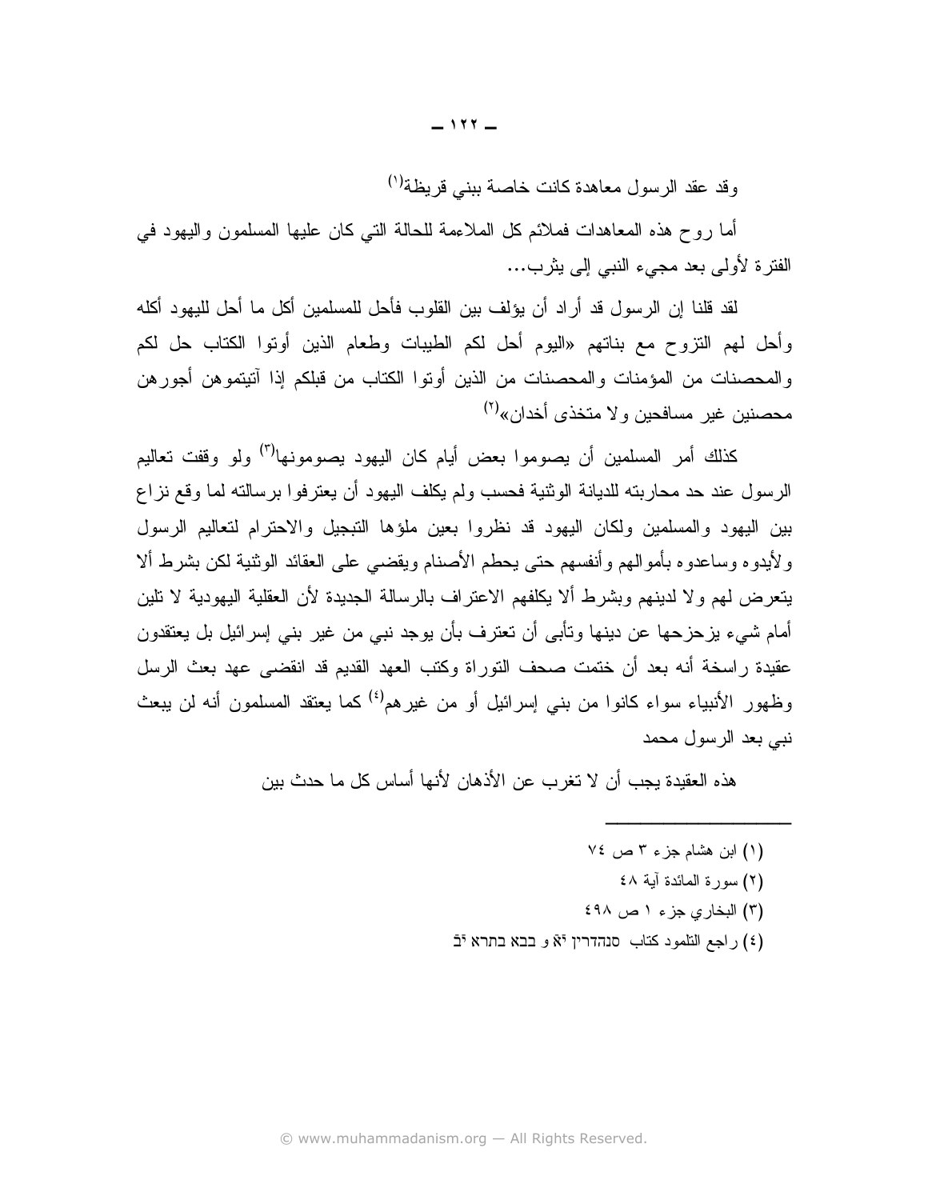وقد عقد الرسول معاهدة كانت خاصة ببني قريظة[١]

أما روح هذه المعاهدات فملائم كل الملاءمة للحالة التي كان عليها المسلمون واليهود في الفترة لأولى بعد مجيء النبي إلى يثرب...

لقد قلنا إن الرسول قد أراد أن يؤلف بين القلوب فأحل للمسلمين أكل ما أحل لليهود أكله وأحل لهم التزوح مع بناتهم «اليوم أحل لكم الطيبات وطعام الذين أوتوا الكتاب حل لكم والمحصنات من المؤمنات والمحصنات من الذين أوتوا الكتاب من قبلكم إذا آتيتموهن أجورهن محصنين غير مسافحين ولا متخذى أخدان»[٢]

كذلك أمر المسلمين أن يصوموا بعض أيام كان اليهود يصومونها[٣] ولو وقفت تعاليم الرسول عند حد محاربته للديانة الوثنية فحسب ولم يكلف اليهود أن يعترفوا برسالته لما وقع نزاع بين اليهود والمسلمين ولكان اليهود قد نظروا بعين ملؤها التبجيل والاحترام لتعاليم الرسول ولأيدوه وساعدوه بأموالهم وأنفسهم حتى يحطم الأصنام ويقضي على العقائد الوثنية لكن بشرط ألا يتعرض لهم ولا لدينهم وبشرط ألا يكلفهم الاعتراف بالرسالة الجديدة لأن العقلية اليهودية لا تلين أمام شيء يزحزحها عن دينها وتأبى أن تعترف بأن يوجد نبي من غير بني إسرائيل بل يعتقدون عقيدة راسخة أنه بعد أن ختمت صحف التوراة وكتب العهد القديم قد انقضى عهد بعث الرسل وظهور الأنبياء سواء كانوا من بني إسرائيل أو من غيرهم[٤] كما يعتقد المسلمون أنه لن يبعث نبي بعد الرسول محمد

هذه العقيدة يجب أن لا تغرب عن الأذهان لأنها أساس كل ما حدث بين

---

(١) ابن هشام جزء ٣ ص ٧٤

(٢) سورة المائدة آية ٤٨

(٣) البخاري جزء ١ ص ٤٩٨

(٤) راجع التلمود كتاب סנהדרין י״א و בבא בתרא י״ב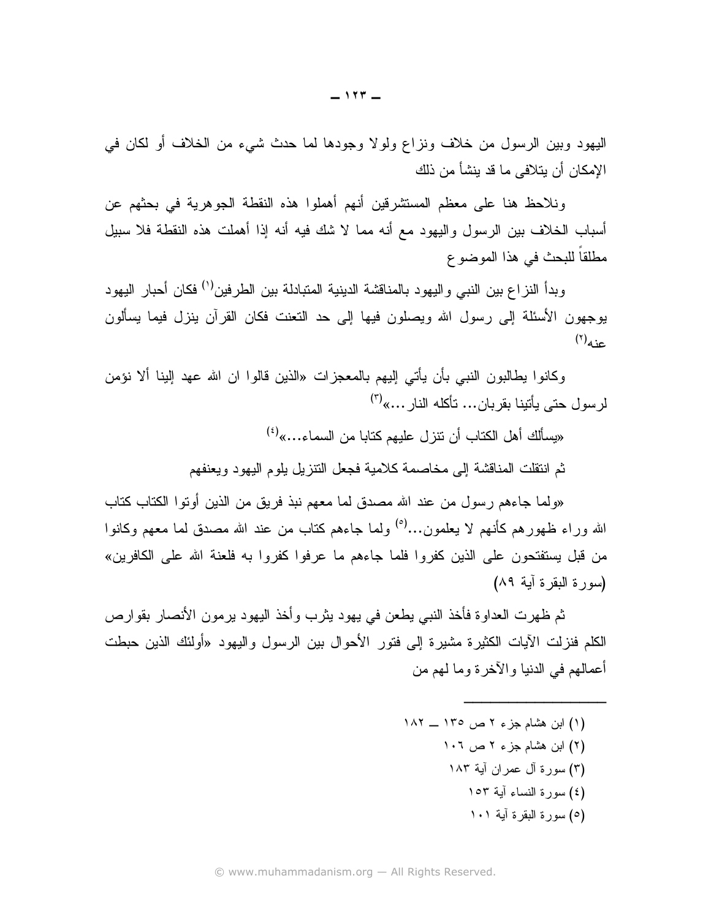اليهود وبين الرسول من خلاف ونزاع ولولا وجودها لما حدث شيء من الخلاف أو لكان في الإمكان أن يتلافى ما قد ينشأ من ذلك

ونلاحظ هنا على معظم المستشرقين أنهم أهملوا هذه النقطة الجوهرية في بحثهم عن أسباب الخلاف بين الرسول واليهود مع أنه مما لا شك فيه أنه إذا أهملت هذه النقطة فلا سبيل مطلقاً للبحث في هذا الموضوع

وبدأ النزاع بين النبي واليهود بالمناقشة الدينية المتبادلة بين الطرفين[١] فكان أحبار اليهود يوجهون الأسئلة إلى رسول الله ويصلون فيها إلى حد التعنت فكان القرآن ينزل فيما يسألون عنه[٢]

وكانوا يطالبون النبي بأن يأتي إليهم بالمعجزات «الذين قالوا ان الله عهد إلينا ألا نؤمن لرسول حتى يأتينا بقربان... تأكله النار...»[٣]

«يسألك أهل الكتاب أن تنزل عليهم كتابا من السماء...»[٤]

ثم انتقلت المناقشة إلى مخاصمة كلامية فجعل التنزيل يلوم اليهود ويعنفهم

«ولما جاءهم رسول من عند الله مصدق لما معهم نبذ فريق من الذين أوتوا الكتاب كتاب الله وراء ظهورهم كأنهم لا يعلمون...[٥] ولما جاءهم كتاب من عند الله مصدق لما معهم وكانوا من قبل يستفتحون على الذين كفروا فلما جاءهم ما عرفوا كفروا به فلعنة الله على الكافرين» (سورة البقرة آية ٨٩)

ثم ظهرت العداوة فأخذ النبي يطعن في يهود يثرب وأخذ اليهود يرمون الأنصار بقوارص الكلم فنزلت الآيات الكثيرة مشيرة إلى فتور الأحوال بين الرسول واليهود «أولئك الذين حبطت أعمالهم في الدنيا والآخرة وما لهم من

---

(١) ابن هشام جزء ٢ ص ١٣٥ ــ ١٨٢

(٢) ابن هشام جزء ٢ ص ١٠٦

(٣) سورة آل عمران آية ١٨٣

(٤) سورة النساء آية ١٥٣

(٥) سورة البقرة آية ١٠١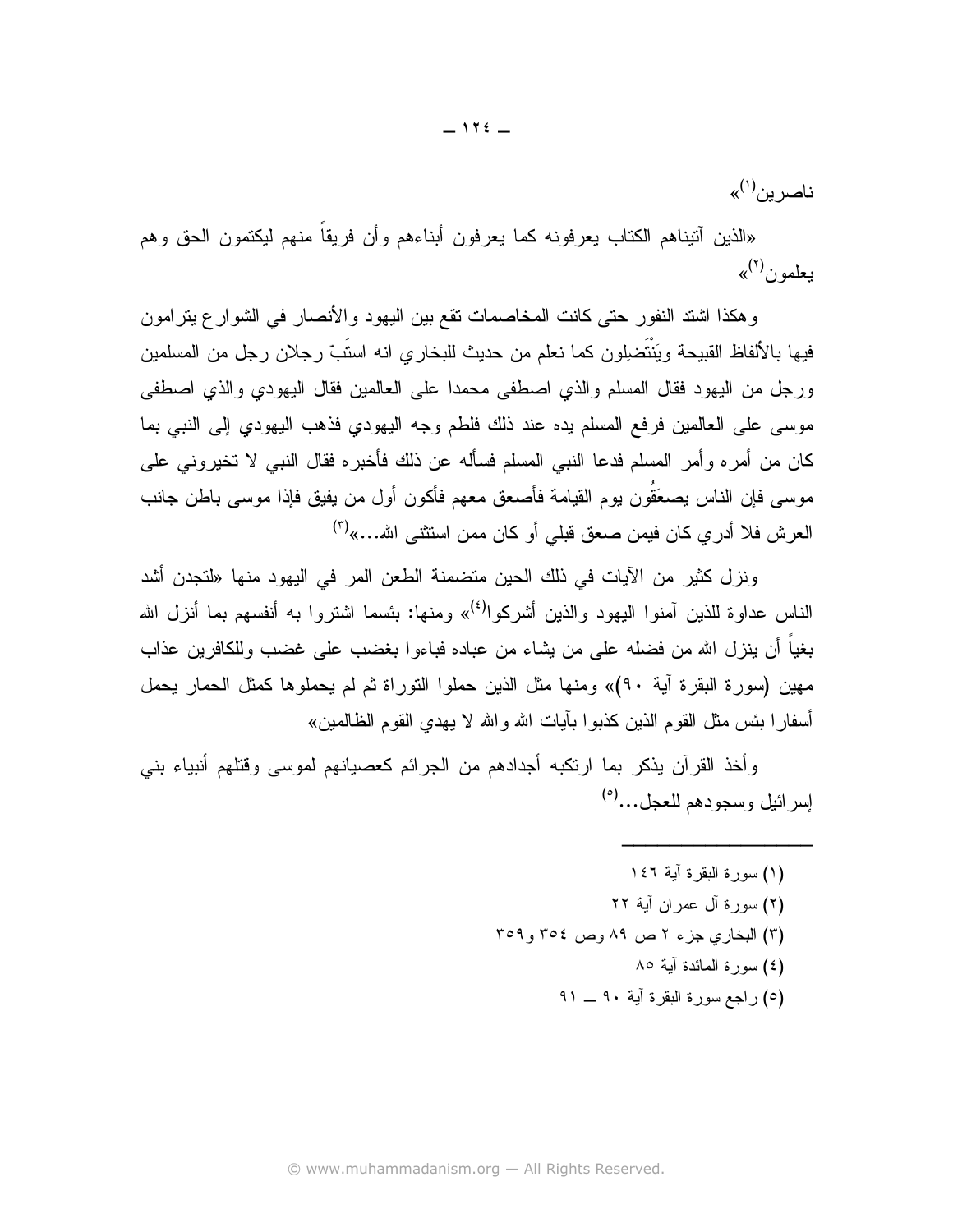ناصرين[١]»

«الذين آتيناهم الكتاب يعرفونه كما يعرفون أبناءهم وأن فريقاً منهم ليكتمون الحق وهم يعلمون[٢]»

وهكذا اشتد النفور حتى كانت المخاصمات تقع بين اليهود والأنصار في الشوارع يترامون فيها بالألفاظ القبيحة ويَنْتَضِلون كما نعلم من حديث للبخاري انه استَبّ رجلان رجل من المسلمين ورجل من اليهود فقال المسلم والذي اصطفى محمدا على العالمين فقال اليهودي والذي اصطفى موسى على العالمين فرفع المسلم يده عند ذلك فلطم وجه اليهودي فذهب اليهودي إلى النبي بما كان من أمره وأمر المسلم فدعا النبي المسلم فسأله عن ذلك فأخبره فقال النبي لا تخيروني على موسى فإن الناس يصعَقُون يوم القيامة فأصعق معهم فأكون أول من يفيق فإذا موسى باطن جانب العرش فلا أدري كان فيمن صعق قبلي أو كان ممن استثنى الله...»[٣]

ونزل كثير من الآيات في ذلك الحين متضمنة الطعن المر في اليهود منها «لتجدن أشد الناس عداوة للذين آمنوا اليهود والذين أشركوا[٤]» ومنها: بئسما اشتروا به أنفسهم بما أنزل الله بغياً أن ينزل الله من فضله على من يشاء من عباده فباءوا بغضب على غضب وللكافرين عذاب مهين (سورة البقرة آية ٩٠)» ومنها مثل الذين حملوا التوراة ثم لم يحملوها كمثل الحمار يحمل أسفارا بئس مثل القوم الذين كذبوا بآيات الله والله لا يهدي القوم الظالمين»

وأخذ القرآن يذكر بما ارتكبه أجدادهم من الجرائم كعصيانهم لموسى وقتلهم أنبياء بني إسرائيل وسجودهم للعجل...[٥]

---

(١) سورة البقرة آية ١٤٦

(٢) سورة آل عمران آية ٢٢

(٣) البخاري جزء ٢ ص ٨٩ وص ٣٥٤ و٣٥٩

(٤) سورة المائدة آية ٨٥

(٥) راجع سورة البقرة آية ٩٠ ــ ٩١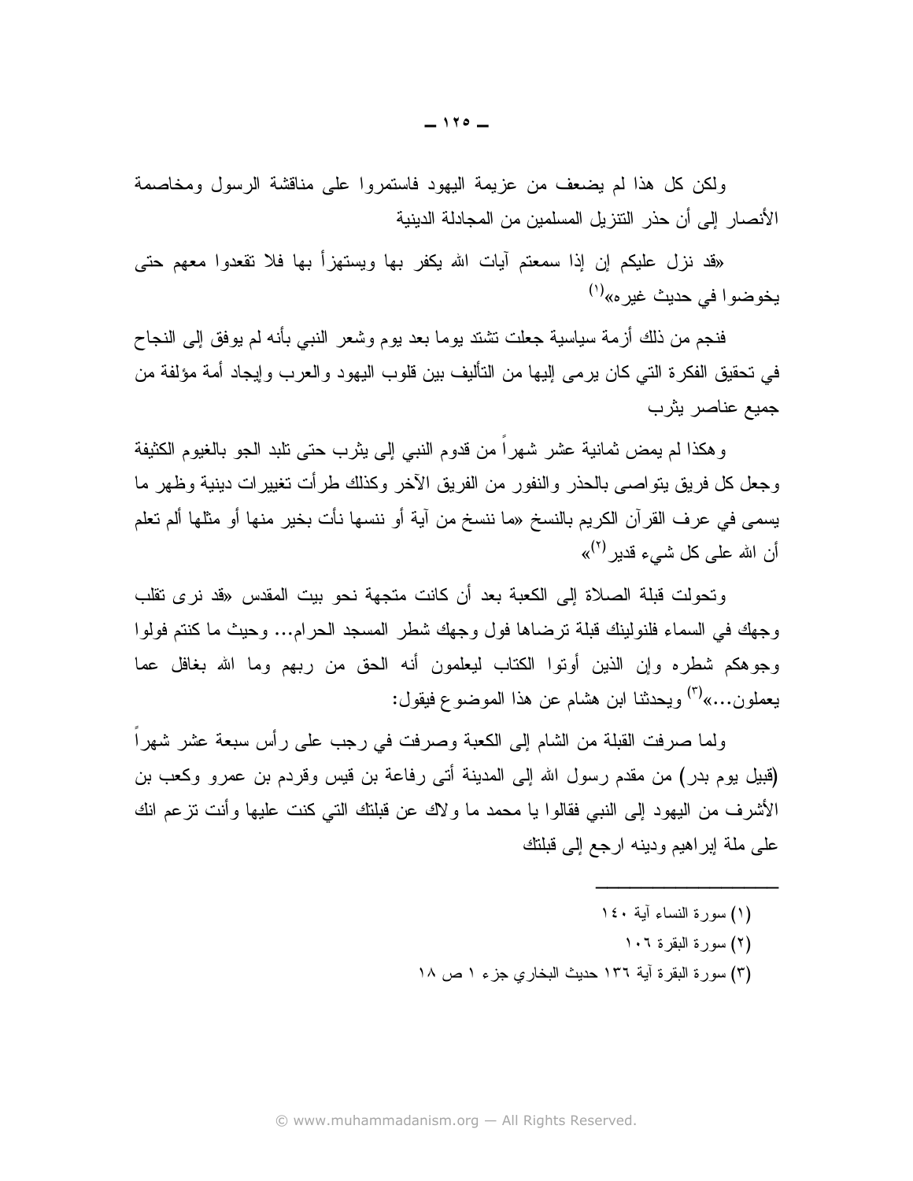ولكن كل هذا لم يضعف من عزيمة اليهود فاستمروا على مناقشة الرسول ومخاصمة الأنصار إلى أن حذر التنزيل المسلمين من المجادلة الدينية

«قد نزل عليكم إن إذا سمعتم آيات الله يكفر بها ويستهزأ بها فلا تقعدوا معهم حتى يخوضوا في حديث غيره»[١]

فنجم من ذلك أزمة سياسية جعلت تشتد يوما بعد يوم وشعر النبي بأنه لم يوفق إلى النجاح في تحقيق الفكرة التي كان يرمى إليها من التأليف بين قلوب اليهود والعرب وإيجاد أمة مؤلفة من جميع عناصر يثرب

وهكذا لم يمض ثمانية عشر شهراً من قدوم النبي إلى يثرب حتى تلبد الجو بالغيوم الكثيفة وجعل كل فريق يتواصى بالحذر والنفور من الفريق الآخر وكذلك طرأت تغييرات دينية وظهر ما يسمى في عرف القرآن الكريم بالنسخ «ما ننسخ من آية أو ننسها نأت بخير منها أو مثلها ألم تعلم أن الله على كل شيء قدير[٢]»

وتحولت قبلة الصلاة إلى الكعبة بعد أن كانت متجهة نحو بيت المقدس «قد نرى تقلب وجهك في السماء فلنولينك قبلة ترضاها فول وجهك شطر المسجد الحرام... وحيث ما كنتم فولوا وجوهكم شطره وإن الذين أوتوا الكتاب ليعلمون أنه الحق من ربهم وما الله بغافل عما يعملون...»[٣] ويحدثنا ابن هشام عن هذا الموضوع فيقول:

ولما صرفت القبلة من الشام إلى الكعبة وصرفت في رجب على رأس سبعة عشر شهراً (قبيل يوم بدر) من مقدم رسول الله إلى المدينة أتى رفاعة بن قيس وقردم بن عمرو وكعب بن الأشرف من اليهود إلى النبي فقالوا يا محمد ما ولاك عن قبلتك التي كنت عليها وأنت تزعم انك على ملة إبراهيم ودينه ارجع إلى قبلتك

---

(١) سورة النساء آية ١٤٠

(٢) سورة البقرة ١٠٦

(٣) سورة البقرة آية ١٣٦ حديث البخاري جزء ١ ص ١٨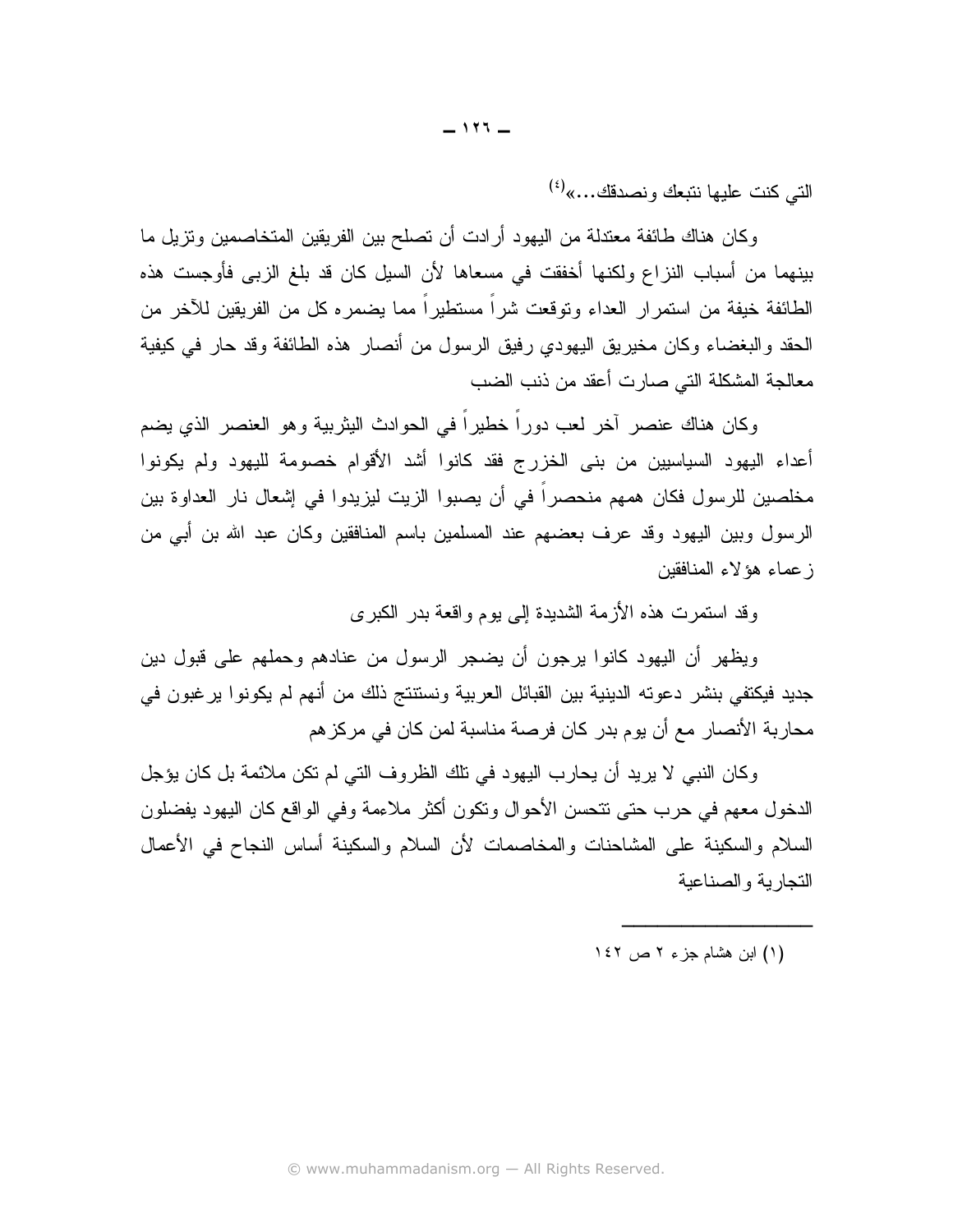التي كنت عليها نتبعك ونصدقك...»[٤]

وكان هناك طائفة معتدلة من اليهود أرادت أن تصلح بين الفريقين المتخاصمين وتزيل ما بينهما من أسباب النزاع ولكنها أخفقت في مسعاها لأن السيل كان قد بلغ الزبى فأوجست هذه الطائفة خيفة من استمرار العداء وتوقعت شراً مستطيراً مما يضمره كل من الفريقين للآخر من الحقد والبغضاء وكان مخيريق اليهودي رفيق الرسول من أنصار هذه الطائفة وقد حار في كيفية معالجة المشكلة التي صارت أعقد من ذنب الضب

وكان هناك عنصر آخر لعب دوراً خطيراً في الحوادث اليثربية وهو العنصر الذي يضم أعداء اليهود السياسيين من بنى الخزرج فقد كانوا أشد الأقوام خصومة لليهود ولم يكونوا مخلصين للرسول فكان همهم منحصراً في أن يصبوا الزيت ليزيدوا في إشعال نار العداوة بين الرسول وبين اليهود وقد عرف بعضهم عند المسلمين باسم المنافقين وكان عبد الله بن أبي من زعماء هؤلاء المنافقين

وقد استمرت هذه الأزمة الشديدة إلى يوم واقعة بدر الكبرى

ويظهر أن اليهود كانوا يرجون أن يضجر الرسول من عنادهم وحملهم على قبول دين جديد فيكتفي بنشر دعوته الدينية بين القبائل العربية ونستنتج ذلك من أنهم لم يكونوا يرغبون في محاربة الأنصار مع أن يوم بدر كان فرصة مناسبة لمن كان في مركزهم

وكان النبي لا يريد أن يحارب اليهود في تلك الظروف التي لم تكن ملائمة بل كان يؤجل الدخول معهم في حرب حتى تتحسن الأحوال وتكون أكثر ملاءمة وفي الواقع كان اليهود يفضلون السلام والسكينة على المشاحنات والمخاصمات لأن السلام والسكينة أساس النجاح في الأعمال التجارية والصناعية

---

(١) ابن هشام جزء ٢ ص ١٤٢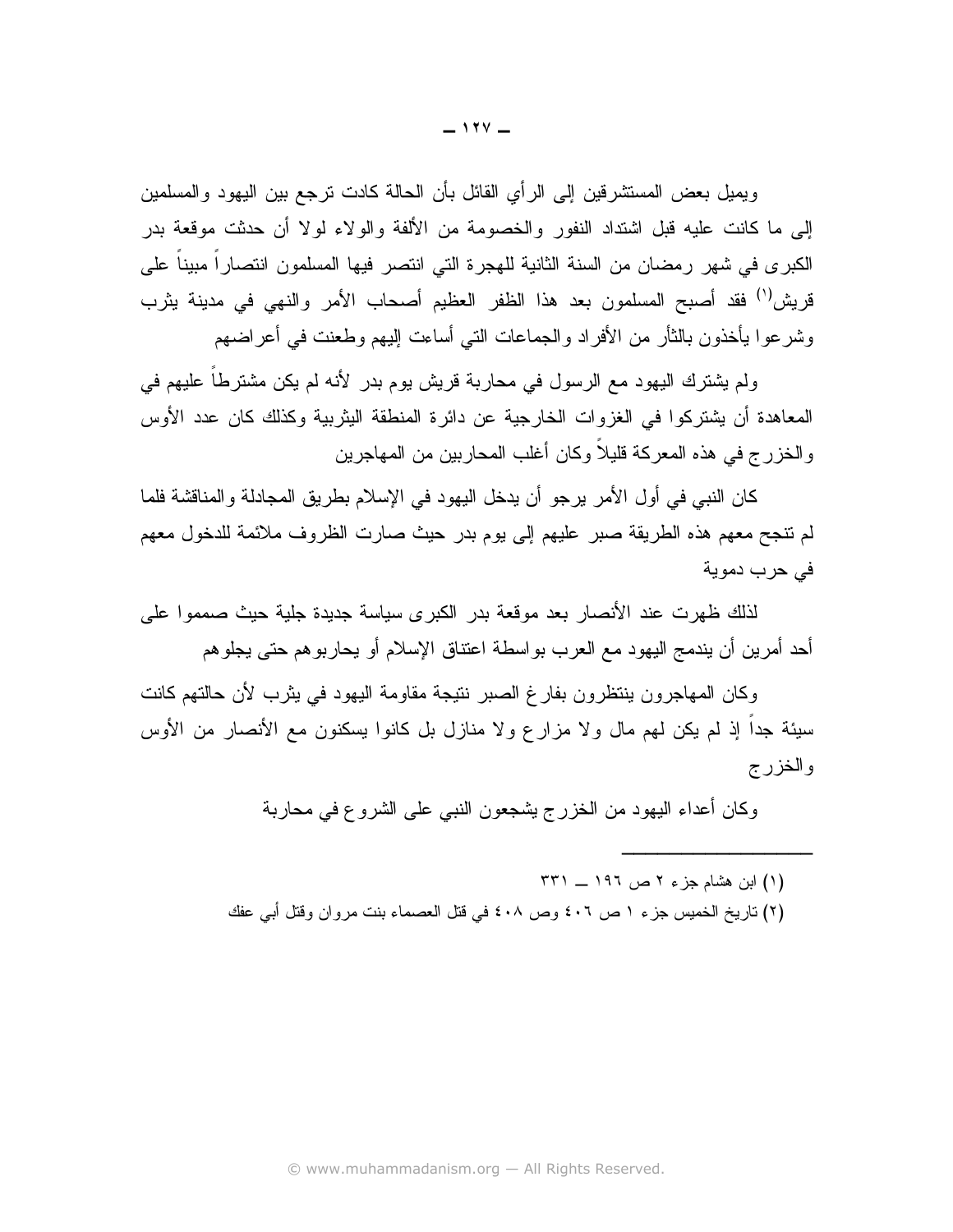ويميل بعض المستشرقين إلى الرأي القائل بأن الحالة كادت ترجع بين اليهود والمسلمين إلى ما كانت عليه قبل اشتداد النفور والخصومة من الألفة والولاء لولا أن حدثت موقعة بدر الكبرى في شهر رمضان من السنة الثانية للهجرة التي انتصر فيها المسلمون انتصاراً مبيناً على قريش[١] فقد أصبح المسلمون بعد هذا الظفر العظيم أصحاب الأمر والنهي في مدينة يثرب وشرعوا يأخذون بالثأر من الأفراد والجماعات التي أساءت إليهم وطعنت في أعراضهم

ولم يشترك اليهود مع الرسول في محاربة قريش يوم بدر لأنه لم يكن مشترطاً عليهم في المعاهدة أن يشتركوا في الغزوات الخارجية عن دائرة المنطقة اليثربية وكذلك كان عدد الأوس والخزرج في هذه المعركة قليلاً وكان أغلب المحاربين من المهاجرين

كان النبي في أول الأمر يرجو أن يدخل اليهود في الإسلام بطريق المجادلة والمناقشة فلما لم تنجح معهم هذه الطريقة صبر عليهم إلى يوم بدر حيث صارت الظروف ملائمة للدخول معهم في حرب دموية

لذلك ظهرت عند الأنصار بعد موقعة بدر الكبرى سياسة جديدة جلية حيث صمموا على أحد أمرين أن يندمج اليهود مع العرب بواسطة اعتناق الإسلام أو يحاربوهم حتى يجلوهم

وكان المهاجرون ينتظرون بفارغ الصبر نتيجة مقاومة اليهود في يثرب لأن حالتهم كانت سيئة جداً إذ لم يكن لهم مال ولا مزارع ولا منازل بل كانوا يسكنون مع الأنصار من الأوس والخزرج

وكان أعداء اليهود من الخزرج يشجعون النبي على الشروع في محاربة

---

(١) ابن هشام جزء ٢ ص ١٩٦ ــ ٣٣١

(٢) تاريخ الخميس جزء ١ ص ٤٠٦ وص ٤٠٨ في قتل العصماء بنت مروان وقتل أبي عفك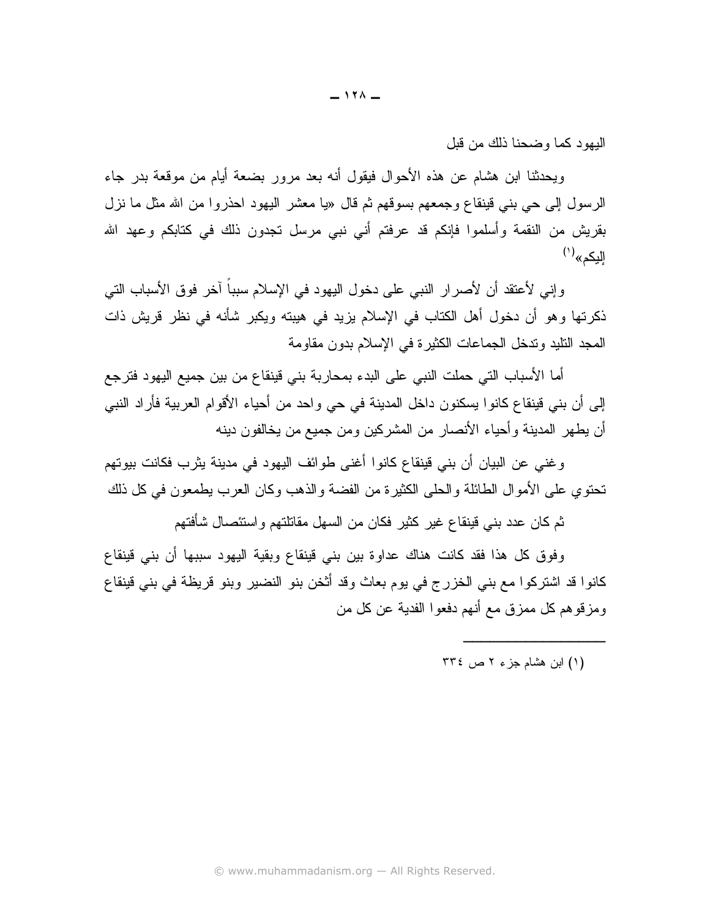اليهود كما وضحنا ذلك من قبل

ويحدثنا ابن هشام عن هذه الأحوال فيقول أنه بعد مرور بضعة أيام من موقعة بدر جاء الرسول إلى حي بني قينقاع وجمعهم بسوقهم ثم قال «يا معشر اليهود احذروا من الله مثل ما نزل بقريش من النقمة وأسلموا فإنكم قد عرفتم أني نبي مرسل تجدون ذلك في كتابكم وعهد الله إليكم»[1]

وإني لأعتقد أن لأصرار النبي على دخول اليهود في الإسلام سبباً آخر فوق الأسباب التي ذكرتها وهو أن دخول أهل الكتاب في الإسلام يزيد في هيبته ويكبر شأنه في نظر قريش ذات المجد التليد وتدخل الجماعات الكثيرة في الإسلام بدون مقاومة

أما الأسباب التي حملت النبي على البدء بمحاربة بني قينقاع من بين جميع اليهود فترجع إلى أن بني قينقاع كانوا يسكنون داخل المدينة في حي واحد من أحياء الأقوام العربية فأراد النبي أن يطهر المدينة وأحياء الأنصار من المشركين ومن جميع من يخالفون دينه

وغني عن البيان أن بني قينقاع كانوا أغنى طوائف اليهود في مدينة يثرب فكانت بيوتهم تحتوي على الأموال الطائلة والحلى الكثيرة من الفضة والذهب وكان العرب يطمعون في كل ذلك

ثم كان عدد بني قينقاع غير كثير فكان من السهل مقاتلتهم واستئصال شأفتهم

وفوق كل هذا فقد كانت هناك عداوة بين بني قينقاع وبقية اليهود سببها أن بني قينقاع كانوا قد اشتركوا مع بني الخزرج في يوم بعاث وقد أثخن بنو النضير وبنو قريظة في بني قينقاع ومزقوهم كل ممزق مع أنهم دفعوا الفدية عن كل من

---

(١) ابن هشام جزء ٢ ص ٣٣٤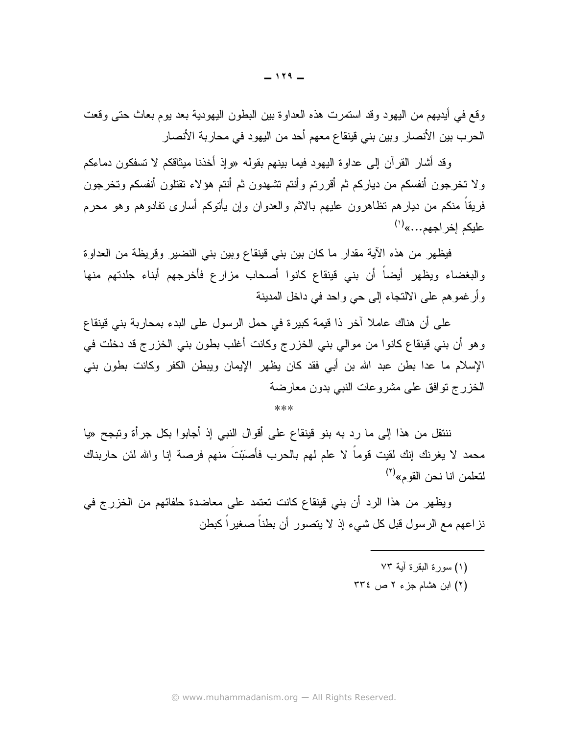وقع في أيديهم من اليهود وقد استمرت هذه العداوة بين البطون اليهودية بعد يوم بعاث حتى وقعت الحرب بين الأنصار وبين بني قينقاع معهم أحد من اليهود في محاربة الأنصار

وقد أشار القرآن إلى عداوة اليهود فيما بينهم بقوله «وإذ أخذنا ميثاقكم لا تسفكون دماءكم ولا تخرجون أنفسكم من دياركم ثم أقررتم وأنتم تشهدون ثم أنتم هؤلاء تقتلون أنفسكم وتخرجون فريقاً منكم من ديارهم تظاهرون عليهم بالاثم والعدوان وإن يأتوكم أسارى تفادوهم وهو محرم عليكم إخراجهم...»[١]

فيظهر من هذه الآية مقدار ما كان بين بني قينقاع وبين بني النضير وقريظة من العداوة والبغضاء ويظهر أيضاً أن بني قينقاع كانوا أصحاب مزارع فأخرجهم أبناء جلدتهم منها وأرغموهم على الالتجاء إلى حي واحد في داخل المدينة

على أن هناك عاملا آخر ذا قيمة كبيرة في حمل الرسول على البدء بمحاربة بني قينقاع وهو أن بني قينقاع كانوا من موالي بني الخزرج وكانت أغلب بطون بني الخزرج قد دخلت في الإسلام ما عدا بطن عبد الله بن أبي فقد كان يظهر الإيمان ويبطن الكفر وكانت بطون بني الخزرج توافق على مشروعات النبي بدون معارضة

***

ننتقل من هذا إلى ما رد به بنو قينقاع على أقوال النبي إذ أجابوا بكل جرأة وتبجح «يا محمد لا يغرنك إنك لقيت قوماً لا علم لهم بالحرب فأَصَبْتَ منهم فرصة إنا والله لئن حاربناك لتعلمن انا نحن القوم»[٢]

ويظهر من هذا الرد أن بني قينقاع كانت تعتمد على معاضدة حلفائهم من الخزرج في نزاعهم مع الرسول قبل كل شيء إذ لا يتصور أن بطناً صغيراً كبطن

---

(١) سورة البقرة آية ٧٣

(٢) ابن هشام جزء ٢ ص ٣٣٤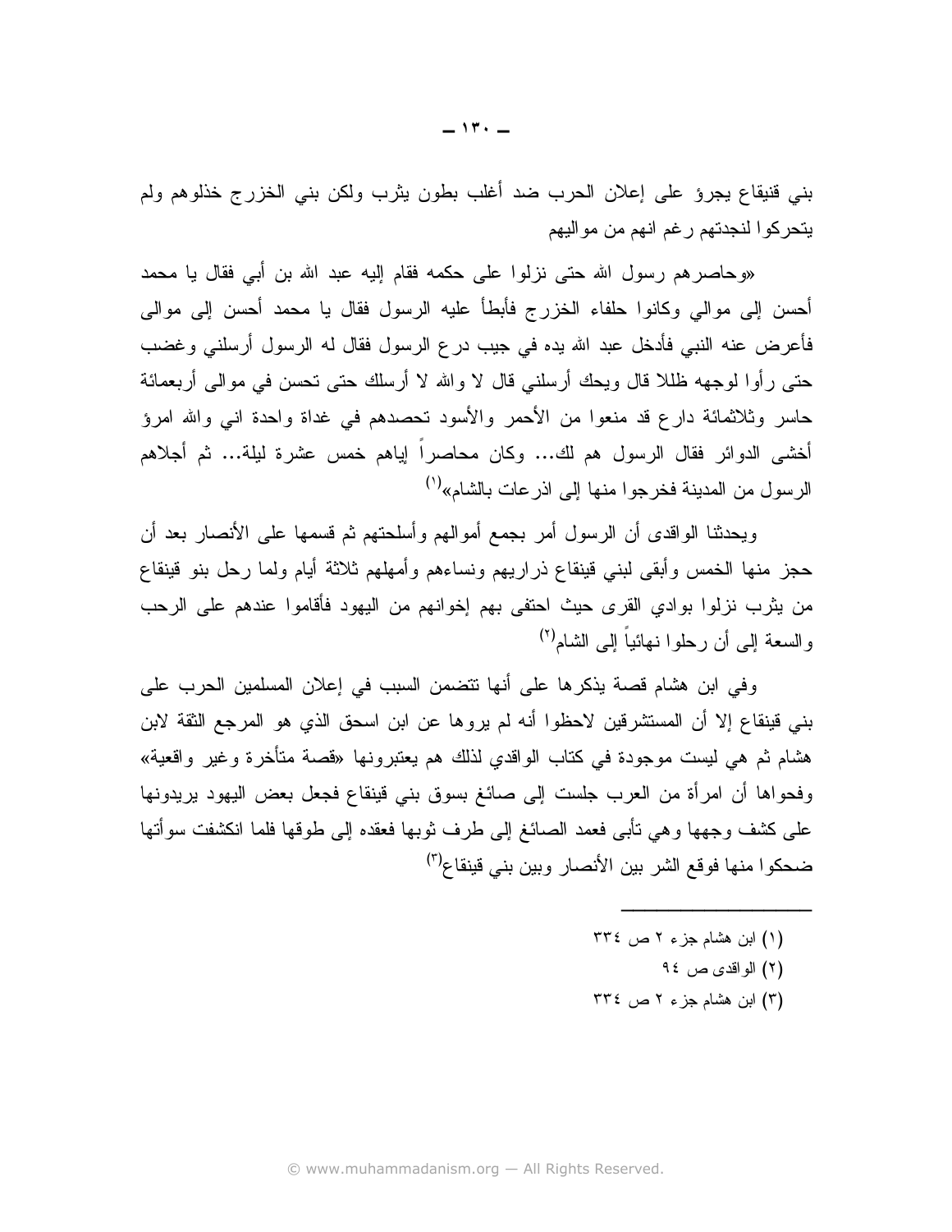بني قنيقاع يجرؤ على إعلان الحرب ضد أغلب بطون يثرب ولكن بني الخزرج خذلوهم ولم يتحركوا لنجدتهم رغم انهم من مواليهم

«وحاصرهم رسول الله حتى نزلوا على حكمه فقام إليه عبد الله بن أبي فقال يا محمد أحسن إلى موالي وكانوا حلفاء الخزرج فأبطأ عليه الرسول فقال يا محمد أحسن إلى موالى فأعرض عنه النبي فأدخل عبد الله يده في جيب درع الرسول فقال له الرسول أرسلني وغضب حتى رأوا لوجهه ظللا قال ويحك أرسلني قال لا والله لا أرسلك حتى تحسن في موالى أربعمائة حاسر وثلاثمائة دارع قد منعوا من الأحمر والأسود تحصدهم في غداة واحدة اني والله امرؤ أخشى الدوائر فقال الرسول هم لك... وكان محاصراً إياهم خمس عشرة ليلة... ثم أجلاهم الرسول من المدينة فخرجوا منها إلى اذرعات بالشام»[1]

ويحدثنا الواقدى أن الرسول أمر بجمع أموالهم وأسلحتهم ثم قسمها على الأنصار بعد أن حجز منها الخمس وأبقى لبني قينقاع ذراريهم ونساءهم وأمهلهم ثلاثة أيام ولما رحل بنو قينقاع من يثرب نزلوا بوادي القرى حيث احتفى بهم إخوانهم من اليهود فأقاموا عندهم على الرحب والسعة إلى أن رحلوا نهائياً إلى الشام[2]

وفي ابن هشام قصة يذكرها على أنها تتضمن السبب في إعلان المسلمين الحرب على بني قينقاع إلا أن المستشرقين لاحظوا أنه لم يروها عن ابن اسحق الذي هو المرجع الثقة لابن هشام ثم هي ليست موجودة في كتاب الواقدي لذلك هم يعتبرونها «قصة متأخرة وغير واقعية» وفحواها أن امرأة من العرب جلست إلى صائغ بسوق بني قينقاع فجعل بعض اليهود يريدونها على كشف وجهها وهي تأبى فعمد الصائغ إلى طرف ثوبها فعقده إلى طوقها فلما انكشفت سوأتها ضحكوا منها فوقع الشر بين الأنصار وبين بني قينقاع[3]

---

(١) ابن هشام جزء ٢ ص ٣٣٤

(٢) الواقدى ص ٩٤

(٣) ابن هشام جزء ٢ ص ٣٣٤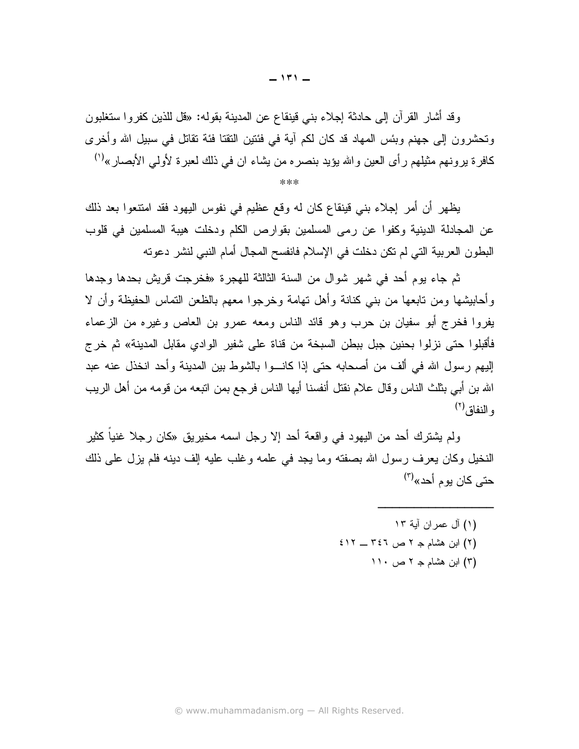وقد أشار القرآن إلى حادثة إجلاء بني قينقاع عن المدينة بقوله: «قل للذين كفروا ستغلبون وتحشرون إلى جهنم وبئس المهاد قد كان لكم آية في فئتين التقتا فئة تقاتل في سبيل الله وأخرى كافرة يرونهم مثيلهم رأى العين والله يؤيد بنصره من يشاء ان في ذلك لعبرة لأولي الأبصار»[1]

***

يظهر أن أمر إجلاء بني قينقاع كان له وقع عظيم في نفوس اليهود فقد امتنعوا بعد ذلك عن المجادلة الدينية وكفوا عن رمى المسلمين بقوارص الكلم ودخلت هيبة المسلمين في قلوب البطون العربية التي لم تكن دخلت في الإسلام فانفسح المجال أمام النبي لنشر دعوته

ثم جاء يوم أحد في شهر شوال من السنة الثالثة للهجرة «فخرجت قريش بحدها وجدها وأحابيشها ومن تابعها من بني كنانة وأهل تهامة وخرجوا معهم بالظعن التماس الحفيظة وأن لا يفروا فخرج أبو سفيان بن حرب وهو قائد الناس ومعه عمرو بن العاص وغيره من الزعماء فأقبلوا حتى نزلوا بحنين جبل ببطن السبخة من قناة على شفير الوادي مقابل المدينة» ثم خرج إليهم رسول الله في ألف من أصحابه حتى إذا كانــوا بالشوط بين المدينة وأحد انخذل عنه عبد الله بن أبي بثلث الناس وقال علام نقتل أنفسنا أيها الناس فرجع بمن اتبعه من قومه من أهل الريب والنفاق[2]

ولم يشترك أحد من اليهود في واقعة أحد إلا رجل اسمه مخيريق «كان رجلا غنياً كثير النخيل وكان يعرف رسول الله بصفته وما يجد في علمه وغلب عليه إلف دينه فلم يزل على ذلك حتى كان يوم أحد»[3]

---

(١) آل عمران آية ١٣

(٢) ابن هشام جـ ٢ ص ٣٤٦ ــ ٤١٢

(٣) ابن هشام جـ ٢ ص ١١٠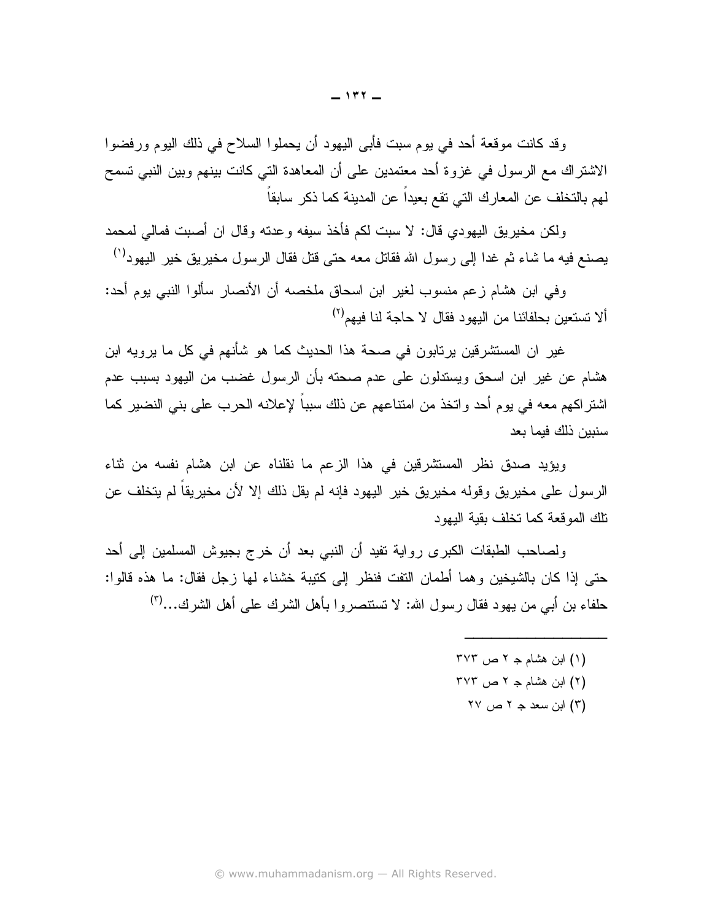وقد كانت موقعة أحد في يوم سبت فأبى اليهود أن يحملوا السلاح في ذلك اليوم ورفضوا الاشتراك مع الرسول في غزوة أحد معتمدين على أن المعاهدة التي كانت بينهم وبين النبي تسمح لهم بالتخلف عن المعارك التي تقع بعيداً عن المدينة كما ذكر سابقاً

ولكن مخيريق اليهودي قال: لا سبت لكم فأخذ سيفه وعدته وقال ان أصبت فمالي لمحمد يصنع فيه ما شاء ثم غدا إلى رسول الله فقاتل معه حتى قتل فقال الرسول مخيريق خير اليهود[(١)]

وفي ابن هشام زعم منسوب لغير ابن اسحاق ملخصه أن الأنصار سألوا النبي يوم أحد: ألا تستعين بحلفائنا من اليهود فقال لا حاجة لنا فيهم[(٢)]

غير ان المستشرقين يرتابون في صحة هذا الحديث كما هو شأنهم في كل ما يرويه ابن هشام عن غير ابن اسحق ويستدلون على عدم صحته بأن الرسول غضب من اليهود بسبب عدم اشتراكهم معه في يوم أحد واتخذ من امتناعهم عن ذلك سبباً لإعلانه الحرب على بني النضير كما سنبين ذلك فيما بعد

ويؤيد صدق نظر المستشرقين في هذا الزعم ما نقلناه عن ابن هشام نفسه من ثناء الرسول على مخيريق وقوله مخيريق خير اليهود فإنه لم يقل ذلك إلا لأن مخيريقاً لم يتخلف عن تلك الموقعة كما تخلف بقية اليهود

ولصاحب الطبقات الكبرى رواية تفيد أن النبي بعد أن خرج بجيوش المسلمين إلى أحد حتى إذا كان بالشيخين وهما أطمان التفت فنظر إلى كتيبة خشناء لها زجل فقال: ما هذه قالوا: حلفاء بن أبي من يهود فقال رسول الله: لا تستنصروا بأهل الشرك على أهل الشرك...[(٣)]

---

(١) ابن هشام جـ ٢ ص ٣٧٣

(٢) ابن هشام جـ ٢ ص ٣٧٣

(٣) ابن سعد جـ ٢ ص ٢٧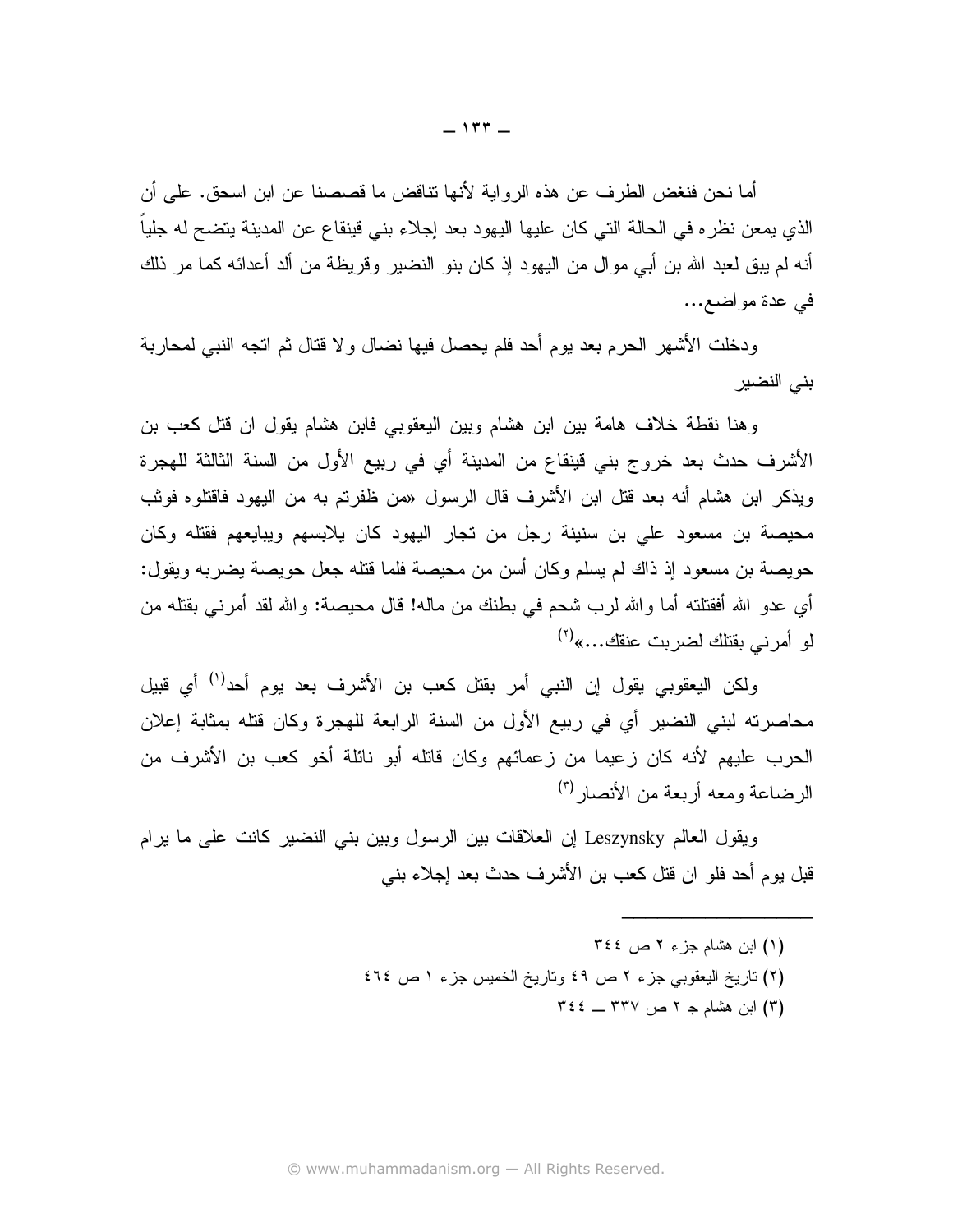أما نحن فنغض الطرف عن هذه الرواية لأنها تناقض ما قصصنا عن ابن اسحق. على أن الذي يمعن نظره في الحالة التي كان عليها اليهود بعد إجلاء بني قينقاع عن المدينة يتضح له جلياً أنه لم يبق لعبد الله بن أبي موال من اليهود إذ كان بنو النضير وقريظة من ألد أعدائه كما مر ذلك في عدة مواضع...

ودخلت الأشهر الحرم بعد يوم أحد فلم يحصل فيها نضال ولا قتال ثم اتجه النبي لمحاربة بني النضير

وهنا نقطة خلاف هامة بين ابن هشام وبين اليعقوبي فابن هشام يقول ان قتل كعب بن الأشرف حدث بعد خروج بني قينقاع من المدينة أي في ربيع الأول من السنة الثالثة للهجرة ويذكر ابن هشام أنه بعد قتل ابن الأشرف قال الرسول «من ظفرتم به من اليهود فاقتلوه فوثب محيصة بن مسعود علي بن سنينة رجل من تجار اليهود كان يلابسهم ويبايعهم فقتله وكان حويصة بن مسعود إذ ذاك لم يسلم وكان أسن من محيصة فلما قتله جعل حويصة يضربه ويقول: أي عدو الله أقتلته أما والله لرب شحم في بطنك من ماله! قال محيصة: والله لقد أمرني بقتله من لو أمرني بقتلك لضربت عنقك...»[٢]

ولكن اليعقوبي يقول إن النبي أمر بقتل كعب بن الأشرف بعد يوم أحد[١] أي قبيل محاصرته لبني النضير أي في ربيع الأول من السنة الرابعة للهجرة وكان قتله بمثابة إعلان الحرب عليهم لأنه كان زعيما من زعمائهم وكان قاتله أبو نائلة أخو كعب بن الأشرف من الرضاعة ومعه أربعة من الأنصار[٣]

ويقول العالم Leszynsky إن العلاقات بين الرسول وبين بني النضير كانت على ما يرام قبل يوم أحد فلو ان قتل كعب بن الأشرف حدث بعد إجلاء بني

---

(١) ابن هشام جزء ٢ ص ٣٤٤

(٢) تاريخ اليعقوبي جزء ٢ ص ٤٩ وتاريخ الخميس جزء ١ ص ٤٦٤

(٣) ابن هشام جـ ٢ ص ٣٣٧ ــ ٣٤٤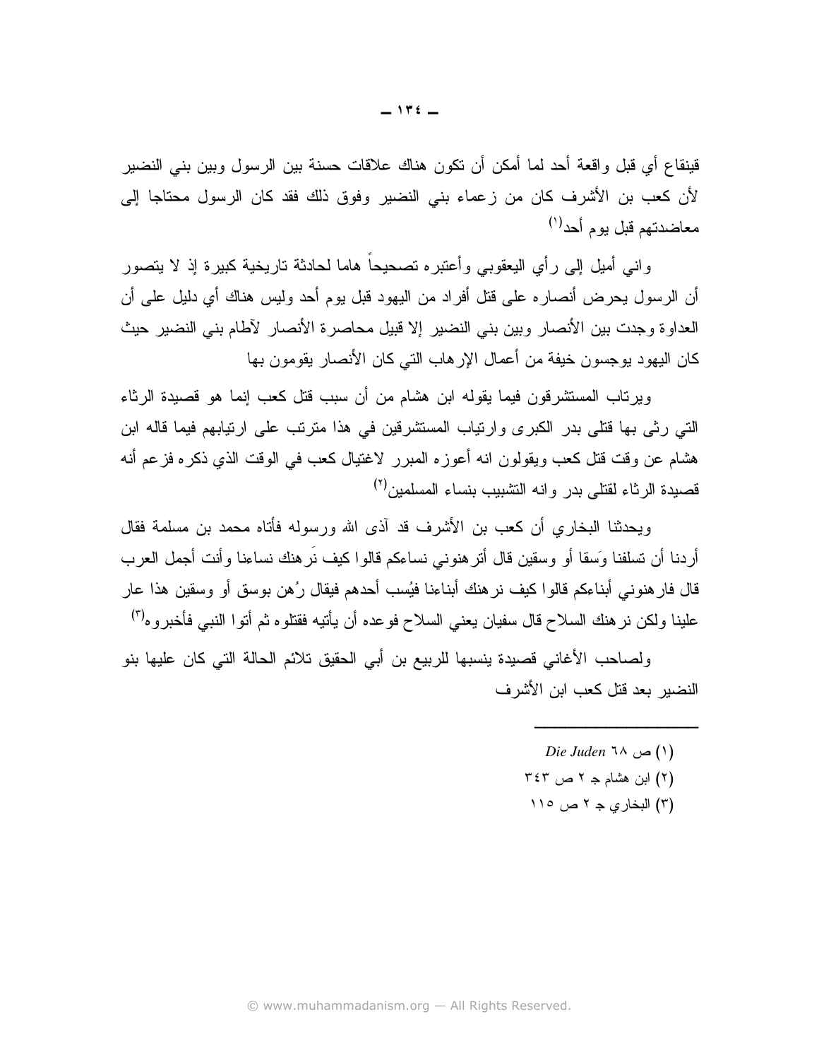قينقاع أي قبل واقعة أحد لما أمكن أن تكون هناك علاقات حسنة بين الرسول وبين بني النضير لأن كعب بن الأشرف كان من زعماء بني النضير وفوق ذلك فقد كان الرسول محتاجا إلى معاضدتهم قبل يوم أحد(١)

واني أميل إلى رأي اليعقوبي وأعتبره تصحيحاً هاما لحادثة تاريخية كبيرة إذ لا يتصور أن الرسول يحرض أنصاره على قتل أفراد من اليهود قبل يوم أحد وليس هناك أي دليل على أن العداوة وجدت بين الأنصار وبين بني النضير إلا قبيل محاصرة الأنصار لآطام بني النضير حيث كان اليهود يوجسون خيفة من أعمال الإرهاب التي كان الأنصار يقومون بها

ويرتاب المستشرقون فيما يقوله ابن هشام من أن سبب قتل كعب إنما هو قصيدة الرثاء التي رثى بها قتلى بدر الكبرى وارتياب المستشرقين في هذا مترتب على ارتيابهم فيما قاله ابن هشام عن وقت قتل كعب ويقولون انه أعوزه المبرر لاغتيال كعب في الوقت الذي ذكره فزعم أنه قصيدة الرثاء لقتلى بدر وانه التشبيب بنساء المسلمين(٢)

ويحدثنا البخاري أن كعب بن الأشرف قد آذى الله ورسوله فأتاه محمد بن مسلمة فقال أردنا أن تسلفنا وَسقا أو وسقين قال أترهنوني نساءكم قالوا كيف نَرهنك نساءنا وأنت أجمل العرب قال فارهنوني أبناءكم قالوا كيف نرهنك أبناءنا فيُسب أحدهم فيقال رُهن بوسق أو وسقين هذا عار علينا ولكن نرهنك السلاح قال سفيان يعني السلاح فوعده أن يأتيه فقتلوه ثم أتوا النبي فأخبروه(٣)

ولصاحب الأغاني قصيدة ينسبها للربيع بن أبي الحقيق تلائم الحالة التي كان عليها بنو النضير بعد قتل كعب ابن الأشرف

---

(١) *Die Juden* ص ٦٨

(٢) ابن هشام جـ ٢ ص ٣٤٣

(٣) البخاري جـ ٢ ص ١١٥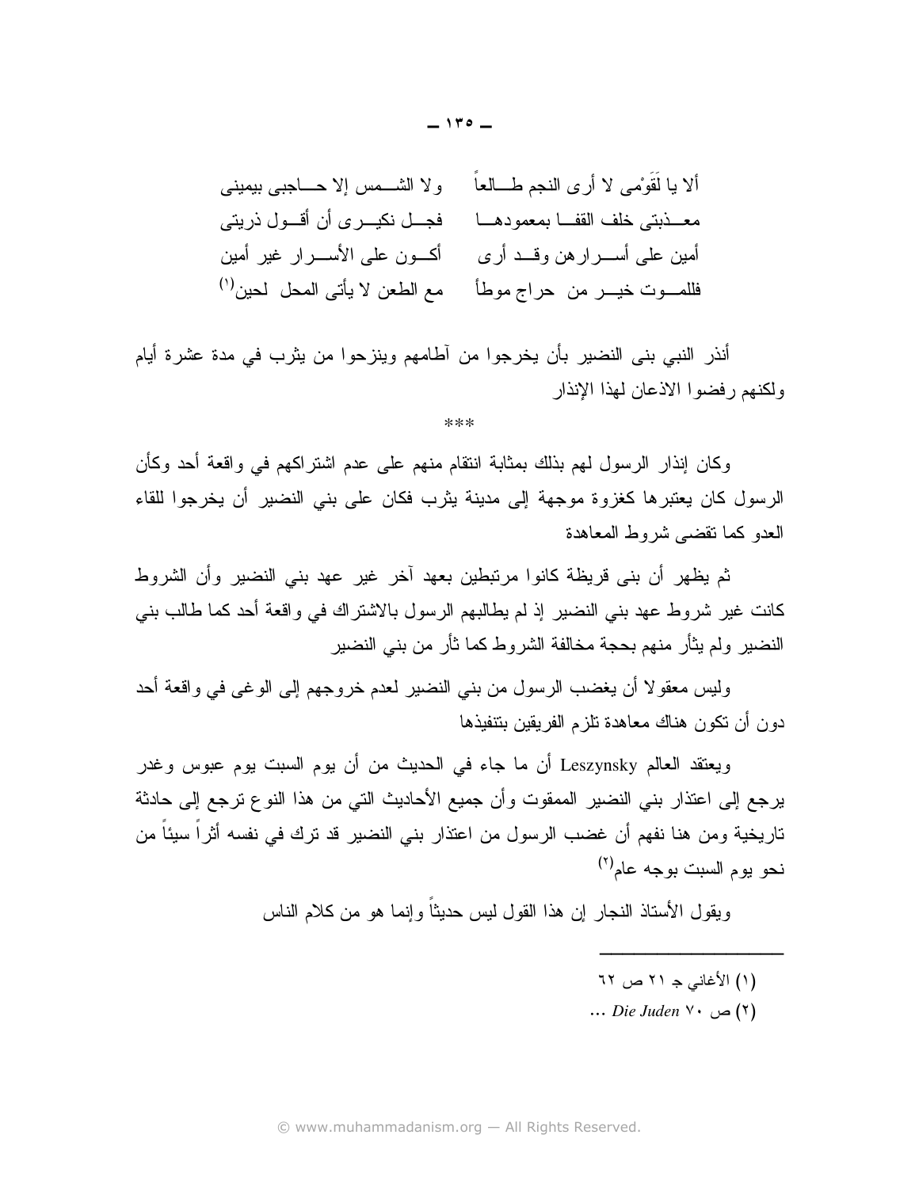ألا يا لَقَوْمي لا أرى النجم طـالعاً　　ولا الشمس إلا حاجبي بيميني

معـذبتي خلف القفا بمعمودها　　فجـل نكيـرى أن أقـول ذريتي

أمين على أسـرارهن وقـد أرى　　أكـون على الأسـرار غير أمين

فللمـوت خيـر من حراج موطأ　　مع الطعن لا يأتي المحل لحين[(١)]

أنذر النبي بنى النضير بأن يخرجوا من آطامهم وينزحوا من يثرب في مدة عشرة أيام ولكنهم رفضوا الاذعان لهذا الإنذار

***

وكان إنذار الرسول لهم بذلك بمثابة انتقام منهم على عدم اشتراكهم في واقعة أحد وكأن الرسول كان يعتبرها كغزوة موجهة إلى مدينة يثرب فكان على بني النضير أن يخرجوا للقاء العدو كما تقضى شروط المعاهدة

ثم يظهر أن بنى قريظة كانوا مرتبطين بعهد آخر غير عهد بني النضير وأن الشروط كانت غير شروط عهد بني النضير إذ لم يطالبهم الرسول بالاشتراك في واقعة أحد كما طالب بني النضير ولم يثأر منهم بحجة مخالفة الشروط كما ثأر من بني النضير

وليس معقولا أن يغضب الرسول من بني النضير لعدم خروجهم إلى الوغى في واقعة أحد دون أن تكون هناك معاهدة تلزم الفريقين بتنفيذها

ويعتقد العالم Leszynsky أن ما جاء في الحديث من أن يوم السبت يوم عبوس وغدر يرجع إلى اعتذار بني النضير الممقوت وأن جميع الأحاديث التي من هذا النوع ترجع إلى حادثة تاريخية ومن هنا نفهم أن غضب الرسول من اعتذار بني النضير قد ترك في نفسه أثراً سيئاً من نحو يوم السبت بوجه عام[(٢)]

ويقول الأستاذ النجار إن هذا القول ليس حديثاً وإنما هو من كلام الناس

---

(١) الأغاني جـ ٢١ ص ٦٢

(٢) ص ٧٠ *Die Juden* ...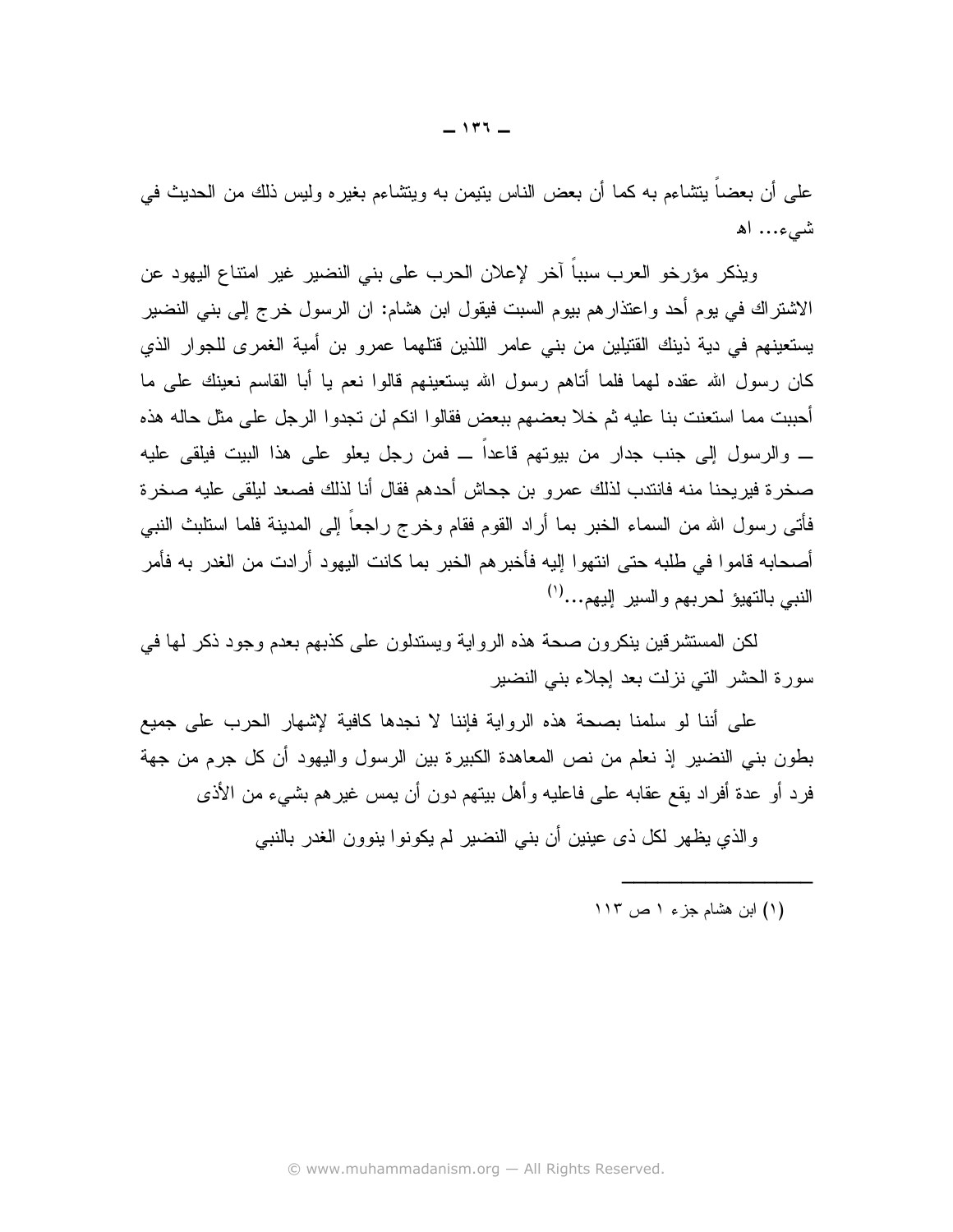على أن بعضاً يتشاءم به كما أن بعض الناس يتيمن به ويتشاءم بغيره وليس ذلك من الحديث في شيء... اهـ

ويذكر مؤرخو العرب سبباً آخر لإعلان الحرب على بني النضير غير امتناع اليهود عن الاشتراك في يوم أحد واعتذارهم بيوم السبت فيقول ابن هشام: ان الرسول خرج إلى بني النضير يستعينهم في دية ذينك القتيلين من بني عامر اللذين قتلهما عمرو بن أمية الغمرى للجوار الذي كان رسول الله عقده لهما فلما أتاهم رسول الله يستعينهم قالوا نعم يا أبا القاسم نعينك على ما أحببت مما استعنت بنا عليه ثم خلا بعضهم ببعض فقالوا انكم لن تجدوا الرجل على مثل حاله هذه ـــ والرسول إلى جنب جدار من بيوتهم قاعداً ـــ فمن رجل يعلو على هذا البيت فيلقى عليه صخرة فيريحنا منه فانتدب لذلك عمرو بن جحاش أحدهم فقال أنا لذلك فصعد ليلقى عليه صخرة فأتى رسول الله من السماء الخبر بما أراد القوم فقام وخرج راجعاً إلى المدينة فلما استلبث النبي أصحابه قاموا في طلبه حتى انتهوا إليه فأخبرهم الخبر بما كانت اليهود أرادت من الغدر به فأمر النبي بالتهيؤ لحربهم والسير إليهم...[1]

لكن المستشرقين ينكرون صحة هذه الرواية ويستدلون على كذبهم بعدم وجود ذكر لها في سورة الحشر التي نزلت بعد إجلاء بني النضير

على أننا لو سلمنا بصحة هذه الرواية فإننا لا نجدها كافية لإشهار الحرب على جميع بطون بني النضير إذ نعلم من نص المعاهدة الكبيرة بين الرسول واليهود أن كل جرم من جهة فرد أو عدة أفراد يقع عقابه على فاعليه وأهل بيتهم دون أن يمس غيرهم بشيء من الأذى

والذي يظهر لكل ذى عينين أن بني النضير لم يكونوا ينوون الغدر بالنبي

---

(١) ابن هشام جزء ١ ص ١١٣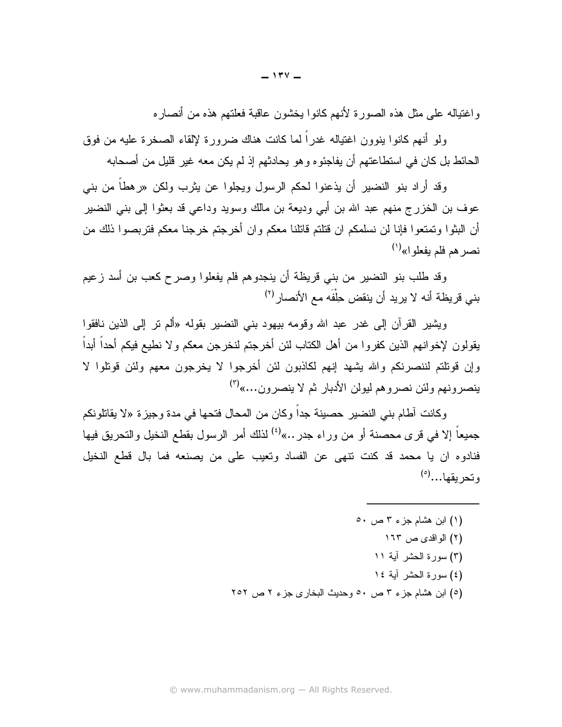واغتياله على مثل هذه الصورة لأنهم كانوا يخشون عاقبة فعلتهم هذه من أنصاره

ولو أنهم كانوا ينوون اغتياله غدراً لما كانت هناك ضرورة لإلقاء الصخرة عليه من فوق الحائط بل كان في استطاعتهم أن يفاجئوه وهو يحادثهم إذ لم يكن معه غير قليل من أصحابه

وقد أراد بنو النضير أن يذعنوا لحكم الرسول ويجلوا عن يثرب ولكن «رهطاً من بني عوف بن الخزرج منهم عبد الله بن أبي وديعة بن مالك وسويد وداعي قد بعثوا إلى بني النضير أن البثوا وتمتعوا فإنا لن نسلمكم ان قتلتم قاتلنا معكم وان أخرجتم خرجنا معكم فتربصوا ذلك من نصرهم فلم يفعلوا»[١]

وقد طلب بنو النضير من بني قريظة أن ينجدوهم فلم يفعلوا وصرح كعب بن أسد زعيم بني قريظة أنه لا يريد أن ينقض حِلْفَه مع الأنصار[٢]

ويشير القرآن إلى غدر عبد الله وقومه بيهود بني النضير بقوله «ألم تر إلى الذين نافقوا يقولون لإخوانهم الذين كفروا من أهل الكتاب لئن أخرجتم لنخرجن معكم ولا نطيع فيكم أحداً أبداً وإن قوتلتم لننصرنكم والله يشهد إنهم لكاذبون لئن أخرجوا لا يخرجون معهم ولئن قوتلوا لا ينصرونهم ولئن نصروهم ليولن الأدبار ثم لا ينصرون...»[٣]

وكانت آطام بني النضير حصينة جداً وكان من المحال فتحها في مدة وجيزة «لا يقاتلونكم جميعاً إلا في قرى محصنة أو من وراء جدر..»[٤] لذلك أمر الرسول بقطع النخيل والتحريق فيها فنادوه ان يا محمد قد كنت تنهى عن الفساد وتعيب على من يصنعه فما بال قطع النخيل وتحريقها...[٥]

---

(١) ابن هشام جزء ٣ ص ٥٠

(٢) الواقدى ص ١٦٣

(٣) سورة الحشر آية ١١

(٤) سورة الحشر آية ١٤

(٥) ابن هشام جزء ٣ ص ٥٠ وحديث البخارى جزء ٢ ص ٢٥٢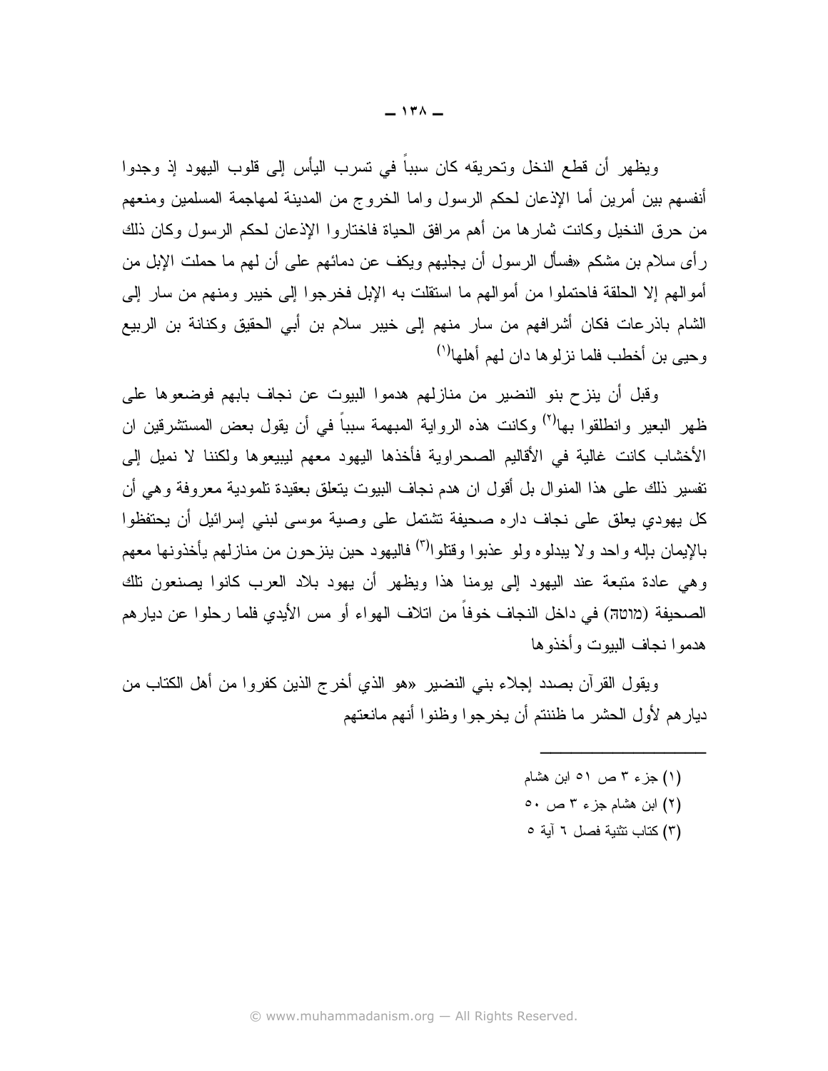ويظهر أن قطع النخل وتحريقه كان سبباً في تسرب اليأس إلى قلوب اليهود إذ وجدوا أنفسهم بين أمرين أما الإذعان لحكم الرسول واما الخروج من المدينة لمهاجمة المسلمين ومنعهم من حرق النخيل وكانت ثمارها من أهم مرافق الحياة فاختاروا الإذعان لحكم الرسول وكان ذلك رأى سلام بن مشكم «فسأل الرسول أن يجليهم ويكف عن دمائهم على أن لهم ما حملت الإبل من أموالهم إلا الحلقة فاحتملوا من أموالهم ما استقلت به الإبل فخرجوا إلى خيبر ومنهم من سار إلى الشام باذرعات فكان أشرافهم من سار منهم إلى خيبر سلام بن أبي الحقيق وكنانة بن الربيع وحيى بن أخطب فلما نزلوها دان لهم أهلها[1]

وقبل أن ينزح بنو النضير من منازلهم هدموا البيوت عن نجاف بابهم فوضعوها على ظهر البعير وانطلقوا بها[2] وكانت هذه الرواية المبهمة سبباً في أن يقول بعض المستشرقين ان الأخشاب كانت غالية في الأقاليم الصحراوية فأخذها اليهود معهم ليبيعوها ولكننا لا نميل إلى تفسير ذلك على هذا المنوال بل أقول ان هدم نجاف البيوت يتعلق بعقيدة تلمودية معروفة وهي أن كل يهودي يعلق على نجاف داره صحيفة تشتمل على وصية موسى لبني إسرائيل أن يحتفظوا بالإيمان بإله واحد ولا يبدلوه ولو عذبوا وقتلوا[3] فاليهود حين ينزحون من منازلهم يأخذونها معهم وهي عادة متبعة عند اليهود إلى يومنا هذا ويظهر أن يهود بلاد العرب كانوا يصنعون تلك الصحيفة (מזוזה) في داخل النجاف خوفاً من اتلاف الهواء أو مس الأيدي فلما رحلوا عن ديارهم هدموا نجاف البيوت وأخذوها

ويقول القرآن بصدد إجلاء بني النضير «هو الذي أخرج الذين كفروا من أهل الكتاب من ديارهم لأول الحشر ما ظننتم أن يخرجوا وظنوا أنهم مانعتهم

---

(١) جزء ٣ ص ٥١ ابن هشام

(٢) ابن هشام جزء ٣ ص ٥٠

(٣) كتاب تثنية فصل ٦ آية ٥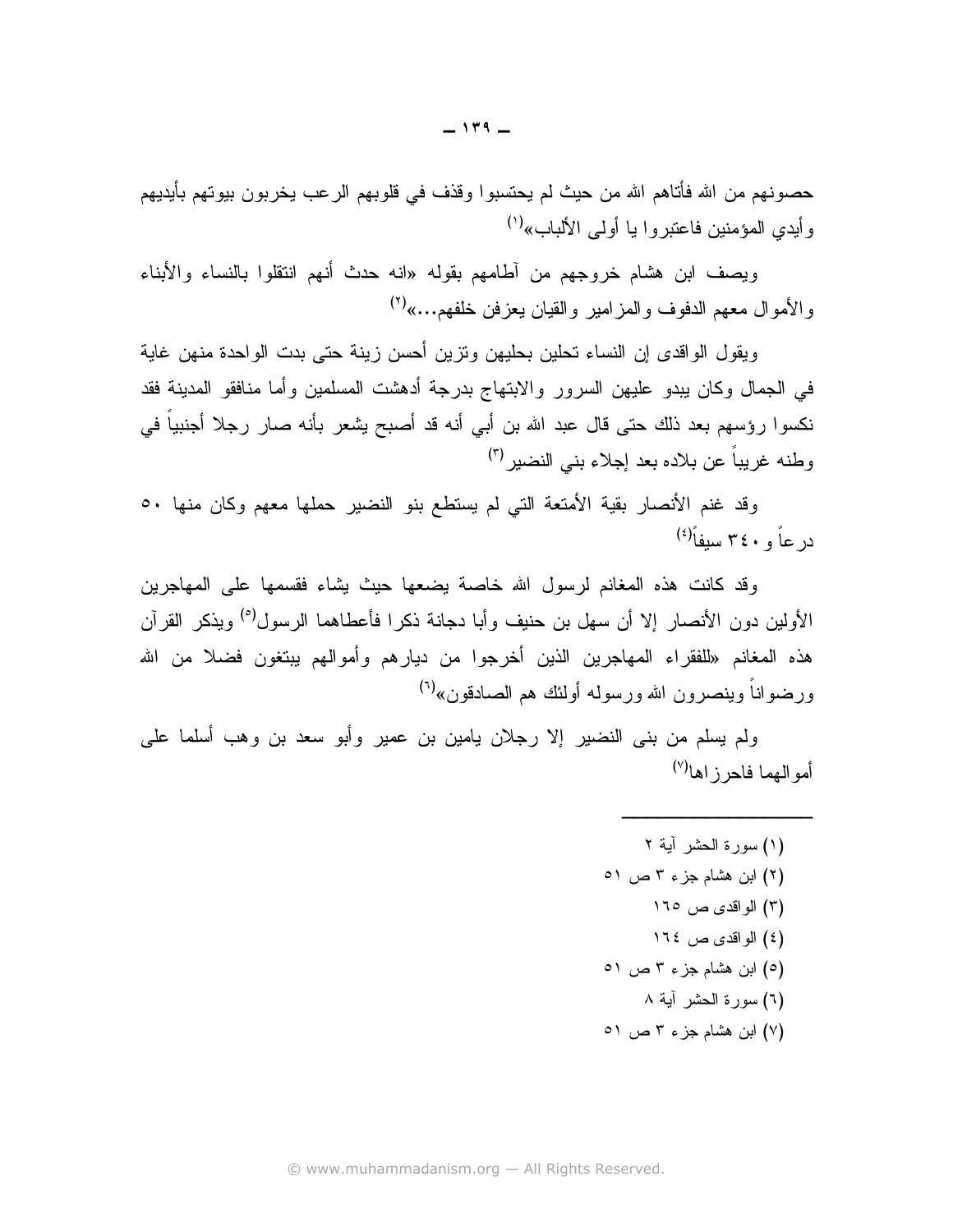حصونهم من الله فأتاهم الله من حيث لم يحتسبوا وقذف في قلوبهم الرعب يخربون بيوتهم بأيديهم وأيدي المؤمنين فاعتبروا يا أولى الألباب»[١]

ويصف ابن هشام خروجهم من آطامهم بقوله «انه حدث أنهم انتقلوا بالنساء والأبناء والأموال معهم الدفوف والمزامير والقيان يعزفن خلفهم...»[٢]

ويقول الواقدى إن النساء تحلين بحليهن وتزين أحسن زينة حتى بدت الواحدة منهن غاية في الجمال وكان يبدو عليهن السرور والابتهاج بدرجة أدهشت المسلمين وأما منافقو المدينة فقد نكسوا رؤسهم بعد ذلك حتى قال عبد الله بن أبي أنه قد أصبح يشعر بأنه صار رجلا أجنبياً في وطنه غريباً عن بلاده بعد إجلاء بني النضير[٣]

وقد غنم الأنصار بقية الأمتعة التي لم يستطع بنو النضير حملها معهم وكان منها ٥٠ درعاً و ٣٤٠ سيفاً[٤]

وقد كانت هذه المغانم لرسول الله خاصة يضعها حيث يشاء فقسمها على المهاجرين الأولين دون الأنصار إلا أن سهل بن حنيف وأبا دجانة ذكرا فأعطاهما الرسول[٥] ويذكر القرآن هذه المغانم «للفقراء المهاجرين الذين أخرجوا من ديارهم وأموالهم يبتغون فضلا من الله ورضواناً وينصرون الله ورسوله أولئك هم الصادقون»[٦]

ولم يسلم من بنى النضير إلا رجلان يامين بن عمير وأبو سعد بن وهب أسلما على أموالهما فاحرزاها[٧]

---

(١) سورة الحشر آية ٢

(٢) ابن هشام جزء ٣ ص ٥١

(٣) الواقدى ص ١٦٥

(٤) الواقدى ص ١٦٤

(٥) ابن هشام جزء ٣ ص ٥١

(٦) سورة الحشر آية ٨

(٧) ابن هشام جزء ٣ ص ٥١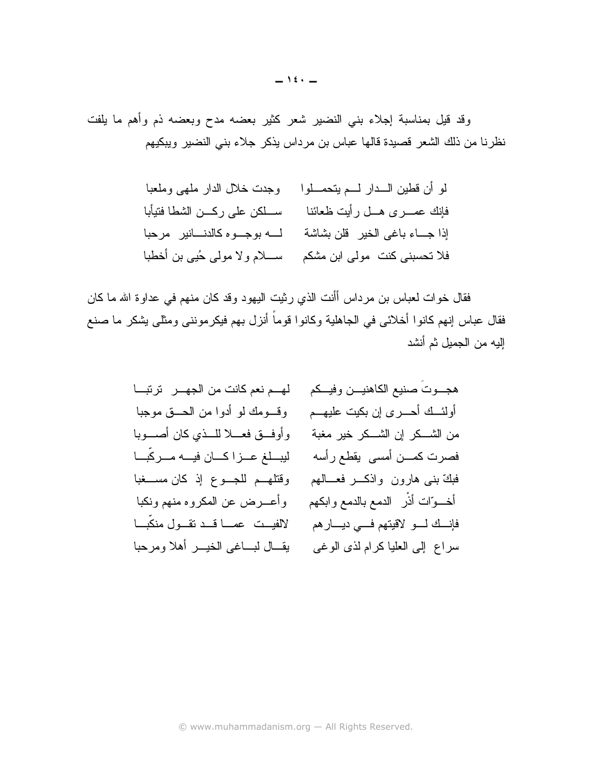وقد قيل بمناسبة إجلاء بني النضير شعر كثير بعضه مدح وبعضه ذم وأهم ما يلفت نظرنا من ذلك الشعر قصيدة قالها عباس بن مرداس يذكر جلاء بني النضير ويبكيهم

لو أن قطين الـــدار لـــم يتحمـــلوا    وجدت خلال الدار ملهى وملعبا
فإنك عمـــرى هـــل رأيت ظعائنا    ســـلكن على ركـــن الشطا فتيأبا
إذا جـــاء باغى الخير قلن بشاشة    لـــه بوجـــوه كالدنـــانير مرحبا
فلا تحسبنى كنت مولى ابن مشكم    ســـلام ولا مولى حُيى بن أخطبا

فقال خوات لعباس بن مرداس أأنت الذي رثيت اليهود وقد كان منهم في عداوة الله ما كان فقال عباس إنهم كانوا أخلائى في الجاهلية وكانوا قوماً أنزل بهم فيكرموننى ومثلى يشكر ما صنع إليه من الجميل ثم أنشد

هجـــوتَ صنيع الكاهنيـــن وفيـــكم    لهـــم نعم كانت من الجهـــر ترتبـــا
أولئـــك أحـــرى إن بكيت عليهـــم    وقـــومك لو أدوا من الحـــق موجبا
من الشـــكر إن الشـــكر خير مغبة    وأوفـــق فعـــلا للـــذي كان أصـــوبا
فصرت كمـــن أمسى يقطع رأسه    ليبـــلغ عـــزا كـــان فيـــه مـــركّبـــا
فبكّ بنى هارون واذكـــر فعـــالهم    وقتلهـــم للجـــوع إذ كان مســـغبا
أخـــوّات أذْر الدمع بالدمع وابكهم    وأعـــرض عن المكروه منهم ونكبا
فإنـــك لـــو لاقيتهم فـــي ديـــارهم    لالفيـــت عمـــا قـــد تقـــول منكّبـــا
سراع إلى العليا كرام لذى الوغى    يقـــال لبـــاغى الخيـــر أهلا ومرحبا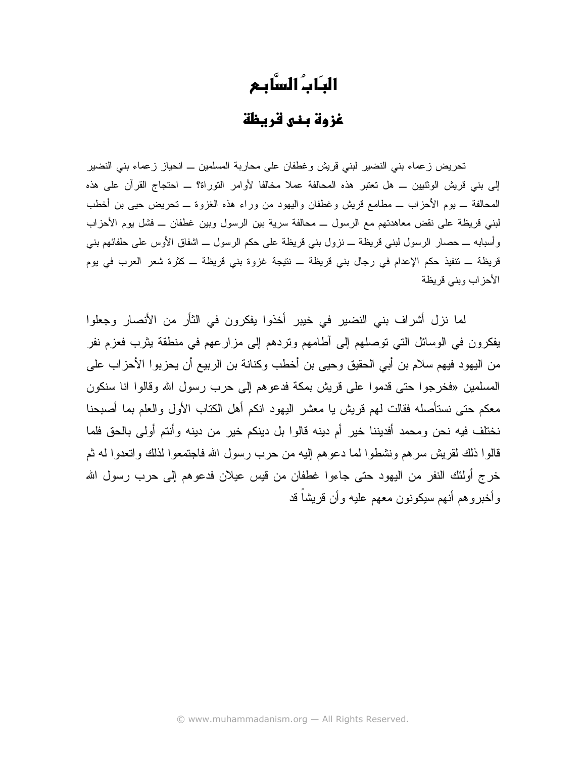# البَابُ السَّابع

## غزوة بنى قريظة

تحريض زعماء بني النضير لبني قريش وغطفان على محاربة المسلمين ــ انحياز زعماء بني النضير إلى بني قريش الوثنيين ــ هل تعتبر هذه المحالفة عملا مخالفا لأوامر التوراة؟ ــ احتجاج القرآن على هذه المحالفة ــ يوم الأحزاب ــ مطامع قريش وغطفان واليهود من وراء هذه الغزوة ــ تحريض حيى بن أخطب لبني قريظة على نقض معاهدتهم مع الرسول ــ محالفة سرية بين الرسول وبين غطفان ــ فشل يوم الأحزاب وأسبابه ــ حصار الرسول لبني قريظة ــ نزول بني قريظة على حكم الرسول ــ اشفاق الأوس على حلفائهم بني قريظة ــ تنفيذ حكم الإعدام في رجال بني قريظة ــ نتيجة غزوة بني قريظة ــ كثرة شعر العرب في يوم الأحزاب وبني قريظة

لما نزل أشراف بني النضير في خيبر أخذوا يفكرون في الثأر من الأنصار وجعلوا يفكرون في الوسائل التي توصلهم إلى آطامهم وتردهم إلى مزارعهم في منطقة يثرب فعزم نفر من اليهود فيهم سلام بن أبي الحقيق وحيى بن أخطب وكنانة بن الربيع أن يحزبوا الأحزاب على المسلمين «فخرجوا حتى قدموا على قريش بمكة فدعوهم إلى حرب رسول الله وقالوا انا سنكون معكم حتى نستأصله فقالت لهم قريش يا معشر اليهود انكم أهل الكتاب الأول والعلم بما أصبحنا نختلف فيه نحن ومحمد أفديننا خير أم دينه قالوا بل دينكم خير من دينه وأنتم أولى بالحق فلما قالوا ذلك لقريش سرهم ونشطوا لما دعوهم إليه من حرب رسول الله فاجتمعوا لذلك واتعدوا له ثم خرج أولئك النفر من اليهود حتى جاءوا غطفان من قيس عيلان فدعوهم إلى حرب رسول الله وأخبروهم أنهم سيكونون معهم عليه وأن قريشاً قد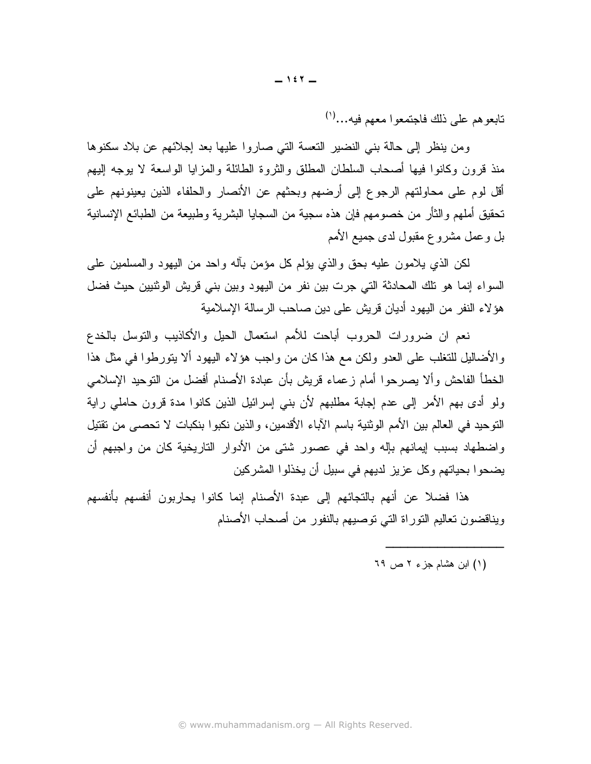تابعوهم على ذلك فاجتمعوا معهم فيه...[1]

ومن ينظر إلى حالة بني النضير التعسة التي صاروا عليها بعد إجلائهم عن بلاد سكنوها منذ قرون وكانوا فيها أصحاب السلطان المطلق والثروة الطائلة والمزايا الواسعة لا يوجه إليهم أقل لوم على محاولتهم الرجوع إلى أرضهم وبحثهم عن الأنصار والحلفاء الذين يعينونهم على تحقيق أملهم والثأر من خصومهم فإن هذه سجية من السجايا البشرية وطبيعة من الطبائع الإنسانية بل وعمل مشروع مقبول لدى جميع الأمم

لكن الذي يلامون عليه بحق والذي يؤلم كل مؤمن بآله واحد من اليهود والمسلمين على السواء إنما هو تلك المحادثة التي جرت بين نفر من اليهود وبين بني قريش الوثنيين حيث فضل هؤلاء النفر من اليهود أديان قريش على دين صاحب الرسالة الإسلامية

نعم ان ضرورات الحروب أباحت للأمم استعمال الحيل والأكاذيب والتوسل بالخدع والأضاليل للتغلب على العدو ولكن مع هذا كان من واجب هؤلاء اليهود ألا يتورطوا في مثل هذا الخطأ الفاحش وألا يصرحوا أمام زعماء قريش بأن عبادة الأصنام أفضل من التوحيد الإسلامي ولو أدى بهم الأمر إلى عدم إجابة مطلبهم لأن بني إسرائيل الذين كانوا مدة قرون حاملي راية التوحيد في العالم بين الأمم الوثنية باسم الآباء الأقدمين، والذين نكبوا بنكبات لا تحصى من تقتيل واضطهاد بسبب إيمانهم بإله واحد في عصور شتى من الأدوار التاريخية كان من واجبهم أن يضحوا بحياتهم وكل عزيز لديهم في سبيل أن يخذلوا المشركين

هذا فضلا عن أنهم بالتجائهم إلى عبدة الأصنام إنما كانوا يحاربون أنفسهم بأنفسهم ويناقضون تعاليم التوراة التي توصيهم بالنفور من أصحاب الأصنام

---

(١) ابن هشام جزء ٢ ص ٦٩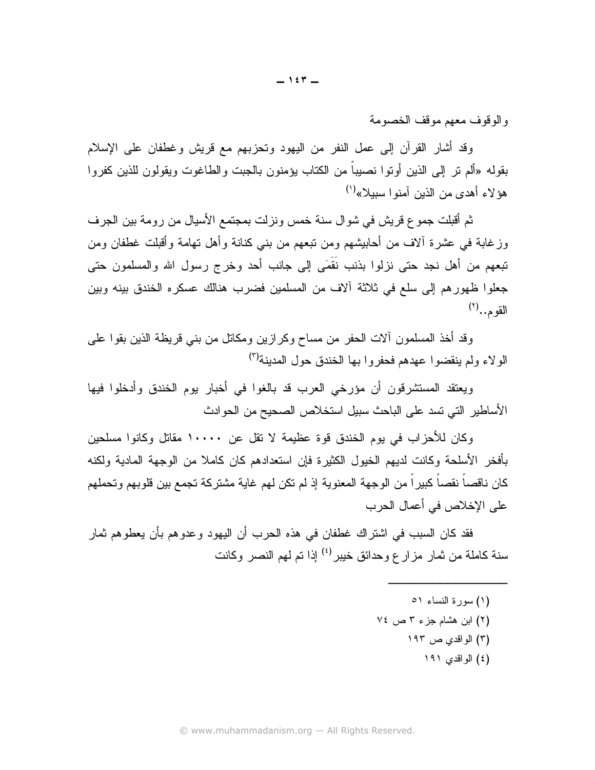والوقوف معهم موقف الخصومة

وقد أشار القرآن إلى عمل النفر من اليهود وتحزبهم مع قريش وغطفان على الإسلام بقوله «ألم تر إلى الذين أوتوا نصيباً من الكتاب يؤمنون بالجبت والطاغوت ويقولون للذين كفروا هؤلاء أهدى من الذين آمنوا سبيلا»[1]

ثم أقبلت جموع قريش في شوال سنة خمس ونزلت بمجتمع الأسيال من رومة بين الجرف وزغابة في عشرة آلاف من أحابيشهم ومن تبعهم من بني كنانة وأهل تهامة وأقبلت غطفان ومن تبعهم من أهل نجد حتى نزلوا بذنب نَقَمَى إلى جانب أحد وخرج رسول الله والمسلمون حتى جعلوا ظهورهم إلى سلع في ثلاثة آلاف من المسلمين فضرب هنالك عسكره الخندق بينه وبين القوم..[2]

وقد أخذ المسلمون آلات الحفر من مساح وكرازين ومكاتل من بني قريظة الذين بقوا على الولاء ولم ينقضوا عهدهم فحفروا بها الخندق حول المدينة[3]

ويعتقد المستشرقون أن مؤرخي العرب قد بالغوا في أخبار يوم الخندق وأدخلوا فيها الأساطير التي تسد على الباحث سبيل استخلاص الصحيح من الحوادث

وكان للأحزاب في يوم الخندق قوة عظيمة لا تقل عن ١٠٠٠٠ مقاتل وكانوا مسلحين بأفخر الأسلحة وكانت لديهم الخيول الكثيرة فإن استعدادهم كان كاملا من الوجهة المادية ولكنه كان ناقصاً نقصاً كبيراً من الوجهة المعنوية إذ لم تكن لهم غاية مشتركة تجمع بين قلوبهم وتحملهم على الإخلاص في أعمال الحرب

فقد كان السبب في اشتراك غطفان في هذه الحرب أن اليهود وعدوهم بأن يعطوهم ثمار سنة كاملة من ثمار مزارع وحدائق خيبر[4] إذا تم لهم النصر وكانت

---

(١) سورة النساء ٥١

(٢) ابن هشام جزء ٣ ص ٧٤

(٣) الواقدي ص ١٩٣

(٤) الواقدي ١٩١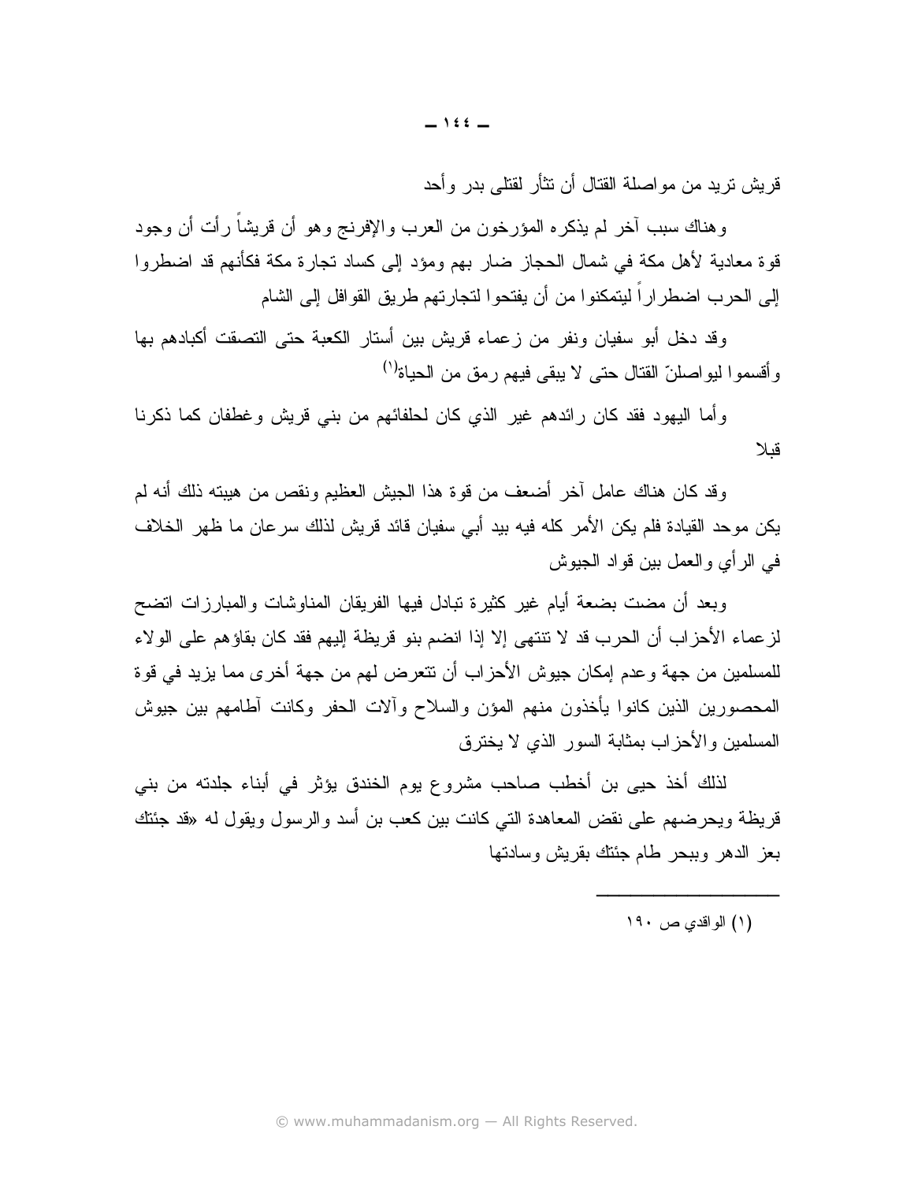قريش تريد من مواصلة القتال أن تثأر لقتلى بدر وأحد

وهناك سبب آخر لم يذكره المؤرخون من العرب والإفرنج وهو أن قريشاً رأت أن وجود قوة معادية لأهل مكة في شمال الحجاز ضار بهم ومؤد إلى كساد تجارة مكة فكأنهم قد اضطروا إلى الحرب اضطراراً ليتمكنوا من أن يفتحوا لتجارتهم طريق القوافل إلى الشام

وقد دخل أبو سفيان ونفر من زعماء قريش بين أستار الكعبة حتى التصقت أكبادهم بها وأقسموا ليواصلنّ القتال حتى لا يبقى فيهم رمق من الحياة[1]

وأما اليهود فقد كان رائدهم غير الذي كان لحلفائهم من بني قريش وغطفان كما ذكرنا قبلا

وقد كان هناك عامل آخر أضعف من قوة هذا الجيش العظيم ونقص من هيبته ذلك أنه لم يكن موحد القيادة فلم يكن الأمر كله فيه بيد أبي سفيان قائد قريش لذلك سرعان ما ظهر الخلاف في الرأي والعمل بين قواد الجيوش

وبعد أن مضت بضعة أيام غير كثيرة تبادل فيها الفريقان المناوشات والمبارزات اتضح لزعماء الأحزاب أن الحرب قد لا تنتهي إلا إذا انضم بنو قريظة إليهم فقد كان بقاؤهم على الولاء للمسلمين من جهة وعدم إمكان جيوش الأحزاب أن تتعرض لهم من جهة أخرى مما يزيد في قوة المحصورين الذين كانوا يأخذون منهم المؤن والسلاح وآلات الحفر وكانت آطامهم بين جيوش المسلمين والأحزاب بمثابة السور الذي لا يخترق

لذلك أخذ حيي بن أخطب صاحب مشروع يوم الخندق يؤثر في أبناء جلدته من بني قريظة ويحرضهم على نقض المعاهدة التي كانت بين كعب بن أسد والرسول ويقول له «قد جئتك بعز الدهر وببحر طام جئتك بقريش وسادتها

---

(١) الواقدي ص ١٩٠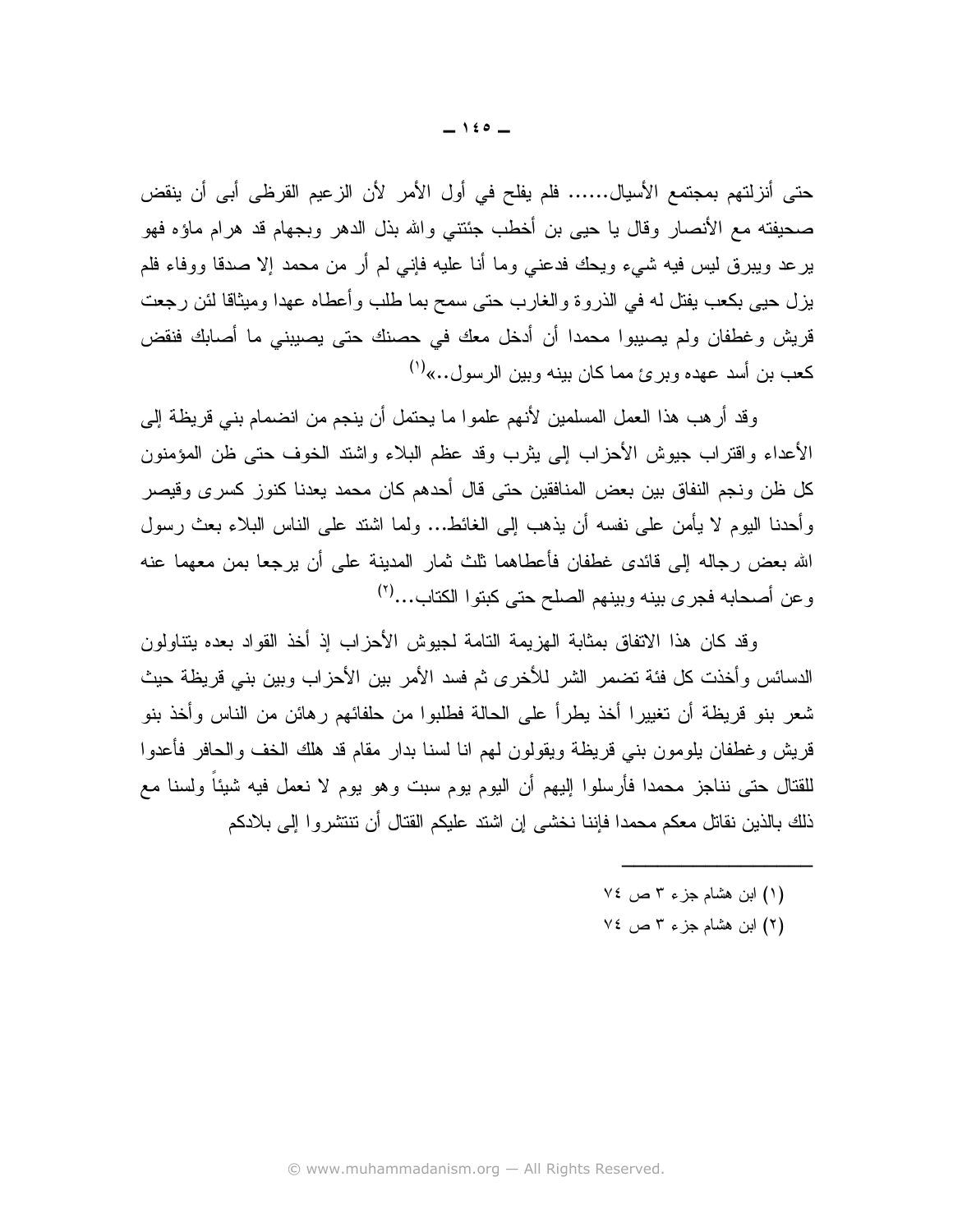حتى أنزلتهم بمجتمع الأسيال...... فلم يفلح في أول الأمر لأن الزعيم القرظى أبى أن ينقض صحيفته مع الأنصار وقال يا حيى بن أخطب جئتني والله بذل الدهر وبجهام قد هرام ماؤه فهو يرعد ويبرق ليس فيه شيء ويحك فدعني وما أنا عليه فإني لم أر من محمد إلا صدقا ووفاء فلم يزل حيى بكعب يفتل له في الذروة والغارب حتى سمح بما طلب وأعطاه عهدا وميثاقا لئن رجعت قريش وغطفان ولم يصيبوا محمدا أن أدخل معك في حصنك حتى يصيبني ما أصابك فنقض كعب بن أسد عهده وبرئ مما كان بينه وبين الرسول..»[١]

وقد أرهب هذا العمل المسلمين لأنهم علموا ما يحتمل أن ينجم من انضمام بني قريظة إلى الأعداء واقتراب جيوش الأحزاب إلى يثرب وقد عظم البلاء واشتد الخوف حتى ظن المؤمنون كل ظن ونجم النفاق بين بعض المنافقين حتى قال أحدهم كان محمد يعدنا كنوز كسرى وقيصر وأحدنا اليوم لا يأمن على نفسه أن يذهب إلى الغائط... ولما اشتد على الناس البلاء بعث رسول الله بعض رجاله إلى قائدى غطفان فأعطاهما ثلث ثمار المدينة على أن يرجعا بمن معهما عنه وعن أصحابه فجرى بينه وبينهم الصلح حتى كبتوا الكتاب...[٢]

وقد كان هذا الاتفاق بمثابة الهزيمة التامة لجيوش الأحزاب إذ أخذ القواد بعده يتناولون الدسائس وأخذت كل فئة تضمر الشر للأخرى ثم فسد الأمر بين الأحزاب وبين بني قريظة حيث شعر بنو قريظة أن تغييرا أخذ يطرأ على الحالة فطلبوا من حلفائهم رهائن من الناس وأخذ بنو قريش وغطفان يلومون بني قريظة ويقولون لهم انا لسنا بدار مقام قد هلك الخف والحافر فأعدوا للقتال حتى نناجز محمدا فأرسلوا إليهم أن اليوم يوم سبت وهو يوم لا نعمل فيه شيئاً ولسنا مع ذلك بالذين نقاتل معكم محمدا فإننا نخشى إن اشتد عليكم القتال أن تنتشروا إلى بلادكم

---

(١) ابن هشام جزء ٣ ص ٧٤

(٢) ابن هشام جزء ٣ ص ٧٤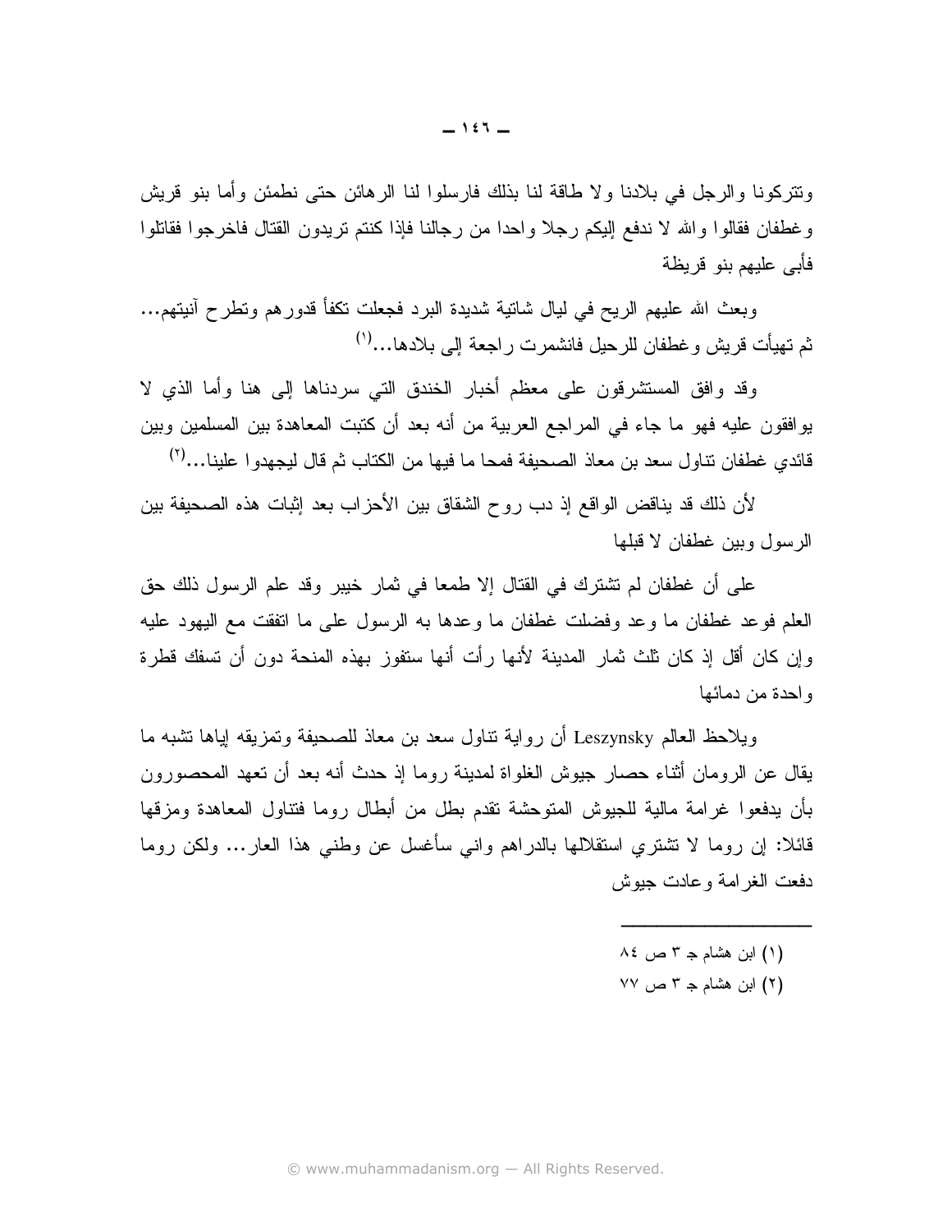وتتركونا والرجل في بلادنا ولا طاقة لنا بذلك فارسلوا لنا الرهائن حتى نطمئن وأما بنو قريش وغطفان فقالوا والله لا ندفع إليكم رجلا واحدا من رجالنا فإذا كنتم تريدون القتال فاخرجوا فقاتلوا فأبى عليهم بنو قريظة

وبعث الله عليهم الريح في ليال شاتية شديدة البرد فجعلت تكفأ قدورهم وتطرح آنيتهم... ثم تهيأت قريش وغطفان للرحيل فانشمرت راجعة إلى بلادها...[1]

وقد وافق المستشرقون على معظم أخبار الخندق التي سردناها إلى هنا وأما الذي لا يوافقون عليه فهو ما جاء في المراجع العربية من أنه بعد أن كتبت المعاهدة بين المسلمين وبين قائدي غطفان تناول سعد بن معاذ الصحيفة فمحا ما فيها من الكتاب ثم قال ليجهدوا علينا...[2]

لأن ذلك قد يناقض الواقع إذ دب روح الشقاق بين الأحزاب بعد إثبات هذه الصحيفة بين الرسول وبين غطفان لا قبلها

على أن غطفان لم تشترك في القتال إلا طمعا في ثمار خيبر وقد علم الرسول ذلك حق العلم فوعد غطفان ما وعد وفضلت غطفان ما وعدها به الرسول على ما اتفقت مع اليهود عليه وإن كان أقل إذ كان ثلث ثمار المدينة لأنها رأت أنها ستفوز بهذه المنحة دون أن تسفك قطرة واحدة من دمائها

ويلاحظ العالم Leszynsky أن رواية تناول سعد بن معاذ للصحيفة وتمزيقه إياها تشبه ما يقال عن الرومان أثناء حصار جيوش الغلواة لمدينة روما إذ حدث أنه بعد أن تعهد المحصورون بأن يدفعوا غرامة مالية للجيوش المتوحشة تقدم بطل من أبطال روما فتناول المعاهدة ومزقها قائلا: إن روما لا تشتري استقلالها بالدراهم واني سأغسل عن وطني هذا العار... ولكن روما دفعت الغرامة وعادت جيوش

---

(١) ابن هشام جـ ٣ ص ٨٤

(٢) ابن هشام جـ ٣ ص ٧٧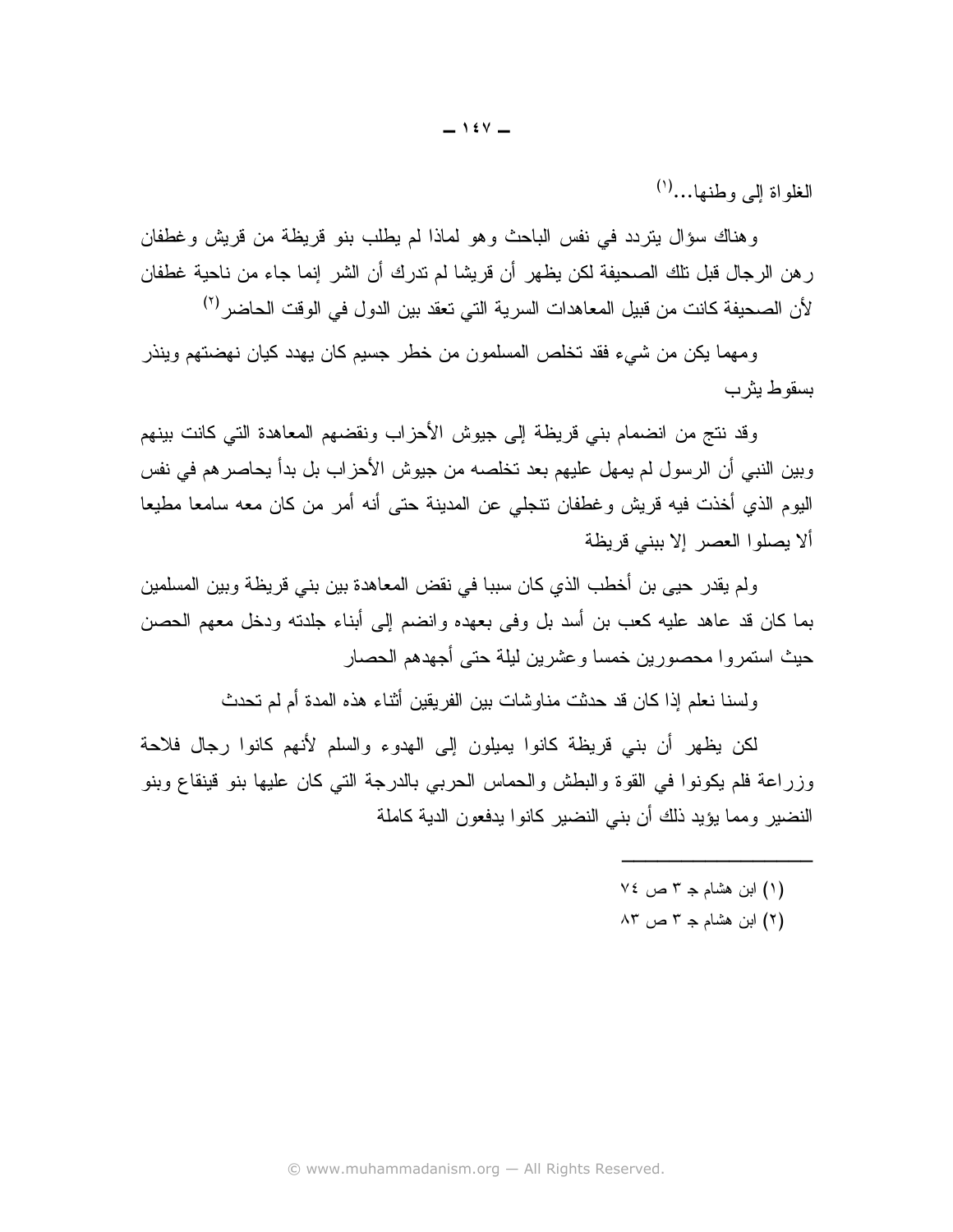الغلواة إلى وطنها...[١]

وهناك سؤال يتردد في نفس الباحث وهو لماذا لم يطلب بنو قريظة من قريش وغطفان رهن الرجال قبل تلك الصحيفة لكن يظهر أن قريشا لم تدرك أن الشر إنما جاء من ناحية غطفان لأن الصحيفة كانت من قبيل المعاهدات السرية التي تعقد بين الدول في الوقت الحاضر[٢]

ومهما يكن من شيء فقد تخلص المسلمون من خطر جسيم كان يهدد كيان نهضتهم وينذر بسقوط يثرب

وقد نتج من انضمام بني قريظة إلى جيوش الأحزاب ونقضهم المعاهدة التي كانت بينهم وبين النبي أن الرسول لم يمهل عليهم بعد تخلصه من جيوش الأحزاب بل بدأ يحاصرهم في نفس اليوم الذي أخذت فيه قريش وغطفان تنجلي عن المدينة حتى أنه أمر من كان معه سامعا مطيعا ألا يصلوا العصر إلا ببني قريظة

ولم يقدر حيى بن أخطب الذي كان سببا في نقض المعاهدة بين بني قريظة وبين المسلمين بما كان قد عاهد عليه كعب بن أسد بل وفى بعهده وانضم إلى أبناء جلدته ودخل معهم الحصن حيث استمروا محصورين خمسا وعشرين ليلة حتى أجهدهم الحصار

ولسنا نعلم إذا كان قد حدثت مناوشات بين الفريقين أثناء هذه المدة أم لم تحدث

لكن يظهر أن بني قريظة كانوا يميلون إلى الهدوء والسلم لأنهم كانوا رجال فلاحة وزراعة فلم يكونوا في القوة والبطش والحماس الحربي بالدرجة التي كان عليها بنو قينقاع وبنو النضير ومما يؤيد ذلك أن بني النضير كانوا يدفعون الدية كاملة

---

(١) ابن هشام جـ ٣ ص ٧٤

(٢) ابن هشام جـ ٣ ص ٨٣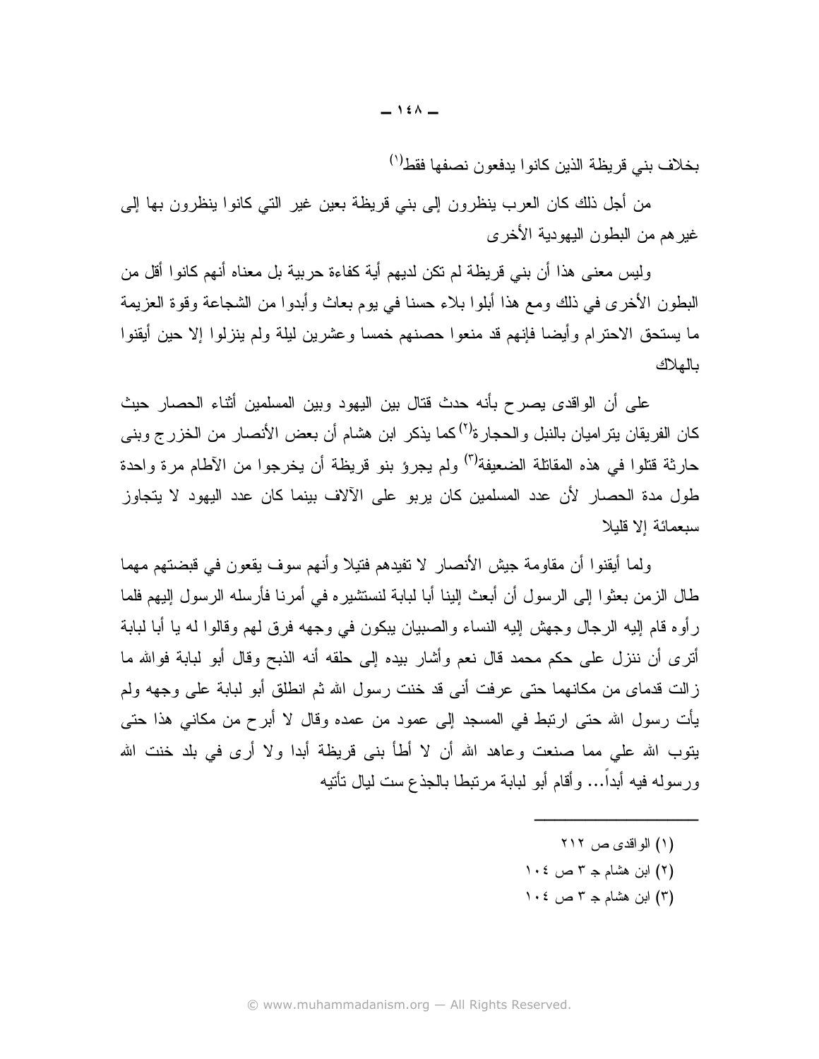بخلاف بني قريظة الذين كانوا يدفعون نصفها فقط[1]

من أجل ذلك كان العرب ينظرون إلى بني قريظة بعين غير التي كانوا ينظرون بها إلى غيرهم من البطون اليهودية الأخرى

وليس معنى هذا أن بني قريظة لم تكن لديهم أية كفاءة حربية بل معناه أنهم كانوا أقل من البطون الأخرى في ذلك ومع هذا أبلوا بلاء حسنا في يوم بعاث وأبدوا من الشجاعة وقوة العزيمة ما يستحق الاحترام وأيضا فإنهم قد منعوا حصنهم خمسا وعشرين ليلة ولم ينزلوا إلا حين أيقنوا بالهلاك

على أن الواقدى يصرح بأنه حدث قتال بين اليهود وبين المسلمين أثناء الحصار حيث كان الفريقان يترامیان بالنبل والحجارة[2] كما يذكر ابن هشام أن بعض الأنصار من الخزرج وبنى حارثة قتلوا في هذه المقاتلة الضعيفة[3] ولم يجرؤ بنو قريظة أن يخرجوا من الآطام مرة واحدة طول مدة الحصار لأن عدد المسلمين كان يربو على الآلاف بينما كان عدد اليهود لا يتجاوز سبعمائة إلا قليلا

ولما أيقنوا أن مقاومة جيش الأنصار لا تفيدهم فتيلا وأنهم سوف يقعون في قبضتهم مهما طال الزمن بعثوا إلى الرسول أن أبعث إلينا أبا لبابة لنستشيره في أمرنا فأرسله الرسول إليهم فلما رأوه قام إليه الرجال وجهش إليه النساء والصبيان يبكون في وجهه فرق لهم وقالوا له يا أبا لبابة أترى أن ننزل على حكم محمد قال نعم وأشار بيده إلى حلقه أنه الذبح وقال أبو لبابة فوالله ما زالت قدماى من مكانهما حتى عرفت أنى قد خنت رسول الله ثم انطلق أبو لبابة على وجهه ولم يأت رسول الله حتى ارتبط في المسجد إلى عمود من عمده وقال لا أبرح من مكاني هذا حتى يتوب الله علي مما صنعت وعاهد الله أن لا أطأ بنى قريظة أبدا ولا أرى في بلد خنت الله ورسوله فيه أبداً... وأقام أبو لبابة مرتبطا بالجذع ست ليال تأتيه

---

(١) الواقدى ص ٢١٢
(٢) ابن هشام جـ ٣ ص ١٠٤
(٣) ابن هشام جـ ٣ ص ١٠٤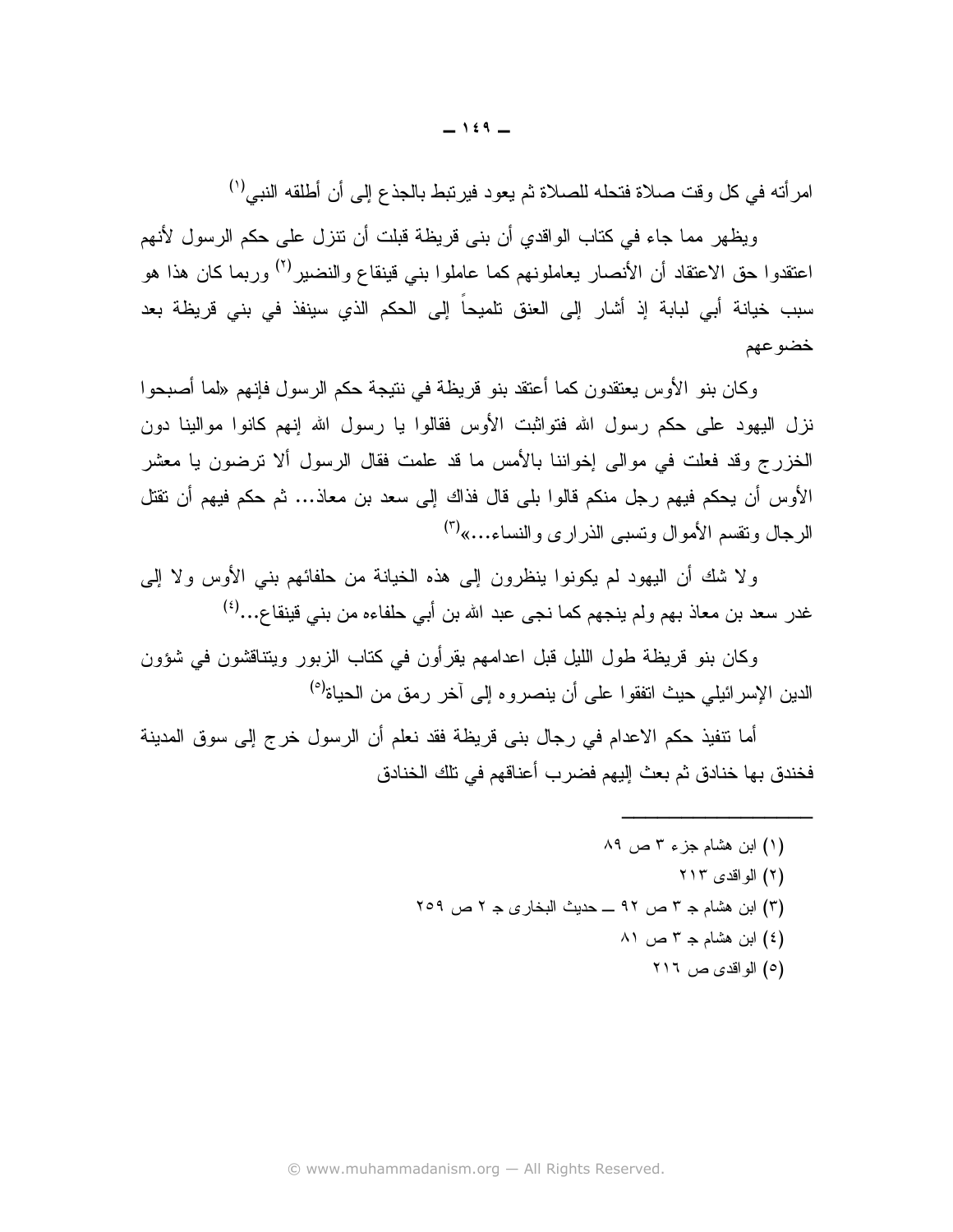امرأته في كل وقت صلاة فتحله للصلاة ثم يعود فيرتبط بالجذع إلى أن أطلقه النبي[١]

ويظهر مما جاء في كتاب الواقدي أن بنى قريظة قبلت أن تنزل على حكم الرسول لأنهم اعتقدوا حق الاعتقاد أن الأنصار يعاملونهم كما عاملوا بني قينقاع والنضير[٢] وربما كان هذا هو سبب خيانة أبي لبابة إذ أشار إلى العنق تلميحاً إلى الحكم الذي سينفذ في بني قريظة بعد خضوعهم

وكان بنو الأوس يعتقدون كما أعتقد بنو قريظة في نتيجة حكم الرسول فإنهم «لما أصبحوا نزل اليهود على حكم رسول الله فتواثبت الأوس فقالوا يا رسول الله إنهم كانوا موالينا دون الخزرج وقد فعلت في موالى إخواننا بالأمس ما قد علمت فقال الرسول ألا ترضون يا معشر الأوس أن يحكم فيهم رجل منكم قالوا بلى قال فذاك إلى سعد بن معاذ... ثم حكم فيهم أن تقتل الرجال وتقسم الأموال وتسبى الذرارى والنساء...»[٣]

ولا شك أن اليهود لم يكونوا ينظرون إلى هذه الخيانة من حلفائهم بني الأوس ولا إلى غدر سعد بن معاذ بهم ولم ينجهم كما نجى عبد الله بن أبي حلفاءه من بني قينقاع...[٤]

وكان بنو قريظة طول الليل قبل اعدامهم يقرأون في كتاب الزبور ويتناقشون في شؤون الدين الإسرائيلي حيث اتفقوا على أن ينصروه إلى آخر رمق من الحياة[٥]

أما تنفيذ حكم الاعدام في رجال بنى قريظة فقد نعلم أن الرسول خرج إلى سوق المدينة فخندق بها خنادق ثم بعث إليهم فضرب أعناقهم في تلك الخنادق

---

(١) ابن هشام جزء ٣ ص ٨٩

(٢) الواقدى ٢١٣

(٣) ابن هشام جـ ٣ ص ٩٢ ــ حديث البخارى جـ ٢ ص ٢٥٩

(٤) ابن هشام جـ ٣ ص ٨١

(٥) الواقدى ص ٢١٦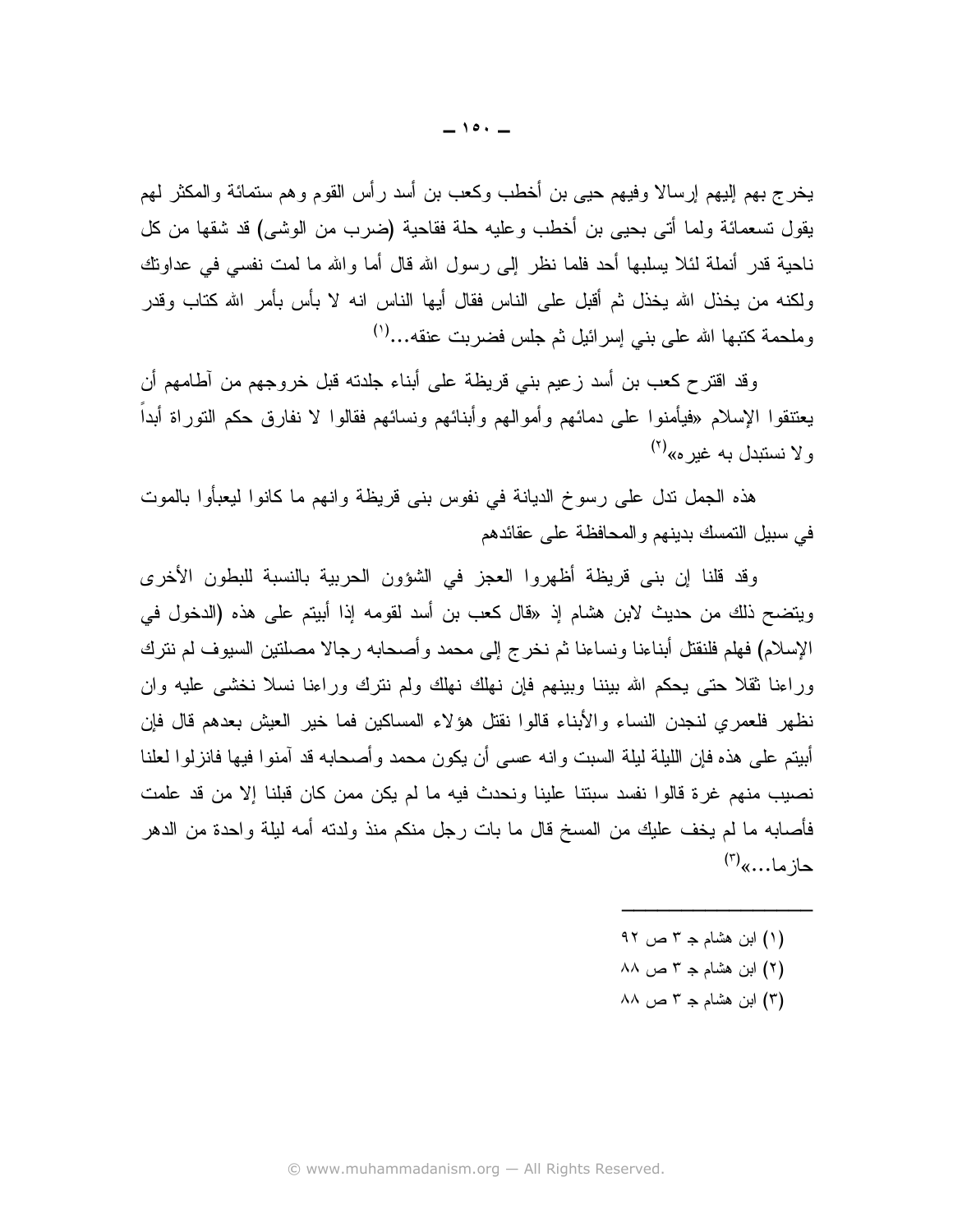يخرج بهم إليهم إرسالا وفيهم حيى بن أخطب وكعب بن أسد رأس القوم وهم ستمائة والمكثر لهم يقول تسعمائة ولما أتى بحيى بن أخطب وعليه حلة فقاحية (ضرب من الوشى) قد شقها من كل ناحية قدر أنملة لئلا يسلبها أحد فلما نظر إلى رسول الله قال أما والله ما لمت نفسي في عداوتك ولكنه من يخذل الله يخذل ثم أقبل على الناس فقال أيها الناس انه لا بأس بأمر الله كتاب وقدر وملحمة كتبها الله على بني إسرائيل ثم جلس فضربت عنقه...[١]

وقد اقترح كعب بن أسد زعيم بني قريظة على أبناء جلدته قبل خروجهم من آطامهم أن يعتنقوا الإسلام «فيأمنوا على دمائهم وأموالهم وأبنائهم ونسائهم فقالوا لا نفارق حكم التوراة أبداً ولا نستبدل به غيره»[٢]

هذه الجمل تدل على رسوخ الديانة في نفوس بنى قريظة وانهم ما كانوا ليعبأوا بالموت في سبيل التمسك بدينهم والمحافظة على عقائدهم

وقد قلنا إن بنى قريظة أظهروا العجز في الشؤون الحربية بالنسبة للبطون الأخرى ويتضح ذلك من حديث لابن هشام إذ «قال كعب بن أسد لقومه إذا أبيتم على هذه (الدخول في الإسلام) فهلم فلنقتل أبناءنا ونساءنا ثم نخرج إلى محمد وأصحابه رجالا مصلتين السيوف لم نترك وراءنا ثقلا حتى يحكم الله بيننا وبينهم فإن نهلك نهلك ولم نترك وراءنا نسلا نخشى عليه وان نظهر فلعمري لنجدن النساء والأبناء قالوا نقتل هؤلاء المساكين فما خير العيش بعدهم قال فإن أبيتم على هذه فإن الليلة ليلة السبت وانه عسى أن يكون محمد وأصحابه قد آمنوا فيها فانزلوا لعلنا نصيب منهم غرة قالوا نفسد سبتنا علينا ونحدث فيه ما لم يكن ممن كان قبلنا إلا من قد علمت فأصابه ما لم يخف عليك من المسخ قال ما بات رجل منكم منذ ولدته أمه ليلة واحدة من الدهر حازما...»[٣]

---

(١) ابن هشام جـ ٣ ص ٩٢

(٢) ابن هشام جـ ٣ ص ٨٨

(٣) ابن هشام جـ ٣ ص ٨٨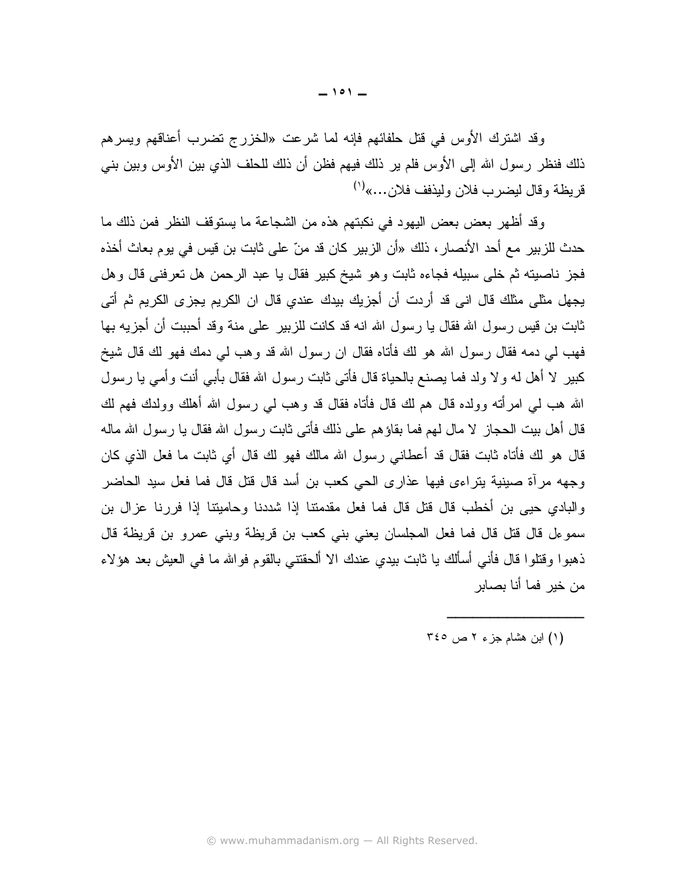وقد اشترك الأوس في قتل حلفائهم فإنه لما شرعت «الخزرج تضرب أعناقهم ويسرهم ذلك فنظر رسول الله إلى الأوس فلم ير ذلك فيهم فظن أن ذلك للحلف الذي بين الأوس وبين بني قريظة وقال ليضرب فلان وليذفف فلان...»[1]

وقد أظهر بعض بعض اليهود في نكبتهم هذه من الشجاعة ما يستوقف النظر فمن ذلك ما حدث للزبير مع أحد الأنصار، ذلك «أن الزبير كان قد منّ على ثابت بن قيس في يوم بعاث أخذه فجز ناصيته ثم خلى سبيله فجاءه ثابت وهو شيخ كبير فقال يا عبد الرحمن هل تعرفني قال وهل يجهل مثلي مثلك قال انى قد أردت أن أجزيك بيدك عندي قال ان الكريم يجزى الكريم ثم أتى ثابت بن قيس رسول الله فقال يا رسول الله انه قد كانت للزبير على منة وقد أحببت أن أجزيه بها فهب لي دمه فقال رسول الله هو لك فأتاه فقال ان رسول الله قد وهب لي دمك فهو لك قال شيخ كبير لا أهل له ولا ولد فما يصنع بالحياة قال فأتى ثابت رسول الله فقال بأبي أنت وأمي يا رسول الله هب لي امرأته وولده قال هم لك قال فأتاه فقال قد وهب لي رسول الله أهلك وولدك فهم لك قال أهل بيت الحجاز لا مال لهم فما بقاؤهم على ذلك فأتى ثابت رسول الله فقال يا رسول الله ماله قال هو لك فأتاه ثابت فقال قد أعطاني رسول الله مالك فهو لك قال أي ثابت ما فعل الذي كان وجهه مرآة صينية يتراءى فيها عذارى الحي كعب بن أسد قال قتل قال فما فعل سيد الحاضر والبادي حيى بن أخطب قال قتل قال فما فعل مقدمتنا إذا شددنا وحاميتنا إذا فررنا عزال بن سموءل قال قتل قال فما فعل المجلسان يعني بني كعب بن قريظة وبني عمرو بن قريظة قال ذهبوا وقتلوا قال فأني أسألك يا ثابت بيدي عندك الا ألحقتني بالقوم فوالله ما في العيش بعد هؤلاء من خير فما أنا بصابر

---

(١) ابن هشام جزء ٢ ص ٣٤٥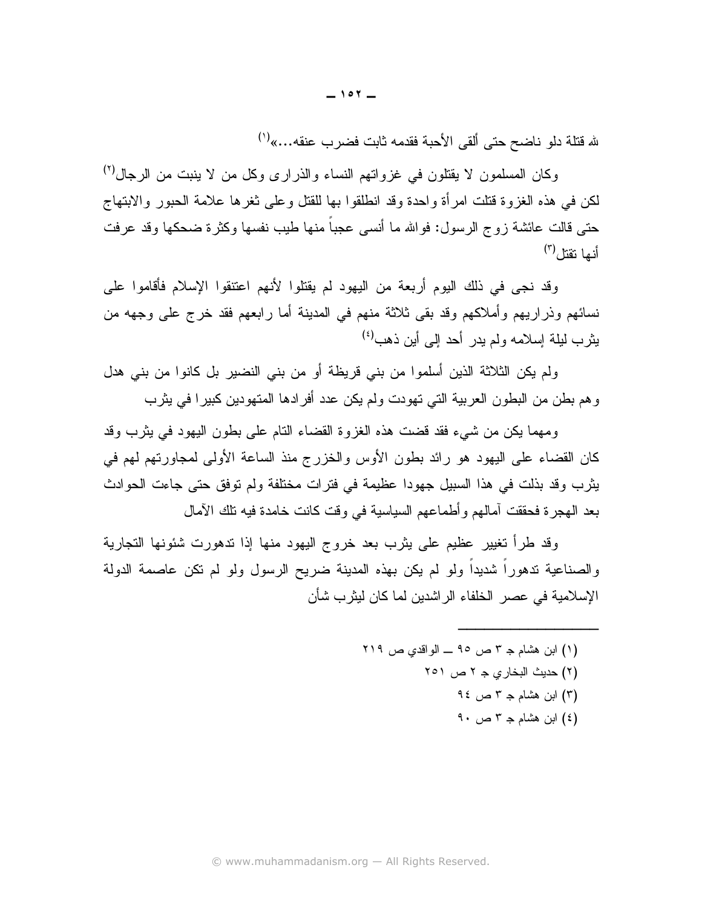لله قتلة دلو ناضح حتى ألقى الأحبة فقدمه ثابت فضرب عنقه...»[١]

وكان المسلمون لا يقتلون في غزواتهم النساء والذرارى وكل من لا ينبت من الرجال[٢] لكن في هذه الغزوة قتلت امرأة واحدة وقد انطلقوا بها للقتل وعلى ثغرها علامة الحبور والابتهاج حتى قالت عائشة زوج الرسول: فوالله ما أنسى عجباً منها طيب نفسها وكثرة ضحكها وقد عرفت أنها تقتل[٣]

وقد نجى في ذلك اليوم أربعة من اليهود لم يقتلوا لأنهم اعتنقوا الإسلام فأقاموا على نسائهم وذراريهم وأملاكهم وقد بقى ثلاثة منهم في المدينة أما رابعهم فقد خرج على وجهه من يثرب ليلة إسلامه ولم يدر أحد إلى أين ذهب[٤]

ولم يكن الثلاثة الذين أسلموا من بني قريظة أو من بني النضير بل كانوا من بني هدل وهم بطن من البطون العربية التي تهودت ولم يكن عدد أفرادها المتهودين كبيرا في يثرب

ومهما يكن من شيء فقد قضت هذه الغزوة القضاء التام على بطون اليهود في يثرب وقد كان القضاء على اليهود هو رائد بطون الأوس والخزرج منذ الساعة الأولى لمجاورتهم لهم في يثرب وقد بذلت في هذا السبيل جهودا عظيمة في فترات مختلفة ولم توفق حتى جاءت الحوادث بعد الهجرة فحققت آمالهم وأطماعهم السياسية في وقت كانت خامدة فيه تلك الآمال

وقد طرأ تغيير عظيم على يثرب بعد خروج اليهود منها إذا تدهورت شئونها التجارية والصناعية تدهوراً شديداً ولو لم يكن بهذه المدينة ضريح الرسول ولو لم تكن عاصمة الدولة الإسلامية في عصر الخلفاء الراشدين لما كان ليثرب شأن

---

(١) ابن هشام جـ ٣ ص ٩٥ ـ الواقدي ص ٢١٩

(٢) حديث البخاري جـ ٢ ص ٢٥١

(٣) ابن هشام جـ ٣ ص ٩٤

(٤) ابن هشام جـ ٣ ص ٩٠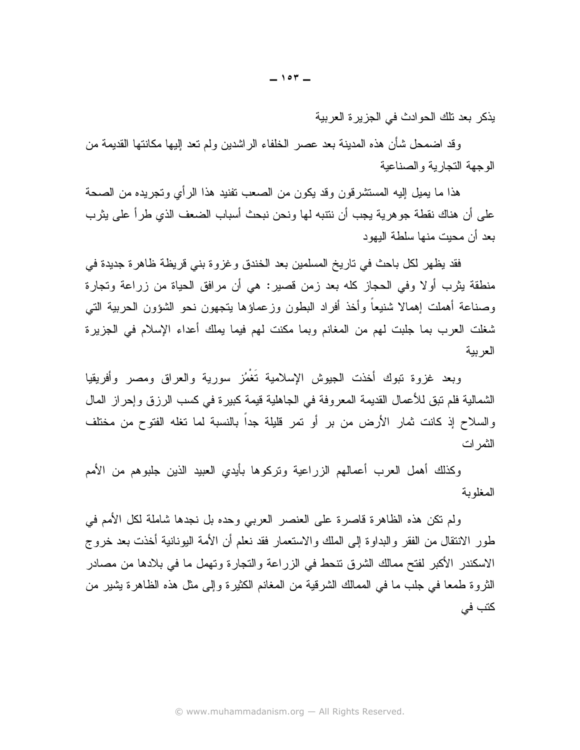يذكر بعد تلك الحوادث في الجزيرة العربية

وقد اضمحل شأن هذه المدينة بعد عصر الخلفاء الراشدين ولم تعد إليها مكانتها القديمة من الوجهة التجارية والصناعية

هذا ما يميل إليه المستشرقون وقد يكون من الصعب تفنيد هذا الرأي وتجريده من الصحة على أن هناك نقطة جوهرية يجب أن نتنبه لها ونحن نبحث أسباب الضعف الذي طرأ على يثرب بعد أن محيت منها سلطة اليهود

فقد يظهر لكل باحث في تاريخ المسلمين بعد الخندق وغزوة بني قريظة ظاهرة جديدة في منطقة يثرب أولا وفي الحجاز كله بعد زمن قصير: هي أن مرافق الحياة من زراعة وتجارة وصناعة أهملت إهمالا شنيعاً وأخذ أفراد البطون وزعماؤها يتجهون نحو الشؤون الحربية التي شغلت العرب بما جلبت لهم من المغانم وبما مكنت لهم فيما يملك أعداء الإسلام في الجزيرة العربية

وبعد غزوة تبوك أخذت الجيوش الإسلامية تَغْمُز سورية والعراق ومصر وأفريقيا الشمالية فلم تبق للأعمال القديمة المعروفة في الجاهلية قيمة كبيرة في كسب الرزق وإحراز المال والسلاح إذ كانت ثمار الأرض من بر أو تمر قليلة جداً بالنسبة لما تغله الفتوح من مختلف الثمرات

وكذلك أهمل العرب أعمالهم الزراعية وتركوها بأيدي العبيد الذين جلبوهم من الأمم المغلوبة

ولم تكن هذه الظاهرة قاصرة على العنصر العربي وحده بل نجدها شاملة لكل الأمم في طور الانتقال من الفقر والبداوة إلى الملك والاستعمار فقد نعلم أن الأمة اليونانية أخذت بعد خروج الاسكندر الأكبر لفتح ممالك الشرق تنحط في الزراعة والتجارة وتهمل ما في بلادها من مصادر الثروة طمعا في جلب ما في الممالك الشرقية من المغانم الكثيرة وإلى مثل هذه الظاهرة يشير من كتب في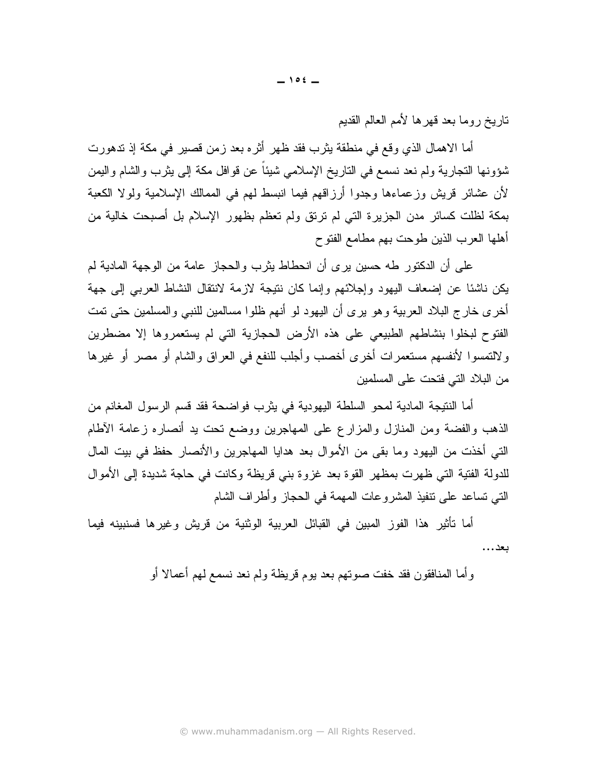تاريخ روما بعد قهرها لأمم العالم القديم

أما الاهمال الذي وقع في منطقة يثرب فقد ظهر أثره بعد زمن قصير في مكة إذ تدهورت شؤونها التجارية ولم نعد نسمع في التاريخ الإسلامي شيئاً عن قوافل مكة إلى يثرب والشام واليمن لأن عشائر قريش وزعماءها وجدوا أرزاقهم فيما انبسط لهم في الممالك الإسلامية ولولا الكعبة بمكة لظلت كسائر مدن الجزيرة التي لم ترتق ولم تعظم بظهور الإسلام بل أصبحت خالية من أهلها العرب الذين طوحت بهم مطامع الفتوح

على أن الدكتور طه حسين يرى أن انحطاط يثرب والحجاز عامة من الوجهة المادية لم يكن ناشئا عن إضعاف اليهود وإجلائهم وإنما كان نتيجة لازمة لانتقال النشاط العربي إلى جهة أخرى خارج البلاد العربية وهو يرى أن اليهود لو أنهم ظلوا مسالمين للنبي والمسلمين حتى تمت الفتوح لبخلوا بنشاطهم الطبيعي على هذه الأرض الحجازية التي لم يستعمروها إلا مضطرين ولالتمسوا لأنفسهم مستعمرات أخرى أخصب وأجلب للنفع في العراق والشام أو مصر أو غيرها من البلاد التي فتحت على المسلمين

أما النتيجة المادية لمحو السلطة اليهودية في يثرب فواضحة فقد قسم الرسول المغانم من الذهب والفضة ومن المنازل والمزارع على المهاجرين ووضع تحت يد أنصاره زعامة الآطام التي أخذت من اليهود وما بقى من الأموال بعد هدايا المهاجرين والأنصار حفظ في بيت المال للدولة الفتية التي ظهرت بمظهر القوة بعد غزوة بني قريظة وكانت في حاجة شديدة إلى الأموال التي تساعد على تنفيذ المشروعات المهمة في الحجاز وأطراف الشام

أما تأثير هذا الفوز المبين في القبائل العربية الوثنية من قريش وغيرها فسنبينه فيما بعد...

وأما المنافقون فقد خفت صوتهم بعد يوم قريظة ولم نعد نسمع لهم أعمالا أو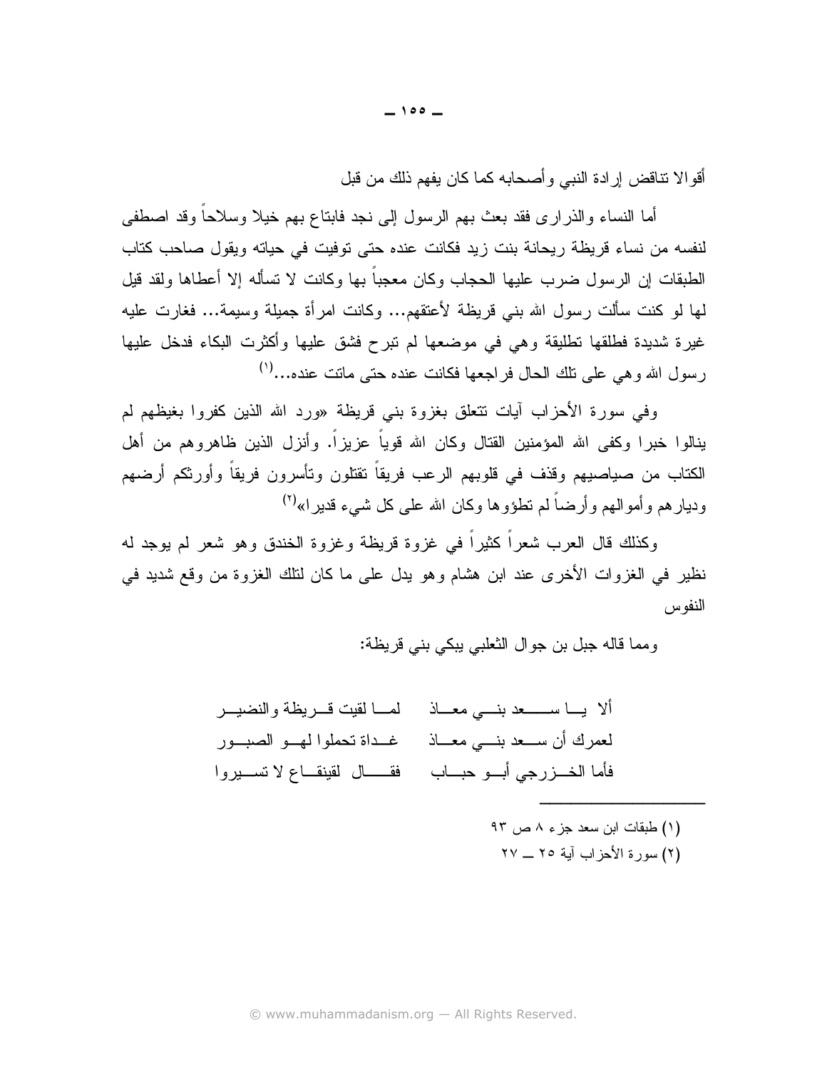أقوالا تناقض إرادة النبي وأصحابه كما كان يفهم ذلك من قبل

أما النساء والذراري فقد بعث بهم الرسول إلى نجد فابتاع بهم خيلا وسلاحاً وقد اصطفى لنفسه من نساء قريظة ريحانة بنت زيد فكانت عنده حتى توفيت في حياته ويقول صاحب كتاب الطبقات إن الرسول ضرب عليها الحجاب وكان معجباً بها وكانت لا تسأله إلا أعطاها ولقد قيل لها لو كنت سألت رسول الله بني قريظة لأعتقهم... وكانت امرأة جميلة وسيمة... فغارت عليه غيرة شديدة فطلقها تطليقة وهي في موضعها لم تبرح فشق عليها وأكثرت البكاء فدخل عليها رسول الله وهي على تلك الحال فراجعها فكانت عنده حتى ماتت عنده...[١]

وفي سورة الأحزاب آيات تتعلق بغزوة بني قريظة «ورد الله الذين كفروا بغيظهم لم ينالوا خيرا وكفى الله المؤمنين القتال وكان الله قوياً عزيزاً. وأنزل الذين ظاهروهم من أهل الكتاب من صياصيهم وقذف في قلوبهم الرعب فريقاً تقتلون وتأسرون فريقاً وأورثكم أرضهم وديارهم وأموالهم وأرضاً لم تطؤوها وكان الله على كل شيء قديرا»[٢]

وكذلك قال العرب شعراً كثيراً في غزوة قريظة وغزوة الخندق وهو شعر لم يوجد له نظير في الغزوات الأخرى عند ابن هشام وهو يدل على ما كان لتلك الغزوة من وقع شديد في النفوس

ومما قاله جبل بن جوال الثعلبي يبكي بني قريظة:

ألا يا سعد بني معاذ لما لقيت قريظة والنضير
لعمرك أن سعد بني معاذ غداة تحملوا لهو الصبور
فأما الخزرجي أبو حباب فقال لقينقاع لا تسيروا

---

(١) طبقات ابن سعد جزء ٨ ص ٩٣

(٢) سورة الأحزاب آية ٢٥ ــ ٢٧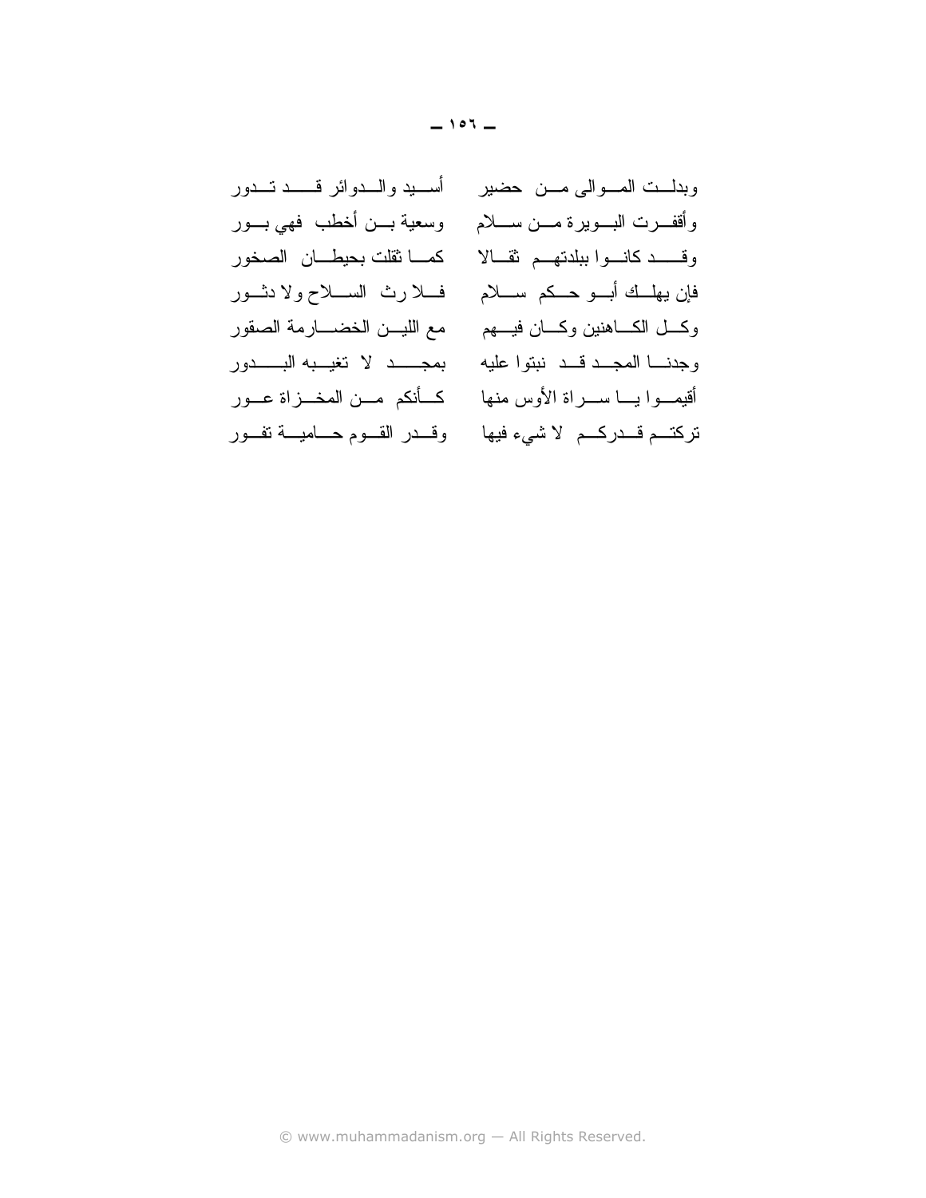وبدلت الموالى من حضير    أسيد والدوائر قد تدور

وأقفرت البويرة من سلام    وسعية بن أخطب فهي بور

وقد كانوا ببلدتهم ثقالا    كما ثقلت بحيطان الصخور

فإن يهلك أبو حكم سلام    فلا رث السلاح ولا دثور

وكل الكاهنين وكان فيهم    مع اللين الخضارمة الصقور

وجدنا المجد قد نبتوا عليه    بمجد لا تغيبه البدور

أقيموا يا سراة الأوس منها    كأنكم من المخزاة عور

تركتم قدركم لا شيء فيها    وقدر القوم حامية تفور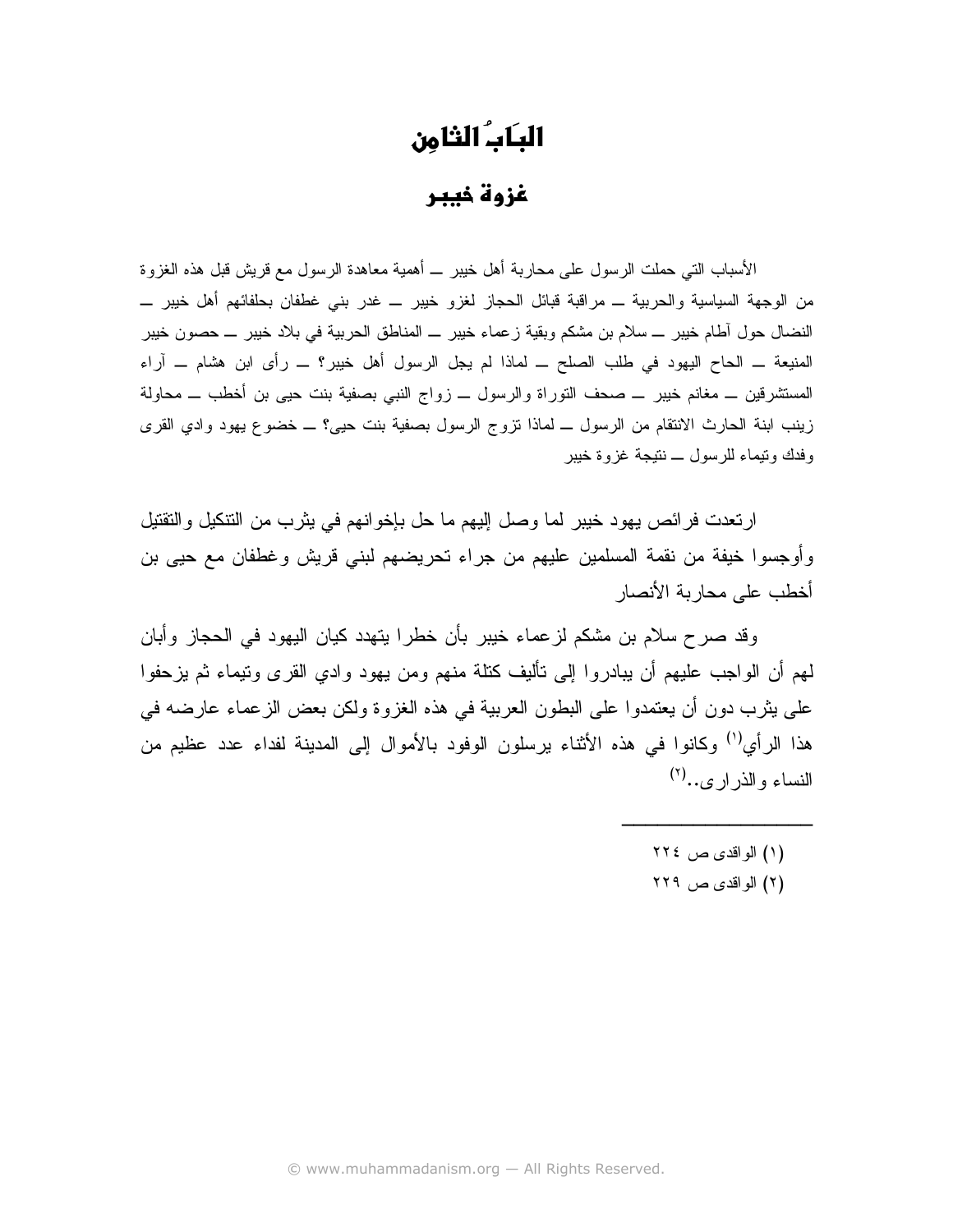# البَابُ الثامِن

## غزوة خيبر

الأسباب التي حملت الرسول على محاربة أهل خيبر ــ أهمية معاهدة الرسول مع قريش قبل هذه الغزوة من الوجهة السياسية والحربية ــ مراقبة قبائل الحجاز لغزو خيبر ــ غدر بني غطفان بحلفائهم أهل خيبر ــ النضال حول آطام خيبر ــ سلام بن مشكم وبقية زعماء خيبر ــ المناطق الحربية في بلاد خيبر ــ حصون خيبر المنيعة ــ الحاح اليهود في طلب الصلح ــ لماذا لم يجل الرسول أهل خيبر؟ ــ رأى ابن هشام ــ آراء المستشرقين ــ مغانم خيبر ــ صحف التوراة والرسول ــ زواج النبي بصفية بنت حيى بن أخطب ــ محاولة زينب ابنة الحارث الانتقام من الرسول ــ لماذا تزوج الرسول بصفية بنت حيى؟ ــ خضوع يهود وادي القرى وفدك وتيماء للرسول ــ نتيجة غزوة خيبر

ارتعدت فرائص يهود خيبر لما وصل إليهم ما حل بإخوانهم في يثرب من التنكيل والتقتيل وأوجسوا خيفة من نقمة المسلمين عليهم من جراء تحريضهم لبني قريش وغطفان مع حيى بن أخطب على محاربة الأنصار

وقد صرح سلام بن مشكم لزعماء خيبر بأن خطرا يتهدد كيان اليهود في الحجاز وأبان لهم أن الواجب عليهم أن يبادروا إلى تأليف كتلة منهم ومن يهود وادي القرى وتيماء ثم يزحفوا على يثرب دون أن يعتمدوا على البطون العربية في هذه الغزوة ولكن بعض الزعماء عارضه في هذا الرأي[١] وكانوا في هذه الأثناء يرسلون الوفود بالأموال إلى المدينة لفداء عدد عظيم من النساء والذرارى..[٢]

---

(١) الواقدى ص ٢٢٤

(٢) الواقدى ص ٢٢٩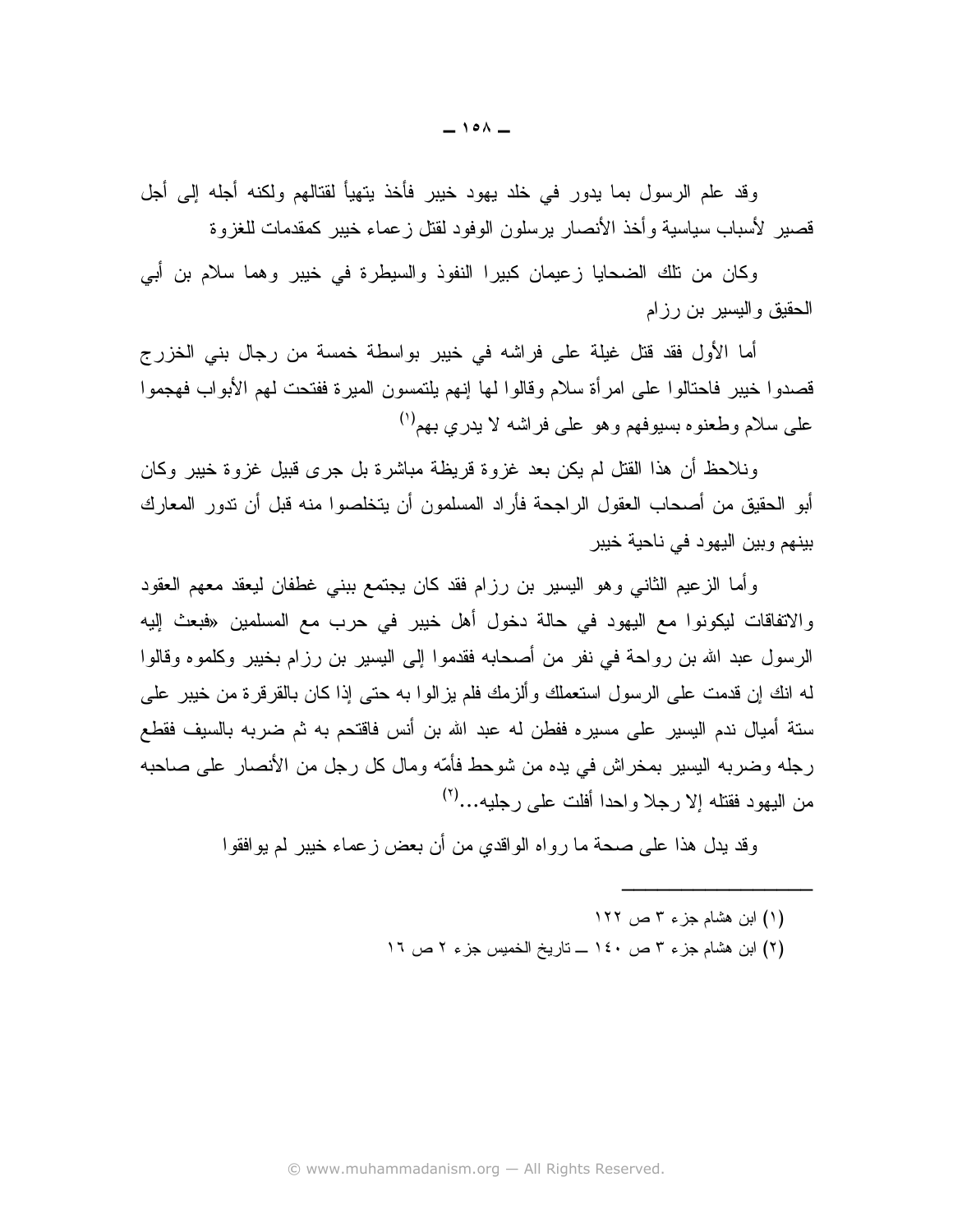وقد علم الرسول بما يدور في خلد يهود خيبر فأخذ يتهيأ لقتالهم ولكنه أجله إلى أجل قصير لأسباب سياسية وأخذ الأنصار يرسلون الوفود لقتل زعماء خيبر كمقدمات للغزوة

وكان من تلك الضحايا زعيمان كبيرا النفوذ والسيطرة في خيبر وهما سلام بن أبي الحقيق واليسير بن رزام

أما الأول فقد قتل غيلة على فراشه في خيبر بواسطة خمسة من رجال بني الخزرج قصدوا خيبر فاحتالوا على امرأة سلام وقالوا لها إنهم يلتمسون الميرة ففتحت لهم الأبواب فهجموا على سلام وطعنوه بسيوفهم وهو على فراشه لا يدري بهم[1]

ونلاحظ أن هذا القتل لم يكن بعد غزوة قريظة مباشرة بل جرى قبيل غزوة خيبر وكان أبو الحقيق من أصحاب العقول الراجحة فأراد المسلمون أن يتخلصوا منه قبل أن تدور المعارك بينهم وبين اليهود في ناحية خيبر

وأما الزعيم الثاني وهو اليسير بن رزام فقد كان يجتمع ببني غطفان ليعقد معهم العقود والاتفاقات ليكونوا مع اليهود في حالة دخول أهل خيبر في حرب مع المسلمين «فبعث إليه الرسول عبد الله بن رواحة في نفر من أصحابه فقدموا إلى اليسير بن رزام بخيبر وكلموه وقالوا له انك إن قدمت على الرسول استعملك وألزمك فلم يزالوا به حتى إذا كان بالقرقرة من خيبر على ستة أميال ندم اليسير على مسيره ففطن له عبد الله بن أنس فاقتحم به ثم ضربه بالسيف فقطع رجله وضربه اليسير بمخراش في يده من شوحط فأمّه ومال كل رجل من الأنصار على صاحبه من اليهود فقتله إلا رجلا واحدا أفلت على رجليه...[2]

وقد يدل هذا على صحة ما رواه الواقدي من أن بعض زعماء خيبر لم يوافقوا

---

(١) ابن هشام جزء ٣ ص ١٢٢

(٢) ابن هشام جزء ٣ ص ١٤٠ ــ تاريخ الخميس جزء ٢ ص ١٦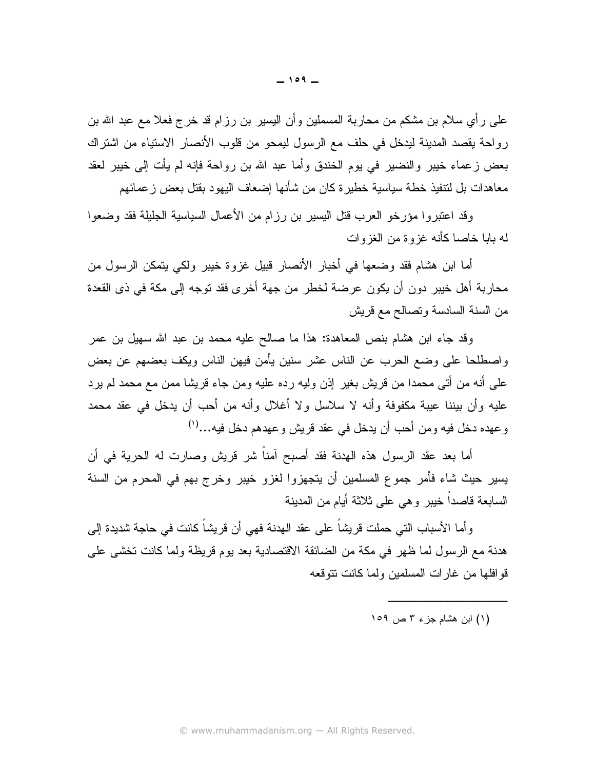على رأي سلام بن مشكم من محاربة المسملين وأن اليسير بن رزام قد خرج فعلا مع عبد الله بن رواحة يقصد المدينة ليدخل في حلف مع الرسول ليمحو من قلوب الأنصار الاستياء من اشتراك بعض زعماء خيبر والنضير في يوم الخندق وأما عبد الله بن رواحة فإنه لم يأت إلى خيبر لعقد معاهدات بل لتنفيذ خطة سياسية خطيرة كان من شأنها إضعاف اليهود بقتل بعض زعمائهم

وقد اعتبروا مؤرخو العرب قتل اليسير بن رزام من الأعمال السياسية الجليلة فقد وضعوا له بابا خاصا كأنه غزوة من الغزوات

أما ابن هشام فقد وضعها في أخبار الأنصار قبيل غزوة خيبر ولكي يتمكن الرسول من محاربة أهل خيبر دون أن يكون عرضة لخطر من جهة أخرى فقد توجه إلى مكة في ذى القعدة من السنة السادسة وتصالح مع قريش

وقد جاء ابن هشام بنص المعاهدة: هذا ما صالح عليه محمد بن عبد الله سهيل بن عمر واصطلحا على وضع الحرب عن الناس عشر سنين يأمن فيهن الناس ويكف بعضهم عن بعض على أنه من أتى محمدا من قريش بغير إذن وليه رده عليه ومن جاء قريشا ممن مع محمد لم يرد عليه وأن بيننا عيبة مكفوفة وأنه لا سلاسل ولا أغلال وأنه من أحب أن يدخل في عقد محمد وعهده دخل فيه ومن أحب أن يدخل في عقد قريش وعهدهم دخل فيه...[1]

أما بعد عقد الرسول هذه الهدنة فقد أصبح آمناً شر قريش وصارت له الحرية في أن يسير حيث شاء فأمر جموع المسلمين أن يتجهزوا لغزو خيبر وخرج بهم في المحرم من السنة السابعة قاصداً خيبر وهي على ثلاثة أيام من المدينة

وأما الأسباب التي حملت قريشاً على عقد الهدنة فهي أن قريشاً كانت في حاجة شديدة إلى هدنة مع الرسول لما ظهر في مكة من الضائقة الاقتصادية بعد يوم قريظة ولما كانت تخشى على قوافلها من غارات المسلمين ولما كانت تتوقعه

---

(١) ابن هشام جزء ٣ ص ١٥٩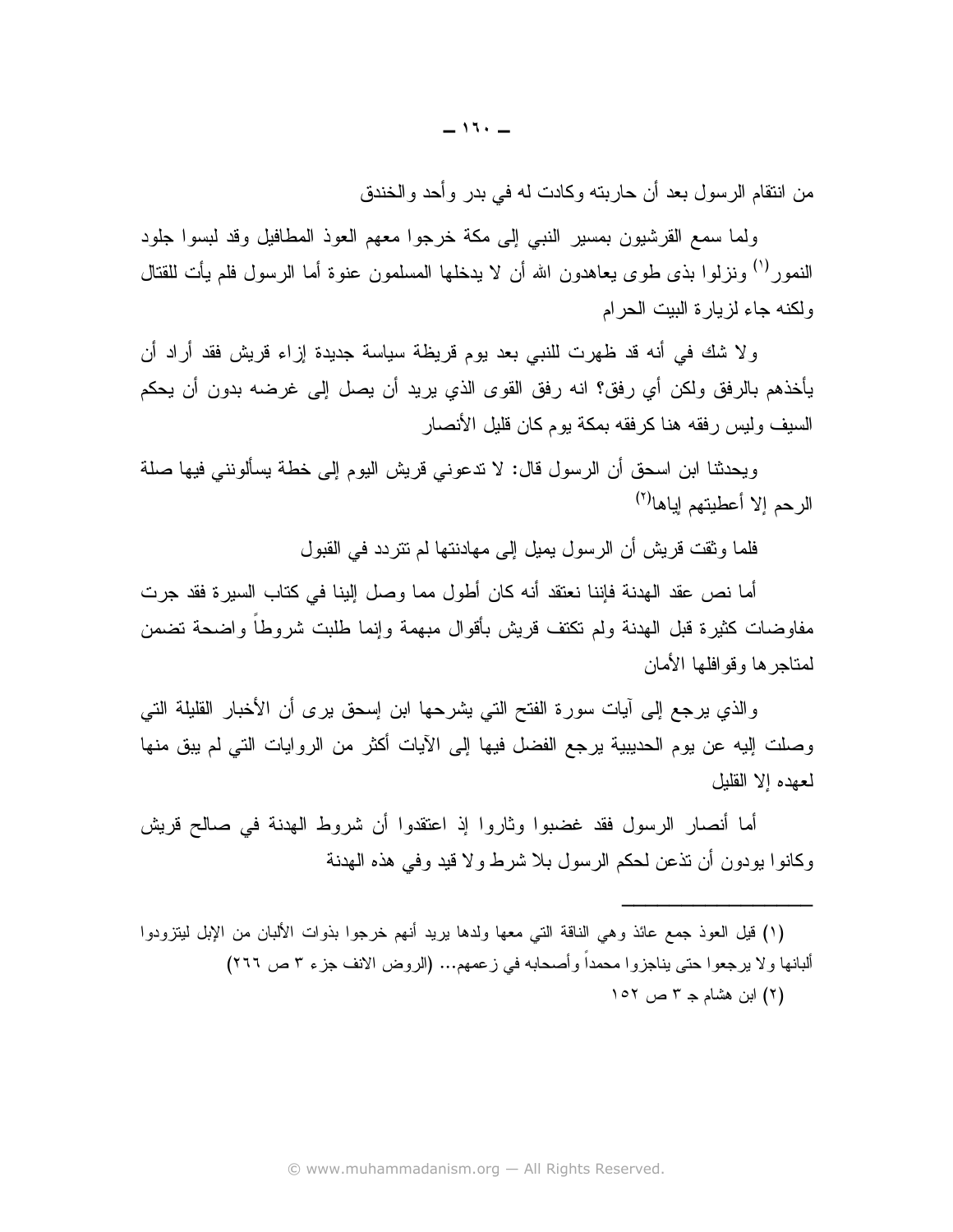من انتقام الرسول بعد أن حاربته وكادت له في بدر وأحد والخندق

ولما سمع القرشيون بمسير النبي إلى مكة خرجوا معهم العوذ المطافيل وقد لبسوا جلود النمور[١] ونزلوا بذى طوى يعاهدون الله أن لا يدخلها المسلمون عنوة أما الرسول فلم يأت للقتال ولكنه جاء لزيارة البيت الحرام

ولا شك في أنه قد ظهرت للنبي بعد يوم قريظة سياسة جديدة إزاء قريش فقد أراد أن يأخذهم بالرفق ولكن أي رفق؟ انه رفق القوى الذي يريد أن يصل إلى غرضه بدون أن يحكم السيف وليس رفقه هنا كرفقه بمكة يوم كان قليل الأنصار

ويحدثنا ابن اسحق أن الرسول قال: لا تدعوني قريش اليوم إلى خطة يسألونني فيها صلة الرحم إلا أعطيتهم إياها[٢]

فلما وثقت قريش أن الرسول يميل إلى مهادنتها لم تتردد في القبول

أما نص عقد الهدنة فإننا نعتقد أنه كان أطول مما وصل إلينا في كتاب السيرة فقد جرت مفاوضات كثيرة قبل الهدنة ولم تكتف قريش بأقوال مبهمة وإنما طلبت شروطاً واضحة تضمن لمتاجرها وقوافلها الأمان

والذي يرجع إلى آيات سورة الفتح التي يشرحها ابن إسحق يرى أن الأخبار القليلة التي وصلت إليه عن يوم الحديبية يرجع الفضل فيها إلى الآيات أكثر من الروايات التي لم يبق منها لعهده إلا القليل

أما أنصار الرسول فقد غضبوا وثاروا إذ اعتقدوا أن شروط الهدنة في صالح قريش وكانوا يودون أن تذعن لحكم الرسول بلا شرط ولا قيد وفي هذه الهدنة

---

(١) قيل العوذ جمع عائذ وهي الناقة التي معها ولدها يريد أنهم خرجوا بذوات الألبان من الإبل ليتزودوا ألبانها ولا يرجعوا حتى يناجزوا محمداً وأصحابه في زعمهم... (الروض الانف جزء ٣ ص ٢٦٦)

(٢) ابن هشام جـ ٣ ص ١٥٢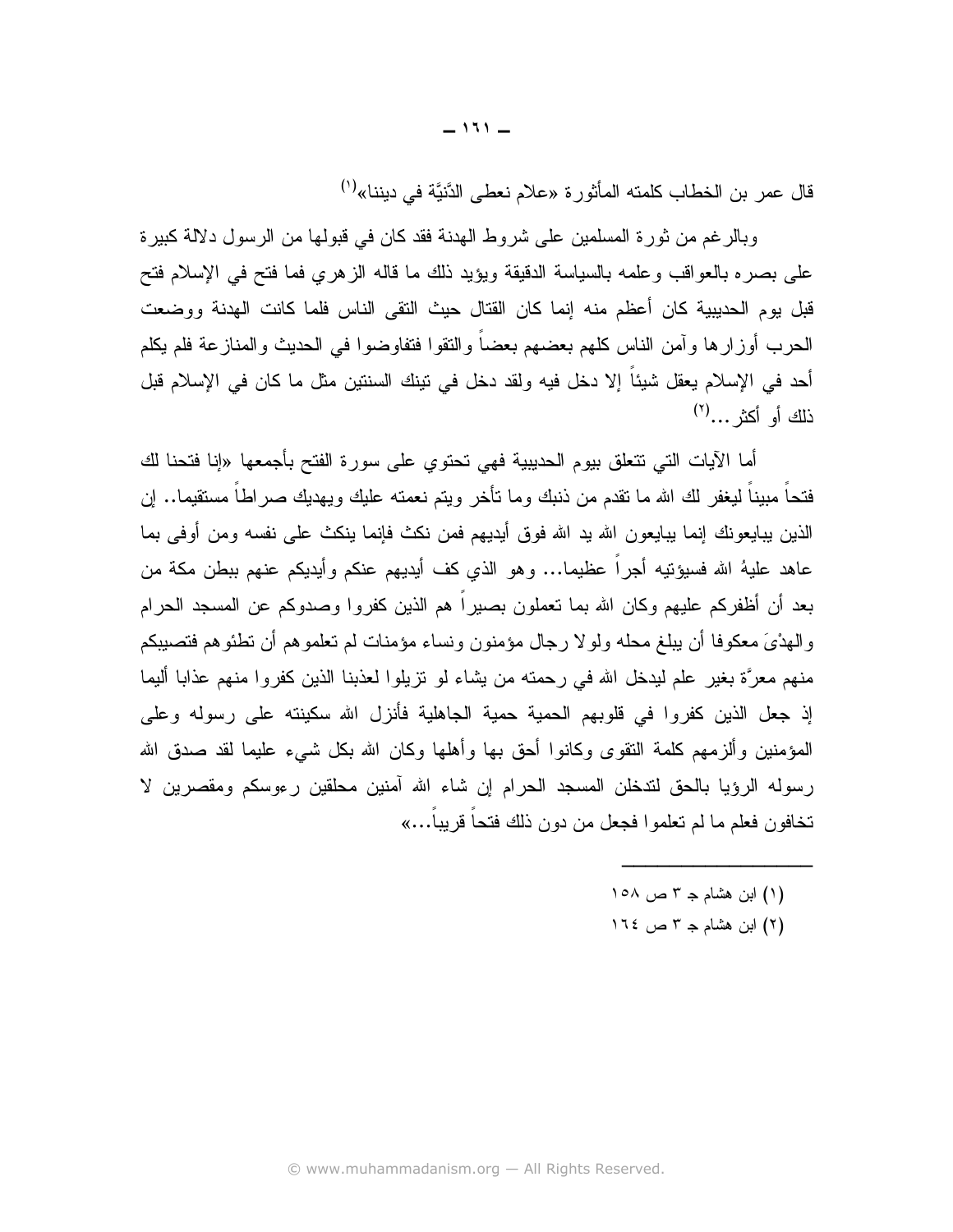قال عمر بن الخطاب كلمته المأثورة «علام نعطى الدَّنيَّة في ديننا»[1]

وبالرغم من ثورة المسلمين على شروط الهدنة فقد كان في قبولها من الرسول دلالة كبيرة على بصره بالعواقب وعلمه بالسياسة الدقيقة ويؤيد ذلك ما قاله الزهري فما فتح في الإسلام فتح قبل يوم الحديبية كان أعظم منه إنما كان القتال حيث التقى الناس فلما كانت الهدنة ووضعت الحرب أوزارها وآمن الناس كلهم بعضهم بعضاً والتقوا فتفاوضوا في الحديث والمنازعة فلم يكلم أحد في الإسلام يعقل شيئاً إلا دخل فيه ولقد دخل في تينك السنتين مثل ما كان في الإسلام قبل ذلك أو أكثر...[2]

أما الآيات التي تتعلق بيوم الحديبية فهي تحتوي على سورة الفتح بأجمعها «إنا فتحنا لك فتحاً مبيناً ليغفر لك الله ما تقدم من ذنبك وما تأخر ويتم نعمته عليك ويهديك صراطاً مستقيما.. إن الذين يبايعونك إنما يبايعون الله يد الله فوق أيديهم فمن نكث فإنما ينكث على نفسه ومن أوفى بما عاهد عليهُ الله فسيؤتيه أجراً عظيما... وهو الذي كف أيديهم عنكم وأيديكم عنهم ببطن مكة من بعد أن أظفركم عليهم وكان الله بما تعملون بصيراً هم الذين كفروا وصدوكم عن المسجد الحرام والهدْىَ معكوفا أن يبلغ محله ولولا رجال مؤمنون ونساء مؤمنات لم تعلموهم أن تطئوهم فتصيبكم منهم معرَّة بغير علم ليدخل الله في رحمته من يشاء لو تزيلوا لعذبنا الذين كفروا منهم عذابا أليما إذ جعل الذين كفروا في قلوبهم الحمية حمية الجاهلية فأنزل الله سكينته على رسوله وعلى المؤمنين وألزمهم كلمة التقوى وكانوا أحق بها وأهلها وكان الله بكل شيء عليما لقد صدق الله رسوله الرؤيا بالحق لتدخلن المسجد الحرام إن شاء الله آمنين محلقين رءوسكم ومقصرين لا تخافون فعلم ما لم تعلموا فجعل من دون ذلك فتحاً قريباً...»

---

(١) ابن هشام جـ ٣ ص ١٥٨

(٢) ابن هشام جـ ٣ ص ١٦٤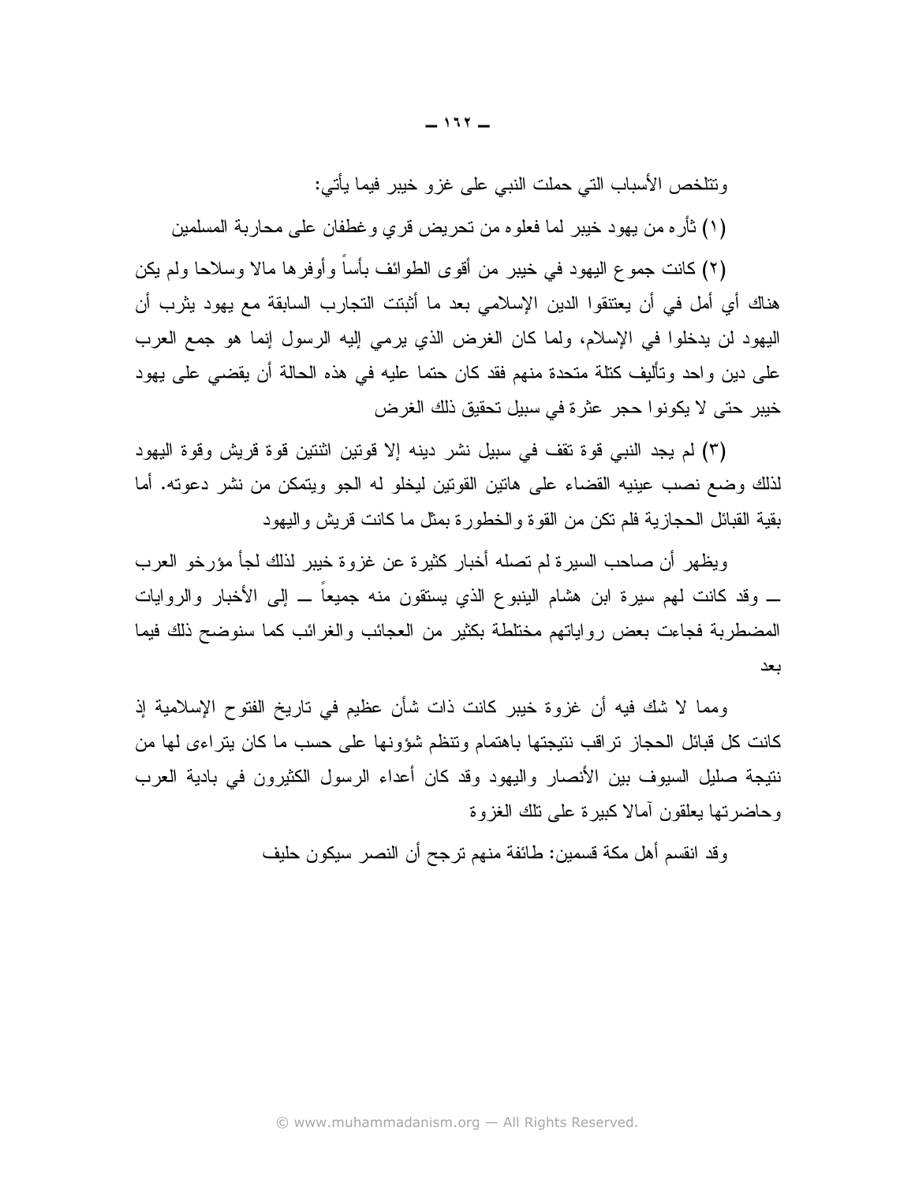وتتلخص الأسباب التي حملت النبي على غزو خيبر فيما يأتي:

(١) ثأره من يهود خيبر لما فعلوه من تحريض قري وغطفان على محاربة المسلمين

(٢) كانت جموع اليهود في خيبر من أقوى الطوائف بأساً وأوفرها مالا وسلاحا ولم يكن هناك أي أمل في أن يعتنقوا الدين الإسلامي بعد ما أثبتت التجارب السابقة مع يهود يثرب أن اليهود لن يدخلوا في الإسلام، ولما كان الغرض الذي يرمي إليه الرسول إنما هو جمع العرب على دين واحد وتأليف كتلة متحدة منهم فقد كان حتما عليه في هذه الحالة أن يقضي على يهود خيبر حتى لا يكونوا حجر عثرة في سبيل تحقيق ذلك الغرض

(٣) لم يجد النبي قوة تقف في سبيل نشر دينه إلا قوتين اثنتين قوة قريش وقوة اليهود لذلك وضع نصب عينيه القضاء على هاتين القوتين ليخلو له الجو ويتمكن من نشر دعوته. أما بقية القبائل الحجازية فلم تكن من القوة والخطورة بمثل ما كانت قريش واليهود

ويظهر أن صاحب السيرة لم تصله أخبار كثيرة عن غزوة خيبر لذلك لجأ مؤرخو العرب ــ وقد كانت لهم سيرة ابن هشام الينبوع الذي يستقون منه جميعاً ــ إلى الأخبار والروايات المضطربة فجاءت بعض رواياتهم مختلطة بكثير من العجائب والغرائب كما سنوضح ذلك فيما بعد

ومما لا شك فيه أن غزوة خيبر كانت ذات شأن عظيم في تاريخ الفتوح الإسلامية إذ كانت كل قبائل الحجاز تراقب نتيجتها باهتمام وتنظم شؤونها على حسب ما كان يتراءى لها من نتيجة صليل السيوف بين الأنصار واليهود وقد كان أعداء الرسول الكثيرون في بادية العرب وحاضرتها يعلقون آمالا كبيرة على تلك الغزوة

وقد انقسم أهل مكة قسمين: طائفة منهم ترجح أن النصر سيكون حليف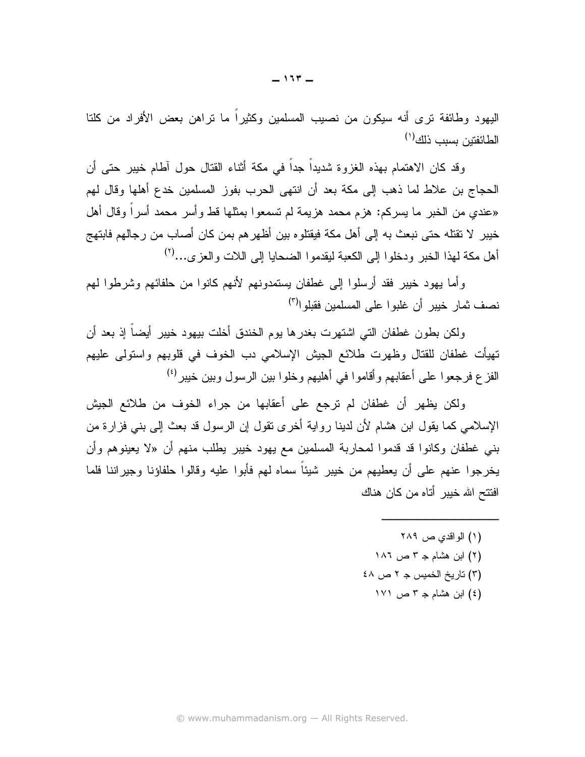اليهود وطائفة ترى أنه سيكون من نصيب المسلمين وكثيراً ما تراهن بعض الأفراد من كلتا الطائفتين بسبب ذلك[١]

وقد كان الاهتمام بهذه الغزوة شديداً جداً في مكة أثناء القتال حول آطام خيبر حتى أن الحجاج بن علاط لما ذهب إلى مكة بعد أن انتهى الحرب بفوز المسلمين خدع أهلها وقال لهم «عندي من الخبر ما يسركم: هزم محمد هزيمة لم تسمعوا بمثلها قط وأسر محمد أسراً وقال أهل خيبر لا تقتله حتى نبعث به إلى أهل مكة فيقتلوه بين أظهرهم بمن كان أصاب من رجالهم فابتهج أهل مكة لهذا الخبر ودخلوا إلى الكعبة ليقدموا الضحايا إلى اللات والعزى...[٢]

وأما يهود خيبر فقد أرسلوا إلى غطفان يستمدونهم لأنهم كانوا من حلفائهم وشرطوا لهم نصف ثمار خيبر أن غلبوا على المسلمين فقبلوا[٣]

ولكن بطون غطفان التي اشتهرت بغدرها يوم الخندق أخلت بيهود خيبر أيضاً إذ بعد أن تهيأت غطفان للقتال وظهرت طلائع الجيش الإسلامي دب الخوف في قلوبهم واستولى عليهم الفزع فرجعوا على أعقابهم وأقاموا في أهليهم وخلوا بين الرسول وبين خيبر[٤]

ولكن يظهر أن غطفان لم ترجع على أعقابها من جراء الخوف من طلائع الجيش الإسلامي كما يقول ابن هشام لأن لدينا رواية أخرى تقول إن الرسول قد بعث إلى بني فزارة من بني غطفان وكانوا قد قدموا لمحاربة المسلمين مع يهود خيبر يطلب منهم أن «لا يعينوهم وأن يخرجوا عنهم على أن يعطيهم من خيبر شيئاً سماه لهم فأبوا عليه وقالوا حلفاؤنا وجيراننا فلما افتتح الله خيبر أتاه من كان هناك

---

(١) الواقدي ص ٢٨٩

(٢) ابن هشام جـ ٣ ص ١٨٦

(٣) تاريخ الخميس جـ ٢ ص ٤٨

(٤) ابن هشام جـ ٣ ص ١٧١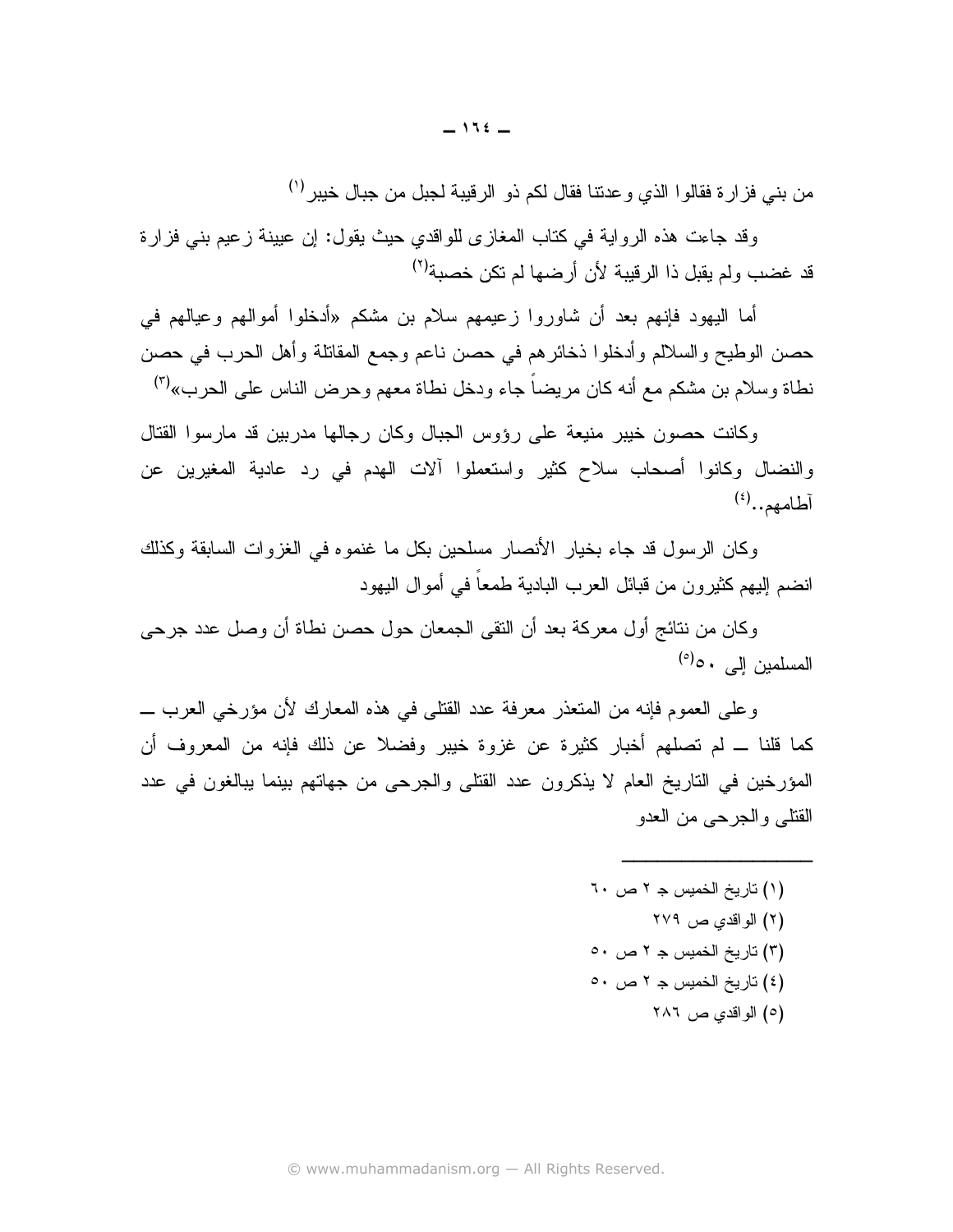من بني فزارة فقالوا الذي وعدتنا فقال لكم ذو الرقيبة لجبل من جبال خيبر [١]

وقد جاءت هذه الرواية في كتاب المغازى للواقدي حيث يقول: إن عيينة زعيم بني فزارة قد غضب ولم يقبل ذا الرقيبة لأن أرضها لم تكن خصبة [٢]

أما اليهود فإنهم بعد أن شاوروا زعيمهم سلام بن مشكم «أدخلوا أموالهم وعيالهم في حصن الوطيح والسلالم وأدخلوا ذخائرهم في حصن ناعم وجمع المقاتلة وأهل الحرب في حصن نطاة وسلام بن مشكم مع أنه كان مريضاً جاء ودخل نطاة معهم وحرض الناس على الحرب» [٣]

وكانت حصون خيبر منيعة على رؤوس الجبال وكان رجالها مدربين قد مارسوا القتال والنضال وكانوا أصحاب سلاح كثير واستعملوا آلات الهدم في رد عادية المغيرين عن آطامهم.. [٤]

وكان الرسول قد جاء بخيار الأنصار مسلحين بكل ما غنموه في الغزوات السابقة وكذلك انضم إليهم كثيرون من قبائل العرب البادية طمعاً في أموال اليهود

وكان من نتائج أول معركة بعد أن التقى الجمعان حول حصن نطاة أن وصل عدد جرحى المسلمين إلى ٥٠ [٥]

وعلى العموم فإنه من المتعذر معرفة عدد القتلى في هذه المعارك لأن مؤرخي العرب ــ كما قلنا ــ لم تصلهم أخبار كثيرة عن غزوة خيبر وفضلا عن ذلك فإنه من المعروف أن المؤرخين في التاريخ العام لا يذكرون عدد القتلى والجرحى من جهاتهم بينما يبالغون في عدد القتلى والجرحى من العدو

---

(١) تاريخ الخميس جـ ٢ ص ٦٠

(٢) الواقدي ص ٢٧٩

(٣) تاريخ الخميس جـ ٢ ص ٥٠

(٤) تاريخ الخميس جـ ٢ ص ٥٠

(٥) الواقدي ص ٢٨٦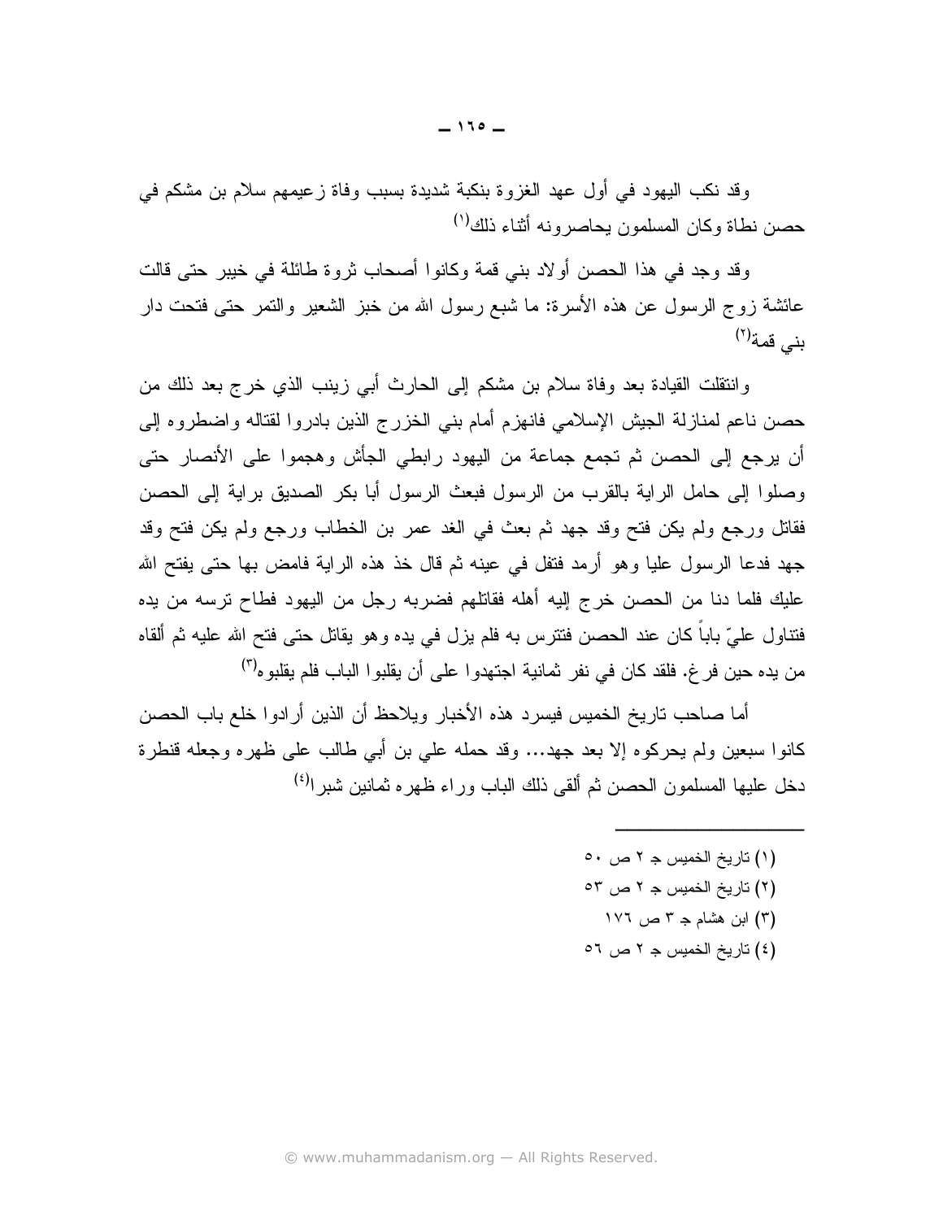وقد نكب اليهود في أول عهد الغزوة بنكبة شديدة بسبب وفاة زعيمهم سلام بن مشكم في حصن نطاة وكان المسلمون يحاصرونه أثناء ذلك[١]

وقد وجد في هذا الحصن أولاد بني قمة وكانوا أصحاب ثروة طائلة في خيبر حتى قالت عائشة زوج الرسول عن هذه الأسرة: ما شبع رسول الله من خبز الشعير والتمر حتى فتحت دار بني قمة[٢]

وانتقلت القيادة بعد وفاة سلام بن مشكم إلى الحارث أبي زينب الذي خرج بعد ذلك من حصن ناعم لمنازلة الجيش الإسلامي فانهزم أمام بني الخزرج الذين بادروا لقتاله واضطروه إلى أن يرجع إلى الحصن ثم تجمع جماعة من اليهود رابطي الجأش وهجموا على الأنصار حتى وصلوا إلى حامل الراية بالقرب من الرسول فبعث الرسول أبا بكر الصديق براية إلى الحصن فقاتل ورجع ولم يكن فتح وقد جهد ثم بعث في الغد عمر بن الخطاب ورجع ولم يكن فتح وقد جهد فدعا الرسول عليا وهو أرمد فتفل في عينه ثم قال خذ هذه الراية فامض بها حتى يفتح الله عليك فلما دنا من الحصن خرج إليه أهله فقاتلهم فضربه رجل من اليهود فطاح ترسه من يده فتناول عليّ باباً كان عند الحصن فتترس به فلم يزل في يده وهو يقاتل حتى فتح الله عليه ثم ألقاه من يده حين فرغ. فلقد كان في نفر ثمانية اجتهدوا على أن يقلبوا الباب فلم يقلبوه[٣]

أما صاحب تاريخ الخميس فيسرد هذه الأخبار ويلاحظ أن الذين أرادوا خلع باب الحصن كانوا سبعين ولم يحركوه إلا بعد جهد... وقد حمله علي بن أبي طالب على ظهره وجعله قنطرة دخل عليها المسلمون الحصن ثم ألقى ذلك الباب وراء ظهره ثمانين شبرا[٤]

---

(١) تاريخ الخميس جـ ٢ ص ٥٠

(٢) تاريخ الخميس جـ ٢ ص ٥٣

(٣) ابن هشام جـ ٣ ص ١٧٦

(٤) تاريخ الخميس جـ ٢ ص ٥٦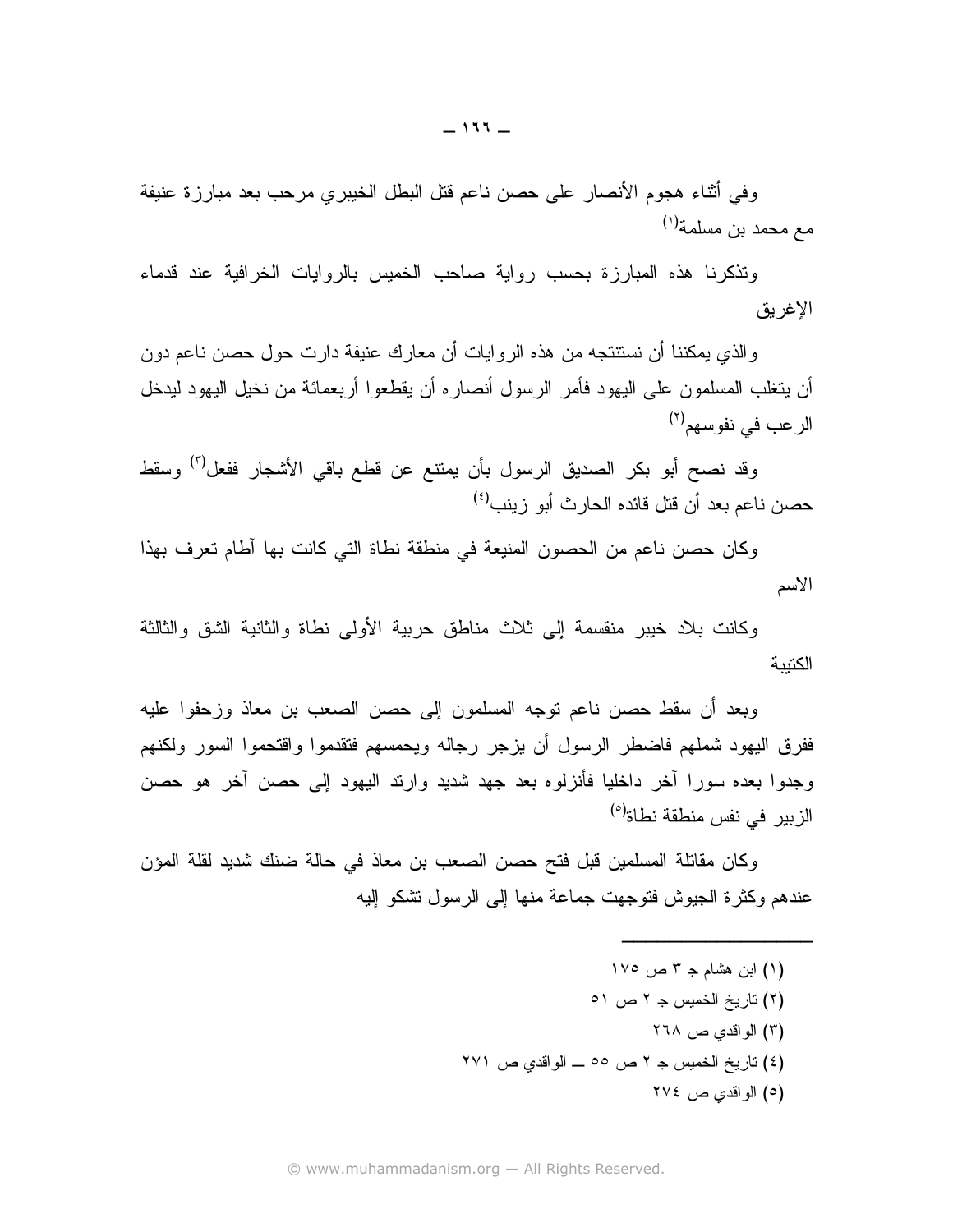وفي أثناء هجوم الأنصار على حصن ناعم قتل البطل الخيبري مرحب بعد مبارزة عنيفة مع محمد بن مسلمة[١]

وتذكرنا هذه المبارزة بحسب رواية صاحب الخميس بالروايات الخرافية عند قدماء الإغريق

والذي يمكننا أن نستنتجه من هذه الروايات أن معارك عنيفة دارت حول حصن ناعم دون أن يتغلب المسلمون على اليهود فأمر الرسول أنصاره أن يقطعوا أربعمائة من نخيل اليهود ليدخل الرعب في نفوسهم[٢]

وقد نصح أبو بكر الصديق الرسول بأن يمتنع عن قطع باقي الأشجار ففعل[٣] وسقط حصن ناعم بعد أن قتل قائده الحارث أبو زينب[٤]

وكان حصن ناعم من الحصون المنيعة في منطقة نطاة التي كانت بها آطام تعرف بهذا الاسم

وكانت بلاد خيبر منقسمة إلى ثلاث مناطق حربية الأولى نطاة والثانية الشق والثالثة الكتيبة

وبعد أن سقط حصن ناعم توجه المسلمون إلى حصن الصعب بن معاذ وزحفوا عليه ففرق اليهود شملهم فاضطر الرسول أن يزجر رجاله ويحمسهم فتقدموا واقتحموا السور ولكنهم وجدوا بعده سورا آخر داخليا فأنزلوه بعد جهد شديد وارتد اليهود إلى حصن آخر هو حصن الزبير في نفس منطقة نطاة[٥]

وكان مقاتلة المسلمين قبل فتح حصن الصعب بن معاذ في حالة ضنك شديد لقلة المؤن عندهم وكثرة الجيوش فتوجهت جماعة منها إلى الرسول تشكو إليه

---

(١) ابن هشام جـ ٣ ص ١٧٥

(٢) تاريخ الخميس جـ ٢ ص ٥١

(٣) الواقدي ص ٢٦٨

(٤) تاريخ الخميس جـ ٢ ص ٥٥ ـــ الواقدي ص ٢٧١

(٥) الواقدي ص ٢٧٤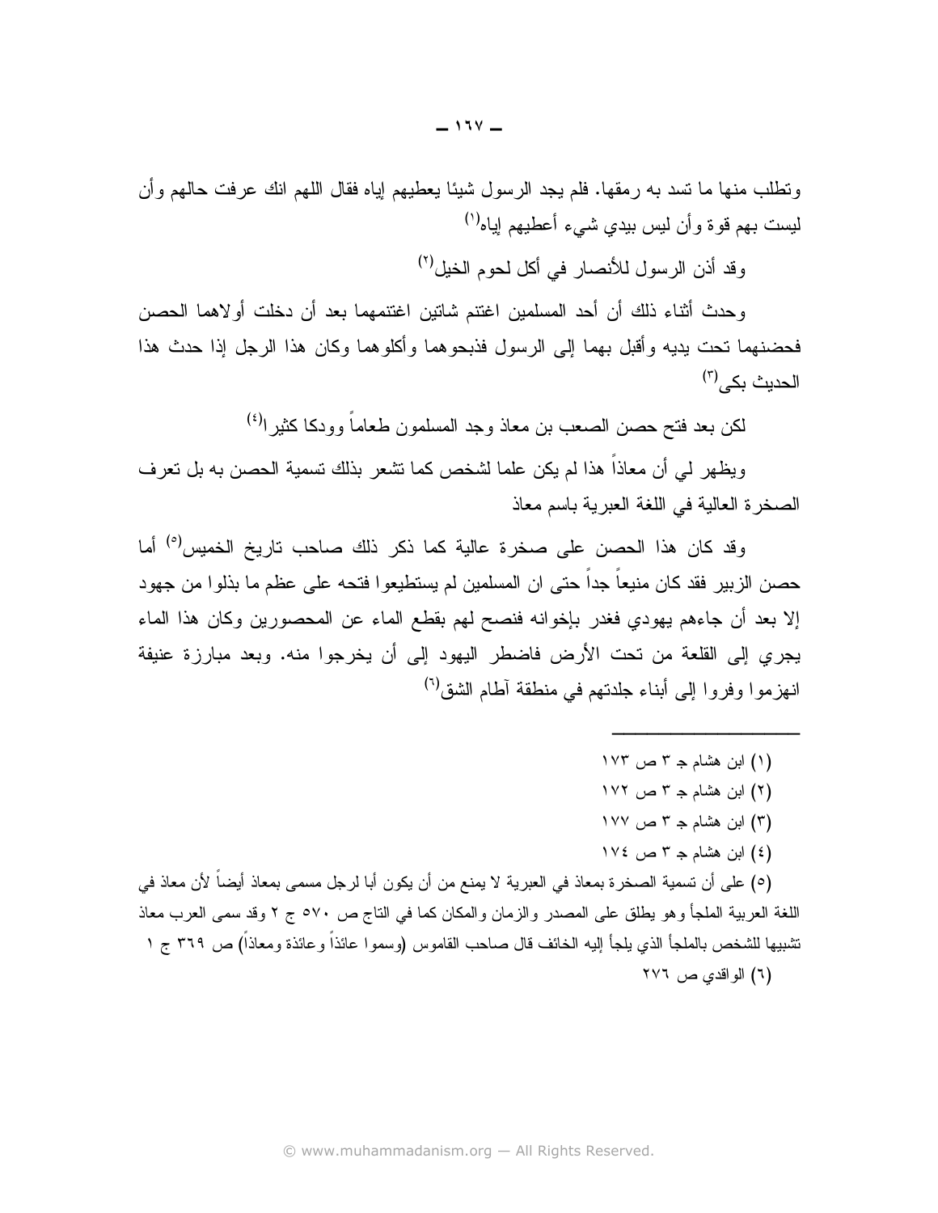وتطلب منها ما تسد به رمقها. فلم يجد الرسول شيئا يعطيهم إياه فقال اللهم انك عرفت حالهم وأن ليست بهم قوة وأن ليس بيدي شيء أعطيهم إياه[1]

وقد أذن الرسول للأنصار في أكل لحوم الخيل[2]

وحدث أثناء ذلك أن أحد المسلمين اغتنم شاتين اغتنمهما بعد أن دخلت أولاهما الحصن فحضنهما تحت يديه وأقبل بهما إلى الرسول فذبحوهما وأكلوهما وكان هذا الرجل إذا حدث هذا الحديث بكى[3]

لكن بعد فتح حصن الصعب بن معاذ وجد المسلمون طعاماً وودكا كثيرا[4]

ويظهر لي أن معاذاً هذا لم يكن علما لشخص كما تشعر بذلك تسمية الحصن به بل تعرف الصخرة العالية في اللغة العبرية باسم معاذ

وقد كان هذا الحصن على صخرة عالية كما ذكر ذلك صاحب تاريخ الخميس[5] أما حصن الزبير فقد كان منيعاً جداً حتى ان المسلمين لم يستطيعوا فتحه على عظم ما بذلوا من جهود إلا بعد أن جاءهم يهودي فغدر بإخوانه فنصح لهم بقطع الماء عن المحصورين وكان هذا الماء يجري إلى القلعة من تحت الأرض فاضطر اليهود إلى أن يخرجوا منه. وبعد مبارزة عنيفة انهزموا وفروا إلى أبناء جلدتهم في منطقة آطام الشق[6]

---

(١) ابن هشام جـ ٣ ص ١٧٣

(٢) ابن هشام جـ ٣ ص ١٧٢

(٣) ابن هشام جـ ٣ ص ١٧٧

(٤) ابن هشام جـ ٣ ص ١٧٤

(٥) على أن تسمية الصخرة بمعاذ في العبرية لا يمنع من أن يكون أبا لرجل مسمى بمعاذ أيضاً لأن معاذ في اللغة العربية الملجأ وهو يطلق على المصدر والزمان والمكان كما في التاج ص ٥٧٠ ج ٢ وقد سمى العرب معاذ تشبيها للشخص بالملجأ الذي يلجأ إليه الخائف قال صاحب القاموس (وسموا عائذاً وعائذة ومعاذاً) ص ٣٦٩ ج ١

(٦) الواقدي ص ٢٧٦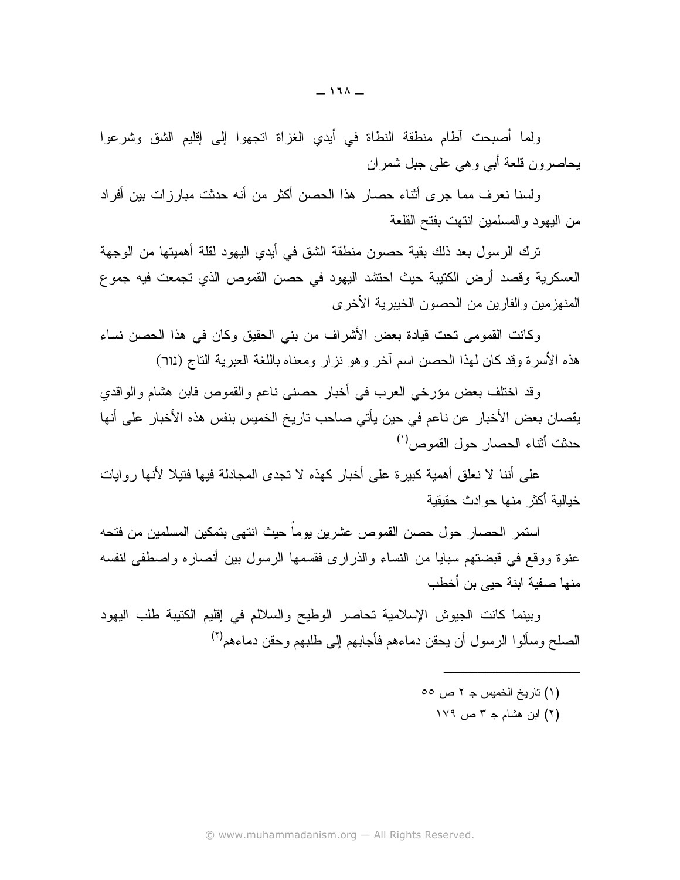ولما أصبحت آطام منطقة النطاة في أيدي الغزاة اتجهوا إلى إقليم الشق وشرعوا يحاصرون قلعة أبي وهي على جبل شمران

ولسنا نعرف مما جرى أثناء حصار هذا الحصن أكثر من أنه حدثت مبارزات بين أفراد من اليهود والمسلمين انتهت بفتح القلعة

ترك الرسول بعد ذلك بقية حصون منطقة الشق في أيدي اليهود لقلة أهميتها من الوجهة العسكرية وقصد أرض الكتيبة حيث احتشد اليهود في حصن القموص الذي تجمعت فيه جموع المنهزمين والفارين من الحصون الخيبرية الأخرى

وكانت القمومى تحت قيادة بعض الأشراف من بني الحقيق وكان في هذا الحصن نساء هذه الأسرة وقد كان لهذا الحصن اسم آخر وهو نزار ومعناه باللغة العبرية التاج (נזר)

وقد اختلف بعض مؤرخي العرب في أخبار حصنى ناعم والقموص فابن هشام والواقدي يقصان بعض الأخبار عن ناعم في حين يأتي صاحب تاريخ الخميس بنفس هذه الأخبار على أنها حدثت أثناء الحصار حول القموص[١]

على أننا لا نعلق أهمية كبيرة على أخبار كهذه لا تجدى المجادلة فيها فتيلا لأنها روايات خيالية أكثر منها حوادث حقيقية

استمر الحصار حول حصن القموص عشرين يوماً حيث انتهى بتمكين المسلمين من فتحه عنوة ووقع في قبضتهم سبايا من النساء والذرارى فقسمها الرسول بين أنصاره واصطفى لنفسه منها صفية ابنة حيى بن أخطب

وبينما كانت الجيوش الإسلامية تحاصر الوطيح والسلالم في إقليم الكتيبة طلب اليهود الصلح وسألوا الرسول أن يحقن دماءهم فأجابهم إلى طلبهم وحقن دماءهم[٢]

---

(١) تاريخ الخميس جـ ٢ ص ٥٥

(٢) ابن هشام جـ ٣ ص ١٧٩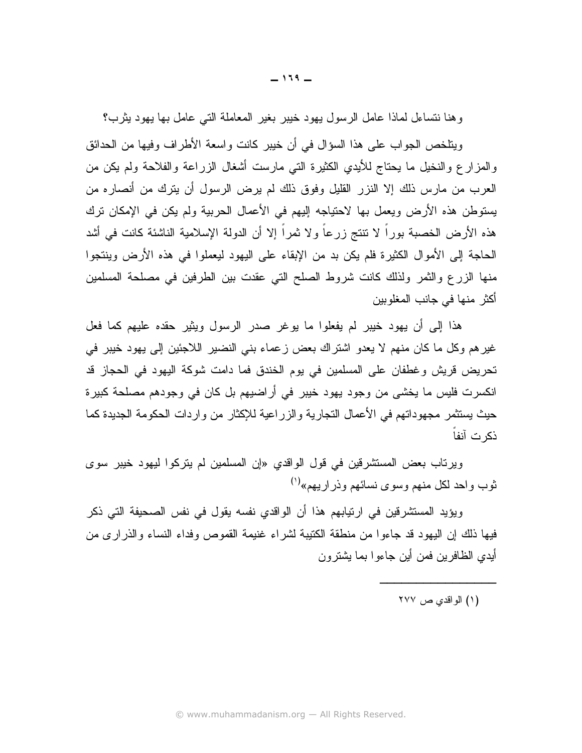وهنا نتساءل لماذا عامل الرسول يهود خيبر بغير المعاملة التي عامل بها يهود يثرب؟

ويتلخص الجواب على هذا السؤال في أن خيبر كانت واسعة الأطراف وفيها من الحدائق والمزارع والنخيل ما يحتاج للأيدي الكثيرة التي مارست أشغال الزراعة والفلاحة ولم يكن من العرب من مارس ذلك إلا النزر القليل وفوق ذلك لم يرض الرسول أن يترك من أنصاره من يستوطن هذه الأرض ويعمل بها لاحتياجه إليهم في الأعمال الحربية ولم يكن في الإمكان ترك هذه الأرض الخصبة بوراً لا تنتج زرعاً ولا ثمراً إلا أن الدولة الإسلامية الناشئة كانت في أشد الحاجة إلى الأموال الكثيرة فلم يكن بد من الإبقاء على اليهود ليعملوا في هذه الأرض وينتجوا منها الزرع والثمر ولذلك كانت شروط الصلح التي عقدت بين الطرفين في مصلحة المسلمين أكثر منها في جانب المغلوبين

هذا إلى أن يهود خيبر لم يفعلوا ما يوغر صدر الرسول ويثير حقده عليهم كما فعل غيرهم وكل ما كان منهم لا يعدو اشتراك بعض زعماء بني النضير اللاجئين إلى يهود خيبر في تحريض قريش وغطفان على المسلمين في يوم الخندق فما دامت شوكة اليهود في الحجاز قد انكسرت فليس ما يخشى من وجود يهود خيبر في أراضيهم بل كان في وجودهم مصلحة كبيرة حيث يستثمر مجهوداتهم في الأعمال التجارية والزراعية للإكثار من واردات الحكومة الجديدة كما ذكرت آنفاً

ويرتاب بعض المستشرقين في قول الواقدي «إن المسلمين لم يتركوا ليهود خيبر سوى ثوب واحد لكل منهم وسوى نسائهم وذراريهم»(١)

ويؤيد المستشرقين في ارتيابهم هذا أن الواقدي نفسه يقول في نفس الصحيفة التي ذكر فيها ذلك إن اليهود قد جاءوا من منطقة الكتيبة لشراء غنيمة القموص وفداء النساء والذرارى من أيدي الظافرين فمن أين جاءوا بما يشترون

---

(١) الواقدي ص ٢٧٧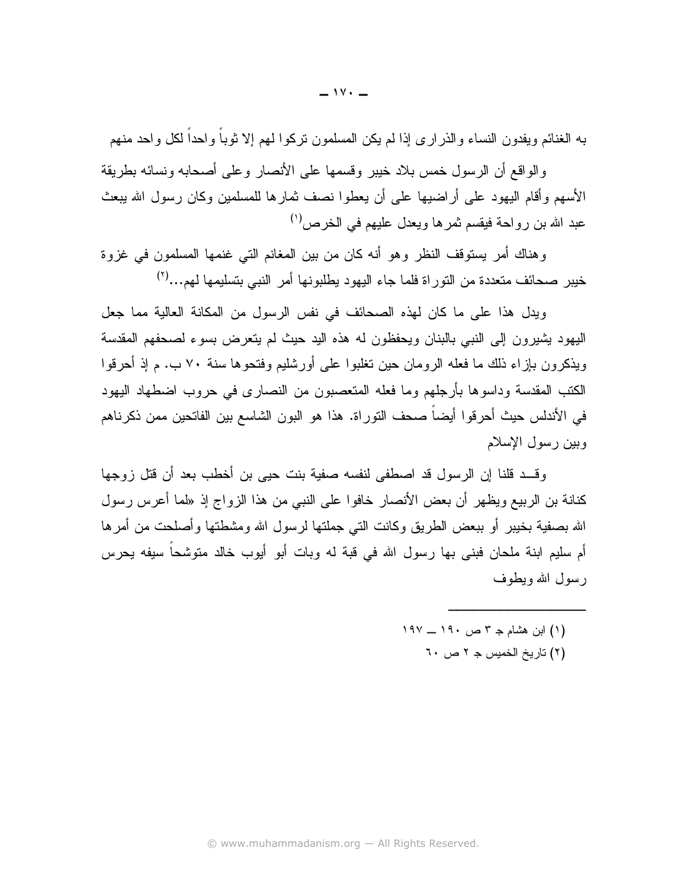به الغنائم ويفدون النساء والذرارى إذا لم يكن المسلمون تركوا لهم إلا ثوباً واحداً لكل واحد منهم

والواقع أن الرسول خمس بلاد خيبر وقسمها على الأنصار وعلى أصحابه ونسائه بطريقة الأسهم وأقام اليهود على أراضيها على أن يعطوا نصف ثمارها للمسلمين وكان رسول الله يبعث عبد الله بن رواحة فيقسم ثمرها ويعدل عليهم في الخرص[1]

وهناك أمر يستوقف النظر وهو أنه كان من بين المغانم التي غنمها المسلمون في غزوة خيبر صحائف متعددة من التوراة فلما جاء اليهود يطلبونها أمر النبي بتسليمها لهم...[2]

ويدل هذا على ما كان لهذه الصحائف في نفس الرسول من المكانة العالية مما جعل اليهود يشيرون إلى النبي بالبنان ويحفظون له هذه اليد حيث لم يتعرض بسوء لصحفهم المقدسة ويذكرون بإزاء ذلك ما فعله الرومان حين تغلبوا على أورشليم وفتحوها سنة ٧٠ ب. م إذ أحرقوا الكتب المقدسة وداسوها بأرجلهم وما فعله المتعصبون من النصارى في حروب اضطهاد اليهود في الأندلس حيث أحرقوا أيضاً صحف التوراة. هذا هو البون الشاسع بين الفاتحين ممن ذكرناهم وبين رسول الإسلام

وقــد قلنا إن الرسول قد اصطفى لنفسه صفية بنت حيى بن أخطب بعد أن قتل زوجها كنانة بن الربيع ويظهر أن بعض الأنصار خافوا على النبي من هذا الزواج إذ «لما أعرس رسول الله بصفية بخيبر أو ببعض الطريق وكانت التي جملتها لرسول الله ومشطتها وأصلحت من أمرها أم سليم ابنة ملحان فبنى بها رسول الله في قبة له وبات أبو أيوب خالد متوشحاً سيفه يحرس رسول الله ويطوف

---

(١) ابن هشام جـ ٣ ص ١٩٠ ــ ١٩٧

(٢) تاريخ الخميس جـ ٢ ص ٦٠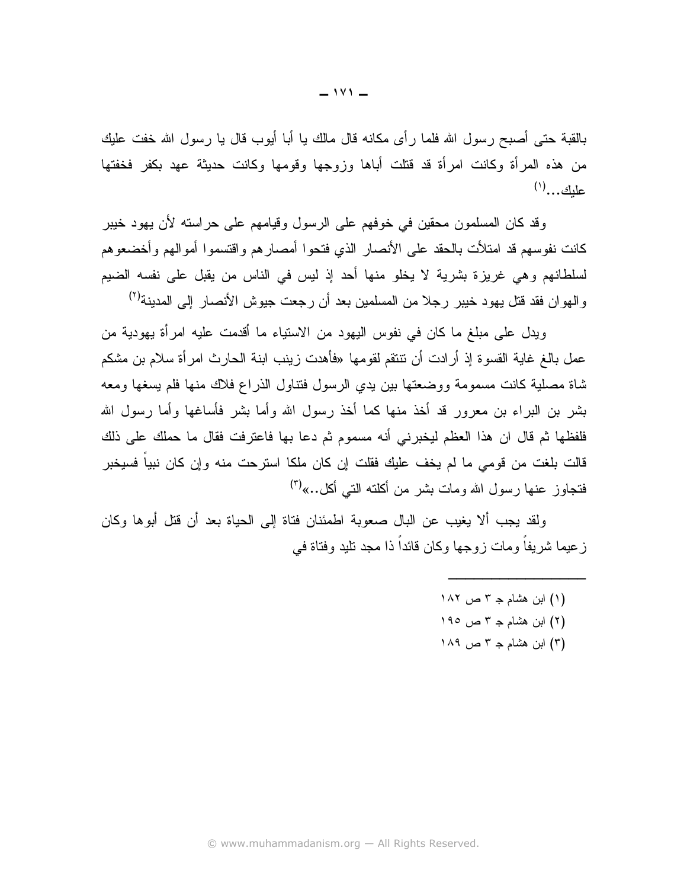بالقبة حتى أصبح رسول الله فلما رأى مكانه قال مالك يا أبا أيوب قال يا رسول الله خفت عليك من هذه المرأة وكانت امرأة قد قتلت أباها وزوجها وقومها وكانت حديثة عهد بكفر فخفتها عليك...[1]

وقد كان المسلمون محقين في خوفهم على الرسول وقيامهم على حراسته لأن يهود خيبر كانت نفوسهم قد امتلأت بالحقد على الأنصار الذي فتحوا أمصارهم واقتسموا أموالهم وأخضعوهم لسلطانهم وهي غريزة بشرية لا يخلو منها أحد إذ ليس في الناس من يقبل على نفسه الضيم والهوان فقد قتل يهود خيبر رجلا من المسلمين بعد أن رجعت جيوش الأنصار إلى المدينة[2]

ويدل على مبلغ ما كان في نفوس اليهود من الاستياء ما أقدمت عليه امرأة يهودية من عمل بالغ غاية القسوة إذ أرادت أن تنتقم لقومها «فأهدت زينب ابنة الحارث امرأة سلام بن مشكم شاة مصلية كانت مسمومة ووضعتها بين يدي الرسول فتناول الذراع فلاك منها فلم يسغها ومعه بشر بن البراء بن معرور قد أخذ منها كما أخذ رسول الله وأما بشر فأساغها وأما رسول الله فلفظها ثم قال ان هذا العظم ليخبرني أنه مسموم ثم دعا بها فاعترفت فقال ما حملك على ذلك قالت بلغت من قومي ما لم يخف عليك فقلت إن كان ملكا استرحت منه وإن كان نبياً فسيخبر فتجاوز عنها رسول الله ومات بشر من أكلته التي أكل..»[3]

ولقد يجب ألا يغيب عن البال صعوبة اطمئنان فتاة إلى الحياة بعد أن قتل أبوها وكان زعيما شريفاً ومات زوجها وكان قائداً ذا مجد تليد وفتاة في

---

(١) ابن هشام جـ ٣ ص ١٨٢

(٢) ابن هشام جـ ٣ ص ١٩٥

(٣) ابن هشام جـ ٣ ص ١٨٩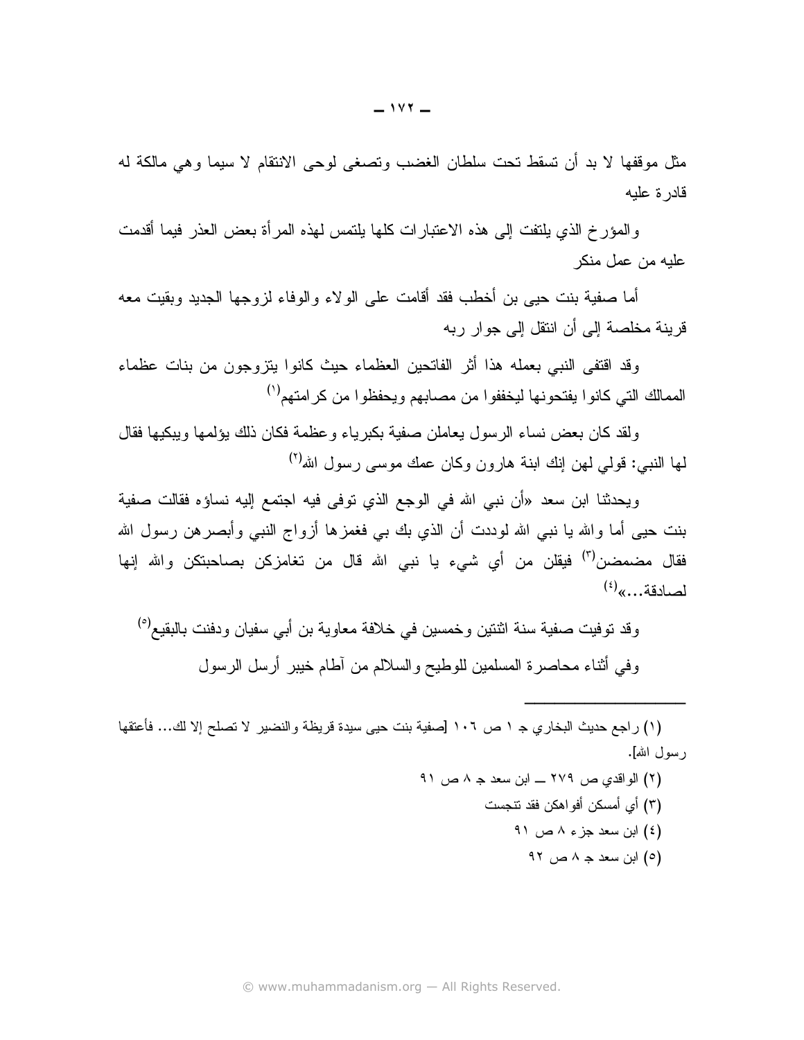مثل موقفها لا بد أن تسقط تحت سلطان الغضب وتصغى لوحى الانتقام لا سيما وهي مالكة له قادرة عليه

والمؤرخ الذي يلتفت إلى هذه الاعتبارات كلها يلتمس لهذه المرأة بعض العذر فيما أقدمت عليه من عمل منكر

أما صفية بنت حيى بن أخطب فقد أقامت على الولاء والوفاء لزوجها الجديد وبقيت معه قرينة مخلصة إلى أن انتقل إلى جوار ربه

وقد اقتفى النبي بعمله هذا أثر الفاتحين العظماء حيث كانوا يتزوجون من بنات عظماء الممالك التي كانوا يفتحونها ليخففوا من مصابهم ويحفظوا من كرامتهم[١]

ولقد كان بعض نساء الرسول يعاملن صفية بكبرياء وعظمة فكان ذلك يؤلمها ويبكيها فقال لها النبي: قولي لهن إنك ابنة هارون وكان عمك موسى رسول الله[٢]

ويحدثنا ابن سعد «أن نبي الله في الوجع الذي توفى فيه اجتمع إليه نساؤه فقالت صفية بنت حيى أما والله يا نبي الله لوددت أن الذي بك بي فغمزها أزواج النبي وأبصرهن رسول الله فقال مضمضن[٣] فيقلن من أي شيء يا نبي الله قال من تغامزكن بصاحبتكن والله إنها لصادقة...»[٤]

وقد توفيت صفية سنة اثنتين وخمسين في خلافة معاوية بن أبي سفيان ودفنت بالبقيع[٥]

وفي أثناء محاصرة المسلمين للوطيح والسلالم من آطام خيبر أرسل الرسول

---

(١) راجع حديث البخاري جـ ١ ص ١٠٦ [صفية بنت حيى سيدة قريظة والنضير لا تصلح إلا لك... فأعتقها رسول الله].

(٢) الواقدي ص ٢٧٩ ــ ابن سعد جـ ٨ ص ٩١

(٣) أي أمسكن أفواهكن فقد تنجست

(٤) ابن سعد جزء ٨ ص ٩١

(٥) ابن سعد جـ ٨ ص ٩٢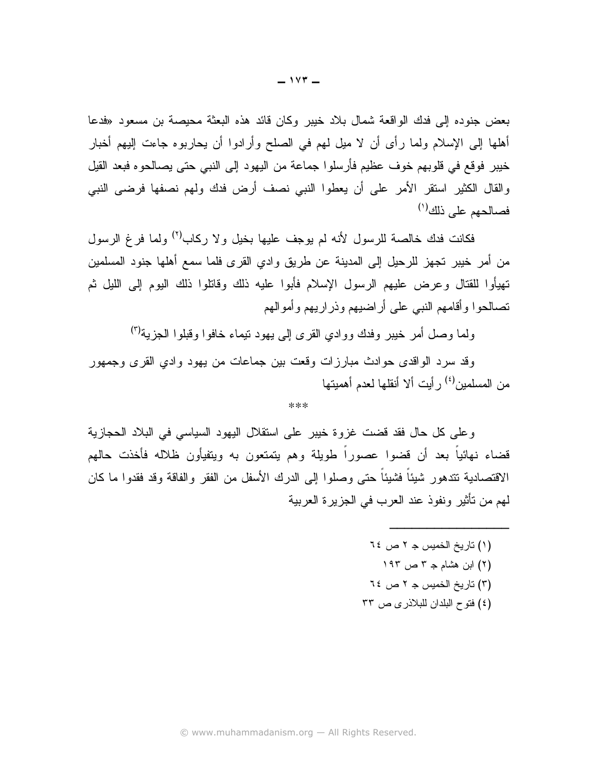بعض جنوده إلى فدك الواقعة شمال بلاد خيبر وكان قائد هذه البعثة محيصة بن مسعود «فدعا أهلها إلى الإسلام ولما رأى أن لا ميل لهم في الصلح وأرادوا أن يحاربوه جاءت إليهم أخبار خيبر فوقع في قلوبهم خوف عظيم فأرسلوا جماعة من اليهود إلى النبي حتى يصالحوه فبعد القيل والقال الكثير استقر الأمر على أن يعطوا النبي نصف أرض فدك ولهم نصفها فرضى النبي فصالحهم على ذلك[١]

فكانت فدك خالصة للرسول لأنه لم يوجف عليها بخيل ولا ركاب[٢] ولما فرغ الرسول من أمر خيبر تجهز للرحيل إلى المدينة عن طريق وادي القرى فلما سمع أهلها جنود المسلمين تهيأوا للقتال وعرض عليهم الرسول الإسلام فأبوا عليه ذلك وقاتلوا ذلك اليوم إلى الليل ثم تصالحوا وأقامهم النبي على أراضيهم وذراريهم وأموالهم

ولما وصل أمر خيبر وفدك ووادي القرى إلى يهود تيماء خافوا وقبلوا الجزية[٣]

وقد سرد الواقدى حوادث مبارزات وقعت بين جماعات من يهود وادي القرى وجمهور من المسلمين[٤] رأيت ألا أنقلها لعدم أهميتها

***

وعلى كل حال فقد قضت غزوة خيبر على استقلال اليهود السياسي في البلاد الحجازية قضاء نهائياً بعد أن قضوا عصوراً طويلة وهم يتمتعون به ويتفيأون ظلاله فأخذت حالهم الاقتصادية تتدهور شيئاً فشيئاً حتى وصلوا إلى الدرك الأسفل من الفقر والفاقة وقد فقدوا ما كان لهم من تأثير ونفوذ عند العرب في الجزيرة العربية

---

(١) تاريخ الخميس جـ ٢ ص ٦٤

(٢) ابن هشام جـ ٣ ص ١٩٣

(٣) تاريخ الخميس جـ ٢ ص ٦٤

(٤) فتوح البلدان للبلاذرى ص ٣٣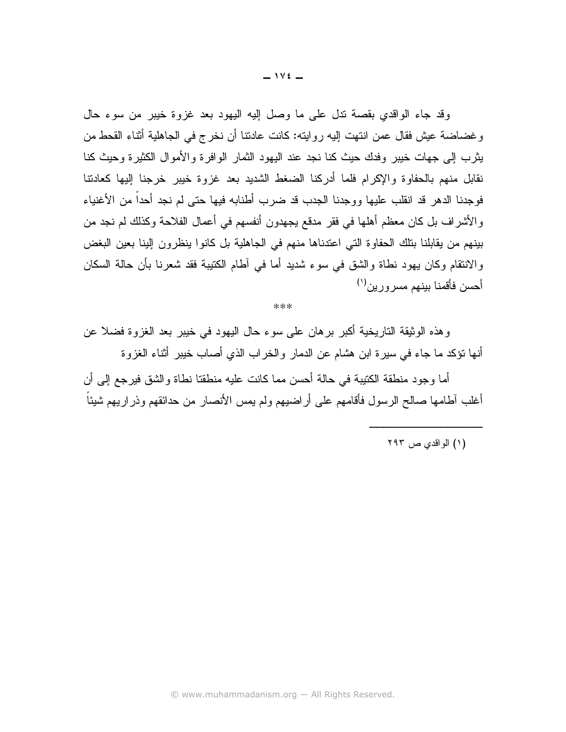وقد جاء الواقدي بقصة تدل على ما وصل إليه اليهود بعد غزوة خيبر من سوء حال وغضاضة عيش فقال عمن انتهت إليه روايته: كانت عادتنا أن نخرج في الجاهلية أثناء القحط من يثرب إلى جهات خيبر وفدك حيث كنا نجد عند اليهود الثمار الوافرة والأموال الكثيرة وحيث كنا نقابل منهم بالحفاوة والإكرام فلما أدركنا الضغط الشديد بعد غزوة خيبر خرجنا إليها كعادتنا فوجدنا الدهر قد انقلب عليها ووجدنا الجدب قد ضرب أطنابه فيها حتى لم نجد أحداً من الأغنياء والأشراف بل كان معظم أهلها في فقر مدقع يجهدون أنفسهم في أعمال الفلاحة وكذلك لم نجد من بينهم من يقابلنا بتلك الحفاوة التي اعتدناها منهم في الجاهلية بل كانوا ينظرون إلينا بعين البغض والانتقام وكان يهود نطاة والشق في سوء شديد أما في آطام الكتيبة فقد شعرنا بأن حالة السكان أحسن فأقمنا بينهم مسرورين[1]

***

وهذه الوثيقة التاريخية أكبر برهان على سوء حال اليهود في خيبر بعد الغزوة فضلا عن أنها تؤكد ما جاء في سيرة ابن هشام عن الدمار والخراب الذي أصاب خيبر أثناء الغزوة

أما وجود منطقة الكتيبة في حالة أحسن مما كانت عليه منطقتا نطاة والشق فيرجع إلى أن أغلب آطامها صالح الرسول فأقامهم على أراضيهم ولم يمس الأنصار من حدائقهم وذراريهم شيئاً

---

(١) الواقدي ص ٢٩٣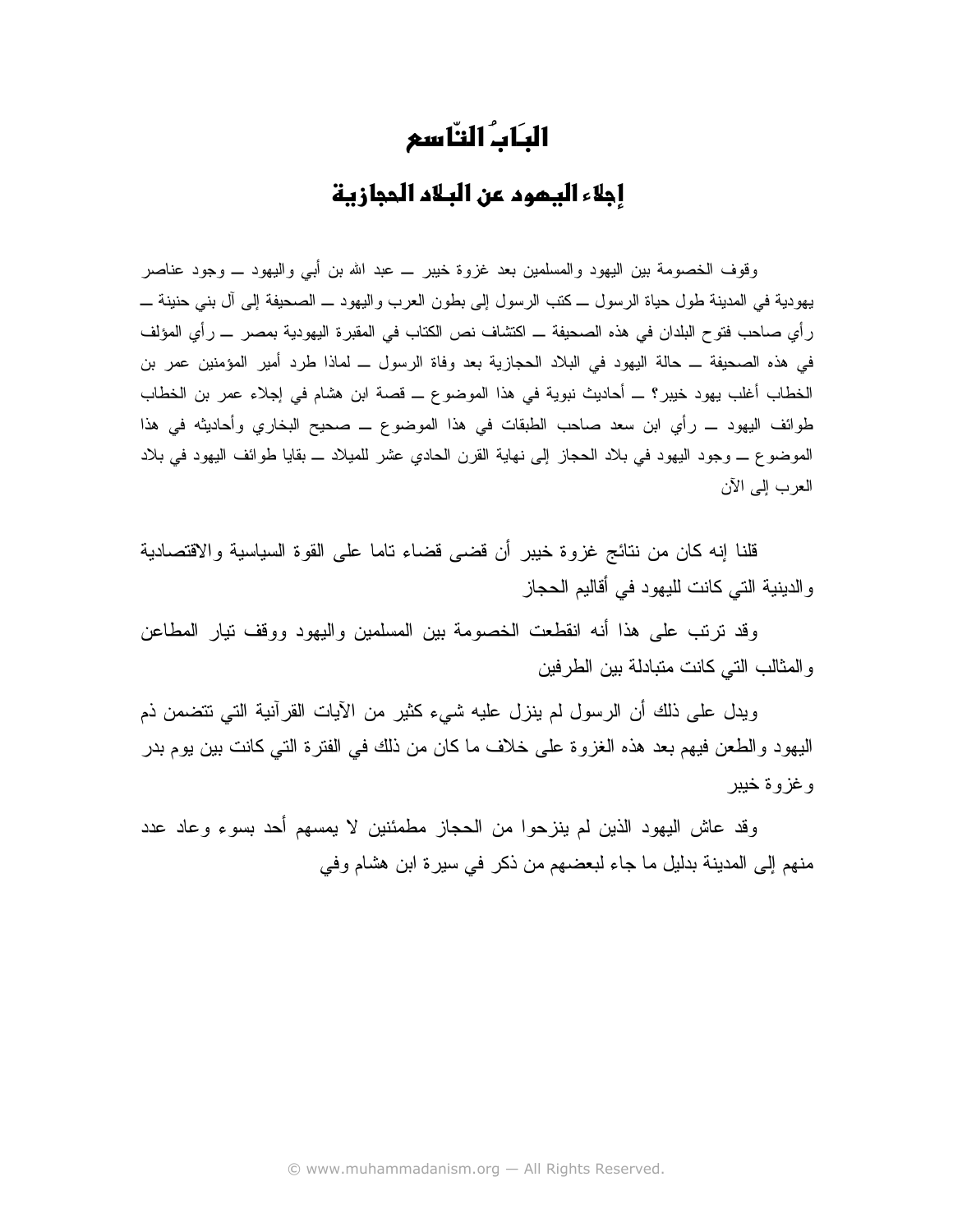# البَابُ التّاسع

## إجلاء اليهود عن البلاد الحجازية

وقوف الخصومة بين اليهود والمسلمين بعد غزوة خيبر ــ عبد الله بن أبي واليهود ــ وجود عناصر يهودية في المدينة طول حياة الرسول ــ كتب الرسول إلى بطون العرب واليهود ــ الصحيفة إلى آل بني حنينة ــ رأي صاحب فتوح البلدان في هذه الصحيفة ــ اكتشاف نص الكتاب في المقبرة اليهودية بمصر ــ رأي المؤلف في هذه الصحيفة ــ حالة اليهود في البلاد الحجازية بعد وفاة الرسول ــ لماذا طرد أمير المؤمنين عمر بن الخطاب أغلب يهود خيبر؟ ــ أحاديث نبوية في هذا الموضوع ــ قصة ابن هشام في إجلاء عمر بن الخطاب طوائف اليهود ــ رأي ابن سعد صاحب الطبقات في هذا الموضوع ــ صحيح البخاري وأحاديثه في هذا الموضوع ــ وجود اليهود في بلاد الحجاز إلى نهاية القرن الحادي عشر للميلاد ــ بقايا طوائف اليهود في بلاد العرب إلى الآن

قلنا إنه كان من نتائج غزوة خيبر أن قضى قضاء تاما على القوة السياسية والاقتصادية والدينية التي كانت لليهود في أقاليم الحجاز

وقد ترتب على هذا أنه انقطعت الخصومة بين المسلمين واليهود ووقف تيار المطاعن والمثالب التي كانت متبادلة بين الطرفين

ويدل على ذلك أن الرسول لم ينزل عليه شيء كثير من الآيات القرآنية التي تتضمن ذم اليهود والطعن فيهم بعد هذه الغزوة على خلاف ما كان من ذلك في الفترة التي كانت بين يوم بدر وغزوة خيبر

وقد عاش اليهود الذين لم ينزحوا من الحجاز مطمئنين لا يمسهم أحد بسوء وعاد عدد منهم إلى المدينة بدليل ما جاء لبعضهم من ذكر في سيرة ابن هشام وفي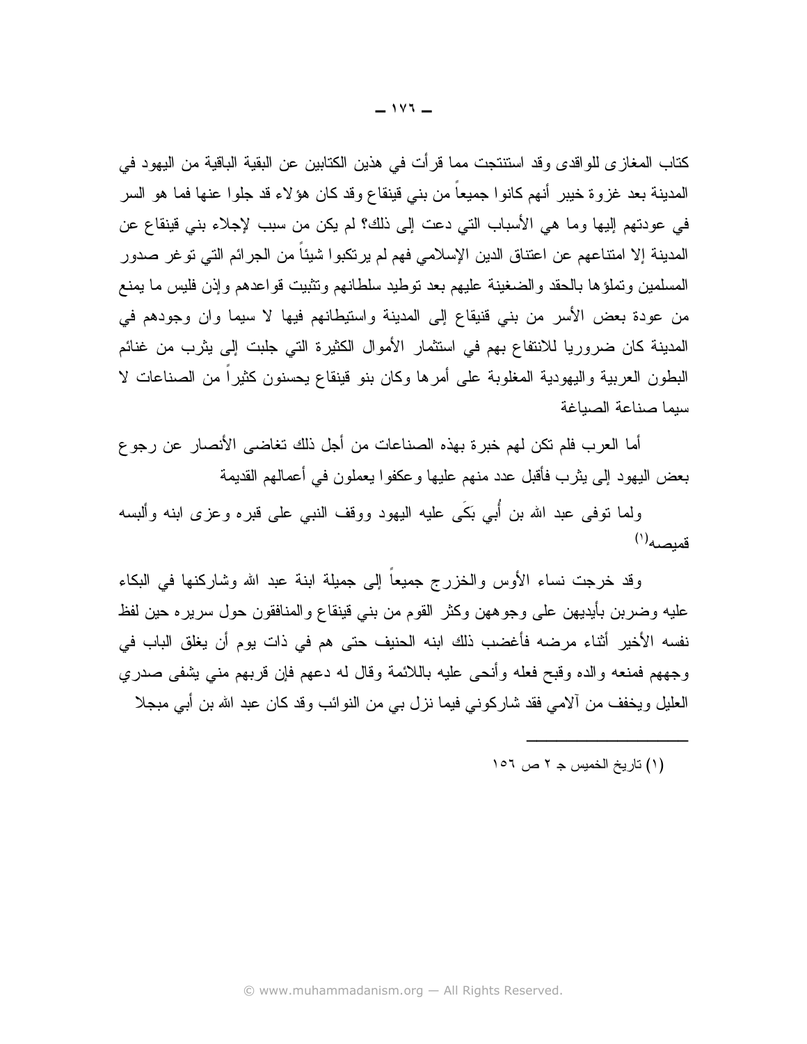كتاب المغازى للواقدى وقد استنتجت مما قرأت في هذين الكتابين عن البقية الباقية من اليهود في المدينة بعد غزوة خيبر أنهم كانوا جميعاً من بني قينقاع وقد كان هؤلاء قد جلوا عنها فما هو السر في عودتهم إليها وما هي الأسباب التي دعت إلى ذلك؟ لم يكن من سبب لإجلاء بني قينقاع عن المدينة إلا امتناعهم عن اعتناق الدين الإسلامي فهم لم يرتكبوا شيئاً من الجرائم التي توغر صدور المسلمين وتملؤها بالحقد والضغينة عليهم بعد توطيد سلطانهم وتثبيت قواعدهم وإذن فليس ما يمنع من عودة بعض الأسر من بني قنيقاع إلى المدينة واستيطانهم فيها لا سيما وان وجودهم في المدينة كان ضروريا للانتفاع بهم في استثمار الأموال الكثيرة التي جلبت إلى يثرب من غنائم البطون العربية واليهودية المغلوبة على أمرها وكان بنو قينقاع يحسنون كثيراً من الصناعات لا سيما صناعة الصياغة

أما العرب فلم تكن لهم خبرة بهذه الصناعات من أجل ذلك تغاضى الأنصار عن رجوع بعض اليهود إلى يثرب فأقبل عدد منهم عليها وعكفوا يعملون في أعمالهم القديمة

ولما توفى عبد الله بن أُبي بَكَى عليه اليهود ووقف النبي على قبره وعزى ابنه وألبسه قميصه[1]

وقد خرجت نساء الأوس والخزرج جميعاً إلى جميلة ابنة عبد الله وشاركنها في البكاء عليه وضربن بأيديهن على وجوههن وكثر القوم من بني قينقاع والمنافقون حول سريره حين لفظ نفسه الأخير أثناء مرضه فأغضب ذلك ابنه الحنيف حتى هم في ذات يوم أن يغلق الباب في وجههم فمنعه والده وقبح فعله وأنحى عليه باللائمة وقال له دعهم فإن قربهم مني يشفى صدري العليل ويخفف من آلامي فقد شاركوني فيما نزل بي من النوائب وقد كان عبد الله بن أبي مبجلا

---

(١) تاريخ الخميس جـ ٢ ص ١٥٦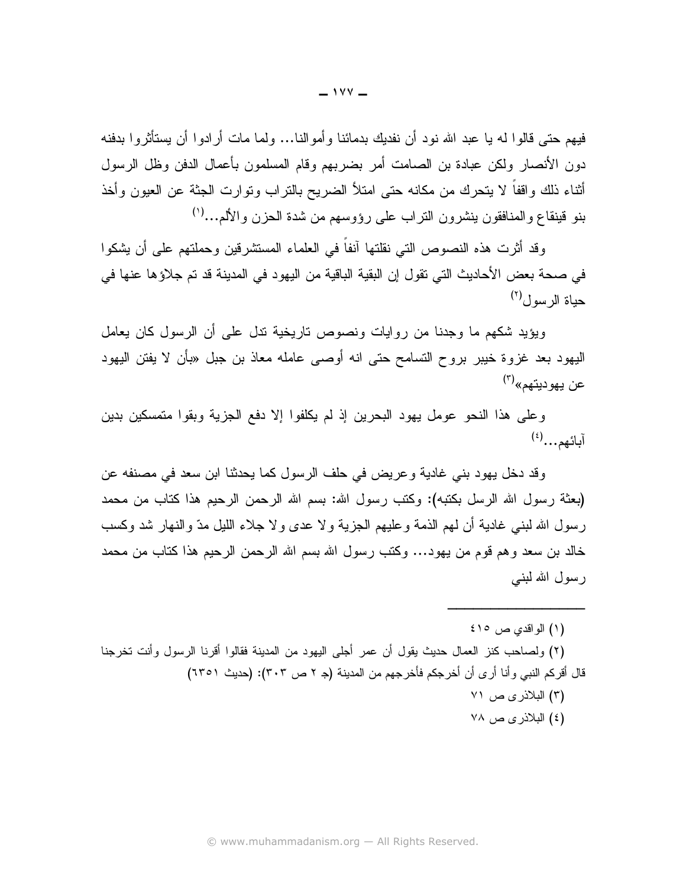فيهم حتى قالوا له يا عبد الله نود أن نفديك بدمائنا وأموالنا... ولما مات أرادوا أن يستأثروا بدفنه دون الأنصار ولكن عبادة بن الصامت أمر بضربهم وقام المسلمون بأعمال الدفن وظل الرسول أثناء ذلك واقفاً لا يتحرك من مكانه حتى امتلأ الضريح بالتراب وتوارت الجثة عن العيون وأخذ بنو قينقاع والمنافقون ينشرون التراب على رؤوسهم من شدة الحزن والألم...[١]

وقد أثرت هذه النصوص التي نقلتها آنفاً في العلماء المستشرقين وحملتهم على أن يشكوا في صحة بعض الأحاديث التي تقول إن البقية الباقية من اليهود في المدينة قد تم جلاؤها عنها في حياة الرسول[٢]

ويؤيد شكهم ما وجدنا من روايات ونصوص تاريخية تدل على أن الرسول كان يعامل اليهود بعد غزوة خيبر بروح التسامح حتى انه أوصى عامله معاذ بن جبل «بأن لا يفتن اليهود عن يهوديتهم»[٣]

وعلى هذا النحو عومل يهود البحرين إذ لم يكلفوا إلا دفع الجزية وبقوا متمسكين بدين آبائهم...[٤]

وقد دخل يهود بني غادية وعريض في حلف الرسول كما يحدثنا ابن سعد في مصنفه عن (بعثة رسول الله الرسل بكتبه): وكتب رسول الله: بسم الله الرحمن الرحيم هذا كتاب من محمد رسول الله لبني غادية أن لهم الذمة وعليهم الجزية ولا عدى ولا جلاء الليل مدّ والنهار شد وكسب خالد بن سعد وهم قوم من يهود... وكتب رسول الله بسم الله الرحمن الرحيم هذا كتاب من محمد رسول الله لبني

---

(١) الواقدي ص ٤١٥

(٢) ولصاحب كنز العمال حديث يقول أن عمر أجلى اليهود من المدينة فقالوا أقرنا الرسول وأنت تخرجنا قال أقركم النبي وأنا أرى أن أخرجكم فأخرجهم من المدينة (جـ ٢ ص ٣٠٣): (حديث ٦٣٥١)

(٣) البلاذرى ص ٧١

(٤) البلاذرى ص ٧٨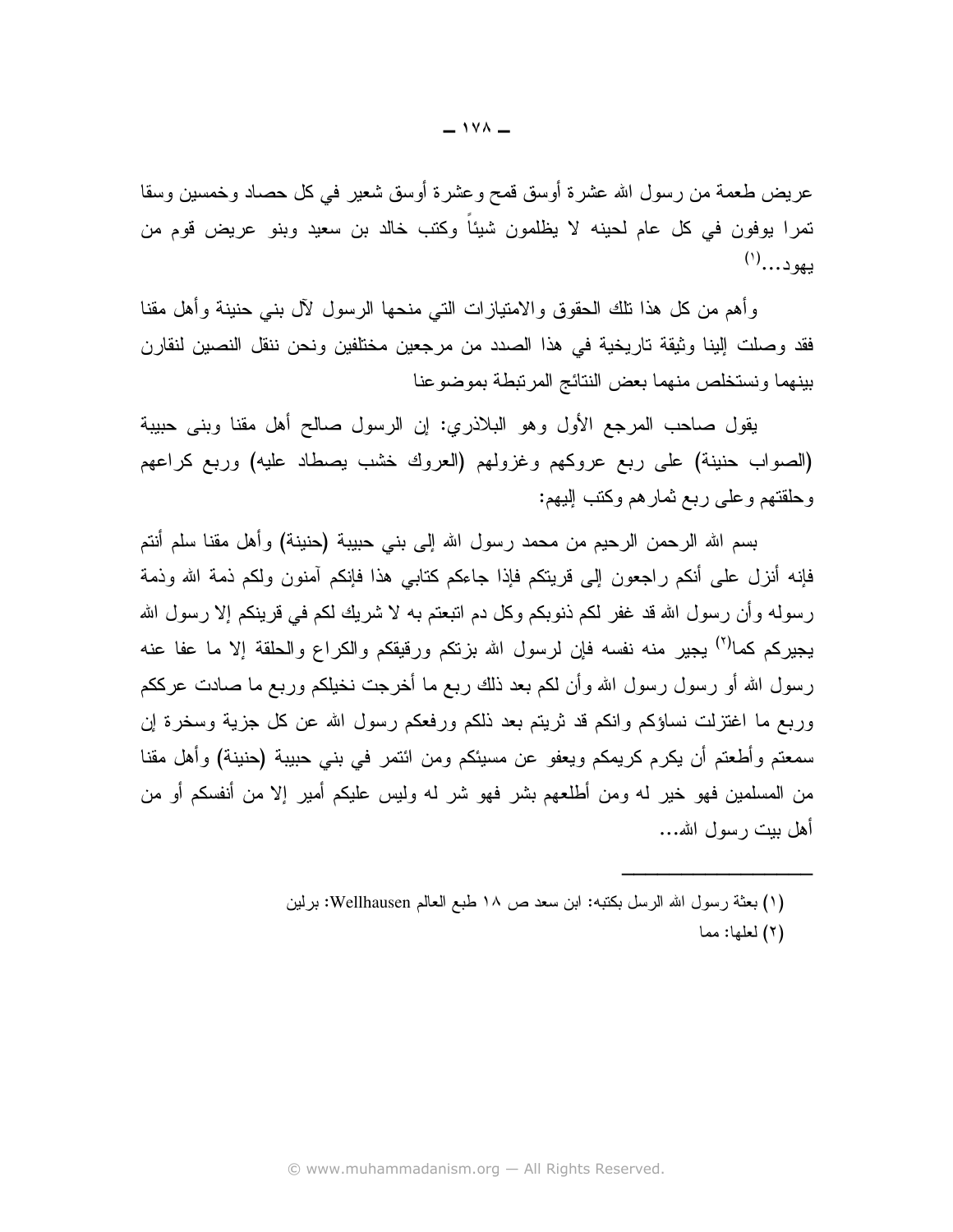عريض طعمة من رسول الله عشرة أوسق قمح وعشرة أوسق شعير في كل حصاد وخمسين وسقا تمرا يوفون في كل عام لحينه لا يظلمون شيئاً وكتب خالد بن سعيد وبنو عريض قوم من يهود...[1]

وأهم من كل هذا تلك الحقوق والامتيازات التي منحها الرسول لآل بني حنينة وأهل مقنا فقد وصلت إلينا وثيقة تاريخية في هذا الصدد من مرجعين مختلفين ونحن ننقل النصين لنقارن بينهما ونستخلص منهما بعض النتائج المرتبطة بموضوعنا

يقول صاحب المرجع الأول وهو البلاذري: إن الرسول صالح أهل مقنا وبنى حبيبة (الصواب حنينة) على ربع عروكهم وغزولهم (العروك خشب يصطاد عليه) وربع كراعهم وحلقتهم وعلى ربع ثمارهم وكتب إليهم:

بسم الله الرحمن الرحيم من محمد رسول الله إلى بني حبيبة (حنينة) وأهل مقنا سلم أنتم فإنه أنزل على أنكم راجعون إلى قريتكم فإذا جاءكم كتابي هذا فإنكم آمنون ولكم ذمة الله وذمة رسوله وأن رسول الله قد غفر لكم ذنوبكم وكل دم اتبعتم به لا شريك لكم في قرينكم إلا رسول الله يجيركم كما[2] يجير منه نفسه فإن لرسول الله بزتكم ورقيقكم والكراع والحلقة إلا ما عفا عنه رسول الله أو رسول رسول الله وأن لكم بعد ذلك ربع ما أخرجت نخيلكم وربع ما صادت عرككم وربع ما اغتزلت نساؤكم وانكم قد ثريتم بعد ذلكم ورفعكم رسول الله عن كل جزية وسخرة إن سمعتم وأطعتم أن يكرم كريمكم ويعفو عن مسيئكم ومن ائتمر في بني حبيبة (حنينة) وأهل مقنا من المسلمين فهو خير له ومن أطلعهم بشر فهو شر له وليس عليكم أمير إلا من أنفسكم أو من أهل بيت رسول الله...

---

(١) بعثة رسول الله الرسل بكتبه: ابن سعد ص ١٨ طبع العالم Wellhausen: برلين

(٢) لعلها: مما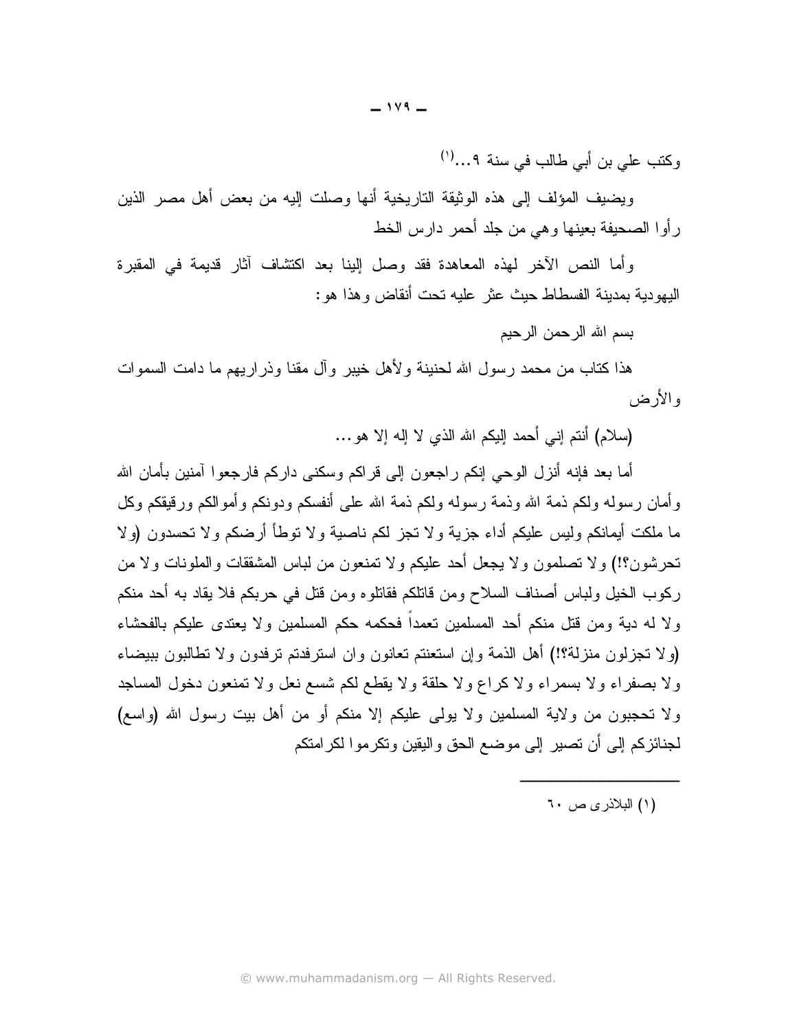وكتب علي بن أبي طالب في سنة ٩...[١]

ويضيف المؤلف إلى هذه الوثيقة التاريخية أنها وصلت إليه من بعض أهل مصر الذين رأوا الصحيفة بعينها وهي من جلد أحمر دارس الخط

وأما النص الآخر لهذه المعاهدة فقد وصل إلينا بعد اكتشاف آثار قديمة في المقبرة اليهودية بمدينة الفسطاط حيث عثر عليه تحت أنقاض وهذا هو:

بسم الله الرحمن الرحيم

هذا كتاب من محمد رسول الله لحنينة ولأهل خيبر وآل مقنا وذراريهم ما دامت السموات والأرض

(سلام) أنتم إني أحمد إليكم الله الذي لا إله إلا هو...

أما بعد فإنه أنزل الوحي إنكم راجعون إلى قراكم وسكنى داركم فارجعوا آمنين بأمان الله وأمان رسوله ولكم ذمة الله وذمة رسوله ولكم ذمة الله على أنفسكم ودونكم وأموالكم ورقيقكم وكل ما ملكت أيمانكم وليس عليكم أداء جزية ولا تجز لكم ناصية ولا توطأ أرضكم ولا تحسدون (ولا تحرشون؟!) ولا تصلمون ولا يجعل أحد عليكم ولا تمنعون من لباس المشققات والملونات ولا من ركوب الخيل ولباس أصناف السلاح ومن قاتلكم فقاتلوه ومن قتل في حربكم فلا يقاد به أحد منكم ولا له دية ومن قتل منكم أحد المسلمين تعمداً فحكمه حكم المسلمين ولا يعتدى عليكم بالفحشاء (ولا تجزلون منزلة؟!) أهل الذمة وإن استعنتم تعانون وان استرفدتم ترفدون ولا تطالبون ببيضاء ولا بصفراء ولا بسمراء ولا كراع ولا حلقة ولا يقطع لكم شسع نعل ولا تمنعون دخول المساجد ولا تحجبون من ولاية المسلمين ولا يولى عليكم إلا منكم أو من أهل بيت رسول الله (واسع) لجنائزكم إلى أن تصير إلى موضع الحق واليقين وتكرموا لكرامتكم

---

(١) البلاذرى ص ٦٠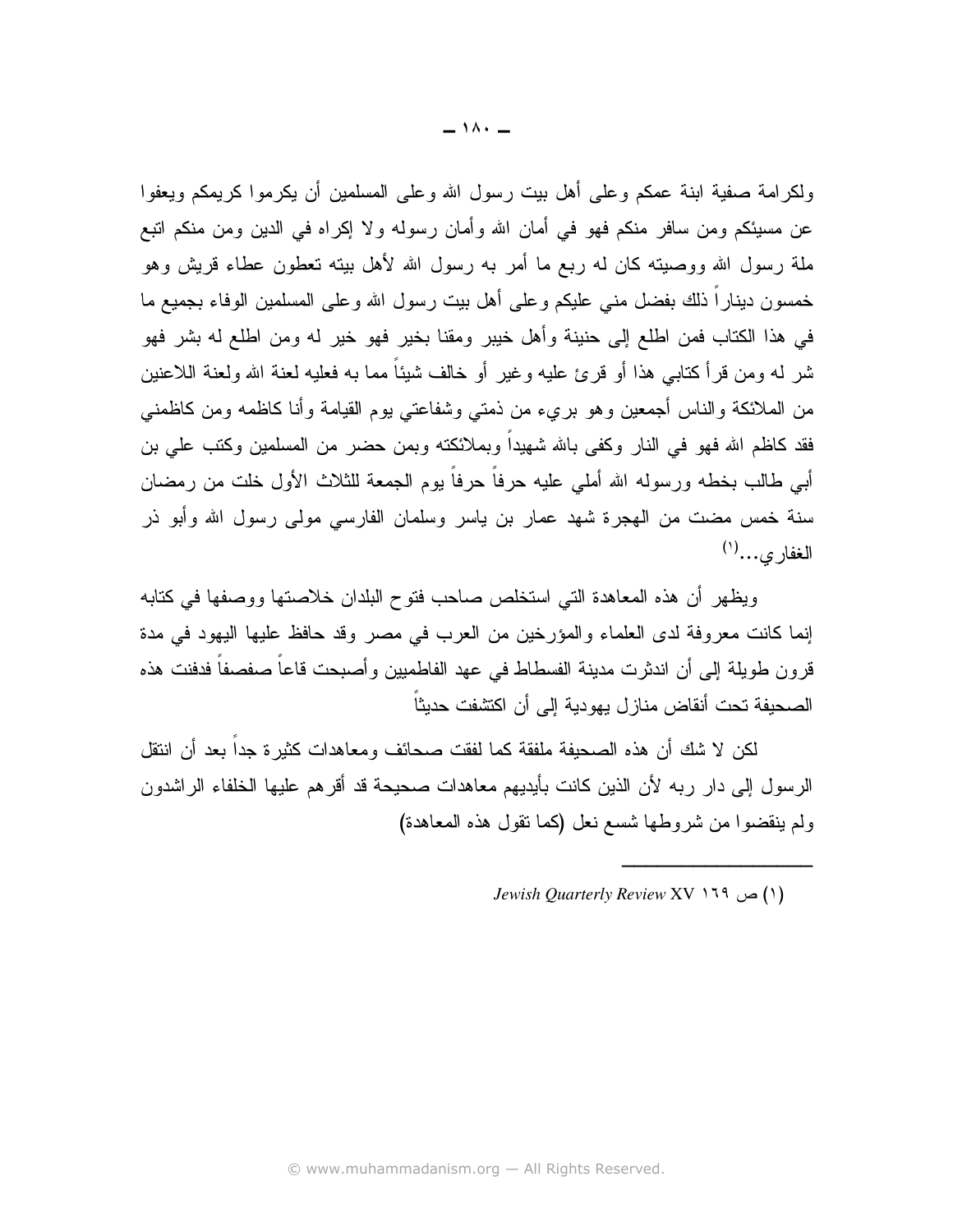ولكرامة صفية ابنة عمكم وعلى أهل بيت رسول الله وعلى المسلمين أن يكرموا كريمكم ويعفوا عن مسيئكم ومن سافر منكم فهو في أمان الله وأمان رسوله ولا إكراه في الدين ومن منكم اتبع ملة رسول الله ووصيته كان له ربع ما أمر به رسول الله لأهل بيته تعطون عطاء قريش وهو خمسون ديناراً ذلك بفضل مني عليكم وعلى أهل بيت رسول الله وعلى المسلمين الوفاء بجميع ما في هذا الكتاب فمن اطلع إلى حنينة وأهل خيبر ومقنا بخير فهو خير له ومن اطلع له بشر فهو شر له ومن قرأ كتابي هذا أو قرئ عليه وغير أو خالف شيئاً مما به فعليه لعنة الله ولعنة اللاعنين من الملائكة والناس أجمعين وهو بريء من ذمتي وشفاعتي يوم القيامة وأنا كاظمه ومن كاظمني فقد كاظم الله فهو في النار وكفى بالله شهيداً وبملائكته وبمن حضر من المسلمين وكتب علي بن أبي طالب بخطه ورسوله الله أملي عليه حرفاً حرفاً يوم الجمعة للثلاث الأول خلت من رمضان سنة خمس مضت من الهجرة شهد عمار بن ياسر وسلمان الفارسي مولى رسول الله وأبو ذر الغفاري...[1]

ويظهر أن هذه المعاهدة التي استخلص صاحب فتوح البلدان خلاصتها ووصفها في كتابه إنما كانت معروفة لدى العلماء والمؤرخين من العرب في مصر وقد حافظ عليها اليهود في مدة قرون طويلة إلى أن اندثرت مدينة الفسطاط في عهد الفاطميين وأصبحت قاعاً صفصفاً فدفنت هذه الصحيفة تحت أنقاض منازل يهودية إلى أن اكتشفت حديثاً

لكن لا شك أن هذه الصحيفة ملفقة كما لفقت صحائف ومعاهدات كثيرة جداً بعد أن انتقل الرسول إلى دار ربه لأن الذين كانت بأيديهم معاهدات صحيحة قد أقرهم عليها الخلفاء الراشدون ولم ينقضوا من شروطها شسع نعل (كما تقول هذه المعاهدة)

---

(١) ص ١٦٩ *Jewish Quarterly Review* XV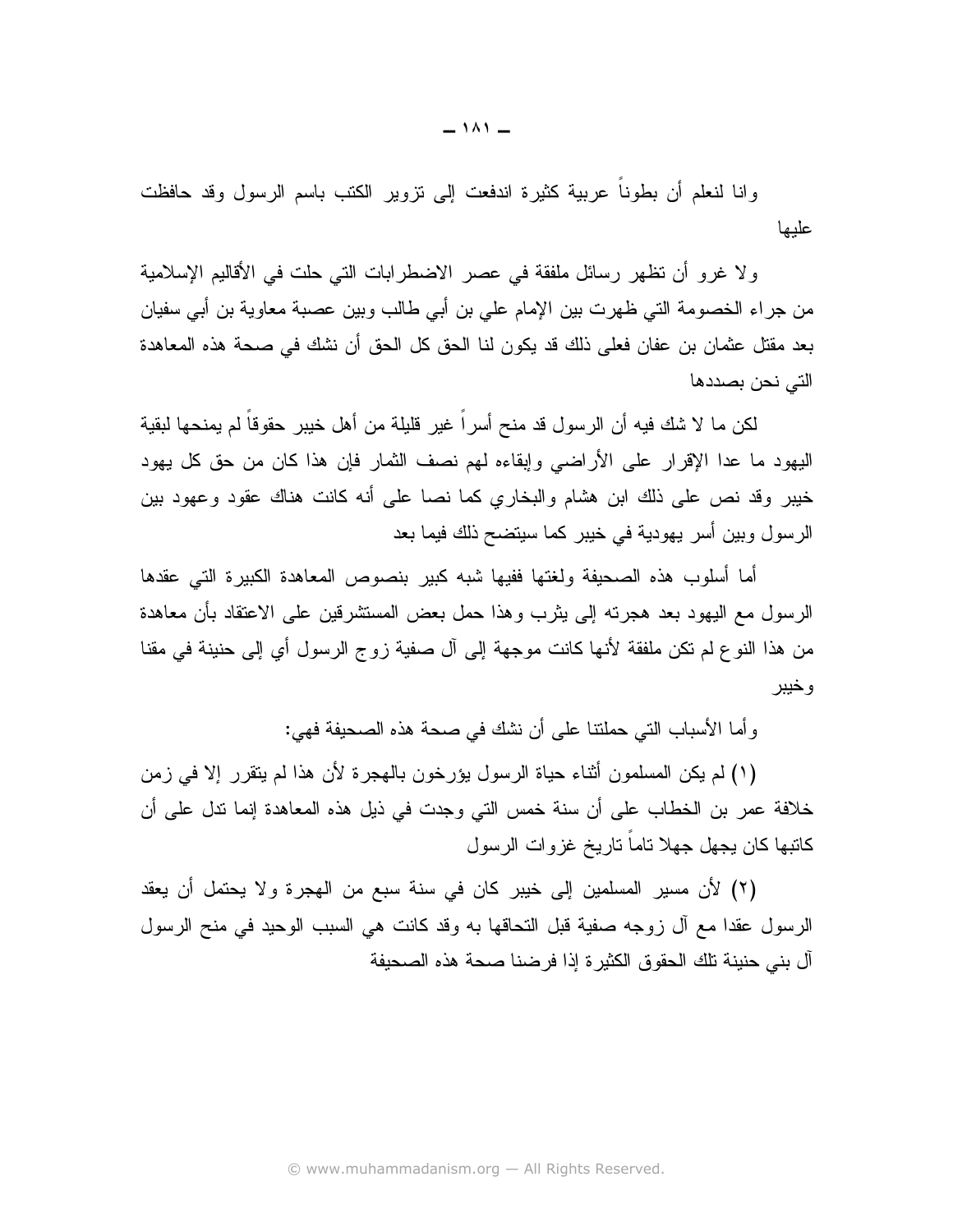وانا لنعلم أن بطوناً عربية كثيرة اندفعت إلى تزوير الكتب باسم الرسول وقد حافظت عليها

ولا غرو أن تظهر رسائل ملفقة في عصر الاضطرابات التي حلت في الأقاليم الإسلامية من جراء الخصومة التي ظهرت بين الإمام علي بن أبي طالب وبين عصبة معاوية بن أبي سفيان بعد مقتل عثمان بن عفان فعلى ذلك قد يكون لنا الحق كل الحق أن نشك في صحة هذه المعاهدة التي نحن بصددها

لكن ما لا شك فيه أن الرسول قد منح أسراً غير قليلة من أهل خيبر حقوقاً لم يمنحها لبقية اليهود ما عدا الإقرار على الأراضي وإبقاءه لهم نصف الثمار فإن هذا كان من حق كل يهود خيبر وقد نص على ذلك ابن هشام والبخاري كما نصا على أنه كانت هناك عقود وعهود بين الرسول وبين أسر يهودية في خيبر كما سيتضح ذلك فيما بعد

أما أسلوب هذه الصحيفة ولغتها ففيها شبه كبير بنصوص المعاهدة الكبيرة التي عقدها الرسول مع اليهود بعد هجرته إلى يثرب وهذا حمل بعض المستشرقين على الاعتقاد بأن معاهدة من هذا النوع لم تكن ملفقة لأنها كانت موجهة إلى آل صفية زوج الرسول أي إلى حنينة في مقنا وخيبر

وأما الأسباب التي حملتنا على أن نشك في صحة هذه الصحيفة فهي:

(١) لم يكن المسلمون أثناء حياة الرسول يؤرخون بالهجرة لأن هذا لم يتقرر إلا في زمن خلافة عمر بن الخطاب على أن سنة خمس التي وجدت في ذيل هذه المعاهدة إنما تدل على أن كاتبها كان يجهل جهلا تاماً تاريخ غزوات الرسول

(٢) لأن مسير المسلمين إلى خيبر كان في سنة سبع من الهجرة ولا يحتمل أن يعقد الرسول عقدا مع آل زوجه صفية قبل التحاقها به وقد كانت هي السبب الوحيد في منح الرسول آل بني حنينة تلك الحقوق الكثيرة إذا فرضنا صحة هذه الصحيفة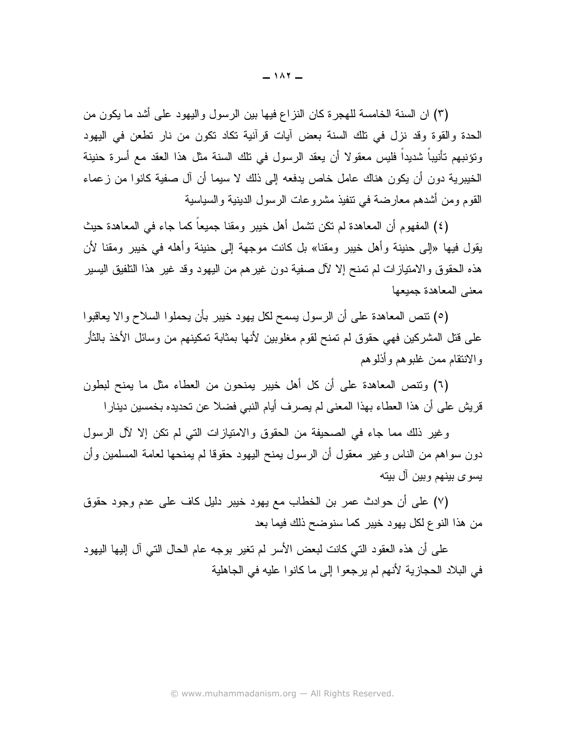(٣) ان السنة الخامسة للهجرة كان النزاع فيها بين الرسول واليهود على أشد ما يكون من الحدة والقوة وقد نزل في تلك السنة بعض آيات قرآنية تكاد تكون من نار تطعن في اليهود وتؤنبهم تأنيباً شديداً فليس معقولا أن يعقد الرسول في تلك السنة مثل هذا العقد مع أسرة حنينة الخيبرية دون أن يكون هناك عامل خاص يدفعه إلى ذلك لا سيما أن آل صفية كانوا من زعماء القوم ومن أشدهم معارضة في تنفيذ مشروعات الرسول الدينية والسياسية

(٤) المفهوم أن المعاهدة لم تكن تشمل أهل خيبر ومقنا جميعاً كما جاء في المعاهدة حيث يقول فيها «إلى حنينة وأهل خيبر ومقنا» بل كانت موجهة إلى حنينة وأهله في خيبر ومقنا لأن هذه الحقوق والامتيازات لم تمنح إلا لآل صفية دون غيرهم من اليهود وقد غير هذا التلفيق اليسير معنى المعاهدة جميعها

(٥) تنص المعاهدة على أن الرسول يسمح لكل يهود خيبر بأن يحملوا السلاح والا يعاقبوا على قتل المشركين فهي حقوق لم تمنح لقوم مغلوبين لأنها بمثابة تمكينهم من وسائل الأخذ بالثأر والانتقام ممن غلبوهم وأذلوهم

(٦) وتنص المعاهدة على أن كل أهل خيبر يمنحون من العطاء مثل ما يمنح لبطون قريش على أن هذا العطاء بهذا المعنى لم يصرف أيام النبي فضلا عن تحديده بخمسين دينارا

وغير ذلك مما جاء في الصحيفة من الحقوق والامتيازات التي لم تكن إلا لآل الرسول دون سواهم من الناس وغير معقول أن الرسول يمنح اليهود حقوقا لم يمنحها لعامة المسلمين وأن يسوى بينهم وبين آل بيته

(٧) على أن حوادث عمر بن الخطاب مع يهود خيبر دليل كاف على عدم وجود حقوق من هذا النوع لكل يهود خيبر كما سنوضح ذلك فيما بعد

على أن هذه العقود التي كانت لبعض الأسر لم تغير بوجه عام الحال التي آل إليها اليهود في البلاد الحجازية لأنهم لم يرجعوا إلى ما كانوا عليه في الجاهلية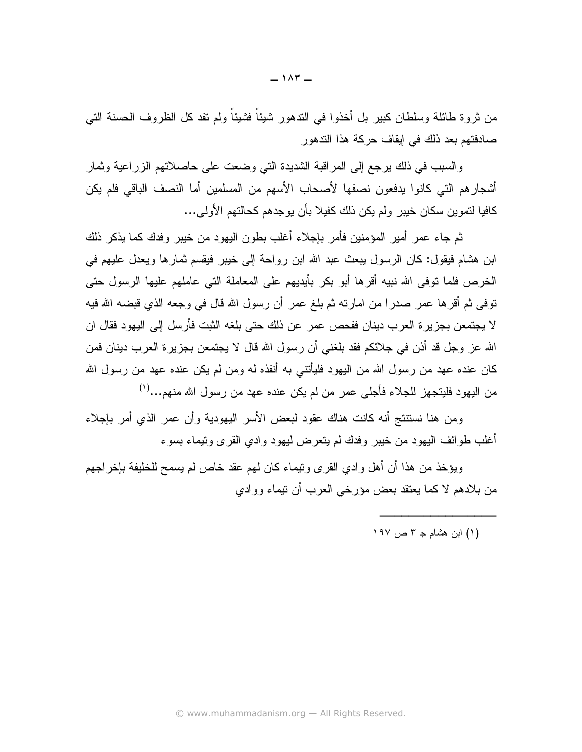من ثروة طائلة وسلطان كبير بل أخذوا في التدهور شيئاً فشيئاً ولم تفد كل الظروف الحسنة التي صادفتهم بعد ذلك في إيقاف حركة هذا التدهور

والسبب في ذلك يرجع إلى المراقبة الشديدة التي وضعت على حاصلاتهم الزراعية وثمار أشجارهم التي كانوا يدفعون نصفها لأصحاب الأسهم من المسلمين أما النصف الباقي فلم يكن كافيا لتموين سكان خيبر ولم يكن ذلك كفيلا بأن يوجدهم كحالتهم الأولى...

ثم جاء عمر أمير المؤمنين فأمر بإجلاء أغلب بطون اليهود من خيبر وفدك كما يذكر ذلك ابن هشام فيقول: كان الرسول يبعث عبد الله ابن رواحة إلى خيبر فيقسم ثمارها ويعدل عليهم في الخرص فلما توفى الله نبيه أقرها أبو بكر بأيديهم على المعاملة التي عاملهم عليها الرسول حتى توفى ثم أقرها عمر صدرا من امارته ثم بلغ عمر أن رسول الله قال في وجعه الذي قبضه الله فيه لا يجتمعن بجزيرة العرب دينان ففحص عمر عن ذلك حتى بلغه الثبت فأرسل إلى اليهود فقال ان الله عز وجل قد أذن في جلائكم فقد بلغني أن رسول الله قال لا يجتمعن بجزيرة العرب دينان فمن كان عنده عهد من رسول الله من اليهود فليأتني به أنفذه له ومن لم يكن عنده عهد من رسول الله من اليهود فليتجهز للجلاء فأجلى عمر من لم يكن عنده عهد من رسول الله منهم...[1]

ومن هنا نستنتج أنه كانت هناك عقود لبعض الأسر اليهودية وأن عمر الذي أمر بإجلاء أغلب طوائف اليهود من خيبر وفدك لم يتعرض ليهود وادي القرى وتيماء بسوء

ويؤخذ من هذا أن أهل وادي القرى وتيماء كان لهم عقد خاص لم يسمح للخليفة بإخراجهم من بلادهم لا كما يعتقد بعض مؤرخي العرب أن تيماء ووادي

---

(١) ابن هشام جـ ٣ ص ١٩٧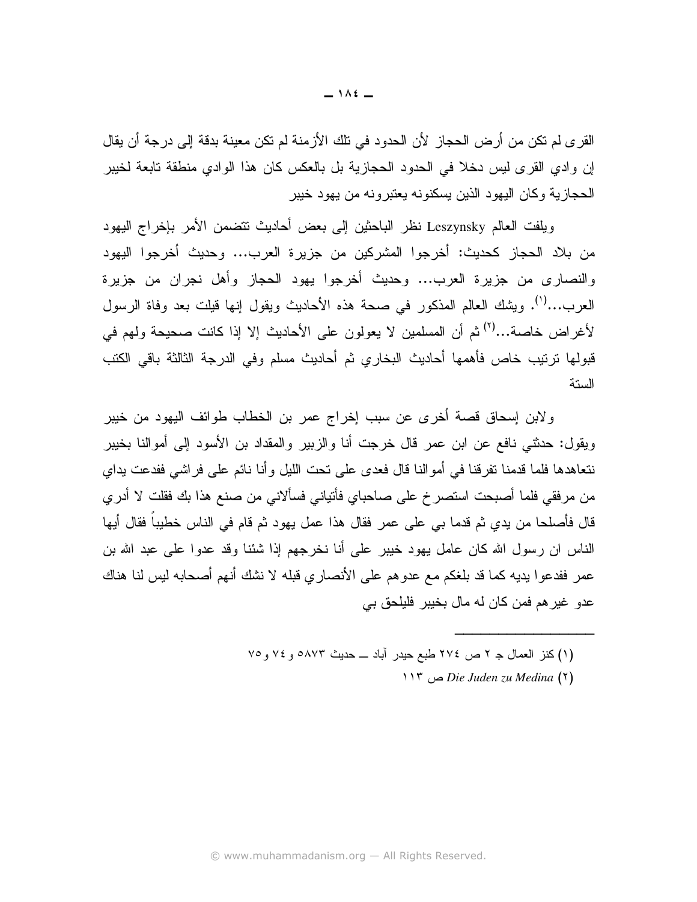القرى لم تكن من أرض الحجاز لأن الحدود في تلك الأزمنة لم تكن معينة بدقة إلى درجة أن يقال إن وادي القرى ليس دخلا في الحدود الحجازية بل بالعكس كان هذا الوادي منطقة تابعة لخيبر الحجازية وكان اليهود الذين يسكنونه يعتبرونه من يهود خيبر

ويلفت العالم Leszynsky نظر الباحثين إلى بعض أحاديث تتضمن الأمر بإخراج اليهود من بلاد الحجاز كحديث: أخرجوا المشركين من جزيرة العرب... وحديث أخرجوا اليهود والنصارى من جزيرة العرب... وحديث أخرجوا يهود الحجاز وأهل نجران من جزيرة العرب...[1]. ويشك العالم المذكور في صحة هذه الأحاديث ويقول إنها قيلت بعد وفاة الرسول لأغراض خاصة...[2] ثم أن المسلمين لا يعولون على الأحاديث إلا إذا كانت صحيحة ولهم في قبولها ترتيب خاص فأهمها أحاديث البخاري ثم أحاديث مسلم وفي الدرجة الثالثة باقي الكتب الستة

ولابن إسحاق قصة أخرى عن سبب إخراج عمر بن الخطاب طوائف اليهود من خيبر ويقول: حدثني نافع عن ابن عمر قال خرجت أنا والزبير والمقداد بن الأسود إلى أموالنا بخيبر نتعاهدها فلما قدمنا تفرقنا في أموالنا قال فعدى على تحت الليل وأنا نائم على فراشي ففدعت يداي من مرفقي فلما أصبحت استصرخ على صاحباي فأتياني فسألاني من صنع هذا بك فقلت لا أدري قال فأصلحا من يدي ثم قدما بي على عمر فقال هذا عمل يهود ثم قام في الناس خطيباً فقال أيها الناس ان رسول الله كان عامل يهود خيبر على أنا نخرجهم إذا شئنا وقد عدوا على عبد الله بن عمر ففدعوا يديه كما قد بلغكم مع عدوهم على الأنصاري قبله لا نشك أنهم أصحابه ليس لنا هناك عدو غيرهم فمن كان له مال بخيبر فليلحق بي

---

(١) كنز العمال جـ ٢ ص ٢٧٤ طبع حيدر آباد ــ حديث ٥٨٧٣ و ٧٤ و٧٥

(٢) *Die Juden zu Medina* ص ١١٣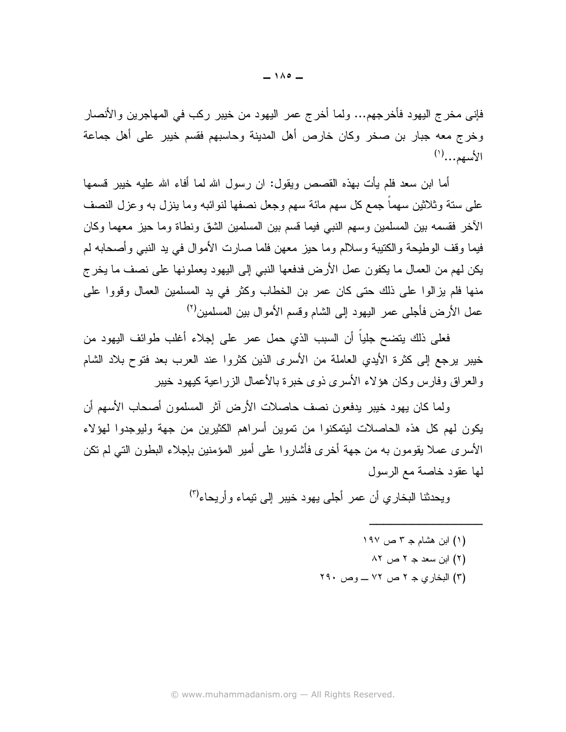فإني مخرج اليهود فأخرجهم... ولما أخرج عمر اليهود من خيبر ركب في المهاجرين والأنصار وخرج معه جبار بن صخر وكان خارص أهل المدينة وحاسبهم فقسم خيبر على أهل جماعة الأسهم...[1]

أما ابن سعد فلم يأت بهذه القصص ويقول: ان رسول الله لما أفاء الله عليه خيبر قسمها على ستة وثلاثين سهماً جمع كل سهم مائة سهم وجعل نصفها لنوائبه وما ينزل به وعزل النصف الآخر فقسمه بين المسلمين وسهم النبي فيما قسم بين المسلمين الشق ونطاة وما حيز معهما وكان فيما وقف الوطيحة والكتيبة وسلالم وما حيز معهن فلما صارت الأموال في يد النبي وأصحابه لم يكن لهم من العمال ما يكفون عمل الأرض فدفعها النبي إلى اليهود يعملونها على نصف ما يخرج منها فلم يزالوا على ذلك حتى كان عمر بن الخطاب وكثر في يد المسلمين العمال وقووا على عمل الأرض فأجلى عمر اليهود إلى الشام وقسم الأموال بين المسلمين[2]

فعلى ذلك يتضح جلياً أن السبب الذي حمل عمر على إجلاء أغلب طوائف اليهود من خيبر يرجع إلى كثرة الأيدي العاملة من الأسرى الذين كثروا عند العرب بعد فتوح بلاد الشام والعراق وفارس وكان هؤلاء الأسرى ذوى خبرة بالأعمال الزراعية كيهود خيبر

ولما كان يهود خيبر يدفعون نصف حاصلات الأرض آثر المسلمون أصحاب الأسهم أن يكون لهم كل هذه الحاصلات ليتمكنوا من تموين أسراهم الكثيرين من جهة وليوجدوا لهؤلاء الأسرى عملا يقومون به من جهة أخرى فأشاروا على أمير المؤمنين بإجلاء البطون التي لم تكن لها عقود خاصة مع الرسول

ويحدثنا البخاري أن عمر أجلى يهود خيبر إلى تيماء وأريحاء[3]

---

(١) ابن هشام جـ ٣ ص ١٩٧

(٢) ابن سعد جـ ٢ ص ٨٢

(٣) البخاري جـ ٢ ص ٧٢ ــ وص ٢٩٠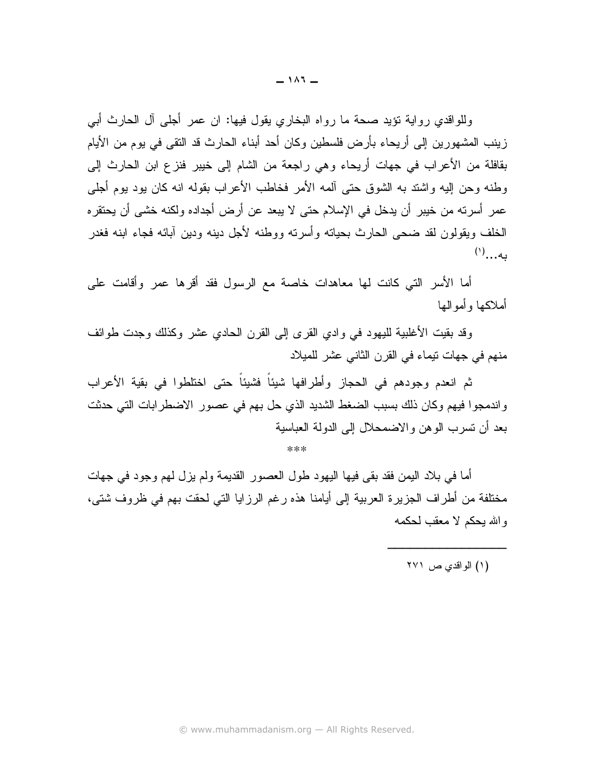وللواقدي رواية تؤيد صحة ما رواه البخاري يقول فيها: ان عمر أجلى آل الحارث أبي زينب المشهورين إلى أريحاء بأرض فلسطين وكان أحد أبناء الحارث قد التقى في يوم من الأيام بقافلة من الأعراب في جهات أريحاء وهي راجعة من الشام إلى خيبر فنزع ابن الحارث إلى وطنه وحن إليه واشتد به الشوق حتى آلمه الأمر فخاطب الأعراب بقوله انه كان يود يوم أجلى عمر أسرته من خيبر أن يدخل في الإسلام حتى لا يبعد عن أرض أجداده ولكنه خشى أن يحتقره الخلف ويقولون لقد ضحى الحارث بحياته وأسرته ووطنه لأجل دينه ودين آبائه فجاء ابنه فغدر به...[1]

أما الأسر التي كانت لها معاهدات خاصة مع الرسول فقد أقرها عمر وأقامت على أملاكها وأموالها

وقد بقيت الأغلبية لليهود في وادي القرى إلى القرن الحادي عشر وكذلك وجدت طوائف منهم في جهات تيماء في القرن الثاني عشر للميلاد

ثم انعدم وجودهم في الحجاز وأطرافها شيئاً فشيئاً حتى اختلطوا في بقية الأعراب واندمجوا فيهم وكان ذلك بسبب الضغط الشديد الذي حل بهم في عصور الاضطرابات التي حدثت بعد أن تسرب الوهن والاضمحلال إلى الدولة العباسية

\*\*\*

أما في بلاد اليمن فقد بقى فيها اليهود طول العصور القديمة ولم يزل لهم وجود في جهات مختلفة من أطراف الجزيرة العربية إلى أيامنا هذه رغم الرزايا التي لحقت بهم في ظروف شتى، والله يحكم لا معقب لحكمه

---

(١) الواقدي ص ٢٧١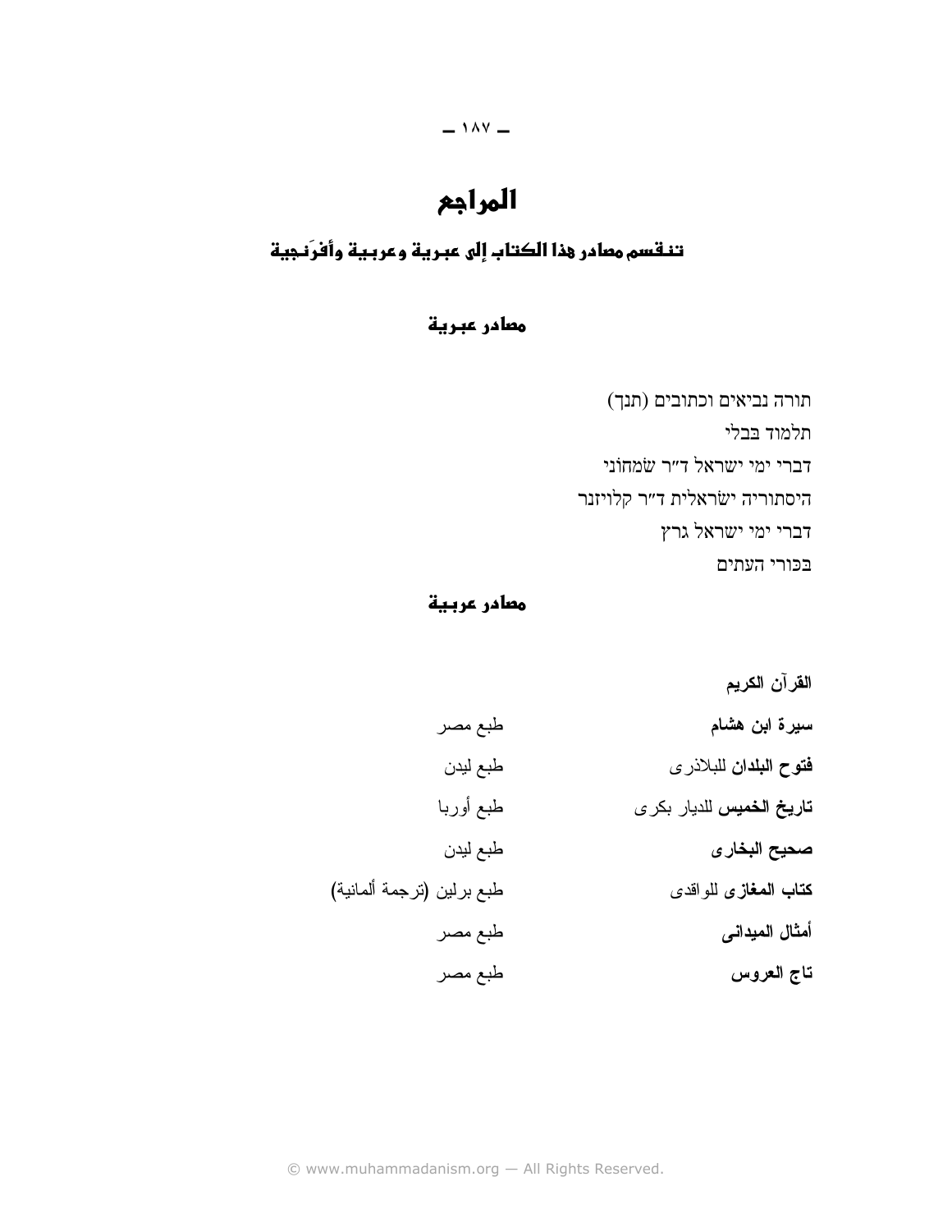# المراجع

## تنقسم مصادر هذا الكتاب إلى عبرية وعربية وأفرَنجية

### مصادر عبرية

תורה נביאים וכתובים (תנך)

תלמוד בבלי

דברי ימי ישראל ד״ר שמחוני

היסתוריה ישראלית ד״ר קלויזנר

דברי ימי ישראל גרץ

בכורי העתים

### مصادر عربية

**القرآن الكريم**

| | |
|---|---|
| **سيرة ابن هشام** | طبع مصر |
| **فتوح البلدان** للبلاذرى | طبع ليدن |
| **تاريخ الخميس** للديار بكرى | طبع أوربا |
| **صحيح البخارى** | طبع ليدن |
| **كتاب المغازى** للواقدى | طبع برلين (ترجمة ألمانية) |
| **أمثال الميدانى** | طبع مصر |
| **تاج العروس** | طبع مصر |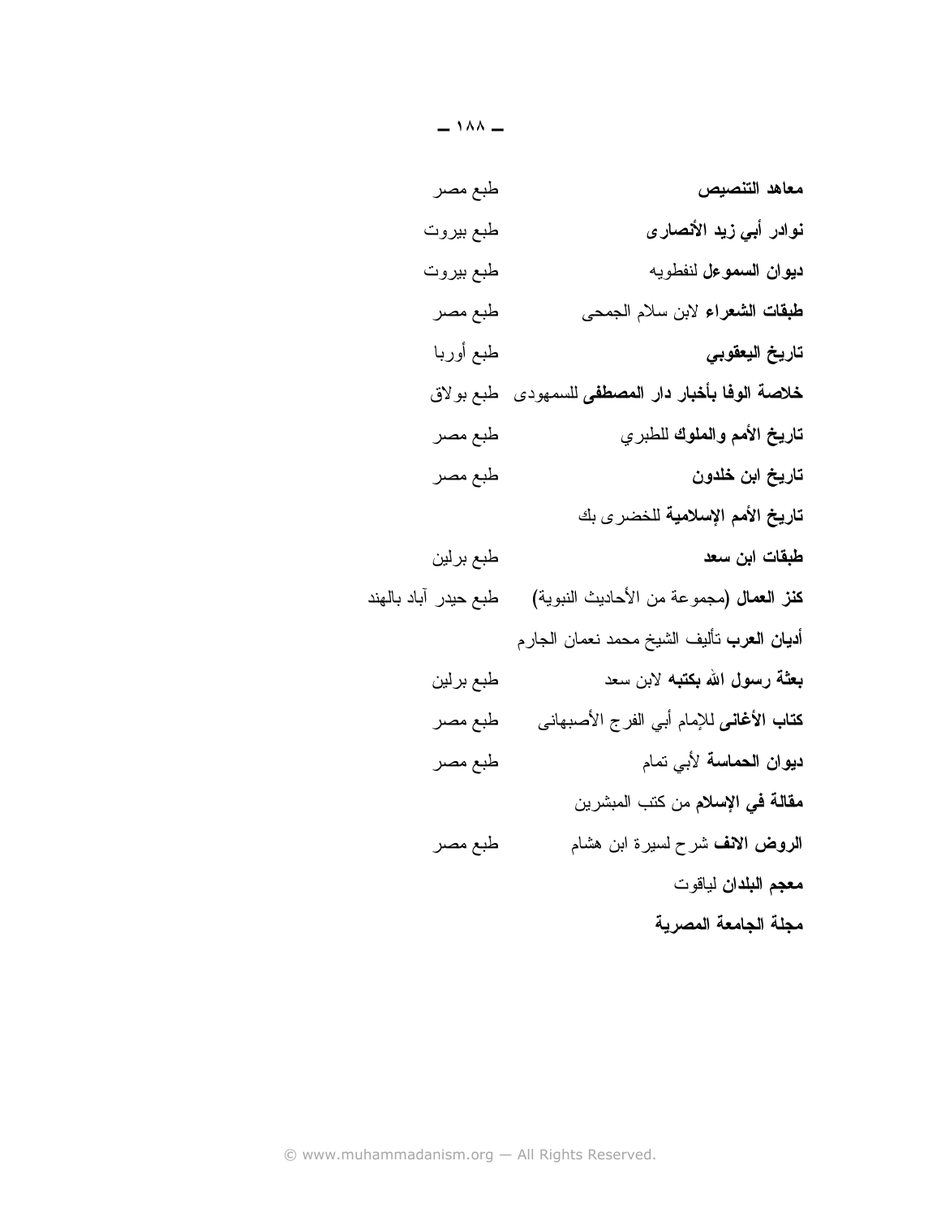**معاهد التنصيص** طبع مصر

**نوادر أبي زيد الأنصارى** طبع بيروت

**ديوان السموءل** لنفطويه طبع بيروت

**طبقات الشعراء** لابن سلام الجمحى طبع مصر

**تاريخ اليعقوبي** طبع أوربا

**خلاصة الوفا بأخبار دار المصطفى** للسمهودى طبع بولاق

**تاريخ الأمم والملوك** للطبري طبع مصر

**تاريخ ابن خلدون** طبع مصر

**تاريخ الأمم الإسلامية** للخضرى بك

**طبقات ابن سعد** طبع برلين

**كنز العمال** (مجموعة من الأحاديث النبوية) طبع حيدر آباد بالهند

**أديان العرب** تأليف الشيخ محمد نعمان الجارم

**بعثة رسول الله بكتبه** لابن سعد طبع برلين

**كتاب الأغانى** للإمام أبي الفرج الأصبهانى طبع مصر

**ديوان الحماسة** لأبي تمام طبع مصر

**مقالة في الإسلام** من كتب المبشرين

**الروض الانف** شرح لسيرة ابن هشام طبع مصر

**معجم البلدان** لياقوت

**مجلة الجامعة المصرية**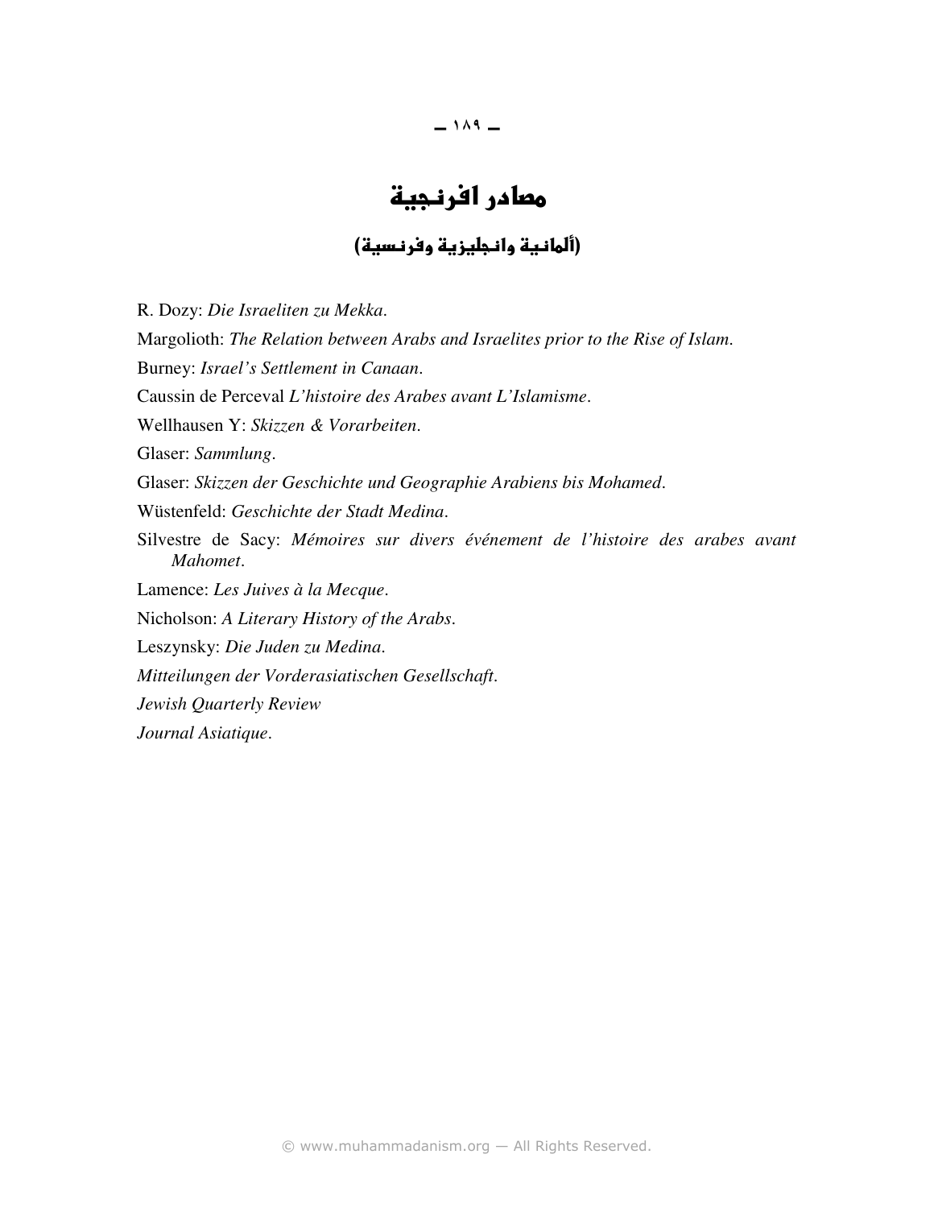# مصادر افرنجية

## (ألمانية وانجليزية وفرنسية)

R. Dozy: *Die Israeliten zu Mekka*.

Margolioth: *The Relation between Arabs and Israelites prior to the Rise of Islam*.

Burney: *Israel's Settlement in Canaan*.

Caussin de Perceval *L'histoire des Arabes avant L'Islamisme*.

Wellhausen Y: *Skizzen & Vorarbeiten*.

Glaser: *Sammlung*.

Glaser: *Skizzen der Geschichte und Geographie Arabiens bis Mohamed*.

Wüstenfeld: *Geschichte der Stadt Medina*.

Silvestre de Sacy: *Mémoires sur divers événement de l'histoire des arabes avant Mahomet*.

Lamence: *Les Juives à la Mecque*.

Nicholson: *A Literary History of the Arabs*.

Leszynsky: *Die Juden zu Medina*.

*Mitteilungen der Vorderasiatischen Gesellschaft*.

*Jewish Quarterly Review*

*Journal Asiatique*.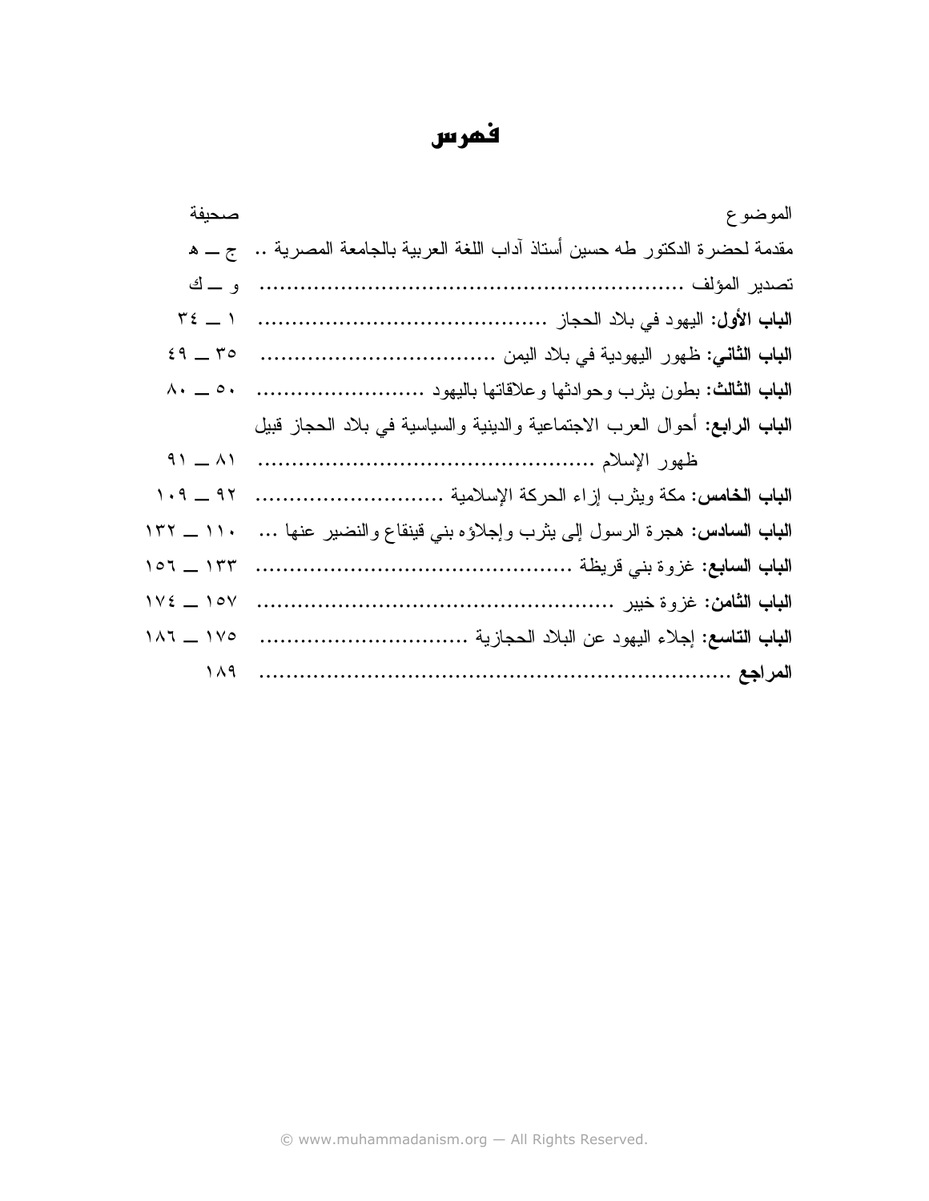# فهرس

| الموضوع | صحيفة |
|---|---|
| مقدمة لحضرة الدكتور طه حسين أستاذ آداب اللغة العربية بالجامعة المصرية .. | ج ــ هـ |
| تصدير المؤلف ........................................................... | و ــ ك |
| **الباب الأول:** اليهود في بلاد الحجاز ........................................ | ١ ــ ٣٤ |
| **الباب الثاني:** ظهور اليهودية في بلاد اليمن ................................ | ٣٥ ــ ٤٩ |
| **الباب الثالث:** بطون يثرب وحوادثها وعلاقاتها باليهود ....................... | ٥٠ ــ ٨٠ |
| **الباب الرابع:** أحوال العرب الاجتماعية والدينية والسياسية في بلاد الحجاز قبيل ظهور الإسلام ................................................ | ٨١ ــ ٩١ |
| **الباب الخامس:** مكة ويثرب إزاء الحركة الإسلامية .......................... | ٩٢ ــ ١٠٩ |
| **الباب السادس:** هجرة الرسول إلى يثرب وإجلاؤه بني قينقاع والنضير عنها ... | ١١٠ ــ ١٣٢ |
| **الباب السابع:** غزوة بني قريظة ............................................ | ١٣٣ ــ ١٥٦ |
| **الباب الثامن:** غزوة خيبر ................................................. | ١٥٧ ــ ١٧٤ |
| **الباب التاسع:** إجلاء اليهود عن البلاد الحجازية ............................. | ١٧٥ ــ ١٨٦ |
| **المراجع** .................................................................. | ١٨٩ |